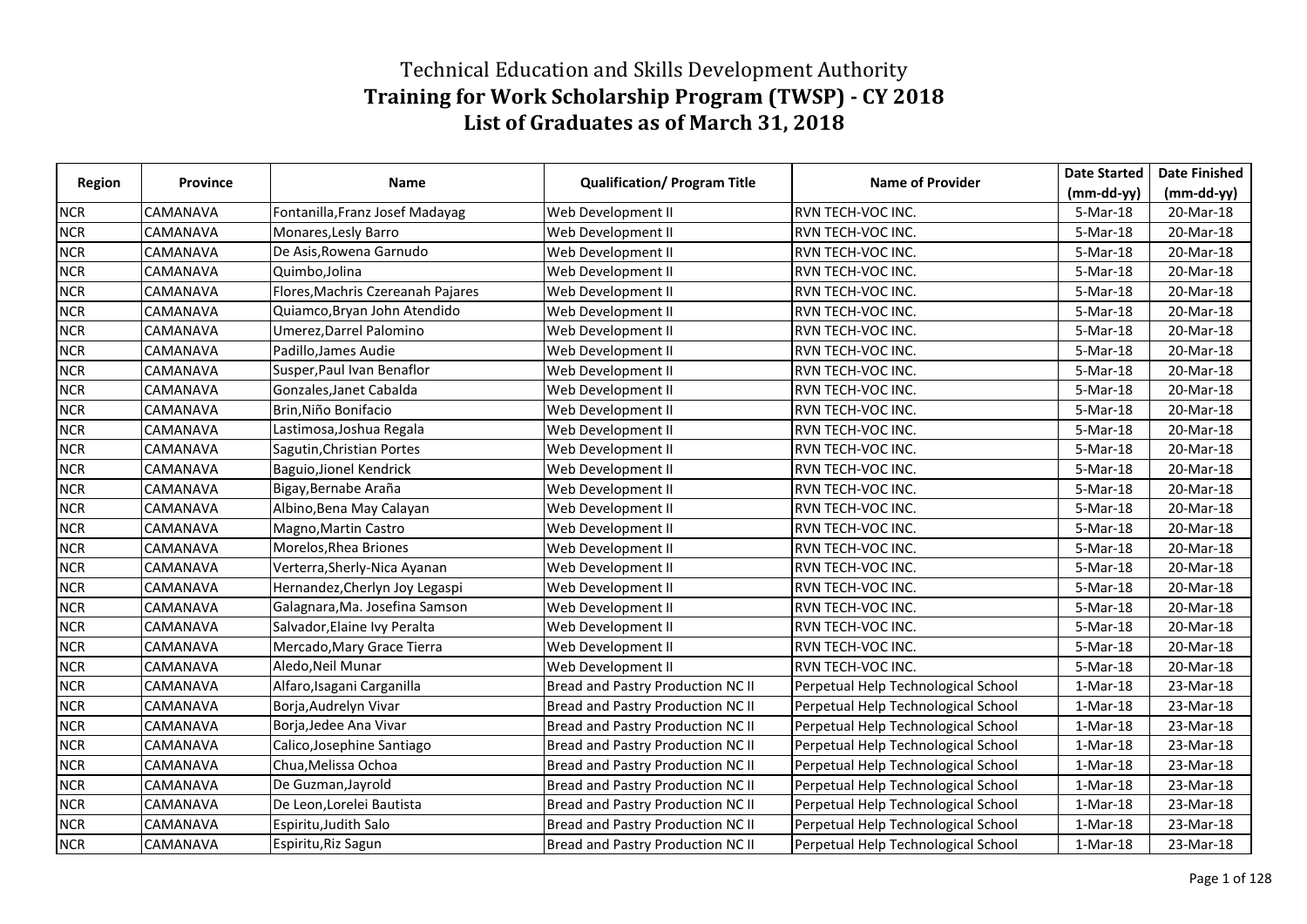# Technical Education and Skills Development Authority

# Training for Work Scholarship Program (TWSP) - CY 2018

# List of Graduates as of March 31, 2018

| Region | Province | Name | Qualification/ Program Title | Name of Provider | Date Started (mm-dd-yy) | Date Finished (mm-dd-yy) |
|---|---|---|---|---|---|---|
| NCR | CAMANAVA | Fontanilla,Franz Josef Madayag | Web Development II | RVN TECH-VOC INC. | 5-Mar-18 | 20-Mar-18 |
| NCR | CAMANAVA | Monares,Lesly Barro | Web Development II | RVN TECH-VOC INC. | 5-Mar-18 | 20-Mar-18 |
| NCR | CAMANAVA | De Asis,Rowena Garnudo | Web Development II | RVN TECH-VOC INC. | 5-Mar-18 | 20-Mar-18 |
| NCR | CAMANAVA | Quimbo,Jolina | Web Development II | RVN TECH-VOC INC. | 5-Mar-18 | 20-Mar-18 |
| NCR | CAMANAVA | Flores,Machris Czereanah Pajares | Web Development II | RVN TECH-VOC INC. | 5-Mar-18 | 20-Mar-18 |
| NCR | CAMANAVA | Quiamco,Bryan John Atendido | Web Development II | RVN TECH-VOC INC. | 5-Mar-18 | 20-Mar-18 |
| NCR | CAMANAVA | Umerez,Darrel Palomino | Web Development II | RVN TECH-VOC INC. | 5-Mar-18 | 20-Mar-18 |
| NCR | CAMANAVA | Padillo,James Audie | Web Development II | RVN TECH-VOC INC. | 5-Mar-18 | 20-Mar-18 |
| NCR | CAMANAVA | Susper,Paul Ivan Benaflor | Web Development II | RVN TECH-VOC INC. | 5-Mar-18 | 20-Mar-18 |
| NCR | CAMANAVA | Gonzales,Janet Cabalda | Web Development II | RVN TECH-VOC INC. | 5-Mar-18 | 20-Mar-18 |
| NCR | CAMANAVA | Brin,Niño Bonifacio | Web Development II | RVN TECH-VOC INC. | 5-Mar-18 | 20-Mar-18 |
| NCR | CAMANAVA | Lastimosa,Joshua Regala | Web Development II | RVN TECH-VOC INC. | 5-Mar-18 | 20-Mar-18 |
| NCR | CAMANAVA | Sagutin,Christian Portes | Web Development II | RVN TECH-VOC INC. | 5-Mar-18 | 20-Mar-18 |
| NCR | CAMANAVA | Baguio,Jionel Kendrick | Web Development II | RVN TECH-VOC INC. | 5-Mar-18 | 20-Mar-18 |
| NCR | CAMANAVA | Bigay,Bernabe Araña | Web Development II | RVN TECH-VOC INC. | 5-Mar-18 | 20-Mar-18 |
| NCR | CAMANAVA | Albino,Bena May Calayan | Web Development II | RVN TECH-VOC INC. | 5-Mar-18 | 20-Mar-18 |
| NCR | CAMANAVA | Magno,Martin Castro | Web Development II | RVN TECH-VOC INC. | 5-Mar-18 | 20-Mar-18 |
| NCR | CAMANAVA | Morelos,Rhea Briones | Web Development II | RVN TECH-VOC INC. | 5-Mar-18 | 20-Mar-18 |
| NCR | CAMANAVA | Verterra,Sherly-Nica Ayanan | Web Development II | RVN TECH-VOC INC. | 5-Mar-18 | 20-Mar-18 |
| NCR | CAMANAVA | Hernandez,Cherlyn Joy Legaspi | Web Development II | RVN TECH-VOC INC. | 5-Mar-18 | 20-Mar-18 |
| NCR | CAMANAVA | Galagnara,Ma. Josefina Samson | Web Development II | RVN TECH-VOC INC. | 5-Mar-18 | 20-Mar-18 |
| NCR | CAMANAVA | Salvador,Elaine Ivy Peralta | Web Development II | RVN TECH-VOC INC. | 5-Mar-18 | 20-Mar-18 |
| NCR | CAMANAVA | Mercado,Mary Grace Tierra | Web Development II | RVN TECH-VOC INC. | 5-Mar-18 | 20-Mar-18 |
| NCR | CAMANAVA | Aledo,Neil Munar | Web Development II | RVN TECH-VOC INC. | 5-Mar-18 | 20-Mar-18 |
| NCR | CAMANAVA | Alfaro,Isagani Carganilla | Bread and Pastry Production NC II | Perpetual Help Technological School | 1-Mar-18 | 23-Mar-18 |
| NCR | CAMANAVA | Borja,Audrelyn Vivar | Bread and Pastry Production NC II | Perpetual Help Technological School | 1-Mar-18 | 23-Mar-18 |
| NCR | CAMANAVA | Borja,Jedee Ana Vivar | Bread and Pastry Production NC II | Perpetual Help Technological School | 1-Mar-18 | 23-Mar-18 |
| NCR | CAMANAVA | Calico,Josephine Santiago | Bread and Pastry Production NC II | Perpetual Help Technological School | 1-Mar-18 | 23-Mar-18 |
| NCR | CAMANAVA | Chua,Melissa Ochoa | Bread and Pastry Production NC II | Perpetual Help Technological School | 1-Mar-18 | 23-Mar-18 |
| NCR | CAMANAVA | De Guzman,Jayrold | Bread and Pastry Production NC II | Perpetual Help Technological School | 1-Mar-18 | 23-Mar-18 |
| NCR | CAMANAVA | De Leon,Lorelei Bautista | Bread and Pastry Production NC II | Perpetual Help Technological School | 1-Mar-18 | 23-Mar-18 |
| NCR | CAMANAVA | Espiritu,Judith Salo | Bread and Pastry Production NC II | Perpetual Help Technological School | 1-Mar-18 | 23-Mar-18 |
| NCR | CAMANAVA | Espiritu,Riz Sagun | Bread and Pastry Production NC II | Perpetual Help Technological School | 1-Mar-18 | 23-Mar-18 |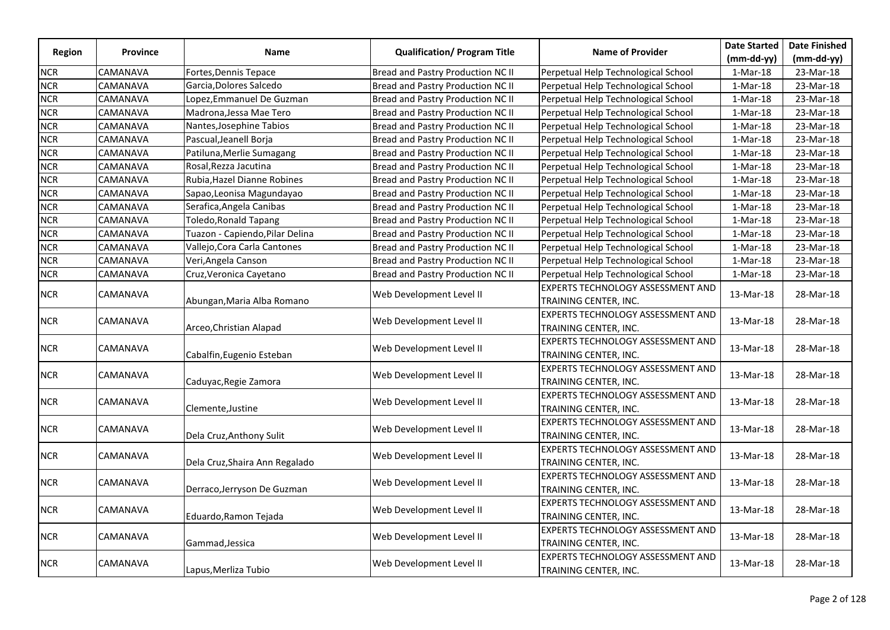| Region | Province | Name | Qualification/ Program Title | Name of Provider | Date Started (mm-dd-yy) | Date Finished (mm-dd-yy) |
|---|---|---|---|---|---|---|
| NCR | CAMANAVA | Fortes,Dennis Tepace | Bread and Pastry Production NC II | Perpetual Help Technological School | 1-Mar-18 | 23-Mar-18 |
| NCR | CAMANAVA | Garcia,Dolores Salcedo | Bread and Pastry Production NC II | Perpetual Help Technological School | 1-Mar-18 | 23-Mar-18 |
| NCR | CAMANAVA | Lopez,Emmanuel De Guzman | Bread and Pastry Production NC II | Perpetual Help Technological School | 1-Mar-18 | 23-Mar-18 |
| NCR | CAMANAVA | Madrona,Jessa Mae Tero | Bread and Pastry Production NC II | Perpetual Help Technological School | 1-Mar-18 | 23-Mar-18 |
| NCR | CAMANAVA | Nantes,Josephine Tabios | Bread and Pastry Production NC II | Perpetual Help Technological School | 1-Mar-18 | 23-Mar-18 |
| NCR | CAMANAVA | Pascual,Jeanell Borja | Bread and Pastry Production NC II | Perpetual Help Technological School | 1-Mar-18 | 23-Mar-18 |
| NCR | CAMANAVA | Patiluna,Merlie Sumagang | Bread and Pastry Production NC II | Perpetual Help Technological School | 1-Mar-18 | 23-Mar-18 |
| NCR | CAMANAVA | Rosal,Rezza Jacutina | Bread and Pastry Production NC II | Perpetual Help Technological School | 1-Mar-18 | 23-Mar-18 |
| NCR | CAMANAVA | Rubia,Hazel Dianne Robines | Bread and Pastry Production NC II | Perpetual Help Technological School | 1-Mar-18 | 23-Mar-18 |
| NCR | CAMANAVA | Sapao,Leonisa Magundayao | Bread and Pastry Production NC II | Perpetual Help Technological School | 1-Mar-18 | 23-Mar-18 |
| NCR | CAMANAVA | Serafica,Angela Canibas | Bread and Pastry Production NC II | Perpetual Help Technological School | 1-Mar-18 | 23-Mar-18 |
| NCR | CAMANAVA | Toledo,Ronald Tapang | Bread and Pastry Production NC II | Perpetual Help Technological School | 1-Mar-18 | 23-Mar-18 |
| NCR | CAMANAVA | Tuazon - Capiendo,Pilar Delina | Bread and Pastry Production NC II | Perpetual Help Technological School | 1-Mar-18 | 23-Mar-18 |
| NCR | CAMANAVA | Vallejo,Cora Carla Cantones | Bread and Pastry Production NC II | Perpetual Help Technological School | 1-Mar-18 | 23-Mar-18 |
| NCR | CAMANAVA | Veri,Angela Canson | Bread and Pastry Production NC II | Perpetual Help Technological School | 1-Mar-18 | 23-Mar-18 |
| NCR | CAMANAVA | Cruz,Veronica Cayetano | Bread and Pastry Production NC II | Perpetual Help Technological School | 1-Mar-18 | 23-Mar-18 |
| NCR | CAMANAVA | Abungan,Maria Alba Romano | Web Development Level II | EXPERTS TECHNOLOGY ASSESSMENT AND TRAINING CENTER, INC. | 13-Mar-18 | 28-Mar-18 |
| NCR | CAMANAVA | Arceo,Christian Alapad | Web Development Level II | EXPERTS TECHNOLOGY ASSESSMENT AND TRAINING CENTER, INC. | 13-Mar-18 | 28-Mar-18 |
| NCR | CAMANAVA | Cabalfin,Eugenio Esteban | Web Development Level II | EXPERTS TECHNOLOGY ASSESSMENT AND TRAINING CENTER, INC. | 13-Mar-18 | 28-Mar-18 |
| NCR | CAMANAVA | Caduyac,Regie Zamora | Web Development Level II | EXPERTS TECHNOLOGY ASSESSMENT AND TRAINING CENTER, INC. | 13-Mar-18 | 28-Mar-18 |
| NCR | CAMANAVA | Clemente,Justine | Web Development Level II | EXPERTS TECHNOLOGY ASSESSMENT AND TRAINING CENTER, INC. | 13-Mar-18 | 28-Mar-18 |
| NCR | CAMANAVA | Dela Cruz,Anthony Sulit | Web Development Level II | EXPERTS TECHNOLOGY ASSESSMENT AND TRAINING CENTER, INC. | 13-Mar-18 | 28-Mar-18 |
| NCR | CAMANAVA | Dela Cruz,Shaira Ann Regalado | Web Development Level II | EXPERTS TECHNOLOGY ASSESSMENT AND TRAINING CENTER, INC. | 13-Mar-18 | 28-Mar-18 |
| NCR | CAMANAVA | Derraco,Jerryson De Guzman | Web Development Level II | EXPERTS TECHNOLOGY ASSESSMENT AND TRAINING CENTER, INC. | 13-Mar-18 | 28-Mar-18 |
| NCR | CAMANAVA | Eduardo,Ramon Tejada | Web Development Level II | EXPERTS TECHNOLOGY ASSESSMENT AND TRAINING CENTER, INC. | 13-Mar-18 | 28-Mar-18 |
| NCR | CAMANAVA | Gammad,Jessica | Web Development Level II | EXPERTS TECHNOLOGY ASSESSMENT AND TRAINING CENTER, INC. | 13-Mar-18 | 28-Mar-18 |
| NCR | CAMANAVA | Lapus,Merliza Tubio | Web Development Level II | EXPERTS TECHNOLOGY ASSESSMENT AND TRAINING CENTER, INC. | 13-Mar-18 | 28-Mar-18 |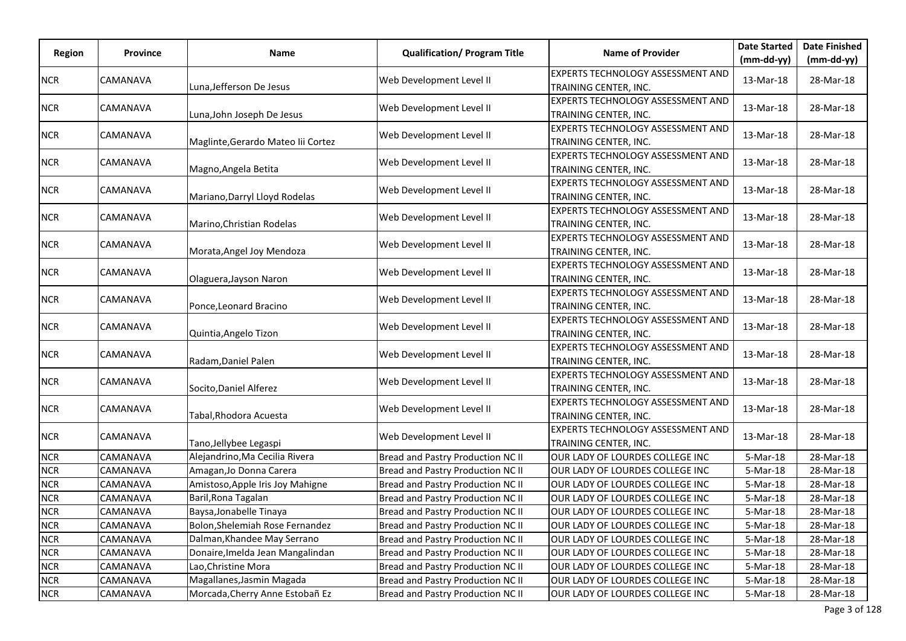| Region | Province | Name | Qualification/ Program Title | Name of Provider | Date Started (mm-dd-yy) | Date Finished (mm-dd-yy) |
|---|---|---|---|---|---|---|
| NCR | CAMANAVA | Luna,Jefferson De Jesus | Web Development Level II | EXPERTS TECHNOLOGY ASSESSMENT AND TRAINING CENTER, INC. | 13-Mar-18 | 28-Mar-18 |
| NCR | CAMANAVA | Luna,John Joseph De Jesus | Web Development Level II | EXPERTS TECHNOLOGY ASSESSMENT AND TRAINING CENTER, INC. | 13-Mar-18 | 28-Mar-18 |
| NCR | CAMANAVA | Maglinte,Gerardo Mateo Iii Cortez | Web Development Level II | EXPERTS TECHNOLOGY ASSESSMENT AND TRAINING CENTER, INC. | 13-Mar-18 | 28-Mar-18 |
| NCR | CAMANAVA | Magno,Angela Betita | Web Development Level II | EXPERTS TECHNOLOGY ASSESSMENT AND TRAINING CENTER, INC. | 13-Mar-18 | 28-Mar-18 |
| NCR | CAMANAVA | Mariano,Darryl Lloyd Rodelas | Web Development Level II | EXPERTS TECHNOLOGY ASSESSMENT AND TRAINING CENTER, INC. | 13-Mar-18 | 28-Mar-18 |
| NCR | CAMANAVA | Marino,Christian Rodelas | Web Development Level II | EXPERTS TECHNOLOGY ASSESSMENT AND TRAINING CENTER, INC. | 13-Mar-18 | 28-Mar-18 |
| NCR | CAMANAVA | Morata,Angel Joy Mendoza | Web Development Level II | EXPERTS TECHNOLOGY ASSESSMENT AND TRAINING CENTER, INC. | 13-Mar-18 | 28-Mar-18 |
| NCR | CAMANAVA | Olaguera,Jayson Naron | Web Development Level II | EXPERTS TECHNOLOGY ASSESSMENT AND TRAINING CENTER, INC. | 13-Mar-18 | 28-Mar-18 |
| NCR | CAMANAVA | Ponce,Leonard Bracino | Web Development Level II | EXPERTS TECHNOLOGY ASSESSMENT AND TRAINING CENTER, INC. | 13-Mar-18 | 28-Mar-18 |
| NCR | CAMANAVA | Quintia,Angelo Tizon | Web Development Level II | EXPERTS TECHNOLOGY ASSESSMENT AND TRAINING CENTER, INC. | 13-Mar-18 | 28-Mar-18 |
| NCR | CAMANAVA | Radam,Daniel Palen | Web Development Level II | EXPERTS TECHNOLOGY ASSESSMENT AND TRAINING CENTER, INC. | 13-Mar-18 | 28-Mar-18 |
| NCR | CAMANAVA | Socito,Daniel Alferez | Web Development Level II | EXPERTS TECHNOLOGY ASSESSMENT AND TRAINING CENTER, INC. | 13-Mar-18 | 28-Mar-18 |
| NCR | CAMANAVA | Tabal,Rhodora Acuesta | Web Development Level II | EXPERTS TECHNOLOGY ASSESSMENT AND TRAINING CENTER, INC. | 13-Mar-18 | 28-Mar-18 |
| NCR | CAMANAVA | Tano,Jellybee Legaspi | Web Development Level II | EXPERTS TECHNOLOGY ASSESSMENT AND TRAINING CENTER, INC. | 13-Mar-18 | 28-Mar-18 |
| NCR | CAMANAVA | Alejandrino,Ma Cecilia Rivera | Bread and Pastry Production NC II | OUR LADY OF LOURDES COLLEGE INC | 5-Mar-18 | 28-Mar-18 |
| NCR | CAMANAVA | Amagan,Jo Donna Carera | Bread and Pastry Production NC II | OUR LADY OF LOURDES COLLEGE INC | 5-Mar-18 | 28-Mar-18 |
| NCR | CAMANAVA | Amistoso,Apple Iris Joy Mahigne | Bread and Pastry Production NC II | OUR LADY OF LOURDES COLLEGE INC | 5-Mar-18 | 28-Mar-18 |
| NCR | CAMANAVA | Baril,Rona Tagalan | Bread and Pastry Production NC II | OUR LADY OF LOURDES COLLEGE INC | 5-Mar-18 | 28-Mar-18 |
| NCR | CAMANAVA | Baysa,Jonabelle Tinaya | Bread and Pastry Production NC II | OUR LADY OF LOURDES COLLEGE INC | 5-Mar-18 | 28-Mar-18 |
| NCR | CAMANAVA | Bolon,Shelemiah Rose Fernandez | Bread and Pastry Production NC II | OUR LADY OF LOURDES COLLEGE INC | 5-Mar-18 | 28-Mar-18 |
| NCR | CAMANAVA | Dalman,Khandee May Serrano | Bread and Pastry Production NC II | OUR LADY OF LOURDES COLLEGE INC | 5-Mar-18 | 28-Mar-18 |
| NCR | CAMANAVA | Donaire,Imelda Jean Mangalindan | Bread and Pastry Production NC II | OUR LADY OF LOURDES COLLEGE INC | 5-Mar-18 | 28-Mar-18 |
| NCR | CAMANAVA | Lao,Christine Mora | Bread and Pastry Production NC II | OUR LADY OF LOURDES COLLEGE INC | 5-Mar-18 | 28-Mar-18 |
| NCR | CAMANAVA | Magallanes,Jasmin Magada | Bread and Pastry Production NC II | OUR LADY OF LOURDES COLLEGE INC | 5-Mar-18 | 28-Mar-18 |
| NCR | CAMANAVA | Morcada,Cherry Anne Estobañ Ez | Bread and Pastry Production NC II | OUR LADY OF LOURDES COLLEGE INC | 5-Mar-18 | 28-Mar-18 |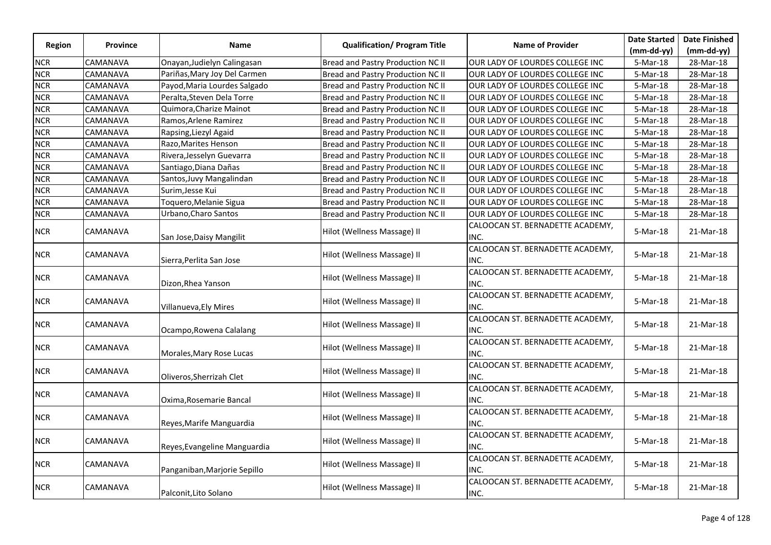| Region | Province | Name | Qualification/ Program Title | Name of Provider | Date Started (mm-dd-yy) | Date Finished (mm-dd-yy) |
|---|---|---|---|---|---|---|
| NCR | CAMANAVA | Onayan,Judielyn Calingasan | Bread and Pastry Production NC II | OUR LADY OF LOURDES COLLEGE INC | 5-Mar-18 | 28-Mar-18 |
| NCR | CAMANAVA | Pariñas,Mary Joy Del Carmen | Bread and Pastry Production NC II | OUR LADY OF LOURDES COLLEGE INC | 5-Mar-18 | 28-Mar-18 |
| NCR | CAMANAVA | Payod,Maria Lourdes Salgado | Bread and Pastry Production NC II | OUR LADY OF LOURDES COLLEGE INC | 5-Mar-18 | 28-Mar-18 |
| NCR | CAMANAVA | Peralta,Steven Dela Torre | Bread and Pastry Production NC II | OUR LADY OF LOURDES COLLEGE INC | 5-Mar-18 | 28-Mar-18 |
| NCR | CAMANAVA | Quimora,Charize Mainot | Bread and Pastry Production NC II | OUR LADY OF LOURDES COLLEGE INC | 5-Mar-18 | 28-Mar-18 |
| NCR | CAMANAVA | Ramos,Arlene Ramirez | Bread and Pastry Production NC II | OUR LADY OF LOURDES COLLEGE INC | 5-Mar-18 | 28-Mar-18 |
| NCR | CAMANAVA | Rapsing,Liezyl Agaid | Bread and Pastry Production NC II | OUR LADY OF LOURDES COLLEGE INC | 5-Mar-18 | 28-Mar-18 |
| NCR | CAMANAVA | Razo,Marites Henson | Bread and Pastry Production NC II | OUR LADY OF LOURDES COLLEGE INC | 5-Mar-18 | 28-Mar-18 |
| NCR | CAMANAVA | Rivera,Jesselyn Guevarra | Bread and Pastry Production NC II | OUR LADY OF LOURDES COLLEGE INC | 5-Mar-18 | 28-Mar-18 |
| NCR | CAMANAVA | Santiago,Diana Dañas | Bread and Pastry Production NC II | OUR LADY OF LOURDES COLLEGE INC | 5-Mar-18 | 28-Mar-18 |
| NCR | CAMANAVA | Santos,Juvy Mangalindan | Bread and Pastry Production NC II | OUR LADY OF LOURDES COLLEGE INC | 5-Mar-18 | 28-Mar-18 |
| NCR | CAMANAVA | Surim,Jesse Kui | Bread and Pastry Production NC II | OUR LADY OF LOURDES COLLEGE INC | 5-Mar-18 | 28-Mar-18 |
| NCR | CAMANAVA | Toquero,Melanie Sigua | Bread and Pastry Production NC II | OUR LADY OF LOURDES COLLEGE INC | 5-Mar-18 | 28-Mar-18 |
| NCR | CAMANAVA | Urbano,Charo Santos | Bread and Pastry Production NC II | OUR LADY OF LOURDES COLLEGE INC | 5-Mar-18 | 28-Mar-18 |
| NCR | CAMANAVA | San Jose,Daisy Mangilit | Hilot (Wellness Massage) II | CALOOCAN ST. BERNADETTE ACADEMY, INC. | 5-Mar-18 | 21-Mar-18 |
| NCR | CAMANAVA | Sierra,Perlita San Jose | Hilot (Wellness Massage) II | CALOOCAN ST. BERNADETTE ACADEMY, INC. | 5-Mar-18 | 21-Mar-18 |
| NCR | CAMANAVA | Dizon,Rhea Yanson | Hilot (Wellness Massage) II | CALOOCAN ST. BERNADETTE ACADEMY, INC. | 5-Mar-18 | 21-Mar-18 |
| NCR | CAMANAVA | Villanueva,Ely Mires | Hilot (Wellness Massage) II | CALOOCAN ST. BERNADETTE ACADEMY, INC. | 5-Mar-18 | 21-Mar-18 |
| NCR | CAMANAVA | Ocampo,Rowena Calalang | Hilot (Wellness Massage) II | CALOOCAN ST. BERNADETTE ACADEMY, INC. | 5-Mar-18 | 21-Mar-18 |
| NCR | CAMANAVA | Morales,Mary Rose Lucas | Hilot (Wellness Massage) II | CALOOCAN ST. BERNADETTE ACADEMY, INC. | 5-Mar-18 | 21-Mar-18 |
| NCR | CAMANAVA | Oliveros,Sherrizah Clet | Hilot (Wellness Massage) II | CALOOCAN ST. BERNADETTE ACADEMY, INC. | 5-Mar-18 | 21-Mar-18 |
| NCR | CAMANAVA | Oxima,Rosemarie Bancal | Hilot (Wellness Massage) II | CALOOCAN ST. BERNADETTE ACADEMY, INC. | 5-Mar-18 | 21-Mar-18 |
| NCR | CAMANAVA | Reyes,Marife Manguardia | Hilot (Wellness Massage) II | CALOOCAN ST. BERNADETTE ACADEMY, INC. | 5-Mar-18 | 21-Mar-18 |
| NCR | CAMANAVA | Reyes,Evangeline Manguardia | Hilot (Wellness Massage) II | CALOOCAN ST. BERNADETTE ACADEMY, INC. | 5-Mar-18 | 21-Mar-18 |
| NCR | CAMANAVA | Panganiban,Marjorie Sepillo | Hilot (Wellness Massage) II | CALOOCAN ST. BERNADETTE ACADEMY, INC. | 5-Mar-18 | 21-Mar-18 |
| NCR | CAMANAVA | Palconit,Lito Solano | Hilot (Wellness Massage) II | CALOOCAN ST. BERNADETTE ACADEMY, INC. | 5-Mar-18 | 21-Mar-18 |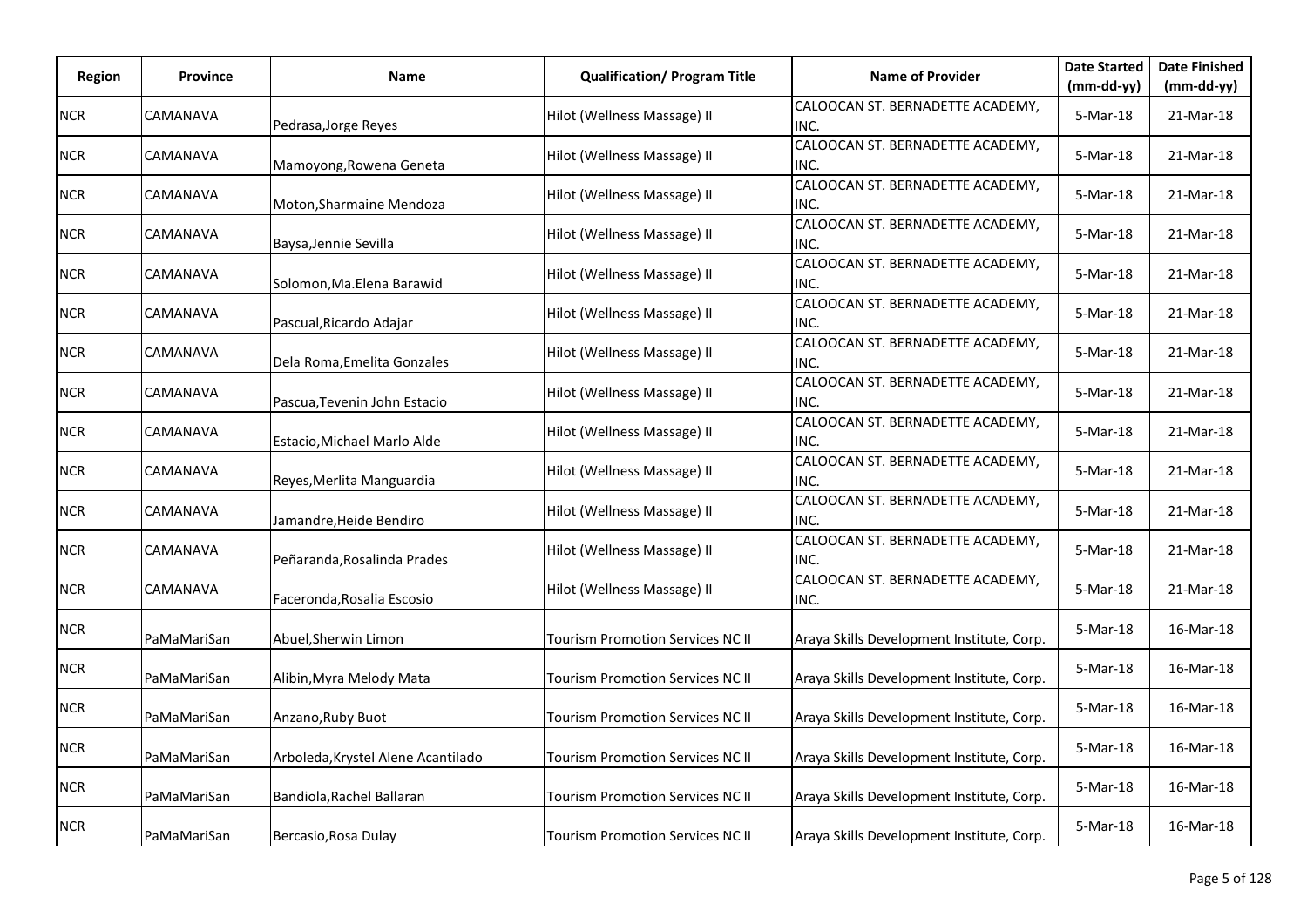| Region | Province | Name | Qualification/ Program Title | Name of Provider | Date Started (mm-dd-yy) | Date Finished (mm-dd-yy) |
|---|---|---|---|---|---|---|
| NCR | CAMANAVA | Pedrasa,Jorge Reyes | Hilot (Wellness Massage) II | CALOOCAN ST. BERNADETTE ACADEMY, INC. | 5-Mar-18 | 21-Mar-18 |
| NCR | CAMANAVA | Mamoyong,Rowena Geneta | Hilot (Wellness Massage) II | CALOOCAN ST. BERNADETTE ACADEMY, INC. | 5-Mar-18 | 21-Mar-18 |
| NCR | CAMANAVA | Moton,Sharmaine Mendoza | Hilot (Wellness Massage) II | CALOOCAN ST. BERNADETTE ACADEMY, INC. | 5-Mar-18 | 21-Mar-18 |
| NCR | CAMANAVA | Baysa,Jennie Sevilla | Hilot (Wellness Massage) II | CALOOCAN ST. BERNADETTE ACADEMY, INC. | 5-Mar-18 | 21-Mar-18 |
| NCR | CAMANAVA | Solomon,Ma.Elena Barawid | Hilot (Wellness Massage) II | CALOOCAN ST. BERNADETTE ACADEMY, INC. | 5-Mar-18 | 21-Mar-18 |
| NCR | CAMANAVA | Pascual,Ricardo Adajar | Hilot (Wellness Massage) II | CALOOCAN ST. BERNADETTE ACADEMY, INC. | 5-Mar-18 | 21-Mar-18 |
| NCR | CAMANAVA | Dela Roma,Emelita Gonzales | Hilot (Wellness Massage) II | CALOOCAN ST. BERNADETTE ACADEMY, INC. | 5-Mar-18 | 21-Mar-18 |
| NCR | CAMANAVA | Pascua,Tevenin John Estacio | Hilot (Wellness Massage) II | CALOOCAN ST. BERNADETTE ACADEMY, INC. | 5-Mar-18 | 21-Mar-18 |
| NCR | CAMANAVA | Estacio,Michael Marlo Alde | Hilot (Wellness Massage) II | CALOOCAN ST. BERNADETTE ACADEMY, INC. | 5-Mar-18 | 21-Mar-18 |
| NCR | CAMANAVA | Reyes,Merlita Manguardia | Hilot (Wellness Massage) II | CALOOCAN ST. BERNADETTE ACADEMY, INC. | 5-Mar-18 | 21-Mar-18 |
| NCR | CAMANAVA | Jamandre,Heide Bendiro | Hilot (Wellness Massage) II | CALOOCAN ST. BERNADETTE ACADEMY, INC. | 5-Mar-18 | 21-Mar-18 |
| NCR | CAMANAVA | Peñaranda,Rosalinda Prades | Hilot (Wellness Massage) II | CALOOCAN ST. BERNADETTE ACADEMY, INC. | 5-Mar-18 | 21-Mar-18 |
| NCR | CAMANAVA | Faceronda,Rosalia Escosio | Hilot (Wellness Massage) II | CALOOCAN ST. BERNADETTE ACADEMY, INC. | 5-Mar-18 | 21-Mar-18 |
| NCR | PaMaMariSan | Abuel,Sherwin Limon | Tourism Promotion Services NC II | Araya Skills Development Institute, Corp. | 5-Mar-18 | 16-Mar-18 |
| NCR | PaMaMariSan | Alibin,Myra Melody Mata | Tourism Promotion Services NC II | Araya Skills Development Institute, Corp. | 5-Mar-18 | 16-Mar-18 |
| NCR | PaMaMariSan | Anzano,Ruby Buot | Tourism Promotion Services NC II | Araya Skills Development Institute, Corp. | 5-Mar-18 | 16-Mar-18 |
| NCR | PaMaMariSan | Arboleda,Krystel Alene Acantilado | Tourism Promotion Services NC II | Araya Skills Development Institute, Corp. | 5-Mar-18 | 16-Mar-18 |
| NCR | PaMaMariSan | Bandiola,Rachel Ballaran | Tourism Promotion Services NC II | Araya Skills Development Institute, Corp. | 5-Mar-18 | 16-Mar-18 |
| NCR | PaMaMariSan | Bercasio,Rosa Dulay | Tourism Promotion Services NC II | Araya Skills Development Institute, Corp. | 5-Mar-18 | 16-Mar-18 |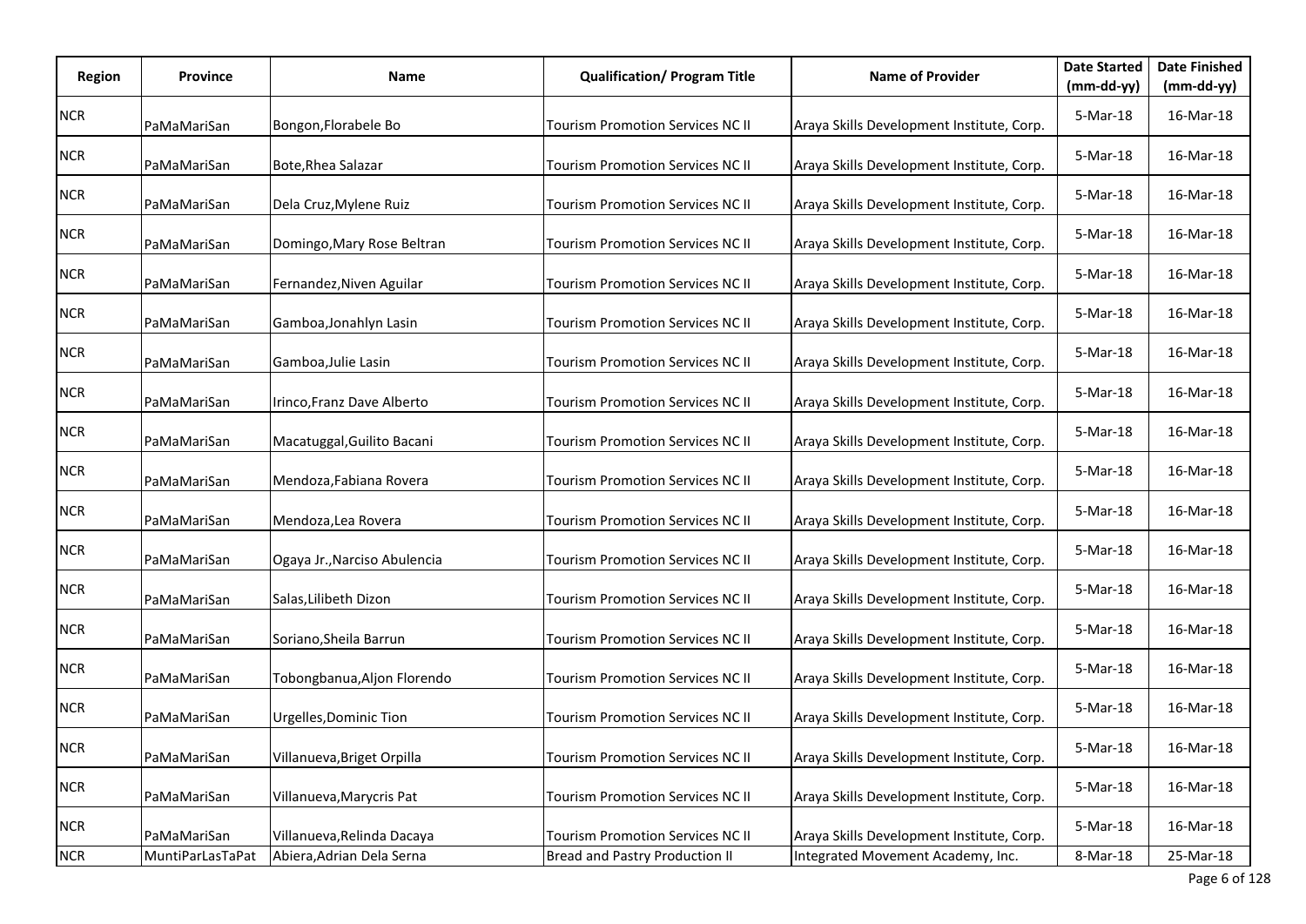| Region | Province | Name | Qualification/ Program Title | Name of Provider | Date Started (mm-dd-yy) | Date Finished (mm-dd-yy) |
|---|---|---|---|---|---|---|
| NCR | PaMaMariSan | Bongon,Florabele Bo | Tourism Promotion Services NC II | Araya Skills Development Institute, Corp. | 5-Mar-18 | 16-Mar-18 |
| NCR | PaMaMariSan | Bote,Rhea Salazar | Tourism Promotion Services NC II | Araya Skills Development Institute, Corp. | 5-Mar-18 | 16-Mar-18 |
| NCR | PaMaMariSan | Dela Cruz,Mylene Ruiz | Tourism Promotion Services NC II | Araya Skills Development Institute, Corp. | 5-Mar-18 | 16-Mar-18 |
| NCR | PaMaMariSan | Domingo,Mary Rose Beltran | Tourism Promotion Services NC II | Araya Skills Development Institute, Corp. | 5-Mar-18 | 16-Mar-18 |
| NCR | PaMaMariSan | Fernandez,Niven Aguilar | Tourism Promotion Services NC II | Araya Skills Development Institute, Corp. | 5-Mar-18 | 16-Mar-18 |
| NCR | PaMaMariSan | Gamboa,Jonahlyn Lasin | Tourism Promotion Services NC II | Araya Skills Development Institute, Corp. | 5-Mar-18 | 16-Mar-18 |
| NCR | PaMaMariSan | Gamboa,Julie Lasin | Tourism Promotion Services NC II | Araya Skills Development Institute, Corp. | 5-Mar-18 | 16-Mar-18 |
| NCR | PaMaMariSan | Irinco,Franz Dave Alberto | Tourism Promotion Services NC II | Araya Skills Development Institute, Corp. | 5-Mar-18 | 16-Mar-18 |
| NCR | PaMaMariSan | Macatuggal,Guilito Bacani | Tourism Promotion Services NC II | Araya Skills Development Institute, Corp. | 5-Mar-18 | 16-Mar-18 |
| NCR | PaMaMariSan | Mendoza,Fabiana Rovera | Tourism Promotion Services NC II | Araya Skills Development Institute, Corp. | 5-Mar-18 | 16-Mar-18 |
| NCR | PaMaMariSan | Mendoza,Lea Rovera | Tourism Promotion Services NC II | Araya Skills Development Institute, Corp. | 5-Mar-18 | 16-Mar-18 |
| NCR | PaMaMariSan | Ogaya Jr.,Narciso Abulencia | Tourism Promotion Services NC II | Araya Skills Development Institute, Corp. | 5-Mar-18 | 16-Mar-18 |
| NCR | PaMaMariSan | Salas,Lilibeth Dizon | Tourism Promotion Services NC II | Araya Skills Development Institute, Corp. | 5-Mar-18 | 16-Mar-18 |
| NCR | PaMaMariSan | Soriano,Sheila Barrun | Tourism Promotion Services NC II | Araya Skills Development Institute, Corp. | 5-Mar-18 | 16-Mar-18 |
| NCR | PaMaMariSan | Tobongbanua,Aljon Florendo | Tourism Promotion Services NC II | Araya Skills Development Institute, Corp. | 5-Mar-18 | 16-Mar-18 |
| NCR | PaMaMariSan | Urgelles,Dominic Tion | Tourism Promotion Services NC II | Araya Skills Development Institute, Corp. | 5-Mar-18 | 16-Mar-18 |
| NCR | PaMaMariSan | Villanueva,Briget Orpilla | Tourism Promotion Services NC II | Araya Skills Development Institute, Corp. | 5-Mar-18 | 16-Mar-18 |
| NCR | PaMaMariSan | Villanueva,Marycris Pat | Tourism Promotion Services NC II | Araya Skills Development Institute, Corp. | 5-Mar-18 | 16-Mar-18 |
| NCR | PaMaMariSan | Villanueva,Relinda Dacaya | Tourism Promotion Services NC II | Araya Skills Development Institute, Corp. | 5-Mar-18 | 16-Mar-18 |
| NCR | MuntiParLasTaPat | Abiera,Adrian Dela Serna | Bread and Pastry Production II | Integrated Movement Academy, Inc. | 8-Mar-18 | 25-Mar-18 |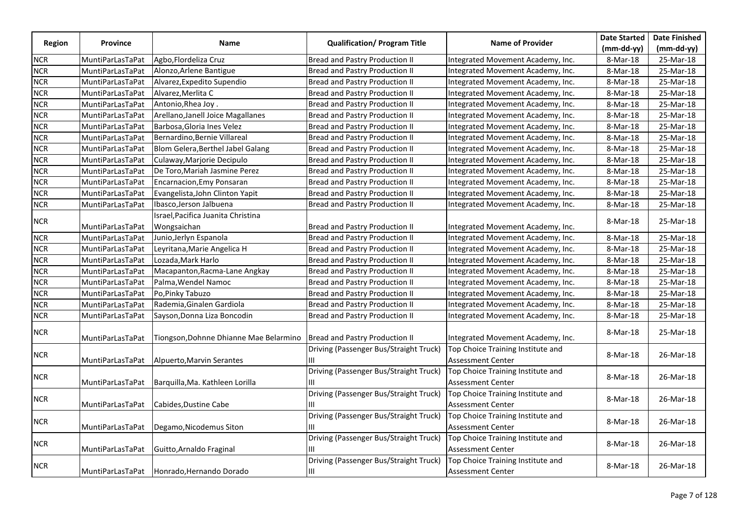| Region | Province | Name | Qualification/ Program Title | Name of Provider | Date Started (mm-dd-yy) | Date Finished (mm-dd-yy) |
|---|---|---|---|---|---|---|
| NCR | MuntiParLasTaPat | Agbo,Flordeliza Cruz | Bread and Pastry Production II | Integrated Movement Academy, Inc. | 8-Mar-18 | 25-Mar-18 |
| NCR | MuntiParLasTaPat | Alonzo,Arlene Bantigue | Bread and Pastry Production II | Integrated Movement Academy, Inc. | 8-Mar-18 | 25-Mar-18 |
| NCR | MuntiParLasTaPat | Alvarez,Expedito Supendio | Bread and Pastry Production II | Integrated Movement Academy, Inc. | 8-Mar-18 | 25-Mar-18 |
| NCR | MuntiParLasTaPat | Alvarez,Merlita C | Bread and Pastry Production II | Integrated Movement Academy, Inc. | 8-Mar-18 | 25-Mar-18 |
| NCR | MuntiParLasTaPat | Antonio,Rhea Joy . | Bread and Pastry Production II | Integrated Movement Academy, Inc. | 8-Mar-18 | 25-Mar-18 |
| NCR | MuntiParLasTaPat | Arellano,Janell Joice Magallanes | Bread and Pastry Production II | Integrated Movement Academy, Inc. | 8-Mar-18 | 25-Mar-18 |
| NCR | MuntiParLasTaPat | Barbosa,Gloria Ines Velez | Bread and Pastry Production II | Integrated Movement Academy, Inc. | 8-Mar-18 | 25-Mar-18 |
| NCR | MuntiParLasTaPat | Bernardino,Bernie Villareal | Bread and Pastry Production II | Integrated Movement Academy, Inc. | 8-Mar-18 | 25-Mar-18 |
| NCR | MuntiParLasTaPat | Blom Gelera,Berthel Jabel Galang | Bread and Pastry Production II | Integrated Movement Academy, Inc. | 8-Mar-18 | 25-Mar-18 |
| NCR | MuntiParLasTaPat | Culaway,Marjorie Decipulo | Bread and Pastry Production II | Integrated Movement Academy, Inc. | 8-Mar-18 | 25-Mar-18 |
| NCR | MuntiParLasTaPat | De Toro,Mariah Jasmine Perez | Bread and Pastry Production II | Integrated Movement Academy, Inc. | 8-Mar-18 | 25-Mar-18 |
| NCR | MuntiParLasTaPat | Encarnacion,Emy Ponsaran | Bread and Pastry Production II | Integrated Movement Academy, Inc. | 8-Mar-18 | 25-Mar-18 |
| NCR | MuntiParLasTaPat | Evangelista,John Clinton Yapit | Bread and Pastry Production II | Integrated Movement Academy, Inc. | 8-Mar-18 | 25-Mar-18 |
| NCR | MuntiParLasTaPat | Ibasco,Jerson Jalbuena | Bread and Pastry Production II | Integrated Movement Academy, Inc. | 8-Mar-18 | 25-Mar-18 |
| NCR | MuntiParLasTaPat | Israel,Pacifica Juanita Christina Wongsaichan | Bread and Pastry Production II | Integrated Movement Academy, Inc. | 8-Mar-18 | 25-Mar-18 |
| NCR | MuntiParLasTaPat | Junio,Jerlyn Espanola | Bread and Pastry Production II | Integrated Movement Academy, Inc. | 8-Mar-18 | 25-Mar-18 |
| NCR | MuntiParLasTaPat | Leyritana,Marie Angelica H | Bread and Pastry Production II | Integrated Movement Academy, Inc. | 8-Mar-18 | 25-Mar-18 |
| NCR | MuntiParLasTaPat | Lozada,Mark Harlo | Bread and Pastry Production II | Integrated Movement Academy, Inc. | 8-Mar-18 | 25-Mar-18 |
| NCR | MuntiParLasTaPat | Macapanton,Racma-Lane Angkay | Bread and Pastry Production II | Integrated Movement Academy, Inc. | 8-Mar-18 | 25-Mar-18 |
| NCR | MuntiParLasTaPat | Palma,Wendel Namoc | Bread and Pastry Production II | Integrated Movement Academy, Inc. | 8-Mar-18 | 25-Mar-18 |
| NCR | MuntiParLasTaPat | Po,Pinky Tabuzo | Bread and Pastry Production II | Integrated Movement Academy, Inc. | 8-Mar-18 | 25-Mar-18 |
| NCR | MuntiParLasTaPat | Rademia,Ginalen Gardiola | Bread and Pastry Production II | Integrated Movement Academy, Inc. | 8-Mar-18 | 25-Mar-18 |
| NCR | MuntiParLasTaPat | Sayson,Donna Liza Boncodin | Bread and Pastry Production II | Integrated Movement Academy, Inc. | 8-Mar-18 | 25-Mar-18 |
| NCR | MuntiParLasTaPat | Tiongson,Dohnne Dhianne Mae Belarmino | Bread and Pastry Production II | Integrated Movement Academy, Inc. | 8-Mar-18 | 25-Mar-18 |
| NCR | MuntiParLasTaPat | Alpuerto,Marvin Serantes | Driving (Passenger Bus/Straight Truck) III | Top Choice Training Institute and Assessment Center | 8-Mar-18 | 26-Mar-18 |
| NCR | MuntiParLasTaPat | Barquilla,Ma. Kathleen Lorilla | Driving (Passenger Bus/Straight Truck) III | Top Choice Training Institute and Assessment Center | 8-Mar-18 | 26-Mar-18 |
| NCR | MuntiParLasTaPat | Cabides,Dustine Cabe | Driving (Passenger Bus/Straight Truck) III | Top Choice Training Institute and Assessment Center | 8-Mar-18 | 26-Mar-18 |
| NCR | MuntiParLasTaPat | Degamo,Nicodemus Siton | Driving (Passenger Bus/Straight Truck) III | Top Choice Training Institute and Assessment Center | 8-Mar-18 | 26-Mar-18 |
| NCR | MuntiParLasTaPat | Guitto,Arnaldo Fraginal | Driving (Passenger Bus/Straight Truck) III | Top Choice Training Institute and Assessment Center | 8-Mar-18 | 26-Mar-18 |
| NCR | MuntiParLasTaPat | Honrado,Hernando Dorado | Driving (Passenger Bus/Straight Truck) III | Top Choice Training Institute and Assessment Center | 8-Mar-18 | 26-Mar-18 |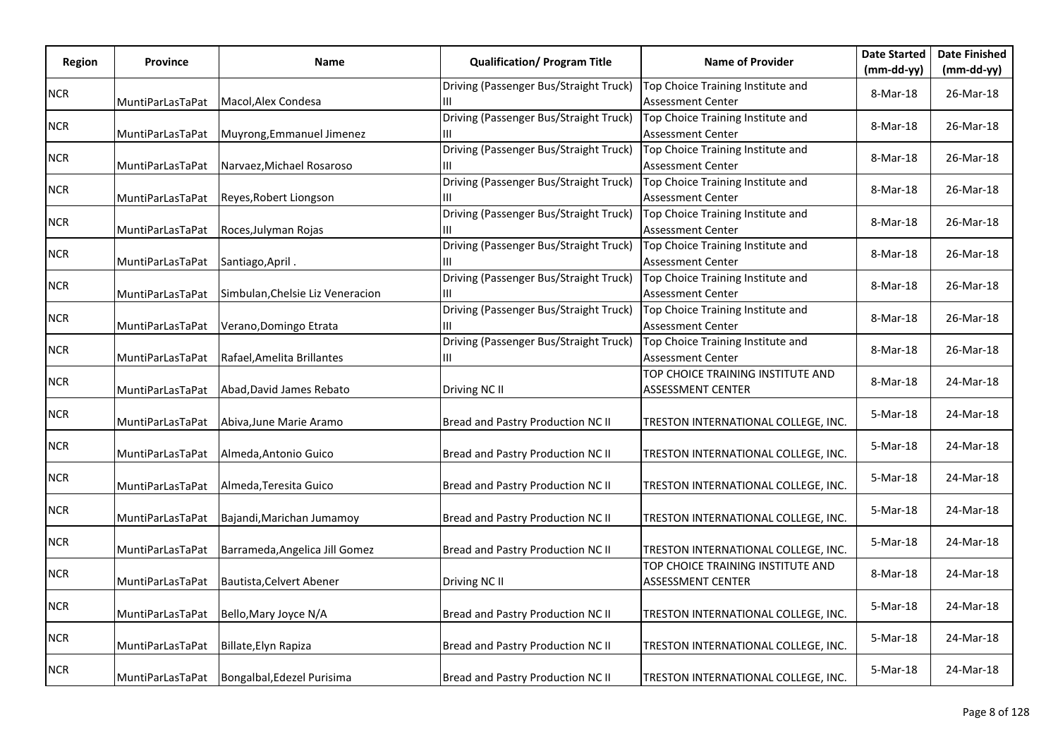| Region | Province | Name | Qualification/ Program Title | Name of Provider | Date Started (mm-dd-yy) | Date Finished (mm-dd-yy) |
|---|---|---|---|---|---|---|
| NCR | MuntiParLasTaPat | Macol,Alex Condesa | Driving (Passenger Bus/Straight Truck) III | Top Choice Training Institute and Assessment Center | 8-Mar-18 | 26-Mar-18 |
| NCR | MuntiParLasTaPat | Muyrong,Emmanuel Jimenez | Driving (Passenger Bus/Straight Truck) III | Top Choice Training Institute and Assessment Center | 8-Mar-18 | 26-Mar-18 |
| NCR | MuntiParLasTaPat | Narvaez,Michael Rosaroso | Driving (Passenger Bus/Straight Truck) III | Top Choice Training Institute and Assessment Center | 8-Mar-18 | 26-Mar-18 |
| NCR | MuntiParLasTaPat | Reyes,Robert Liongson | Driving (Passenger Bus/Straight Truck) III | Top Choice Training Institute and Assessment Center | 8-Mar-18 | 26-Mar-18 |
| NCR | MuntiParLasTaPat | Roces,Julyman Rojas | Driving (Passenger Bus/Straight Truck) III | Top Choice Training Institute and Assessment Center | 8-Mar-18 | 26-Mar-18 |
| NCR | MuntiParLasTaPat | Santiago,April . | Driving (Passenger Bus/Straight Truck) III | Top Choice Training Institute and Assessment Center | 8-Mar-18 | 26-Mar-18 |
| NCR | MuntiParLasTaPat | Simbulan,Chelsie Liz Veneracion | Driving (Passenger Bus/Straight Truck) III | Top Choice Training Institute and Assessment Center | 8-Mar-18 | 26-Mar-18 |
| NCR | MuntiParLasTaPat | Verano,Domingo Etrata | Driving (Passenger Bus/Straight Truck) III | Top Choice Training Institute and Assessment Center | 8-Mar-18 | 26-Mar-18 |
| NCR | MuntiParLasTaPat | Rafael,Amelita Brillantes | Driving (Passenger Bus/Straight Truck) III | Top Choice Training Institute and Assessment Center | 8-Mar-18 | 26-Mar-18 |
| NCR | MuntiParLasTaPat | Abad,David James Rebato | Driving NC II | TOP CHOICE TRAINING INSTITUTE AND ASSESSMENT CENTER | 8-Mar-18 | 24-Mar-18 |
| NCR | MuntiParLasTaPat | Abiva,June Marie Aramo | Bread and Pastry Production NC II | TRESTON INTERNATIONAL COLLEGE, INC. | 5-Mar-18 | 24-Mar-18 |
| NCR | MuntiParLasTaPat | Almeda,Antonio Guico | Bread and Pastry Production NC II | TRESTON INTERNATIONAL COLLEGE, INC. | 5-Mar-18 | 24-Mar-18 |
| NCR | MuntiParLasTaPat | Almeda,Teresita Guico | Bread and Pastry Production NC II | TRESTON INTERNATIONAL COLLEGE, INC. | 5-Mar-18 | 24-Mar-18 |
| NCR | MuntiParLasTaPat | Bajandi,Marichan Jumamoy | Bread and Pastry Production NC II | TRESTON INTERNATIONAL COLLEGE, INC. | 5-Mar-18 | 24-Mar-18 |
| NCR | MuntiParLasTaPat | Barrameda,Angelica Jill Gomez | Bread and Pastry Production NC II | TRESTON INTERNATIONAL COLLEGE, INC. | 5-Mar-18 | 24-Mar-18 |
| NCR | MuntiParLasTaPat | Bautista,Celvert Abener | Driving NC II | TOP CHOICE TRAINING INSTITUTE AND ASSESSMENT CENTER | 8-Mar-18 | 24-Mar-18 |
| NCR | MuntiParLasTaPat | Bello,Mary Joyce N/A | Bread and Pastry Production NC II | TRESTON INTERNATIONAL COLLEGE, INC. | 5-Mar-18 | 24-Mar-18 |
| NCR | MuntiParLasTaPat | Billate,Elyn Rapiza | Bread and Pastry Production NC II | TRESTON INTERNATIONAL COLLEGE, INC. | 5-Mar-18 | 24-Mar-18 |
| NCR | MuntiParLasTaPat | Bongalbal,Edezel Purisima | Bread and Pastry Production NC II | TRESTON INTERNATIONAL COLLEGE, INC. | 5-Mar-18 | 24-Mar-18 |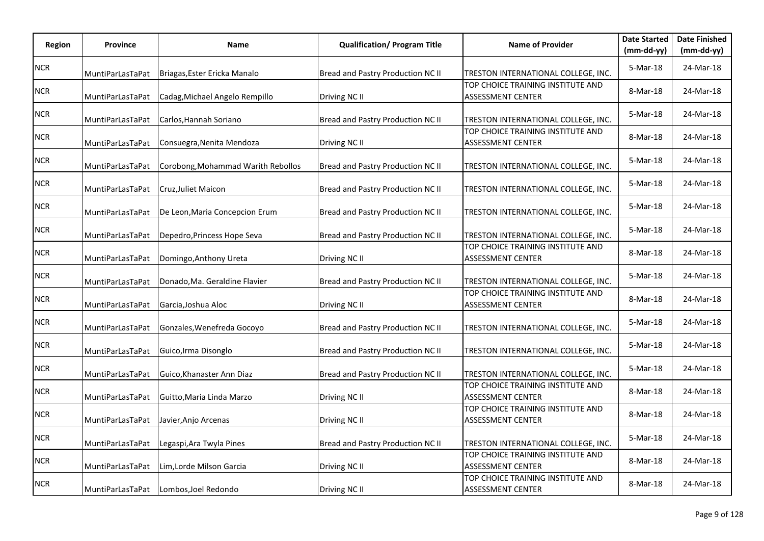| Region | Province | Name | Qualification/ Program Title | Name of Provider | Date Started (mm-dd-yy) | Date Finished (mm-dd-yy) |
|---|---|---|---|---|---|---|
| NCR | MuntiParLasTaPat | Briagas,Ester Ericka Manalo | Bread and Pastry Production NC II | TRESTON INTERNATIONAL COLLEGE, INC. | 5-Mar-18 | 24-Mar-18 |
| NCR | MuntiParLasTaPat | Cadag,Michael Angelo Rempillo | Driving NC II | TOP CHOICE TRAINING INSTITUTE AND ASSESSMENT CENTER | 8-Mar-18 | 24-Mar-18 |
| NCR | MuntiParLasTaPat | Carlos,Hannah Soriano | Bread and Pastry Production NC II | TRESTON INTERNATIONAL COLLEGE, INC. | 5-Mar-18 | 24-Mar-18 |
| NCR | MuntiParLasTaPat | Consuegra,Nenita Mendoza | Driving NC II | TOP CHOICE TRAINING INSTITUTE AND ASSESSMENT CENTER | 8-Mar-18 | 24-Mar-18 |
| NCR | MuntiParLasTaPat | Corobong,Mohammad Warith Rebollos | Bread and Pastry Production NC II | TRESTON INTERNATIONAL COLLEGE, INC. | 5-Mar-18 | 24-Mar-18 |
| NCR | MuntiParLasTaPat | Cruz,Juliet Maicon | Bread and Pastry Production NC II | TRESTON INTERNATIONAL COLLEGE, INC. | 5-Mar-18 | 24-Mar-18 |
| NCR | MuntiParLasTaPat | De Leon,Maria Concepcion Erum | Bread and Pastry Production NC II | TRESTON INTERNATIONAL COLLEGE, INC. | 5-Mar-18 | 24-Mar-18 |
| NCR | MuntiParLasTaPat | Depedro,Princess Hope Seva | Bread and Pastry Production NC II | TRESTON INTERNATIONAL COLLEGE, INC. | 5-Mar-18 | 24-Mar-18 |
| NCR | MuntiParLasTaPat | Domingo,Anthony Ureta | Driving NC II | TOP CHOICE TRAINING INSTITUTE AND ASSESSMENT CENTER | 8-Mar-18 | 24-Mar-18 |
| NCR | MuntiParLasTaPat | Donado,Ma. Geraldine Flavier | Bread and Pastry Production NC II | TRESTON INTERNATIONAL COLLEGE, INC. | 5-Mar-18 | 24-Mar-18 |
| NCR | MuntiParLasTaPat | Garcia,Joshua Aloc | Driving NC II | TOP CHOICE TRAINING INSTITUTE AND ASSESSMENT CENTER | 8-Mar-18 | 24-Mar-18 |
| NCR | MuntiParLasTaPat | Gonzales,Wenefreda Gocoyo | Bread and Pastry Production NC II | TRESTON INTERNATIONAL COLLEGE, INC. | 5-Mar-18 | 24-Mar-18 |
| NCR | MuntiParLasTaPat | Guico,Irma Disonglo | Bread and Pastry Production NC II | TRESTON INTERNATIONAL COLLEGE, INC. | 5-Mar-18 | 24-Mar-18 |
| NCR | MuntiParLasTaPat | Guico,Khanaster Ann Diaz | Bread and Pastry Production NC II | TRESTON INTERNATIONAL COLLEGE, INC. | 5-Mar-18 | 24-Mar-18 |
| NCR | MuntiParLasTaPat | Guitto,Maria Linda Marzo | Driving NC II | TOP CHOICE TRAINING INSTITUTE AND ASSESSMENT CENTER | 8-Mar-18 | 24-Mar-18 |
| NCR | MuntiParLasTaPat | Javier,Anjo Arcenas | Driving NC II | TOP CHOICE TRAINING INSTITUTE AND ASSESSMENT CENTER | 8-Mar-18 | 24-Mar-18 |
| NCR | MuntiParLasTaPat | Legaspi,Ara Twyla Pines | Bread and Pastry Production NC II | TRESTON INTERNATIONAL COLLEGE, INC. | 5-Mar-18 | 24-Mar-18 |
| NCR | MuntiParLasTaPat | Lim,Lorde Milson Garcia | Driving NC II | TOP CHOICE TRAINING INSTITUTE AND ASSESSMENT CENTER | 8-Mar-18 | 24-Mar-18 |
| NCR | MuntiParLasTaPat | Lombos,Joel Redondo | Driving NC II | TOP CHOICE TRAINING INSTITUTE AND ASSESSMENT CENTER | 8-Mar-18 | 24-Mar-18 |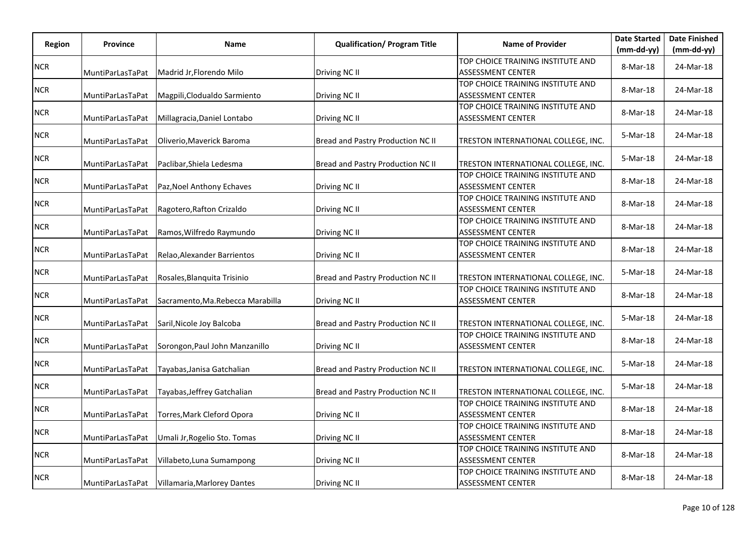| Region | Province | Name | Qualification/ Program Title | Name of Provider | Date Started (mm-dd-yy) | Date Finished (mm-dd-yy) |
|---|---|---|---|---|---|---|
| NCR | MuntiParLasTaPat | Madrid Jr,Florendo Milo | Driving NC II | TOP CHOICE TRAINING INSTITUTE AND ASSESSMENT CENTER | 8-Mar-18 | 24-Mar-18 |
| NCR | MuntiParLasTaPat | Magpili,Clodualdo Sarmiento | Driving NC II | TOP CHOICE TRAINING INSTITUTE AND ASSESSMENT CENTER | 8-Mar-18 | 24-Mar-18 |
| NCR | MuntiParLasTaPat | Millagracia,Daniel Lontabo | Driving NC II | TOP CHOICE TRAINING INSTITUTE AND ASSESSMENT CENTER | 8-Mar-18 | 24-Mar-18 |
| NCR | MuntiParLasTaPat | Oliverio,Maverick Baroma | Bread and Pastry Production NC II | TRESTON INTERNATIONAL COLLEGE, INC. | 5-Mar-18 | 24-Mar-18 |
| NCR | MuntiParLasTaPat | Paclibar,Shiela Ledesma | Bread and Pastry Production NC II | TRESTON INTERNATIONAL COLLEGE, INC. | 5-Mar-18 | 24-Mar-18 |
| NCR | MuntiParLasTaPat | Paz,Noel Anthony Echaves | Driving NC II | TOP CHOICE TRAINING INSTITUTE AND ASSESSMENT CENTER | 8-Mar-18 | 24-Mar-18 |
| NCR | MuntiParLasTaPat | Ragotero,Rafton Crizaldo | Driving NC II | TOP CHOICE TRAINING INSTITUTE AND ASSESSMENT CENTER | 8-Mar-18 | 24-Mar-18 |
| NCR | MuntiParLasTaPat | Ramos,Wilfredo Raymundo | Driving NC II | TOP CHOICE TRAINING INSTITUTE AND ASSESSMENT CENTER | 8-Mar-18 | 24-Mar-18 |
| NCR | MuntiParLasTaPat | Relao,Alexander Barrientos | Driving NC II | TOP CHOICE TRAINING INSTITUTE AND ASSESSMENT CENTER | 8-Mar-18 | 24-Mar-18 |
| NCR | MuntiParLasTaPat | Rosales,Blanquita Trisinio | Bread and Pastry Production NC II | TRESTON INTERNATIONAL COLLEGE, INC. | 5-Mar-18 | 24-Mar-18 |
| NCR | MuntiParLasTaPat | Sacramento,Ma.Rebecca Marabilla | Driving NC II | TOP CHOICE TRAINING INSTITUTE AND ASSESSMENT CENTER | 8-Mar-18 | 24-Mar-18 |
| NCR | MuntiParLasTaPat | Saril,Nicole Joy Balcoba | Bread and Pastry Production NC II | TRESTON INTERNATIONAL COLLEGE, INC. | 5-Mar-18 | 24-Mar-18 |
| NCR | MuntiParLasTaPat | Sorongon,Paul John Manzanillo | Driving NC II | TOP CHOICE TRAINING INSTITUTE AND ASSESSMENT CENTER | 8-Mar-18 | 24-Mar-18 |
| NCR | MuntiParLasTaPat | Tayabas,Janisa Gatchalian | Bread and Pastry Production NC II | TRESTON INTERNATIONAL COLLEGE, INC. | 5-Mar-18 | 24-Mar-18 |
| NCR | MuntiParLasTaPat | Tayabas,Jeffrey Gatchalian | Bread and Pastry Production NC II | TRESTON INTERNATIONAL COLLEGE, INC. | 5-Mar-18 | 24-Mar-18 |
| NCR | MuntiParLasTaPat | Torres,Mark Cleford Opora | Driving NC II | TOP CHOICE TRAINING INSTITUTE AND ASSESSMENT CENTER | 8-Mar-18 | 24-Mar-18 |
| NCR | MuntiParLasTaPat | Umali Jr,Rogelio Sto. Tomas | Driving NC II | TOP CHOICE TRAINING INSTITUTE AND ASSESSMENT CENTER | 8-Mar-18 | 24-Mar-18 |
| NCR | MuntiParLasTaPat | Villabeto,Luna Sumampong | Driving NC II | TOP CHOICE TRAINING INSTITUTE AND ASSESSMENT CENTER | 8-Mar-18 | 24-Mar-18 |
| NCR | MuntiParLasTaPat | Villamaria,Marlorey Dantes | Driving NC II | TOP CHOICE TRAINING INSTITUTE AND ASSESSMENT CENTER | 8-Mar-18 | 24-Mar-18 |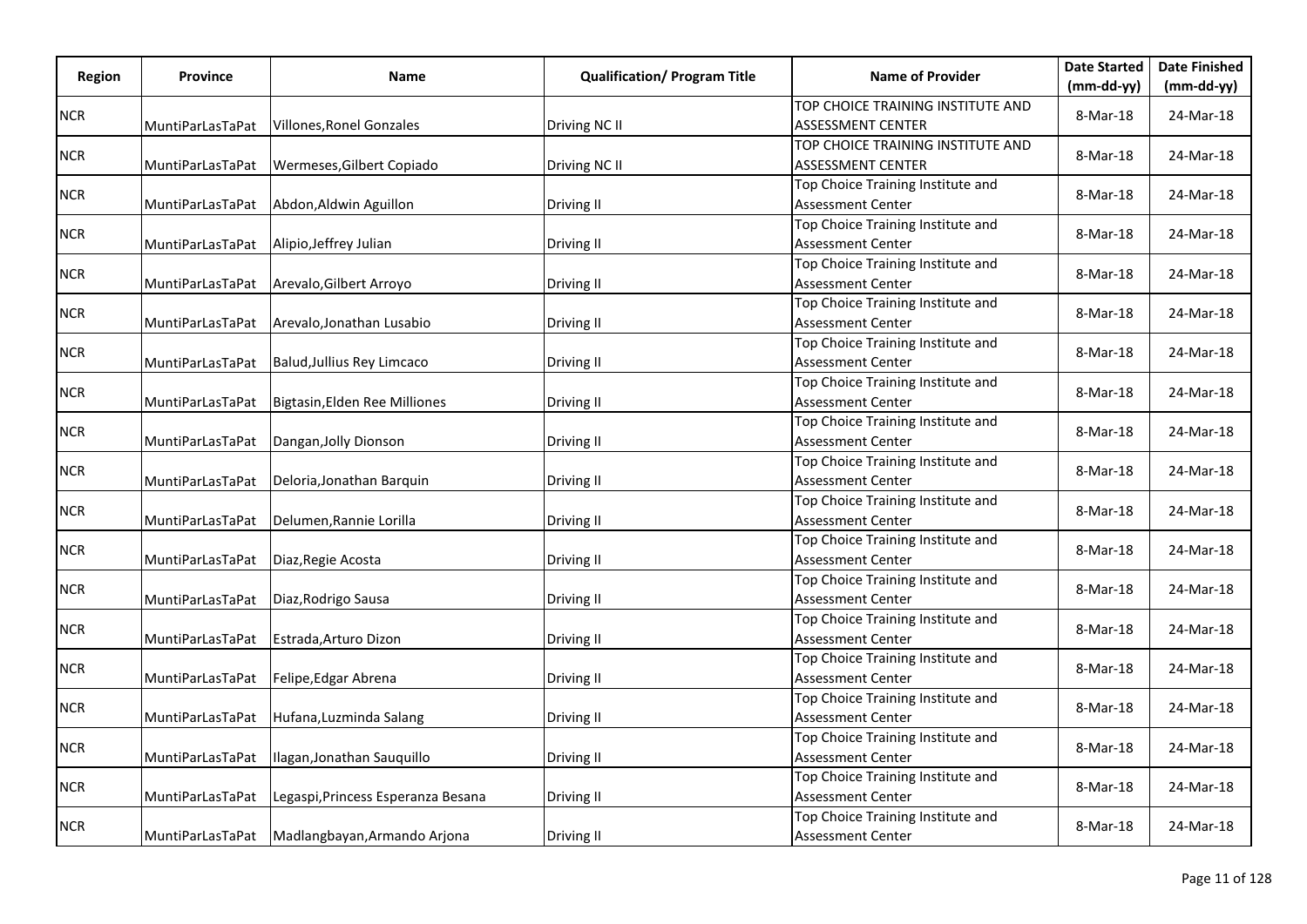| Region | Province | Name | Qualification/ Program Title | Name of Provider | Date Started (mm-dd-yy) | Date Finished (mm-dd-yy) |
|---|---|---|---|---|---|---|
| NCR | MuntiParLasTaPat | Villones,Ronel Gonzales | Driving NC II | TOP CHOICE TRAINING INSTITUTE AND ASSESSMENT CENTER | 8-Mar-18 | 24-Mar-18 |
| NCR | MuntiParLasTaPat | Wermeses,Gilbert Copiado | Driving NC II | TOP CHOICE TRAINING INSTITUTE AND ASSESSMENT CENTER | 8-Mar-18 | 24-Mar-18 |
| NCR | MuntiParLasTaPat | Abdon,Aldwin Aguillon | Driving II | Top Choice Training Institute and Assessment Center | 8-Mar-18 | 24-Mar-18 |
| NCR | MuntiParLasTaPat | Alipio,Jeffrey Julian | Driving II | Top Choice Training Institute and Assessment Center | 8-Mar-18 | 24-Mar-18 |
| NCR | MuntiParLasTaPat | Arevalo,Gilbert Arroyo | Driving II | Top Choice Training Institute and Assessment Center | 8-Mar-18 | 24-Mar-18 |
| NCR | MuntiParLasTaPat | Arevalo,Jonathan Lusabio | Driving II | Top Choice Training Institute and Assessment Center | 8-Mar-18 | 24-Mar-18 |
| NCR | MuntiParLasTaPat | Balud,Jullius Rey Limcaco | Driving II | Top Choice Training Institute and Assessment Center | 8-Mar-18 | 24-Mar-18 |
| NCR | MuntiParLasTaPat | Bigtasin,Elden Ree Milliones | Driving II | Top Choice Training Institute and Assessment Center | 8-Mar-18 | 24-Mar-18 |
| NCR | MuntiParLasTaPat | Dangan,Jolly Dionson | Driving II | Top Choice Training Institute and Assessment Center | 8-Mar-18 | 24-Mar-18 |
| NCR | MuntiParLasTaPat | Deloria,Jonathan Barquin | Driving II | Top Choice Training Institute and Assessment Center | 8-Mar-18 | 24-Mar-18 |
| NCR | MuntiParLasTaPat | Delumen,Rannie Lorilla | Driving II | Top Choice Training Institute and Assessment Center | 8-Mar-18 | 24-Mar-18 |
| NCR | MuntiParLasTaPat | Diaz,Regie Acosta | Driving II | Top Choice Training Institute and Assessment Center | 8-Mar-18 | 24-Mar-18 |
| NCR | MuntiParLasTaPat | Diaz,Rodrigo Sausa | Driving II | Top Choice Training Institute and Assessment Center | 8-Mar-18 | 24-Mar-18 |
| NCR | MuntiParLasTaPat | Estrada,Arturo Dizon | Driving II | Top Choice Training Institute and Assessment Center | 8-Mar-18 | 24-Mar-18 |
| NCR | MuntiParLasTaPat | Felipe,Edgar Abrena | Driving II | Top Choice Training Institute and Assessment Center | 8-Mar-18 | 24-Mar-18 |
| NCR | MuntiParLasTaPat | Hufana,Luzminda Salang | Driving II | Top Choice Training Institute and Assessment Center | 8-Mar-18 | 24-Mar-18 |
| NCR | MuntiParLasTaPat | Ilagan,Jonathan Sauquillo | Driving II | Top Choice Training Institute and Assessment Center | 8-Mar-18 | 24-Mar-18 |
| NCR | MuntiParLasTaPat | Legaspi,Princess Esperanza Besana | Driving II | Top Choice Training Institute and Assessment Center | 8-Mar-18 | 24-Mar-18 |
| NCR | MuntiParLasTaPat | Madlangbayan,Armando Arjona | Driving II | Top Choice Training Institute and Assessment Center | 8-Mar-18 | 24-Mar-18 |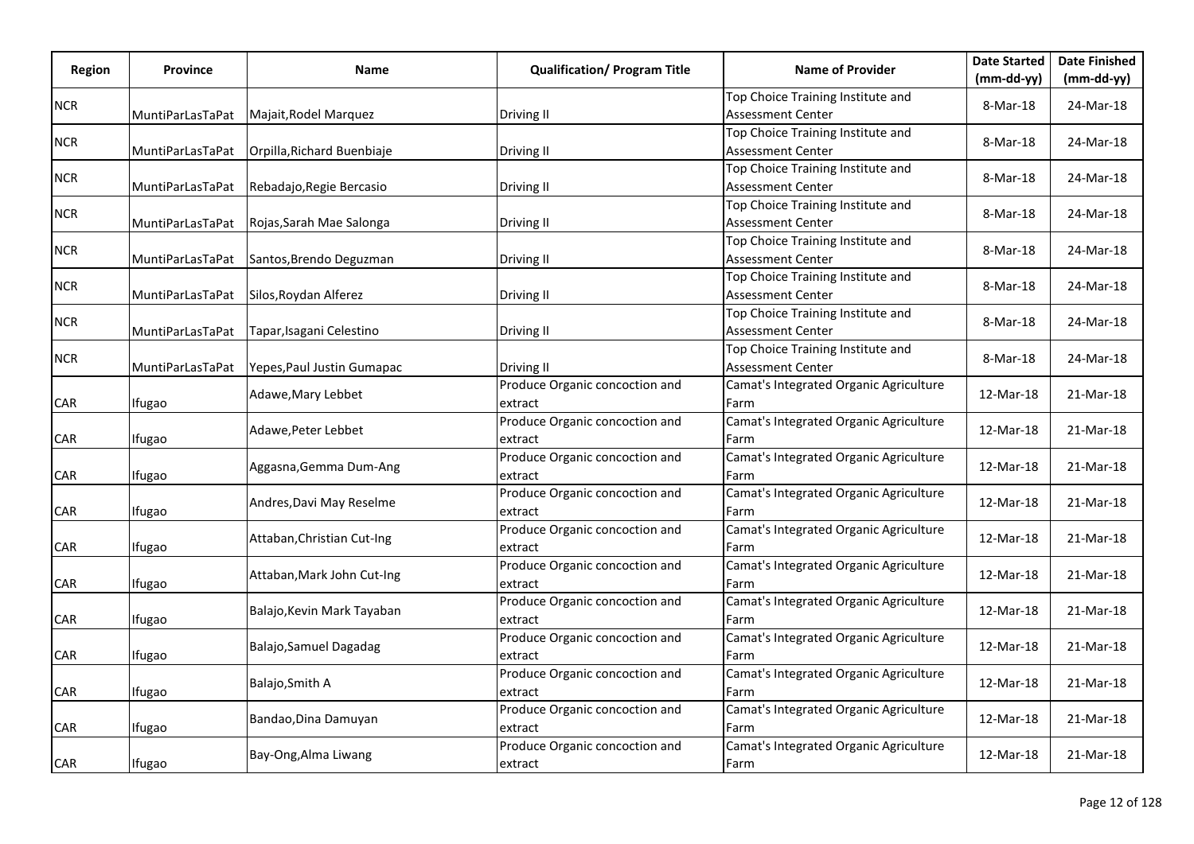| Region | Province | Name | Qualification/ Program Title | Name of Provider | Date Started (mm-dd-yy) | Date Finished (mm-dd-yy) |
|---|---|---|---|---|---|---|
| NCR | MuntiParLasTaPat | Majait,Rodel Marquez | Driving II | Top Choice Training Institute and Assessment Center | 8-Mar-18 | 24-Mar-18 |
| NCR | MuntiParLasTaPat | Orpilla,Richard Buenbiaje | Driving II | Top Choice Training Institute and Assessment Center | 8-Mar-18 | 24-Mar-18 |
| NCR | MuntiParLasTaPat | Rebadajo,Regie Bercasio | Driving II | Top Choice Training Institute and Assessment Center | 8-Mar-18 | 24-Mar-18 |
| NCR | MuntiParLasTaPat | Rojas,Sarah Mae Salonga | Driving II | Top Choice Training Institute and Assessment Center | 8-Mar-18 | 24-Mar-18 |
| NCR | MuntiParLasTaPat | Santos,Brendo Deguzman | Driving II | Top Choice Training Institute and Assessment Center | 8-Mar-18 | 24-Mar-18 |
| NCR | MuntiParLasTaPat | Silos,Roydan Alferez | Driving II | Top Choice Training Institute and Assessment Center | 8-Mar-18 | 24-Mar-18 |
| NCR | MuntiParLasTaPat | Tapar,Isagani Celestino | Driving II | Top Choice Training Institute and Assessment Center | 8-Mar-18 | 24-Mar-18 |
| NCR | MuntiParLasTaPat | Yepes,Paul Justin Gumapac | Driving II | Top Choice Training Institute and Assessment Center | 8-Mar-18 | 24-Mar-18 |
| CAR | Ifugao | Adawe,Mary Lebbet | Produce Organic concoction and extract | Camat's Integrated Organic Agriculture Farm | 12-Mar-18 | 21-Mar-18 |
| CAR | Ifugao | Adawe,Peter Lebbet | Produce Organic concoction and extract | Camat's Integrated Organic Agriculture Farm | 12-Mar-18 | 21-Mar-18 |
| CAR | Ifugao | Aggasna,Gemma Dum-Ang | Produce Organic concoction and extract | Camat's Integrated Organic Agriculture Farm | 12-Mar-18 | 21-Mar-18 |
| CAR | Ifugao | Andres,Davi May Reselme | Produce Organic concoction and extract | Camat's Integrated Organic Agriculture Farm | 12-Mar-18 | 21-Mar-18 |
| CAR | Ifugao | Attaban,Christian Cut-Ing | Produce Organic concoction and extract | Camat's Integrated Organic Agriculture Farm | 12-Mar-18 | 21-Mar-18 |
| CAR | Ifugao | Attaban,Mark John Cut-Ing | Produce Organic concoction and extract | Camat's Integrated Organic Agriculture Farm | 12-Mar-18 | 21-Mar-18 |
| CAR | Ifugao | Balajo,Kevin Mark Tayaban | Produce Organic concoction and extract | Camat's Integrated Organic Agriculture Farm | 12-Mar-18 | 21-Mar-18 |
| CAR | Ifugao | Balajo,Samuel Dagadag | Produce Organic concoction and extract | Camat's Integrated Organic Agriculture Farm | 12-Mar-18 | 21-Mar-18 |
| CAR | Ifugao | Balajo,Smith A | Produce Organic concoction and extract | Camat's Integrated Organic Agriculture Farm | 12-Mar-18 | 21-Mar-18 |
| CAR | Ifugao | Bandao,Dina Damuyan | Produce Organic concoction and extract | Camat's Integrated Organic Agriculture Farm | 12-Mar-18 | 21-Mar-18 |
| CAR | Ifugao | Bay-Ong,Alma Liwang | Produce Organic concoction and extract | Camat's Integrated Organic Agriculture Farm | 12-Mar-18 | 21-Mar-18 |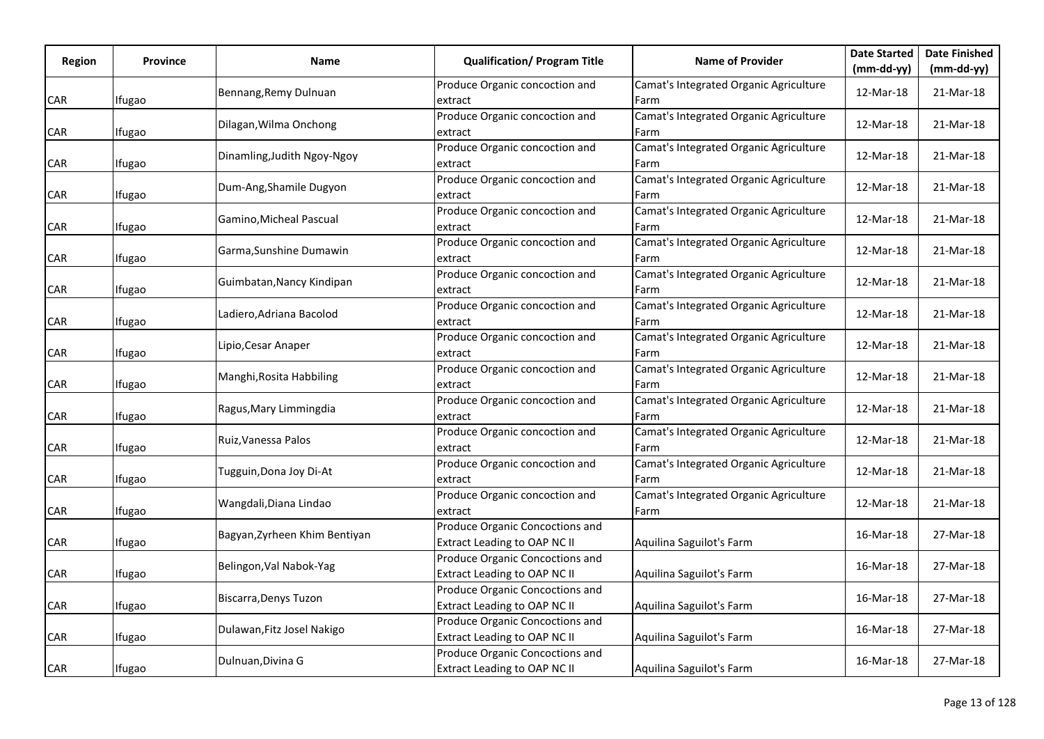| Region | Province | Name | Qualification/ Program Title | Name of Provider | Date Started (mm-dd-yy) | Date Finished (mm-dd-yy) |
|---|---|---|---|---|---|---|
| CAR | Ifugao | Bennang,Remy Dulnuan | Produce Organic concoction and extract | Camat's Integrated Organic Agriculture Farm | 12-Mar-18 | 21-Mar-18 |
| CAR | Ifugao | Dilagan,Wilma Onchong | Produce Organic concoction and extract | Camat's Integrated Organic Agriculture Farm | 12-Mar-18 | 21-Mar-18 |
| CAR | Ifugao | Dinamling,Judith Ngoy-Ngoy | Produce Organic concoction and extract | Camat's Integrated Organic Agriculture Farm | 12-Mar-18 | 21-Mar-18 |
| CAR | Ifugao | Dum-Ang,Shamile Dugyon | Produce Organic concoction and extract | Camat's Integrated Organic Agriculture Farm | 12-Mar-18 | 21-Mar-18 |
| CAR | Ifugao | Gamino,Micheal Pascual | Produce Organic concoction and extract | Camat's Integrated Organic Agriculture Farm | 12-Mar-18 | 21-Mar-18 |
| CAR | Ifugao | Garma,Sunshine Dumawin | Produce Organic concoction and extract | Camat's Integrated Organic Agriculture Farm | 12-Mar-18 | 21-Mar-18 |
| CAR | Ifugao | Guimbatan,Nancy Kindipan | Produce Organic concoction and extract | Camat's Integrated Organic Agriculture Farm | 12-Mar-18 | 21-Mar-18 |
| CAR | Ifugao | Ladiero,Adriana Bacolod | Produce Organic concoction and extract | Camat's Integrated Organic Agriculture Farm | 12-Mar-18 | 21-Mar-18 |
| CAR | Ifugao | Lipio,Cesar Anaper | Produce Organic concoction and extract | Camat's Integrated Organic Agriculture Farm | 12-Mar-18 | 21-Mar-18 |
| CAR | Ifugao | Manghi,Rosita Habbiling | Produce Organic concoction and extract | Camat's Integrated Organic Agriculture Farm | 12-Mar-18 | 21-Mar-18 |
| CAR | Ifugao | Ragus,Mary Limmingdia | Produce Organic concoction and extract | Camat's Integrated Organic Agriculture Farm | 12-Mar-18 | 21-Mar-18 |
| CAR | Ifugao | Ruiz,Vanessa Palos | Produce Organic concoction and extract | Camat's Integrated Organic Agriculture Farm | 12-Mar-18 | 21-Mar-18 |
| CAR | Ifugao | Tugguin,Dona Joy Di-At | Produce Organic concoction and extract | Camat's Integrated Organic Agriculture Farm | 12-Mar-18 | 21-Mar-18 |
| CAR | Ifugao | Wangdali,Diana Lindao | Produce Organic concoction and extract | Camat's Integrated Organic Agriculture Farm | 12-Mar-18 | 21-Mar-18 |
| CAR | Ifugao | Bagyan,Zyrheen Khim Bentiyan | Produce Organic Concoctions and Extract Leading to OAP NC II | Aquilina Saguilot's Farm | 16-Mar-18 | 27-Mar-18 |
| CAR | Ifugao | Belingon,Val Nabok-Yag | Produce Organic Concoctions and Extract Leading to OAP NC II | Aquilina Saguilot's Farm | 16-Mar-18 | 27-Mar-18 |
| CAR | Ifugao | Biscarra,Denys Tuzon | Produce Organic Concoctions and Extract Leading to OAP NC II | Aquilina Saguilot's Farm | 16-Mar-18 | 27-Mar-18 |
| CAR | Ifugao | Dulawan,Fitz Josel Nakigo | Produce Organic Concoctions and Extract Leading to OAP NC II | Aquilina Saguilot's Farm | 16-Mar-18 | 27-Mar-18 |
| CAR | Ifugao | Dulnuan,Divina G | Produce Organic Concoctions and Extract Leading to OAP NC II | Aquilina Saguilot's Farm | 16-Mar-18 | 27-Mar-18 |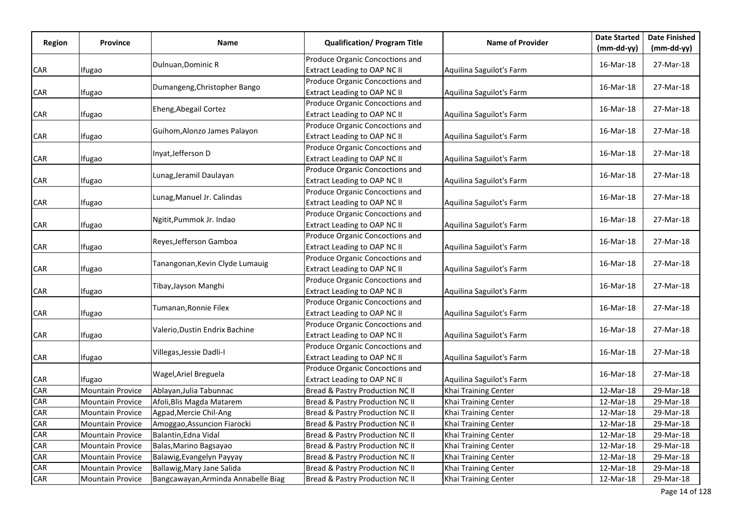| Region | Province | Name | Qualification/ Program Title | Name of Provider | Date Started (mm-dd-yy) | Date Finished (mm-dd-yy) |
|---|---|---|---|---|---|---|
| CAR | Ifugao | Dulnuan,Dominic R | Produce Organic Concoctions and Extract Leading to OAP NC II | Aquilina Saguilot's Farm | 16-Mar-18 | 27-Mar-18 |
| CAR | Ifugao | Dumangeng,Christopher Bango | Produce Organic Concoctions and Extract Leading to OAP NC II | Aquilina Saguilot's Farm | 16-Mar-18 | 27-Mar-18 |
| CAR | Ifugao | Eheng,Abegail Cortez | Produce Organic Concoctions and Extract Leading to OAP NC II | Aquilina Saguilot's Farm | 16-Mar-18 | 27-Mar-18 |
| CAR | Ifugao | Guihom,Alonzo James Palayon | Produce Organic Concoctions and Extract Leading to OAP NC II | Aquilina Saguilot's Farm | 16-Mar-18 | 27-Mar-18 |
| CAR | Ifugao | Inyat,Jefferson D | Produce Organic Concoctions and Extract Leading to OAP NC II | Aquilina Saguilot's Farm | 16-Mar-18 | 27-Mar-18 |
| CAR | Ifugao | Lunag,Jeramil Daulayan | Produce Organic Concoctions and Extract Leading to OAP NC II | Aquilina Saguilot's Farm | 16-Mar-18 | 27-Mar-18 |
| CAR | Ifugao | Lunag,Manuel Jr. Calindas | Produce Organic Concoctions and Extract Leading to OAP NC II | Aquilina Saguilot's Farm | 16-Mar-18 | 27-Mar-18 |
| CAR | Ifugao | Ngitit,Pummok Jr. Indao | Produce Organic Concoctions and Extract Leading to OAP NC II | Aquilina Saguilot's Farm | 16-Mar-18 | 27-Mar-18 |
| CAR | Ifugao | Reyes,Jefferson Gamboa | Produce Organic Concoctions and Extract Leading to OAP NC II | Aquilina Saguilot's Farm | 16-Mar-18 | 27-Mar-18 |
| CAR | Ifugao | Tanangonan,Kevin Clyde Lumauig | Produce Organic Concoctions and Extract Leading to OAP NC II | Aquilina Saguilot's Farm | 16-Mar-18 | 27-Mar-18 |
| CAR | Ifugao | Tibay,Jayson Manghi | Produce Organic Concoctions and Extract Leading to OAP NC II | Aquilina Saguilot's Farm | 16-Mar-18 | 27-Mar-18 |
| CAR | Ifugao | Tumanan,Ronnie Filex | Produce Organic Concoctions and Extract Leading to OAP NC II | Aquilina Saguilot's Farm | 16-Mar-18 | 27-Mar-18 |
| CAR | Ifugao | Valerio,Dustin Endrix Bachine | Produce Organic Concoctions and Extract Leading to OAP NC II | Aquilina Saguilot's Farm | 16-Mar-18 | 27-Mar-18 |
| CAR | Ifugao | Villegas,Jessie Dadli-I | Produce Organic Concoctions and Extract Leading to OAP NC II | Aquilina Saguilot's Farm | 16-Mar-18 | 27-Mar-18 |
| CAR | Ifugao | Wagel,Ariel Breguela | Produce Organic Concoctions and Extract Leading to OAP NC II | Aquilina Saguilot's Farm | 16-Mar-18 | 27-Mar-18 |
| CAR | Mountain Provice | Ablayan,Julia Tabunnac | Bread & Pastry Production NC II | Khai Training Center | 12-Mar-18 | 29-Mar-18 |
| CAR | Mountain Provice | Afoli,Blis Magda Matarem | Bread & Pastry Production NC II | Khai Training Center | 12-Mar-18 | 29-Mar-18 |
| CAR | Mountain Provice | Agpad,Mercie Chil-Ang | Bread & Pastry Production NC II | Khai Training Center | 12-Mar-18 | 29-Mar-18 |
| CAR | Mountain Provice | Amoggao,Assuncion Fiarocki | Bread & Pastry Production NC II | Khai Training Center | 12-Mar-18 | 29-Mar-18 |
| CAR | Mountain Provice | Balantin,Edna Vidal | Bread & Pastry Production NC II | Khai Training Center | 12-Mar-18 | 29-Mar-18 |
| CAR | Mountain Provice | Balas,Marino Bagsayao | Bread & Pastry Production NC II | Khai Training Center | 12-Mar-18 | 29-Mar-18 |
| CAR | Mountain Provice | Balawig,Evangelyn Payyay | Bread & Pastry Production NC II | Khai Training Center | 12-Mar-18 | 29-Mar-18 |
| CAR | Mountain Provice | Ballawig,Mary Jane Salida | Bread & Pastry Production NC II | Khai Training Center | 12-Mar-18 | 29-Mar-18 |
| CAR | Mountain Provice | Bangcawayan,Arminda Annabelle Biag | Bread & Pastry Production NC II | Khai Training Center | 12-Mar-18 | 29-Mar-18 |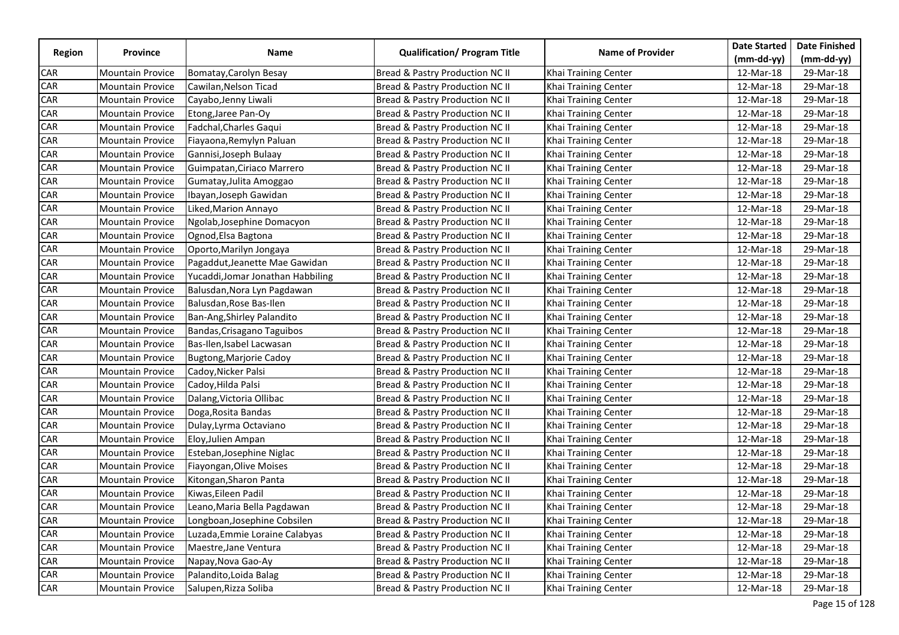| Region | Province | Name | Qualification/ Program Title | Name of Provider | Date Started (mm-dd-yy) | Date Finished (mm-dd-yy) |
|---|---|---|---|---|---|---|
| CAR | Mountain Provice | Bomatay,Carolyn Besay | Bread & Pastry Production NC II | Khai Training Center | 12-Mar-18 | 29-Mar-18 |
| CAR | Mountain Provice | Cawilan,Nelson Ticad | Bread & Pastry Production NC II | Khai Training Center | 12-Mar-18 | 29-Mar-18 |
| CAR | Mountain Provice | Cayabo,Jenny Liwali | Bread & Pastry Production NC II | Khai Training Center | 12-Mar-18 | 29-Mar-18 |
| CAR | Mountain Provice | Etong,Jaree Pan-Oy | Bread & Pastry Production NC II | Khai Training Center | 12-Mar-18 | 29-Mar-18 |
| CAR | Mountain Provice | Fadchal,Charles Gaqui | Bread & Pastry Production NC II | Khai Training Center | 12-Mar-18 | 29-Mar-18 |
| CAR | Mountain Provice | Fiayaona,Remylyn Paluan | Bread & Pastry Production NC II | Khai Training Center | 12-Mar-18 | 29-Mar-18 |
| CAR | Mountain Provice | Gannisi,Joseph Bulaay | Bread & Pastry Production NC II | Khai Training Center | 12-Mar-18 | 29-Mar-18 |
| CAR | Mountain Provice | Guimpatan,Ciriaco Marrero | Bread & Pastry Production NC II | Khai Training Center | 12-Mar-18 | 29-Mar-18 |
| CAR | Mountain Provice | Gumatay,Julita Amoggao | Bread & Pastry Production NC II | Khai Training Center | 12-Mar-18 | 29-Mar-18 |
| CAR | Mountain Provice | Ibayan,Joseph Gawidan | Bread & Pastry Production NC II | Khai Training Center | 12-Mar-18 | 29-Mar-18 |
| CAR | Mountain Provice | Liked,Marion Annayo | Bread & Pastry Production NC II | Khai Training Center | 12-Mar-18 | 29-Mar-18 |
| CAR | Mountain Provice | Ngolab,Josephine Domacyon | Bread & Pastry Production NC II | Khai Training Center | 12-Mar-18 | 29-Mar-18 |
| CAR | Mountain Provice | Ognod,Elsa Bagtona | Bread & Pastry Production NC II | Khai Training Center | 12-Mar-18 | 29-Mar-18 |
| CAR | Mountain Provice | Oporto,Marilyn Jongaya | Bread & Pastry Production NC II | Khai Training Center | 12-Mar-18 | 29-Mar-18 |
| CAR | Mountain Provice | Pagaddut,Jeanette Mae Gawidan | Bread & Pastry Production NC II | Khai Training Center | 12-Mar-18 | 29-Mar-18 |
| CAR | Mountain Provice | Yucaddi,Jomar Jonathan Habbiling | Bread & Pastry Production NC II | Khai Training Center | 12-Mar-18 | 29-Mar-18 |
| CAR | Mountain Provice | Balusdan,Nora Lyn Pagdawan | Bread & Pastry Production NC II | Khai Training Center | 12-Mar-18 | 29-Mar-18 |
| CAR | Mountain Provice | Balusdan,Rose Bas-Ilen | Bread & Pastry Production NC II | Khai Training Center | 12-Mar-18 | 29-Mar-18 |
| CAR | Mountain Provice | Ban-Ang,Shirley Palandito | Bread & Pastry Production NC II | Khai Training Center | 12-Mar-18 | 29-Mar-18 |
| CAR | Mountain Provice | Bandas,Crisagano Taguibos | Bread & Pastry Production NC II | Khai Training Center | 12-Mar-18 | 29-Mar-18 |
| CAR | Mountain Provice | Bas-Ilen,Isabel Lacwasan | Bread & Pastry Production NC II | Khai Training Center | 12-Mar-18 | 29-Mar-18 |
| CAR | Mountain Provice | Bugtong,Marjorie Cadoy | Bread & Pastry Production NC II | Khai Training Center | 12-Mar-18 | 29-Mar-18 |
| CAR | Mountain Provice | Cadoy,Nicker Palsi | Bread & Pastry Production NC II | Khai Training Center | 12-Mar-18 | 29-Mar-18 |
| CAR | Mountain Provice | Cadoy,Hilda Palsi | Bread & Pastry Production NC II | Khai Training Center | 12-Mar-18 | 29-Mar-18 |
| CAR | Mountain Provice | Dalang,Victoria Ollibac | Bread & Pastry Production NC II | Khai Training Center | 12-Mar-18 | 29-Mar-18 |
| CAR | Mountain Provice | Doga,Rosita Bandas | Bread & Pastry Production NC II | Khai Training Center | 12-Mar-18 | 29-Mar-18 |
| CAR | Mountain Provice | Dulay,Lyrma Octaviano | Bread & Pastry Production NC II | Khai Training Center | 12-Mar-18 | 29-Mar-18 |
| CAR | Mountain Provice | Eloy,Julien Ampan | Bread & Pastry Production NC II | Khai Training Center | 12-Mar-18 | 29-Mar-18 |
| CAR | Mountain Provice | Esteban,Josephine Niglac | Bread & Pastry Production NC II | Khai Training Center | 12-Mar-18 | 29-Mar-18 |
| CAR | Mountain Provice | Fiayongan,Olive Moises | Bread & Pastry Production NC II | Khai Training Center | 12-Mar-18 | 29-Mar-18 |
| CAR | Mountain Provice | Kitongan,Sharon Panta | Bread & Pastry Production NC II | Khai Training Center | 12-Mar-18 | 29-Mar-18 |
| CAR | Mountain Provice | Kiwas,Eileen Padil | Bread & Pastry Production NC II | Khai Training Center | 12-Mar-18 | 29-Mar-18 |
| CAR | Mountain Provice | Leano,Maria Bella Pagdawan | Bread & Pastry Production NC II | Khai Training Center | 12-Mar-18 | 29-Mar-18 |
| CAR | Mountain Provice | Longboan,Josephine Cobsilen | Bread & Pastry Production NC II | Khai Training Center | 12-Mar-18 | 29-Mar-18 |
| CAR | Mountain Provice | Luzada,Emmie Loraine Calabyas | Bread & Pastry Production NC II | Khai Training Center | 12-Mar-18 | 29-Mar-18 |
| CAR | Mountain Provice | Maestre,Jane Ventura | Bread & Pastry Production NC II | Khai Training Center | 12-Mar-18 | 29-Mar-18 |
| CAR | Mountain Provice | Napay,Nova Gao-Ay | Bread & Pastry Production NC II | Khai Training Center | 12-Mar-18 | 29-Mar-18 |
| CAR | Mountain Provice | Palandito,Loida Balag | Bread & Pastry Production NC II | Khai Training Center | 12-Mar-18 | 29-Mar-18 |
| CAR | Mountain Provice | Salupen,Rizza Soliba | Bread & Pastry Production NC II | Khai Training Center | 12-Mar-18 | 29-Mar-18 |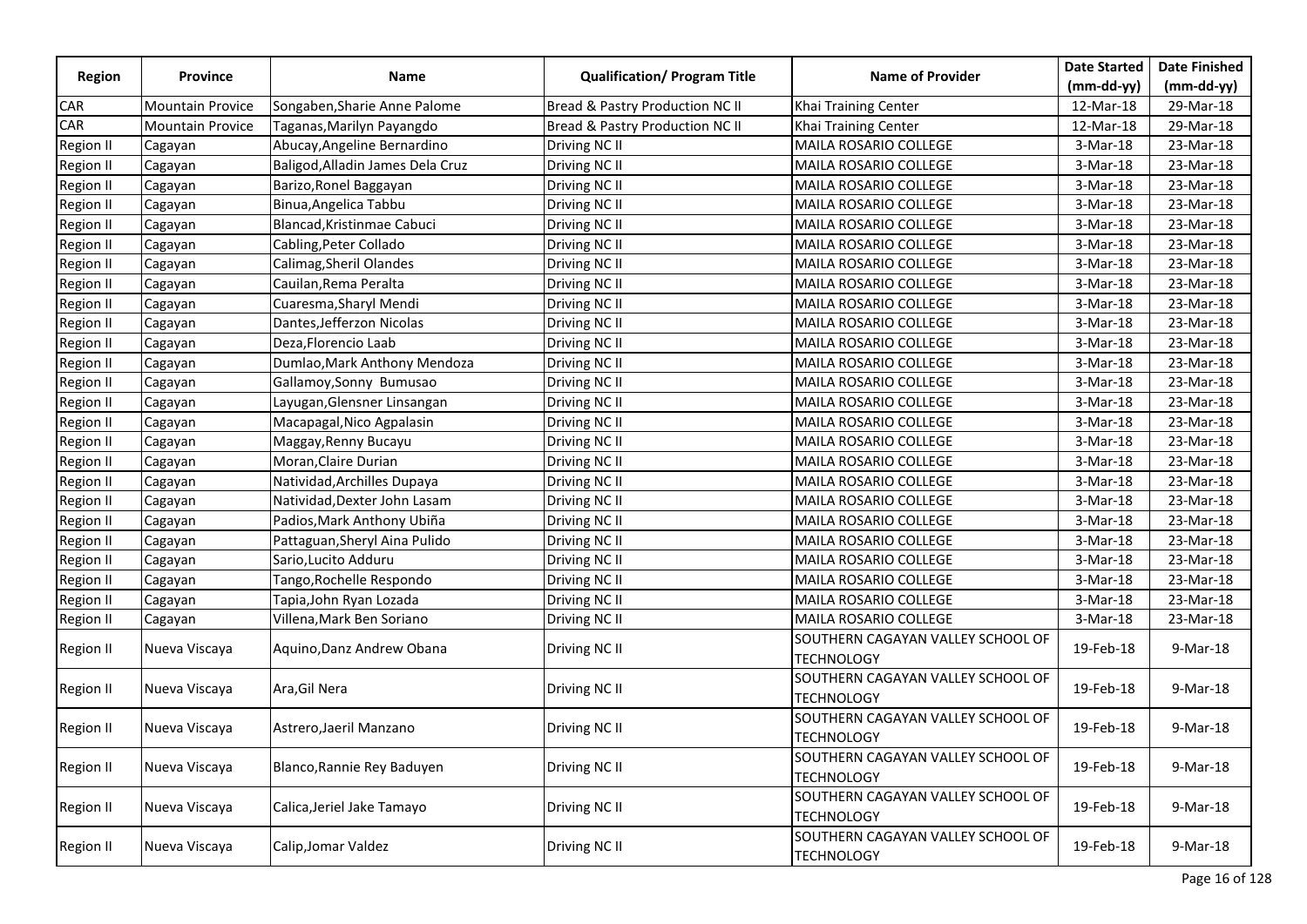| Region | Province | Name | Qualification/ Program Title | Name of Provider | Date Started (mm-dd-yy) | Date Finished (mm-dd-yy) |
|---|---|---|---|---|---|---|
| CAR | Mountain Provice | Songaben,Sharie Anne Palome | Bread & Pastry Production NC II | Khai Training Center | 12-Mar-18 | 29-Mar-18 |
| CAR | Mountain Provice | Taganas,Marilyn Payangdo | Bread & Pastry Production NC II | Khai Training Center | 12-Mar-18 | 29-Mar-18 |
| Region II | Cagayan | Abucay,Angeline Bernardino | Driving NC II | MAILA ROSARIO COLLEGE | 3-Mar-18 | 23-Mar-18 |
| Region II | Cagayan | Baligod,Alladin James Dela Cruz | Driving NC II | MAILA ROSARIO COLLEGE | 3-Mar-18 | 23-Mar-18 |
| Region II | Cagayan | Barizo,Ronel Baggayan | Driving NC II | MAILA ROSARIO COLLEGE | 3-Mar-18 | 23-Mar-18 |
| Region II | Cagayan | Binua,Angelica Tabbu | Driving NC II | MAILA ROSARIO COLLEGE | 3-Mar-18 | 23-Mar-18 |
| Region II | Cagayan | Blancad,Kristinmae Cabuci | Driving NC II | MAILA ROSARIO COLLEGE | 3-Mar-18 | 23-Mar-18 |
| Region II | Cagayan | Cabling,Peter Collado | Driving NC II | MAILA ROSARIO COLLEGE | 3-Mar-18 | 23-Mar-18 |
| Region II | Cagayan | Calimag,Sheril Olandes | Driving NC II | MAILA ROSARIO COLLEGE | 3-Mar-18 | 23-Mar-18 |
| Region II | Cagayan | Cauilan,Rema Peralta | Driving NC II | MAILA ROSARIO COLLEGE | 3-Mar-18 | 23-Mar-18 |
| Region II | Cagayan | Cuaresma,Sharyl Mendi | Driving NC II | MAILA ROSARIO COLLEGE | 3-Mar-18 | 23-Mar-18 |
| Region II | Cagayan | Dantes,Jefferzon Nicolas | Driving NC II | MAILA ROSARIO COLLEGE | 3-Mar-18 | 23-Mar-18 |
| Region II | Cagayan | Deza,Florencio Laab | Driving NC II | MAILA ROSARIO COLLEGE | 3-Mar-18 | 23-Mar-18 |
| Region II | Cagayan | Dumlao,Mark Anthony Mendoza | Driving NC II | MAILA ROSARIO COLLEGE | 3-Mar-18 | 23-Mar-18 |
| Region II | Cagayan | Gallamoy,Sonny  Bumusao | Driving NC II | MAILA ROSARIO COLLEGE | 3-Mar-18 | 23-Mar-18 |
| Region II | Cagayan | Layugan,Glensner Linsangan | Driving NC II | MAILA ROSARIO COLLEGE | 3-Mar-18 | 23-Mar-18 |
| Region II | Cagayan | Macapagal,Nico Agpalasin | Driving NC II | MAILA ROSARIO COLLEGE | 3-Mar-18 | 23-Mar-18 |
| Region II | Cagayan | Maggay,Renny Bucayu | Driving NC II | MAILA ROSARIO COLLEGE | 3-Mar-18 | 23-Mar-18 |
| Region II | Cagayan | Moran,Claire Durian | Driving NC II | MAILA ROSARIO COLLEGE | 3-Mar-18 | 23-Mar-18 |
| Region II | Cagayan | Natividad,Archilles Dupaya | Driving NC II | MAILA ROSARIO COLLEGE | 3-Mar-18 | 23-Mar-18 |
| Region II | Cagayan | Natividad,Dexter John Lasam | Driving NC II | MAILA ROSARIO COLLEGE | 3-Mar-18 | 23-Mar-18 |
| Region II | Cagayan | Padios,Mark Anthony Ubiña | Driving NC II | MAILA ROSARIO COLLEGE | 3-Mar-18 | 23-Mar-18 |
| Region II | Cagayan | Pattaguan,Sheryl Aina Pulido | Driving NC II | MAILA ROSARIO COLLEGE | 3-Mar-18 | 23-Mar-18 |
| Region II | Cagayan | Sario,Lucito Adduru | Driving NC II | MAILA ROSARIO COLLEGE | 3-Mar-18 | 23-Mar-18 |
| Region II | Cagayan | Tango,Rochelle Respondo | Driving NC II | MAILA ROSARIO COLLEGE | 3-Mar-18 | 23-Mar-18 |
| Region II | Cagayan | Tapia,John Ryan Lozada | Driving NC II | MAILA ROSARIO COLLEGE | 3-Mar-18 | 23-Mar-18 |
| Region II | Cagayan | Villena,Mark Ben Soriano | Driving NC II | MAILA ROSARIO COLLEGE | 3-Mar-18 | 23-Mar-18 |
| Region II | Nueva Viscaya | Aquino,Danz Andrew Obana | Driving NC II | SOUTHERN CAGAYAN VALLEY SCHOOL OF TECHNOLOGY | 19-Feb-18 | 9-Mar-18 |
| Region II | Nueva Viscaya | Ara,Gil Nera | Driving NC II | SOUTHERN CAGAYAN VALLEY SCHOOL OF TECHNOLOGY | 19-Feb-18 | 9-Mar-18 |
| Region II | Nueva Viscaya | Astrero,Jaeril Manzano | Driving NC II | SOUTHERN CAGAYAN VALLEY SCHOOL OF TECHNOLOGY | 19-Feb-18 | 9-Mar-18 |
| Region II | Nueva Viscaya | Blanco,Rannie Rey Baduyen | Driving NC II | SOUTHERN CAGAYAN VALLEY SCHOOL OF TECHNOLOGY | 19-Feb-18 | 9-Mar-18 |
| Region II | Nueva Viscaya | Calica,Jeriel Jake Tamayo | Driving NC II | SOUTHERN CAGAYAN VALLEY SCHOOL OF TECHNOLOGY | 19-Feb-18 | 9-Mar-18 |
| Region II | Nueva Viscaya | Calip,Jomar Valdez | Driving NC II | SOUTHERN CAGAYAN VALLEY SCHOOL OF TECHNOLOGY | 19-Feb-18 | 9-Mar-18 |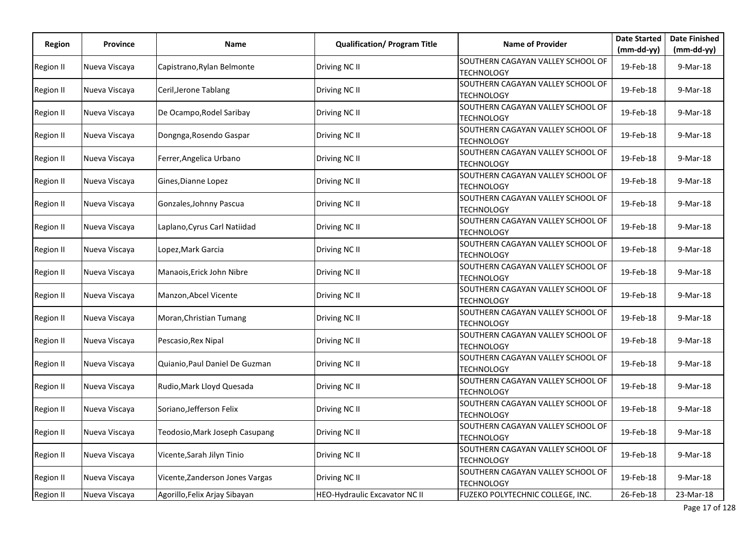| Region | Province | Name | Qualification/ Program Title | Name of Provider | Date Started (mm-dd-yy) | Date Finished (mm-dd-yy) |
|---|---|---|---|---|---|---|
| Region II | Nueva Viscaya | Capistrano,Rylan Belmonte | Driving NC II | SOUTHERN CAGAYAN VALLEY SCHOOL OF TECHNOLOGY | 19-Feb-18 | 9-Mar-18 |
| Region II | Nueva Viscaya | Ceril,Jerone Tablang | Driving NC II | SOUTHERN CAGAYAN VALLEY SCHOOL OF TECHNOLOGY | 19-Feb-18 | 9-Mar-18 |
| Region II | Nueva Viscaya | De Ocampo,Rodel Saribay | Driving NC II | SOUTHERN CAGAYAN VALLEY SCHOOL OF TECHNOLOGY | 19-Feb-18 | 9-Mar-18 |
| Region II | Nueva Viscaya | Dongnga,Rosendo Gaspar | Driving NC II | SOUTHERN CAGAYAN VALLEY SCHOOL OF TECHNOLOGY | 19-Feb-18 | 9-Mar-18 |
| Region II | Nueva Viscaya | Ferrer,Angelica Urbano | Driving NC II | SOUTHERN CAGAYAN VALLEY SCHOOL OF TECHNOLOGY | 19-Feb-18 | 9-Mar-18 |
| Region II | Nueva Viscaya | Gines,Dianne Lopez | Driving NC II | SOUTHERN CAGAYAN VALLEY SCHOOL OF TECHNOLOGY | 19-Feb-18 | 9-Mar-18 |
| Region II | Nueva Viscaya | Gonzales,Johnny Pascua | Driving NC II | SOUTHERN CAGAYAN VALLEY SCHOOL OF TECHNOLOGY | 19-Feb-18 | 9-Mar-18 |
| Region II | Nueva Viscaya | Laplano,Cyrus Carl Natiidad | Driving NC II | SOUTHERN CAGAYAN VALLEY SCHOOL OF TECHNOLOGY | 19-Feb-18 | 9-Mar-18 |
| Region II | Nueva Viscaya | Lopez,Mark Garcia | Driving NC II | SOUTHERN CAGAYAN VALLEY SCHOOL OF TECHNOLOGY | 19-Feb-18 | 9-Mar-18 |
| Region II | Nueva Viscaya | Manaois,Erick John Nibre | Driving NC II | SOUTHERN CAGAYAN VALLEY SCHOOL OF TECHNOLOGY | 19-Feb-18 | 9-Mar-18 |
| Region II | Nueva Viscaya | Manzon,Abcel Vicente | Driving NC II | SOUTHERN CAGAYAN VALLEY SCHOOL OF TECHNOLOGY | 19-Feb-18 | 9-Mar-18 |
| Region II | Nueva Viscaya | Moran,Christian Tumang | Driving NC II | SOUTHERN CAGAYAN VALLEY SCHOOL OF TECHNOLOGY | 19-Feb-18 | 9-Mar-18 |
| Region II | Nueva Viscaya | Pescasio,Rex Nipal | Driving NC II | SOUTHERN CAGAYAN VALLEY SCHOOL OF TECHNOLOGY | 19-Feb-18 | 9-Mar-18 |
| Region II | Nueva Viscaya | Quianio,Paul Daniel De Guzman | Driving NC II | SOUTHERN CAGAYAN VALLEY SCHOOL OF TECHNOLOGY | 19-Feb-18 | 9-Mar-18 |
| Region II | Nueva Viscaya | Rudio,Mark Lloyd Quesada | Driving NC II | SOUTHERN CAGAYAN VALLEY SCHOOL OF TECHNOLOGY | 19-Feb-18 | 9-Mar-18 |
| Region II | Nueva Viscaya | Soriano,Jefferson Felix | Driving NC II | SOUTHERN CAGAYAN VALLEY SCHOOL OF TECHNOLOGY | 19-Feb-18 | 9-Mar-18 |
| Region II | Nueva Viscaya | Teodosio,Mark Joseph Casupang | Driving NC II | SOUTHERN CAGAYAN VALLEY SCHOOL OF TECHNOLOGY | 19-Feb-18 | 9-Mar-18 |
| Region II | Nueva Viscaya | Vicente,Sarah Jilyn Tinio | Driving NC II | SOUTHERN CAGAYAN VALLEY SCHOOL OF TECHNOLOGY | 19-Feb-18 | 9-Mar-18 |
| Region II | Nueva Viscaya | Vicente,Zanderson Jones Vargas | Driving NC II | SOUTHERN CAGAYAN VALLEY SCHOOL OF TECHNOLOGY | 19-Feb-18 | 9-Mar-18 |
| Region II | Nueva Viscaya | Agorillo,Felix Arjay Sibayan | HEO-Hydraulic Excavator NC II | FUZEKO POLYTECHNIC COLLEGE, INC. | 26-Feb-18 | 23-Mar-18 |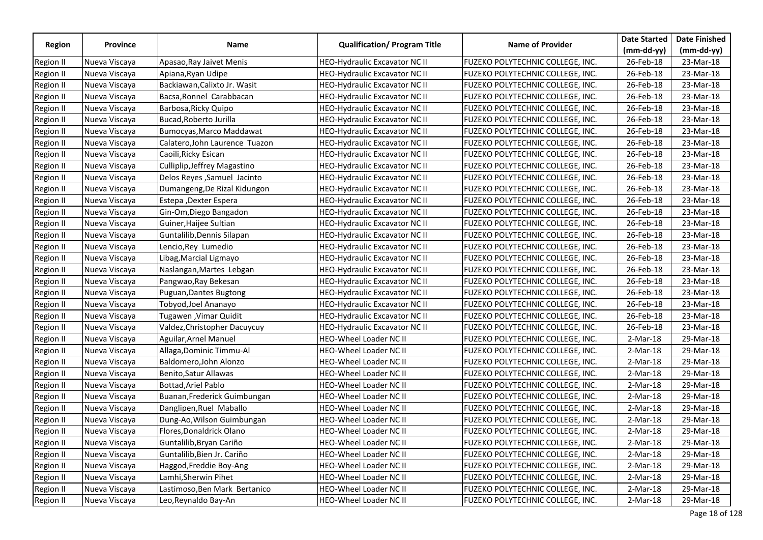| Region | Province | Name | Qualification/ Program Title | Name of Provider | Date Started (mm-dd-yy) | Date Finished (mm-dd-yy) |
|---|---|---|---|---|---|---|
| Region II | Nueva Viscaya | Apasao,Ray Jaivet Menis | HEO-Hydraulic Excavator NC II | FUZEKO POLYTECHNIC COLLEGE, INC. | 26-Feb-18 | 23-Mar-18 |
| Region II | Nueva Viscaya | Apiana,Ryan Udipe | HEO-Hydraulic Excavator NC II | FUZEKO POLYTECHNIC COLLEGE, INC. | 26-Feb-18 | 23-Mar-18 |
| Region II | Nueva Viscaya | Backiawan,Calixto Jr. Wasit | HEO-Hydraulic Excavator NC II | FUZEKO POLYTECHNIC COLLEGE, INC. | 26-Feb-18 | 23-Mar-18 |
| Region II | Nueva Viscaya | Bacsa,Ronnel Carabbacan | HEO-Hydraulic Excavator NC II | FUZEKO POLYTECHNIC COLLEGE, INC. | 26-Feb-18 | 23-Mar-18 |
| Region II | Nueva Viscaya | Barbosa,Ricky Quipo | HEO-Hydraulic Excavator NC II | FUZEKO POLYTECHNIC COLLEGE, INC. | 26-Feb-18 | 23-Mar-18 |
| Region II | Nueva Viscaya | Bucad,Roberto Jurilla | HEO-Hydraulic Excavator NC II | FUZEKO POLYTECHNIC COLLEGE, INC. | 26-Feb-18 | 23-Mar-18 |
| Region II | Nueva Viscaya | Bumocyas,Marco Maddawat | HEO-Hydraulic Excavator NC II | FUZEKO POLYTECHNIC COLLEGE, INC. | 26-Feb-18 | 23-Mar-18 |
| Region II | Nueva Viscaya | Calatero,John Laurence Tuazon | HEO-Hydraulic Excavator NC II | FUZEKO POLYTECHNIC COLLEGE, INC. | 26-Feb-18 | 23-Mar-18 |
| Region II | Nueva Viscaya | Caoili,Ricky Esican | HEO-Hydraulic Excavator NC II | FUZEKO POLYTECHNIC COLLEGE, INC. | 26-Feb-18 | 23-Mar-18 |
| Region II | Nueva Viscaya | Culliplip,Jeffrey Magastino | HEO-Hydraulic Excavator NC II | FUZEKO POLYTECHNIC COLLEGE, INC. | 26-Feb-18 | 23-Mar-18 |
| Region II | Nueva Viscaya | Delos Reyes ,Samuel Jacinto | HEO-Hydraulic Excavator NC II | FUZEKO POLYTECHNIC COLLEGE, INC. | 26-Feb-18 | 23-Mar-18 |
| Region II | Nueva Viscaya | Dumangeng,De Rizal Kidungon | HEO-Hydraulic Excavator NC II | FUZEKO POLYTECHNIC COLLEGE, INC. | 26-Feb-18 | 23-Mar-18 |
| Region II | Nueva Viscaya | Estepa ,Dexter Espera | HEO-Hydraulic Excavator NC II | FUZEKO POLYTECHNIC COLLEGE, INC. | 26-Feb-18 | 23-Mar-18 |
| Region II | Nueva Viscaya | Gin-Om,Diego Bangadon | HEO-Hydraulic Excavator NC II | FUZEKO POLYTECHNIC COLLEGE, INC. | 26-Feb-18 | 23-Mar-18 |
| Region II | Nueva Viscaya | Guiner,Haijee Sultian | HEO-Hydraulic Excavator NC II | FUZEKO POLYTECHNIC COLLEGE, INC. | 26-Feb-18 | 23-Mar-18 |
| Region II | Nueva Viscaya | Guntalilib,Dennis Silapan | HEO-Hydraulic Excavator NC II | FUZEKO POLYTECHNIC COLLEGE, INC. | 26-Feb-18 | 23-Mar-18 |
| Region II | Nueva Viscaya | Lencio,Rey Lumedio | HEO-Hydraulic Excavator NC II | FUZEKO POLYTECHNIC COLLEGE, INC. | 26-Feb-18 | 23-Mar-18 |
| Region II | Nueva Viscaya | Libag,Marcial Ligmayo | HEO-Hydraulic Excavator NC II | FUZEKO POLYTECHNIC COLLEGE, INC. | 26-Feb-18 | 23-Mar-18 |
| Region II | Nueva Viscaya | Naslangan,Martes Lebgan | HEO-Hydraulic Excavator NC II | FUZEKO POLYTECHNIC COLLEGE, INC. | 26-Feb-18 | 23-Mar-18 |
| Region II | Nueva Viscaya | Pangwao,Ray Bekesan | HEO-Hydraulic Excavator NC II | FUZEKO POLYTECHNIC COLLEGE, INC. | 26-Feb-18 | 23-Mar-18 |
| Region II | Nueva Viscaya | Puguan,Dantes Bugtong | HEO-Hydraulic Excavator NC II | FUZEKO POLYTECHNIC COLLEGE, INC. | 26-Feb-18 | 23-Mar-18 |
| Region II | Nueva Viscaya | Tobyod,Joel Ananayo | HEO-Hydraulic Excavator NC II | FUZEKO POLYTECHNIC COLLEGE, INC. | 26-Feb-18 | 23-Mar-18 |
| Region II | Nueva Viscaya | Tugawen ,Vimar Quidit | HEO-Hydraulic Excavator NC II | FUZEKO POLYTECHNIC COLLEGE, INC. | 26-Feb-18 | 23-Mar-18 |
| Region II | Nueva Viscaya | Valdez,Christopher Dacuycuy | HEO-Hydraulic Excavator NC II | FUZEKO POLYTECHNIC COLLEGE, INC. | 26-Feb-18 | 23-Mar-18 |
| Region II | Nueva Viscaya | Aguilar,Arnel Manuel | HEO-Wheel Loader NC II | FUZEKO POLYTECHNIC COLLEGE, INC. | 2-Mar-18 | 29-Mar-18 |
| Region II | Nueva Viscaya | Allaga,Dominic Timmu-Al | HEO-Wheel Loader NC II | FUZEKO POLYTECHNIC COLLEGE, INC. | 2-Mar-18 | 29-Mar-18 |
| Region II | Nueva Viscaya | Baldomero,John Alonzo | HEO-Wheel Loader NC II | FUZEKO POLYTECHNIC COLLEGE, INC. | 2-Mar-18 | 29-Mar-18 |
| Region II | Nueva Viscaya | Benito,Satur Allawas | HEO-Wheel Loader NC II | FUZEKO POLYTECHNIC COLLEGE, INC. | 2-Mar-18 | 29-Mar-18 |
| Region II | Nueva Viscaya | Bottad,Ariel Pablo | HEO-Wheel Loader NC II | FUZEKO POLYTECHNIC COLLEGE, INC. | 2-Mar-18 | 29-Mar-18 |
| Region II | Nueva Viscaya | Buanan,Frederick Guimbungan | HEO-Wheel Loader NC II | FUZEKO POLYTECHNIC COLLEGE, INC. | 2-Mar-18 | 29-Mar-18 |
| Region II | Nueva Viscaya | Danglipen,Ruel Maballo | HEO-Wheel Loader NC II | FUZEKO POLYTECHNIC COLLEGE, INC. | 2-Mar-18 | 29-Mar-18 |
| Region II | Nueva Viscaya | Dung-Ao,Wilson Guimbungan | HEO-Wheel Loader NC II | FUZEKO POLYTECHNIC COLLEGE, INC. | 2-Mar-18 | 29-Mar-18 |
| Region II | Nueva Viscaya | Flores,Donaldrick Olano | HEO-Wheel Loader NC II | FUZEKO POLYTECHNIC COLLEGE, INC. | 2-Mar-18 | 29-Mar-18 |
| Region II | Nueva Viscaya | Guntalilib,Bryan Cariño | HEO-Wheel Loader NC II | FUZEKO POLYTECHNIC COLLEGE, INC. | 2-Mar-18 | 29-Mar-18 |
| Region II | Nueva Viscaya | Guntalilib,Bien Jr. Cariño | HEO-Wheel Loader NC II | FUZEKO POLYTECHNIC COLLEGE, INC. | 2-Mar-18 | 29-Mar-18 |
| Region II | Nueva Viscaya | Haggod,Freddie Boy-Ang | HEO-Wheel Loader NC II | FUZEKO POLYTECHNIC COLLEGE, INC. | 2-Mar-18 | 29-Mar-18 |
| Region II | Nueva Viscaya | Lamhi,Sherwin Pihet | HEO-Wheel Loader NC II | FUZEKO POLYTECHNIC COLLEGE, INC. | 2-Mar-18 | 29-Mar-18 |
| Region II | Nueva Viscaya | Lastimoso,Ben Mark Bertanico | HEO-Wheel Loader NC II | FUZEKO POLYTECHNIC COLLEGE, INC. | 2-Mar-18 | 29-Mar-18 |
| Region II | Nueva Viscaya | Leo,Reynaldo Bay-An | HEO-Wheel Loader NC II | FUZEKO POLYTECHNIC COLLEGE, INC. | 2-Mar-18 | 29-Mar-18 |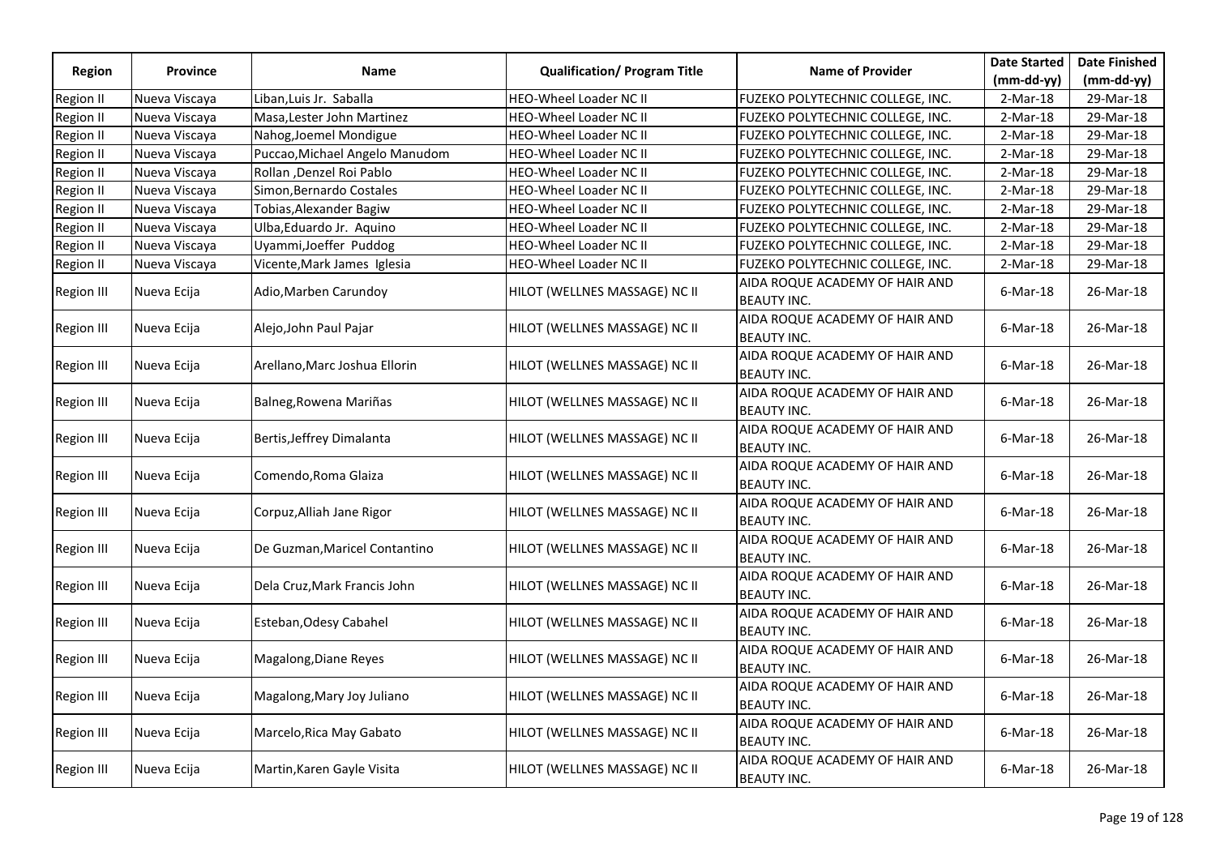| Region | Province | Name | Qualification/ Program Title | Name of Provider | Date Started (mm-dd-yy) | Date Finished (mm-dd-yy) |
|---|---|---|---|---|---|---|
| Region II | Nueva Viscaya | Liban,Luis Jr. Saballa | HEO-Wheel Loader NC II | FUZEKO POLYTECHNIC COLLEGE, INC. | 2-Mar-18 | 29-Mar-18 |
| Region II | Nueva Viscaya | Masa,Lester John Martinez | HEO-Wheel Loader NC II | FUZEKO POLYTECHNIC COLLEGE, INC. | 2-Mar-18 | 29-Mar-18 |
| Region II | Nueva Viscaya | Nahog,Joemel Mondigue | HEO-Wheel Loader NC II | FUZEKO POLYTECHNIC COLLEGE, INC. | 2-Mar-18 | 29-Mar-18 |
| Region II | Nueva Viscaya | Puccao,Michael Angelo Manudom | HEO-Wheel Loader NC II | FUZEKO POLYTECHNIC COLLEGE, INC. | 2-Mar-18 | 29-Mar-18 |
| Region II | Nueva Viscaya | Rollan ,Denzel Roi Pablo | HEO-Wheel Loader NC II | FUZEKO POLYTECHNIC COLLEGE, INC. | 2-Mar-18 | 29-Mar-18 |
| Region II | Nueva Viscaya | Simon,Bernardo Costales | HEO-Wheel Loader NC II | FUZEKO POLYTECHNIC COLLEGE, INC. | 2-Mar-18 | 29-Mar-18 |
| Region II | Nueva Viscaya | Tobias,Alexander Bagiw | HEO-Wheel Loader NC II | FUZEKO POLYTECHNIC COLLEGE, INC. | 2-Mar-18 | 29-Mar-18 |
| Region II | Nueva Viscaya | Ulba,Eduardo Jr. Aquino | HEO-Wheel Loader NC II | FUZEKO POLYTECHNIC COLLEGE, INC. | 2-Mar-18 | 29-Mar-18 |
| Region II | Nueva Viscaya | Uyammi,Joeffer Puddog | HEO-Wheel Loader NC II | FUZEKO POLYTECHNIC COLLEGE, INC. | 2-Mar-18 | 29-Mar-18 |
| Region II | Nueva Viscaya | Vicente,Mark James Iglesia | HEO-Wheel Loader NC II | FUZEKO POLYTECHNIC COLLEGE, INC. | 2-Mar-18 | 29-Mar-18 |
| Region III | Nueva Ecija | Adio,Marben Carundoy | HILOT (WELLNES MASSAGE) NC II | AIDA ROQUE ACADEMY OF HAIR AND BEAUTY INC. | 6-Mar-18 | 26-Mar-18 |
| Region III | Nueva Ecija | Alejo,John Paul Pajar | HILOT (WELLNES MASSAGE) NC II | AIDA ROQUE ACADEMY OF HAIR AND BEAUTY INC. | 6-Mar-18 | 26-Mar-18 |
| Region III | Nueva Ecija | Arellano,Marc Joshua Ellorin | HILOT (WELLNES MASSAGE) NC II | AIDA ROQUE ACADEMY OF HAIR AND BEAUTY INC. | 6-Mar-18 | 26-Mar-18 |
| Region III | Nueva Ecija | Balneg,Rowena Mariñas | HILOT (WELLNES MASSAGE) NC II | AIDA ROQUE ACADEMY OF HAIR AND BEAUTY INC. | 6-Mar-18 | 26-Mar-18 |
| Region III | Nueva Ecija | Bertis,Jeffrey Dimalanta | HILOT (WELLNES MASSAGE) NC II | AIDA ROQUE ACADEMY OF HAIR AND BEAUTY INC. | 6-Mar-18 | 26-Mar-18 |
| Region III | Nueva Ecija | Comendo,Roma Glaiza | HILOT (WELLNES MASSAGE) NC II | AIDA ROQUE ACADEMY OF HAIR AND BEAUTY INC. | 6-Mar-18 | 26-Mar-18 |
| Region III | Nueva Ecija | Corpuz,Alliah Jane Rigor | HILOT (WELLNES MASSAGE) NC II | AIDA ROQUE ACADEMY OF HAIR AND BEAUTY INC. | 6-Mar-18 | 26-Mar-18 |
| Region III | Nueva Ecija | De Guzman,Maricel Contantino | HILOT (WELLNES MASSAGE) NC II | AIDA ROQUE ACADEMY OF HAIR AND BEAUTY INC. | 6-Mar-18 | 26-Mar-18 |
| Region III | Nueva Ecija | Dela Cruz,Mark Francis John | HILOT (WELLNES MASSAGE) NC II | AIDA ROQUE ACADEMY OF HAIR AND BEAUTY INC. | 6-Mar-18 | 26-Mar-18 |
| Region III | Nueva Ecija | Esteban,Odesy Cabahel | HILOT (WELLNES MASSAGE) NC II | AIDA ROQUE ACADEMY OF HAIR AND BEAUTY INC. | 6-Mar-18 | 26-Mar-18 |
| Region III | Nueva Ecija | Magalong,Diane Reyes | HILOT (WELLNES MASSAGE) NC II | AIDA ROQUE ACADEMY OF HAIR AND BEAUTY INC. | 6-Mar-18 | 26-Mar-18 |
| Region III | Nueva Ecija | Magalong,Mary Joy Juliano | HILOT (WELLNES MASSAGE) NC II | AIDA ROQUE ACADEMY OF HAIR AND BEAUTY INC. | 6-Mar-18 | 26-Mar-18 |
| Region III | Nueva Ecija | Marcelo,Rica May Gabato | HILOT (WELLNES MASSAGE) NC II | AIDA ROQUE ACADEMY OF HAIR AND BEAUTY INC. | 6-Mar-18 | 26-Mar-18 |
| Region III | Nueva Ecija | Martin,Karen Gayle Visita | HILOT (WELLNES MASSAGE) NC II | AIDA ROQUE ACADEMY OF HAIR AND BEAUTY INC. | 6-Mar-18 | 26-Mar-18 |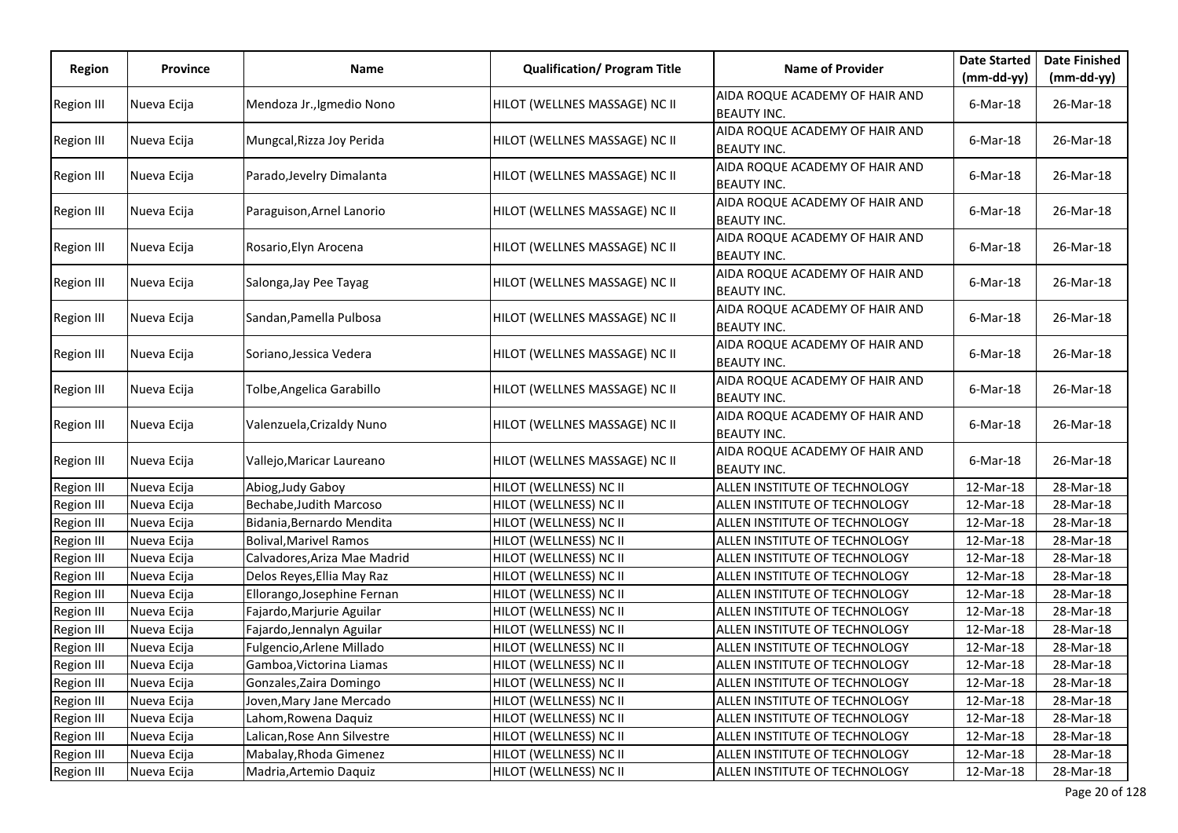| Region | Province | Name | Qualification/ Program Title | Name of Provider | Date Started (mm-dd-yy) | Date Finished (mm-dd-yy) |
|---|---|---|---|---|---|---|
| Region III | Nueva Ecija | Mendoza Jr.,Igmedio Nono | HILOT (WELLNES MASSAGE) NC II | AIDA ROQUE ACADEMY OF HAIR AND BEAUTY INC. | 6-Mar-18 | 26-Mar-18 |
| Region III | Nueva Ecija | Mungcal,Rizza Joy Perida | HILOT (WELLNES MASSAGE) NC II | AIDA ROQUE ACADEMY OF HAIR AND BEAUTY INC. | 6-Mar-18 | 26-Mar-18 |
| Region III | Nueva Ecija | Parado,Jevelry Dimalanta | HILOT (WELLNES MASSAGE) NC II | AIDA ROQUE ACADEMY OF HAIR AND BEAUTY INC. | 6-Mar-18 | 26-Mar-18 |
| Region III | Nueva Ecija | Paraguison,Arnel Lanorio | HILOT (WELLNES MASSAGE) NC II | AIDA ROQUE ACADEMY OF HAIR AND BEAUTY INC. | 6-Mar-18 | 26-Mar-18 |
| Region III | Nueva Ecija | Rosario,Elyn Arocena | HILOT (WELLNES MASSAGE) NC II | AIDA ROQUE ACADEMY OF HAIR AND BEAUTY INC. | 6-Mar-18 | 26-Mar-18 |
| Region III | Nueva Ecija | Salonga,Jay Pee Tayag | HILOT (WELLNES MASSAGE) NC II | AIDA ROQUE ACADEMY OF HAIR AND BEAUTY INC. | 6-Mar-18 | 26-Mar-18 |
| Region III | Nueva Ecija | Sandan,Pamella Pulbosa | HILOT (WELLNES MASSAGE) NC II | AIDA ROQUE ACADEMY OF HAIR AND BEAUTY INC. | 6-Mar-18 | 26-Mar-18 |
| Region III | Nueva Ecija | Soriano,Jessica Vedera | HILOT (WELLNES MASSAGE) NC II | AIDA ROQUE ACADEMY OF HAIR AND BEAUTY INC. | 6-Mar-18 | 26-Mar-18 |
| Region III | Nueva Ecija | Tolbe,Angelica Garabillo | HILOT (WELLNES MASSAGE) NC II | AIDA ROQUE ACADEMY OF HAIR AND BEAUTY INC. | 6-Mar-18 | 26-Mar-18 |
| Region III | Nueva Ecija | Valenzuela,Crizaldy Nuno | HILOT (WELLNES MASSAGE) NC II | AIDA ROQUE ACADEMY OF HAIR AND BEAUTY INC. | 6-Mar-18 | 26-Mar-18 |
| Region III | Nueva Ecija | Vallejo,Maricar Laureano | HILOT (WELLNES MASSAGE) NC II | AIDA ROQUE ACADEMY OF HAIR AND BEAUTY INC. | 6-Mar-18 | 26-Mar-18 |
| Region III | Nueva Ecija | Abiog,Judy Gaboy | HILOT (WELLNESS) NC II | ALLEN INSTITUTE OF TECHNOLOGY | 12-Mar-18 | 28-Mar-18 |
| Region III | Nueva Ecija | Bechabe,Judith Marcoso | HILOT (WELLNESS) NC II | ALLEN INSTITUTE OF TECHNOLOGY | 12-Mar-18 | 28-Mar-18 |
| Region III | Nueva Ecija | Bidania,Bernardo Mendita | HILOT (WELLNESS) NC II | ALLEN INSTITUTE OF TECHNOLOGY | 12-Mar-18 | 28-Mar-18 |
| Region III | Nueva Ecija | Bolival,Marivel Ramos | HILOT (WELLNESS) NC II | ALLEN INSTITUTE OF TECHNOLOGY | 12-Mar-18 | 28-Mar-18 |
| Region III | Nueva Ecija | Calvadores,Ariza Mae Madrid | HILOT (WELLNESS) NC II | ALLEN INSTITUTE OF TECHNOLOGY | 12-Mar-18 | 28-Mar-18 |
| Region III | Nueva Ecija | Delos Reyes,Ellia May Raz | HILOT (WELLNESS) NC II | ALLEN INSTITUTE OF TECHNOLOGY | 12-Mar-18 | 28-Mar-18 |
| Region III | Nueva Ecija | Ellorango,Josephine Fernan | HILOT (WELLNESS) NC II | ALLEN INSTITUTE OF TECHNOLOGY | 12-Mar-18 | 28-Mar-18 |
| Region III | Nueva Ecija | Fajardo,Marjurie Aguilar | HILOT (WELLNESS) NC II | ALLEN INSTITUTE OF TECHNOLOGY | 12-Mar-18 | 28-Mar-18 |
| Region III | Nueva Ecija | Fajardo,Jennalyn Aguilar | HILOT (WELLNESS) NC II | ALLEN INSTITUTE OF TECHNOLOGY | 12-Mar-18 | 28-Mar-18 |
| Region III | Nueva Ecija | Fulgencio,Arlene Millado | HILOT (WELLNESS) NC II | ALLEN INSTITUTE OF TECHNOLOGY | 12-Mar-18 | 28-Mar-18 |
| Region III | Nueva Ecija | Gamboa,Victorina Liamas | HILOT (WELLNESS) NC II | ALLEN INSTITUTE OF TECHNOLOGY | 12-Mar-18 | 28-Mar-18 |
| Region III | Nueva Ecija | Gonzales,Zaira Domingo | HILOT (WELLNESS) NC II | ALLEN INSTITUTE OF TECHNOLOGY | 12-Mar-18 | 28-Mar-18 |
| Region III | Nueva Ecija | Joven,Mary Jane Mercado | HILOT (WELLNESS) NC II | ALLEN INSTITUTE OF TECHNOLOGY | 12-Mar-18 | 28-Mar-18 |
| Region III | Nueva Ecija | Lahom,Rowena Daquiz | HILOT (WELLNESS) NC II | ALLEN INSTITUTE OF TECHNOLOGY | 12-Mar-18 | 28-Mar-18 |
| Region III | Nueva Ecija | Lalican,Rose Ann Silvestre | HILOT (WELLNESS) NC II | ALLEN INSTITUTE OF TECHNOLOGY | 12-Mar-18 | 28-Mar-18 |
| Region III | Nueva Ecija | Mabalay,Rhoda Gimenez | HILOT (WELLNESS) NC II | ALLEN INSTITUTE OF TECHNOLOGY | 12-Mar-18 | 28-Mar-18 |
| Region III | Nueva Ecija | Madria,Artemio Daquiz | HILOT (WELLNESS) NC II | ALLEN INSTITUTE OF TECHNOLOGY | 12-Mar-18 | 28-Mar-18 |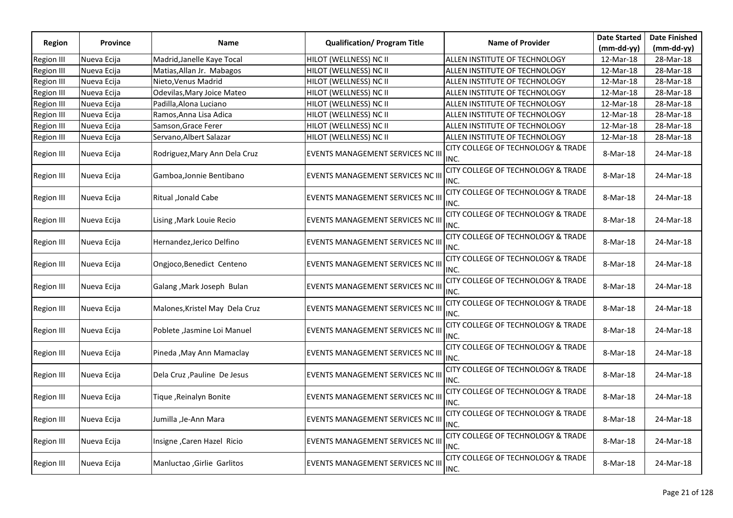| Region | Province | Name | Qualification/ Program Title | Name of Provider | Date Started (mm-dd-yy) | Date Finished (mm-dd-yy) |
|---|---|---|---|---|---|---|
| Region III | Nueva Ecija | Madrid,Janelle Kaye Tocal | HILOT (WELLNESS) NC II | ALLEN INSTITUTE OF TECHNOLOGY | 12-Mar-18 | 28-Mar-18 |
| Region III | Nueva Ecija | Matias,Allan Jr. Mabagos | HILOT (WELLNESS) NC II | ALLEN INSTITUTE OF TECHNOLOGY | 12-Mar-18 | 28-Mar-18 |
| Region III | Nueva Ecija | Nieto,Venus Madrid | HILOT (WELLNESS) NC II | ALLEN INSTITUTE OF TECHNOLOGY | 12-Mar-18 | 28-Mar-18 |
| Region III | Nueva Ecija | Odevilas,Mary Joice Mateo | HILOT (WELLNESS) NC II | ALLEN INSTITUTE OF TECHNOLOGY | 12-Mar-18 | 28-Mar-18 |
| Region III | Nueva Ecija | Padilla,Alona Luciano | HILOT (WELLNESS) NC II | ALLEN INSTITUTE OF TECHNOLOGY | 12-Mar-18 | 28-Mar-18 |
| Region III | Nueva Ecija | Ramos,Anna Lisa Adica | HILOT (WELLNESS) NC II | ALLEN INSTITUTE OF TECHNOLOGY | 12-Mar-18 | 28-Mar-18 |
| Region III | Nueva Ecija | Samson,Grace Ferer | HILOT (WELLNESS) NC II | ALLEN INSTITUTE OF TECHNOLOGY | 12-Mar-18 | 28-Mar-18 |
| Region III | Nueva Ecija | Servano,Albert Salazar | HILOT (WELLNESS) NC II | ALLEN INSTITUTE OF TECHNOLOGY | 12-Mar-18 | 28-Mar-18 |
| Region III | Nueva Ecija | Rodriguez,Mary Ann Dela Cruz | EVENTS MANAGEMENT SERVICES NC III | CITY COLLEGE OF TECHNOLOGY & TRADE INC. | 8-Mar-18 | 24-Mar-18 |
| Region III | Nueva Ecija | Gamboa,Jonnie Bentibano | EVENTS MANAGEMENT SERVICES NC III | CITY COLLEGE OF TECHNOLOGY & TRADE INC. | 8-Mar-18 | 24-Mar-18 |
| Region III | Nueva Ecija | Ritual ,Jonald Cabe | EVENTS MANAGEMENT SERVICES NC III | CITY COLLEGE OF TECHNOLOGY & TRADE INC. | 8-Mar-18 | 24-Mar-18 |
| Region III | Nueva Ecija | Lising ,Mark Louie Recio | EVENTS MANAGEMENT SERVICES NC III | CITY COLLEGE OF TECHNOLOGY & TRADE INC. | 8-Mar-18 | 24-Mar-18 |
| Region III | Nueva Ecija | Hernandez,Jerico Delfino | EVENTS MANAGEMENT SERVICES NC III | CITY COLLEGE OF TECHNOLOGY & TRADE INC. | 8-Mar-18 | 24-Mar-18 |
| Region III | Nueva Ecija | Ongjoco,Benedict Centeno | EVENTS MANAGEMENT SERVICES NC III | CITY COLLEGE OF TECHNOLOGY & TRADE INC. | 8-Mar-18 | 24-Mar-18 |
| Region III | Nueva Ecija | Galang ,Mark Joseph Bulan | EVENTS MANAGEMENT SERVICES NC III | CITY COLLEGE OF TECHNOLOGY & TRADE INC. | 8-Mar-18 | 24-Mar-18 |
| Region III | Nueva Ecija | Malones,Kristel May Dela Cruz | EVENTS MANAGEMENT SERVICES NC III | CITY COLLEGE OF TECHNOLOGY & TRADE INC. | 8-Mar-18 | 24-Mar-18 |
| Region III | Nueva Ecija | Poblete ,Jasmine Loi Manuel | EVENTS MANAGEMENT SERVICES NC III | CITY COLLEGE OF TECHNOLOGY & TRADE INC. | 8-Mar-18 | 24-Mar-18 |
| Region III | Nueva Ecija | Pineda ,May Ann Mamaclay | EVENTS MANAGEMENT SERVICES NC III | CITY COLLEGE OF TECHNOLOGY & TRADE INC. | 8-Mar-18 | 24-Mar-18 |
| Region III | Nueva Ecija | Dela Cruz ,Pauline De Jesus | EVENTS MANAGEMENT SERVICES NC III | CITY COLLEGE OF TECHNOLOGY & TRADE INC. | 8-Mar-18 | 24-Mar-18 |
| Region III | Nueva Ecija | Tique ,Reinalyn Bonite | EVENTS MANAGEMENT SERVICES NC III | CITY COLLEGE OF TECHNOLOGY & TRADE INC. | 8-Mar-18 | 24-Mar-18 |
| Region III | Nueva Ecija | Jumilla ,Je-Ann Mara | EVENTS MANAGEMENT SERVICES NC III | CITY COLLEGE OF TECHNOLOGY & TRADE INC. | 8-Mar-18 | 24-Mar-18 |
| Region III | Nueva Ecija | Insigne ,Caren Hazel Ricio | EVENTS MANAGEMENT SERVICES NC III | CITY COLLEGE OF TECHNOLOGY & TRADE INC. | 8-Mar-18 | 24-Mar-18 |
| Region III | Nueva Ecija | Manluctao ,Girlie Garlitos | EVENTS MANAGEMENT SERVICES NC III | CITY COLLEGE OF TECHNOLOGY & TRADE INC. | 8-Mar-18 | 24-Mar-18 |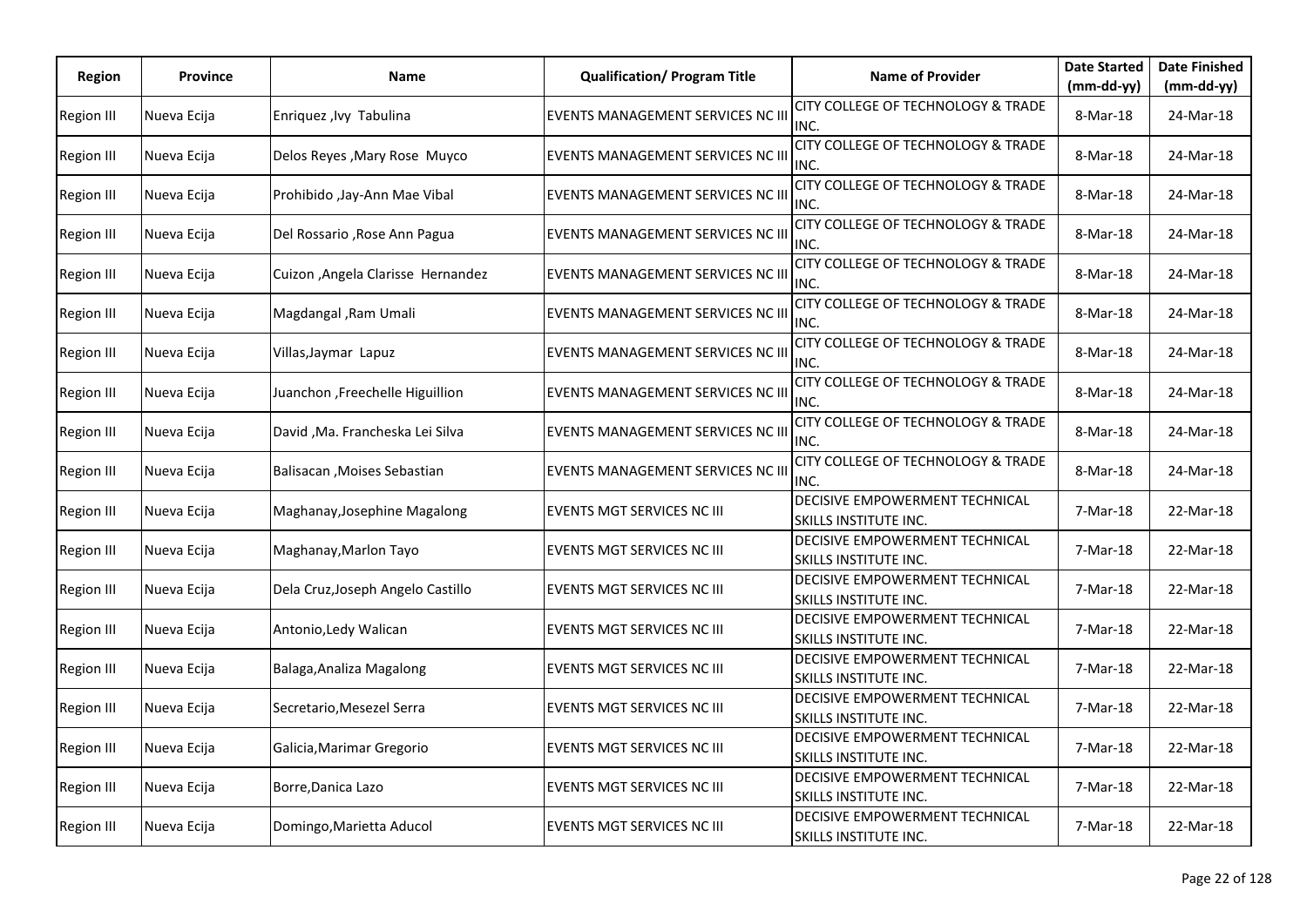| Region | Province | Name | Qualification/ Program Title | Name of Provider | Date Started (mm-dd-yy) | Date Finished (mm-dd-yy) |
|---|---|---|---|---|---|---|
| Region III | Nueva Ecija | Enriquez ,Ivy Tabulina | EVENTS MANAGEMENT SERVICES NC III | CITY COLLEGE OF TECHNOLOGY & TRADE INC. | 8-Mar-18 | 24-Mar-18 |
| Region III | Nueva Ecija | Delos Reyes ,Mary Rose Muyco | EVENTS MANAGEMENT SERVICES NC III | CITY COLLEGE OF TECHNOLOGY & TRADE INC. | 8-Mar-18 | 24-Mar-18 |
| Region III | Nueva Ecija | Prohibido ,Jay-Ann Mae Vibal | EVENTS MANAGEMENT SERVICES NC III | CITY COLLEGE OF TECHNOLOGY & TRADE INC. | 8-Mar-18 | 24-Mar-18 |
| Region III | Nueva Ecija | Del Rossario ,Rose Ann Pagua | EVENTS MANAGEMENT SERVICES NC III | CITY COLLEGE OF TECHNOLOGY & TRADE INC. | 8-Mar-18 | 24-Mar-18 |
| Region III | Nueva Ecija | Cuizon ,Angela Clarisse Hernandez | EVENTS MANAGEMENT SERVICES NC III | CITY COLLEGE OF TECHNOLOGY & TRADE INC. | 8-Mar-18 | 24-Mar-18 |
| Region III | Nueva Ecija | Magdangal ,Ram Umali | EVENTS MANAGEMENT SERVICES NC III | CITY COLLEGE OF TECHNOLOGY & TRADE INC. | 8-Mar-18 | 24-Mar-18 |
| Region III | Nueva Ecija | Villas,Jaymar Lapuz | EVENTS MANAGEMENT SERVICES NC III | CITY COLLEGE OF TECHNOLOGY & TRADE INC. | 8-Mar-18 | 24-Mar-18 |
| Region III | Nueva Ecija | Juanchon ,Freechelle Higuillion | EVENTS MANAGEMENT SERVICES NC III | CITY COLLEGE OF TECHNOLOGY & TRADE INC. | 8-Mar-18 | 24-Mar-18 |
| Region III | Nueva Ecija | David ,Ma. Francheska Lei Silva | EVENTS MANAGEMENT SERVICES NC III | CITY COLLEGE OF TECHNOLOGY & TRADE INC. | 8-Mar-18 | 24-Mar-18 |
| Region III | Nueva Ecija | Balisacan ,Moises Sebastian | EVENTS MANAGEMENT SERVICES NC III | CITY COLLEGE OF TECHNOLOGY & TRADE INC. | 8-Mar-18 | 24-Mar-18 |
| Region III | Nueva Ecija | Maghanay,Josephine Magalong | EVENTS MGT SERVICES NC III | DECISIVE EMPOWERMENT TECHNICAL SKILLS INSTITUTE INC. | 7-Mar-18 | 22-Mar-18 |
| Region III | Nueva Ecija | Maghanay,Marlon Tayo | EVENTS MGT SERVICES NC III | DECISIVE EMPOWERMENT TECHNICAL SKILLS INSTITUTE INC. | 7-Mar-18 | 22-Mar-18 |
| Region III | Nueva Ecija | Dela Cruz,Joseph Angelo Castillo | EVENTS MGT SERVICES NC III | DECISIVE EMPOWERMENT TECHNICAL SKILLS INSTITUTE INC. | 7-Mar-18 | 22-Mar-18 |
| Region III | Nueva Ecija | Antonio,Ledy Walican | EVENTS MGT SERVICES NC III | DECISIVE EMPOWERMENT TECHNICAL SKILLS INSTITUTE INC. | 7-Mar-18 | 22-Mar-18 |
| Region III | Nueva Ecija | Balaga,Analiza Magalong | EVENTS MGT SERVICES NC III | DECISIVE EMPOWERMENT TECHNICAL SKILLS INSTITUTE INC. | 7-Mar-18 | 22-Mar-18 |
| Region III | Nueva Ecija | Secretario,Mesezel Serra | EVENTS MGT SERVICES NC III | DECISIVE EMPOWERMENT TECHNICAL SKILLS INSTITUTE INC. | 7-Mar-18 | 22-Mar-18 |
| Region III | Nueva Ecija | Galicia,Marimar Gregorio | EVENTS MGT SERVICES NC III | DECISIVE EMPOWERMENT TECHNICAL SKILLS INSTITUTE INC. | 7-Mar-18 | 22-Mar-18 |
| Region III | Nueva Ecija | Borre,Danica Lazo | EVENTS MGT SERVICES NC III | DECISIVE EMPOWERMENT TECHNICAL SKILLS INSTITUTE INC. | 7-Mar-18 | 22-Mar-18 |
| Region III | Nueva Ecija | Domingo,Marietta Aducol | EVENTS MGT SERVICES NC III | DECISIVE EMPOWERMENT TECHNICAL SKILLS INSTITUTE INC. | 7-Mar-18 | 22-Mar-18 |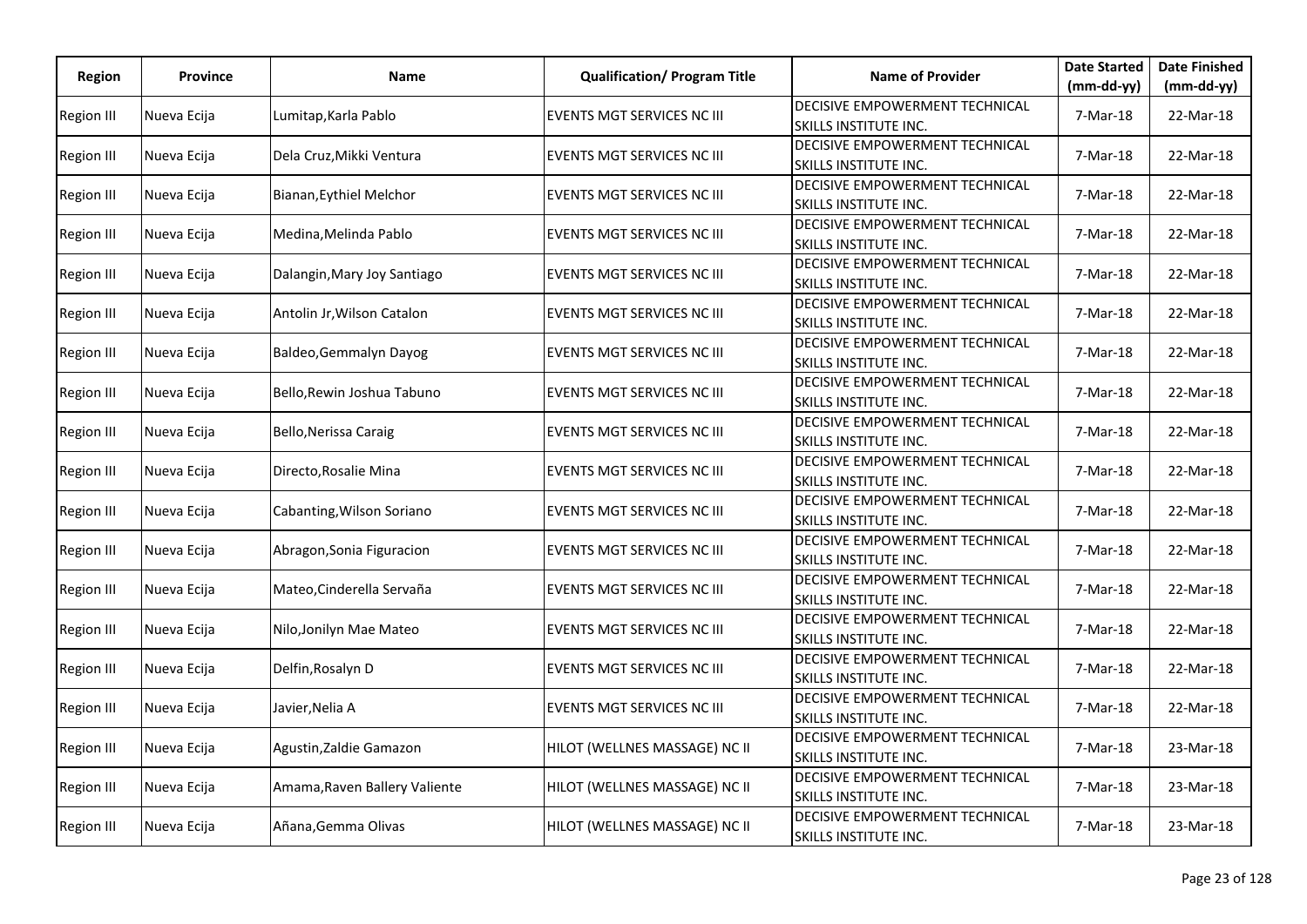| Region | Province | Name | Qualification/ Program Title | Name of Provider | Date Started (mm-dd-yy) | Date Finished (mm-dd-yy) |
|---|---|---|---|---|---|---|
| Region III | Nueva Ecija | Lumitap,Karla Pablo | EVENTS MGT SERVICES NC III | DECISIVE EMPOWERMENT TECHNICAL SKILLS INSTITUTE INC. | 7-Mar-18 | 22-Mar-18 |
| Region III | Nueva Ecija | Dela Cruz,Mikki Ventura | EVENTS MGT SERVICES NC III | DECISIVE EMPOWERMENT TECHNICAL SKILLS INSTITUTE INC. | 7-Mar-18 | 22-Mar-18 |
| Region III | Nueva Ecija | Bianan,Eythiel Melchor | EVENTS MGT SERVICES NC III | DECISIVE EMPOWERMENT TECHNICAL SKILLS INSTITUTE INC. | 7-Mar-18 | 22-Mar-18 |
| Region III | Nueva Ecija | Medina,Melinda Pablo | EVENTS MGT SERVICES NC III | DECISIVE EMPOWERMENT TECHNICAL SKILLS INSTITUTE INC. | 7-Mar-18 | 22-Mar-18 |
| Region III | Nueva Ecija | Dalangin,Mary Joy Santiago | EVENTS MGT SERVICES NC III | DECISIVE EMPOWERMENT TECHNICAL SKILLS INSTITUTE INC. | 7-Mar-18 | 22-Mar-18 |
| Region III | Nueva Ecija | Antolin Jr,Wilson Catalon | EVENTS MGT SERVICES NC III | DECISIVE EMPOWERMENT TECHNICAL SKILLS INSTITUTE INC. | 7-Mar-18 | 22-Mar-18 |
| Region III | Nueva Ecija | Baldeo,Gemmalyn Dayog | EVENTS MGT SERVICES NC III | DECISIVE EMPOWERMENT TECHNICAL SKILLS INSTITUTE INC. | 7-Mar-18 | 22-Mar-18 |
| Region III | Nueva Ecija | Bello,Rewin Joshua Tabuno | EVENTS MGT SERVICES NC III | DECISIVE EMPOWERMENT TECHNICAL SKILLS INSTITUTE INC. | 7-Mar-18 | 22-Mar-18 |
| Region III | Nueva Ecija | Bello,Nerissa Caraig | EVENTS MGT SERVICES NC III | DECISIVE EMPOWERMENT TECHNICAL SKILLS INSTITUTE INC. | 7-Mar-18 | 22-Mar-18 |
| Region III | Nueva Ecija | Directo,Rosalie Mina | EVENTS MGT SERVICES NC III | DECISIVE EMPOWERMENT TECHNICAL SKILLS INSTITUTE INC. | 7-Mar-18 | 22-Mar-18 |
| Region III | Nueva Ecija | Cabanting,Wilson Soriano | EVENTS MGT SERVICES NC III | DECISIVE EMPOWERMENT TECHNICAL SKILLS INSTITUTE INC. | 7-Mar-18 | 22-Mar-18 |
| Region III | Nueva Ecija | Abragon,Sonia Figuracion | EVENTS MGT SERVICES NC III | DECISIVE EMPOWERMENT TECHNICAL SKILLS INSTITUTE INC. | 7-Mar-18 | 22-Mar-18 |
| Region III | Nueva Ecija | Mateo,Cinderella Servaña | EVENTS MGT SERVICES NC III | DECISIVE EMPOWERMENT TECHNICAL SKILLS INSTITUTE INC. | 7-Mar-18 | 22-Mar-18 |
| Region III | Nueva Ecija | Nilo,Jonilyn Mae Mateo | EVENTS MGT SERVICES NC III | DECISIVE EMPOWERMENT TECHNICAL SKILLS INSTITUTE INC. | 7-Mar-18 | 22-Mar-18 |
| Region III | Nueva Ecija | Delfin,Rosalyn D | EVENTS MGT SERVICES NC III | DECISIVE EMPOWERMENT TECHNICAL SKILLS INSTITUTE INC. | 7-Mar-18 | 22-Mar-18 |
| Region III | Nueva Ecija | Javier,Nelia A | EVENTS MGT SERVICES NC III | DECISIVE EMPOWERMENT TECHNICAL SKILLS INSTITUTE INC. | 7-Mar-18 | 22-Mar-18 |
| Region III | Nueva Ecija | Agustin,Zaldie Gamazon | HILOT (WELLNES MASSAGE) NC II | DECISIVE EMPOWERMENT TECHNICAL SKILLS INSTITUTE INC. | 7-Mar-18 | 23-Mar-18 |
| Region III | Nueva Ecija | Amama,Raven Ballery Valiente | HILOT (WELLNES MASSAGE) NC II | DECISIVE EMPOWERMENT TECHNICAL SKILLS INSTITUTE INC. | 7-Mar-18 | 23-Mar-18 |
| Region III | Nueva Ecija | Añana,Gemma Olivas | HILOT (WELLNES MASSAGE) NC II | DECISIVE EMPOWERMENT TECHNICAL SKILLS INSTITUTE INC. | 7-Mar-18 | 23-Mar-18 |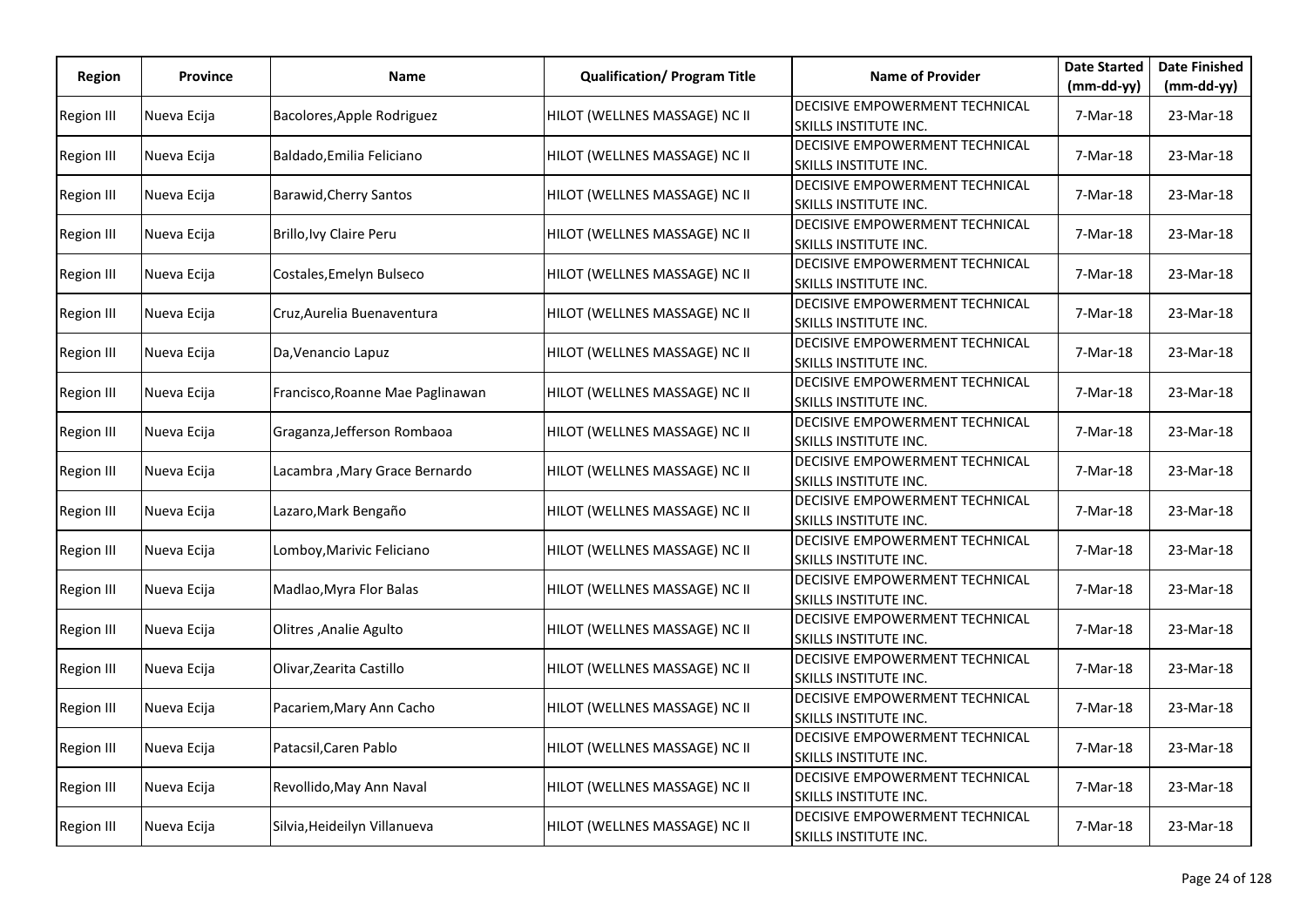| Region | Province | Name | Qualification/ Program Title | Name of Provider | Date Started (mm-dd-yy) | Date Finished (mm-dd-yy) |
|---|---|---|---|---|---|---|
| Region III | Nueva Ecija | Bacolores,Apple Rodriguez | HILOT (WELLNES MASSAGE) NC II | DECISIVE EMPOWERMENT TECHNICAL SKILLS INSTITUTE INC. | 7-Mar-18 | 23-Mar-18 |
| Region III | Nueva Ecija | Baldado,Emilia Feliciano | HILOT (WELLNES MASSAGE) NC II | DECISIVE EMPOWERMENT TECHNICAL SKILLS INSTITUTE INC. | 7-Mar-18 | 23-Mar-18 |
| Region III | Nueva Ecija | Barawid,Cherry Santos | HILOT (WELLNES MASSAGE) NC II | DECISIVE EMPOWERMENT TECHNICAL SKILLS INSTITUTE INC. | 7-Mar-18 | 23-Mar-18 |
| Region III | Nueva Ecija | Brillo,Ivy Claire Peru | HILOT (WELLNES MASSAGE) NC II | DECISIVE EMPOWERMENT TECHNICAL SKILLS INSTITUTE INC. | 7-Mar-18 | 23-Mar-18 |
| Region III | Nueva Ecija | Costales,Emelyn Bulseco | HILOT (WELLNES MASSAGE) NC II | DECISIVE EMPOWERMENT TECHNICAL SKILLS INSTITUTE INC. | 7-Mar-18 | 23-Mar-18 |
| Region III | Nueva Ecija | Cruz,Aurelia Buenaventura | HILOT (WELLNES MASSAGE) NC II | DECISIVE EMPOWERMENT TECHNICAL SKILLS INSTITUTE INC. | 7-Mar-18 | 23-Mar-18 |
| Region III | Nueva Ecija | Da,Venancio Lapuz | HILOT (WELLNES MASSAGE) NC II | DECISIVE EMPOWERMENT TECHNICAL SKILLS INSTITUTE INC. | 7-Mar-18 | 23-Mar-18 |
| Region III | Nueva Ecija | Francisco,Roanne Mae Paglinawan | HILOT (WELLNES MASSAGE) NC II | DECISIVE EMPOWERMENT TECHNICAL SKILLS INSTITUTE INC. | 7-Mar-18 | 23-Mar-18 |
| Region III | Nueva Ecija | Graganza,Jefferson Rombaoa | HILOT (WELLNES MASSAGE) NC II | DECISIVE EMPOWERMENT TECHNICAL SKILLS INSTITUTE INC. | 7-Mar-18 | 23-Mar-18 |
| Region III | Nueva Ecija | Lacambra ,Mary Grace Bernardo | HILOT (WELLNES MASSAGE) NC II | DECISIVE EMPOWERMENT TECHNICAL SKILLS INSTITUTE INC. | 7-Mar-18 | 23-Mar-18 |
| Region III | Nueva Ecija | Lazaro,Mark Bengaño | HILOT (WELLNES MASSAGE) NC II | DECISIVE EMPOWERMENT TECHNICAL SKILLS INSTITUTE INC. | 7-Mar-18 | 23-Mar-18 |
| Region III | Nueva Ecija | Lomboy,Marivic Feliciano | HILOT (WELLNES MASSAGE) NC II | DECISIVE EMPOWERMENT TECHNICAL SKILLS INSTITUTE INC. | 7-Mar-18 | 23-Mar-18 |
| Region III | Nueva Ecija | Madlao,Myra Flor Balas | HILOT (WELLNES MASSAGE) NC II | DECISIVE EMPOWERMENT TECHNICAL SKILLS INSTITUTE INC. | 7-Mar-18 | 23-Mar-18 |
| Region III | Nueva Ecija | Olitres ,Analie Agulto | HILOT (WELLNES MASSAGE) NC II | DECISIVE EMPOWERMENT TECHNICAL SKILLS INSTITUTE INC. | 7-Mar-18 | 23-Mar-18 |
| Region III | Nueva Ecija | Olivar,Zearita Castillo | HILOT (WELLNES MASSAGE) NC II | DECISIVE EMPOWERMENT TECHNICAL SKILLS INSTITUTE INC. | 7-Mar-18 | 23-Mar-18 |
| Region III | Nueva Ecija | Pacariem,Mary Ann Cacho | HILOT (WELLNES MASSAGE) NC II | DECISIVE EMPOWERMENT TECHNICAL SKILLS INSTITUTE INC. | 7-Mar-18 | 23-Mar-18 |
| Region III | Nueva Ecija | Patacsil,Caren Pablo | HILOT (WELLNES MASSAGE) NC II | DECISIVE EMPOWERMENT TECHNICAL SKILLS INSTITUTE INC. | 7-Mar-18 | 23-Mar-18 |
| Region III | Nueva Ecija | Revollido,May Ann Naval | HILOT (WELLNES MASSAGE) NC II | DECISIVE EMPOWERMENT TECHNICAL SKILLS INSTITUTE INC. | 7-Mar-18 | 23-Mar-18 |
| Region III | Nueva Ecija | Silvia,Heideilyn Villanueva | HILOT (WELLNES MASSAGE) NC II | DECISIVE EMPOWERMENT TECHNICAL SKILLS INSTITUTE INC. | 7-Mar-18 | 23-Mar-18 |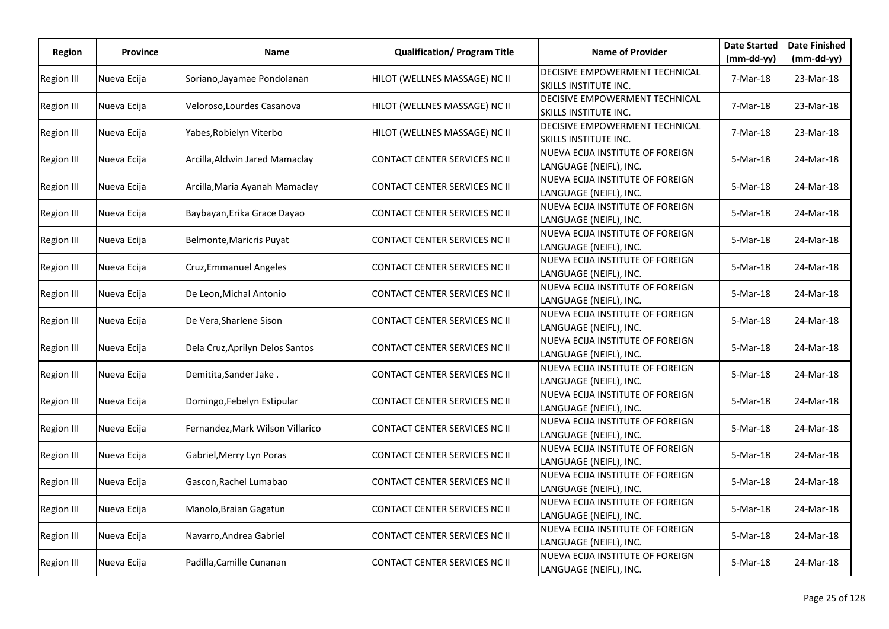| Region | Province | Name | Qualification/ Program Title | Name of Provider | Date Started (mm-dd-yy) | Date Finished (mm-dd-yy) |
|---|---|---|---|---|---|---|
| Region III | Nueva Ecija | Soriano,Jayamae Pondolanan | HILOT (WELLNES MASSAGE) NC II | DECISIVE EMPOWERMENT TECHNICAL SKILLS INSTITUTE INC. | 7-Mar-18 | 23-Mar-18 |
| Region III | Nueva Ecija | Veloroso,Lourdes Casanova | HILOT (WELLNES MASSAGE) NC II | DECISIVE EMPOWERMENT TECHNICAL SKILLS INSTITUTE INC. | 7-Mar-18 | 23-Mar-18 |
| Region III | Nueva Ecija | Yabes,Robielyn Viterbo | HILOT (WELLNES MASSAGE) NC II | DECISIVE EMPOWERMENT TECHNICAL SKILLS INSTITUTE INC. | 7-Mar-18 | 23-Mar-18 |
| Region III | Nueva Ecija | Arcilla,Aldwin Jared Mamaclay | CONTACT CENTER SERVICES NC II | NUEVA ECIJA INSTITUTE OF FOREIGN LANGUAGE (NEIFL), INC. | 5-Mar-18 | 24-Mar-18 |
| Region III | Nueva Ecija | Arcilla,Maria Ayanah Mamaclay | CONTACT CENTER SERVICES NC II | NUEVA ECIJA INSTITUTE OF FOREIGN LANGUAGE (NEIFL), INC. | 5-Mar-18 | 24-Mar-18 |
| Region III | Nueva Ecija | Baybayan,Erika Grace Dayao | CONTACT CENTER SERVICES NC II | NUEVA ECIJA INSTITUTE OF FOREIGN LANGUAGE (NEIFL), INC. | 5-Mar-18 | 24-Mar-18 |
| Region III | Nueva Ecija | Belmonte,Maricris Puyat | CONTACT CENTER SERVICES NC II | NUEVA ECIJA INSTITUTE OF FOREIGN LANGUAGE (NEIFL), INC. | 5-Mar-18 | 24-Mar-18 |
| Region III | Nueva Ecija | Cruz,Emmanuel Angeles | CONTACT CENTER SERVICES NC II | NUEVA ECIJA INSTITUTE OF FOREIGN LANGUAGE (NEIFL), INC. | 5-Mar-18 | 24-Mar-18 |
| Region III | Nueva Ecija | De Leon,Michal Antonio | CONTACT CENTER SERVICES NC II | NUEVA ECIJA INSTITUTE OF FOREIGN LANGUAGE (NEIFL), INC. | 5-Mar-18 | 24-Mar-18 |
| Region III | Nueva Ecija | De Vera,Sharlene Sison | CONTACT CENTER SERVICES NC II | NUEVA ECIJA INSTITUTE OF FOREIGN LANGUAGE (NEIFL), INC. | 5-Mar-18 | 24-Mar-18 |
| Region III | Nueva Ecija | Dela Cruz,Aprilyn Delos Santos | CONTACT CENTER SERVICES NC II | NUEVA ECIJA INSTITUTE OF FOREIGN LANGUAGE (NEIFL), INC. | 5-Mar-18 | 24-Mar-18 |
| Region III | Nueva Ecija | Demitita,Sander Jake . | CONTACT CENTER SERVICES NC II | NUEVA ECIJA INSTITUTE OF FOREIGN LANGUAGE (NEIFL), INC. | 5-Mar-18 | 24-Mar-18 |
| Region III | Nueva Ecija | Domingo,Febelyn Estipular | CONTACT CENTER SERVICES NC II | NUEVA ECIJA INSTITUTE OF FOREIGN LANGUAGE (NEIFL), INC. | 5-Mar-18 | 24-Mar-18 |
| Region III | Nueva Ecija | Fernandez,Mark Wilson Villarico | CONTACT CENTER SERVICES NC II | NUEVA ECIJA INSTITUTE OF FOREIGN LANGUAGE (NEIFL), INC. | 5-Mar-18 | 24-Mar-18 |
| Region III | Nueva Ecija | Gabriel,Merry Lyn Poras | CONTACT CENTER SERVICES NC II | NUEVA ECIJA INSTITUTE OF FOREIGN LANGUAGE (NEIFL), INC. | 5-Mar-18 | 24-Mar-18 |
| Region III | Nueva Ecija | Gascon,Rachel Lumabao | CONTACT CENTER SERVICES NC II | NUEVA ECIJA INSTITUTE OF FOREIGN LANGUAGE (NEIFL), INC. | 5-Mar-18 | 24-Mar-18 |
| Region III | Nueva Ecija | Manolo,Braian Gagatun | CONTACT CENTER SERVICES NC II | NUEVA ECIJA INSTITUTE OF FOREIGN LANGUAGE (NEIFL), INC. | 5-Mar-18 | 24-Mar-18 |
| Region III | Nueva Ecija | Navarro,Andrea Gabriel | CONTACT CENTER SERVICES NC II | NUEVA ECIJA INSTITUTE OF FOREIGN LANGUAGE (NEIFL), INC. | 5-Mar-18 | 24-Mar-18 |
| Region III | Nueva Ecija | Padilla,Camille Cunanan | CONTACT CENTER SERVICES NC II | NUEVA ECIJA INSTITUTE OF FOREIGN LANGUAGE (NEIFL), INC. | 5-Mar-18 | 24-Mar-18 |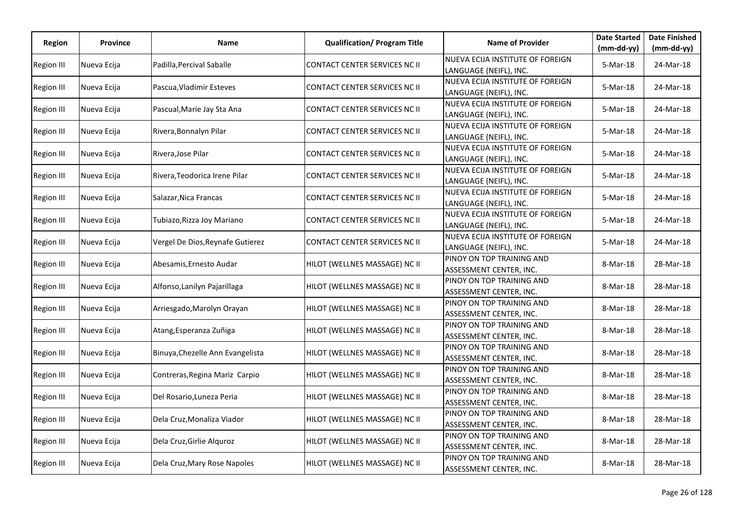| Region | Province | Name | Qualification/ Program Title | Name of Provider | Date Started (mm-dd-yy) | Date Finished (mm-dd-yy) |
|---|---|---|---|---|---|---|
| Region III | Nueva Ecija | Padilla,Percival Saballe | CONTACT CENTER SERVICES NC II | NUEVA ECIJA INSTITUTE OF FOREIGN LANGUAGE (NEIFL), INC. | 5-Mar-18 | 24-Mar-18 |
| Region III | Nueva Ecija | Pascua,Vladimir Esteves | CONTACT CENTER SERVICES NC II | NUEVA ECIJA INSTITUTE OF FOREIGN LANGUAGE (NEIFL), INC. | 5-Mar-18 | 24-Mar-18 |
| Region III | Nueva Ecija | Pascual,Marie Jay Sta Ana | CONTACT CENTER SERVICES NC II | NUEVA ECIJA INSTITUTE OF FOREIGN LANGUAGE (NEIFL), INC. | 5-Mar-18 | 24-Mar-18 |
| Region III | Nueva Ecija | Rivera,Bonnalyn Pilar | CONTACT CENTER SERVICES NC II | NUEVA ECIJA INSTITUTE OF FOREIGN LANGUAGE (NEIFL), INC. | 5-Mar-18 | 24-Mar-18 |
| Region III | Nueva Ecija | Rivera,Jose Pilar | CONTACT CENTER SERVICES NC II | NUEVA ECIJA INSTITUTE OF FOREIGN LANGUAGE (NEIFL), INC. | 5-Mar-18 | 24-Mar-18 |
| Region III | Nueva Ecija | Rivera,Teodorica Irene Pilar | CONTACT CENTER SERVICES NC II | NUEVA ECIJA INSTITUTE OF FOREIGN LANGUAGE (NEIFL), INC. | 5-Mar-18 | 24-Mar-18 |
| Region III | Nueva Ecija | Salazar,Nica Francas | CONTACT CENTER SERVICES NC II | NUEVA ECIJA INSTITUTE OF FOREIGN LANGUAGE (NEIFL), INC. | 5-Mar-18 | 24-Mar-18 |
| Region III | Nueva Ecija | Tubiazo,Rizza Joy Mariano | CONTACT CENTER SERVICES NC II | NUEVA ECIJA INSTITUTE OF FOREIGN LANGUAGE (NEIFL), INC. | 5-Mar-18 | 24-Mar-18 |
| Region III | Nueva Ecija | Vergel De Dios,Reynafe Gutierez | CONTACT CENTER SERVICES NC II | NUEVA ECIJA INSTITUTE OF FOREIGN LANGUAGE (NEIFL), INC. | 5-Mar-18 | 24-Mar-18 |
| Region III | Nueva Ecija | Abesamis,Ernesto Audar | HILOT (WELLNES MASSAGE) NC II | PINOY ON TOP TRAINING AND ASSESSMENT CENTER, INC. | 8-Mar-18 | 28-Mar-18 |
| Region III | Nueva Ecija | Alfonso,Lanilyn Pajarillaga | HILOT (WELLNES MASSAGE) NC II | PINOY ON TOP TRAINING AND ASSESSMENT CENTER, INC. | 8-Mar-18 | 28-Mar-18 |
| Region III | Nueva Ecija | Arriesgado,Marolyn Orayan | HILOT (WELLNES MASSAGE) NC II | PINOY ON TOP TRAINING AND ASSESSMENT CENTER, INC. | 8-Mar-18 | 28-Mar-18 |
| Region III | Nueva Ecija | Atang,Esperanza Zuñiga | HILOT (WELLNES MASSAGE) NC II | PINOY ON TOP TRAINING AND ASSESSMENT CENTER, INC. | 8-Mar-18 | 28-Mar-18 |
| Region III | Nueva Ecija | Binuya,Chezelle Ann Evangelista | HILOT (WELLNES MASSAGE) NC II | PINOY ON TOP TRAINING AND ASSESSMENT CENTER, INC. | 8-Mar-18 | 28-Mar-18 |
| Region III | Nueva Ecija | Contreras,Regina Mariz Carpio | HILOT (WELLNES MASSAGE) NC II | PINOY ON TOP TRAINING AND ASSESSMENT CENTER, INC. | 8-Mar-18 | 28-Mar-18 |
| Region III | Nueva Ecija | Del Rosario,Luneza Peria | HILOT (WELLNES MASSAGE) NC II | PINOY ON TOP TRAINING AND ASSESSMENT CENTER, INC. | 8-Mar-18 | 28-Mar-18 |
| Region III | Nueva Ecija | Dela Cruz,Monaliza Viador | HILOT (WELLNES MASSAGE) NC II | PINOY ON TOP TRAINING AND ASSESSMENT CENTER, INC. | 8-Mar-18 | 28-Mar-18 |
| Region III | Nueva Ecija | Dela Cruz,Girlie Alquroz | HILOT (WELLNES MASSAGE) NC II | PINOY ON TOP TRAINING AND ASSESSMENT CENTER, INC. | 8-Mar-18 | 28-Mar-18 |
| Region III | Nueva Ecija | Dela Cruz,Mary Rose Napoles | HILOT (WELLNES MASSAGE) NC II | PINOY ON TOP TRAINING AND ASSESSMENT CENTER, INC. | 8-Mar-18 | 28-Mar-18 |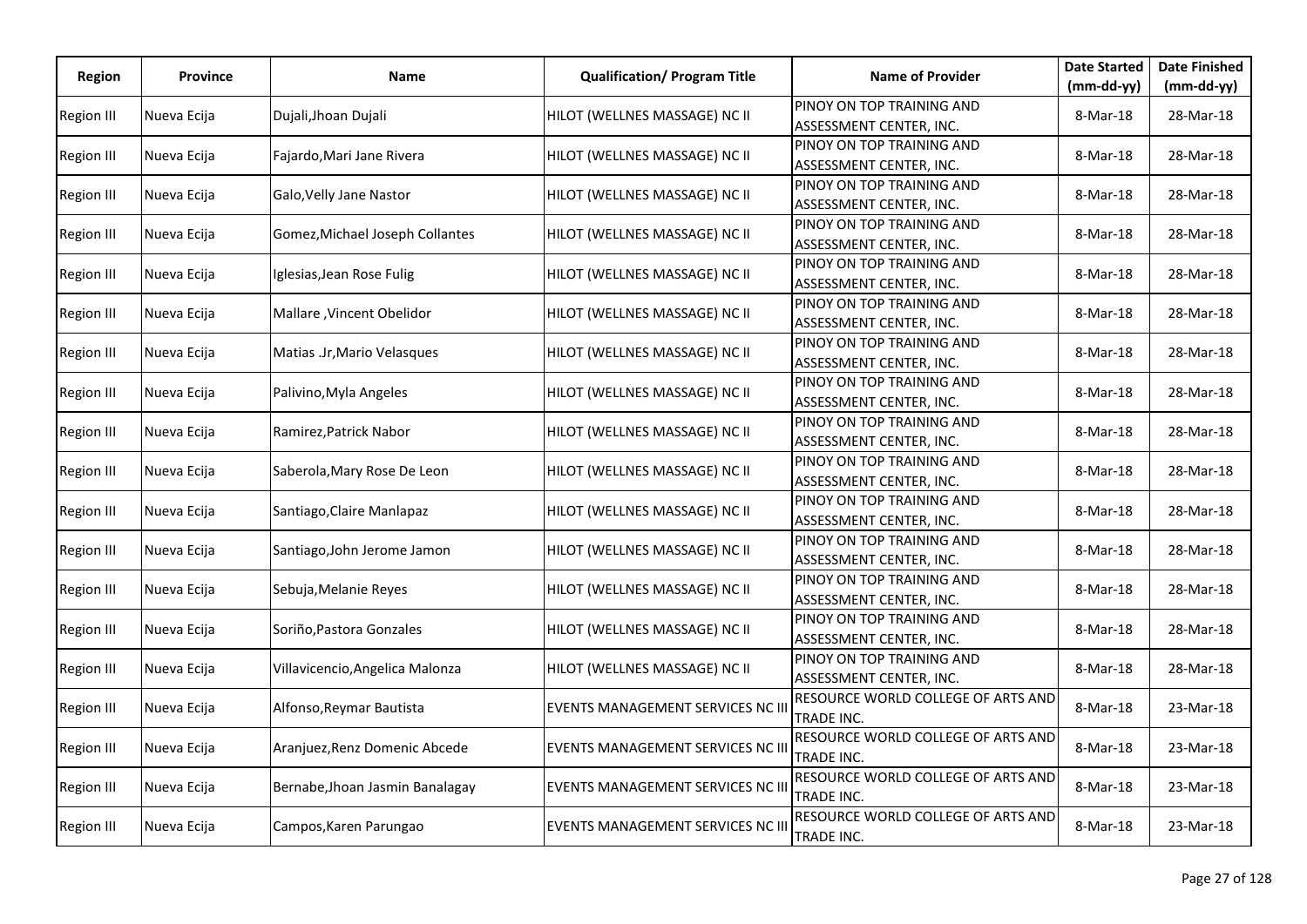| Region | Province | Name | Qualification/ Program Title | Name of Provider | Date Started (mm-dd-yy) | Date Finished (mm-dd-yy) |
|---|---|---|---|---|---|---|
| Region III | Nueva Ecija | Dujali,Jhoan Dujali | HILOT (WELLNES MASSAGE) NC II | PINOY ON TOP TRAINING AND ASSESSMENT CENTER, INC. | 8-Mar-18 | 28-Mar-18 |
| Region III | Nueva Ecija | Fajardo,Mari Jane Rivera | HILOT (WELLNES MASSAGE) NC II | PINOY ON TOP TRAINING AND ASSESSMENT CENTER, INC. | 8-Mar-18 | 28-Mar-18 |
| Region III | Nueva Ecija | Galo,Velly Jane Nastor | HILOT (WELLNES MASSAGE) NC II | PINOY ON TOP TRAINING AND ASSESSMENT CENTER, INC. | 8-Mar-18 | 28-Mar-18 |
| Region III | Nueva Ecija | Gomez,Michael Joseph Collantes | HILOT (WELLNES MASSAGE) NC II | PINOY ON TOP TRAINING AND ASSESSMENT CENTER, INC. | 8-Mar-18 | 28-Mar-18 |
| Region III | Nueva Ecija | Iglesias,Jean Rose Fulig | HILOT (WELLNES MASSAGE) NC II | PINOY ON TOP TRAINING AND ASSESSMENT CENTER, INC. | 8-Mar-18 | 28-Mar-18 |
| Region III | Nueva Ecija | Mallare ,Vincent Obelidor | HILOT (WELLNES MASSAGE) NC II | PINOY ON TOP TRAINING AND ASSESSMENT CENTER, INC. | 8-Mar-18 | 28-Mar-18 |
| Region III | Nueva Ecija | Matias .Jr,Mario Velasques | HILOT (WELLNES MASSAGE) NC II | PINOY ON TOP TRAINING AND ASSESSMENT CENTER, INC. | 8-Mar-18 | 28-Mar-18 |
| Region III | Nueva Ecija | Palivino,Myla Angeles | HILOT (WELLNES MASSAGE) NC II | PINOY ON TOP TRAINING AND ASSESSMENT CENTER, INC. | 8-Mar-18 | 28-Mar-18 |
| Region III | Nueva Ecija | Ramirez,Patrick Nabor | HILOT (WELLNES MASSAGE) NC II | PINOY ON TOP TRAINING AND ASSESSMENT CENTER, INC. | 8-Mar-18 | 28-Mar-18 |
| Region III | Nueva Ecija | Saberola,Mary Rose De Leon | HILOT (WELLNES MASSAGE) NC II | PINOY ON TOP TRAINING AND ASSESSMENT CENTER, INC. | 8-Mar-18 | 28-Mar-18 |
| Region III | Nueva Ecija | Santiago,Claire Manlapaz | HILOT (WELLNES MASSAGE) NC II | PINOY ON TOP TRAINING AND ASSESSMENT CENTER, INC. | 8-Mar-18 | 28-Mar-18 |
| Region III | Nueva Ecija | Santiago,John Jerome Jamon | HILOT (WELLNES MASSAGE) NC II | PINOY ON TOP TRAINING AND ASSESSMENT CENTER, INC. | 8-Mar-18 | 28-Mar-18 |
| Region III | Nueva Ecija | Sebuja,Melanie Reyes | HILOT (WELLNES MASSAGE) NC II | PINOY ON TOP TRAINING AND ASSESSMENT CENTER, INC. | 8-Mar-18 | 28-Mar-18 |
| Region III | Nueva Ecija | Soriño,Pastora Gonzales | HILOT (WELLNES MASSAGE) NC II | PINOY ON TOP TRAINING AND ASSESSMENT CENTER, INC. | 8-Mar-18 | 28-Mar-18 |
| Region III | Nueva Ecija | Villavicencio,Angelica Malonza | HILOT (WELLNES MASSAGE) NC II | PINOY ON TOP TRAINING AND ASSESSMENT CENTER, INC. | 8-Mar-18 | 28-Mar-18 |
| Region III | Nueva Ecija | Alfonso,Reymar Bautista | EVENTS MANAGEMENT SERVICES NC III | RESOURCE WORLD COLLEGE OF ARTS AND TRADE INC. | 8-Mar-18 | 23-Mar-18 |
| Region III | Nueva Ecija | Aranjuez,Renz Domenic Abcede | EVENTS MANAGEMENT SERVICES NC III | RESOURCE WORLD COLLEGE OF ARTS AND TRADE INC. | 8-Mar-18 | 23-Mar-18 |
| Region III | Nueva Ecija | Bernabe,Jhoan Jasmin Banalagay | EVENTS MANAGEMENT SERVICES NC III | RESOURCE WORLD COLLEGE OF ARTS AND TRADE INC. | 8-Mar-18 | 23-Mar-18 |
| Region III | Nueva Ecija | Campos,Karen Parungao | EVENTS MANAGEMENT SERVICES NC III | RESOURCE WORLD COLLEGE OF ARTS AND TRADE INC. | 8-Mar-18 | 23-Mar-18 |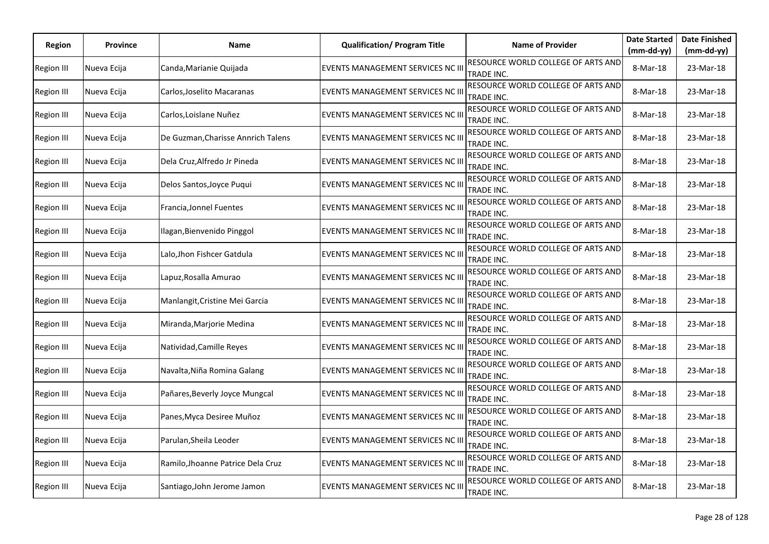| Region | Province | Name | Qualification/ Program Title | Name of Provider | Date Started (mm-dd-yy) | Date Finished (mm-dd-yy) |
|---|---|---|---|---|---|---|
| Region III | Nueva Ecija | Canda,Marianie Quijada | EVENTS MANAGEMENT SERVICES NC III | RESOURCE WORLD COLLEGE OF ARTS AND TRADE INC. | 8-Mar-18 | 23-Mar-18 |
| Region III | Nueva Ecija | Carlos,Joselito Macaranas | EVENTS MANAGEMENT SERVICES NC III | RESOURCE WORLD COLLEGE OF ARTS AND TRADE INC. | 8-Mar-18 | 23-Mar-18 |
| Region III | Nueva Ecija | Carlos,Loislane Nuñez | EVENTS MANAGEMENT SERVICES NC III | RESOURCE WORLD COLLEGE OF ARTS AND TRADE INC. | 8-Mar-18 | 23-Mar-18 |
| Region III | Nueva Ecija | De Guzman,Charisse Annrich Talens | EVENTS MANAGEMENT SERVICES NC III | RESOURCE WORLD COLLEGE OF ARTS AND TRADE INC. | 8-Mar-18 | 23-Mar-18 |
| Region III | Nueva Ecija | Dela Cruz,Alfredo Jr Pineda | EVENTS MANAGEMENT SERVICES NC III | RESOURCE WORLD COLLEGE OF ARTS AND TRADE INC. | 8-Mar-18 | 23-Mar-18 |
| Region III | Nueva Ecija | Delos Santos,Joyce Puqui | EVENTS MANAGEMENT SERVICES NC III | RESOURCE WORLD COLLEGE OF ARTS AND TRADE INC. | 8-Mar-18 | 23-Mar-18 |
| Region III | Nueva Ecija | Francia,Jonnel Fuentes | EVENTS MANAGEMENT SERVICES NC III | RESOURCE WORLD COLLEGE OF ARTS AND TRADE INC. | 8-Mar-18 | 23-Mar-18 |
| Region III | Nueva Ecija | Ilagan,Bienvenido Pinggol | EVENTS MANAGEMENT SERVICES NC III | RESOURCE WORLD COLLEGE OF ARTS AND TRADE INC. | 8-Mar-18 | 23-Mar-18 |
| Region III | Nueva Ecija | Lalo,Jhon Fishcer Gatdula | EVENTS MANAGEMENT SERVICES NC III | RESOURCE WORLD COLLEGE OF ARTS AND TRADE INC. | 8-Mar-18 | 23-Mar-18 |
| Region III | Nueva Ecija | Lapuz,Rosalla Amurao | EVENTS MANAGEMENT SERVICES NC III | RESOURCE WORLD COLLEGE OF ARTS AND TRADE INC. | 8-Mar-18 | 23-Mar-18 |
| Region III | Nueva Ecija | Manlangit,Cristine Mei Garcia | EVENTS MANAGEMENT SERVICES NC III | RESOURCE WORLD COLLEGE OF ARTS AND TRADE INC. | 8-Mar-18 | 23-Mar-18 |
| Region III | Nueva Ecija | Miranda,Marjorie Medina | EVENTS MANAGEMENT SERVICES NC III | RESOURCE WORLD COLLEGE OF ARTS AND TRADE INC. | 8-Mar-18 | 23-Mar-18 |
| Region III | Nueva Ecija | Natividad,Camille Reyes | EVENTS MANAGEMENT SERVICES NC III | RESOURCE WORLD COLLEGE OF ARTS AND TRADE INC. | 8-Mar-18 | 23-Mar-18 |
| Region III | Nueva Ecija | Navalta,Niña Romina Galang | EVENTS MANAGEMENT SERVICES NC III | RESOURCE WORLD COLLEGE OF ARTS AND TRADE INC. | 8-Mar-18 | 23-Mar-18 |
| Region III | Nueva Ecija | Pañares,Beverly Joyce Mungcal | EVENTS MANAGEMENT SERVICES NC III | RESOURCE WORLD COLLEGE OF ARTS AND TRADE INC. | 8-Mar-18 | 23-Mar-18 |
| Region III | Nueva Ecija | Panes,Myca Desiree Muñoz | EVENTS MANAGEMENT SERVICES NC III | RESOURCE WORLD COLLEGE OF ARTS AND TRADE INC. | 8-Mar-18 | 23-Mar-18 |
| Region III | Nueva Ecija | Parulan,Sheila Leoder | EVENTS MANAGEMENT SERVICES NC III | RESOURCE WORLD COLLEGE OF ARTS AND TRADE INC. | 8-Mar-18 | 23-Mar-18 |
| Region III | Nueva Ecija | Ramilo,Jhoanne Patrice Dela Cruz | EVENTS MANAGEMENT SERVICES NC III | RESOURCE WORLD COLLEGE OF ARTS AND TRADE INC. | 8-Mar-18 | 23-Mar-18 |
| Region III | Nueva Ecija | Santiago,John Jerome Jamon | EVENTS MANAGEMENT SERVICES NC III | RESOURCE WORLD COLLEGE OF ARTS AND TRADE INC. | 8-Mar-18 | 23-Mar-18 |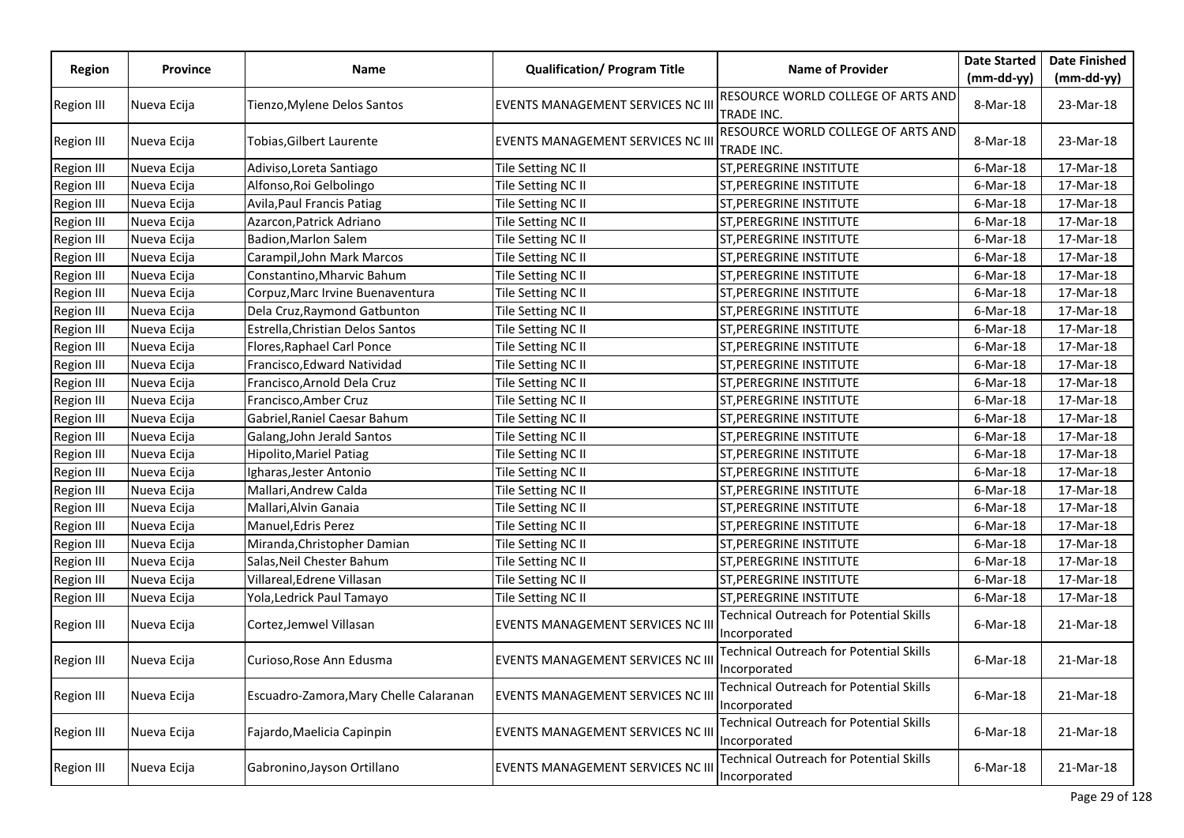| Region | Province | Name | Qualification/ Program Title | Name of Provider | Date Started (mm-dd-yy) | Date Finished (mm-dd-yy) |
|---|---|---|---|---|---|---|
| Region III | Nueva Ecija | Tienzo,Mylene Delos Santos | EVENTS MANAGEMENT SERVICES NC III | RESOURCE WORLD COLLEGE OF ARTS AND TRADE INC. | 8-Mar-18 | 23-Mar-18 |
| Region III | Nueva Ecija | Tobias,Gilbert Laurente | EVENTS MANAGEMENT SERVICES NC III | RESOURCE WORLD COLLEGE OF ARTS AND TRADE INC. | 8-Mar-18 | 23-Mar-18 |
| Region III | Nueva Ecija | Adiviso,Loreta Santiago | Tile Setting NC II | ST,PEREGRINE INSTITUTE | 6-Mar-18 | 17-Mar-18 |
| Region III | Nueva Ecija | Alfonso,Roi Gelbolingo | Tile Setting NC II | ST,PEREGRINE INSTITUTE | 6-Mar-18 | 17-Mar-18 |
| Region III | Nueva Ecija | Avila,Paul Francis Patiag | Tile Setting NC II | ST,PEREGRINE INSTITUTE | 6-Mar-18 | 17-Mar-18 |
| Region III | Nueva Ecija | Azarcon,Patrick Adriano | Tile Setting NC II | ST,PEREGRINE INSTITUTE | 6-Mar-18 | 17-Mar-18 |
| Region III | Nueva Ecija | Badion,Marlon Salem | Tile Setting NC II | ST,PEREGRINE INSTITUTE | 6-Mar-18 | 17-Mar-18 |
| Region III | Nueva Ecija | Carampil,John Mark Marcos | Tile Setting NC II | ST,PEREGRINE INSTITUTE | 6-Mar-18 | 17-Mar-18 |
| Region III | Nueva Ecija | Constantino,Mharvic Bahum | Tile Setting NC II | ST,PEREGRINE INSTITUTE | 6-Mar-18 | 17-Mar-18 |
| Region III | Nueva Ecija | Corpuz,Marc Irvine Buenaventura | Tile Setting NC II | ST,PEREGRINE INSTITUTE | 6-Mar-18 | 17-Mar-18 |
| Region III | Nueva Ecija | Dela Cruz,Raymond Gatbunton | Tile Setting NC II | ST,PEREGRINE INSTITUTE | 6-Mar-18 | 17-Mar-18 |
| Region III | Nueva Ecija | Estrella,Christian Delos Santos | Tile Setting NC II | ST,PEREGRINE INSTITUTE | 6-Mar-18 | 17-Mar-18 |
| Region III | Nueva Ecija | Flores,Raphael Carl Ponce | Tile Setting NC II | ST,PEREGRINE INSTITUTE | 6-Mar-18 | 17-Mar-18 |
| Region III | Nueva Ecija | Francisco,Edward Natividad | Tile Setting NC II | ST,PEREGRINE INSTITUTE | 6-Mar-18 | 17-Mar-18 |
| Region III | Nueva Ecija | Francisco,Arnold Dela Cruz | Tile Setting NC II | ST,PEREGRINE INSTITUTE | 6-Mar-18 | 17-Mar-18 |
| Region III | Nueva Ecija | Francisco,Amber Cruz | Tile Setting NC II | ST,PEREGRINE INSTITUTE | 6-Mar-18 | 17-Mar-18 |
| Region III | Nueva Ecija | Gabriel,Raniel Caesar Bahum | Tile Setting NC II | ST,PEREGRINE INSTITUTE | 6-Mar-18 | 17-Mar-18 |
| Region III | Nueva Ecija | Galang,John Jerald Santos | Tile Setting NC II | ST,PEREGRINE INSTITUTE | 6-Mar-18 | 17-Mar-18 |
| Region III | Nueva Ecija | Hipolito,Mariel Patiag | Tile Setting NC II | ST,PEREGRINE INSTITUTE | 6-Mar-18 | 17-Mar-18 |
| Region III | Nueva Ecija | Igharas,Jester Antonio | Tile Setting NC II | ST,PEREGRINE INSTITUTE | 6-Mar-18 | 17-Mar-18 |
| Region III | Nueva Ecija | Mallari,Andrew Calda | Tile Setting NC II | ST,PEREGRINE INSTITUTE | 6-Mar-18 | 17-Mar-18 |
| Region III | Nueva Ecija | Mallari,Alvin Ganaia | Tile Setting NC II | ST,PEREGRINE INSTITUTE | 6-Mar-18 | 17-Mar-18 |
| Region III | Nueva Ecija | Manuel,Edris Perez | Tile Setting NC II | ST,PEREGRINE INSTITUTE | 6-Mar-18 | 17-Mar-18 |
| Region III | Nueva Ecija | Miranda,Christopher Damian | Tile Setting NC II | ST,PEREGRINE INSTITUTE | 6-Mar-18 | 17-Mar-18 |
| Region III | Nueva Ecija | Salas,Neil Chester Bahum | Tile Setting NC II | ST,PEREGRINE INSTITUTE | 6-Mar-18 | 17-Mar-18 |
| Region III | Nueva Ecija | Villareal,Edrene Villasan | Tile Setting NC II | ST,PEREGRINE INSTITUTE | 6-Mar-18 | 17-Mar-18 |
| Region III | Nueva Ecija | Yola,Ledrick Paul Tamayo | Tile Setting NC II | ST,PEREGRINE INSTITUTE | 6-Mar-18 | 17-Mar-18 |
| Region III | Nueva Ecija | Cortez,Jemwel Villasan | EVENTS MANAGEMENT SERVICES NC III | Technical Outreach for Potential Skills Incorporated | 6-Mar-18 | 21-Mar-18 |
| Region III | Nueva Ecija | Curioso,Rose Ann Edusma | EVENTS MANAGEMENT SERVICES NC III | Technical Outreach for Potential Skills Incorporated | 6-Mar-18 | 21-Mar-18 |
| Region III | Nueva Ecija | Escuadro-Zamora,Mary Chelle Calaranan | EVENTS MANAGEMENT SERVICES NC III | Technical Outreach for Potential Skills Incorporated | 6-Mar-18 | 21-Mar-18 |
| Region III | Nueva Ecija | Fajardo,Maelicia Capinpin | EVENTS MANAGEMENT SERVICES NC III | Technical Outreach for Potential Skills Incorporated | 6-Mar-18 | 21-Mar-18 |
| Region III | Nueva Ecija | Gabronino,Jayson Ortillano | EVENTS MANAGEMENT SERVICES NC III | Technical Outreach for Potential Skills Incorporated | 6-Mar-18 | 21-Mar-18 |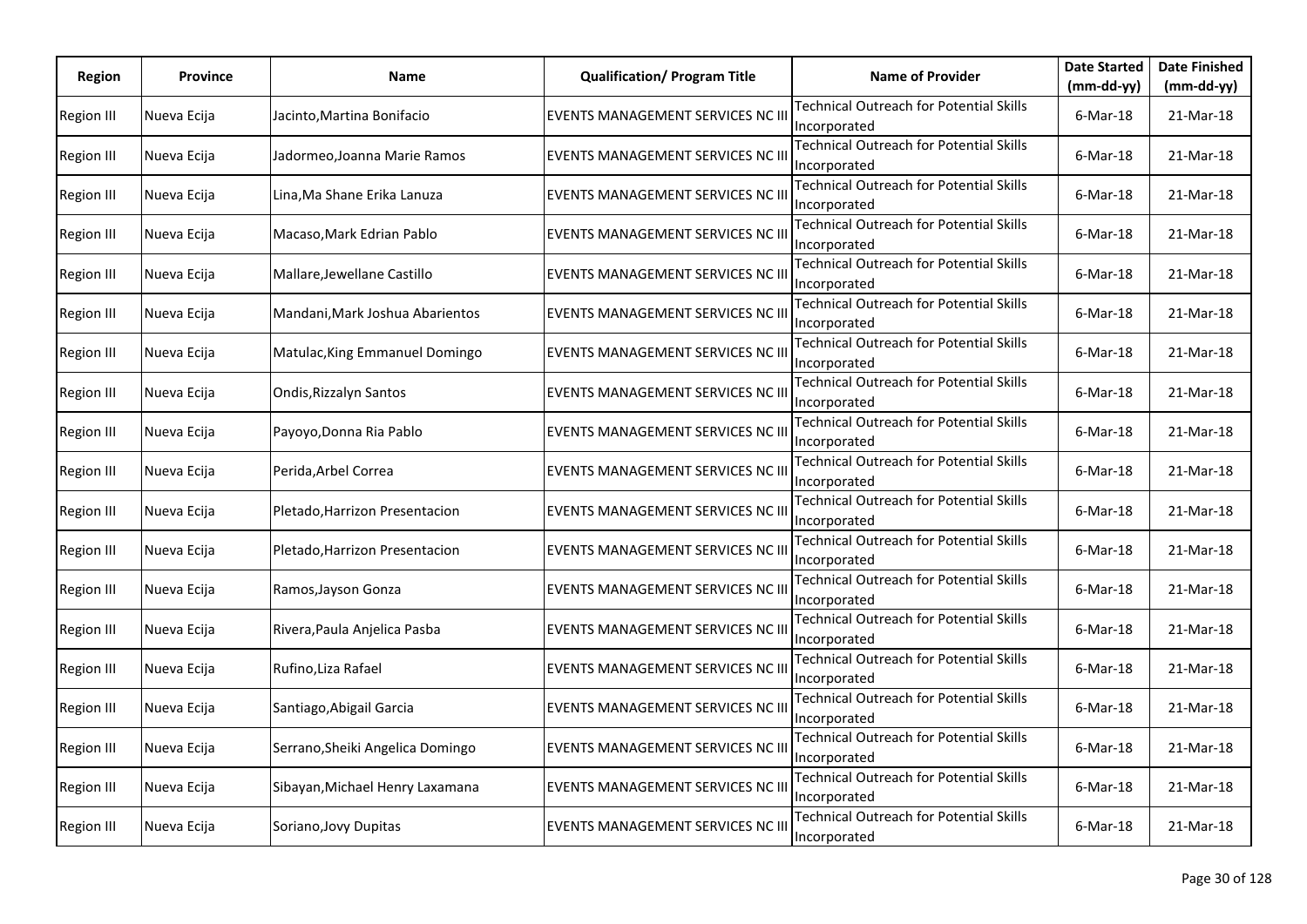| Region | Province | Name | Qualification/ Program Title | Name of Provider | Date Started (mm-dd-yy) | Date Finished (mm-dd-yy) |
|---|---|---|---|---|---|---|
| Region III | Nueva Ecija | Jacinto,Martina Bonifacio | EVENTS MANAGEMENT SERVICES NC III | Technical Outreach for Potential Skills Incorporated | 6-Mar-18 | 21-Mar-18 |
| Region III | Nueva Ecija | Jadormeo,Joanna Marie Ramos | EVENTS MANAGEMENT SERVICES NC III | Technical Outreach for Potential Skills Incorporated | 6-Mar-18 | 21-Mar-18 |
| Region III | Nueva Ecija | Lina,Ma Shane Erika Lanuza | EVENTS MANAGEMENT SERVICES NC III | Technical Outreach for Potential Skills Incorporated | 6-Mar-18 | 21-Mar-18 |
| Region III | Nueva Ecija | Macaso,Mark Edrian Pablo | EVENTS MANAGEMENT SERVICES NC III | Technical Outreach for Potential Skills Incorporated | 6-Mar-18 | 21-Mar-18 |
| Region III | Nueva Ecija | Mallare,Jewellane Castillo | EVENTS MANAGEMENT SERVICES NC III | Technical Outreach for Potential Skills Incorporated | 6-Mar-18 | 21-Mar-18 |
| Region III | Nueva Ecija | Mandani,Mark Joshua Abarientos | EVENTS MANAGEMENT SERVICES NC III | Technical Outreach for Potential Skills Incorporated | 6-Mar-18 | 21-Mar-18 |
| Region III | Nueva Ecija | Matulac,King Emmanuel Domingo | EVENTS MANAGEMENT SERVICES NC III | Technical Outreach for Potential Skills Incorporated | 6-Mar-18 | 21-Mar-18 |
| Region III | Nueva Ecija | Ondis,Rizzalyn Santos | EVENTS MANAGEMENT SERVICES NC III | Technical Outreach for Potential Skills Incorporated | 6-Mar-18 | 21-Mar-18 |
| Region III | Nueva Ecija | Payoyo,Donna Ria Pablo | EVENTS MANAGEMENT SERVICES NC III | Technical Outreach for Potential Skills Incorporated | 6-Mar-18 | 21-Mar-18 |
| Region III | Nueva Ecija | Perida,Arbel Correa | EVENTS MANAGEMENT SERVICES NC III | Technical Outreach for Potential Skills Incorporated | 6-Mar-18 | 21-Mar-18 |
| Region III | Nueva Ecija | Pletado,Harrizon Presentacion | EVENTS MANAGEMENT SERVICES NC III | Technical Outreach for Potential Skills Incorporated | 6-Mar-18 | 21-Mar-18 |
| Region III | Nueva Ecija | Pletado,Harrizon Presentacion | EVENTS MANAGEMENT SERVICES NC III | Technical Outreach for Potential Skills Incorporated | 6-Mar-18 | 21-Mar-18 |
| Region III | Nueva Ecija | Ramos,Jayson Gonza | EVENTS MANAGEMENT SERVICES NC III | Technical Outreach for Potential Skills Incorporated | 6-Mar-18 | 21-Mar-18 |
| Region III | Nueva Ecija | Rivera,Paula Anjelica Pasba | EVENTS MANAGEMENT SERVICES NC III | Technical Outreach for Potential Skills Incorporated | 6-Mar-18 | 21-Mar-18 |
| Region III | Nueva Ecija | Rufino,Liza Rafael | EVENTS MANAGEMENT SERVICES NC III | Technical Outreach for Potential Skills Incorporated | 6-Mar-18 | 21-Mar-18 |
| Region III | Nueva Ecija | Santiago,Abigail Garcia | EVENTS MANAGEMENT SERVICES NC III | Technical Outreach for Potential Skills Incorporated | 6-Mar-18 | 21-Mar-18 |
| Region III | Nueva Ecija | Serrano,Sheiki Angelica Domingo | EVENTS MANAGEMENT SERVICES NC III | Technical Outreach for Potential Skills Incorporated | 6-Mar-18 | 21-Mar-18 |
| Region III | Nueva Ecija | Sibayan,Michael Henry Laxamana | EVENTS MANAGEMENT SERVICES NC III | Technical Outreach for Potential Skills Incorporated | 6-Mar-18 | 21-Mar-18 |
| Region III | Nueva Ecija | Soriano,Jovy Dupitas | EVENTS MANAGEMENT SERVICES NC III | Technical Outreach for Potential Skills Incorporated | 6-Mar-18 | 21-Mar-18 |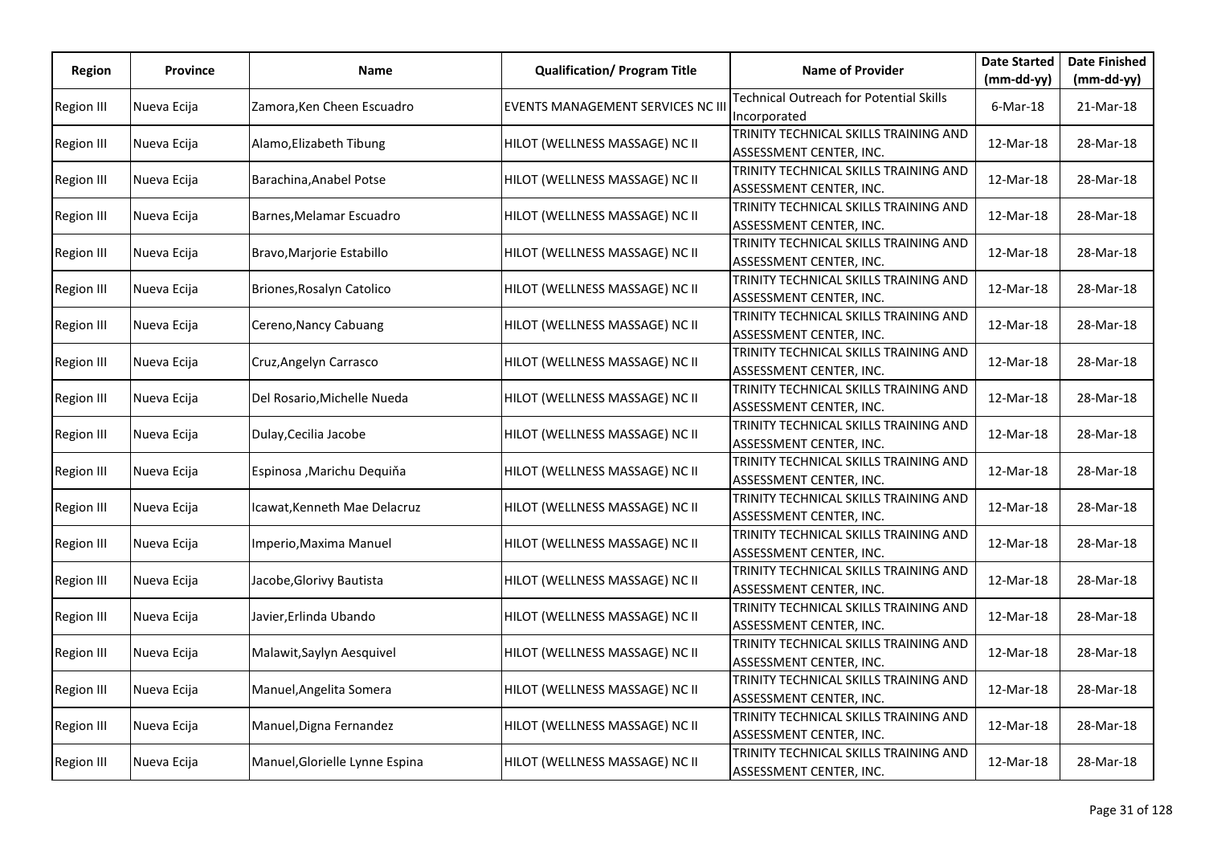| Region | Province | Name | Qualification/ Program Title | Name of Provider | Date Started (mm-dd-yy) | Date Finished (mm-dd-yy) |
|---|---|---|---|---|---|---|
| Region III | Nueva Ecija | Zamora,Ken Cheen Escuadro | EVENTS MANAGEMENT SERVICES NC III | Technical Outreach for Potential Skills Incorporated | 6-Mar-18 | 21-Mar-18 |
| Region III | Nueva Ecija | Alamo,Elizabeth Tibung | HILOT (WELLNESS MASSAGE) NC II | TRINITY TECHNICAL SKILLS TRAINING AND ASSESSMENT CENTER, INC. | 12-Mar-18 | 28-Mar-18 |
| Region III | Nueva Ecija | Barachina,Anabel Potse | HILOT (WELLNESS MASSAGE) NC II | TRINITY TECHNICAL SKILLS TRAINING AND ASSESSMENT CENTER, INC. | 12-Mar-18 | 28-Mar-18 |
| Region III | Nueva Ecija | Barnes,Melamar Escuadro | HILOT (WELLNESS MASSAGE) NC II | TRINITY TECHNICAL SKILLS TRAINING AND ASSESSMENT CENTER, INC. | 12-Mar-18 | 28-Mar-18 |
| Region III | Nueva Ecija | Bravo,Marjorie Estabillo | HILOT (WELLNESS MASSAGE) NC II | TRINITY TECHNICAL SKILLS TRAINING AND ASSESSMENT CENTER, INC. | 12-Mar-18 | 28-Mar-18 |
| Region III | Nueva Ecija | Briones,Rosalyn Catolico | HILOT (WELLNESS MASSAGE) NC II | TRINITY TECHNICAL SKILLS TRAINING AND ASSESSMENT CENTER, INC. | 12-Mar-18 | 28-Mar-18 |
| Region III | Nueva Ecija | Cereno,Nancy Cabuang | HILOT (WELLNESS MASSAGE) NC II | TRINITY TECHNICAL SKILLS TRAINING AND ASSESSMENT CENTER, INC. | 12-Mar-18 | 28-Mar-18 |
| Region III | Nueva Ecija | Cruz,Angelyn Carrasco | HILOT (WELLNESS MASSAGE) NC II | TRINITY TECHNICAL SKILLS TRAINING AND ASSESSMENT CENTER, INC. | 12-Mar-18 | 28-Mar-18 |
| Region III | Nueva Ecija | Del Rosario,Michelle Nueda | HILOT (WELLNESS MASSAGE) NC II | TRINITY TECHNICAL SKILLS TRAINING AND ASSESSMENT CENTER, INC. | 12-Mar-18 | 28-Mar-18 |
| Region III | Nueva Ecija | Dulay,Cecilia Jacobe | HILOT (WELLNESS MASSAGE) NC II | TRINITY TECHNICAL SKILLS TRAINING AND ASSESSMENT CENTER, INC. | 12-Mar-18 | 28-Mar-18 |
| Region III | Nueva Ecija | Espinosa ,Marichu Dequiňa | HILOT (WELLNESS MASSAGE) NC II | TRINITY TECHNICAL SKILLS TRAINING AND ASSESSMENT CENTER, INC. | 12-Mar-18 | 28-Mar-18 |
| Region III | Nueva Ecija | Icawat,Kenneth Mae Delacruz | HILOT (WELLNESS MASSAGE) NC II | TRINITY TECHNICAL SKILLS TRAINING AND ASSESSMENT CENTER, INC. | 12-Mar-18 | 28-Mar-18 |
| Region III | Nueva Ecija | Imperio,Maxima Manuel | HILOT (WELLNESS MASSAGE) NC II | TRINITY TECHNICAL SKILLS TRAINING AND ASSESSMENT CENTER, INC. | 12-Mar-18 | 28-Mar-18 |
| Region III | Nueva Ecija | Jacobe,Glorivy Bautista | HILOT (WELLNESS MASSAGE) NC II | TRINITY TECHNICAL SKILLS TRAINING AND ASSESSMENT CENTER, INC. | 12-Mar-18 | 28-Mar-18 |
| Region III | Nueva Ecija | Javier,Erlinda Ubando | HILOT (WELLNESS MASSAGE) NC II | TRINITY TECHNICAL SKILLS TRAINING AND ASSESSMENT CENTER, INC. | 12-Mar-18 | 28-Mar-18 |
| Region III | Nueva Ecija | Malawit,Saylyn Aesquivel | HILOT (WELLNESS MASSAGE) NC II | TRINITY TECHNICAL SKILLS TRAINING AND ASSESSMENT CENTER, INC. | 12-Mar-18 | 28-Mar-18 |
| Region III | Nueva Ecija | Manuel,Angelita Somera | HILOT (WELLNESS MASSAGE) NC II | TRINITY TECHNICAL SKILLS TRAINING AND ASSESSMENT CENTER, INC. | 12-Mar-18 | 28-Mar-18 |
| Region III | Nueva Ecija | Manuel,Digna Fernandez | HILOT (WELLNESS MASSAGE) NC II | TRINITY TECHNICAL SKILLS TRAINING AND ASSESSMENT CENTER, INC. | 12-Mar-18 | 28-Mar-18 |
| Region III | Nueva Ecija | Manuel,Glorielle Lynne Espina | HILOT (WELLNESS MASSAGE) NC II | TRINITY TECHNICAL SKILLS TRAINING AND ASSESSMENT CENTER, INC. | 12-Mar-18 | 28-Mar-18 |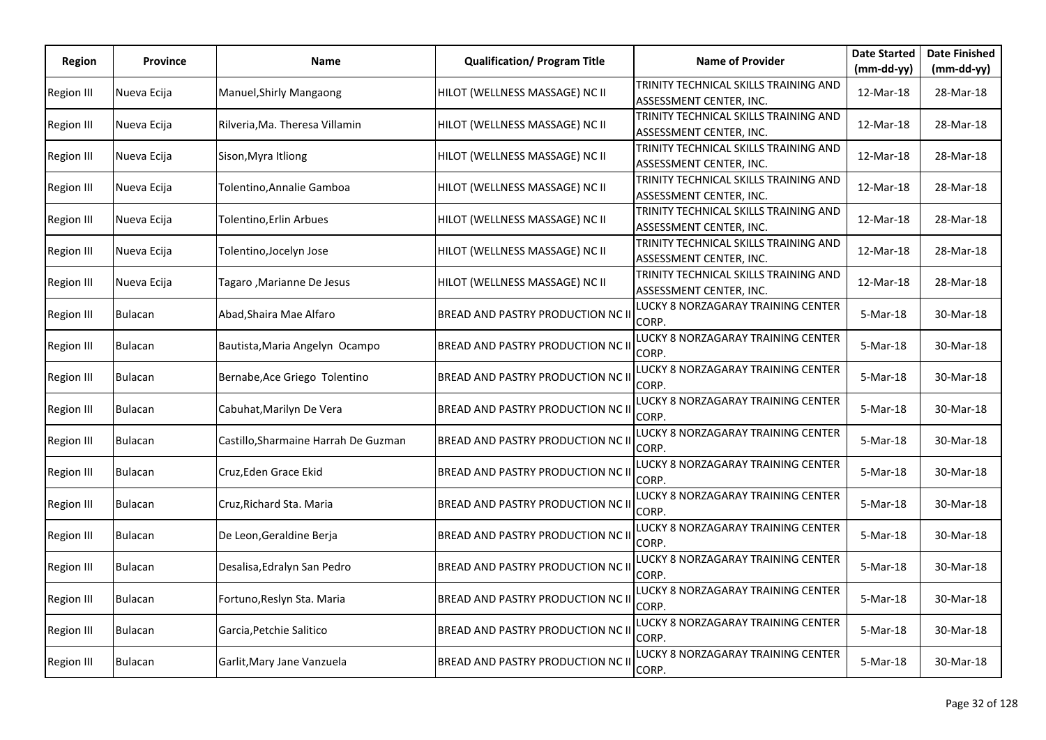| Region | Province | Name | Qualification/ Program Title | Name of Provider | Date Started (mm-dd-yy) | Date Finished (mm-dd-yy) |
|---|---|---|---|---|---|---|
| Region III | Nueva Ecija | Manuel,Shirly Mangaong | HILOT (WELLNESS MASSAGE) NC II | TRINITY TECHNICAL SKILLS TRAINING AND ASSESSMENT CENTER, INC. | 12-Mar-18 | 28-Mar-18 |
| Region III | Nueva Ecija | Rilveria,Ma. Theresa Villamin | HILOT (WELLNESS MASSAGE) NC II | TRINITY TECHNICAL SKILLS TRAINING AND ASSESSMENT CENTER, INC. | 12-Mar-18 | 28-Mar-18 |
| Region III | Nueva Ecija | Sison,Myra Itliong | HILOT (WELLNESS MASSAGE) NC II | TRINITY TECHNICAL SKILLS TRAINING AND ASSESSMENT CENTER, INC. | 12-Mar-18 | 28-Mar-18 |
| Region III | Nueva Ecija | Tolentino,Annalie Gamboa | HILOT (WELLNESS MASSAGE) NC II | TRINITY TECHNICAL SKILLS TRAINING AND ASSESSMENT CENTER, INC. | 12-Mar-18 | 28-Mar-18 |
| Region III | Nueva Ecija | Tolentino,Erlin Arbues | HILOT (WELLNESS MASSAGE) NC II | TRINITY TECHNICAL SKILLS TRAINING AND ASSESSMENT CENTER, INC. | 12-Mar-18 | 28-Mar-18 |
| Region III | Nueva Ecija | Tolentino,Jocelyn Jose | HILOT (WELLNESS MASSAGE) NC II | TRINITY TECHNICAL SKILLS TRAINING AND ASSESSMENT CENTER, INC. | 12-Mar-18 | 28-Mar-18 |
| Region III | Nueva Ecija | Tagaro ,Marianne De Jesus | HILOT (WELLNESS MASSAGE) NC II | TRINITY TECHNICAL SKILLS TRAINING AND ASSESSMENT CENTER, INC. | 12-Mar-18 | 28-Mar-18 |
| Region III | Bulacan | Abad,Shaira Mae Alfaro | BREAD AND PASTRY PRODUCTION NC II | LUCKY 8 NORZAGARAY TRAINING CENTER CORP. | 5-Mar-18 | 30-Mar-18 |
| Region III | Bulacan | Bautista,Maria Angelyn Ocampo | BREAD AND PASTRY PRODUCTION NC II | LUCKY 8 NORZAGARAY TRAINING CENTER CORP. | 5-Mar-18 | 30-Mar-18 |
| Region III | Bulacan | Bernabe,Ace Griego Tolentino | BREAD AND PASTRY PRODUCTION NC II | LUCKY 8 NORZAGARAY TRAINING CENTER CORP. | 5-Mar-18 | 30-Mar-18 |
| Region III | Bulacan | Cabuhat,Marilyn De Vera | BREAD AND PASTRY PRODUCTION NC II | LUCKY 8 NORZAGARAY TRAINING CENTER CORP. | 5-Mar-18 | 30-Mar-18 |
| Region III | Bulacan | Castillo,Sharmaine Harrah De Guzman | BREAD AND PASTRY PRODUCTION NC II | LUCKY 8 NORZAGARAY TRAINING CENTER CORP. | 5-Mar-18 | 30-Mar-18 |
| Region III | Bulacan | Cruz,Eden Grace Ekid | BREAD AND PASTRY PRODUCTION NC II | LUCKY 8 NORZAGARAY TRAINING CENTER CORP. | 5-Mar-18 | 30-Mar-18 |
| Region III | Bulacan | Cruz,Richard Sta. Maria | BREAD AND PASTRY PRODUCTION NC II | LUCKY 8 NORZAGARAY TRAINING CENTER CORP. | 5-Mar-18 | 30-Mar-18 |
| Region III | Bulacan | De Leon,Geraldine Berja | BREAD AND PASTRY PRODUCTION NC II | LUCKY 8 NORZAGARAY TRAINING CENTER CORP. | 5-Mar-18 | 30-Mar-18 |
| Region III | Bulacan | Desalisa,Edralyn San Pedro | BREAD AND PASTRY PRODUCTION NC II | LUCKY 8 NORZAGARAY TRAINING CENTER CORP. | 5-Mar-18 | 30-Mar-18 |
| Region III | Bulacan | Fortuno,Reslyn Sta. Maria | BREAD AND PASTRY PRODUCTION NC II | LUCKY 8 NORZAGARAY TRAINING CENTER CORP. | 5-Mar-18 | 30-Mar-18 |
| Region III | Bulacan | Garcia,Petchie Salitico | BREAD AND PASTRY PRODUCTION NC II | LUCKY 8 NORZAGARAY TRAINING CENTER CORP. | 5-Mar-18 | 30-Mar-18 |
| Region III | Bulacan | Garlit,Mary Jane Vanzuela | BREAD AND PASTRY PRODUCTION NC II | LUCKY 8 NORZAGARAY TRAINING CENTER CORP. | 5-Mar-18 | 30-Mar-18 |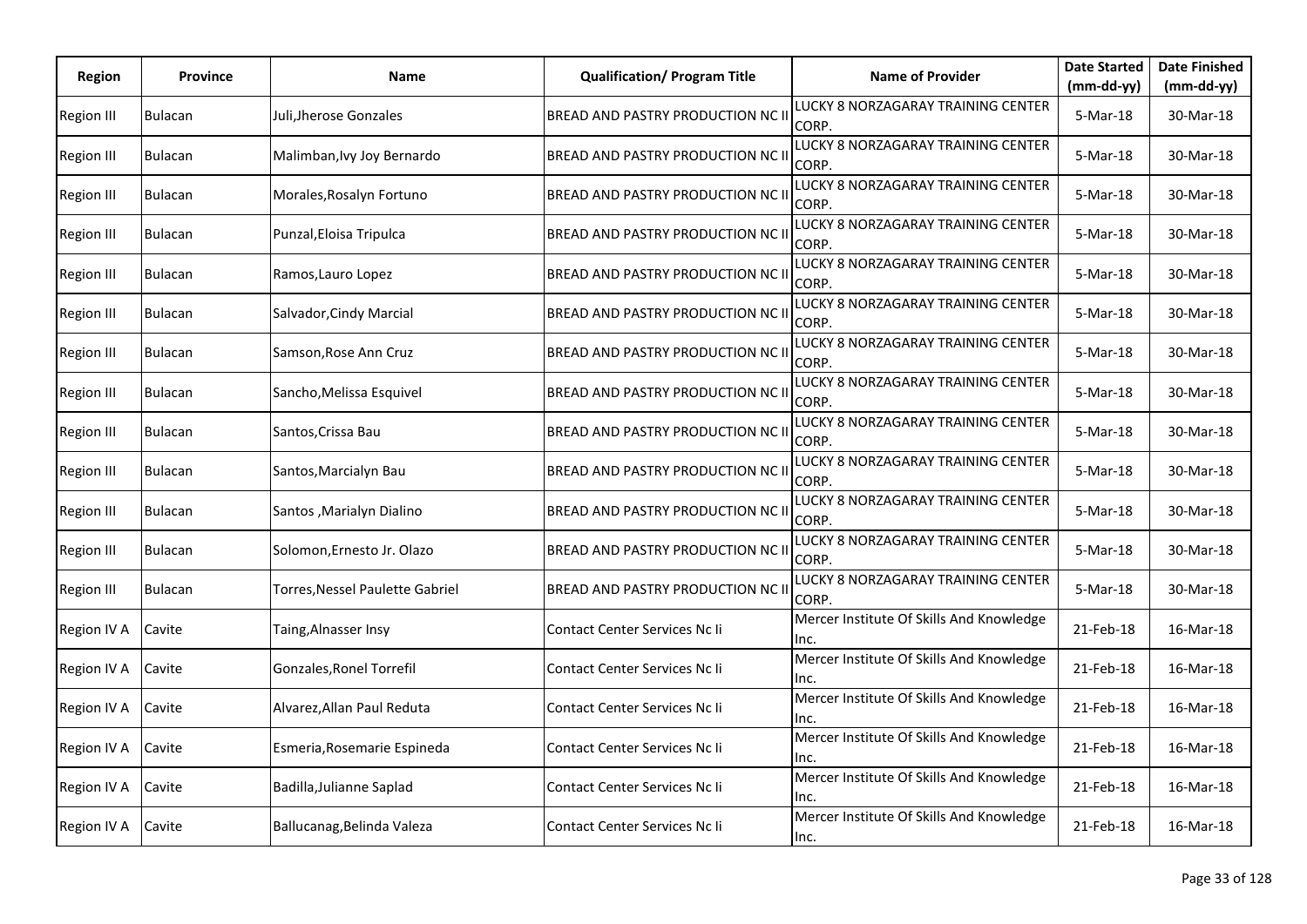| Region | Province | Name | Qualification/ Program Title | Name of Provider | Date Started (mm-dd-yy) | Date Finished (mm-dd-yy) |
|---|---|---|---|---|---|---|
| Region III | Bulacan | Juli,Jherose Gonzales | BREAD AND PASTRY PRODUCTION NC II | LUCKY 8 NORZAGARAY TRAINING CENTER CORP. | 5-Mar-18 | 30-Mar-18 |
| Region III | Bulacan | Malimban,Ivy Joy Bernardo | BREAD AND PASTRY PRODUCTION NC II | LUCKY 8 NORZAGARAY TRAINING CENTER CORP. | 5-Mar-18 | 30-Mar-18 |
| Region III | Bulacan | Morales,Rosalyn Fortuno | BREAD AND PASTRY PRODUCTION NC II | LUCKY 8 NORZAGARAY TRAINING CENTER CORP. | 5-Mar-18 | 30-Mar-18 |
| Region III | Bulacan | Punzal,Eloisa Tripulca | BREAD AND PASTRY PRODUCTION NC II | LUCKY 8 NORZAGARAY TRAINING CENTER CORP. | 5-Mar-18 | 30-Mar-18 |
| Region III | Bulacan | Ramos,Lauro Lopez | BREAD AND PASTRY PRODUCTION NC II | LUCKY 8 NORZAGARAY TRAINING CENTER CORP. | 5-Mar-18 | 30-Mar-18 |
| Region III | Bulacan | Salvador,Cindy Marcial | BREAD AND PASTRY PRODUCTION NC II | LUCKY 8 NORZAGARAY TRAINING CENTER CORP. | 5-Mar-18 | 30-Mar-18 |
| Region III | Bulacan | Samson,Rose Ann Cruz | BREAD AND PASTRY PRODUCTION NC II | LUCKY 8 NORZAGARAY TRAINING CENTER CORP. | 5-Mar-18 | 30-Mar-18 |
| Region III | Bulacan | Sancho,Melissa Esquivel | BREAD AND PASTRY PRODUCTION NC II | LUCKY 8 NORZAGARAY TRAINING CENTER CORP. | 5-Mar-18 | 30-Mar-18 |
| Region III | Bulacan | Santos,Crissa Bau | BREAD AND PASTRY PRODUCTION NC II | LUCKY 8 NORZAGARAY TRAINING CENTER CORP. | 5-Mar-18 | 30-Mar-18 |
| Region III | Bulacan | Santos,Marcialyn Bau | BREAD AND PASTRY PRODUCTION NC II | LUCKY 8 NORZAGARAY TRAINING CENTER CORP. | 5-Mar-18 | 30-Mar-18 |
| Region III | Bulacan | Santos ,Marialyn Dialino | BREAD AND PASTRY PRODUCTION NC II | LUCKY 8 NORZAGARAY TRAINING CENTER CORP. | 5-Mar-18 | 30-Mar-18 |
| Region III | Bulacan | Solomon,Ernesto Jr. Olazo | BREAD AND PASTRY PRODUCTION NC II | LUCKY 8 NORZAGARAY TRAINING CENTER CORP. | 5-Mar-18 | 30-Mar-18 |
| Region III | Bulacan | Torres,Nessel Paulette Gabriel | BREAD AND PASTRY PRODUCTION NC II | LUCKY 8 NORZAGARAY TRAINING CENTER CORP. | 5-Mar-18 | 30-Mar-18 |
| Region IV A | Cavite | Taing,Alnasser Insy | Contact Center Services Nc Ii | Mercer Institute Of Skills And Knowledge Inc. | 21-Feb-18 | 16-Mar-18 |
| Region IV A | Cavite | Gonzales,Ronel Torrefil | Contact Center Services Nc Ii | Mercer Institute Of Skills And Knowledge Inc. | 21-Feb-18 | 16-Mar-18 |
| Region IV A | Cavite | Alvarez,Allan Paul Reduta | Contact Center Services Nc Ii | Mercer Institute Of Skills And Knowledge Inc. | 21-Feb-18 | 16-Mar-18 |
| Region IV A | Cavite | Esmeria,Rosemarie Espineda | Contact Center Services Nc Ii | Mercer Institute Of Skills And Knowledge Inc. | 21-Feb-18 | 16-Mar-18 |
| Region IV A | Cavite | Badilla,Julianne Saplad | Contact Center Services Nc Ii | Mercer Institute Of Skills And Knowledge Inc. | 21-Feb-18 | 16-Mar-18 |
| Region IV A | Cavite | Ballucanag,Belinda Valeza | Contact Center Services Nc Ii | Mercer Institute Of Skills And Knowledge Inc. | 21-Feb-18 | 16-Mar-18 |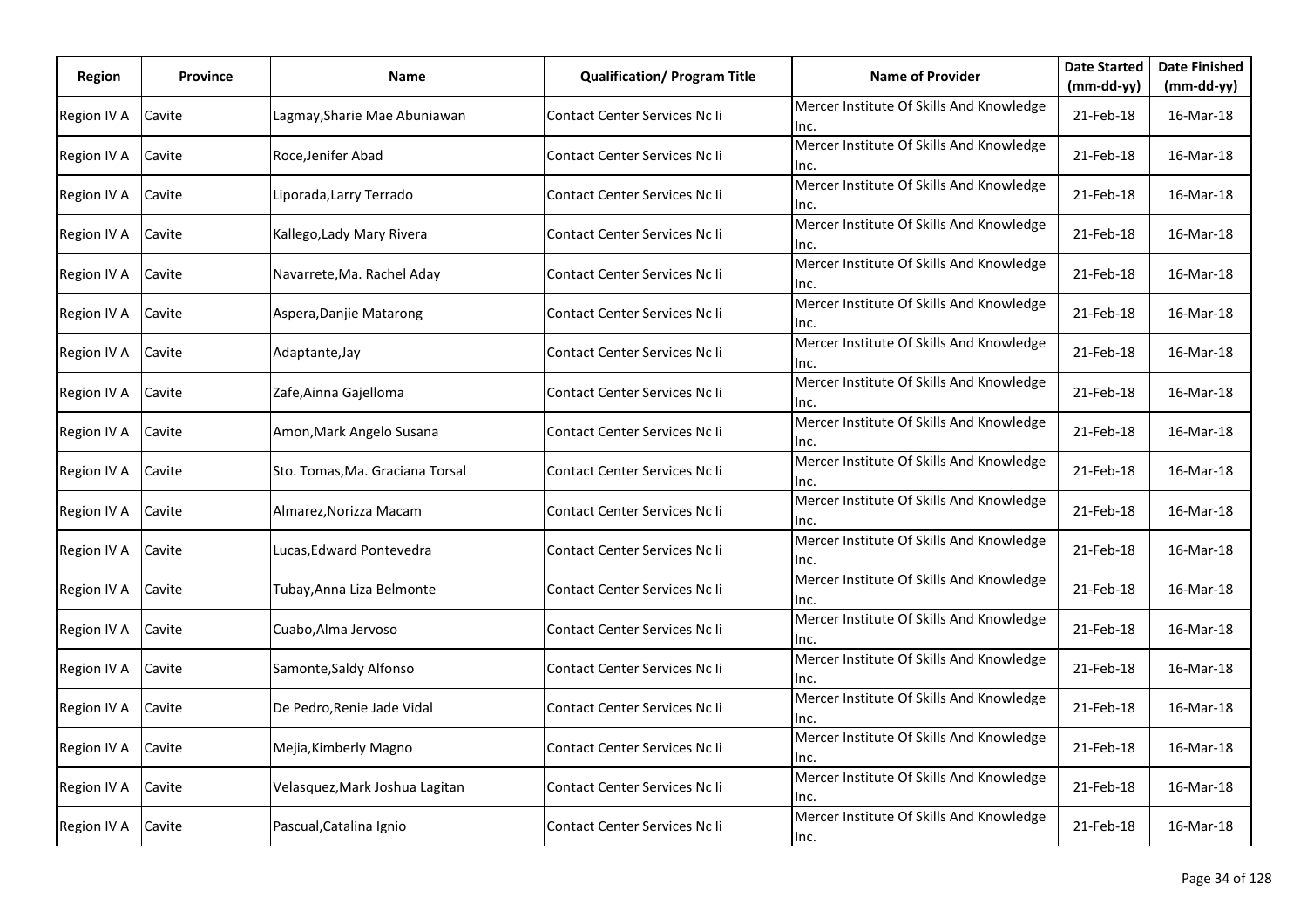| Region | Province | Name | Qualification/ Program Title | Name of Provider | Date Started (mm-dd-yy) | Date Finished (mm-dd-yy) |
|---|---|---|---|---|---|---|
| Region IV A | Cavite | Lagmay,Sharie Mae Abuniawan | Contact Center Services Nc Ii | Mercer Institute Of Skills And Knowledge Inc. | 21-Feb-18 | 16-Mar-18 |
| Region IV A | Cavite | Roce,Jenifer Abad | Contact Center Services Nc Ii | Mercer Institute Of Skills And Knowledge Inc. | 21-Feb-18 | 16-Mar-18 |
| Region IV A | Cavite | Liporada,Larry Terrado | Contact Center Services Nc Ii | Mercer Institute Of Skills And Knowledge Inc. | 21-Feb-18 | 16-Mar-18 |
| Region IV A | Cavite | Kallego,Lady Mary Rivera | Contact Center Services Nc Ii | Mercer Institute Of Skills And Knowledge Inc. | 21-Feb-18 | 16-Mar-18 |
| Region IV A | Cavite | Navarrete,Ma. Rachel Aday | Contact Center Services Nc Ii | Mercer Institute Of Skills And Knowledge Inc. | 21-Feb-18 | 16-Mar-18 |
| Region IV A | Cavite | Aspera,Danjie Matarong | Contact Center Services Nc Ii | Mercer Institute Of Skills And Knowledge Inc. | 21-Feb-18 | 16-Mar-18 |
| Region IV A | Cavite | Adaptante,Jay | Contact Center Services Nc Ii | Mercer Institute Of Skills And Knowledge Inc. | 21-Feb-18 | 16-Mar-18 |
| Region IV A | Cavite | Zafe,Ainna Gajelloma | Contact Center Services Nc Ii | Mercer Institute Of Skills And Knowledge Inc. | 21-Feb-18 | 16-Mar-18 |
| Region IV A | Cavite | Amon,Mark Angelo Susana | Contact Center Services Nc Ii | Mercer Institute Of Skills And Knowledge Inc. | 21-Feb-18 | 16-Mar-18 |
| Region IV A | Cavite | Sto. Tomas,Ma. Graciana Torsal | Contact Center Services Nc Ii | Mercer Institute Of Skills And Knowledge Inc. | 21-Feb-18 | 16-Mar-18 |
| Region IV A | Cavite | Almarez,Norizza Macam | Contact Center Services Nc Ii | Mercer Institute Of Skills And Knowledge Inc. | 21-Feb-18 | 16-Mar-18 |
| Region IV A | Cavite | Lucas,Edward Pontevedra | Contact Center Services Nc Ii | Mercer Institute Of Skills And Knowledge Inc. | 21-Feb-18 | 16-Mar-18 |
| Region IV A | Cavite | Tubay,Anna Liza Belmonte | Contact Center Services Nc Ii | Mercer Institute Of Skills And Knowledge Inc. | 21-Feb-18 | 16-Mar-18 |
| Region IV A | Cavite | Cuabo,Alma Jervoso | Contact Center Services Nc Ii | Mercer Institute Of Skills And Knowledge Inc. | 21-Feb-18 | 16-Mar-18 |
| Region IV A | Cavite | Samonte,Saldy Alfonso | Contact Center Services Nc Ii | Mercer Institute Of Skills And Knowledge Inc. | 21-Feb-18 | 16-Mar-18 |
| Region IV A | Cavite | De Pedro,Renie Jade Vidal | Contact Center Services Nc Ii | Mercer Institute Of Skills And Knowledge Inc. | 21-Feb-18 | 16-Mar-18 |
| Region IV A | Cavite | Mejia,Kimberly Magno | Contact Center Services Nc Ii | Mercer Institute Of Skills And Knowledge Inc. | 21-Feb-18 | 16-Mar-18 |
| Region IV A | Cavite | Velasquez,Mark Joshua Lagitan | Contact Center Services Nc Ii | Mercer Institute Of Skills And Knowledge Inc. | 21-Feb-18 | 16-Mar-18 |
| Region IV A | Cavite | Pascual,Catalina Ignio | Contact Center Services Nc Ii | Mercer Institute Of Skills And Knowledge Inc. | 21-Feb-18 | 16-Mar-18 |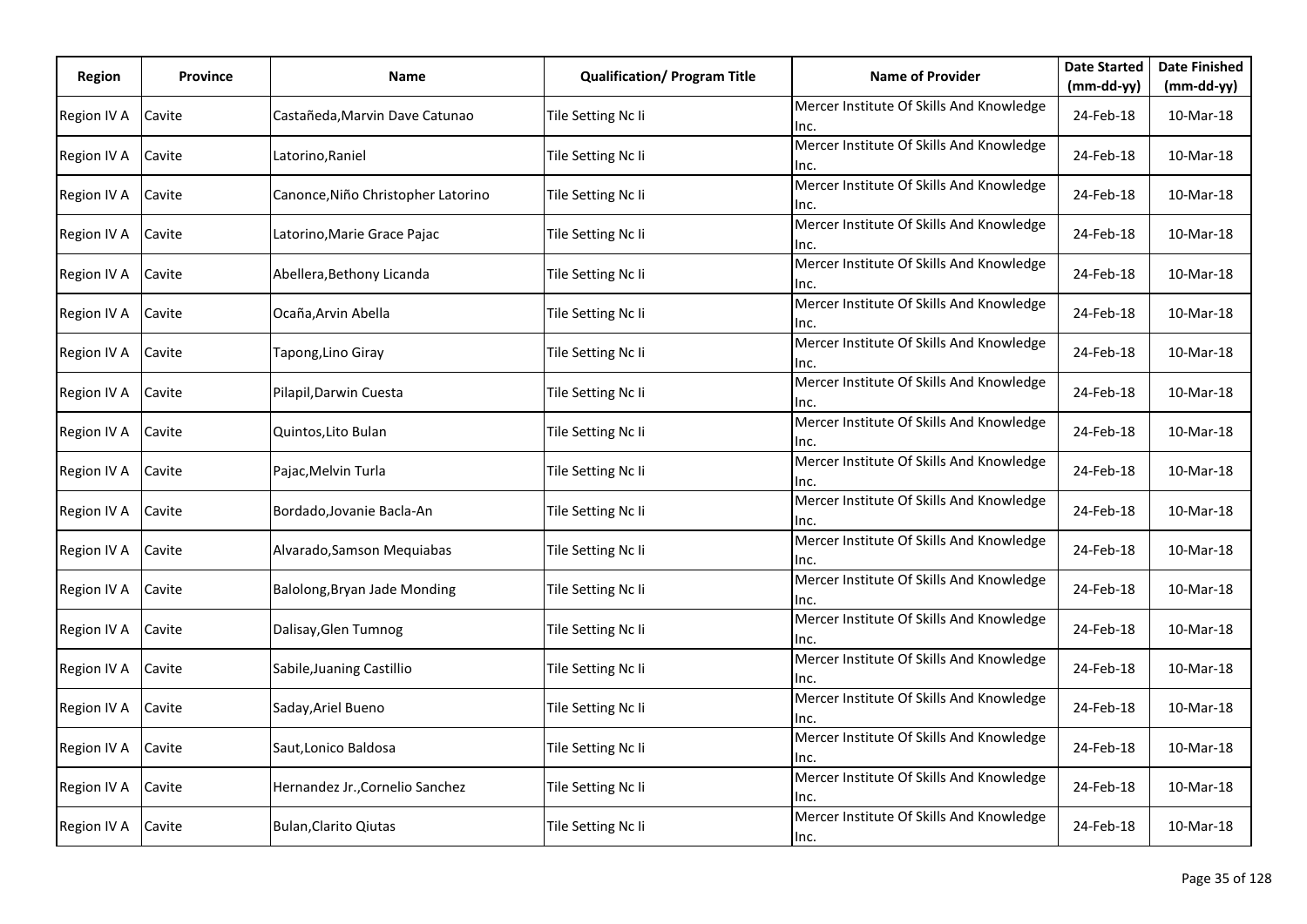| Region | Province | Name | Qualification/ Program Title | Name of Provider | Date Started (mm-dd-yy) | Date Finished (mm-dd-yy) |
|---|---|---|---|---|---|---|
| Region IV A | Cavite | Castañeda,Marvin Dave Catunao | Tile Setting Nc Ii | Mercer Institute Of Skills And Knowledge Inc. | 24-Feb-18 | 10-Mar-18 |
| Region IV A | Cavite | Latorino,Raniel | Tile Setting Nc Ii | Mercer Institute Of Skills And Knowledge Inc. | 24-Feb-18 | 10-Mar-18 |
| Region IV A | Cavite | Canonce,Niño Christopher Latorino | Tile Setting Nc Ii | Mercer Institute Of Skills And Knowledge Inc. | 24-Feb-18 | 10-Mar-18 |
| Region IV A | Cavite | Latorino,Marie Grace Pajac | Tile Setting Nc Ii | Mercer Institute Of Skills And Knowledge Inc. | 24-Feb-18 | 10-Mar-18 |
| Region IV A | Cavite | Abellera,Bethony Licanda | Tile Setting Nc Ii | Mercer Institute Of Skills And Knowledge Inc. | 24-Feb-18 | 10-Mar-18 |
| Region IV A | Cavite | Ocaña,Arvin Abella | Tile Setting Nc Ii | Mercer Institute Of Skills And Knowledge Inc. | 24-Feb-18 | 10-Mar-18 |
| Region IV A | Cavite | Tapong,Lino Giray | Tile Setting Nc Ii | Mercer Institute Of Skills And Knowledge Inc. | 24-Feb-18 | 10-Mar-18 |
| Region IV A | Cavite | Pilapil,Darwin Cuesta | Tile Setting Nc Ii | Mercer Institute Of Skills And Knowledge Inc. | 24-Feb-18 | 10-Mar-18 |
| Region IV A | Cavite | Quintos,Lito Bulan | Tile Setting Nc Ii | Mercer Institute Of Skills And Knowledge Inc. | 24-Feb-18 | 10-Mar-18 |
| Region IV A | Cavite | Pajac,Melvin Turla | Tile Setting Nc Ii | Mercer Institute Of Skills And Knowledge Inc. | 24-Feb-18 | 10-Mar-18 |
| Region IV A | Cavite | Bordado,Jovanie Bacla-An | Tile Setting Nc Ii | Mercer Institute Of Skills And Knowledge Inc. | 24-Feb-18 | 10-Mar-18 |
| Region IV A | Cavite | Alvarado,Samson Mequiabas | Tile Setting Nc Ii | Mercer Institute Of Skills And Knowledge Inc. | 24-Feb-18 | 10-Mar-18 |
| Region IV A | Cavite | Balolong,Bryan Jade Monding | Tile Setting Nc Ii | Mercer Institute Of Skills And Knowledge Inc. | 24-Feb-18 | 10-Mar-18 |
| Region IV A | Cavite | Dalisay,Glen Tumnog | Tile Setting Nc Ii | Mercer Institute Of Skills And Knowledge Inc. | 24-Feb-18 | 10-Mar-18 |
| Region IV A | Cavite | Sabile,Juaning Castillio | Tile Setting Nc Ii | Mercer Institute Of Skills And Knowledge Inc. | 24-Feb-18 | 10-Mar-18 |
| Region IV A | Cavite | Saday,Ariel Bueno | Tile Setting Nc Ii | Mercer Institute Of Skills And Knowledge Inc. | 24-Feb-18 | 10-Mar-18 |
| Region IV A | Cavite | Saut,Lonico Baldosa | Tile Setting Nc Ii | Mercer Institute Of Skills And Knowledge Inc. | 24-Feb-18 | 10-Mar-18 |
| Region IV A | Cavite | Hernandez Jr.,Cornelio Sanchez | Tile Setting Nc Ii | Mercer Institute Of Skills And Knowledge Inc. | 24-Feb-18 | 10-Mar-18 |
| Region IV A | Cavite | Bulan,Clarito Qiutas | Tile Setting Nc Ii | Mercer Institute Of Skills And Knowledge Inc. | 24-Feb-18 | 10-Mar-18 |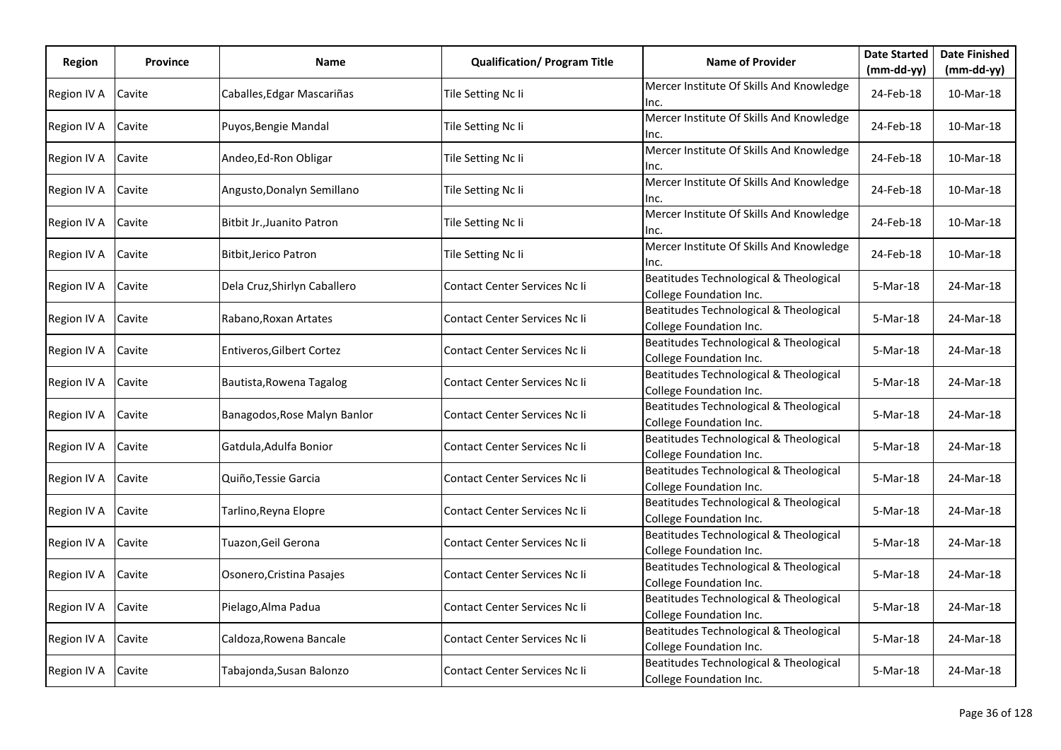| Region | Province | Name | Qualification/ Program Title | Name of Provider | Date Started (mm-dd-yy) | Date Finished (mm-dd-yy) |
|---|---|---|---|---|---|---|
| Region IV A | Cavite | Caballes,Edgar Mascariñas | Tile Setting Nc Ii | Mercer Institute Of Skills And Knowledge Inc. | 24-Feb-18 | 10-Mar-18 |
| Region IV A | Cavite | Puyos,Bengie Mandal | Tile Setting Nc Ii | Mercer Institute Of Skills And Knowledge Inc. | 24-Feb-18 | 10-Mar-18 |
| Region IV A | Cavite | Andeo,Ed-Ron Obligar | Tile Setting Nc Ii | Mercer Institute Of Skills And Knowledge Inc. | 24-Feb-18 | 10-Mar-18 |
| Region IV A | Cavite | Angusto,Donalyn Semillano | Tile Setting Nc Ii | Mercer Institute Of Skills And Knowledge Inc. | 24-Feb-18 | 10-Mar-18 |
| Region IV A | Cavite | Bitbit Jr.,Juanito Patron | Tile Setting Nc Ii | Mercer Institute Of Skills And Knowledge Inc. | 24-Feb-18 | 10-Mar-18 |
| Region IV A | Cavite | Bitbit,Jerico Patron | Tile Setting Nc Ii | Mercer Institute Of Skills And Knowledge Inc. | 24-Feb-18 | 10-Mar-18 |
| Region IV A | Cavite | Dela Cruz,Shirlyn Caballero | Contact Center Services Nc Ii | Beatitudes Technological & Theological College Foundation Inc. | 5-Mar-18 | 24-Mar-18 |
| Region IV A | Cavite | Rabano,Roxan Artates | Contact Center Services Nc Ii | Beatitudes Technological & Theological College Foundation Inc. | 5-Mar-18 | 24-Mar-18 |
| Region IV A | Cavite | Entiveros,Gilbert Cortez | Contact Center Services Nc Ii | Beatitudes Technological & Theological College Foundation Inc. | 5-Mar-18 | 24-Mar-18 |
| Region IV A | Cavite | Bautista,Rowena Tagalog | Contact Center Services Nc Ii | Beatitudes Technological & Theological College Foundation Inc. | 5-Mar-18 | 24-Mar-18 |
| Region IV A | Cavite | Banagodos,Rose Malyn Banlor | Contact Center Services Nc Ii | Beatitudes Technological & Theological College Foundation Inc. | 5-Mar-18 | 24-Mar-18 |
| Region IV A | Cavite | Gatdula,Adulfa Bonior | Contact Center Services Nc Ii | Beatitudes Technological & Theological College Foundation Inc. | 5-Mar-18 | 24-Mar-18 |
| Region IV A | Cavite | Quiño,Tessie Garcia | Contact Center Services Nc Ii | Beatitudes Technological & Theological College Foundation Inc. | 5-Mar-18 | 24-Mar-18 |
| Region IV A | Cavite | Tarlino,Reyna Elopre | Contact Center Services Nc Ii | Beatitudes Technological & Theological College Foundation Inc. | 5-Mar-18 | 24-Mar-18 |
| Region IV A | Cavite | Tuazon,Geil Gerona | Contact Center Services Nc Ii | Beatitudes Technological & Theological College Foundation Inc. | 5-Mar-18 | 24-Mar-18 |
| Region IV A | Cavite | Osonero,Cristina Pasajes | Contact Center Services Nc Ii | Beatitudes Technological & Theological College Foundation Inc. | 5-Mar-18 | 24-Mar-18 |
| Region IV A | Cavite | Pielago,Alma Padua | Contact Center Services Nc Ii | Beatitudes Technological & Theological College Foundation Inc. | 5-Mar-18 | 24-Mar-18 |
| Region IV A | Cavite | Caldoza,Rowena Bancale | Contact Center Services Nc Ii | Beatitudes Technological & Theological College Foundation Inc. | 5-Mar-18 | 24-Mar-18 |
| Region IV A | Cavite | Tabajonda,Susan Balonzo | Contact Center Services Nc Ii | Beatitudes Technological & Theological College Foundation Inc. | 5-Mar-18 | 24-Mar-18 |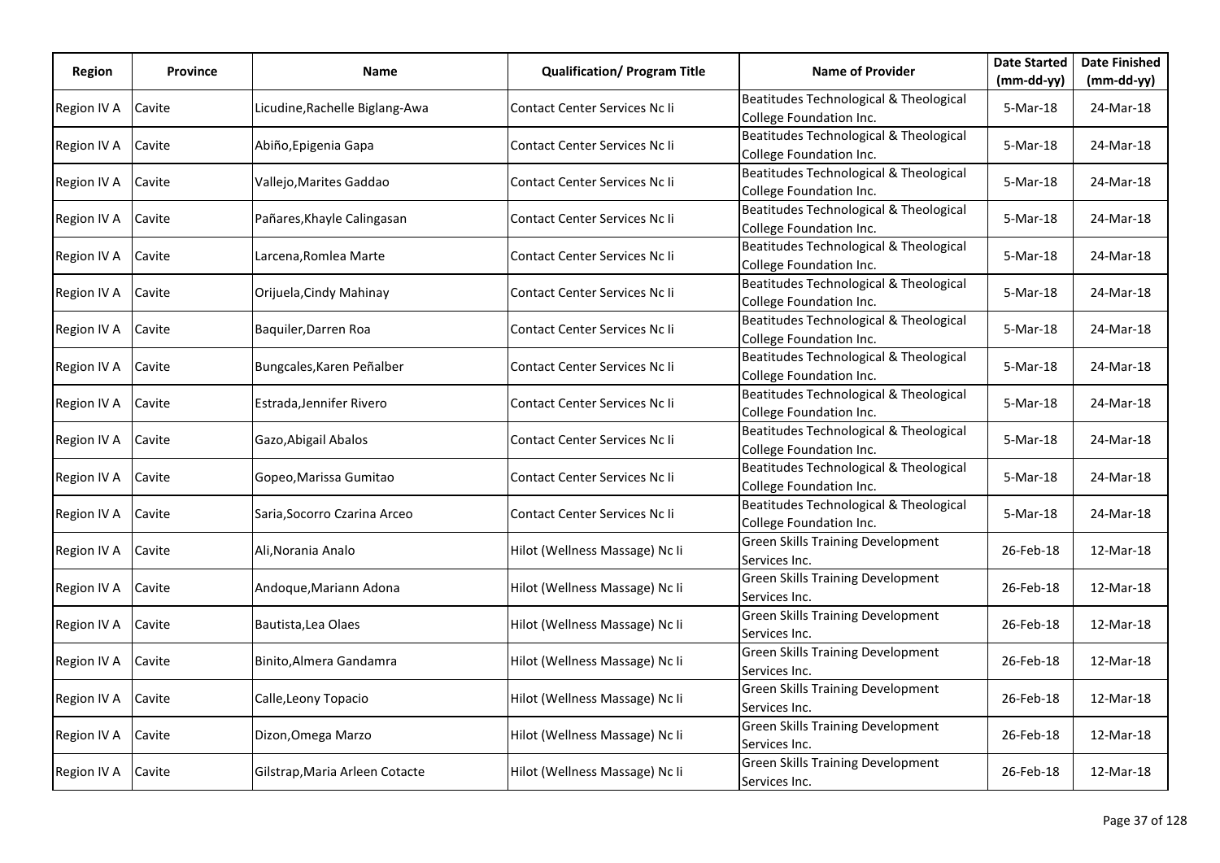| Region | Province | Name | Qualification/ Program Title | Name of Provider | Date Started (mm-dd-yy) | Date Finished (mm-dd-yy) |
|---|---|---|---|---|---|---|
| Region IV A | Cavite | Licudine,Rachelle Biglang-Awa | Contact Center Services Nc Ii | Beatitudes Technological & Theological College Foundation Inc. | 5-Mar-18 | 24-Mar-18 |
| Region IV A | Cavite | Abiño,Epigenia Gapa | Contact Center Services Nc Ii | Beatitudes Technological & Theological College Foundation Inc. | 5-Mar-18 | 24-Mar-18 |
| Region IV A | Cavite | Vallejo,Marites Gaddao | Contact Center Services Nc Ii | Beatitudes Technological & Theological College Foundation Inc. | 5-Mar-18 | 24-Mar-18 |
| Region IV A | Cavite | Pañares,Khayle Calingasan | Contact Center Services Nc Ii | Beatitudes Technological & Theological College Foundation Inc. | 5-Mar-18 | 24-Mar-18 |
| Region IV A | Cavite | Larcena,Romlea Marte | Contact Center Services Nc Ii | Beatitudes Technological & Theological College Foundation Inc. | 5-Mar-18 | 24-Mar-18 |
| Region IV A | Cavite | Orijuela,Cindy Mahinay | Contact Center Services Nc Ii | Beatitudes Technological & Theological College Foundation Inc. | 5-Mar-18 | 24-Mar-18 |
| Region IV A | Cavite | Baquiler,Darren Roa | Contact Center Services Nc Ii | Beatitudes Technological & Theological College Foundation Inc. | 5-Mar-18 | 24-Mar-18 |
| Region IV A | Cavite | Bungcales,Karen Peñalber | Contact Center Services Nc Ii | Beatitudes Technological & Theological College Foundation Inc. | 5-Mar-18 | 24-Mar-18 |
| Region IV A | Cavite | Estrada,Jennifer Rivero | Contact Center Services Nc Ii | Beatitudes Technological & Theological College Foundation Inc. | 5-Mar-18 | 24-Mar-18 |
| Region IV A | Cavite | Gazo,Abigail Abalos | Contact Center Services Nc Ii | Beatitudes Technological & Theological College Foundation Inc. | 5-Mar-18 | 24-Mar-18 |
| Region IV A | Cavite | Gopeo,Marissa Gumitao | Contact Center Services Nc Ii | Beatitudes Technological & Theological College Foundation Inc. | 5-Mar-18 | 24-Mar-18 |
| Region IV A | Cavite | Saria,Socorro Czarina Arceo | Contact Center Services Nc Ii | Beatitudes Technological & Theological College Foundation Inc. | 5-Mar-18 | 24-Mar-18 |
| Region IV A | Cavite | Ali,Norania Analo | Hilot (Wellness Massage) Nc Ii | Green Skills Training Development Services Inc. | 26-Feb-18 | 12-Mar-18 |
| Region IV A | Cavite | Andoque,Mariann Adona | Hilot (Wellness Massage) Nc Ii | Green Skills Training Development Services Inc. | 26-Feb-18 | 12-Mar-18 |
| Region IV A | Cavite | Bautista,Lea Olaes | Hilot (Wellness Massage) Nc Ii | Green Skills Training Development Services Inc. | 26-Feb-18 | 12-Mar-18 |
| Region IV A | Cavite | Binito,Almera Gandamra | Hilot (Wellness Massage) Nc Ii | Green Skills Training Development Services Inc. | 26-Feb-18 | 12-Mar-18 |
| Region IV A | Cavite | Calle,Leony Topacio | Hilot (Wellness Massage) Nc Ii | Green Skills Training Development Services Inc. | 26-Feb-18 | 12-Mar-18 |
| Region IV A | Cavite | Dizon,Omega Marzo | Hilot (Wellness Massage) Nc Ii | Green Skills Training Development Services Inc. | 26-Feb-18 | 12-Mar-18 |
| Region IV A | Cavite | Gilstrap,Maria Arleen Cotacte | Hilot (Wellness Massage) Nc Ii | Green Skills Training Development Services Inc. | 26-Feb-18 | 12-Mar-18 |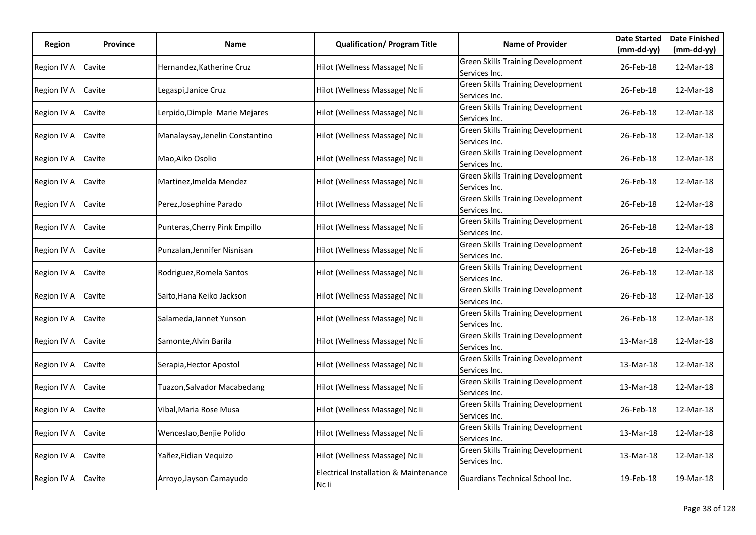| Region | Province | Name | Qualification/ Program Title | Name of Provider | Date Started (mm-dd-yy) | Date Finished (mm-dd-yy) |
|---|---|---|---|---|---|---|
| Region IV A | Cavite | Hernandez,Katherine Cruz | Hilot (Wellness Massage) Nc Ii | Green Skills Training Development Services Inc. | 26-Feb-18 | 12-Mar-18 |
| Region IV A | Cavite | Legaspi,Janice Cruz | Hilot (Wellness Massage) Nc Ii | Green Skills Training Development Services Inc. | 26-Feb-18 | 12-Mar-18 |
| Region IV A | Cavite | Lerpido,Dimple Marie Mejares | Hilot (Wellness Massage) Nc Ii | Green Skills Training Development Services Inc. | 26-Feb-18 | 12-Mar-18 |
| Region IV A | Cavite | Manalaysay,Jenelin Constantino | Hilot (Wellness Massage) Nc Ii | Green Skills Training Development Services Inc. | 26-Feb-18 | 12-Mar-18 |
| Region IV A | Cavite | Mao,Aiko Osolio | Hilot (Wellness Massage) Nc Ii | Green Skills Training Development Services Inc. | 26-Feb-18 | 12-Mar-18 |
| Region IV A | Cavite | Martinez,Imelda Mendez | Hilot (Wellness Massage) Nc Ii | Green Skills Training Development Services Inc. | 26-Feb-18 | 12-Mar-18 |
| Region IV A | Cavite | Perez,Josephine Parado | Hilot (Wellness Massage) Nc Ii | Green Skills Training Development Services Inc. | 26-Feb-18 | 12-Mar-18 |
| Region IV A | Cavite | Punteras,Cherry Pink Empillo | Hilot (Wellness Massage) Nc Ii | Green Skills Training Development Services Inc. | 26-Feb-18 | 12-Mar-18 |
| Region IV A | Cavite | Punzalan,Jennifer Nisnisan | Hilot (Wellness Massage) Nc Ii | Green Skills Training Development Services Inc. | 26-Feb-18 | 12-Mar-18 |
| Region IV A | Cavite | Rodriguez,Romela Santos | Hilot (Wellness Massage) Nc Ii | Green Skills Training Development Services Inc. | 26-Feb-18 | 12-Mar-18 |
| Region IV A | Cavite | Saito,Hana Keiko Jackson | Hilot (Wellness Massage) Nc Ii | Green Skills Training Development Services Inc. | 26-Feb-18 | 12-Mar-18 |
| Region IV A | Cavite | Salameda,Jannet Yunson | Hilot (Wellness Massage) Nc Ii | Green Skills Training Development Services Inc. | 26-Feb-18 | 12-Mar-18 |
| Region IV A | Cavite | Samonte,Alvin Barila | Hilot (Wellness Massage) Nc Ii | Green Skills Training Development Services Inc. | 13-Mar-18 | 12-Mar-18 |
| Region IV A | Cavite | Serapia,Hector Apostol | Hilot (Wellness Massage) Nc Ii | Green Skills Training Development Services Inc. | 13-Mar-18 | 12-Mar-18 |
| Region IV A | Cavite | Tuazon,Salvador Macabedang | Hilot (Wellness Massage) Nc Ii | Green Skills Training Development Services Inc. | 13-Mar-18 | 12-Mar-18 |
| Region IV A | Cavite | Vibal,Maria Rose Musa | Hilot (Wellness Massage) Nc Ii | Green Skills Training Development Services Inc. | 26-Feb-18 | 12-Mar-18 |
| Region IV A | Cavite | Wenceslao,Benjie Polido | Hilot (Wellness Massage) Nc Ii | Green Skills Training Development Services Inc. | 13-Mar-18 | 12-Mar-18 |
| Region IV A | Cavite | Yañez,Fidian Vequizo | Hilot (Wellness Massage) Nc Ii | Green Skills Training Development Services Inc. | 13-Mar-18 | 12-Mar-18 |
| Region IV A | Cavite | Arroyo,Jayson Camayudo | Electrical Installation & Maintenance Nc Ii | Guardians Technical School Inc. | 19-Feb-18 | 19-Mar-18 |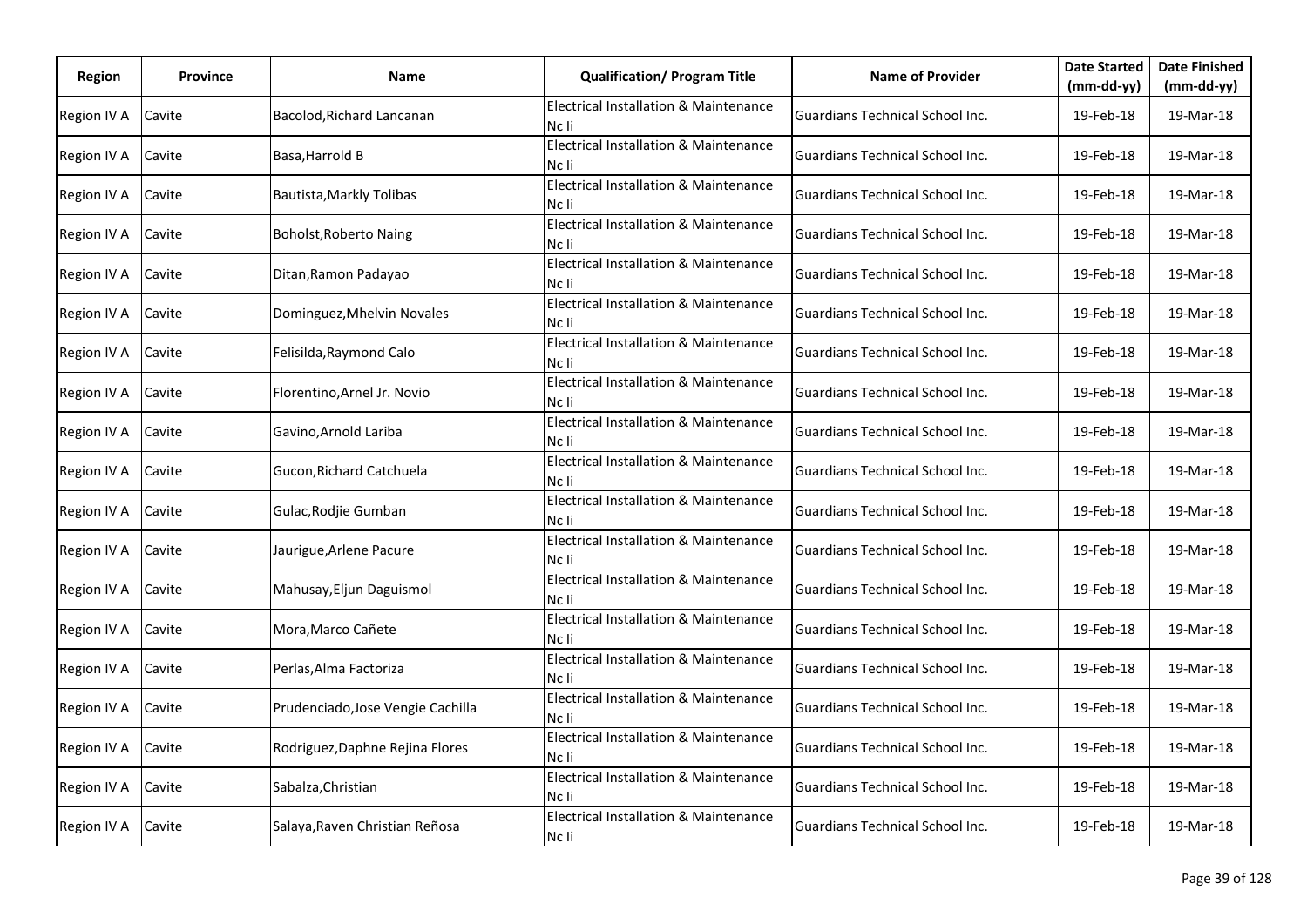| Region | Province | Name | Qualification/ Program Title | Name of Provider | Date Started (mm-dd-yy) | Date Finished (mm-dd-yy) |
|---|---|---|---|---|---|---|
| Region IV A | Cavite | Bacolod,Richard Lancanan | Electrical Installation & Maintenance Nc Ii | Guardians Technical School Inc. | 19-Feb-18 | 19-Mar-18 |
| Region IV A | Cavite | Basa,Harrold B | Electrical Installation & Maintenance Nc Ii | Guardians Technical School Inc. | 19-Feb-18 | 19-Mar-18 |
| Region IV A | Cavite | Bautista,Markly Tolibas | Electrical Installation & Maintenance Nc Ii | Guardians Technical School Inc. | 19-Feb-18 | 19-Mar-18 |
| Region IV A | Cavite | Boholst,Roberto Naing | Electrical Installation & Maintenance Nc Ii | Guardians Technical School Inc. | 19-Feb-18 | 19-Mar-18 |
| Region IV A | Cavite | Ditan,Ramon Padayao | Electrical Installation & Maintenance Nc Ii | Guardians Technical School Inc. | 19-Feb-18 | 19-Mar-18 |
| Region IV A | Cavite | Dominguez,Mhelvin Novales | Electrical Installation & Maintenance Nc Ii | Guardians Technical School Inc. | 19-Feb-18 | 19-Mar-18 |
| Region IV A | Cavite | Felisilda,Raymond Calo | Electrical Installation & Maintenance Nc Ii | Guardians Technical School Inc. | 19-Feb-18 | 19-Mar-18 |
| Region IV A | Cavite | Florentino,Arnel Jr. Novio | Electrical Installation & Maintenance Nc Ii | Guardians Technical School Inc. | 19-Feb-18 | 19-Mar-18 |
| Region IV A | Cavite | Gavino,Arnold Lariba | Electrical Installation & Maintenance Nc Ii | Guardians Technical School Inc. | 19-Feb-18 | 19-Mar-18 |
| Region IV A | Cavite | Gucon,Richard Catchuela | Electrical Installation & Maintenance Nc Ii | Guardians Technical School Inc. | 19-Feb-18 | 19-Mar-18 |
| Region IV A | Cavite | Gulac,Rodjie Gumban | Electrical Installation & Maintenance Nc Ii | Guardians Technical School Inc. | 19-Feb-18 | 19-Mar-18 |
| Region IV A | Cavite | Jaurigue,Arlene Pacure | Electrical Installation & Maintenance Nc Ii | Guardians Technical School Inc. | 19-Feb-18 | 19-Mar-18 |
| Region IV A | Cavite | Mahusay,Eljun Daguismol | Electrical Installation & Maintenance Nc Ii | Guardians Technical School Inc. | 19-Feb-18 | 19-Mar-18 |
| Region IV A | Cavite | Mora,Marco Cañete | Electrical Installation & Maintenance Nc Ii | Guardians Technical School Inc. | 19-Feb-18 | 19-Mar-18 |
| Region IV A | Cavite | Perlas,Alma Factoriza | Electrical Installation & Maintenance Nc Ii | Guardians Technical School Inc. | 19-Feb-18 | 19-Mar-18 |
| Region IV A | Cavite | Prudenciado,Jose Vengie Cachilla | Electrical Installation & Maintenance Nc Ii | Guardians Technical School Inc. | 19-Feb-18 | 19-Mar-18 |
| Region IV A | Cavite | Rodriguez,Daphne Rejina Flores | Electrical Installation & Maintenance Nc Ii | Guardians Technical School Inc. | 19-Feb-18 | 19-Mar-18 |
| Region IV A | Cavite | Sabalza,Christian | Electrical Installation & Maintenance Nc Ii | Guardians Technical School Inc. | 19-Feb-18 | 19-Mar-18 |
| Region IV A | Cavite | Salaya,Raven Christian Reñosa | Electrical Installation & Maintenance Nc Ii | Guardians Technical School Inc. | 19-Feb-18 | 19-Mar-18 |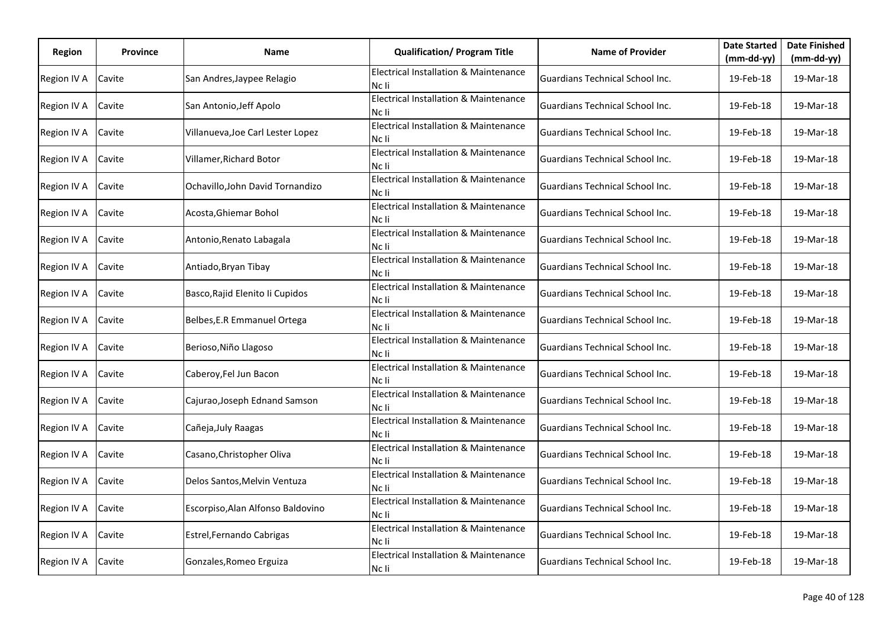| Region | Province | Name | Qualification/ Program Title | Name of Provider | Date Started (mm-dd-yy) | Date Finished (mm-dd-yy) |
|---|---|---|---|---|---|---|
| Region IV A | Cavite | San Andres,Jaypee Relagio | Electrical Installation & Maintenance Nc Ii | Guardians Technical School Inc. | 19-Feb-18 | 19-Mar-18 |
| Region IV A | Cavite | San Antonio,Jeff Apolo | Electrical Installation & Maintenance Nc Ii | Guardians Technical School Inc. | 19-Feb-18 | 19-Mar-18 |
| Region IV A | Cavite | Villanueva,Joe Carl Lester Lopez | Electrical Installation & Maintenance Nc Ii | Guardians Technical School Inc. | 19-Feb-18 | 19-Mar-18 |
| Region IV A | Cavite | Villamer,Richard Botor | Electrical Installation & Maintenance Nc Ii | Guardians Technical School Inc. | 19-Feb-18 | 19-Mar-18 |
| Region IV A | Cavite | Ochavillo,John David Tornandizo | Electrical Installation & Maintenance Nc Ii | Guardians Technical School Inc. | 19-Feb-18 | 19-Mar-18 |
| Region IV A | Cavite | Acosta,Ghiemar Bohol | Electrical Installation & Maintenance Nc Ii | Guardians Technical School Inc. | 19-Feb-18 | 19-Mar-18 |
| Region IV A | Cavite | Antonio,Renato Labagala | Electrical Installation & Maintenance Nc Ii | Guardians Technical School Inc. | 19-Feb-18 | 19-Mar-18 |
| Region IV A | Cavite | Antiado,Bryan Tibay | Electrical Installation & Maintenance Nc Ii | Guardians Technical School Inc. | 19-Feb-18 | 19-Mar-18 |
| Region IV A | Cavite | Basco,Rajid Elenito Ii Cupidos | Electrical Installation & Maintenance Nc Ii | Guardians Technical School Inc. | 19-Feb-18 | 19-Mar-18 |
| Region IV A | Cavite | Belbes,E.R Emmanuel Ortega | Electrical Installation & Maintenance Nc Ii | Guardians Technical School Inc. | 19-Feb-18 | 19-Mar-18 |
| Region IV A | Cavite | Berioso,Niño Llagoso | Electrical Installation & Maintenance Nc Ii | Guardians Technical School Inc. | 19-Feb-18 | 19-Mar-18 |
| Region IV A | Cavite | Caberoy,Fel Jun Bacon | Electrical Installation & Maintenance Nc Ii | Guardians Technical School Inc. | 19-Feb-18 | 19-Mar-18 |
| Region IV A | Cavite | Cajurao,Joseph Ednand Samson | Electrical Installation & Maintenance Nc Ii | Guardians Technical School Inc. | 19-Feb-18 | 19-Mar-18 |
| Region IV A | Cavite | Cañeja,July Raagas | Electrical Installation & Maintenance Nc Ii | Guardians Technical School Inc. | 19-Feb-18 | 19-Mar-18 |
| Region IV A | Cavite | Casano,Christopher Oliva | Electrical Installation & Maintenance Nc Ii | Guardians Technical School Inc. | 19-Feb-18 | 19-Mar-18 |
| Region IV A | Cavite | Delos Santos,Melvin Ventuza | Electrical Installation & Maintenance Nc Ii | Guardians Technical School Inc. | 19-Feb-18 | 19-Mar-18 |
| Region IV A | Cavite | Escorpiso,Alan Alfonso Baldovino | Electrical Installation & Maintenance Nc Ii | Guardians Technical School Inc. | 19-Feb-18 | 19-Mar-18 |
| Region IV A | Cavite | Estrel,Fernando Cabrigas | Electrical Installation & Maintenance Nc Ii | Guardians Technical School Inc. | 19-Feb-18 | 19-Mar-18 |
| Region IV A | Cavite | Gonzales,Romeo Erguiza | Electrical Installation & Maintenance Nc Ii | Guardians Technical School Inc. | 19-Feb-18 | 19-Mar-18 |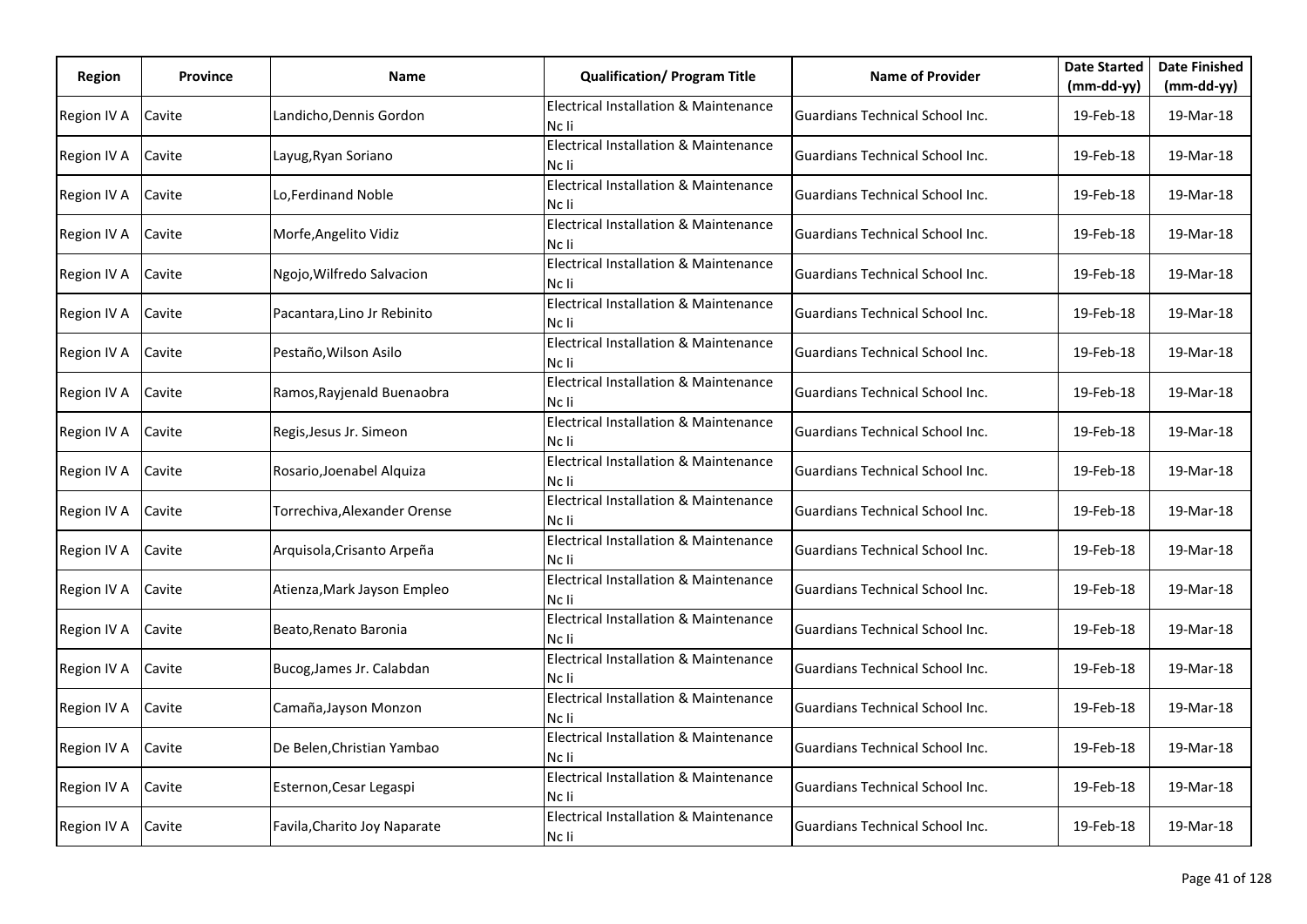| Region | Province | Name | Qualification/ Program Title | Name of Provider | Date Started (mm-dd-yy) | Date Finished (mm-dd-yy) |
|---|---|---|---|---|---|---|
| Region IV A | Cavite | Landicho,Dennis Gordon | Electrical Installation & Maintenance Nc Ii | Guardians Technical School Inc. | 19-Feb-18 | 19-Mar-18 |
| Region IV A | Cavite | Layug,Ryan Soriano | Electrical Installation & Maintenance Nc Ii | Guardians Technical School Inc. | 19-Feb-18 | 19-Mar-18 |
| Region IV A | Cavite | Lo,Ferdinand Noble | Electrical Installation & Maintenance Nc Ii | Guardians Technical School Inc. | 19-Feb-18 | 19-Mar-18 |
| Region IV A | Cavite | Morfe,Angelito Vidiz | Electrical Installation & Maintenance Nc Ii | Guardians Technical School Inc. | 19-Feb-18 | 19-Mar-18 |
| Region IV A | Cavite | Ngojo,Wilfredo Salvacion | Electrical Installation & Maintenance Nc Ii | Guardians Technical School Inc. | 19-Feb-18 | 19-Mar-18 |
| Region IV A | Cavite | Pacantara,Lino Jr Rebinito | Electrical Installation & Maintenance Nc Ii | Guardians Technical School Inc. | 19-Feb-18 | 19-Mar-18 |
| Region IV A | Cavite | Pestaño,Wilson Asilo | Electrical Installation & Maintenance Nc Ii | Guardians Technical School Inc. | 19-Feb-18 | 19-Mar-18 |
| Region IV A | Cavite | Ramos,Rayjenald Buenaobra | Electrical Installation & Maintenance Nc Ii | Guardians Technical School Inc. | 19-Feb-18 | 19-Mar-18 |
| Region IV A | Cavite | Regis,Jesus Jr. Simeon | Electrical Installation & Maintenance Nc Ii | Guardians Technical School Inc. | 19-Feb-18 | 19-Mar-18 |
| Region IV A | Cavite | Rosario,Joenabel Alquiza | Electrical Installation & Maintenance Nc Ii | Guardians Technical School Inc. | 19-Feb-18 | 19-Mar-18 |
| Region IV A | Cavite | Torrechiva,Alexander Orense | Electrical Installation & Maintenance Nc Ii | Guardians Technical School Inc. | 19-Feb-18 | 19-Mar-18 |
| Region IV A | Cavite | Arquisola,Crisanto Arpeña | Electrical Installation & Maintenance Nc Ii | Guardians Technical School Inc. | 19-Feb-18 | 19-Mar-18 |
| Region IV A | Cavite | Atienza,Mark Jayson Empleo | Electrical Installation & Maintenance Nc Ii | Guardians Technical School Inc. | 19-Feb-18 | 19-Mar-18 |
| Region IV A | Cavite | Beato,Renato Baronia | Electrical Installation & Maintenance Nc Ii | Guardians Technical School Inc. | 19-Feb-18 | 19-Mar-18 |
| Region IV A | Cavite | Bucog,James Jr. Calabdan | Electrical Installation & Maintenance Nc Ii | Guardians Technical School Inc. | 19-Feb-18 | 19-Mar-18 |
| Region IV A | Cavite | Camaña,Jayson Monzon | Electrical Installation & Maintenance Nc Ii | Guardians Technical School Inc. | 19-Feb-18 | 19-Mar-18 |
| Region IV A | Cavite | De Belen,Christian Yambao | Electrical Installation & Maintenance Nc Ii | Guardians Technical School Inc. | 19-Feb-18 | 19-Mar-18 |
| Region IV A | Cavite | Esternon,Cesar Legaspi | Electrical Installation & Maintenance Nc Ii | Guardians Technical School Inc. | 19-Feb-18 | 19-Mar-18 |
| Region IV A | Cavite | Favila,Charito Joy Naparate | Electrical Installation & Maintenance Nc Ii | Guardians Technical School Inc. | 19-Feb-18 | 19-Mar-18 |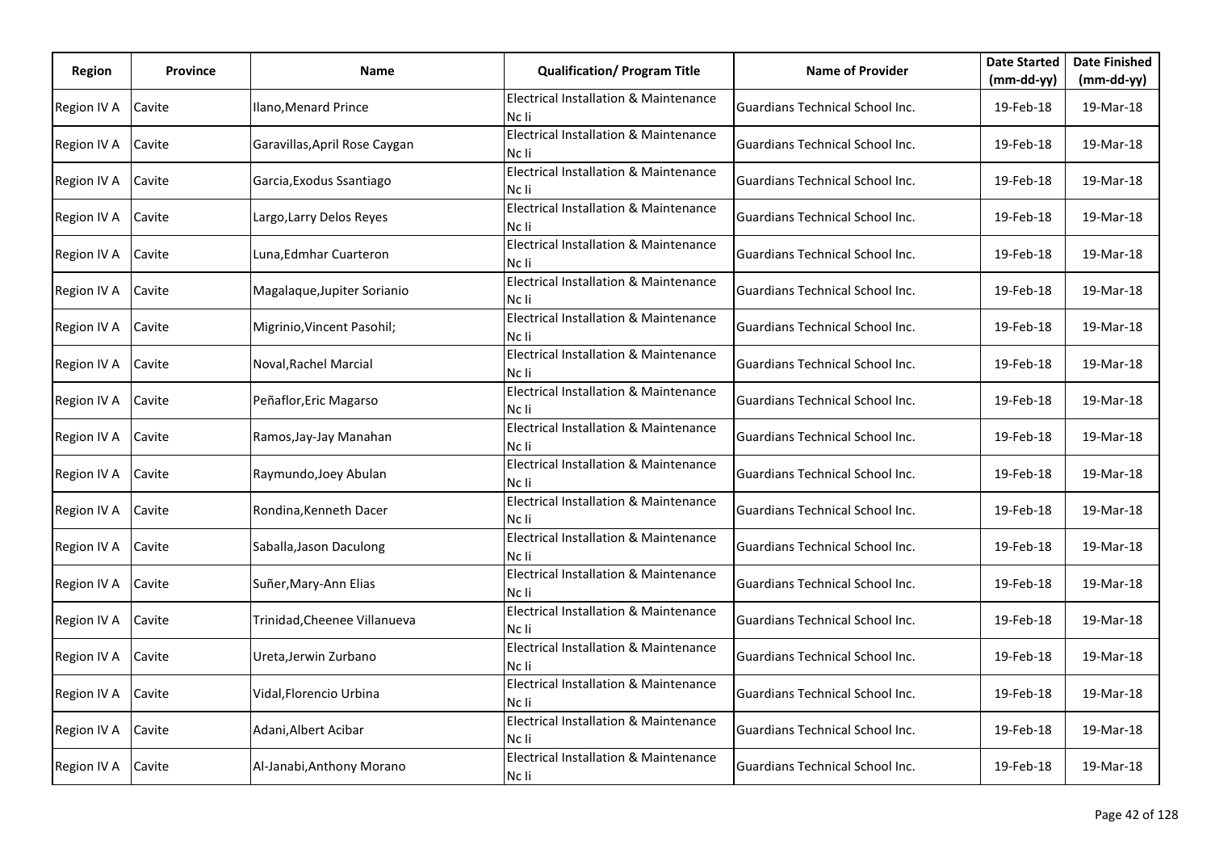| Region | Province | Name | Qualification/ Program Title | Name of Provider | Date Started (mm-dd-yy) | Date Finished (mm-dd-yy) |
|---|---|---|---|---|---|---|
| Region IV A | Cavite | Ilano,Menard Prince | Electrical Installation & Maintenance Nc Ii | Guardians Technical School Inc. | 19-Feb-18 | 19-Mar-18 |
| Region IV A | Cavite | Garavillas,April Rose Caygan | Electrical Installation & Maintenance Nc Ii | Guardians Technical School Inc. | 19-Feb-18 | 19-Mar-18 |
| Region IV A | Cavite | Garcia,Exodus Ssantiago | Electrical Installation & Maintenance Nc Ii | Guardians Technical School Inc. | 19-Feb-18 | 19-Mar-18 |
| Region IV A | Cavite | Largo,Larry Delos Reyes | Electrical Installation & Maintenance Nc Ii | Guardians Technical School Inc. | 19-Feb-18 | 19-Mar-18 |
| Region IV A | Cavite | Luna,Edmhar Cuarteron | Electrical Installation & Maintenance Nc Ii | Guardians Technical School Inc. | 19-Feb-18 | 19-Mar-18 |
| Region IV A | Cavite | Magalaque,Jupiter Soriano | Electrical Installation & Maintenance Nc Ii | Guardians Technical School Inc. | 19-Feb-18 | 19-Mar-18 |
| Region IV A | Cavite | Migrinio,Vincent Pasohil; | Electrical Installation & Maintenance Nc Ii | Guardians Technical School Inc. | 19-Feb-18 | 19-Mar-18 |
| Region IV A | Cavite | Noval,Rachel Marcial | Electrical Installation & Maintenance Nc Ii | Guardians Technical School Inc. | 19-Feb-18 | 19-Mar-18 |
| Region IV A | Cavite | Peñaflor,Eric Magarso | Electrical Installation & Maintenance Nc Ii | Guardians Technical School Inc. | 19-Feb-18 | 19-Mar-18 |
| Region IV A | Cavite | Ramos,Jay-Jay Manahan | Electrical Installation & Maintenance Nc Ii | Guardians Technical School Inc. | 19-Feb-18 | 19-Mar-18 |
| Region IV A | Cavite | Raymundo,Joey Abulan | Electrical Installation & Maintenance Nc Ii | Guardians Technical School Inc. | 19-Feb-18 | 19-Mar-18 |
| Region IV A | Cavite | Rondina,Kenneth Dacer | Electrical Installation & Maintenance Nc Ii | Guardians Technical School Inc. | 19-Feb-18 | 19-Mar-18 |
| Region IV A | Cavite | Saballa,Jason Daculong | Electrical Installation & Maintenance Nc Ii | Guardians Technical School Inc. | 19-Feb-18 | 19-Mar-18 |
| Region IV A | Cavite | Suñer,Mary-Ann Elias | Electrical Installation & Maintenance Nc Ii | Guardians Technical School Inc. | 19-Feb-18 | 19-Mar-18 |
| Region IV A | Cavite | Trinidad,Cheenee Villanueva | Electrical Installation & Maintenance Nc Ii | Guardians Technical School Inc. | 19-Feb-18 | 19-Mar-18 |
| Region IV A | Cavite | Ureta,Jerwin Zurbano | Electrical Installation & Maintenance Nc Ii | Guardians Technical School Inc. | 19-Feb-18 | 19-Mar-18 |
| Region IV A | Cavite | Vidal,Florencio Urbina | Electrical Installation & Maintenance Nc Ii | Guardians Technical School Inc. | 19-Feb-18 | 19-Mar-18 |
| Region IV A | Cavite | Adani,Albert Acibar | Electrical Installation & Maintenance Nc Ii | Guardians Technical School Inc. | 19-Feb-18 | 19-Mar-18 |
| Region IV A | Cavite | Al-Janabi,Anthony Morano | Electrical Installation & Maintenance Nc Ii | Guardians Technical School Inc. | 19-Feb-18 | 19-Mar-18 |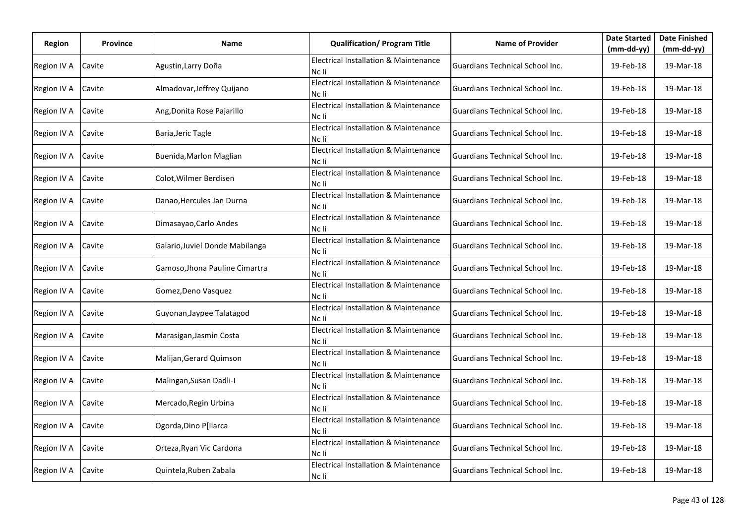| Region | Province | Name | Qualification/ Program Title | Name of Provider | Date Started (mm-dd-yy) | Date Finished (mm-dd-yy) |
|---|---|---|---|---|---|---|
| Region IV A | Cavite | Agustin,Larry Doña | Electrical Installation & Maintenance Nc Ii | Guardians Technical School Inc. | 19-Feb-18 | 19-Mar-18 |
| Region IV A | Cavite | Almadovar,Jeffrey Quijano | Electrical Installation & Maintenance Nc Ii | Guardians Technical School Inc. | 19-Feb-18 | 19-Mar-18 |
| Region IV A | Cavite | Ang,Donita Rose Pajarillo | Electrical Installation & Maintenance Nc Ii | Guardians Technical School Inc. | 19-Feb-18 | 19-Mar-18 |
| Region IV A | Cavite | Baria,Jeric Tagle | Electrical Installation & Maintenance Nc Ii | Guardians Technical School Inc. | 19-Feb-18 | 19-Mar-18 |
| Region IV A | Cavite | Buenida,Marlon Maglian | Electrical Installation & Maintenance Nc Ii | Guardians Technical School Inc. | 19-Feb-18 | 19-Mar-18 |
| Region IV A | Cavite | Colot,Wilmer Berdisen | Electrical Installation & Maintenance Nc Ii | Guardians Technical School Inc. | 19-Feb-18 | 19-Mar-18 |
| Region IV A | Cavite | Danao,Hercules Jan Durna | Electrical Installation & Maintenance Nc Ii | Guardians Technical School Inc. | 19-Feb-18 | 19-Mar-18 |
| Region IV A | Cavite | Dimasayao,Carlo Andes | Electrical Installation & Maintenance Nc Ii | Guardians Technical School Inc. | 19-Feb-18 | 19-Mar-18 |
| Region IV A | Cavite | Galario,Juviel Donde Mabilanga | Electrical Installation & Maintenance Nc Ii | Guardians Technical School Inc. | 19-Feb-18 | 19-Mar-18 |
| Region IV A | Cavite | Gamoso,Jhona Pauline Cimartra | Electrical Installation & Maintenance Nc Ii | Guardians Technical School Inc. | 19-Feb-18 | 19-Mar-18 |
| Region IV A | Cavite | Gomez,Deno Vasquez | Electrical Installation & Maintenance Nc Ii | Guardians Technical School Inc. | 19-Feb-18 | 19-Mar-18 |
| Region IV A | Cavite | Guyonan,Jaypee Talatagod | Electrical Installation & Maintenance Nc Ii | Guardians Technical School Inc. | 19-Feb-18 | 19-Mar-18 |
| Region IV A | Cavite | Marasigan,Jasmin Costa | Electrical Installation & Maintenance Nc Ii | Guardians Technical School Inc. | 19-Feb-18 | 19-Mar-18 |
| Region IV A | Cavite | Malijan,Gerard Quimson | Electrical Installation & Maintenance Nc Ii | Guardians Technical School Inc. | 19-Feb-18 | 19-Mar-18 |
| Region IV A | Cavite | Malingan,Susan Dadli-I | Electrical Installation & Maintenance Nc Ii | Guardians Technical School Inc. | 19-Feb-18 | 19-Mar-18 |
| Region IV A | Cavite | Mercado,Regin Urbina | Electrical Installation & Maintenance Nc Ii | Guardians Technical School Inc. | 19-Feb-18 | 19-Mar-18 |
| Region IV A | Cavite | Ogorda,Dino P[Ilarca | Electrical Installation & Maintenance Nc Ii | Guardians Technical School Inc. | 19-Feb-18 | 19-Mar-18 |
| Region IV A | Cavite | Orteza,Ryan Vic Cardona | Electrical Installation & Maintenance Nc Ii | Guardians Technical School Inc. | 19-Feb-18 | 19-Mar-18 |
| Region IV A | Cavite | Quintela,Ruben Zabala | Electrical Installation & Maintenance Nc Ii | Guardians Technical School Inc. | 19-Feb-18 | 19-Mar-18 |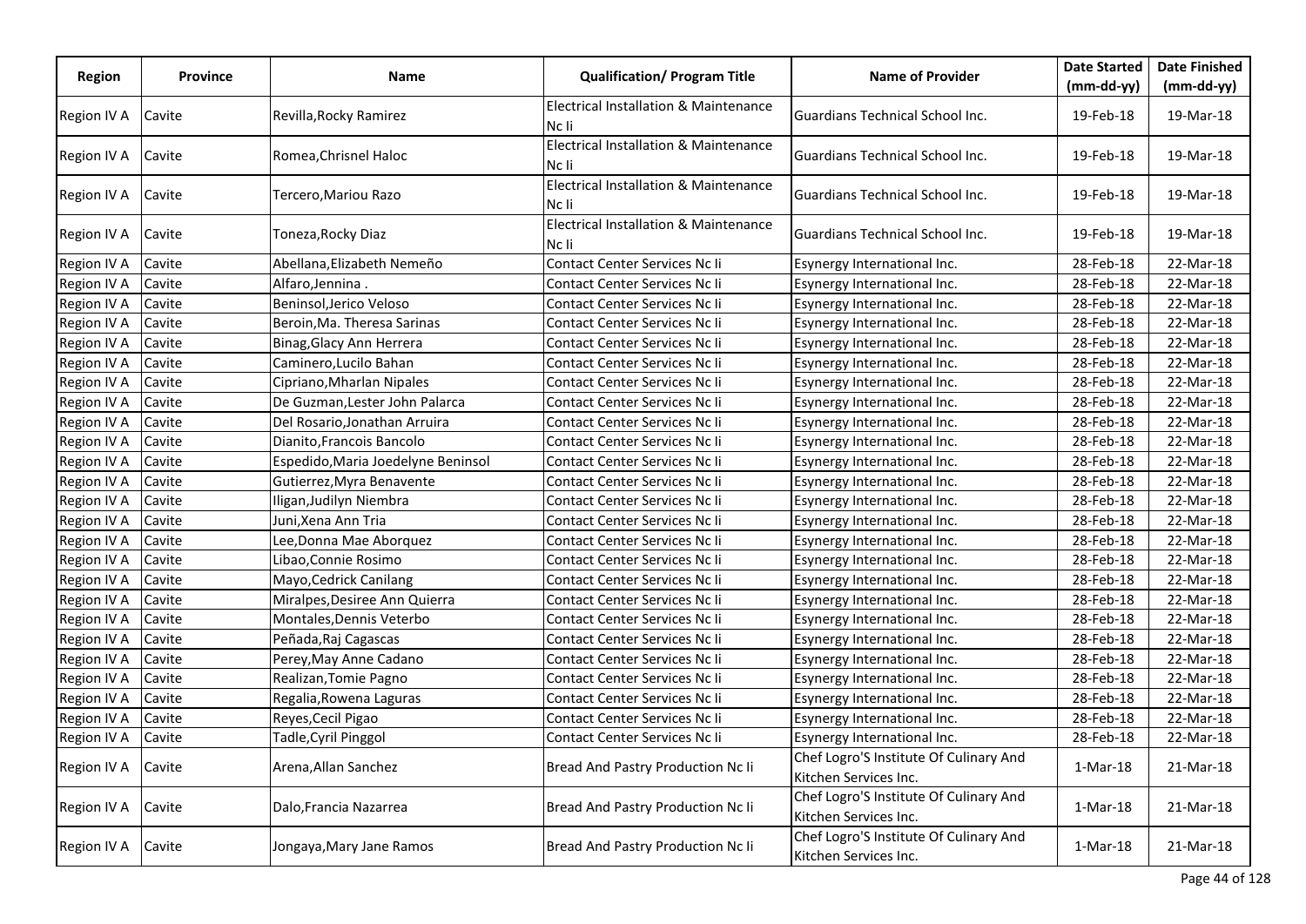| Region | Province | Name | Qualification/ Program Title | Name of Provider | Date Started (mm-dd-yy) | Date Finished (mm-dd-yy) |
|---|---|---|---|---|---|---|
| Region IV A | Cavite | Revilla,Rocky Ramirez | Electrical Installation & Maintenance Nc Ii | Guardians Technical School Inc. | 19-Feb-18 | 19-Mar-18 |
| Region IV A | Cavite | Romea,Chrisnel Haloc | Electrical Installation & Maintenance Nc Ii | Guardians Technical School Inc. | 19-Feb-18 | 19-Mar-18 |
| Region IV A | Cavite | Tercero,Mariou Razo | Electrical Installation & Maintenance Nc Ii | Guardians Technical School Inc. | 19-Feb-18 | 19-Mar-18 |
| Region IV A | Cavite | Toneza,Rocky Diaz | Electrical Installation & Maintenance Nc Ii | Guardians Technical School Inc. | 19-Feb-18 | 19-Mar-18 |
| Region IV A | Cavite | Abellana,Elizabeth Nemeño | Contact Center Services Nc Ii | Esynergy International Inc. | 28-Feb-18 | 22-Mar-18 |
| Region IV A | Cavite | Alfaro,Jennina . | Contact Center Services Nc Ii | Esynergy International Inc. | 28-Feb-18 | 22-Mar-18 |
| Region IV A | Cavite | Beninsol,Jerico Veloso | Contact Center Services Nc Ii | Esynergy International Inc. | 28-Feb-18 | 22-Mar-18 |
| Region IV A | Cavite | Beroin,Ma. Theresa Sarinas | Contact Center Services Nc Ii | Esynergy International Inc. | 28-Feb-18 | 22-Mar-18 |
| Region IV A | Cavite | Binag,Glacy Ann Herrera | Contact Center Services Nc Ii | Esynergy International Inc. | 28-Feb-18 | 22-Mar-18 |
| Region IV A | Cavite | Caminero,Lucilo Bahan | Contact Center Services Nc Ii | Esynergy International Inc. | 28-Feb-18 | 22-Mar-18 |
| Region IV A | Cavite | Cipriano,Mharlan Nipales | Contact Center Services Nc Ii | Esynergy International Inc. | 28-Feb-18 | 22-Mar-18 |
| Region IV A | Cavite | De Guzman,Lester John Palarca | Contact Center Services Nc Ii | Esynergy International Inc. | 28-Feb-18 | 22-Mar-18 |
| Region IV A | Cavite | Del Rosario,Jonathan Arruira | Contact Center Services Nc Ii | Esynergy International Inc. | 28-Feb-18 | 22-Mar-18 |
| Region IV A | Cavite | Dianito,Francois Bancolo | Contact Center Services Nc Ii | Esynergy International Inc. | 28-Feb-18 | 22-Mar-18 |
| Region IV A | Cavite | Espedido,Maria Joedelyne Beninsol | Contact Center Services Nc Ii | Esynergy International Inc. | 28-Feb-18 | 22-Mar-18 |
| Region IV A | Cavite | Gutierrez,Myra Benavente | Contact Center Services Nc Ii | Esynergy International Inc. | 28-Feb-18 | 22-Mar-18 |
| Region IV A | Cavite | Iligan,Judilyn Niembra | Contact Center Services Nc Ii | Esynergy International Inc. | 28-Feb-18 | 22-Mar-18 |
| Region IV A | Cavite | Juni,Xena Ann Tria | Contact Center Services Nc Ii | Esynergy International Inc. | 28-Feb-18 | 22-Mar-18 |
| Region IV A | Cavite | Lee,Donna Mae Aborquez | Contact Center Services Nc Ii | Esynergy International Inc. | 28-Feb-18 | 22-Mar-18 |
| Region IV A | Cavite | Libao,Connie Rosimo | Contact Center Services Nc Ii | Esynergy International Inc. | 28-Feb-18 | 22-Mar-18 |
| Region IV A | Cavite | Mayo,Cedrick Canilang | Contact Center Services Nc Ii | Esynergy International Inc. | 28-Feb-18 | 22-Mar-18 |
| Region IV A | Cavite | Miralpes,Desiree Ann Quierra | Contact Center Services Nc Ii | Esynergy International Inc. | 28-Feb-18 | 22-Mar-18 |
| Region IV A | Cavite | Montales,Dennis Veterbo | Contact Center Services Nc Ii | Esynergy International Inc. | 28-Feb-18 | 22-Mar-18 |
| Region IV A | Cavite | Peñada,Raj Cagascas | Contact Center Services Nc Ii | Esynergy International Inc. | 28-Feb-18 | 22-Mar-18 |
| Region IV A | Cavite | Perey,May Anne Cadano | Contact Center Services Nc Ii | Esynergy International Inc. | 28-Feb-18 | 22-Mar-18 |
| Region IV A | Cavite | Realizan,Tomie Pagno | Contact Center Services Nc Ii | Esynergy International Inc. | 28-Feb-18 | 22-Mar-18 |
| Region IV A | Cavite | Regalia,Rowena Laguras | Contact Center Services Nc Ii | Esynergy International Inc. | 28-Feb-18 | 22-Mar-18 |
| Region IV A | Cavite | Reyes,Cecil Pigao | Contact Center Services Nc Ii | Esynergy International Inc. | 28-Feb-18 | 22-Mar-18 |
| Region IV A | Cavite | Tadle,Cyril Pinggol | Contact Center Services Nc Ii | Esynergy International Inc. | 28-Feb-18 | 22-Mar-18 |
| Region IV A | Cavite | Arena,Allan Sanchez | Bread And Pastry Production Nc Ii | Chef Logro'S Institute Of Culinary And Kitchen Services Inc. | 1-Mar-18 | 21-Mar-18 |
| Region IV A | Cavite | Dalo,Francia Nazarrea | Bread And Pastry Production Nc Ii | Chef Logro'S Institute Of Culinary And Kitchen Services Inc. | 1-Mar-18 | 21-Mar-18 |
| Region IV A | Cavite | Jongaya,Mary Jane Ramos | Bread And Pastry Production Nc Ii | Chef Logro'S Institute Of Culinary And Kitchen Services Inc. | 1-Mar-18 | 21-Mar-18 |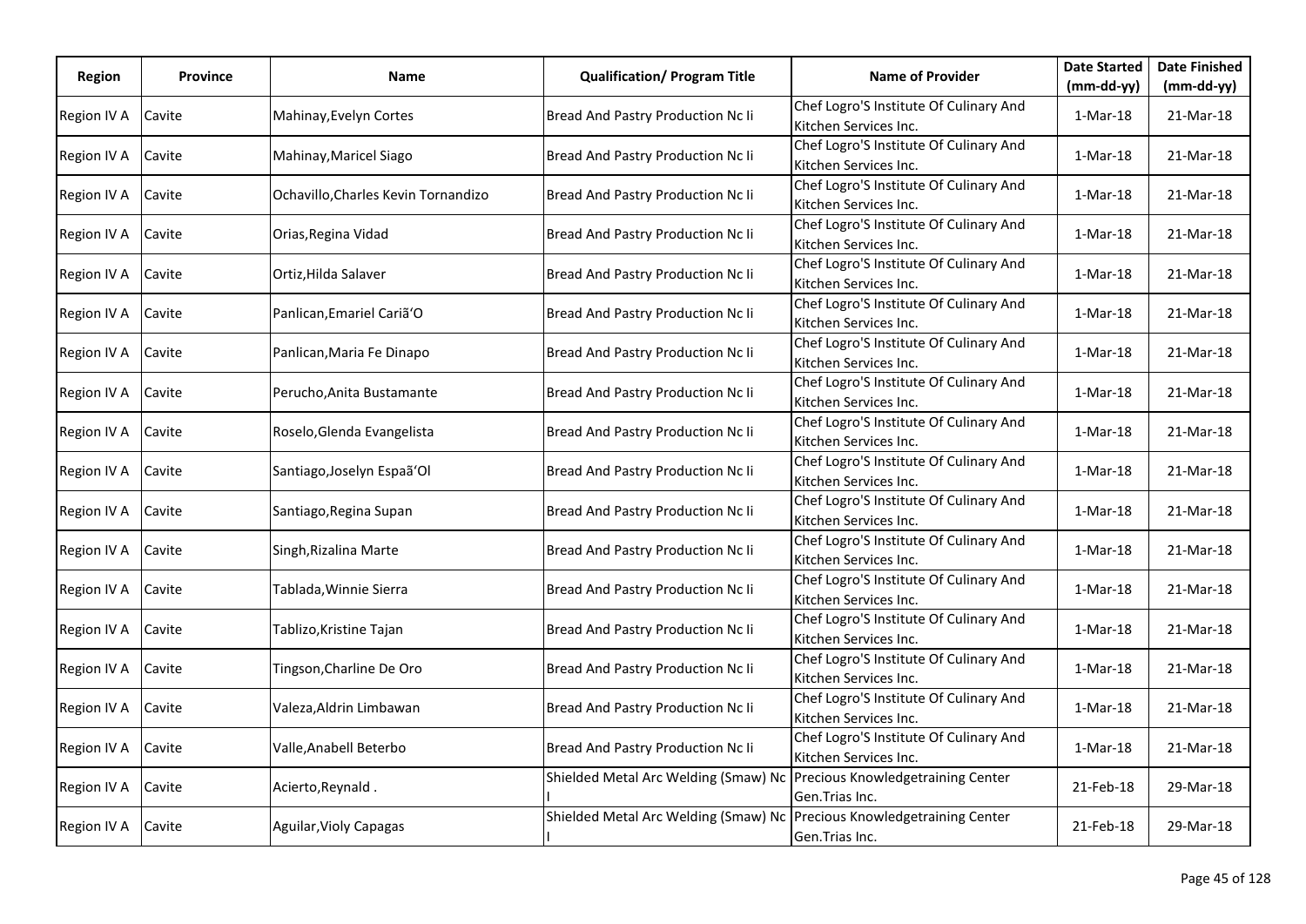| Region | Province | Name | Qualification/ Program Title | Name of Provider | Date Started (mm-dd-yy) | Date Finished (mm-dd-yy) |
|---|---|---|---|---|---|---|
| Region IV A | Cavite | Mahinay,Evelyn Cortes | Bread And Pastry Production Nc Ii | Chef Logro'S Institute Of Culinary And Kitchen Services Inc. | 1-Mar-18 | 21-Mar-18 |
| Region IV A | Cavite | Mahinay,Maricel Siago | Bread And Pastry Production Nc Ii | Chef Logro'S Institute Of Culinary And Kitchen Services Inc. | 1-Mar-18 | 21-Mar-18 |
| Region IV A | Cavite | Ochavillo,Charles Kevin Tornandizo | Bread And Pastry Production Nc Ii | Chef Logro'S Institute Of Culinary And Kitchen Services Inc. | 1-Mar-18 | 21-Mar-18 |
| Region IV A | Cavite | Orias,Regina Vidad | Bread And Pastry Production Nc Ii | Chef Logro'S Institute Of Culinary And Kitchen Services Inc. | 1-Mar-18 | 21-Mar-18 |
| Region IV A | Cavite | Ortiz,Hilda Salaver | Bread And Pastry Production Nc Ii | Chef Logro'S Institute Of Culinary And Kitchen Services Inc. | 1-Mar-18 | 21-Mar-18 |
| Region IV A | Cavite | Panlican,Emariel Cariã'O | Bread And Pastry Production Nc Ii | Chef Logro'S Institute Of Culinary And Kitchen Services Inc. | 1-Mar-18 | 21-Mar-18 |
| Region IV A | Cavite | Panlican,Maria Fe Dinapo | Bread And Pastry Production Nc Ii | Chef Logro'S Institute Of Culinary And Kitchen Services Inc. | 1-Mar-18 | 21-Mar-18 |
| Region IV A | Cavite | Perucho,Anita Bustamante | Bread And Pastry Production Nc Ii | Chef Logro'S Institute Of Culinary And Kitchen Services Inc. | 1-Mar-18 | 21-Mar-18 |
| Region IV A | Cavite | Roselo,Glenda Evangelista | Bread And Pastry Production Nc Ii | Chef Logro'S Institute Of Culinary And Kitchen Services Inc. | 1-Mar-18 | 21-Mar-18 |
| Region IV A | Cavite | Santiago,Joselyn Espaã'Ol | Bread And Pastry Production Nc Ii | Chef Logro'S Institute Of Culinary And Kitchen Services Inc. | 1-Mar-18 | 21-Mar-18 |
| Region IV A | Cavite | Santiago,Regina Supan | Bread And Pastry Production Nc Ii | Chef Logro'S Institute Of Culinary And Kitchen Services Inc. | 1-Mar-18 | 21-Mar-18 |
| Region IV A | Cavite | Singh,Rizalina Marte | Bread And Pastry Production Nc Ii | Chef Logro'S Institute Of Culinary And Kitchen Services Inc. | 1-Mar-18 | 21-Mar-18 |
| Region IV A | Cavite | Tablada,Winnie Sierra | Bread And Pastry Production Nc Ii | Chef Logro'S Institute Of Culinary And Kitchen Services Inc. | 1-Mar-18 | 21-Mar-18 |
| Region IV A | Cavite | Tablizo,Kristine Tajan | Bread And Pastry Production Nc Ii | Chef Logro'S Institute Of Culinary And Kitchen Services Inc. | 1-Mar-18 | 21-Mar-18 |
| Region IV A | Cavite | Tingson,Charline De Oro | Bread And Pastry Production Nc Ii | Chef Logro'S Institute Of Culinary And Kitchen Services Inc. | 1-Mar-18 | 21-Mar-18 |
| Region IV A | Cavite | Valeza,Aldrin Limbawan | Bread And Pastry Production Nc Ii | Chef Logro'S Institute Of Culinary And Kitchen Services Inc. | 1-Mar-18 | 21-Mar-18 |
| Region IV A | Cavite | Valle,Anabell Beterbo | Bread And Pastry Production Nc Ii | Chef Logro'S Institute Of Culinary And Kitchen Services Inc. | 1-Mar-18 | 21-Mar-18 |
| Region IV A | Cavite | Acierto,Reynald . | Shielded Metal Arc Welding (Smaw) Nc I | Precious Knowledgetraining Center Gen.Trias Inc. | 21-Feb-18 | 29-Mar-18 |
| Region IV A | Cavite | Aguilar,Violy Capagas | Shielded Metal Arc Welding (Smaw) Nc I | Precious Knowledgetraining Center Gen.Trias Inc. | 21-Feb-18 | 29-Mar-18 |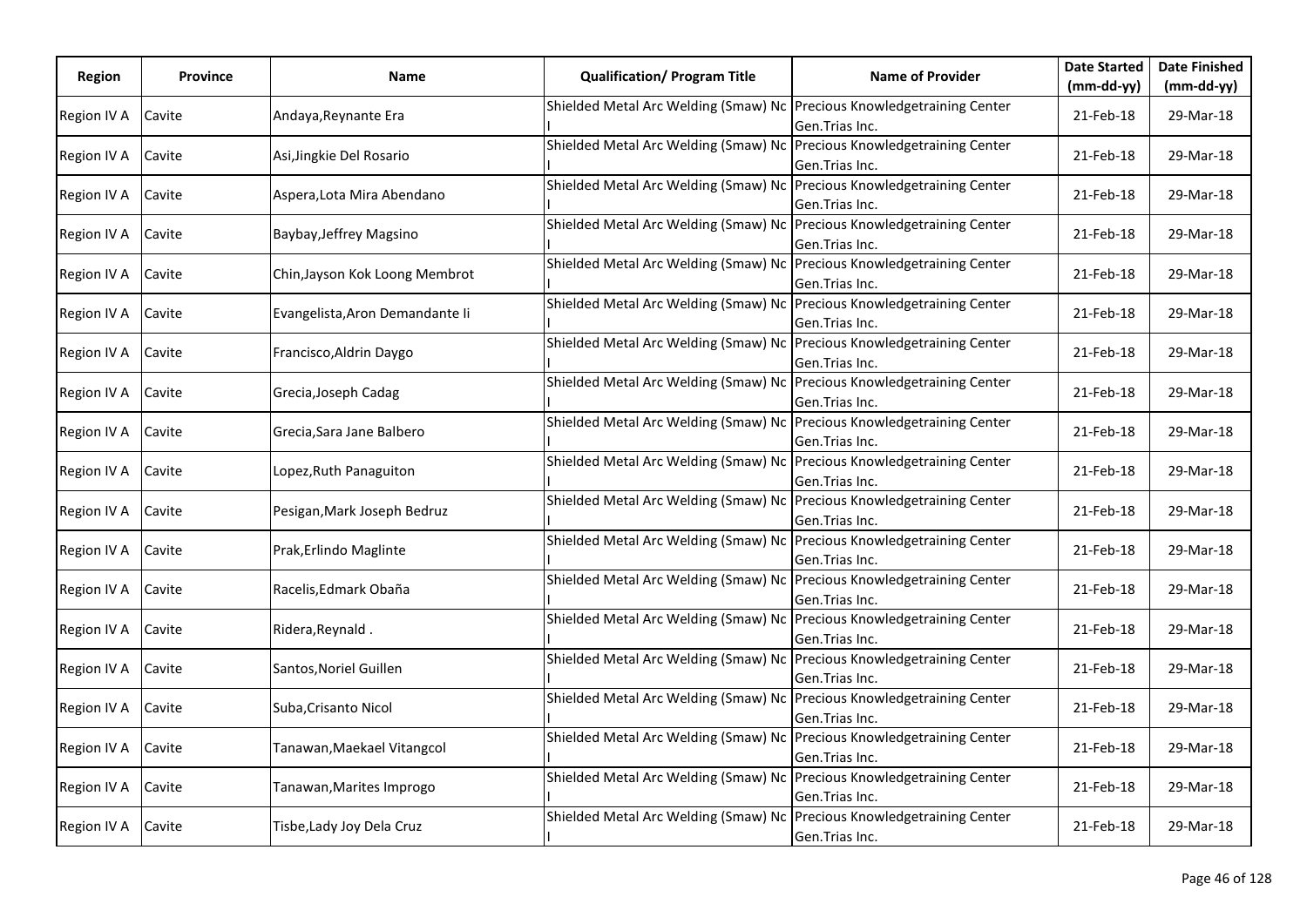| Region | Province | Name | Qualification/ Program Title | Name of Provider | Date Started (mm-dd-yy) | Date Finished (mm-dd-yy) |
|---|---|---|---|---|---|---|
| Region IV A | Cavite | Andaya,Reynante Era | Shielded Metal Arc Welding (Smaw) Nc I | Precious Knowledgetraining Center Gen.Trias Inc. | 21-Feb-18 | 29-Mar-18 |
| Region IV A | Cavite | Asi,Jingkie Del Rosario | Shielded Metal Arc Welding (Smaw) Nc I | Precious Knowledgetraining Center Gen.Trias Inc. | 21-Feb-18 | 29-Mar-18 |
| Region IV A | Cavite | Aspera,Lota Mira Abendano | Shielded Metal Arc Welding (Smaw) Nc I | Precious Knowledgetraining Center Gen.Trias Inc. | 21-Feb-18 | 29-Mar-18 |
| Region IV A | Cavite | Baybay,Jeffrey Magsino | Shielded Metal Arc Welding (Smaw) Nc I | Precious Knowledgetraining Center Gen.Trias Inc. | 21-Feb-18 | 29-Mar-18 |
| Region IV A | Cavite | Chin,Jayson Kok Loong Membrot | Shielded Metal Arc Welding (Smaw) Nc I | Precious Knowledgetraining Center Gen.Trias Inc. | 21-Feb-18 | 29-Mar-18 |
| Region IV A | Cavite | Evangelista,Aron Demandante Ii | Shielded Metal Arc Welding (Smaw) Nc I | Precious Knowledgetraining Center Gen.Trias Inc. | 21-Feb-18 | 29-Mar-18 |
| Region IV A | Cavite | Francisco,Aldrin Daygo | Shielded Metal Arc Welding (Smaw) Nc I | Precious Knowledgetraining Center Gen.Trias Inc. | 21-Feb-18 | 29-Mar-18 |
| Region IV A | Cavite | Grecia,Joseph Cadag | Shielded Metal Arc Welding (Smaw) Nc I | Precious Knowledgetraining Center Gen.Trias Inc. | 21-Feb-18 | 29-Mar-18 |
| Region IV A | Cavite | Grecia,Sara Jane Balbero | Shielded Metal Arc Welding (Smaw) Nc I | Precious Knowledgetraining Center Gen.Trias Inc. | 21-Feb-18 | 29-Mar-18 |
| Region IV A | Cavite | Lopez,Ruth Panaguiton | Shielded Metal Arc Welding (Smaw) Nc I | Precious Knowledgetraining Center Gen.Trias Inc. | 21-Feb-18 | 29-Mar-18 |
| Region IV A | Cavite | Pesigan,Mark Joseph Bedruz | Shielded Metal Arc Welding (Smaw) Nc I | Precious Knowledgetraining Center Gen.Trias Inc. | 21-Feb-18 | 29-Mar-18 |
| Region IV A | Cavite | Prak,Erlindo Maglinte | Shielded Metal Arc Welding (Smaw) Nc I | Precious Knowledgetraining Center Gen.Trias Inc. | 21-Feb-18 | 29-Mar-18 |
| Region IV A | Cavite | Racelis,Edmark Obaña | Shielded Metal Arc Welding (Smaw) Nc I | Precious Knowledgetraining Center Gen.Trias Inc. | 21-Feb-18 | 29-Mar-18 |
| Region IV A | Cavite | Ridera,Reynald . | Shielded Metal Arc Welding (Smaw) Nc I | Precious Knowledgetraining Center Gen.Trias Inc. | 21-Feb-18 | 29-Mar-18 |
| Region IV A | Cavite | Santos,Noriel Guillen | Shielded Metal Arc Welding (Smaw) Nc I | Precious Knowledgetraining Center Gen.Trias Inc. | 21-Feb-18 | 29-Mar-18 |
| Region IV A | Cavite | Suba,Crisanto Nicol | Shielded Metal Arc Welding (Smaw) Nc I | Precious Knowledgetraining Center Gen.Trias Inc. | 21-Feb-18 | 29-Mar-18 |
| Region IV A | Cavite | Tanawan,Maekael Vitangcol | Shielded Metal Arc Welding (Smaw) Nc I | Precious Knowledgetraining Center Gen.Trias Inc. | 21-Feb-18 | 29-Mar-18 |
| Region IV A | Cavite | Tanawan,Marites Improgo | Shielded Metal Arc Welding (Smaw) Nc I | Precious Knowledgetraining Center Gen.Trias Inc. | 21-Feb-18 | 29-Mar-18 |
| Region IV A | Cavite | Tisbe,Lady Joy Dela Cruz | Shielded Metal Arc Welding (Smaw) Nc I | Precious Knowledgetraining Center Gen.Trias Inc. | 21-Feb-18 | 29-Mar-18 |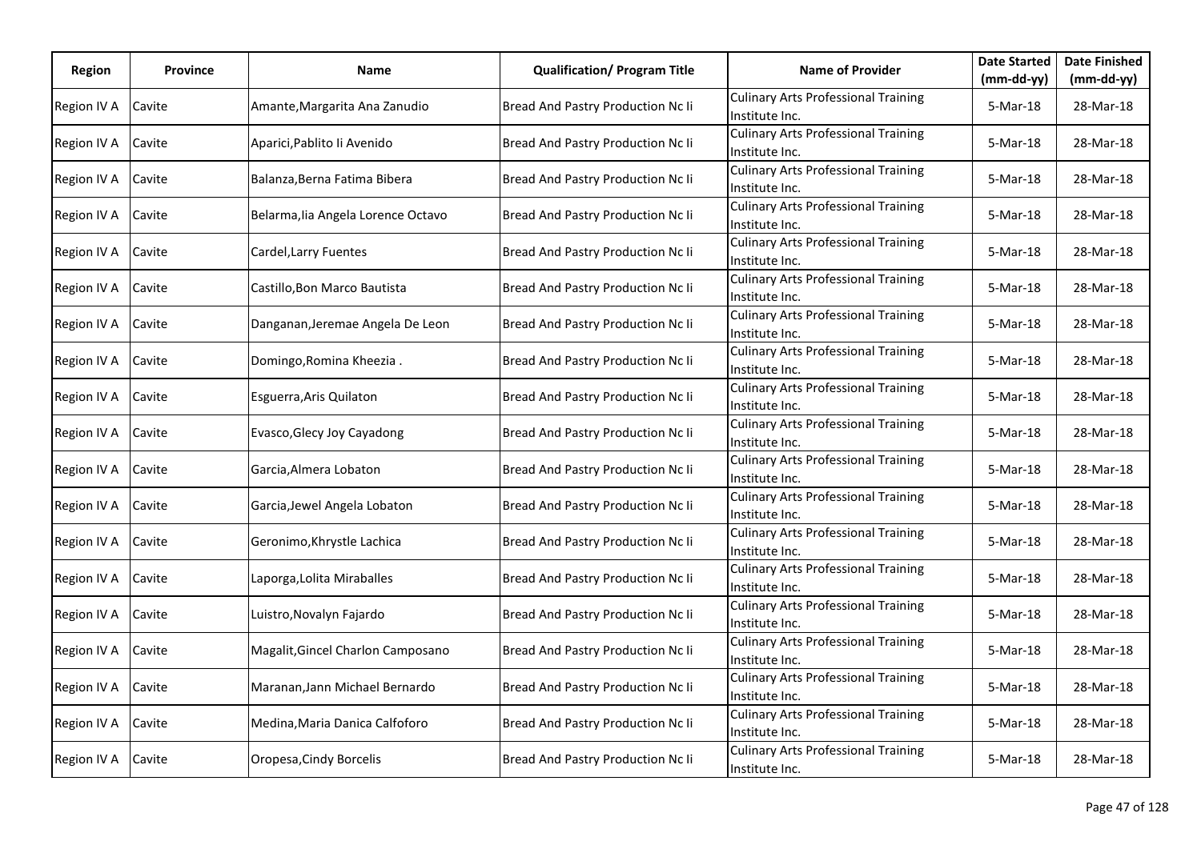| Region | Province | Name | Qualification/ Program Title | Name of Provider | Date Started (mm-dd-yy) | Date Finished (mm-dd-yy) |
|---|---|---|---|---|---|---|
| Region IV A | Cavite | Amante,Margarita Ana Zanudio | Bread And Pastry Production Nc Ii | Culinary Arts Professional Training Institute Inc. | 5-Mar-18 | 28-Mar-18 |
| Region IV A | Cavite | Aparici,Pablito Ii Avenido | Bread And Pastry Production Nc Ii | Culinary Arts Professional Training Institute Inc. | 5-Mar-18 | 28-Mar-18 |
| Region IV A | Cavite | Balanza,Berna Fatima Bibera | Bread And Pastry Production Nc Ii | Culinary Arts Professional Training Institute Inc. | 5-Mar-18 | 28-Mar-18 |
| Region IV A | Cavite | Belarma,Iia Angela Lorence Octavo | Bread And Pastry Production Nc Ii | Culinary Arts Professional Training Institute Inc. | 5-Mar-18 | 28-Mar-18 |
| Region IV A | Cavite | Cardel,Larry Fuentes | Bread And Pastry Production Nc Ii | Culinary Arts Professional Training Institute Inc. | 5-Mar-18 | 28-Mar-18 |
| Region IV A | Cavite | Castillo,Bon Marco Bautista | Bread And Pastry Production Nc Ii | Culinary Arts Professional Training Institute Inc. | 5-Mar-18 | 28-Mar-18 |
| Region IV A | Cavite | Danganan,Jeremae Angela De Leon | Bread And Pastry Production Nc Ii | Culinary Arts Professional Training Institute Inc. | 5-Mar-18 | 28-Mar-18 |
| Region IV A | Cavite | Domingo,Romina Kheezia . | Bread And Pastry Production Nc Ii | Culinary Arts Professional Training Institute Inc. | 5-Mar-18 | 28-Mar-18 |
| Region IV A | Cavite | Esguerra,Aris Quilaton | Bread And Pastry Production Nc Ii | Culinary Arts Professional Training Institute Inc. | 5-Mar-18 | 28-Mar-18 |
| Region IV A | Cavite | Evasco,Glecy Joy Cayadong | Bread And Pastry Production Nc Ii | Culinary Arts Professional Training Institute Inc. | 5-Mar-18 | 28-Mar-18 |
| Region IV A | Cavite | Garcia,Almera Lobaton | Bread And Pastry Production Nc Ii | Culinary Arts Professional Training Institute Inc. | 5-Mar-18 | 28-Mar-18 |
| Region IV A | Cavite | Garcia,Jewel Angela Lobaton | Bread And Pastry Production Nc Ii | Culinary Arts Professional Training Institute Inc. | 5-Mar-18 | 28-Mar-18 |
| Region IV A | Cavite | Geronimo,Khrystle Lachica | Bread And Pastry Production Nc Ii | Culinary Arts Professional Training Institute Inc. | 5-Mar-18 | 28-Mar-18 |
| Region IV A | Cavite | Laporga,Lolita Miraballes | Bread And Pastry Production Nc Ii | Culinary Arts Professional Training Institute Inc. | 5-Mar-18 | 28-Mar-18 |
| Region IV A | Cavite | Luistro,Novalyn Fajardo | Bread And Pastry Production Nc Ii | Culinary Arts Professional Training Institute Inc. | 5-Mar-18 | 28-Mar-18 |
| Region IV A | Cavite | Magalit,Gincel Charlon Camposano | Bread And Pastry Production Nc Ii | Culinary Arts Professional Training Institute Inc. | 5-Mar-18 | 28-Mar-18 |
| Region IV A | Cavite | Maranan,Jann Michael Bernardo | Bread And Pastry Production Nc Ii | Culinary Arts Professional Training Institute Inc. | 5-Mar-18 | 28-Mar-18 |
| Region IV A | Cavite | Medina,Maria Danica Calfoforo | Bread And Pastry Production Nc Ii | Culinary Arts Professional Training Institute Inc. | 5-Mar-18 | 28-Mar-18 |
| Region IV A | Cavite | Oropesa,Cindy Borcelis | Bread And Pastry Production Nc Ii | Culinary Arts Professional Training Institute Inc. | 5-Mar-18 | 28-Mar-18 |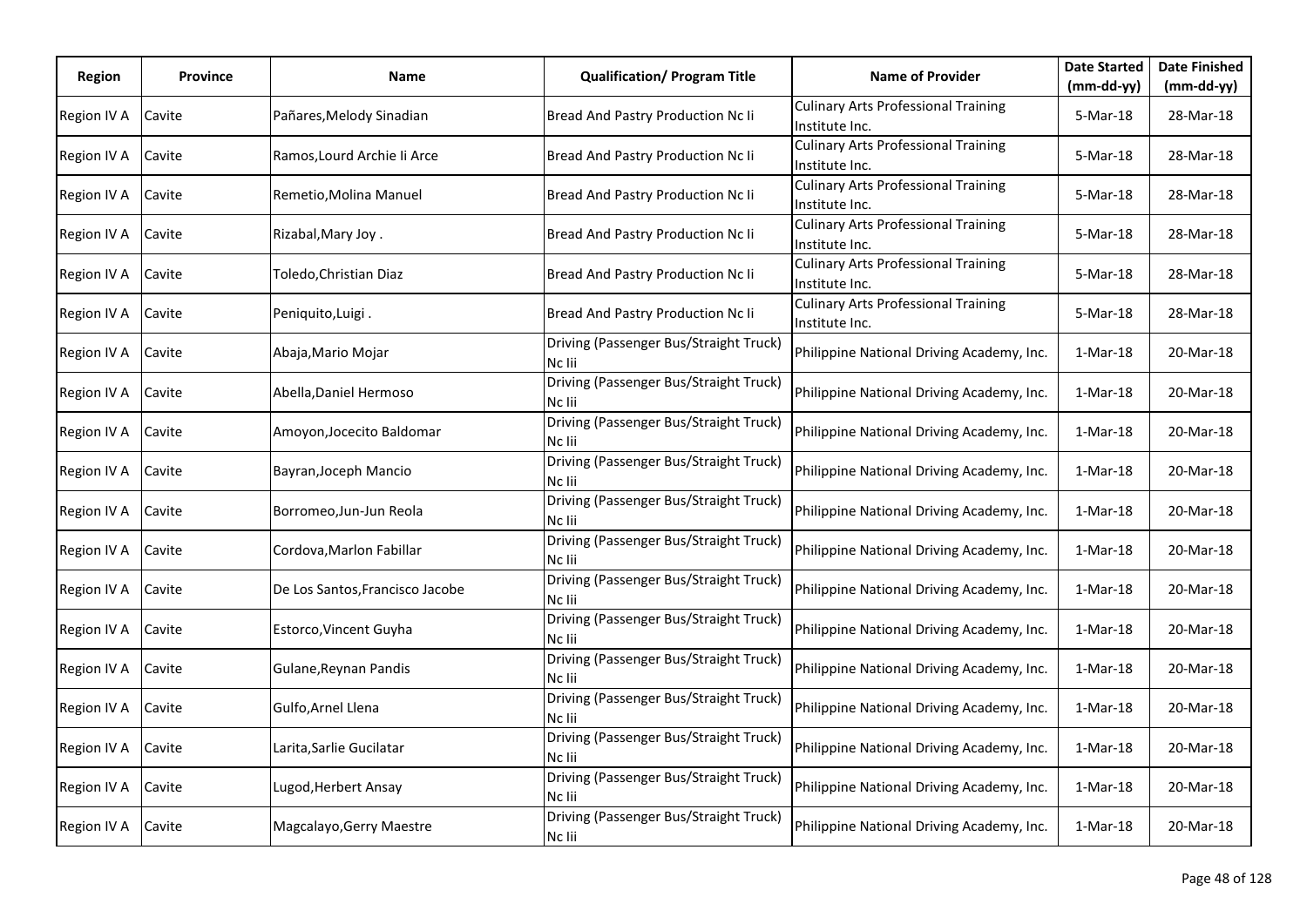| Region | Province | Name | Qualification/ Program Title | Name of Provider | Date Started (mm-dd-yy) | Date Finished (mm-dd-yy) |
|---|---|---|---|---|---|---|
| Region IV A | Cavite | Pañares,Melody Sinadian | Bread And Pastry Production Nc Ii | Culinary Arts Professional Training Institute Inc. | 5-Mar-18 | 28-Mar-18 |
| Region IV A | Cavite | Ramos,Lourd Archie Ii Arce | Bread And Pastry Production Nc Ii | Culinary Arts Professional Training Institute Inc. | 5-Mar-18 | 28-Mar-18 |
| Region IV A | Cavite | Remetio,Molina Manuel | Bread And Pastry Production Nc Ii | Culinary Arts Professional Training Institute Inc. | 5-Mar-18 | 28-Mar-18 |
| Region IV A | Cavite | Rizabal,Mary Joy . | Bread And Pastry Production Nc Ii | Culinary Arts Professional Training Institute Inc. | 5-Mar-18 | 28-Mar-18 |
| Region IV A | Cavite | Toledo,Christian Diaz | Bread And Pastry Production Nc Ii | Culinary Arts Professional Training Institute Inc. | 5-Mar-18 | 28-Mar-18 |
| Region IV A | Cavite | Peniquito,Luigi . | Bread And Pastry Production Nc Ii | Culinary Arts Professional Training Institute Inc. | 5-Mar-18 | 28-Mar-18 |
| Region IV A | Cavite | Abaja,Mario Mojar | Driving (Passenger Bus/Straight Truck) Nc Iii | Philippine National Driving Academy, Inc. | 1-Mar-18 | 20-Mar-18 |
| Region IV A | Cavite | Abella,Daniel Hermoso | Driving (Passenger Bus/Straight Truck) Nc Iii | Philippine National Driving Academy, Inc. | 1-Mar-18 | 20-Mar-18 |
| Region IV A | Cavite | Amoyon,Jocecito Baldomar | Driving (Passenger Bus/Straight Truck) Nc Iii | Philippine National Driving Academy, Inc. | 1-Mar-18 | 20-Mar-18 |
| Region IV A | Cavite | Bayran,Joceph Mancio | Driving (Passenger Bus/Straight Truck) Nc Iii | Philippine National Driving Academy, Inc. | 1-Mar-18 | 20-Mar-18 |
| Region IV A | Cavite | Borromeo,Jun-Jun Reola | Driving (Passenger Bus/Straight Truck) Nc Iii | Philippine National Driving Academy, Inc. | 1-Mar-18 | 20-Mar-18 |
| Region IV A | Cavite | Cordova,Marlon Fabillar | Driving (Passenger Bus/Straight Truck) Nc Iii | Philippine National Driving Academy, Inc. | 1-Mar-18 | 20-Mar-18 |
| Region IV A | Cavite | De Los Santos,Francisco Jacobe | Driving (Passenger Bus/Straight Truck) Nc Iii | Philippine National Driving Academy, Inc. | 1-Mar-18 | 20-Mar-18 |
| Region IV A | Cavite | Estorco,Vincent Guyha | Driving (Passenger Bus/Straight Truck) Nc Iii | Philippine National Driving Academy, Inc. | 1-Mar-18 | 20-Mar-18 |
| Region IV A | Cavite | Gulane,Reynan Pandis | Driving (Passenger Bus/Straight Truck) Nc Iii | Philippine National Driving Academy, Inc. | 1-Mar-18 | 20-Mar-18 |
| Region IV A | Cavite | Gulfo,Arnel Llena | Driving (Passenger Bus/Straight Truck) Nc Iii | Philippine National Driving Academy, Inc. | 1-Mar-18 | 20-Mar-18 |
| Region IV A | Cavite | Larita,Sarlie Gucilatar | Driving (Passenger Bus/Straight Truck) Nc Iii | Philippine National Driving Academy, Inc. | 1-Mar-18 | 20-Mar-18 |
| Region IV A | Cavite | Lugod,Herbert Ansay | Driving (Passenger Bus/Straight Truck) Nc Iii | Philippine National Driving Academy, Inc. | 1-Mar-18 | 20-Mar-18 |
| Region IV A | Cavite | Magcalayo,Gerry Maestre | Driving (Passenger Bus/Straight Truck) Nc Iii | Philippine National Driving Academy, Inc. | 1-Mar-18 | 20-Mar-18 |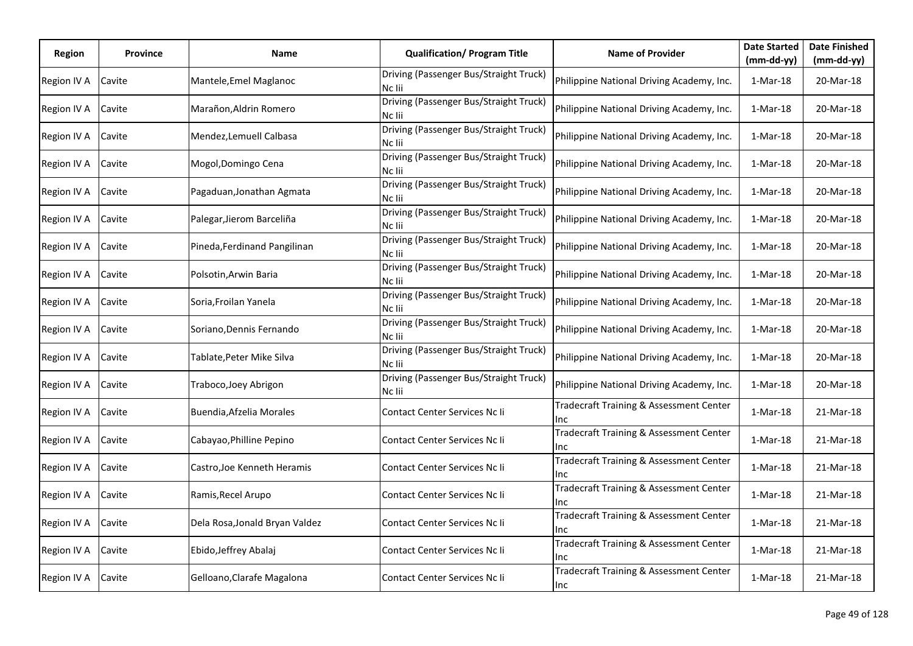| Region | Province | Name | Qualification/ Program Title | Name of Provider | Date Started (mm-dd-yy) | Date Finished (mm-dd-yy) |
|---|---|---|---|---|---|---|
| Region IV A | Cavite | Mantele,Emel Maglanoc | Driving (Passenger Bus/Straight Truck) Nc Iii | Philippine National Driving Academy, Inc. | 1-Mar-18 | 20-Mar-18 |
| Region IV A | Cavite | Marañon,Aldrin Romero | Driving (Passenger Bus/Straight Truck) Nc Iii | Philippine National Driving Academy, Inc. | 1-Mar-18 | 20-Mar-18 |
| Region IV A | Cavite | Mendez,Lemuell Calbasa | Driving (Passenger Bus/Straight Truck) Nc Iii | Philippine National Driving Academy, Inc. | 1-Mar-18 | 20-Mar-18 |
| Region IV A | Cavite | Mogol,Domingo Cena | Driving (Passenger Bus/Straight Truck) Nc Iii | Philippine National Driving Academy, Inc. | 1-Mar-18 | 20-Mar-18 |
| Region IV A | Cavite | Pagaduan,Jonathan Agmata | Driving (Passenger Bus/Straight Truck) Nc Iii | Philippine National Driving Academy, Inc. | 1-Mar-18 | 20-Mar-18 |
| Region IV A | Cavite | Palegar,Jierom Barceliña | Driving (Passenger Bus/Straight Truck) Nc Iii | Philippine National Driving Academy, Inc. | 1-Mar-18 | 20-Mar-18 |
| Region IV A | Cavite | Pineda,Ferdinand Pangilinan | Driving (Passenger Bus/Straight Truck) Nc Iii | Philippine National Driving Academy, Inc. | 1-Mar-18 | 20-Mar-18 |
| Region IV A | Cavite | Polsotin,Arwin Baria | Driving (Passenger Bus/Straight Truck) Nc Iii | Philippine National Driving Academy, Inc. | 1-Mar-18 | 20-Mar-18 |
| Region IV A | Cavite | Soria,Froilan Yanela | Driving (Passenger Bus/Straight Truck) Nc Iii | Philippine National Driving Academy, Inc. | 1-Mar-18 | 20-Mar-18 |
| Region IV A | Cavite | Soriano,Dennis Fernando | Driving (Passenger Bus/Straight Truck) Nc Iii | Philippine National Driving Academy, Inc. | 1-Mar-18 | 20-Mar-18 |
| Region IV A | Cavite | Tablate,Peter Mike Silva | Driving (Passenger Bus/Straight Truck) Nc Iii | Philippine National Driving Academy, Inc. | 1-Mar-18 | 20-Mar-18 |
| Region IV A | Cavite | Traboco,Joey Abrigon | Driving (Passenger Bus/Straight Truck) Nc Iii | Philippine National Driving Academy, Inc. | 1-Mar-18 | 20-Mar-18 |
| Region IV A | Cavite | Buendia,Afzelia Morales | Contact Center Services Nc Ii | Tradecraft Training & Assessment Center Inc | 1-Mar-18 | 21-Mar-18 |
| Region IV A | Cavite | Cabayao,Philline Pepino | Contact Center Services Nc Ii | Tradecraft Training & Assessment Center Inc | 1-Mar-18 | 21-Mar-18 |
| Region IV A | Cavite | Castro,Joe Kenneth Heramis | Contact Center Services Nc Ii | Tradecraft Training & Assessment Center Inc | 1-Mar-18 | 21-Mar-18 |
| Region IV A | Cavite | Ramis,Recel Arupo | Contact Center Services Nc Ii | Tradecraft Training & Assessment Center Inc | 1-Mar-18 | 21-Mar-18 |
| Region IV A | Cavite | Dela Rosa,Jonald Bryan Valdez | Contact Center Services Nc Ii | Tradecraft Training & Assessment Center Inc | 1-Mar-18 | 21-Mar-18 |
| Region IV A | Cavite | Ebido,Jeffrey Abalaj | Contact Center Services Nc Ii | Tradecraft Training & Assessment Center Inc | 1-Mar-18 | 21-Mar-18 |
| Region IV A | Cavite | Gelloano,Clarafe Magalona | Contact Center Services Nc Ii | Tradecraft Training & Assessment Center Inc | 1-Mar-18 | 21-Mar-18 |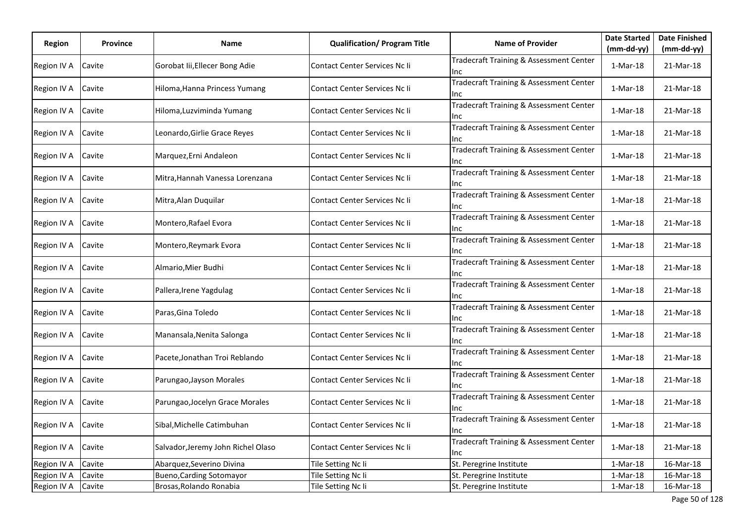| Region | Province | Name | Qualification/ Program Title | Name of Provider | Date Started (mm-dd-yy) | Date Finished (mm-dd-yy) |
|---|---|---|---|---|---|---|
| Region IV A | Cavite | Gorobat Iii,Ellecer Bong Adie | Contact Center Services Nc Ii | Tradecraft Training & Assessment Center Inc | 1-Mar-18 | 21-Mar-18 |
| Region IV A | Cavite | Hiloma,Hanna Princess Yumang | Contact Center Services Nc Ii | Tradecraft Training & Assessment Center Inc | 1-Mar-18 | 21-Mar-18 |
| Region IV A | Cavite | Hiloma,Luzviminda Yumang | Contact Center Services Nc Ii | Tradecraft Training & Assessment Center Inc | 1-Mar-18 | 21-Mar-18 |
| Region IV A | Cavite | Leonardo,Girlie Grace Reyes | Contact Center Services Nc Ii | Tradecraft Training & Assessment Center Inc | 1-Mar-18 | 21-Mar-18 |
| Region IV A | Cavite | Marquez,Erni Andaleon | Contact Center Services Nc Ii | Tradecraft Training & Assessment Center Inc | 1-Mar-18 | 21-Mar-18 |
| Region IV A | Cavite | Mitra,Hannah Vanessa Lorenzana | Contact Center Services Nc Ii | Tradecraft Training & Assessment Center Inc | 1-Mar-18 | 21-Mar-18 |
| Region IV A | Cavite | Mitra,Alan Duquilar | Contact Center Services Nc Ii | Tradecraft Training & Assessment Center Inc | 1-Mar-18 | 21-Mar-18 |
| Region IV A | Cavite | Montero,Rafael Evora | Contact Center Services Nc Ii | Tradecraft Training & Assessment Center Inc | 1-Mar-18 | 21-Mar-18 |
| Region IV A | Cavite | Montero,Reymark Evora | Contact Center Services Nc Ii | Tradecraft Training & Assessment Center Inc | 1-Mar-18 | 21-Mar-18 |
| Region IV A | Cavite | Almario,Mier Budhi | Contact Center Services Nc Ii | Tradecraft Training & Assessment Center Inc | 1-Mar-18 | 21-Mar-18 |
| Region IV A | Cavite | Pallera,Irene Yagdulag | Contact Center Services Nc Ii | Tradecraft Training & Assessment Center Inc | 1-Mar-18 | 21-Mar-18 |
| Region IV A | Cavite | Paras,Gina Toledo | Contact Center Services Nc Ii | Tradecraft Training & Assessment Center Inc | 1-Mar-18 | 21-Mar-18 |
| Region IV A | Cavite | Manansala,Nenita Salonga | Contact Center Services Nc Ii | Tradecraft Training & Assessment Center Inc | 1-Mar-18 | 21-Mar-18 |
| Region IV A | Cavite | Pacete,Jonathan Troi Reblando | Contact Center Services Nc Ii | Tradecraft Training & Assessment Center Inc | 1-Mar-18 | 21-Mar-18 |
| Region IV A | Cavite | Parungao,Jayson Morales | Contact Center Services Nc Ii | Tradecraft Training & Assessment Center Inc | 1-Mar-18 | 21-Mar-18 |
| Region IV A | Cavite | Parungao,Jocelyn Grace Morales | Contact Center Services Nc Ii | Tradecraft Training & Assessment Center Inc | 1-Mar-18 | 21-Mar-18 |
| Region IV A | Cavite | Sibal,Michelle Catimbuhan | Contact Center Services Nc Ii | Tradecraft Training & Assessment Center Inc | 1-Mar-18 | 21-Mar-18 |
| Region IV A | Cavite | Salvador,Jeremy John Richel Olaso | Contact Center Services Nc Ii | Tradecraft Training & Assessment Center Inc | 1-Mar-18 | 21-Mar-18 |
| Region IV A | Cavite | Abarquez,Severino Divina | Tile Setting Nc Ii | St. Peregrine Institute | 1-Mar-18 | 16-Mar-18 |
| Region IV A | Cavite | Bueno,Carding Sotomayor | Tile Setting Nc Ii | St. Peregrine Institute | 1-Mar-18 | 16-Mar-18 |
| Region IV A | Cavite | Brosas,Rolando Ronabia | Tile Setting Nc Ii | St. Peregrine Institute | 1-Mar-18 | 16-Mar-18 |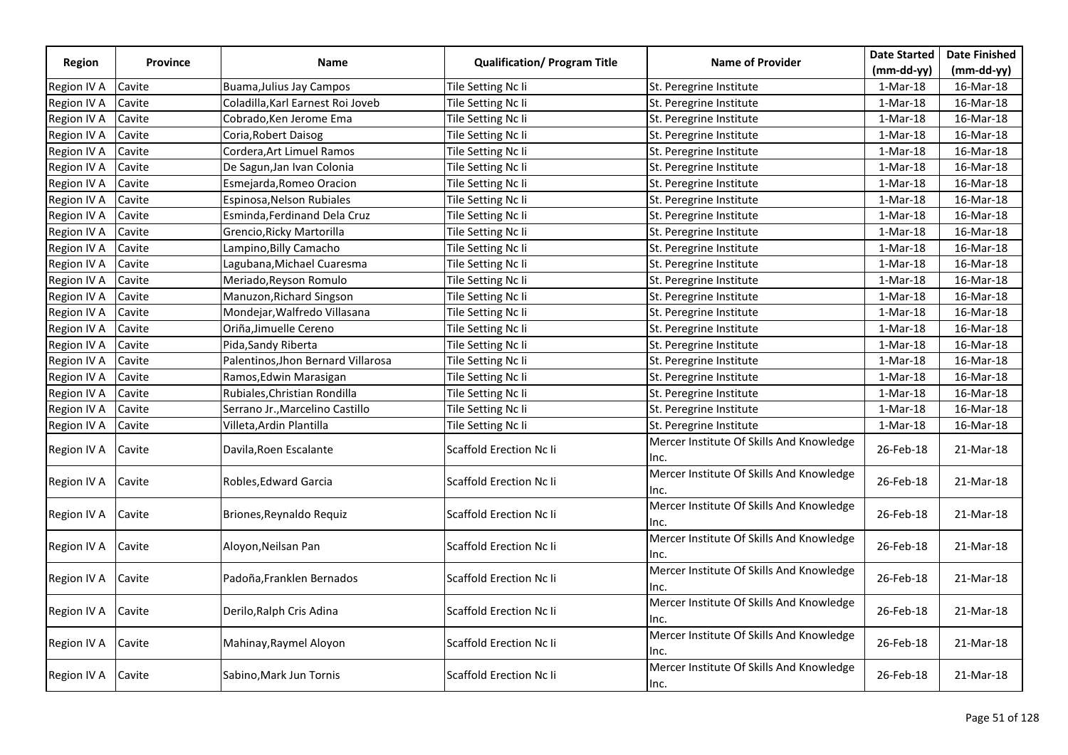| Region | Province | Name | Qualification/ Program Title | Name of Provider | Date Started (mm-dd-yy) | Date Finished (mm-dd-yy) |
|---|---|---|---|---|---|---|
| Region IV A | Cavite | Buama,Julius Jay Campos | Tile Setting Nc Ii | St. Peregrine Institute | 1-Mar-18 | 16-Mar-18 |
| Region IV A | Cavite | Coladilla,Karl Earnest Roi Joveb | Tile Setting Nc Ii | St. Peregrine Institute | 1-Mar-18 | 16-Mar-18 |
| Region IV A | Cavite | Cobrado,Ken Jerome Ema | Tile Setting Nc Ii | St. Peregrine Institute | 1-Mar-18 | 16-Mar-18 |
| Region IV A | Cavite | Coria,Robert Daisog | Tile Setting Nc Ii | St. Peregrine Institute | 1-Mar-18 | 16-Mar-18 |
| Region IV A | Cavite | Cordera,Art Limuel Ramos | Tile Setting Nc Ii | St. Peregrine Institute | 1-Mar-18 | 16-Mar-18 |
| Region IV A | Cavite | De Sagun,Jan Ivan Colonia | Tile Setting Nc Ii | St. Peregrine Institute | 1-Mar-18 | 16-Mar-18 |
| Region IV A | Cavite | Esmejarda,Romeo Oracion | Tile Setting Nc Ii | St. Peregrine Institute | 1-Mar-18 | 16-Mar-18 |
| Region IV A | Cavite | Espinosa,Nelson Rubiales | Tile Setting Nc Ii | St. Peregrine Institute | 1-Mar-18 | 16-Mar-18 |
| Region IV A | Cavite | Esminda,Ferdinand Dela Cruz | Tile Setting Nc Ii | St. Peregrine Institute | 1-Mar-18 | 16-Mar-18 |
| Region IV A | Cavite | Grencio,Ricky Martorilla | Tile Setting Nc Ii | St. Peregrine Institute | 1-Mar-18 | 16-Mar-18 |
| Region IV A | Cavite | Lampino,Billy Camacho | Tile Setting Nc Ii | St. Peregrine Institute | 1-Mar-18 | 16-Mar-18 |
| Region IV A | Cavite | Lagubana,Michael Cuaresma | Tile Setting Nc Ii | St. Peregrine Institute | 1-Mar-18 | 16-Mar-18 |
| Region IV A | Cavite | Meriado,Reyson Romulo | Tile Setting Nc Ii | St. Peregrine Institute | 1-Mar-18 | 16-Mar-18 |
| Region IV A | Cavite | Manuzon,Richard Singson | Tile Setting Nc Ii | St. Peregrine Institute | 1-Mar-18 | 16-Mar-18 |
| Region IV A | Cavite | Mondejar,Walfredo Villasana | Tile Setting Nc Ii | St. Peregrine Institute | 1-Mar-18 | 16-Mar-18 |
| Region IV A | Cavite | Oriña,Jimuelle Cereno | Tile Setting Nc Ii | St. Peregrine Institute | 1-Mar-18 | 16-Mar-18 |
| Region IV A | Cavite | Pida,Sandy Riberta | Tile Setting Nc Ii | St. Peregrine Institute | 1-Mar-18 | 16-Mar-18 |
| Region IV A | Cavite | Palentinos,Jhon Bernard Villarosa | Tile Setting Nc Ii | St. Peregrine Institute | 1-Mar-18 | 16-Mar-18 |
| Region IV A | Cavite | Ramos,Edwin Marasigan | Tile Setting Nc Ii | St. Peregrine Institute | 1-Mar-18 | 16-Mar-18 |
| Region IV A | Cavite | Rubiales,Christian Rondilla | Tile Setting Nc Ii | St. Peregrine Institute | 1-Mar-18 | 16-Mar-18 |
| Region IV A | Cavite | Serrano Jr.,Marcelino Castillo | Tile Setting Nc Ii | St. Peregrine Institute | 1-Mar-18 | 16-Mar-18 |
| Region IV A | Cavite | Villeta,Ardin Plantilla | Tile Setting Nc Ii | St. Peregrine Institute | 1-Mar-18 | 16-Mar-18 |
| Region IV A | Cavite | Davila,Roen Escalante | Scaffold Erection Nc Ii | Mercer Institute Of Skills And Knowledge Inc. | 26-Feb-18 | 21-Mar-18 |
| Region IV A | Cavite | Robles,Edward Garcia | Scaffold Erection Nc Ii | Mercer Institute Of Skills And Knowledge Inc. | 26-Feb-18 | 21-Mar-18 |
| Region IV A | Cavite | Briones,Reynaldo Requiz | Scaffold Erection Nc Ii | Mercer Institute Of Skills And Knowledge Inc. | 26-Feb-18 | 21-Mar-18 |
| Region IV A | Cavite | Aloyon,Neilsan Pan | Scaffold Erection Nc Ii | Mercer Institute Of Skills And Knowledge Inc. | 26-Feb-18 | 21-Mar-18 |
| Region IV A | Cavite | Padoña,Franklen Bernados | Scaffold Erection Nc Ii | Mercer Institute Of Skills And Knowledge Inc. | 26-Feb-18 | 21-Mar-18 |
| Region IV A | Cavite | Derilo,Ralph Cris Adina | Scaffold Erection Nc Ii | Mercer Institute Of Skills And Knowledge Inc. | 26-Feb-18 | 21-Mar-18 |
| Region IV A | Cavite | Mahinay,Raymel Aloyon | Scaffold Erection Nc Ii | Mercer Institute Of Skills And Knowledge Inc. | 26-Feb-18 | 21-Mar-18 |
| Region IV A | Cavite | Sabino,Mark Jun Tornis | Scaffold Erection Nc Ii | Mercer Institute Of Skills And Knowledge Inc. | 26-Feb-18 | 21-Mar-18 |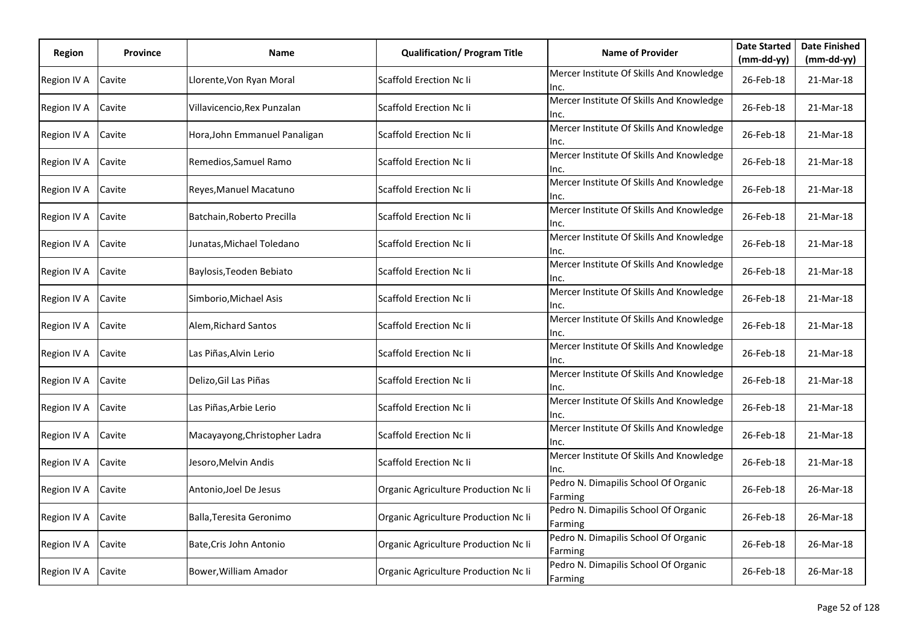| Region | Province | Name | Qualification/ Program Title | Name of Provider | Date Started (mm-dd-yy) | Date Finished (mm-dd-yy) |
|---|---|---|---|---|---|---|
| Region IV A | Cavite | Llorente,Von Ryan Moral | Scaffold Erection Nc Ii | Mercer Institute Of Skills And Knowledge Inc. | 26-Feb-18 | 21-Mar-18 |
| Region IV A | Cavite | Villavicencio,Rex Punzalan | Scaffold Erection Nc Ii | Mercer Institute Of Skills And Knowledge Inc. | 26-Feb-18 | 21-Mar-18 |
| Region IV A | Cavite | Hora,John Emmanuel Panaligan | Scaffold Erection Nc Ii | Mercer Institute Of Skills And Knowledge Inc. | 26-Feb-18 | 21-Mar-18 |
| Region IV A | Cavite | Remedios,Samuel Ramo | Scaffold Erection Nc Ii | Mercer Institute Of Skills And Knowledge Inc. | 26-Feb-18 | 21-Mar-18 |
| Region IV A | Cavite | Reyes,Manuel Macatuno | Scaffold Erection Nc Ii | Mercer Institute Of Skills And Knowledge Inc. | 26-Feb-18 | 21-Mar-18 |
| Region IV A | Cavite | Batchain,Roberto Precilla | Scaffold Erection Nc Ii | Mercer Institute Of Skills And Knowledge Inc. | 26-Feb-18 | 21-Mar-18 |
| Region IV A | Cavite | Junatas,Michael Toledano | Scaffold Erection Nc Ii | Mercer Institute Of Skills And Knowledge Inc. | 26-Feb-18 | 21-Mar-18 |
| Region IV A | Cavite | Baylosis,Teoden Bebiato | Scaffold Erection Nc Ii | Mercer Institute Of Skills And Knowledge Inc. | 26-Feb-18 | 21-Mar-18 |
| Region IV A | Cavite | Simborio,Michael Asis | Scaffold Erection Nc Ii | Mercer Institute Of Skills And Knowledge Inc. | 26-Feb-18 | 21-Mar-18 |
| Region IV A | Cavite | Alem,Richard Santos | Scaffold Erection Nc Ii | Mercer Institute Of Skills And Knowledge Inc. | 26-Feb-18 | 21-Mar-18 |
| Region IV A | Cavite | Las Piñas,Alvin Lerio | Scaffold Erection Nc Ii | Mercer Institute Of Skills And Knowledge Inc. | 26-Feb-18 | 21-Mar-18 |
| Region IV A | Cavite | Delizo,Gil Las Piñas | Scaffold Erection Nc Ii | Mercer Institute Of Skills And Knowledge Inc. | 26-Feb-18 | 21-Mar-18 |
| Region IV A | Cavite | Las Piñas,Arbie Lerio | Scaffold Erection Nc Ii | Mercer Institute Of Skills And Knowledge Inc. | 26-Feb-18 | 21-Mar-18 |
| Region IV A | Cavite | Macayayong,Christopher Ladra | Scaffold Erection Nc Ii | Mercer Institute Of Skills And Knowledge Inc. | 26-Feb-18 | 21-Mar-18 |
| Region IV A | Cavite | Jesoro,Melvin Andis | Scaffold Erection Nc Ii | Mercer Institute Of Skills And Knowledge Inc. | 26-Feb-18 | 21-Mar-18 |
| Region IV A | Cavite | Antonio,Joel De Jesus | Organic Agriculture Production Nc Ii | Pedro N. Dimapilis School Of Organic Farming | 26-Feb-18 | 26-Mar-18 |
| Region IV A | Cavite | Balla,Teresita Geronimo | Organic Agriculture Production Nc Ii | Pedro N. Dimapilis School Of Organic Farming | 26-Feb-18 | 26-Mar-18 |
| Region IV A | Cavite | Bate,Cris John Antonio | Organic Agriculture Production Nc Ii | Pedro N. Dimapilis School Of Organic Farming | 26-Feb-18 | 26-Mar-18 |
| Region IV A | Cavite | Bower,William Amador | Organic Agriculture Production Nc Ii | Pedro N. Dimapilis School Of Organic Farming | 26-Feb-18 | 26-Mar-18 |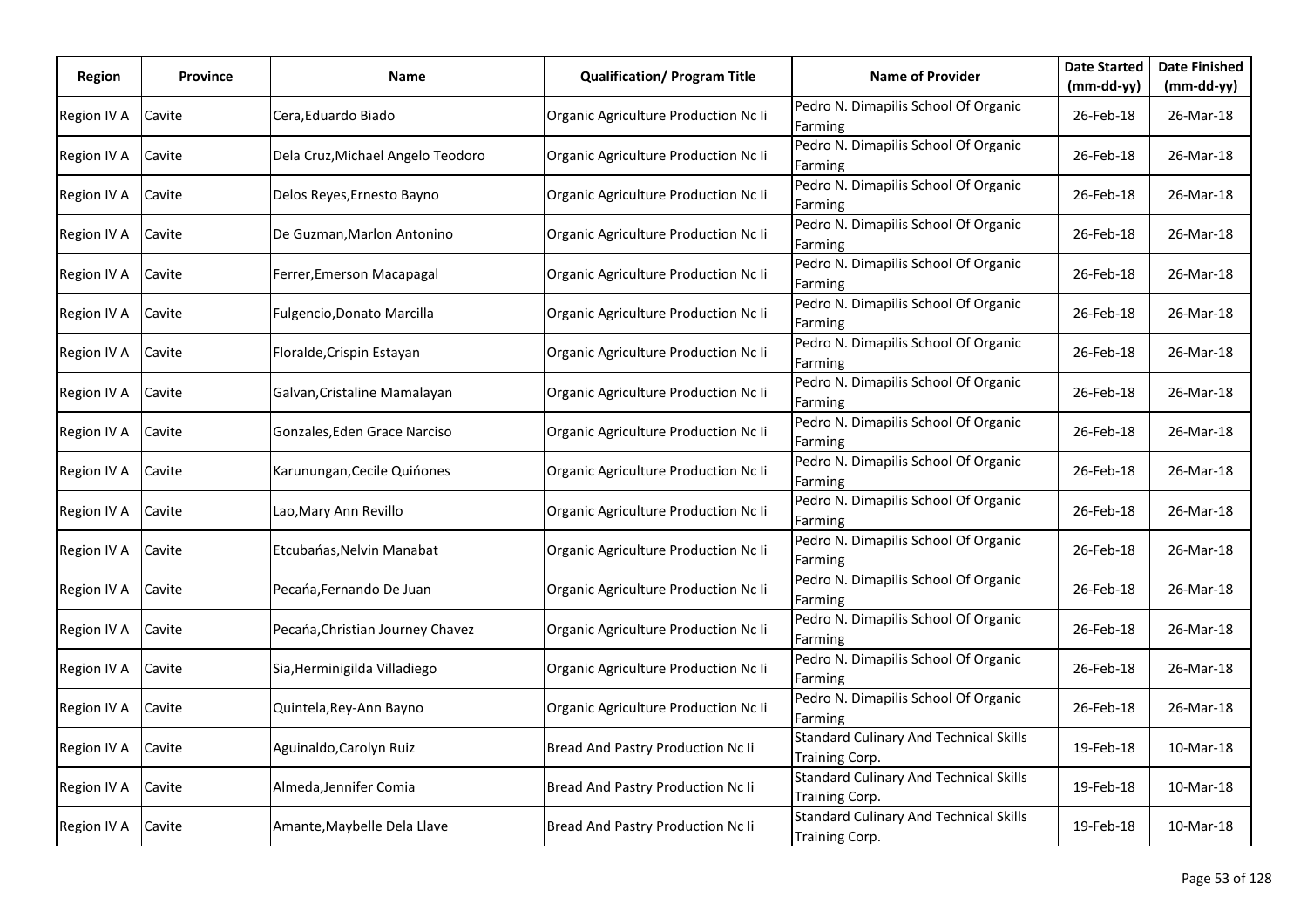| Region | Province | Name | Qualification/ Program Title | Name of Provider | Date Started (mm-dd-yy) | Date Finished (mm-dd-yy) |
|---|---|---|---|---|---|---|
| Region IV A | Cavite | Cera,Eduardo Biado | Organic Agriculture Production Nc Ii | Pedro N. Dimapilis School Of Organic Farming | 26-Feb-18 | 26-Mar-18 |
| Region IV A | Cavite | Dela Cruz,Michael Angelo Teodoro | Organic Agriculture Production Nc Ii | Pedro N. Dimapilis School Of Organic Farming | 26-Feb-18 | 26-Mar-18 |
| Region IV A | Cavite | Delos Reyes,Ernesto Bayno | Organic Agriculture Production Nc Ii | Pedro N. Dimapilis School Of Organic Farming | 26-Feb-18 | 26-Mar-18 |
| Region IV A | Cavite | De Guzman,Marlon Antonino | Organic Agriculture Production Nc Ii | Pedro N. Dimapilis School Of Organic Farming | 26-Feb-18 | 26-Mar-18 |
| Region IV A | Cavite | Ferrer,Emerson Macapagal | Organic Agriculture Production Nc Ii | Pedro N. Dimapilis School Of Organic Farming | 26-Feb-18 | 26-Mar-18 |
| Region IV A | Cavite | Fulgencio,Donato Marcilla | Organic Agriculture Production Nc Ii | Pedro N. Dimapilis School Of Organic Farming | 26-Feb-18 | 26-Mar-18 |
| Region IV A | Cavite | Floralde,Crispin Estayan | Organic Agriculture Production Nc Ii | Pedro N. Dimapilis School Of Organic Farming | 26-Feb-18 | 26-Mar-18 |
| Region IV A | Cavite | Galvan,Cristaline Mamalayan | Organic Agriculture Production Nc Ii | Pedro N. Dimapilis School Of Organic Farming | 26-Feb-18 | 26-Mar-18 |
| Region IV A | Cavite | Gonzales,Eden Grace Narciso | Organic Agriculture Production Nc Ii | Pedro N. Dimapilis School Of Organic Farming | 26-Feb-18 | 26-Mar-18 |
| Region IV A | Cavite | Karunungan,Cecile Quińones | Organic Agriculture Production Nc Ii | Pedro N. Dimapilis School Of Organic Farming | 26-Feb-18 | 26-Mar-18 |
| Region IV A | Cavite | Lao,Mary Ann Revillo | Organic Agriculture Production Nc Ii | Pedro N. Dimapilis School Of Organic Farming | 26-Feb-18 | 26-Mar-18 |
| Region IV A | Cavite | Etcubańas,Nelvin Manabat | Organic Agriculture Production Nc Ii | Pedro N. Dimapilis School Of Organic Farming | 26-Feb-18 | 26-Mar-18 |
| Region IV A | Cavite | Pecańa,Fernando De Juan | Organic Agriculture Production Nc Ii | Pedro N. Dimapilis School Of Organic Farming | 26-Feb-18 | 26-Mar-18 |
| Region IV A | Cavite | Pecańa,Christian Journey Chavez | Organic Agriculture Production Nc Ii | Pedro N. Dimapilis School Of Organic Farming | 26-Feb-18 | 26-Mar-18 |
| Region IV A | Cavite | Sia,Herminigilda Villadiego | Organic Agriculture Production Nc Ii | Pedro N. Dimapilis School Of Organic Farming | 26-Feb-18 | 26-Mar-18 |
| Region IV A | Cavite | Quintela,Rey-Ann Bayno | Organic Agriculture Production Nc Ii | Pedro N. Dimapilis School Of Organic Farming | 26-Feb-18 | 26-Mar-18 |
| Region IV A | Cavite | Aguinaldo,Carolyn Ruiz | Bread And Pastry Production Nc Ii | Standard Culinary And Technical Skills Training Corp. | 19-Feb-18 | 10-Mar-18 |
| Region IV A | Cavite | Almeda,Jennifer Comia | Bread And Pastry Production Nc Ii | Standard Culinary And Technical Skills Training Corp. | 19-Feb-18 | 10-Mar-18 |
| Region IV A | Cavite | Amante,Maybelle Dela Llave | Bread And Pastry Production Nc Ii | Standard Culinary And Technical Skills Training Corp. | 19-Feb-18 | 10-Mar-18 |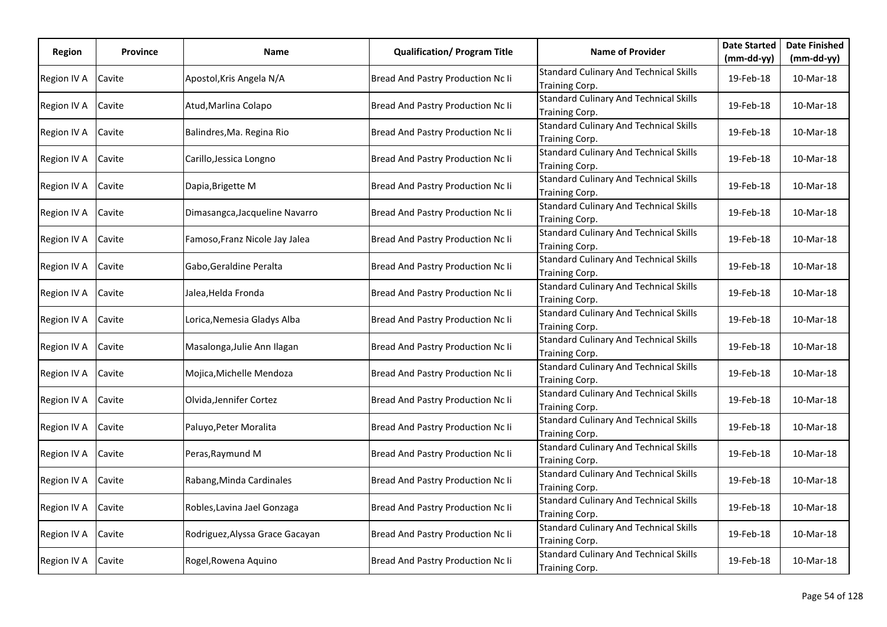| Region | Province | Name | Qualification/ Program Title | Name of Provider | Date Started (mm-dd-yy) | Date Finished (mm-dd-yy) |
|---|---|---|---|---|---|---|
| Region IV A | Cavite | Apostol,Kris Angela N/A | Bread And Pastry Production Nc Ii | Standard Culinary And Technical Skills Training Corp. | 19-Feb-18 | 10-Mar-18 |
| Region IV A | Cavite | Atud,Marlina Colapo | Bread And Pastry Production Nc Ii | Standard Culinary And Technical Skills Training Corp. | 19-Feb-18 | 10-Mar-18 |
| Region IV A | Cavite | Balindres,Ma. Regina Rio | Bread And Pastry Production Nc Ii | Standard Culinary And Technical Skills Training Corp. | 19-Feb-18 | 10-Mar-18 |
| Region IV A | Cavite | Carillo,Jessica Longno | Bread And Pastry Production Nc Ii | Standard Culinary And Technical Skills Training Corp. | 19-Feb-18 | 10-Mar-18 |
| Region IV A | Cavite | Dapia,Brigette M | Bread And Pastry Production Nc Ii | Standard Culinary And Technical Skills Training Corp. | 19-Feb-18 | 10-Mar-18 |
| Region IV A | Cavite | Dimasangca,Jacqueline Navarro | Bread And Pastry Production Nc Ii | Standard Culinary And Technical Skills Training Corp. | 19-Feb-18 | 10-Mar-18 |
| Region IV A | Cavite | Famoso,Franz Nicole Jay Jalea | Bread And Pastry Production Nc Ii | Standard Culinary And Technical Skills Training Corp. | 19-Feb-18 | 10-Mar-18 |
| Region IV A | Cavite | Gabo,Geraldine Peralta | Bread And Pastry Production Nc Ii | Standard Culinary And Technical Skills Training Corp. | 19-Feb-18 | 10-Mar-18 |
| Region IV A | Cavite | Jalea,Helda Fronda | Bread And Pastry Production Nc Ii | Standard Culinary And Technical Skills Training Corp. | 19-Feb-18 | 10-Mar-18 |
| Region IV A | Cavite | Lorica,Nemesia Gladys Alba | Bread And Pastry Production Nc Ii | Standard Culinary And Technical Skills Training Corp. | 19-Feb-18 | 10-Mar-18 |
| Region IV A | Cavite | Masalonga,Julie Ann Ilagan | Bread And Pastry Production Nc Ii | Standard Culinary And Technical Skills Training Corp. | 19-Feb-18 | 10-Mar-18 |
| Region IV A | Cavite | Mojica,Michelle Mendoza | Bread And Pastry Production Nc Ii | Standard Culinary And Technical Skills Training Corp. | 19-Feb-18 | 10-Mar-18 |
| Region IV A | Cavite | Olvida,Jennifer Cortez | Bread And Pastry Production Nc Ii | Standard Culinary And Technical Skills Training Corp. | 19-Feb-18 | 10-Mar-18 |
| Region IV A | Cavite | Paluyo,Peter Moralita | Bread And Pastry Production Nc Ii | Standard Culinary And Technical Skills Training Corp. | 19-Feb-18 | 10-Mar-18 |
| Region IV A | Cavite | Peras,Raymund M | Bread And Pastry Production Nc Ii | Standard Culinary And Technical Skills Training Corp. | 19-Feb-18 | 10-Mar-18 |
| Region IV A | Cavite | Rabang,Minda Cardinales | Bread And Pastry Production Nc Ii | Standard Culinary And Technical Skills Training Corp. | 19-Feb-18 | 10-Mar-18 |
| Region IV A | Cavite | Robles,Lavina Jael Gonzaga | Bread And Pastry Production Nc Ii | Standard Culinary And Technical Skills Training Corp. | 19-Feb-18 | 10-Mar-18 |
| Region IV A | Cavite | Rodriguez,Alyssa Grace Gacayan | Bread And Pastry Production Nc Ii | Standard Culinary And Technical Skills Training Corp. | 19-Feb-18 | 10-Mar-18 |
| Region IV A | Cavite | Rogel,Rowena Aquino | Bread And Pastry Production Nc Ii | Standard Culinary And Technical Skills Training Corp. | 19-Feb-18 | 10-Mar-18 |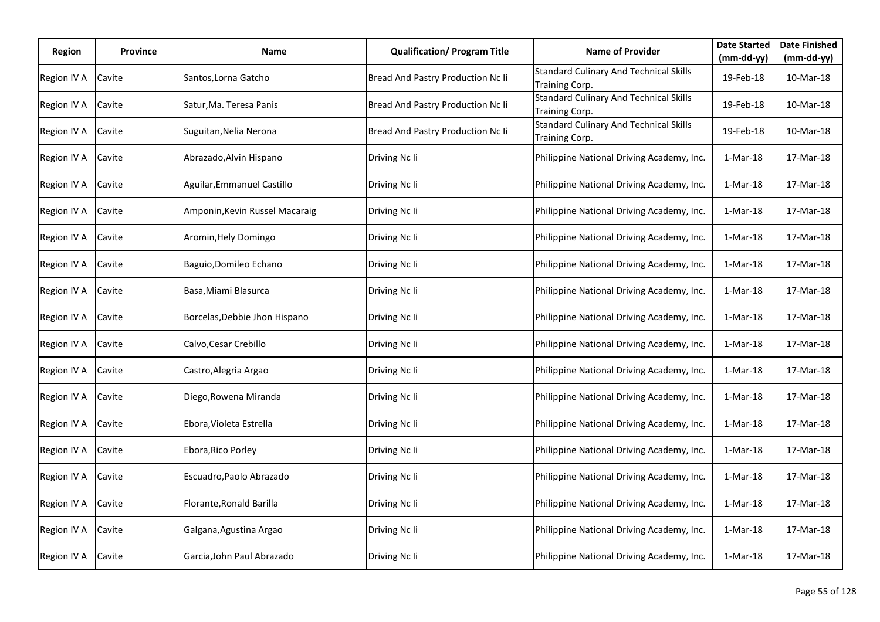| Region | Province | Name | Qualification/ Program Title | Name of Provider | Date Started (mm-dd-yy) | Date Finished (mm-dd-yy) |
|---|---|---|---|---|---|---|
| Region IV A | Cavite | Santos,Lorna Gatcho | Bread And Pastry Production Nc Ii | Standard Culinary And Technical Skills Training Corp. | 19-Feb-18 | 10-Mar-18 |
| Region IV A | Cavite | Satur,Ma. Teresa Panis | Bread And Pastry Production Nc Ii | Standard Culinary And Technical Skills Training Corp. | 19-Feb-18 | 10-Mar-18 |
| Region IV A | Cavite | Suguitan,Nelia Nerona | Bread And Pastry Production Nc Ii | Standard Culinary And Technical Skills Training Corp. | 19-Feb-18 | 10-Mar-18 |
| Region IV A | Cavite | Abrazado,Alvin Hispano | Driving Nc Ii | Philippine National Driving Academy, Inc. | 1-Mar-18 | 17-Mar-18 |
| Region IV A | Cavite | Aguilar,Emmanuel Castillo | Driving Nc Ii | Philippine National Driving Academy, Inc. | 1-Mar-18 | 17-Mar-18 |
| Region IV A | Cavite | Amponin,Kevin Russel Macaraig | Driving Nc Ii | Philippine National Driving Academy, Inc. | 1-Mar-18 | 17-Mar-18 |
| Region IV A | Cavite | Aromin,Hely Domingo | Driving Nc Ii | Philippine National Driving Academy, Inc. | 1-Mar-18 | 17-Mar-18 |
| Region IV A | Cavite | Baguio,Domileo Echano | Driving Nc Ii | Philippine National Driving Academy, Inc. | 1-Mar-18 | 17-Mar-18 |
| Region IV A | Cavite | Basa,Miami Blasurca | Driving Nc Ii | Philippine National Driving Academy, Inc. | 1-Mar-18 | 17-Mar-18 |
| Region IV A | Cavite | Borcelas,Debbie Jhon Hispano | Driving Nc Ii | Philippine National Driving Academy, Inc. | 1-Mar-18 | 17-Mar-18 |
| Region IV A | Cavite | Calvo,Cesar Crebillo | Driving Nc Ii | Philippine National Driving Academy, Inc. | 1-Mar-18 | 17-Mar-18 |
| Region IV A | Cavite | Castro,Alegria Argao | Driving Nc Ii | Philippine National Driving Academy, Inc. | 1-Mar-18 | 17-Mar-18 |
| Region IV A | Cavite | Diego,Rowena Miranda | Driving Nc Ii | Philippine National Driving Academy, Inc. | 1-Mar-18 | 17-Mar-18 |
| Region IV A | Cavite | Ebora,Violeta Estrella | Driving Nc Ii | Philippine National Driving Academy, Inc. | 1-Mar-18 | 17-Mar-18 |
| Region IV A | Cavite | Ebora,Rico Porley | Driving Nc Ii | Philippine National Driving Academy, Inc. | 1-Mar-18 | 17-Mar-18 |
| Region IV A | Cavite | Escuadro,Paolo Abrazado | Driving Nc Ii | Philippine National Driving Academy, Inc. | 1-Mar-18 | 17-Mar-18 |
| Region IV A | Cavite | Florante,Ronald Barilla | Driving Nc Ii | Philippine National Driving Academy, Inc. | 1-Mar-18 | 17-Mar-18 |
| Region IV A | Cavite | Galgana,Agustina Argao | Driving Nc Ii | Philippine National Driving Academy, Inc. | 1-Mar-18 | 17-Mar-18 |
| Region IV A | Cavite | Garcia,John Paul Abrazado | Driving Nc Ii | Philippine National Driving Academy, Inc. | 1-Mar-18 | 17-Mar-18 |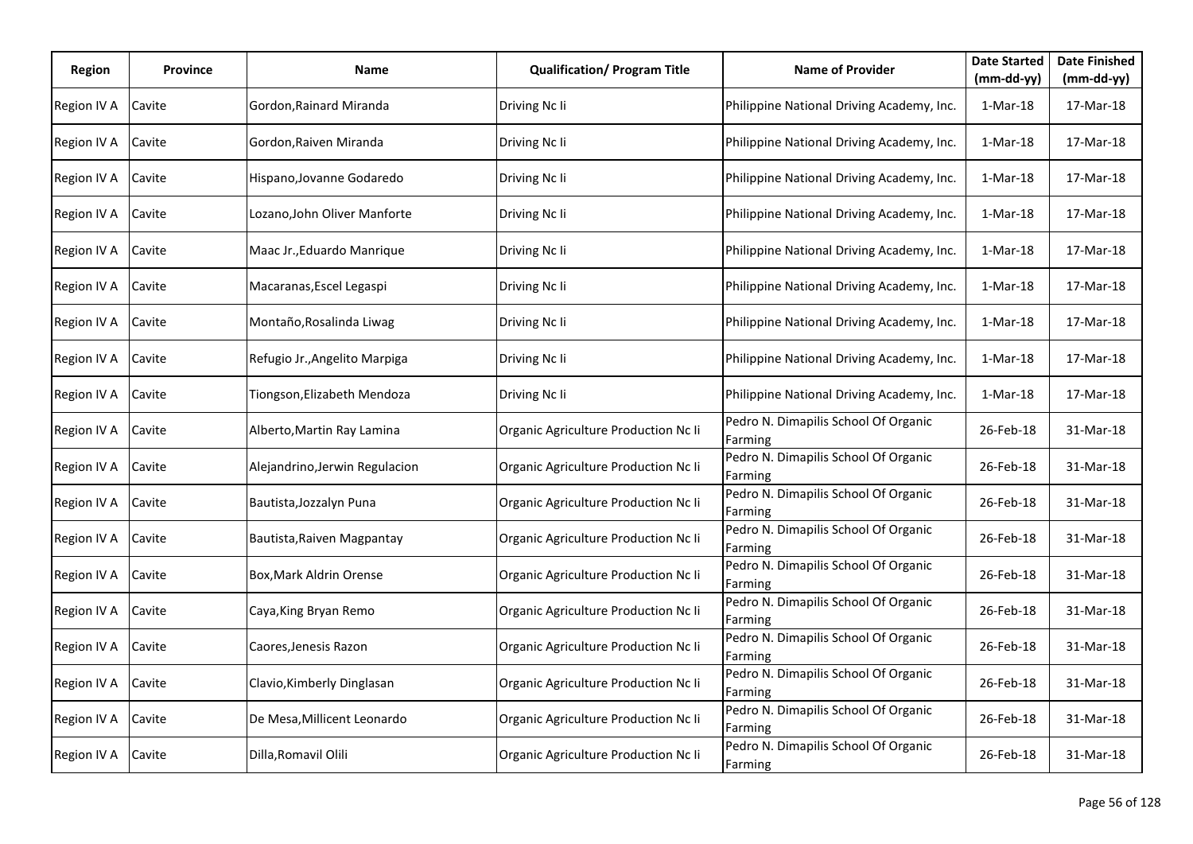| Region | Province | Name | Qualification/ Program Title | Name of Provider | Date Started (mm-dd-yy) | Date Finished (mm-dd-yy) |
|---|---|---|---|---|---|---|
| Region IV A | Cavite | Gordon,Rainard Miranda | Driving Nc Ii | Philippine National Driving Academy, Inc. | 1-Mar-18 | 17-Mar-18 |
| Region IV A | Cavite | Gordon,Raiven Miranda | Driving Nc Ii | Philippine National Driving Academy, Inc. | 1-Mar-18 | 17-Mar-18 |
| Region IV A | Cavite | Hispano,Jovanne Godaredo | Driving Nc Ii | Philippine National Driving Academy, Inc. | 1-Mar-18 | 17-Mar-18 |
| Region IV A | Cavite | Lozano,John Oliver Manforte | Driving Nc Ii | Philippine National Driving Academy, Inc. | 1-Mar-18 | 17-Mar-18 |
| Region IV A | Cavite | Maac Jr.,Eduardo Manrique | Driving Nc Ii | Philippine National Driving Academy, Inc. | 1-Mar-18 | 17-Mar-18 |
| Region IV A | Cavite | Macaranas,Escel Legaspi | Driving Nc Ii | Philippine National Driving Academy, Inc. | 1-Mar-18 | 17-Mar-18 |
| Region IV A | Cavite | Montaño,Rosalinda Liwag | Driving Nc Ii | Philippine National Driving Academy, Inc. | 1-Mar-18 | 17-Mar-18 |
| Region IV A | Cavite | Refugio Jr.,Angelito Marpiga | Driving Nc Ii | Philippine National Driving Academy, Inc. | 1-Mar-18 | 17-Mar-18 |
| Region IV A | Cavite | Tiongson,Elizabeth Mendoza | Driving Nc Ii | Philippine National Driving Academy, Inc. | 1-Mar-18 | 17-Mar-18 |
| Region IV A | Cavite | Alberto,Martin Ray Lamina | Organic Agriculture Production Nc Ii | Pedro N. Dimapilis School Of Organic Farming | 26-Feb-18 | 31-Mar-18 |
| Region IV A | Cavite | Alejandrino,Jerwin Regulacion | Organic Agriculture Production Nc Ii | Pedro N. Dimapilis School Of Organic Farming | 26-Feb-18 | 31-Mar-18 |
| Region IV A | Cavite | Bautista,Jozzalyn Puna | Organic Agriculture Production Nc Ii | Pedro N. Dimapilis School Of Organic Farming | 26-Feb-18 | 31-Mar-18 |
| Region IV A | Cavite | Bautista,Raiven Magpantay | Organic Agriculture Production Nc Ii | Pedro N. Dimapilis School Of Organic Farming | 26-Feb-18 | 31-Mar-18 |
| Region IV A | Cavite | Box,Mark Aldrin Orense | Organic Agriculture Production Nc Ii | Pedro N. Dimapilis School Of Organic Farming | 26-Feb-18 | 31-Mar-18 |
| Region IV A | Cavite | Caya,King Bryan Remo | Organic Agriculture Production Nc Ii | Pedro N. Dimapilis School Of Organic Farming | 26-Feb-18 | 31-Mar-18 |
| Region IV A | Cavite | Caores,Jenesis Razon | Organic Agriculture Production Nc Ii | Pedro N. Dimapilis School Of Organic Farming | 26-Feb-18 | 31-Mar-18 |
| Region IV A | Cavite | Clavio,Kimberly Dinglasan | Organic Agriculture Production Nc Ii | Pedro N. Dimapilis School Of Organic Farming | 26-Feb-18 | 31-Mar-18 |
| Region IV A | Cavite | De Mesa,Millicent Leonardo | Organic Agriculture Production Nc Ii | Pedro N. Dimapilis School Of Organic Farming | 26-Feb-18 | 31-Mar-18 |
| Region IV A | Cavite | Dilla,Romavil Olili | Organic Agriculture Production Nc Ii | Pedro N. Dimapilis School Of Organic Farming | 26-Feb-18 | 31-Mar-18 |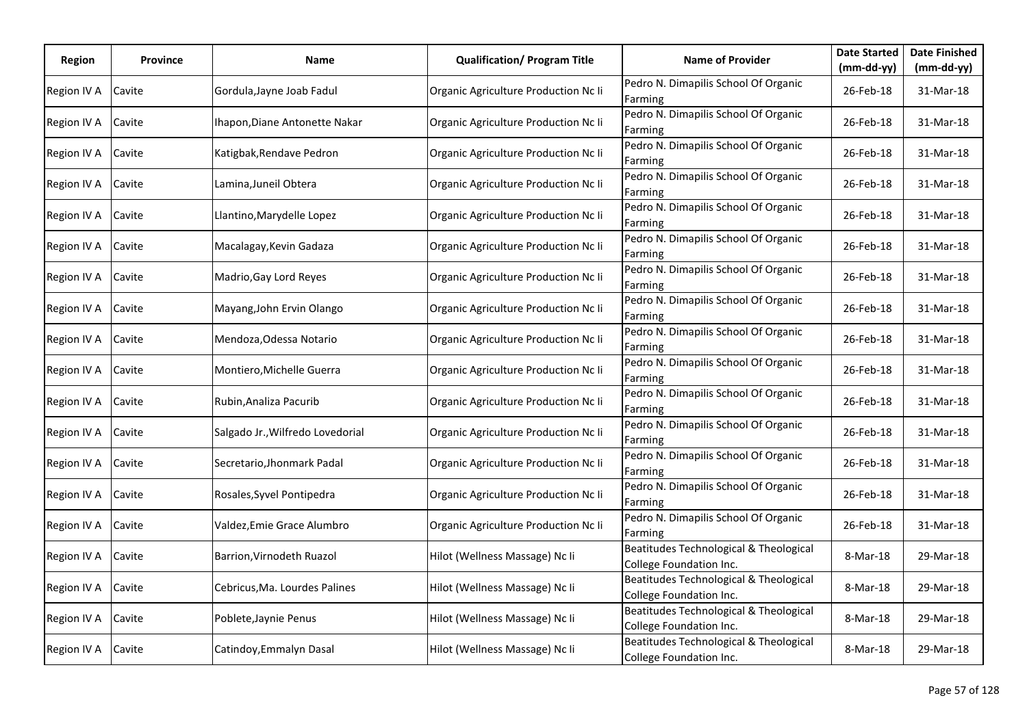| Region | Province | Name | Qualification/ Program Title | Name of Provider | Date Started (mm-dd-yy) | Date Finished (mm-dd-yy) |
|---|---|---|---|---|---|---|
| Region IV A | Cavite | Gordula,Jayne Joab Fadul | Organic Agriculture Production Nc Ii | Pedro N. Dimapilis School Of Organic Farming | 26-Feb-18 | 31-Mar-18 |
| Region IV A | Cavite | Ihapon,Diane Antonette Nakar | Organic Agriculture Production Nc Ii | Pedro N. Dimapilis School Of Organic Farming | 26-Feb-18 | 31-Mar-18 |
| Region IV A | Cavite | Katigbak,Rendave Pedron | Organic Agriculture Production Nc Ii | Pedro N. Dimapilis School Of Organic Farming | 26-Feb-18 | 31-Mar-18 |
| Region IV A | Cavite | Lamina,Juneil Obtera | Organic Agriculture Production Nc Ii | Pedro N. Dimapilis School Of Organic Farming | 26-Feb-18 | 31-Mar-18 |
| Region IV A | Cavite | Llantino,Marydelle Lopez | Organic Agriculture Production Nc Ii | Pedro N. Dimapilis School Of Organic Farming | 26-Feb-18 | 31-Mar-18 |
| Region IV A | Cavite | Macalagay,Kevin Gadaza | Organic Agriculture Production Nc Ii | Pedro N. Dimapilis School Of Organic Farming | 26-Feb-18 | 31-Mar-18 |
| Region IV A | Cavite | Madrio,Gay Lord Reyes | Organic Agriculture Production Nc Ii | Pedro N. Dimapilis School Of Organic Farming | 26-Feb-18 | 31-Mar-18 |
| Region IV A | Cavite | Mayang,John Ervin Olango | Organic Agriculture Production Nc Ii | Pedro N. Dimapilis School Of Organic Farming | 26-Feb-18 | 31-Mar-18 |
| Region IV A | Cavite | Mendoza,Odessa Notario | Organic Agriculture Production Nc Ii | Pedro N. Dimapilis School Of Organic Farming | 26-Feb-18 | 31-Mar-18 |
| Region IV A | Cavite | Montiero,Michelle Guerra | Organic Agriculture Production Nc Ii | Pedro N. Dimapilis School Of Organic Farming | 26-Feb-18 | 31-Mar-18 |
| Region IV A | Cavite | Rubin,Analiza Pacurib | Organic Agriculture Production Nc Ii | Pedro N. Dimapilis School Of Organic Farming | 26-Feb-18 | 31-Mar-18 |
| Region IV A | Cavite | Salgado Jr.,Wilfredo Lovedorial | Organic Agriculture Production Nc Ii | Pedro N. Dimapilis School Of Organic Farming | 26-Feb-18 | 31-Mar-18 |
| Region IV A | Cavite | Secretario,Jhonmark Padal | Organic Agriculture Production Nc Ii | Pedro N. Dimapilis School Of Organic Farming | 26-Feb-18 | 31-Mar-18 |
| Region IV A | Cavite | Rosales,Syvel Pontipedra | Organic Agriculture Production Nc Ii | Pedro N. Dimapilis School Of Organic Farming | 26-Feb-18 | 31-Mar-18 |
| Region IV A | Cavite | Valdez,Emie Grace Alumbro | Organic Agriculture Production Nc Ii | Pedro N. Dimapilis School Of Organic Farming | 26-Feb-18 | 31-Mar-18 |
| Region IV A | Cavite | Barrion,Virnodeth Ruazol | Hilot (Wellness Massage) Nc Ii | Beatitudes Technological & Theological College Foundation Inc. | 8-Mar-18 | 29-Mar-18 |
| Region IV A | Cavite | Cebricus,Ma. Lourdes Palines | Hilot (Wellness Massage) Nc Ii | Beatitudes Technological & Theological College Foundation Inc. | 8-Mar-18 | 29-Mar-18 |
| Region IV A | Cavite | Poblete,Jaynie Penus | Hilot (Wellness Massage) Nc Ii | Beatitudes Technological & Theological College Foundation Inc. | 8-Mar-18 | 29-Mar-18 |
| Region IV A | Cavite | Catindoy,Emmalyn Dasal | Hilot (Wellness Massage) Nc Ii | Beatitudes Technological & Theological College Foundation Inc. | 8-Mar-18 | 29-Mar-18 |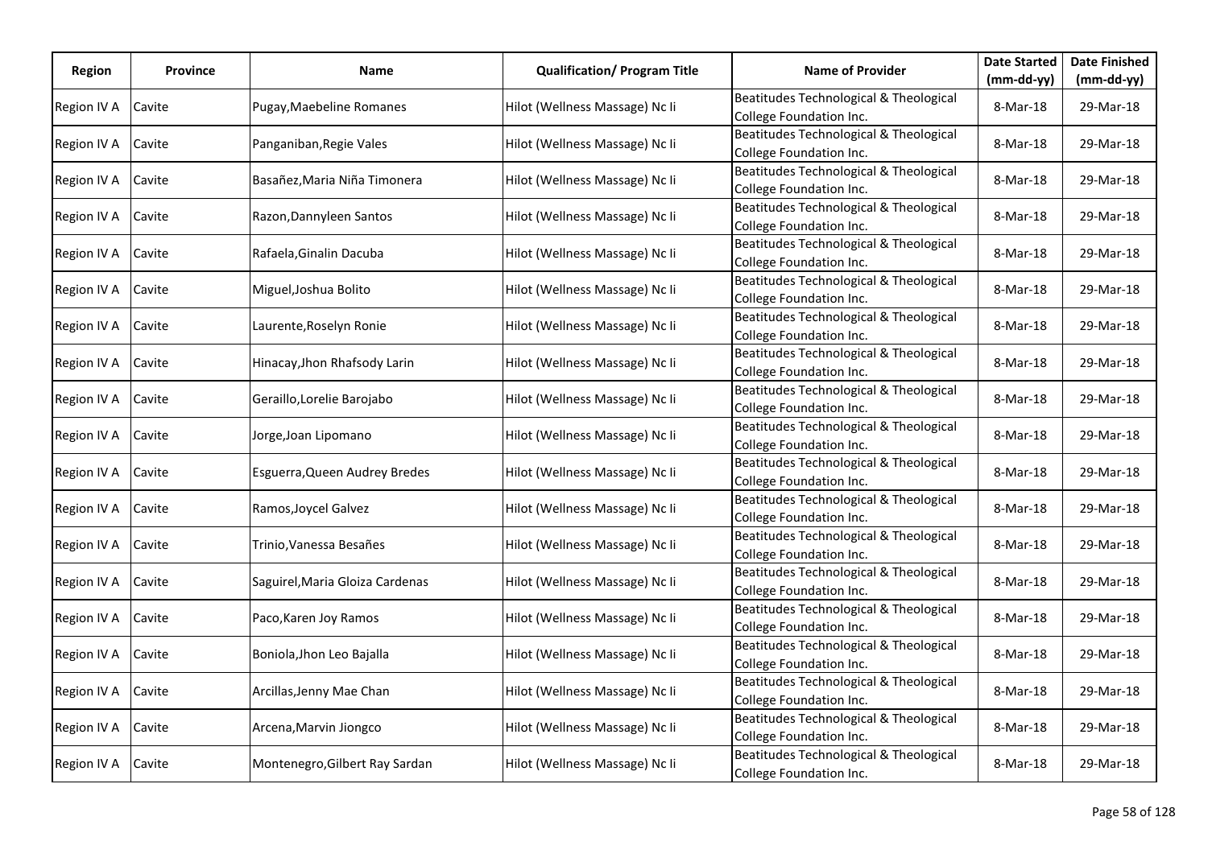| Region | Province | Name | Qualification/ Program Title | Name of Provider | Date Started (mm-dd-yy) | Date Finished (mm-dd-yy) |
|---|---|---|---|---|---|---|
| Region IV A | Cavite | Pugay,Maebeline Romanes | Hilot (Wellness Massage) Nc Ii | Beatitudes Technological & Theological College Foundation Inc. | 8-Mar-18 | 29-Mar-18 |
| Region IV A | Cavite | Panganiban,Regie Vales | Hilot (Wellness Massage) Nc Ii | Beatitudes Technological & Theological College Foundation Inc. | 8-Mar-18 | 29-Mar-18 |
| Region IV A | Cavite | Basañez,Maria Niña Timonera | Hilot (Wellness Massage) Nc Ii | Beatitudes Technological & Theological College Foundation Inc. | 8-Mar-18 | 29-Mar-18 |
| Region IV A | Cavite | Razon,Dannyleen Santos | Hilot (Wellness Massage) Nc Ii | Beatitudes Technological & Theological College Foundation Inc. | 8-Mar-18 | 29-Mar-18 |
| Region IV A | Cavite | Rafaela,Ginalin Dacuba | Hilot (Wellness Massage) Nc Ii | Beatitudes Technological & Theological College Foundation Inc. | 8-Mar-18 | 29-Mar-18 |
| Region IV A | Cavite | Miguel,Joshua Bolito | Hilot (Wellness Massage) Nc Ii | Beatitudes Technological & Theological College Foundation Inc. | 8-Mar-18 | 29-Mar-18 |
| Region IV A | Cavite | Laurente,Roselyn Ronie | Hilot (Wellness Massage) Nc Ii | Beatitudes Technological & Theological College Foundation Inc. | 8-Mar-18 | 29-Mar-18 |
| Region IV A | Cavite | Hinacay,Jhon Rhafsody Larin | Hilot (Wellness Massage) Nc Ii | Beatitudes Technological & Theological College Foundation Inc. | 8-Mar-18 | 29-Mar-18 |
| Region IV A | Cavite | Geraillo,Lorelie Barojabo | Hilot (Wellness Massage) Nc Ii | Beatitudes Technological & Theological College Foundation Inc. | 8-Mar-18 | 29-Mar-18 |
| Region IV A | Cavite | Jorge,Joan Lipomano | Hilot (Wellness Massage) Nc Ii | Beatitudes Technological & Theological College Foundation Inc. | 8-Mar-18 | 29-Mar-18 |
| Region IV A | Cavite | Esguerra,Queen Audrey Bredes | Hilot (Wellness Massage) Nc Ii | Beatitudes Technological & Theological College Foundation Inc. | 8-Mar-18 | 29-Mar-18 |
| Region IV A | Cavite | Ramos,Joycel Galvez | Hilot (Wellness Massage) Nc Ii | Beatitudes Technological & Theological College Foundation Inc. | 8-Mar-18 | 29-Mar-18 |
| Region IV A | Cavite | Trinio,Vanessa Besañes | Hilot (Wellness Massage) Nc Ii | Beatitudes Technological & Theological College Foundation Inc. | 8-Mar-18 | 29-Mar-18 |
| Region IV A | Cavite | Saguirel,Maria Gloiza Cardenas | Hilot (Wellness Massage) Nc Ii | Beatitudes Technological & Theological College Foundation Inc. | 8-Mar-18 | 29-Mar-18 |
| Region IV A | Cavite | Paco,Karen Joy Ramos | Hilot (Wellness Massage) Nc Ii | Beatitudes Technological & Theological College Foundation Inc. | 8-Mar-18 | 29-Mar-18 |
| Region IV A | Cavite | Boniola,Jhon Leo Bajalla | Hilot (Wellness Massage) Nc Ii | Beatitudes Technological & Theological College Foundation Inc. | 8-Mar-18 | 29-Mar-18 |
| Region IV A | Cavite | Arcillas,Jenny Mae Chan | Hilot (Wellness Massage) Nc Ii | Beatitudes Technological & Theological College Foundation Inc. | 8-Mar-18 | 29-Mar-18 |
| Region IV A | Cavite | Arcena,Marvin Jiongco | Hilot (Wellness Massage) Nc Ii | Beatitudes Technological & Theological College Foundation Inc. | 8-Mar-18 | 29-Mar-18 |
| Region IV A | Cavite | Montenegro,Gilbert Ray Sardan | Hilot (Wellness Massage) Nc Ii | Beatitudes Technological & Theological College Foundation Inc. | 8-Mar-18 | 29-Mar-18 |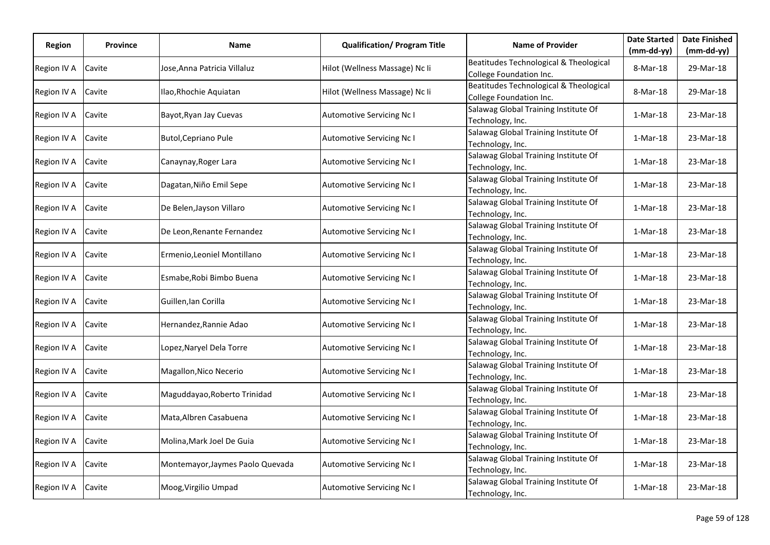| Region | Province | Name | Qualification/ Program Title | Name of Provider | Date Started (mm-dd-yy) | Date Finished (mm-dd-yy) |
|---|---|---|---|---|---|---|
| Region IV A | Cavite | Jose,Anna Patricia Villaluz | Hilot (Wellness Massage) Nc Ii | Beatitudes Technological & Theological College Foundation Inc. | 8-Mar-18 | 29-Mar-18 |
| Region IV A | Cavite | Ilao,Rhochie Aquiatan | Hilot (Wellness Massage) Nc Ii | Beatitudes Technological & Theological College Foundation Inc. | 8-Mar-18 | 29-Mar-18 |
| Region IV A | Cavite | Bayot,Ryan Jay Cuevas | Automotive Servicing Nc I | Salawag Global Training Institute Of Technology, Inc. | 1-Mar-18 | 23-Mar-18 |
| Region IV A | Cavite | Butol,Cepriano Pule | Automotive Servicing Nc I | Salawag Global Training Institute Of Technology, Inc. | 1-Mar-18 | 23-Mar-18 |
| Region IV A | Cavite | Canaynay,Roger Lara | Automotive Servicing Nc I | Salawag Global Training Institute Of Technology, Inc. | 1-Mar-18 | 23-Mar-18 |
| Region IV A | Cavite | Dagatan,Niño Emil Sepe | Automotive Servicing Nc I | Salawag Global Training Institute Of Technology, Inc. | 1-Mar-18 | 23-Mar-18 |
| Region IV A | Cavite | De Belen,Jayson Villaro | Automotive Servicing Nc I | Salawag Global Training Institute Of Technology, Inc. | 1-Mar-18 | 23-Mar-18 |
| Region IV A | Cavite | De Leon,Renante Fernandez | Automotive Servicing Nc I | Salawag Global Training Institute Of Technology, Inc. | 1-Mar-18 | 23-Mar-18 |
| Region IV A | Cavite | Ermenio,Leoniel Montillano | Automotive Servicing Nc I | Salawag Global Training Institute Of Technology, Inc. | 1-Mar-18 | 23-Mar-18 |
| Region IV A | Cavite | Esmabe,Robi Bimbo Buena | Automotive Servicing Nc I | Salawag Global Training Institute Of Technology, Inc. | 1-Mar-18 | 23-Mar-18 |
| Region IV A | Cavite | Guillen,Ian Corilla | Automotive Servicing Nc I | Salawag Global Training Institute Of Technology, Inc. | 1-Mar-18 | 23-Mar-18 |
| Region IV A | Cavite | Hernandez,Rannie Adao | Automotive Servicing Nc I | Salawag Global Training Institute Of Technology, Inc. | 1-Mar-18 | 23-Mar-18 |
| Region IV A | Cavite | Lopez,Naryel Dela Torre | Automotive Servicing Nc I | Salawag Global Training Institute Of Technology, Inc. | 1-Mar-18 | 23-Mar-18 |
| Region IV A | Cavite | Magallon,Nico Necerio | Automotive Servicing Nc I | Salawag Global Training Institute Of Technology, Inc. | 1-Mar-18 | 23-Mar-18 |
| Region IV A | Cavite | Maguddayao,Roberto Trinidad | Automotive Servicing Nc I | Salawag Global Training Institute Of Technology, Inc. | 1-Mar-18 | 23-Mar-18 |
| Region IV A | Cavite | Mata,Albren Casabuena | Automotive Servicing Nc I | Salawag Global Training Institute Of Technology, Inc. | 1-Mar-18 | 23-Mar-18 |
| Region IV A | Cavite | Molina,Mark Joel De Guia | Automotive Servicing Nc I | Salawag Global Training Institute Of Technology, Inc. | 1-Mar-18 | 23-Mar-18 |
| Region IV A | Cavite | Montemayor,Jaymes Paolo Quevada | Automotive Servicing Nc I | Salawag Global Training Institute Of Technology, Inc. | 1-Mar-18 | 23-Mar-18 |
| Region IV A | Cavite | Moog,Virgilio Umpad | Automotive Servicing Nc I | Salawag Global Training Institute Of Technology, Inc. | 1-Mar-18 | 23-Mar-18 |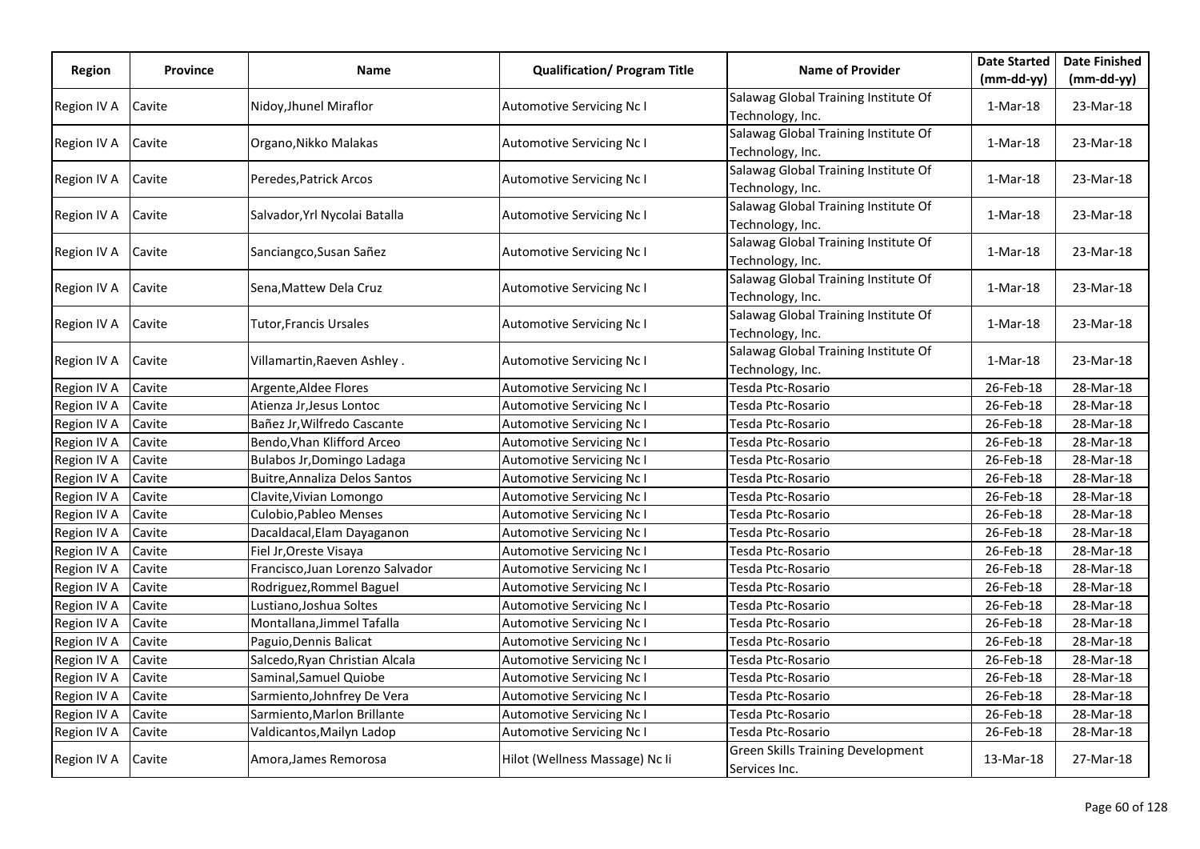| Region | Province | Name | Qualification/ Program Title | Name of Provider | Date Started (mm-dd-yy) | Date Finished (mm-dd-yy) |
|---|---|---|---|---|---|---|
| Region IV A | Cavite | Nidoy,Jhunel Miraflor | Automotive Servicing Nc I | Salawag Global Training Institute Of Technology, Inc. | 1-Mar-18 | 23-Mar-18 |
| Region IV A | Cavite | Organo,Nikko Malakas | Automotive Servicing Nc I | Salawag Global Training Institute Of Technology, Inc. | 1-Mar-18 | 23-Mar-18 |
| Region IV A | Cavite | Peredes,Patrick Arcos | Automotive Servicing Nc I | Salawag Global Training Institute Of Technology, Inc. | 1-Mar-18 | 23-Mar-18 |
| Region IV A | Cavite | Salvador,Yrl Nycolai Batalla | Automotive Servicing Nc I | Salawag Global Training Institute Of Technology, Inc. | 1-Mar-18 | 23-Mar-18 |
| Region IV A | Cavite | Sanciangco,Susan Sañez | Automotive Servicing Nc I | Salawag Global Training Institute Of Technology, Inc. | 1-Mar-18 | 23-Mar-18 |
| Region IV A | Cavite | Sena,Mattew Dela Cruz | Automotive Servicing Nc I | Salawag Global Training Institute Of Technology, Inc. | 1-Mar-18 | 23-Mar-18 |
| Region IV A | Cavite | Tutor,Francis Ursales | Automotive Servicing Nc I | Salawag Global Training Institute Of Technology, Inc. | 1-Mar-18 | 23-Mar-18 |
| Region IV A | Cavite | Villamartin,Raeven Ashley . | Automotive Servicing Nc I | Salawag Global Training Institute Of Technology, Inc. | 1-Mar-18 | 23-Mar-18 |
| Region IV A | Cavite | Argente,Aldee Flores | Automotive Servicing Nc I | Tesda Ptc-Rosario | 26-Feb-18 | 28-Mar-18 |
| Region IV A | Cavite | Atienza Jr,Jesus Lontoc | Automotive Servicing Nc I | Tesda Ptc-Rosario | 26-Feb-18 | 28-Mar-18 |
| Region IV A | Cavite | Bañez Jr,Wilfredo Cascante | Automotive Servicing Nc I | Tesda Ptc-Rosario | 26-Feb-18 | 28-Mar-18 |
| Region IV A | Cavite | Bendo,Vhan Klifford Arceo | Automotive Servicing Nc I | Tesda Ptc-Rosario | 26-Feb-18 | 28-Mar-18 |
| Region IV A | Cavite | Bulabos Jr,Domingo Ladaga | Automotive Servicing Nc I | Tesda Ptc-Rosario | 26-Feb-18 | 28-Mar-18 |
| Region IV A | Cavite | Buitre,Annaliza Delos Santos | Automotive Servicing Nc I | Tesda Ptc-Rosario | 26-Feb-18 | 28-Mar-18 |
| Region IV A | Cavite | Clavite,Vivian Lomongo | Automotive Servicing Nc I | Tesda Ptc-Rosario | 26-Feb-18 | 28-Mar-18 |
| Region IV A | Cavite | Culobio,Pableo Menses | Automotive Servicing Nc I | Tesda Ptc-Rosario | 26-Feb-18 | 28-Mar-18 |
| Region IV A | Cavite | Dacaldacal,Elam Dayaganon | Automotive Servicing Nc I | Tesda Ptc-Rosario | 26-Feb-18 | 28-Mar-18 |
| Region IV A | Cavite | Fiel Jr,Oreste Visaya | Automotive Servicing Nc I | Tesda Ptc-Rosario | 26-Feb-18 | 28-Mar-18 |
| Region IV A | Cavite | Francisco,Juan Lorenzo Salvador | Automotive Servicing Nc I | Tesda Ptc-Rosario | 26-Feb-18 | 28-Mar-18 |
| Region IV A | Cavite | Rodriguez,Rommel Baguel | Automotive Servicing Nc I | Tesda Ptc-Rosario | 26-Feb-18 | 28-Mar-18 |
| Region IV A | Cavite | Lustiano,Joshua Soltes | Automotive Servicing Nc I | Tesda Ptc-Rosario | 26-Feb-18 | 28-Mar-18 |
| Region IV A | Cavite | Montallana,Jimmel Tafalla | Automotive Servicing Nc I | Tesda Ptc-Rosario | 26-Feb-18 | 28-Mar-18 |
| Region IV A | Cavite | Paguio,Dennis Balicat | Automotive Servicing Nc I | Tesda Ptc-Rosario | 26-Feb-18 | 28-Mar-18 |
| Region IV A | Cavite | Salcedo,Ryan Christian Alcala | Automotive Servicing Nc I | Tesda Ptc-Rosario | 26-Feb-18 | 28-Mar-18 |
| Region IV A | Cavite | Saminal,Samuel Quiobe | Automotive Servicing Nc I | Tesda Ptc-Rosario | 26-Feb-18 | 28-Mar-18 |
| Region IV A | Cavite | Sarmiento,Johnfrey De Vera | Automotive Servicing Nc I | Tesda Ptc-Rosario | 26-Feb-18 | 28-Mar-18 |
| Region IV A | Cavite | Sarmiento,Marlon Brillante | Automotive Servicing Nc I | Tesda Ptc-Rosario | 26-Feb-18 | 28-Mar-18 |
| Region IV A | Cavite | Valdicantos,Mailyn Ladop | Automotive Servicing Nc I | Tesda Ptc-Rosario | 26-Feb-18 | 28-Mar-18 |
| Region IV A | Cavite | Amora,James Remorosa | Hilot (Wellness Massage) Nc Ii | Green Skills Training Development Services Inc. | 13-Mar-18 | 27-Mar-18 |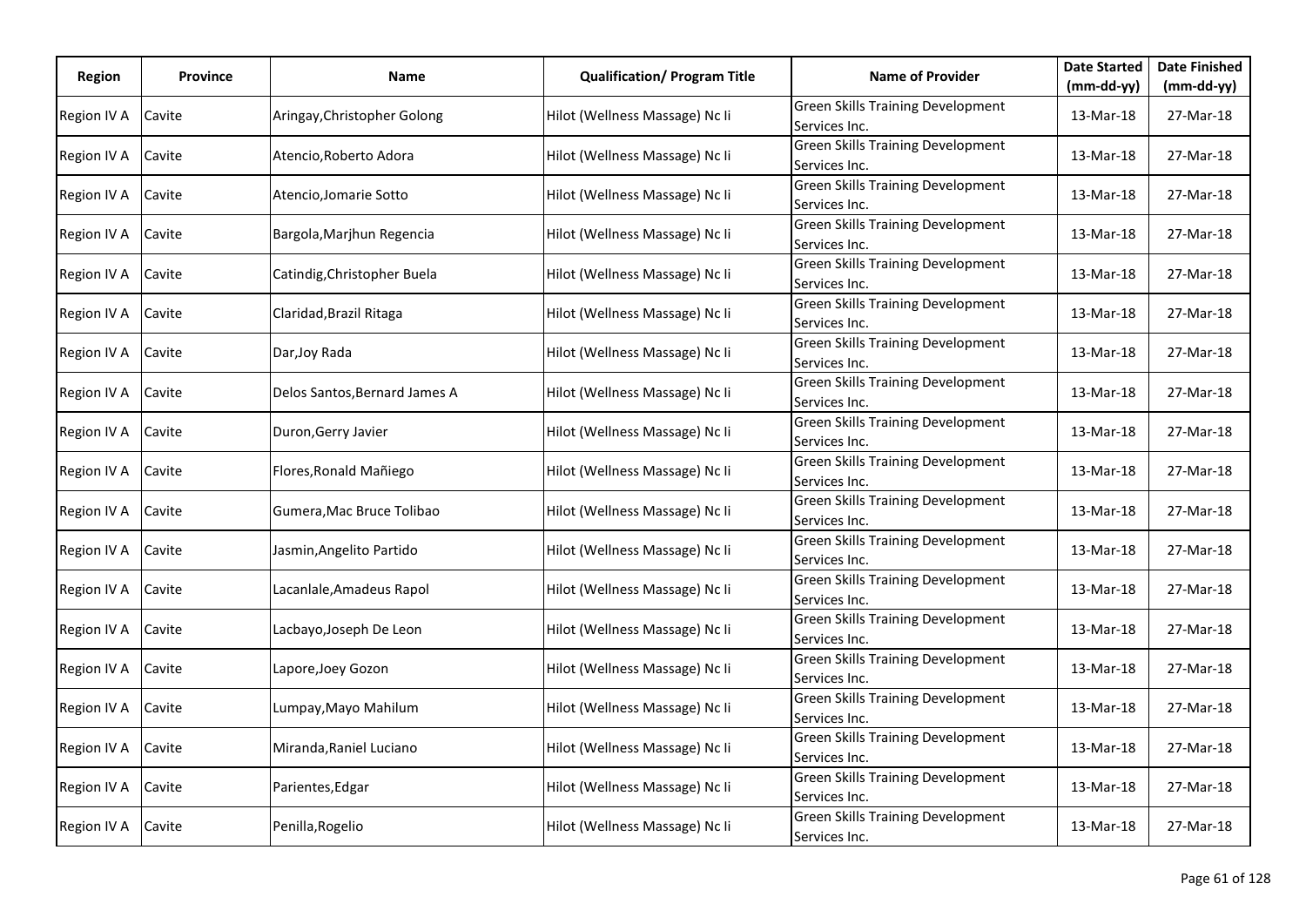| Region | Province | Name | Qualification/ Program Title | Name of Provider | Date Started (mm-dd-yy) | Date Finished (mm-dd-yy) |
|---|---|---|---|---|---|---|
| Region IV A | Cavite | Aringay,Christopher Golong | Hilot (Wellness Massage) Nc Ii | Green Skills Training Development Services Inc. | 13-Mar-18 | 27-Mar-18 |
| Region IV A | Cavite | Atencio,Roberto Adora | Hilot (Wellness Massage) Nc Ii | Green Skills Training Development Services Inc. | 13-Mar-18 | 27-Mar-18 |
| Region IV A | Cavite | Atencio,Jomarie Sotto | Hilot (Wellness Massage) Nc Ii | Green Skills Training Development Services Inc. | 13-Mar-18 | 27-Mar-18 |
| Region IV A | Cavite | Bargola,Marjhun Regencia | Hilot (Wellness Massage) Nc Ii | Green Skills Training Development Services Inc. | 13-Mar-18 | 27-Mar-18 |
| Region IV A | Cavite | Catindig,Christopher Buela | Hilot (Wellness Massage) Nc Ii | Green Skills Training Development Services Inc. | 13-Mar-18 | 27-Mar-18 |
| Region IV A | Cavite | Claridad,Brazil Ritaga | Hilot (Wellness Massage) Nc Ii | Green Skills Training Development Services Inc. | 13-Mar-18 | 27-Mar-18 |
| Region IV A | Cavite | Dar,Joy Rada | Hilot (Wellness Massage) Nc Ii | Green Skills Training Development Services Inc. | 13-Mar-18 | 27-Mar-18 |
| Region IV A | Cavite | Delos Santos,Bernard James A | Hilot (Wellness Massage) Nc Ii | Green Skills Training Development Services Inc. | 13-Mar-18 | 27-Mar-18 |
| Region IV A | Cavite | Duron,Gerry Javier | Hilot (Wellness Massage) Nc Ii | Green Skills Training Development Services Inc. | 13-Mar-18 | 27-Mar-18 |
| Region IV A | Cavite | Flores,Ronald Mañiego | Hilot (Wellness Massage) Nc Ii | Green Skills Training Development Services Inc. | 13-Mar-18 | 27-Mar-18 |
| Region IV A | Cavite | Gumera,Mac Bruce Tolibao | Hilot (Wellness Massage) Nc Ii | Green Skills Training Development Services Inc. | 13-Mar-18 | 27-Mar-18 |
| Region IV A | Cavite | Jasmin,Angelito Partido | Hilot (Wellness Massage) Nc Ii | Green Skills Training Development Services Inc. | 13-Mar-18 | 27-Mar-18 |
| Region IV A | Cavite | Lacanlale,Amadeus Rapol | Hilot (Wellness Massage) Nc Ii | Green Skills Training Development Services Inc. | 13-Mar-18 | 27-Mar-18 |
| Region IV A | Cavite | Lacbayo,Joseph De Leon | Hilot (Wellness Massage) Nc Ii | Green Skills Training Development Services Inc. | 13-Mar-18 | 27-Mar-18 |
| Region IV A | Cavite | Lapore,Joey Gozon | Hilot (Wellness Massage) Nc Ii | Green Skills Training Development Services Inc. | 13-Mar-18 | 27-Mar-18 |
| Region IV A | Cavite | Lumpay,Mayo Mahilum | Hilot (Wellness Massage) Nc Ii | Green Skills Training Development Services Inc. | 13-Mar-18 | 27-Mar-18 |
| Region IV A | Cavite | Miranda,Raniel Luciano | Hilot (Wellness Massage) Nc Ii | Green Skills Training Development Services Inc. | 13-Mar-18 | 27-Mar-18 |
| Region IV A | Cavite | Parientes,Edgar | Hilot (Wellness Massage) Nc Ii | Green Skills Training Development Services Inc. | 13-Mar-18 | 27-Mar-18 |
| Region IV A | Cavite | Penilla,Rogelio | Hilot (Wellness Massage) Nc Ii | Green Skills Training Development Services Inc. | 13-Mar-18 | 27-Mar-18 |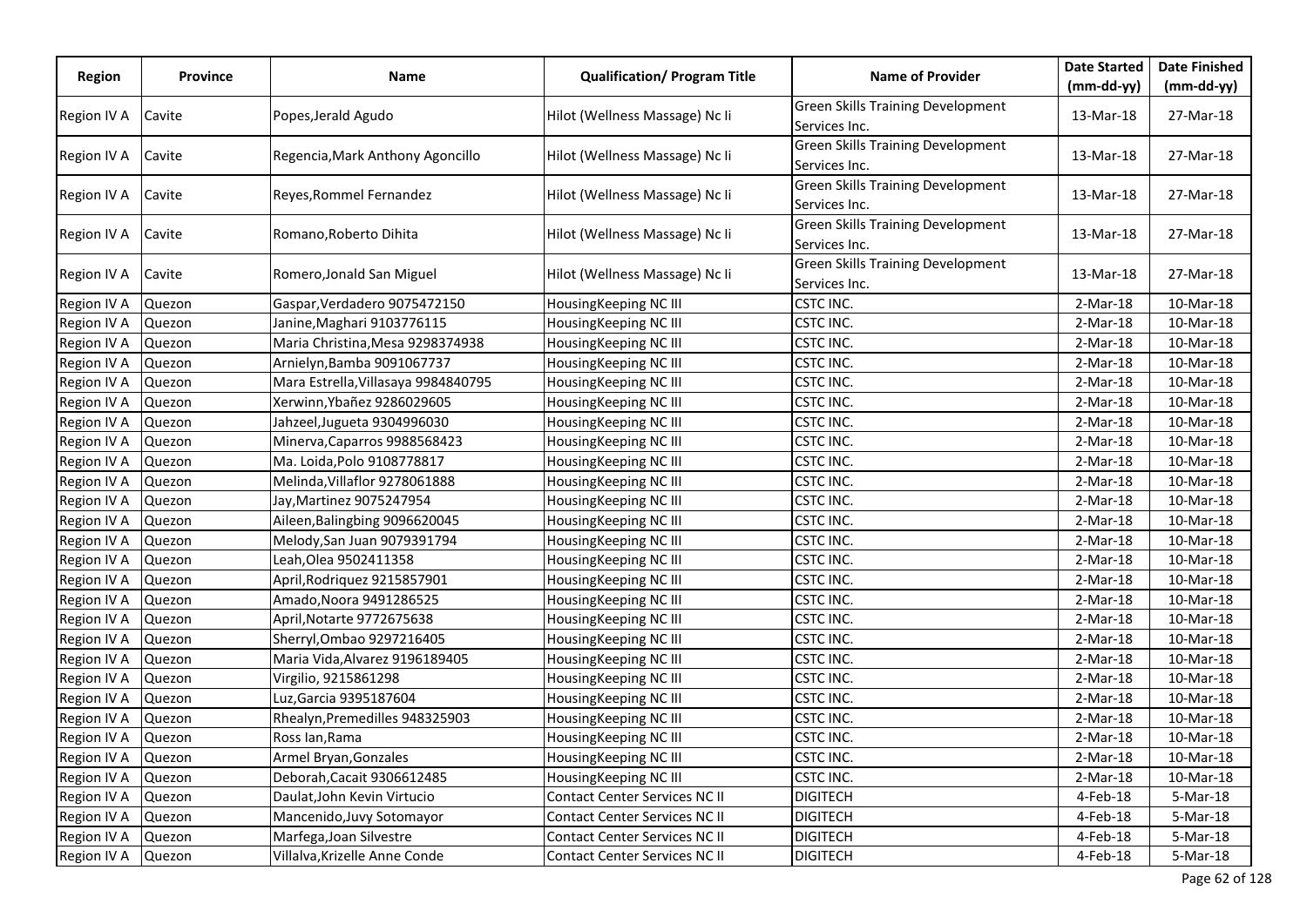| Region | Province | Name | Qualification/ Program Title | Name of Provider | Date Started (mm-dd-yy) | Date Finished (mm-dd-yy) |
|---|---|---|---|---|---|---|
| Region IV A | Cavite | Popes,Jerald Agudo | Hilot (Wellness Massage) Nc Ii | Green Skills Training Development Services Inc. | 13-Mar-18 | 27-Mar-18 |
| Region IV A | Cavite | Regencia,Mark Anthony Agoncillo | Hilot (Wellness Massage) Nc Ii | Green Skills Training Development Services Inc. | 13-Mar-18 | 27-Mar-18 |
| Region IV A | Cavite | Reyes,Rommel Fernandez | Hilot (Wellness Massage) Nc Ii | Green Skills Training Development Services Inc. | 13-Mar-18 | 27-Mar-18 |
| Region IV A | Cavite | Romano,Roberto Dihita | Hilot (Wellness Massage) Nc Ii | Green Skills Training Development Services Inc. | 13-Mar-18 | 27-Mar-18 |
| Region IV A | Cavite | Romero,Jonald San Miguel | Hilot (Wellness Massage) Nc Ii | Green Skills Training Development Services Inc. | 13-Mar-18 | 27-Mar-18 |
| Region IV A | Quezon | Gaspar,Verdadero 9075472150 | HousingKeeping NC III | CSTC INC. | 2-Mar-18 | 10-Mar-18 |
| Region IV A | Quezon | Janine,Maghari 9103776115 | HousingKeeping NC III | CSTC INC. | 2-Mar-18 | 10-Mar-18 |
| Region IV A | Quezon | Maria Christina,Mesa 9298374938 | HousingKeeping NC III | CSTC INC. | 2-Mar-18 | 10-Mar-18 |
| Region IV A | Quezon | Arnielyn,Bamba 9091067737 | HousingKeeping NC III | CSTC INC. | 2-Mar-18 | 10-Mar-18 |
| Region IV A | Quezon | Mara Estrella,Villasaya 9984840795 | HousingKeeping NC III | CSTC INC. | 2-Mar-18 | 10-Mar-18 |
| Region IV A | Quezon | Xerwinn,Ybañez 9286029605 | HousingKeeping NC III | CSTC INC. | 2-Mar-18 | 10-Mar-18 |
| Region IV A | Quezon | Jahzeel,Jugueta 9304996030 | HousingKeeping NC III | CSTC INC. | 2-Mar-18 | 10-Mar-18 |
| Region IV A | Quezon | Minerva,Caparros 9988568423 | HousingKeeping NC III | CSTC INC. | 2-Mar-18 | 10-Mar-18 |
| Region IV A | Quezon | Ma. Loida,Polo 9108778817 | HousingKeeping NC III | CSTC INC. | 2-Mar-18 | 10-Mar-18 |
| Region IV A | Quezon | Melinda,Villaflor 9278061888 | HousingKeeping NC III | CSTC INC. | 2-Mar-18 | 10-Mar-18 |
| Region IV A | Quezon | Jay,Martinez 9075247954 | HousingKeeping NC III | CSTC INC. | 2-Mar-18 | 10-Mar-18 |
| Region IV A | Quezon | Aileen,Balingbing 9096620045 | HousingKeeping NC III | CSTC INC. | 2-Mar-18 | 10-Mar-18 |
| Region IV A | Quezon | Melody,San Juan 9079391794 | HousingKeeping NC III | CSTC INC. | 2-Mar-18 | 10-Mar-18 |
| Region IV A | Quezon | Leah,Olea 9502411358 | HousingKeeping NC III | CSTC INC. | 2-Mar-18 | 10-Mar-18 |
| Region IV A | Quezon | April,Rodriquez 9215857901 | HousingKeeping NC III | CSTC INC. | 2-Mar-18 | 10-Mar-18 |
| Region IV A | Quezon | Amado,Noora 9491286525 | HousingKeeping NC III | CSTC INC. | 2-Mar-18 | 10-Mar-18 |
| Region IV A | Quezon | April,Notarte 9772675638 | HousingKeeping NC III | CSTC INC. | 2-Mar-18 | 10-Mar-18 |
| Region IV A | Quezon | Sherryl,Ombao 9297216405 | HousingKeeping NC III | CSTC INC. | 2-Mar-18 | 10-Mar-18 |
| Region IV A | Quezon | Maria Vida,Alvarez 9196189405 | HousingKeeping NC III | CSTC INC. | 2-Mar-18 | 10-Mar-18 |
| Region IV A | Quezon | Virgilio, 9215861298 | HousingKeeping NC III | CSTC INC. | 2-Mar-18 | 10-Mar-18 |
| Region IV A | Quezon | Luz,Garcia 9395187604 | HousingKeeping NC III | CSTC INC. | 2-Mar-18 | 10-Mar-18 |
| Region IV A | Quezon | Rhealyn,Premedilles 948325903 | HousingKeeping NC III | CSTC INC. | 2-Mar-18 | 10-Mar-18 |
| Region IV A | Quezon | Ross Ian,Rama | HousingKeeping NC III | CSTC INC. | 2-Mar-18 | 10-Mar-18 |
| Region IV A | Quezon | Armel Bryan,Gonzales | HousingKeeping NC III | CSTC INC. | 2-Mar-18 | 10-Mar-18 |
| Region IV A | Quezon | Deborah,Cacait 9306612485 | HousingKeeping NC III | CSTC INC. | 2-Mar-18 | 10-Mar-18 |
| Region IV A | Quezon | Daulat,John Kevin Virtucio | Contact Center Services NC II | DIGITECH | 4-Feb-18 | 5-Mar-18 |
| Region IV A | Quezon | Mancenido,Juvy Sotomayor | Contact Center Services NC II | DIGITECH | 4-Feb-18 | 5-Mar-18 |
| Region IV A | Quezon | Marfega,Joan Silvestre | Contact Center Services NC II | DIGITECH | 4-Feb-18 | 5-Mar-18 |
| Region IV A | Quezon | Villalva,Krizelle Anne Conde | Contact Center Services NC II | DIGITECH | 4-Feb-18 | 5-Mar-18 |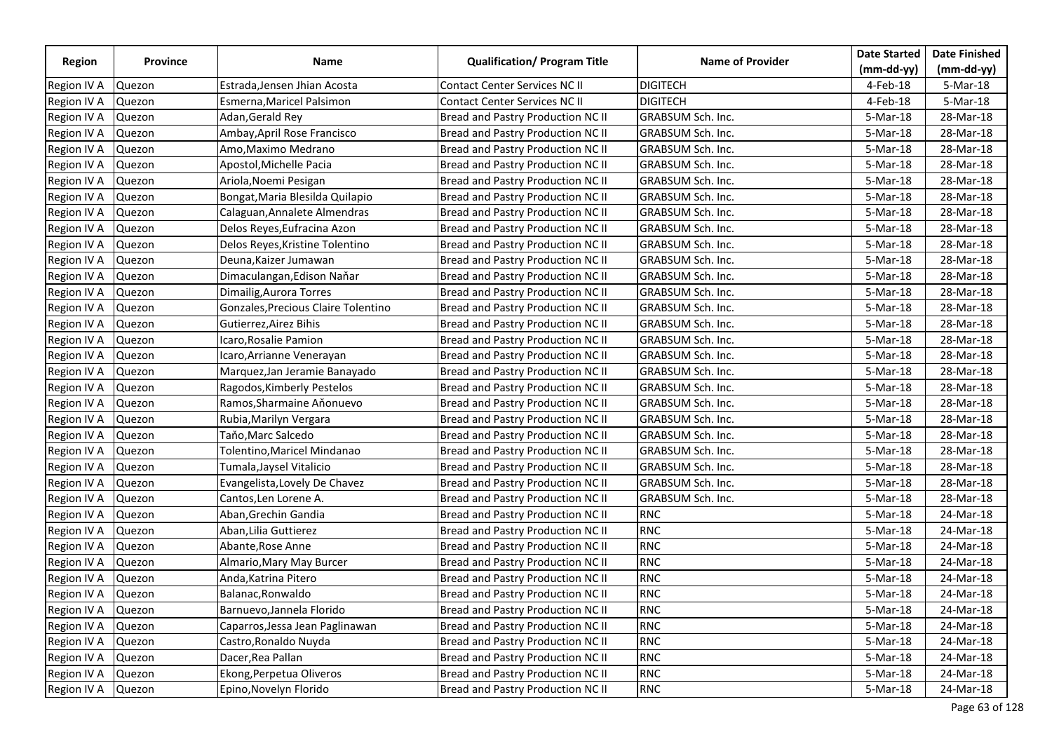| Region | Province | Name | Qualification/ Program Title | Name of Provider | Date Started (mm-dd-yy) | Date Finished (mm-dd-yy) |
|---|---|---|---|---|---|---|
| Region IV A | Quezon | Estrada,Jensen Jhian Acosta | Contact Center Services NC II | DIGITECH | 4-Feb-18 | 5-Mar-18 |
| Region IV A | Quezon | Esmerna,Maricel Palsimon | Contact Center Services NC II | DIGITECH | 4-Feb-18 | 5-Mar-18 |
| Region IV A | Quezon | Adan,Gerald Rey | Bread and Pastry Production NC II | GRABSUM Sch. Inc. | 5-Mar-18 | 28-Mar-18 |
| Region IV A | Quezon | Ambay,April Rose Francisco | Bread and Pastry Production NC II | GRABSUM Sch. Inc. | 5-Mar-18 | 28-Mar-18 |
| Region IV A | Quezon | Amo,Maximo Medrano | Bread and Pastry Production NC II | GRABSUM Sch. Inc. | 5-Mar-18 | 28-Mar-18 |
| Region IV A | Quezon | Apostol,Michelle Pacia | Bread and Pastry Production NC II | GRABSUM Sch. Inc. | 5-Mar-18 | 28-Mar-18 |
| Region IV A | Quezon | Ariola,Noemi Pesigan | Bread and Pastry Production NC II | GRABSUM Sch. Inc. | 5-Mar-18 | 28-Mar-18 |
| Region IV A | Quezon | Bongat,Maria Blesilda Quilapio | Bread and Pastry Production NC II | GRABSUM Sch. Inc. | 5-Mar-18 | 28-Mar-18 |
| Region IV A | Quezon | Calaguan,Annalete Almendras | Bread and Pastry Production NC II | GRABSUM Sch. Inc. | 5-Mar-18 | 28-Mar-18 |
| Region IV A | Quezon | Delos Reyes,Eufracina Azon | Bread and Pastry Production NC II | GRABSUM Sch. Inc. | 5-Mar-18 | 28-Mar-18 |
| Region IV A | Quezon | Delos Reyes,Kristine Tolentino | Bread and Pastry Production NC II | GRABSUM Sch. Inc. | 5-Mar-18 | 28-Mar-18 |
| Region IV A | Quezon | Deuna,Kaizer Jumawan | Bread and Pastry Production NC II | GRABSUM Sch. Inc. | 5-Mar-18 | 28-Mar-18 |
| Region IV A | Quezon | Dimaculangan,Edison Naňar | Bread and Pastry Production NC II | GRABSUM Sch. Inc. | 5-Mar-18 | 28-Mar-18 |
| Region IV A | Quezon | Dimailig,Aurora Torres | Bread and Pastry Production NC II | GRABSUM Sch. Inc. | 5-Mar-18 | 28-Mar-18 |
| Region IV A | Quezon | Gonzales,Precious Claire Tolentino | Bread and Pastry Production NC II | GRABSUM Sch. Inc. | 5-Mar-18 | 28-Mar-18 |
| Region IV A | Quezon | Gutierrez,Airez Bihis | Bread and Pastry Production NC II | GRABSUM Sch. Inc. | 5-Mar-18 | 28-Mar-18 |
| Region IV A | Quezon | Icaro,Rosalie Pamion | Bread and Pastry Production NC II | GRABSUM Sch. Inc. | 5-Mar-18 | 28-Mar-18 |
| Region IV A | Quezon | Icaro,Arrianne Venerayan | Bread and Pastry Production NC II | GRABSUM Sch. Inc. | 5-Mar-18 | 28-Mar-18 |
| Region IV A | Quezon | Marquez,Jan Jeramie Banayado | Bread and Pastry Production NC II | GRABSUM Sch. Inc. | 5-Mar-18 | 28-Mar-18 |
| Region IV A | Quezon | Ragodos,Kimberly Pestelos | Bread and Pastry Production NC II | GRABSUM Sch. Inc. | 5-Mar-18 | 28-Mar-18 |
| Region IV A | Quezon | Ramos,Sharmaine Aňonuevo | Bread and Pastry Production NC II | GRABSUM Sch. Inc. | 5-Mar-18 | 28-Mar-18 |
| Region IV A | Quezon | Rubia,Marilyn Vergara | Bread and Pastry Production NC II | GRABSUM Sch. Inc. | 5-Mar-18 | 28-Mar-18 |
| Region IV A | Quezon | Taňo,Marc Salcedo | Bread and Pastry Production NC II | GRABSUM Sch. Inc. | 5-Mar-18 | 28-Mar-18 |
| Region IV A | Quezon | Tolentino,Maricel Mindanao | Bread and Pastry Production NC II | GRABSUM Sch. Inc. | 5-Mar-18 | 28-Mar-18 |
| Region IV A | Quezon | Tumala,Jaysel Vitalicio | Bread and Pastry Production NC II | GRABSUM Sch. Inc. | 5-Mar-18 | 28-Mar-18 |
| Region IV A | Quezon | Evangelista,Lovely De Chavez | Bread and Pastry Production NC II | GRABSUM Sch. Inc. | 5-Mar-18 | 28-Mar-18 |
| Region IV A | Quezon | Cantos,Len Lorene A. | Bread and Pastry Production NC II | GRABSUM Sch. Inc. | 5-Mar-18 | 28-Mar-18 |
| Region IV A | Quezon | Aban,Grechin Gandia | Bread and Pastry Production NC II | RNC | 5-Mar-18 | 24-Mar-18 |
| Region IV A | Quezon | Aban,Lilia Guttierez | Bread and Pastry Production NC II | RNC | 5-Mar-18 | 24-Mar-18 |
| Region IV A | Quezon | Abante,Rose Anne | Bread and Pastry Production NC II | RNC | 5-Mar-18 | 24-Mar-18 |
| Region IV A | Quezon | Almario,Mary May Burcer | Bread and Pastry Production NC II | RNC | 5-Mar-18 | 24-Mar-18 |
| Region IV A | Quezon | Anda,Katrina Pitero | Bread and Pastry Production NC II | RNC | 5-Mar-18 | 24-Mar-18 |
| Region IV A | Quezon | Balanac,Ronwaldo | Bread and Pastry Production NC II | RNC | 5-Mar-18 | 24-Mar-18 |
| Region IV A | Quezon | Barnuevo,Jannela Florido | Bread and Pastry Production NC II | RNC | 5-Mar-18 | 24-Mar-18 |
| Region IV A | Quezon | Caparros,Jessa Jean Paglinawan | Bread and Pastry Production NC II | RNC | 5-Mar-18 | 24-Mar-18 |
| Region IV A | Quezon | Castro,Ronaldo Nuyda | Bread and Pastry Production NC II | RNC | 5-Mar-18 | 24-Mar-18 |
| Region IV A | Quezon | Dacer,Rea Pallan | Bread and Pastry Production NC II | RNC | 5-Mar-18 | 24-Mar-18 |
| Region IV A | Quezon | Ekong,Perpetua Oliveros | Bread and Pastry Production NC II | RNC | 5-Mar-18 | 24-Mar-18 |
| Region IV A | Quezon | Epino,Novelyn Florido | Bread and Pastry Production NC II | RNC | 5-Mar-18 | 24-Mar-18 |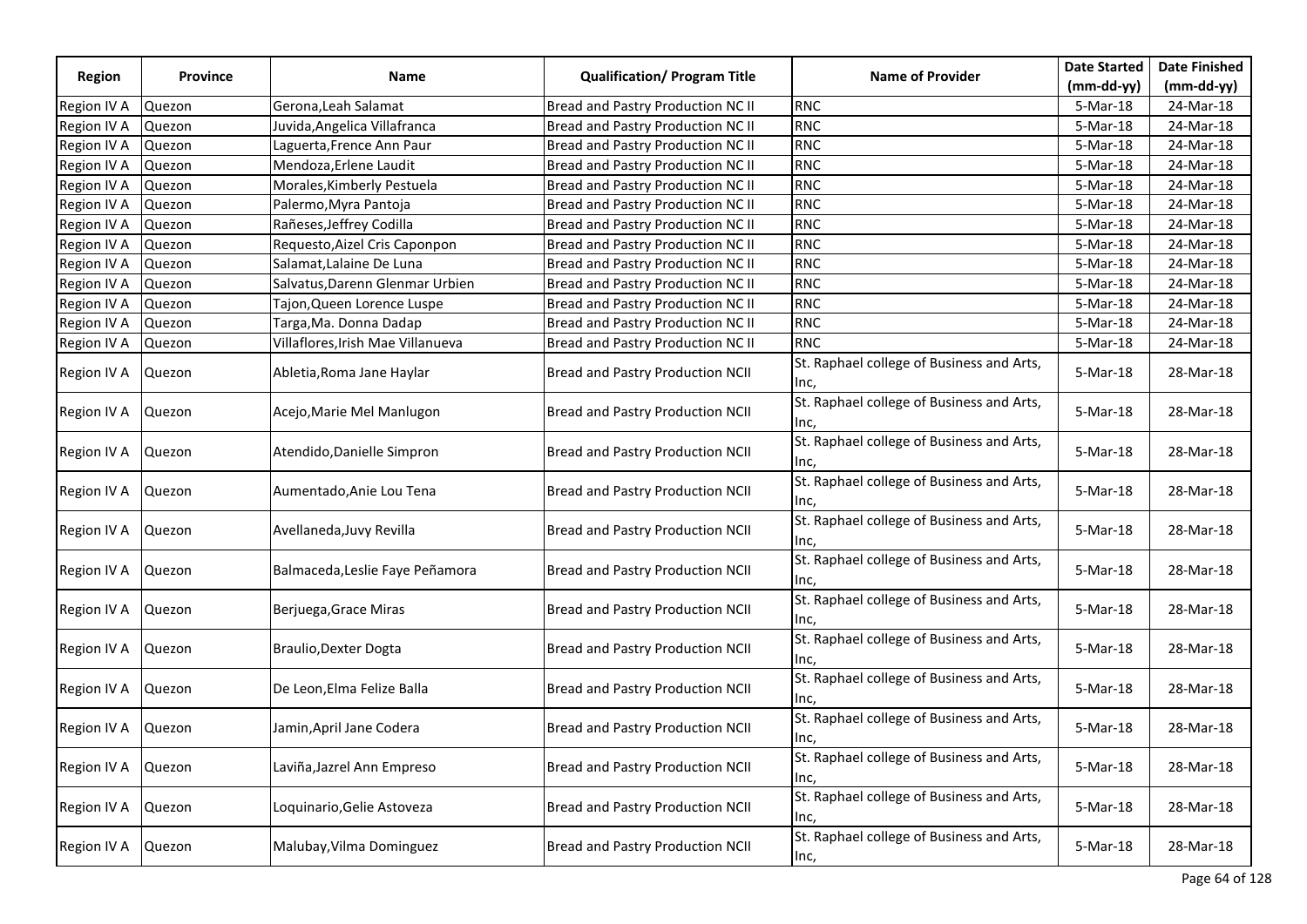| Region | Province | Name | Qualification/ Program Title | Name of Provider | Date Started (mm-dd-yy) | Date Finished (mm-dd-yy) |
|---|---|---|---|---|---|---|
| Region IV A | Quezon | Gerona,Leah Salamat | Bread and Pastry Production NC II | RNC | 5-Mar-18 | 24-Mar-18 |
| Region IV A | Quezon | Juvida,Angelica Villafranca | Bread and Pastry Production NC II | RNC | 5-Mar-18 | 24-Mar-18 |
| Region IV A | Quezon | Laguerta,Frence Ann Paur | Bread and Pastry Production NC II | RNC | 5-Mar-18 | 24-Mar-18 |
| Region IV A | Quezon | Mendoza,Erlene Laudit | Bread and Pastry Production NC II | RNC | 5-Mar-18 | 24-Mar-18 |
| Region IV A | Quezon | Morales,Kimberly Pestuela | Bread and Pastry Production NC II | RNC | 5-Mar-18 | 24-Mar-18 |
| Region IV A | Quezon | Palermo,Myra Pantoja | Bread and Pastry Production NC II | RNC | 5-Mar-18 | 24-Mar-18 |
| Region IV A | Quezon | Rañeses,Jeffrey Codilla | Bread and Pastry Production NC II | RNC | 5-Mar-18 | 24-Mar-18 |
| Region IV A | Quezon | Requesto,Aizel Cris Caponpon | Bread and Pastry Production NC II | RNC | 5-Mar-18 | 24-Mar-18 |
| Region IV A | Quezon | Salamat,Lalaine De Luna | Bread and Pastry Production NC II | RNC | 5-Mar-18 | 24-Mar-18 |
| Region IV A | Quezon | Salvatus,Darenn Glenmar Urbien | Bread and Pastry Production NC II | RNC | 5-Mar-18 | 24-Mar-18 |
| Region IV A | Quezon | Tajon,Queen Lorence Luspe | Bread and Pastry Production NC II | RNC | 5-Mar-18 | 24-Mar-18 |
| Region IV A | Quezon | Targa,Ma. Donna Dadap | Bread and Pastry Production NC II | RNC | 5-Mar-18 | 24-Mar-18 |
| Region IV A | Quezon | Villaflores,Irish Mae Villanueva | Bread and Pastry Production NC II | RNC | 5-Mar-18 | 24-Mar-18 |
| Region IV A | Quezon | Abletia,Roma Jane Haylar | Bread and Pastry Production NCII | St. Raphael college of Business and Arts, Inc, | 5-Mar-18 | 28-Mar-18 |
| Region IV A | Quezon | Acejo,Marie Mel Manlugon | Bread and Pastry Production NCII | St. Raphael college of Business and Arts, Inc, | 5-Mar-18 | 28-Mar-18 |
| Region IV A | Quezon | Atendido,Danielle Simpron | Bread and Pastry Production NCII | St. Raphael college of Business and Arts, Inc, | 5-Mar-18 | 28-Mar-18 |
| Region IV A | Quezon | Aumentado,Anie Lou Tena | Bread and Pastry Production NCII | St. Raphael college of Business and Arts, Inc, | 5-Mar-18 | 28-Mar-18 |
| Region IV A | Quezon | Avellaneda,Juvy Revilla | Bread and Pastry Production NCII | St. Raphael college of Business and Arts, Inc, | 5-Mar-18 | 28-Mar-18 |
| Region IV A | Quezon | Balmaceda,Leslie Faye Peñamora | Bread and Pastry Production NCII | St. Raphael college of Business and Arts, Inc, | 5-Mar-18 | 28-Mar-18 |
| Region IV A | Quezon | Berjuega,Grace Miras | Bread and Pastry Production NCII | St. Raphael college of Business and Arts, Inc, | 5-Mar-18 | 28-Mar-18 |
| Region IV A | Quezon | Braulio,Dexter Dogta | Bread and Pastry Production NCII | St. Raphael college of Business and Arts, Inc, | 5-Mar-18 | 28-Mar-18 |
| Region IV A | Quezon | De Leon,Elma Felize Balla | Bread and Pastry Production NCII | St. Raphael college of Business and Arts, Inc, | 5-Mar-18 | 28-Mar-18 |
| Region IV A | Quezon | Jamin,April Jane Codera | Bread and Pastry Production NCII | St. Raphael college of Business and Arts, Inc, | 5-Mar-18 | 28-Mar-18 |
| Region IV A | Quezon | Laviña,Jazrel Ann Empreso | Bread and Pastry Production NCII | St. Raphael college of Business and Arts, Inc, | 5-Mar-18 | 28-Mar-18 |
| Region IV A | Quezon | Loquinario,Gelie Astoveza | Bread and Pastry Production NCII | St. Raphael college of Business and Arts, Inc, | 5-Mar-18 | 28-Mar-18 |
| Region IV A | Quezon | Malubay,Vilma Dominguez | Bread and Pastry Production NCII | St. Raphael college of Business and Arts, Inc, | 5-Mar-18 | 28-Mar-18 |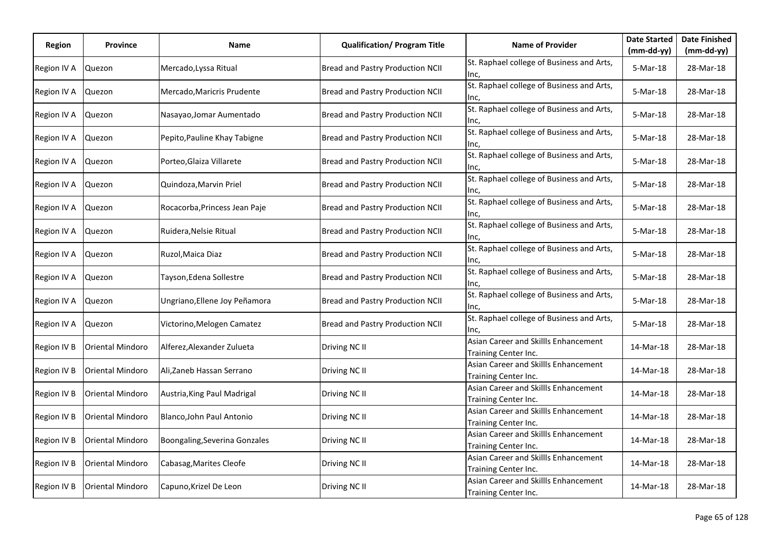| Region | Province | Name | Qualification/ Program Title | Name of Provider | Date Started (mm-dd-yy) | Date Finished (mm-dd-yy) |
|---|---|---|---|---|---|---|
| Region IV A | Quezon | Mercado,Lyssa Ritual | Bread and Pastry Production NCII | St. Raphael college of Business and Arts, Inc, | 5-Mar-18 | 28-Mar-18 |
| Region IV A | Quezon | Mercado,Maricris Prudente | Bread and Pastry Production NCII | St. Raphael college of Business and Arts, Inc, | 5-Mar-18 | 28-Mar-18 |
| Region IV A | Quezon | Nasayao,Jomar Aumentado | Bread and Pastry Production NCII | St. Raphael college of Business and Arts, Inc, | 5-Mar-18 | 28-Mar-18 |
| Region IV A | Quezon | Pepito,Pauline Khay Tabigne | Bread and Pastry Production NCII | St. Raphael college of Business and Arts, Inc, | 5-Mar-18 | 28-Mar-18 |
| Region IV A | Quezon | Porteo,Glaiza Villarete | Bread and Pastry Production NCII | St. Raphael college of Business and Arts, Inc, | 5-Mar-18 | 28-Mar-18 |
| Region IV A | Quezon | Quindoza,Marvin Priel | Bread and Pastry Production NCII | St. Raphael college of Business and Arts, Inc, | 5-Mar-18 | 28-Mar-18 |
| Region IV A | Quezon | Rocacorba,Princess Jean Paje | Bread and Pastry Production NCII | St. Raphael college of Business and Arts, Inc, | 5-Mar-18 | 28-Mar-18 |
| Region IV A | Quezon | Ruidera,Nelsie Ritual | Bread and Pastry Production NCII | St. Raphael college of Business and Arts, Inc, | 5-Mar-18 | 28-Mar-18 |
| Region IV A | Quezon | Ruzol,Maica Diaz | Bread and Pastry Production NCII | St. Raphael college of Business and Arts, Inc, | 5-Mar-18 | 28-Mar-18 |
| Region IV A | Quezon | Tayson,Edena Sollestre | Bread and Pastry Production NCII | St. Raphael college of Business and Arts, Inc, | 5-Mar-18 | 28-Mar-18 |
| Region IV A | Quezon | Ungriano,Ellene Joy Peñamora | Bread and Pastry Production NCII | St. Raphael college of Business and Arts, Inc, | 5-Mar-18 | 28-Mar-18 |
| Region IV A | Quezon | Victorino,Melogen Camatez | Bread and Pastry Production NCII | St. Raphael college of Business and Arts, Inc, | 5-Mar-18 | 28-Mar-18 |
| Region IV B | Oriental Mindoro | Alferez,Alexander Zulueta | Driving NC II | Asian Career and Skillls Enhancement Training Center Inc. | 14-Mar-18 | 28-Mar-18 |
| Region IV B | Oriental Mindoro | Ali,Zaneb Hassan Serrano | Driving NC II | Asian Career and Skillls Enhancement Training Center Inc. | 14-Mar-18 | 28-Mar-18 |
| Region IV B | Oriental Mindoro | Austria,King Paul Madrigal | Driving NC II | Asian Career and Skillls Enhancement Training Center Inc. | 14-Mar-18 | 28-Mar-18 |
| Region IV B | Oriental Mindoro | Blanco,John Paul Antonio | Driving NC II | Asian Career and Skillls Enhancement Training Center Inc. | 14-Mar-18 | 28-Mar-18 |
| Region IV B | Oriental Mindoro | Boongaling,Severina Gonzales | Driving NC II | Asian Career and Skillls Enhancement Training Center Inc. | 14-Mar-18 | 28-Mar-18 |
| Region IV B | Oriental Mindoro | Cabasag,Marites Cleofe | Driving NC II | Asian Career and Skillls Enhancement Training Center Inc. | 14-Mar-18 | 28-Mar-18 |
| Region IV B | Oriental Mindoro | Capuno,Krizel De Leon | Driving NC II | Asian Career and Skillls Enhancement Training Center Inc. | 14-Mar-18 | 28-Mar-18 |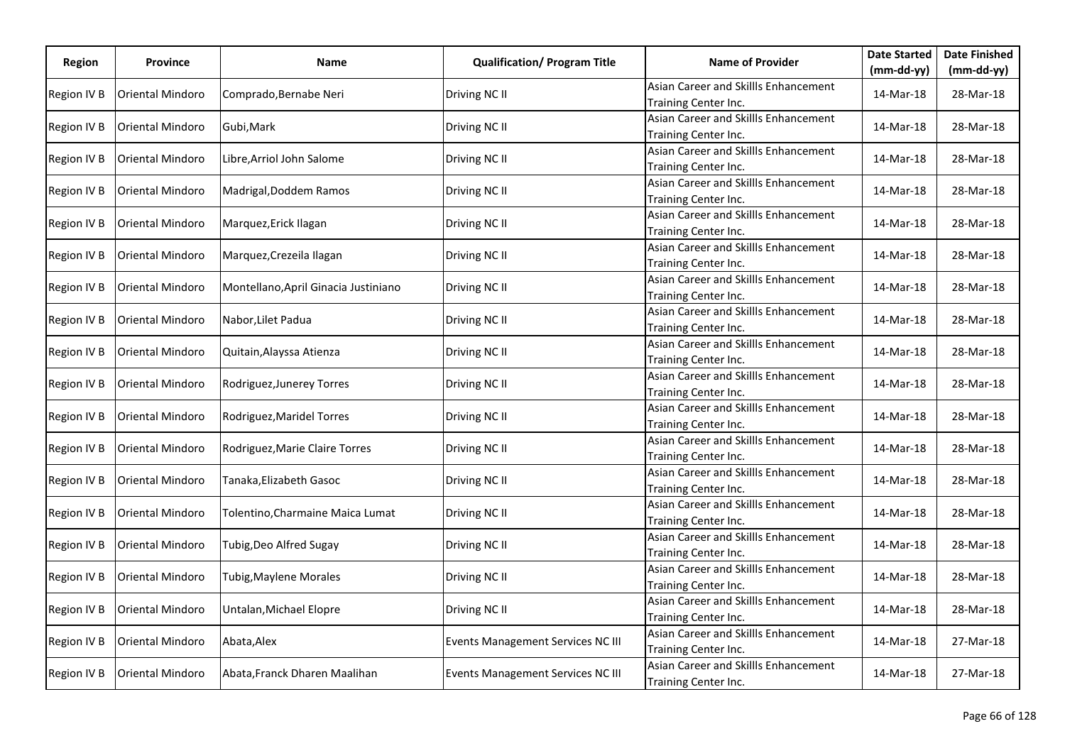| Region | Province | Name | Qualification/ Program Title | Name of Provider | Date Started (mm-dd-yy) | Date Finished (mm-dd-yy) |
|---|---|---|---|---|---|---|
| Region IV B | Oriental Mindoro | Comprado,Bernabe Neri | Driving NC II | Asian Career and Skillls Enhancement Training Center Inc. | 14-Mar-18 | 28-Mar-18 |
| Region IV B | Oriental Mindoro | Gubi,Mark | Driving NC II | Asian Career and Skillls Enhancement Training Center Inc. | 14-Mar-18 | 28-Mar-18 |
| Region IV B | Oriental Mindoro | Libre,Arriol John Salome | Driving NC II | Asian Career and Skillls Enhancement Training Center Inc. | 14-Mar-18 | 28-Mar-18 |
| Region IV B | Oriental Mindoro | Madrigal,Doddem Ramos | Driving NC II | Asian Career and Skillls Enhancement Training Center Inc. | 14-Mar-18 | 28-Mar-18 |
| Region IV B | Oriental Mindoro | Marquez,Erick Ilagan | Driving NC II | Asian Career and Skillls Enhancement Training Center Inc. | 14-Mar-18 | 28-Mar-18 |
| Region IV B | Oriental Mindoro | Marquez,Crezeila Ilagan | Driving NC II | Asian Career and Skillls Enhancement Training Center Inc. | 14-Mar-18 | 28-Mar-18 |
| Region IV B | Oriental Mindoro | Montellano,April Ginacia Justiniano | Driving NC II | Asian Career and Skillls Enhancement Training Center Inc. | 14-Mar-18 | 28-Mar-18 |
| Region IV B | Oriental Mindoro | Nabor,Lilet Padua | Driving NC II | Asian Career and Skillls Enhancement Training Center Inc. | 14-Mar-18 | 28-Mar-18 |
| Region IV B | Oriental Mindoro | Quitain,Alayssa Atienza | Driving NC II | Asian Career and Skillls Enhancement Training Center Inc. | 14-Mar-18 | 28-Mar-18 |
| Region IV B | Oriental Mindoro | Rodriguez,Junerey Torres | Driving NC II | Asian Career and Skillls Enhancement Training Center Inc. | 14-Mar-18 | 28-Mar-18 |
| Region IV B | Oriental Mindoro | Rodriguez,Maridel Torres | Driving NC II | Asian Career and Skillls Enhancement Training Center Inc. | 14-Mar-18 | 28-Mar-18 |
| Region IV B | Oriental Mindoro | Rodriguez,Marie Claire Torres | Driving NC II | Asian Career and Skillls Enhancement Training Center Inc. | 14-Mar-18 | 28-Mar-18 |
| Region IV B | Oriental Mindoro | Tanaka,Elizabeth Gasoc | Driving NC II | Asian Career and Skillls Enhancement Training Center Inc. | 14-Mar-18 | 28-Mar-18 |
| Region IV B | Oriental Mindoro | Tolentino,Charmaine Maica Lumat | Driving NC II | Asian Career and Skillls Enhancement Training Center Inc. | 14-Mar-18 | 28-Mar-18 |
| Region IV B | Oriental Mindoro | Tubig,Deo Alfred Sugay | Driving NC II | Asian Career and Skillls Enhancement Training Center Inc. | 14-Mar-18 | 28-Mar-18 |
| Region IV B | Oriental Mindoro | Tubig,Maylene Morales | Driving NC II | Asian Career and Skillls Enhancement Training Center Inc. | 14-Mar-18 | 28-Mar-18 |
| Region IV B | Oriental Mindoro | Untalan,Michael Elopre | Driving NC II | Asian Career and Skillls Enhancement Training Center Inc. | 14-Mar-18 | 28-Mar-18 |
| Region IV B | Oriental Mindoro | Abata,Alex | Events Management Services NC III | Asian Career and Skillls Enhancement Training Center Inc. | 14-Mar-18 | 27-Mar-18 |
| Region IV B | Oriental Mindoro | Abata,Franck Dharen Maalihan | Events Management Services NC III | Asian Career and Skillls Enhancement Training Center Inc. | 14-Mar-18 | 27-Mar-18 |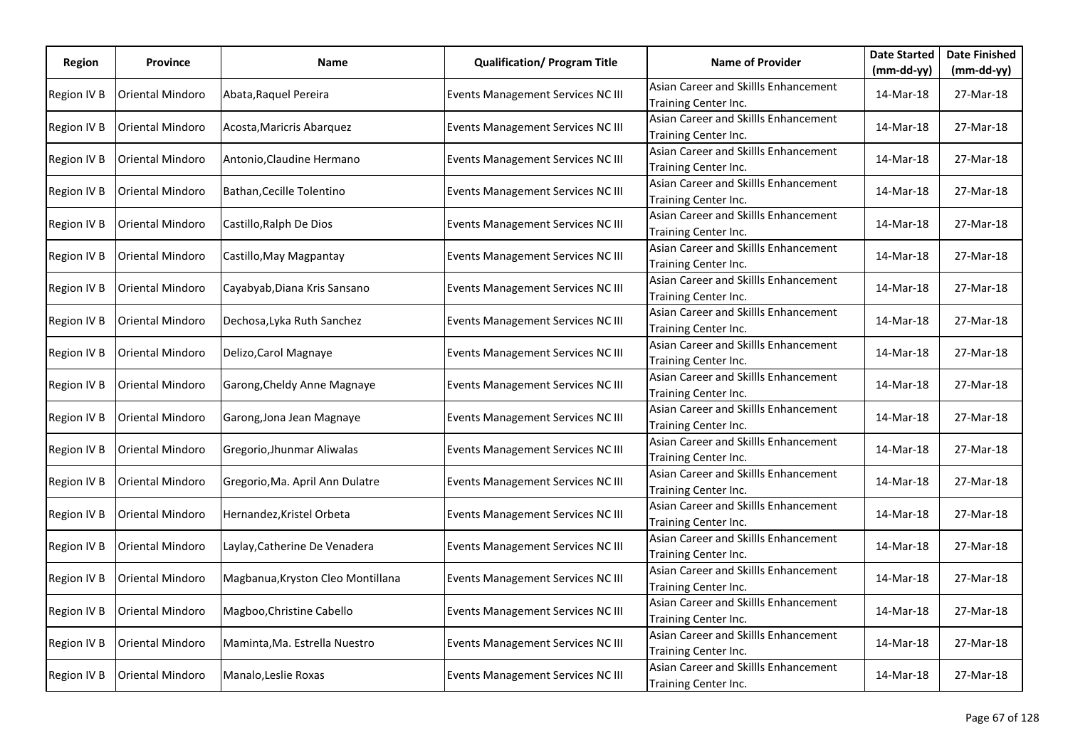| Region | Province | Name | Qualification/ Program Title | Name of Provider | Date Started (mm-dd-yy) | Date Finished (mm-dd-yy) |
|---|---|---|---|---|---|---|
| Region IV B | Oriental Mindoro | Abata,Raquel Pereira | Events Management Services NC III | Asian Career and Skillls Enhancement Training Center Inc. | 14-Mar-18 | 27-Mar-18 |
| Region IV B | Oriental Mindoro | Acosta,Maricris Abarquez | Events Management Services NC III | Asian Career and Skillls Enhancement Training Center Inc. | 14-Mar-18 | 27-Mar-18 |
| Region IV B | Oriental Mindoro | Antonio,Claudine Hermano | Events Management Services NC III | Asian Career and Skillls Enhancement Training Center Inc. | 14-Mar-18 | 27-Mar-18 |
| Region IV B | Oriental Mindoro | Bathan,Cecille Tolentino | Events Management Services NC III | Asian Career and Skillls Enhancement Training Center Inc. | 14-Mar-18 | 27-Mar-18 |
| Region IV B | Oriental Mindoro | Castillo,Ralph De Dios | Events Management Services NC III | Asian Career and Skillls Enhancement Training Center Inc. | 14-Mar-18 | 27-Mar-18 |
| Region IV B | Oriental Mindoro | Castillo,May Magpantay | Events Management Services NC III | Asian Career and Skillls Enhancement Training Center Inc. | 14-Mar-18 | 27-Mar-18 |
| Region IV B | Oriental Mindoro | Cayabyab,Diana Kris Sansano | Events Management Services NC III | Asian Career and Skillls Enhancement Training Center Inc. | 14-Mar-18 | 27-Mar-18 |
| Region IV B | Oriental Mindoro | Dechosa,Lyka Ruth Sanchez | Events Management Services NC III | Asian Career and Skillls Enhancement Training Center Inc. | 14-Mar-18 | 27-Mar-18 |
| Region IV B | Oriental Mindoro | Delizo,Carol Magnaye | Events Management Services NC III | Asian Career and Skillls Enhancement Training Center Inc. | 14-Mar-18 | 27-Mar-18 |
| Region IV B | Oriental Mindoro | Garong,Cheldy Anne Magnaye | Events Management Services NC III | Asian Career and Skillls Enhancement Training Center Inc. | 14-Mar-18 | 27-Mar-18 |
| Region IV B | Oriental Mindoro | Garong,Jona Jean Magnaye | Events Management Services NC III | Asian Career and Skillls Enhancement Training Center Inc. | 14-Mar-18 | 27-Mar-18 |
| Region IV B | Oriental Mindoro | Gregorio,Jhunmar Aliwalas | Events Management Services NC III | Asian Career and Skillls Enhancement Training Center Inc. | 14-Mar-18 | 27-Mar-18 |
| Region IV B | Oriental Mindoro | Gregorio,Ma. April Ann Dulatre | Events Management Services NC III | Asian Career and Skillls Enhancement Training Center Inc. | 14-Mar-18 | 27-Mar-18 |
| Region IV B | Oriental Mindoro | Hernandez,Kristel Orbeta | Events Management Services NC III | Asian Career and Skillls Enhancement Training Center Inc. | 14-Mar-18 | 27-Mar-18 |
| Region IV B | Oriental Mindoro | Laylay,Catherine De Venadera | Events Management Services NC III | Asian Career and Skillls Enhancement Training Center Inc. | 14-Mar-18 | 27-Mar-18 |
| Region IV B | Oriental Mindoro | Magbanua,Kryston Cleo Montillana | Events Management Services NC III | Asian Career and Skillls Enhancement Training Center Inc. | 14-Mar-18 | 27-Mar-18 |
| Region IV B | Oriental Mindoro | Magboo,Christine Cabello | Events Management Services NC III | Asian Career and Skillls Enhancement Training Center Inc. | 14-Mar-18 | 27-Mar-18 |
| Region IV B | Oriental Mindoro | Maminta,Ma. Estrella Nuestro | Events Management Services NC III | Asian Career and Skillls Enhancement Training Center Inc. | 14-Mar-18 | 27-Mar-18 |
| Region IV B | Oriental Mindoro | Manalo,Leslie Roxas | Events Management Services NC III | Asian Career and Skillls Enhancement Training Center Inc. | 14-Mar-18 | 27-Mar-18 |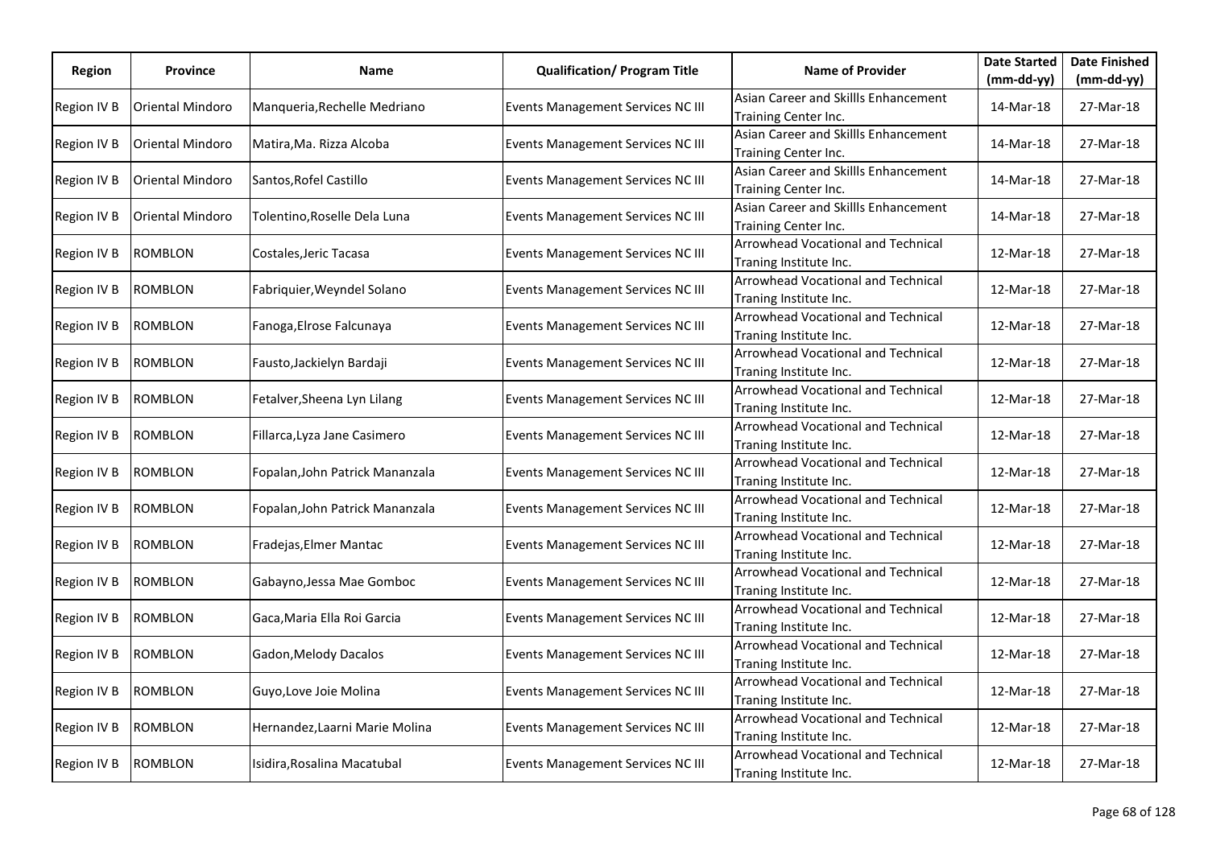| Region | Province | Name | Qualification/ Program Title | Name of Provider | Date Started (mm-dd-yy) | Date Finished (mm-dd-yy) |
|---|---|---|---|---|---|---|
| Region IV B | Oriental Mindoro | Manqueria,Rechelle Medriano | Events Management Services NC III | Asian Career and Skillls Enhancement Training Center Inc. | 14-Mar-18 | 27-Mar-18 |
| Region IV B | Oriental Mindoro | Matira,Ma. Rizza Alcoba | Events Management Services NC III | Asian Career and Skillls Enhancement Training Center Inc. | 14-Mar-18 | 27-Mar-18 |
| Region IV B | Oriental Mindoro | Santos,Rofel Castillo | Events Management Services NC III | Asian Career and Skillls Enhancement Training Center Inc. | 14-Mar-18 | 27-Mar-18 |
| Region IV B | Oriental Mindoro | Tolentino,Roselle Dela Luna | Events Management Services NC III | Asian Career and Skillls Enhancement Training Center Inc. | 14-Mar-18 | 27-Mar-18 |
| Region IV B | ROMBLON | Costales,Jeric Tacasa | Events Management Services NC III | Arrowhead Vocational and Technical Traning Institute Inc. | 12-Mar-18 | 27-Mar-18 |
| Region IV B | ROMBLON | Fabriquier,Weyndel Solano | Events Management Services NC III | Arrowhead Vocational and Technical Traning Institute Inc. | 12-Mar-18 | 27-Mar-18 |
| Region IV B | ROMBLON | Fanoga,Elrose Falcunaya | Events Management Services NC III | Arrowhead Vocational and Technical Traning Institute Inc. | 12-Mar-18 | 27-Mar-18 |
| Region IV B | ROMBLON | Fausto,Jackielyn Bardaji | Events Management Services NC III | Arrowhead Vocational and Technical Traning Institute Inc. | 12-Mar-18 | 27-Mar-18 |
| Region IV B | ROMBLON | Fetalver,Sheena Lyn Lilang | Events Management Services NC III | Arrowhead Vocational and Technical Traning Institute Inc. | 12-Mar-18 | 27-Mar-18 |
| Region IV B | ROMBLON | Fillarca,Lyza Jane Casimero | Events Management Services NC III | Arrowhead Vocational and Technical Traning Institute Inc. | 12-Mar-18 | 27-Mar-18 |
| Region IV B | ROMBLON | Fopalan,John Patrick Mananzala | Events Management Services NC III | Arrowhead Vocational and Technical Traning Institute Inc. | 12-Mar-18 | 27-Mar-18 |
| Region IV B | ROMBLON | Fopalan,John Patrick Mananzala | Events Management Services NC III | Arrowhead Vocational and Technical Traning Institute Inc. | 12-Mar-18 | 27-Mar-18 |
| Region IV B | ROMBLON | Fradejas,Elmer Mantac | Events Management Services NC III | Arrowhead Vocational and Technical Traning Institute Inc. | 12-Mar-18 | 27-Mar-18 |
| Region IV B | ROMBLON | Gabayno,Jessa Mae Gomboc | Events Management Services NC III | Arrowhead Vocational and Technical Traning Institute Inc. | 12-Mar-18 | 27-Mar-18 |
| Region IV B | ROMBLON | Gaca,Maria Ella Roi Garcia | Events Management Services NC III | Arrowhead Vocational and Technical Traning Institute Inc. | 12-Mar-18 | 27-Mar-18 |
| Region IV B | ROMBLON | Gadon,Melody Dacalos | Events Management Services NC III | Arrowhead Vocational and Technical Traning Institute Inc. | 12-Mar-18 | 27-Mar-18 |
| Region IV B | ROMBLON | Guyo,Love Joie Molina | Events Management Services NC III | Arrowhead Vocational and Technical Traning Institute Inc. | 12-Mar-18 | 27-Mar-18 |
| Region IV B | ROMBLON | Hernandez,Laarni Marie Molina | Events Management Services NC III | Arrowhead Vocational and Technical Traning Institute Inc. | 12-Mar-18 | 27-Mar-18 |
| Region IV B | ROMBLON | Isidira,Rosalina Macatubal | Events Management Services NC III | Arrowhead Vocational and Technical Traning Institute Inc. | 12-Mar-18 | 27-Mar-18 |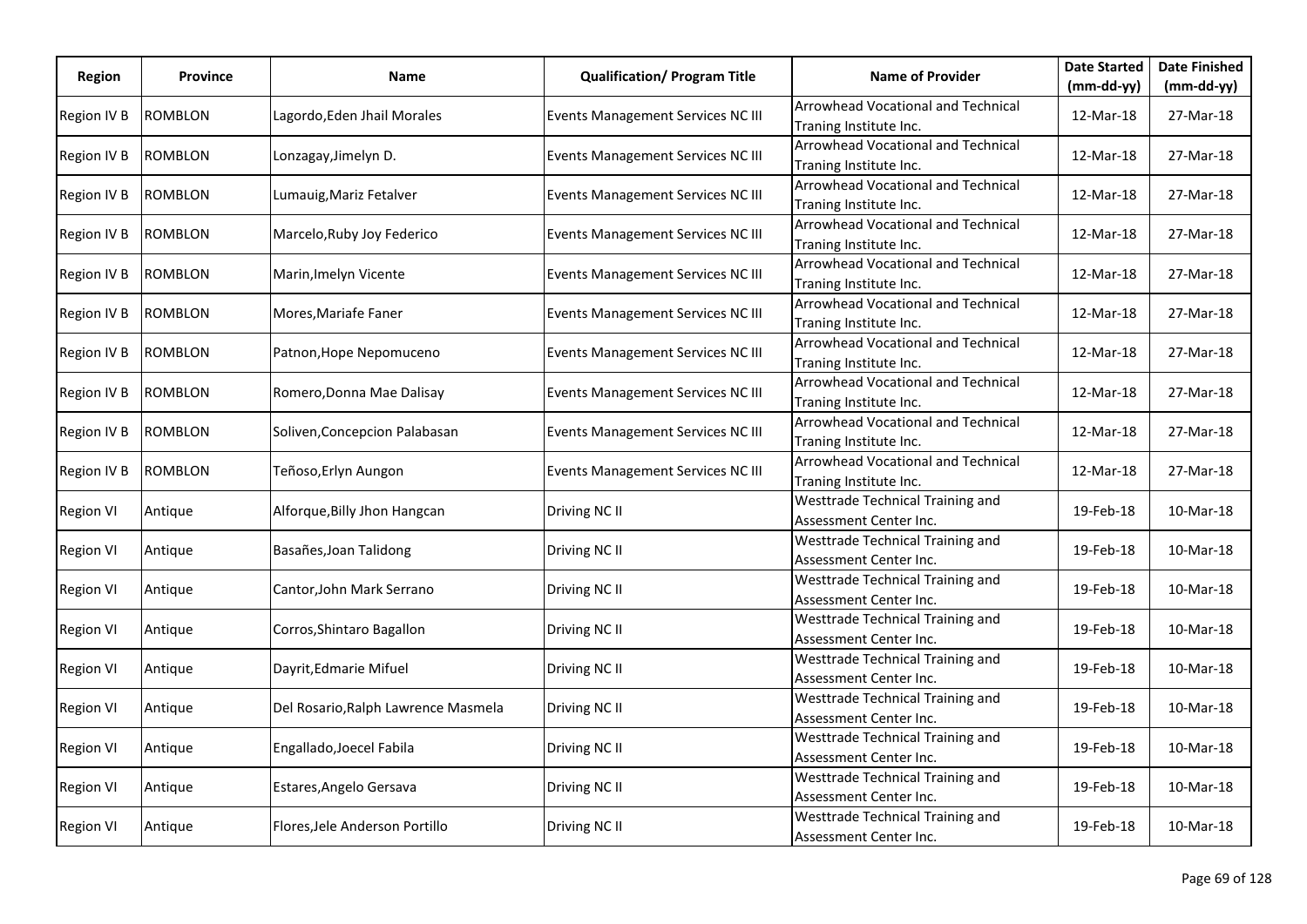| Region | Province | Name | Qualification/ Program Title | Name of Provider | Date Started (mm-dd-yy) | Date Finished (mm-dd-yy) |
|---|---|---|---|---|---|---|
| Region IV B | ROMBLON | Lagordo,Eden Jhail Morales | Events Management Services NC III | Arrowhead Vocational and Technical Traning Institute Inc. | 12-Mar-18 | 27-Mar-18 |
| Region IV B | ROMBLON | Lonzagay,Jimelyn D. | Events Management Services NC III | Arrowhead Vocational and Technical Traning Institute Inc. | 12-Mar-18 | 27-Mar-18 |
| Region IV B | ROMBLON | Lumauig,Mariz Fetalver | Events Management Services NC III | Arrowhead Vocational and Technical Traning Institute Inc. | 12-Mar-18 | 27-Mar-18 |
| Region IV B | ROMBLON | Marcelo,Ruby Joy Federico | Events Management Services NC III | Arrowhead Vocational and Technical Traning Institute Inc. | 12-Mar-18 | 27-Mar-18 |
| Region IV B | ROMBLON | Marin,Imelyn Vicente | Events Management Services NC III | Arrowhead Vocational and Technical Traning Institute Inc. | 12-Mar-18 | 27-Mar-18 |
| Region IV B | ROMBLON | Mores,Mariafe Faner | Events Management Services NC III | Arrowhead Vocational and Technical Traning Institute Inc. | 12-Mar-18 | 27-Mar-18 |
| Region IV B | ROMBLON | Patnon,Hope Nepomuceno | Events Management Services NC III | Arrowhead Vocational and Technical Traning Institute Inc. | 12-Mar-18 | 27-Mar-18 |
| Region IV B | ROMBLON | Romero,Donna Mae Dalisay | Events Management Services NC III | Arrowhead Vocational and Technical Traning Institute Inc. | 12-Mar-18 | 27-Mar-18 |
| Region IV B | ROMBLON | Soliven,Concepcion Palabasan | Events Management Services NC III | Arrowhead Vocational and Technical Traning Institute Inc. | 12-Mar-18 | 27-Mar-18 |
| Region IV B | ROMBLON | Teñoso,Erlyn Aungon | Events Management Services NC III | Arrowhead Vocational and Technical Traning Institute Inc. | 12-Mar-18 | 27-Mar-18 |
| Region VI | Antique | Alforque,Billy Jhon Hangcan | Driving NC II | Westtrade Technical Training and Assessment Center Inc. | 19-Feb-18 | 10-Mar-18 |
| Region VI | Antique | Basañes,Joan Talidong | Driving NC II | Westtrade Technical Training and Assessment Center Inc. | 19-Feb-18 | 10-Mar-18 |
| Region VI | Antique | Cantor,John Mark Serrano | Driving NC II | Westtrade Technical Training and Assessment Center Inc. | 19-Feb-18 | 10-Mar-18 |
| Region VI | Antique | Corros,Shintaro Bagallon | Driving NC II | Westtrade Technical Training and Assessment Center Inc. | 19-Feb-18 | 10-Mar-18 |
| Region VI | Antique | Dayrit,Edmarie Mifuel | Driving NC II | Westtrade Technical Training and Assessment Center Inc. | 19-Feb-18 | 10-Mar-18 |
| Region VI | Antique | Del Rosario,Ralph Lawrence Masmela | Driving NC II | Westtrade Technical Training and Assessment Center Inc. | 19-Feb-18 | 10-Mar-18 |
| Region VI | Antique | Engallado,Joecel Fabila | Driving NC II | Westtrade Technical Training and Assessment Center Inc. | 19-Feb-18 | 10-Mar-18 |
| Region VI | Antique | Estares,Angelo Gersava | Driving NC II | Westtrade Technical Training and Assessment Center Inc. | 19-Feb-18 | 10-Mar-18 |
| Region VI | Antique | Flores,Jele Anderson Portillo | Driving NC II | Westtrade Technical Training and Assessment Center Inc. | 19-Feb-18 | 10-Mar-18 |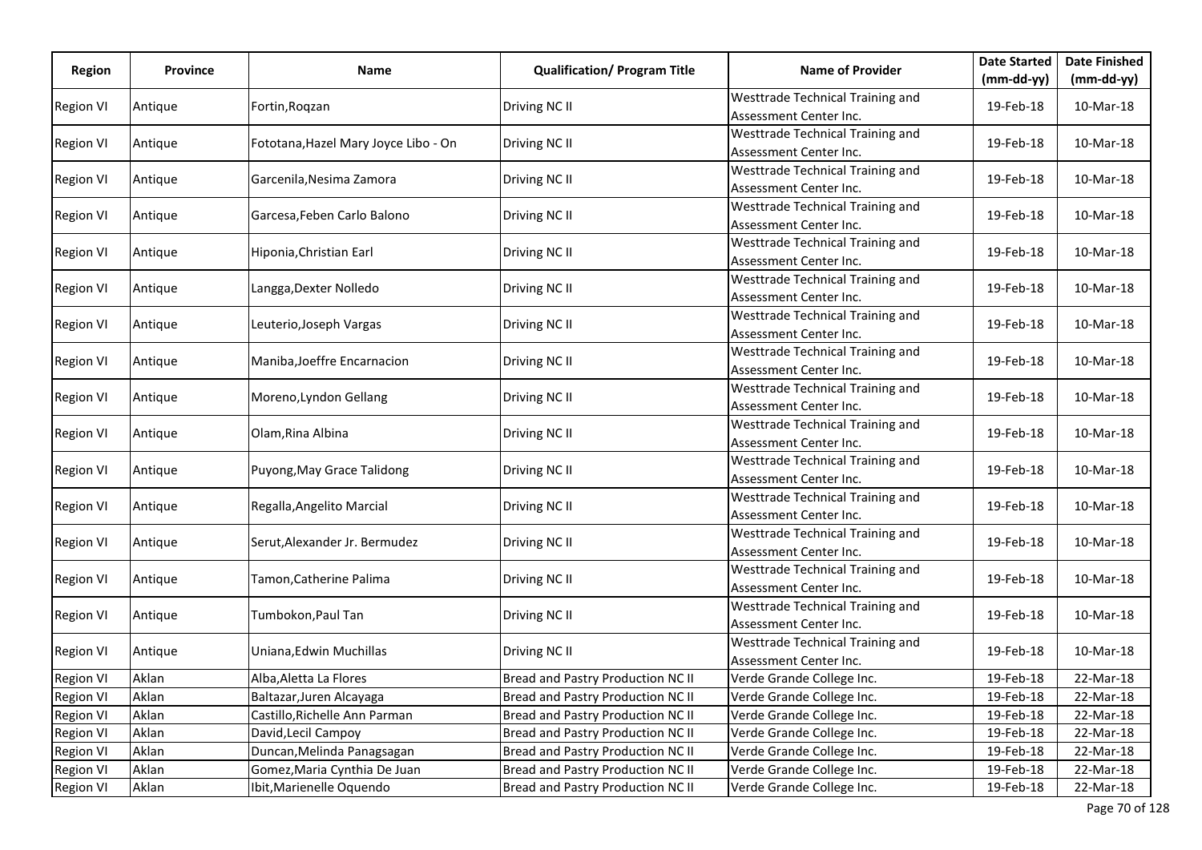| Region | Province | Name | Qualification/ Program Title | Name of Provider | Date Started (mm-dd-yy) | Date Finished (mm-dd-yy) |
|---|---|---|---|---|---|---|
| Region VI | Antique | Fortin,Roqzan | Driving NC II | Westtrade Technical Training and Assessment Center Inc. | 19-Feb-18 | 10-Mar-18 |
| Region VI | Antique | Fototana,Hazel Mary Joyce Libo - On | Driving NC II | Westtrade Technical Training and Assessment Center Inc. | 19-Feb-18 | 10-Mar-18 |
| Region VI | Antique | Garcenila,Nesima Zamora | Driving NC II | Westtrade Technical Training and Assessment Center Inc. | 19-Feb-18 | 10-Mar-18 |
| Region VI | Antique | Garcesa,Feben Carlo Balono | Driving NC II | Westtrade Technical Training and Assessment Center Inc. | 19-Feb-18 | 10-Mar-18 |
| Region VI | Antique | Hiponia,Christian Earl | Driving NC II | Westtrade Technical Training and Assessment Center Inc. | 19-Feb-18 | 10-Mar-18 |
| Region VI | Antique | Langga,Dexter Nolledo | Driving NC II | Westtrade Technical Training and Assessment Center Inc. | 19-Feb-18 | 10-Mar-18 |
| Region VI | Antique | Leuterio,Joseph Vargas | Driving NC II | Westtrade Technical Training and Assessment Center Inc. | 19-Feb-18 | 10-Mar-18 |
| Region VI | Antique | Maniba,Joeffre Encarnacion | Driving NC II | Westtrade Technical Training and Assessment Center Inc. | 19-Feb-18 | 10-Mar-18 |
| Region VI | Antique | Moreno,Lyndon Gellang | Driving NC II | Westtrade Technical Training and Assessment Center Inc. | 19-Feb-18 | 10-Mar-18 |
| Region VI | Antique | Olam,Rina Albina | Driving NC II | Westtrade Technical Training and Assessment Center Inc. | 19-Feb-18 | 10-Mar-18 |
| Region VI | Antique | Puyong,May Grace Talidong | Driving NC II | Westtrade Technical Training and Assessment Center Inc. | 19-Feb-18 | 10-Mar-18 |
| Region VI | Antique | Regalla,Angelito Marcial | Driving NC II | Westtrade Technical Training and Assessment Center Inc. | 19-Feb-18 | 10-Mar-18 |
| Region VI | Antique | Serut,Alexander Jr. Bermudez | Driving NC II | Westtrade Technical Training and Assessment Center Inc. | 19-Feb-18 | 10-Mar-18 |
| Region VI | Antique | Tamon,Catherine Palima | Driving NC II | Westtrade Technical Training and Assessment Center Inc. | 19-Feb-18 | 10-Mar-18 |
| Region VI | Antique | Tumbokon,Paul Tan | Driving NC II | Westtrade Technical Training and Assessment Center Inc. | 19-Feb-18 | 10-Mar-18 |
| Region VI | Antique | Uniana,Edwin Muchillas | Driving NC II | Westtrade Technical Training and Assessment Center Inc. | 19-Feb-18 | 10-Mar-18 |
| Region VI | Aklan | Alba,Aletta La Flores | Bread and Pastry Production NC II | Verde Grande College Inc. | 19-Feb-18 | 22-Mar-18 |
| Region VI | Aklan | Baltazar,Juren Alcayaga | Bread and Pastry Production NC II | Verde Grande College Inc. | 19-Feb-18 | 22-Mar-18 |
| Region VI | Aklan | Castillo,Richelle Ann Parman | Bread and Pastry Production NC II | Verde Grande College Inc. | 19-Feb-18 | 22-Mar-18 |
| Region VI | Aklan | David,Lecil Campoy | Bread and Pastry Production NC II | Verde Grande College Inc. | 19-Feb-18 | 22-Mar-18 |
| Region VI | Aklan | Duncan,Melinda Panagsagan | Bread and Pastry Production NC II | Verde Grande College Inc. | 19-Feb-18 | 22-Mar-18 |
| Region VI | Aklan | Gomez,Maria Cynthia De Juan | Bread and Pastry Production NC II | Verde Grande College Inc. | 19-Feb-18 | 22-Mar-18 |
| Region VI | Aklan | Ibit,Marienelle Oquendo | Bread and Pastry Production NC II | Verde Grande College Inc. | 19-Feb-18 | 22-Mar-18 |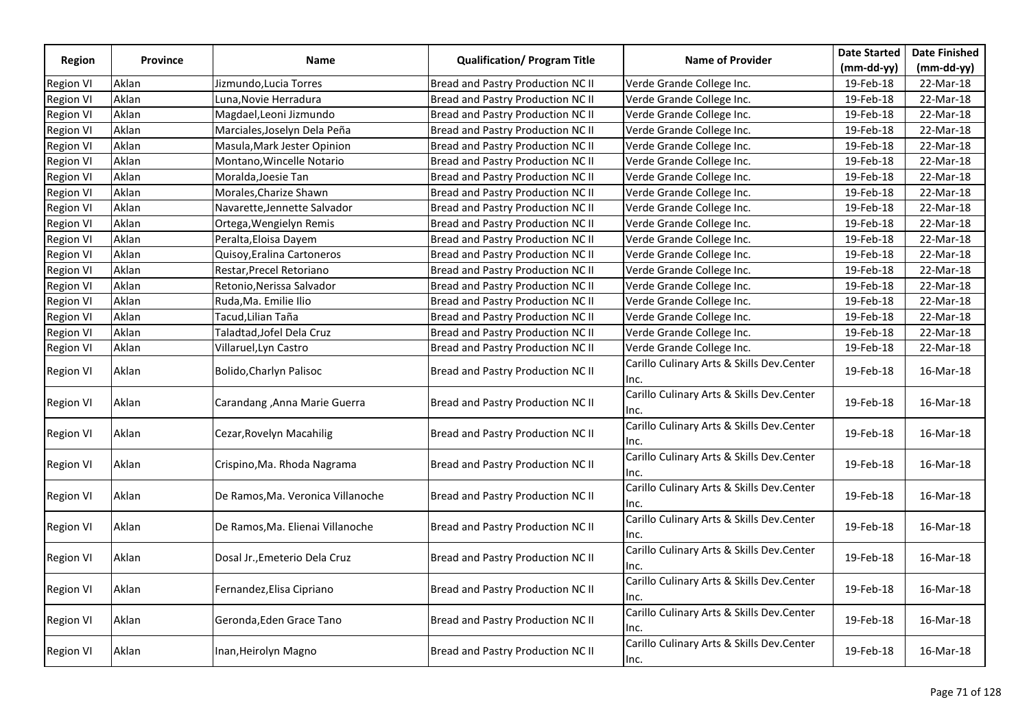| Region | Province | Name | Qualification/ Program Title | Name of Provider | Date Started (mm-dd-yy) | Date Finished (mm-dd-yy) |
|---|---|---|---|---|---|---|
| Region VI | Aklan | Jizmundo,Lucia Torres | Bread and Pastry Production NC II | Verde Grande College Inc. | 19-Feb-18 | 22-Mar-18 |
| Region VI | Aklan | Luna,Novie Herradura | Bread and Pastry Production NC II | Verde Grande College Inc. | 19-Feb-18 | 22-Mar-18 |
| Region VI | Aklan | Magdael,Leoni Jizmundo | Bread and Pastry Production NC II | Verde Grande College Inc. | 19-Feb-18 | 22-Mar-18 |
| Region VI | Aklan | Marciales,Joselyn Dela Peña | Bread and Pastry Production NC II | Verde Grande College Inc. | 19-Feb-18 | 22-Mar-18 |
| Region VI | Aklan | Masula,Mark Jester Opinion | Bread and Pastry Production NC II | Verde Grande College Inc. | 19-Feb-18 | 22-Mar-18 |
| Region VI | Aklan | Montano,Wincelle Notario | Bread and Pastry Production NC II | Verde Grande College Inc. | 19-Feb-18 | 22-Mar-18 |
| Region VI | Aklan | Moralda,Joesie Tan | Bread and Pastry Production NC II | Verde Grande College Inc. | 19-Feb-18 | 22-Mar-18 |
| Region VI | Aklan | Morales,Charize Shawn | Bread and Pastry Production NC II | Verde Grande College Inc. | 19-Feb-18 | 22-Mar-18 |
| Region VI | Aklan | Navarette,Jennette Salvador | Bread and Pastry Production NC II | Verde Grande College Inc. | 19-Feb-18 | 22-Mar-18 |
| Region VI | Aklan | Ortega,Wengielyn Remis | Bread and Pastry Production NC II | Verde Grande College Inc. | 19-Feb-18 | 22-Mar-18 |
| Region VI | Aklan | Peralta,Eloisa Dayem | Bread and Pastry Production NC II | Verde Grande College Inc. | 19-Feb-18 | 22-Mar-18 |
| Region VI | Aklan | Quisoy,Eralina Cartoneros | Bread and Pastry Production NC II | Verde Grande College Inc. | 19-Feb-18 | 22-Mar-18 |
| Region VI | Aklan | Restar,Precel Retoriano | Bread and Pastry Production NC II | Verde Grande College Inc. | 19-Feb-18 | 22-Mar-18 |
| Region VI | Aklan | Retonio,Nerissa Salvador | Bread and Pastry Production NC II | Verde Grande College Inc. | 19-Feb-18 | 22-Mar-18 |
| Region VI | Aklan | Ruda,Ma. Emilie Ilio | Bread and Pastry Production NC II | Verde Grande College Inc. | 19-Feb-18 | 22-Mar-18 |
| Region VI | Aklan | Tacud,Lilian Taña | Bread and Pastry Production NC II | Verde Grande College Inc. | 19-Feb-18 | 22-Mar-18 |
| Region VI | Aklan | Taladtad,Jofel Dela Cruz | Bread and Pastry Production NC II | Verde Grande College Inc. | 19-Feb-18 | 22-Mar-18 |
| Region VI | Aklan | Villaruel,Lyn Castro | Bread and Pastry Production NC II | Verde Grande College Inc. | 19-Feb-18 | 22-Mar-18 |
| Region VI | Aklan | Bolido,Charlyn Palisoc | Bread and Pastry Production NC II | Carillo Culinary Arts & Skills Dev.Center Inc. | 19-Feb-18 | 16-Mar-18 |
| Region VI | Aklan | Carandang ,Anna Marie Guerra | Bread and Pastry Production NC II | Carillo Culinary Arts & Skills Dev.Center Inc. | 19-Feb-18 | 16-Mar-18 |
| Region VI | Aklan | Cezar,Rovelyn Macahilig | Bread and Pastry Production NC II | Carillo Culinary Arts & Skills Dev.Center Inc. | 19-Feb-18 | 16-Mar-18 |
| Region VI | Aklan | Crispino,Ma. Rhoda Nagrama | Bread and Pastry Production NC II | Carillo Culinary Arts & Skills Dev.Center Inc. | 19-Feb-18 | 16-Mar-18 |
| Region VI | Aklan | De Ramos,Ma. Veronica Villanoche | Bread and Pastry Production NC II | Carillo Culinary Arts & Skills Dev.Center Inc. | 19-Feb-18 | 16-Mar-18 |
| Region VI | Aklan | De Ramos,Ma. Elienai Villanoche | Bread and Pastry Production NC II | Carillo Culinary Arts & Skills Dev.Center Inc. | 19-Feb-18 | 16-Mar-18 |
| Region VI | Aklan | Dosal Jr.,Emeterio Dela Cruz | Bread and Pastry Production NC II | Carillo Culinary Arts & Skills Dev.Center Inc. | 19-Feb-18 | 16-Mar-18 |
| Region VI | Aklan | Fernandez,Elisa Cipriano | Bread and Pastry Production NC II | Carillo Culinary Arts & Skills Dev.Center Inc. | 19-Feb-18 | 16-Mar-18 |
| Region VI | Aklan | Geronda,Eden Grace Tano | Bread and Pastry Production NC II | Carillo Culinary Arts & Skills Dev.Center Inc. | 19-Feb-18 | 16-Mar-18 |
| Region VI | Aklan | Inan,Heirolyn Magno | Bread and Pastry Production NC II | Carillo Culinary Arts & Skills Dev.Center Inc. | 19-Feb-18 | 16-Mar-18 |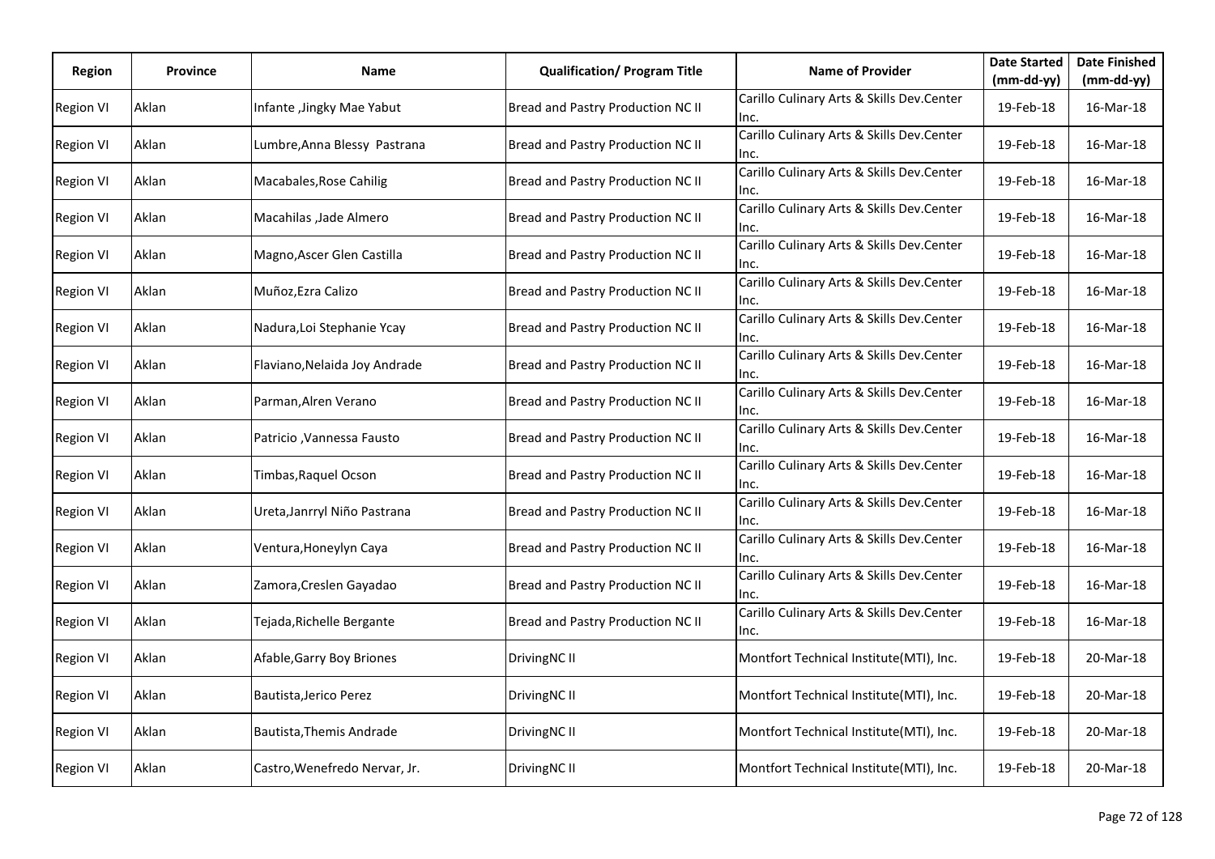| Region | Province | Name | Qualification/ Program Title | Name of Provider | Date Started (mm-dd-yy) | Date Finished (mm-dd-yy) |
|---|---|---|---|---|---|---|
| Region VI | Aklan | Infante ,Jingky Mae Yabut | Bread and Pastry Production NC II | Carillo Culinary Arts & Skills Dev.Center Inc. | 19-Feb-18 | 16-Mar-18 |
| Region VI | Aklan | Lumbre,Anna Blessy  Pastrana | Bread and Pastry Production NC II | Carillo Culinary Arts & Skills Dev.Center Inc. | 19-Feb-18 | 16-Mar-18 |
| Region VI | Aklan | Macabales,Rose Cahilig | Bread and Pastry Production NC II | Carillo Culinary Arts & Skills Dev.Center Inc. | 19-Feb-18 | 16-Mar-18 |
| Region VI | Aklan | Macahilas ,Jade Almero | Bread and Pastry Production NC II | Carillo Culinary Arts & Skills Dev.Center Inc. | 19-Feb-18 | 16-Mar-18 |
| Region VI | Aklan | Magno,Ascer Glen Castilla | Bread and Pastry Production NC II | Carillo Culinary Arts & Skills Dev.Center Inc. | 19-Feb-18 | 16-Mar-18 |
| Region VI | Aklan | Muñoz,Ezra Calizo | Bread and Pastry Production NC II | Carillo Culinary Arts & Skills Dev.Center Inc. | 19-Feb-18 | 16-Mar-18 |
| Region VI | Aklan | Nadura,Loi Stephanie Ycay | Bread and Pastry Production NC II | Carillo Culinary Arts & Skills Dev.Center Inc. | 19-Feb-18 | 16-Mar-18 |
| Region VI | Aklan | Flaviano,Nelaida Joy Andrade | Bread and Pastry Production NC II | Carillo Culinary Arts & Skills Dev.Center Inc. | 19-Feb-18 | 16-Mar-18 |
| Region VI | Aklan | Parman,Alren Verano | Bread and Pastry Production NC II | Carillo Culinary Arts & Skills Dev.Center Inc. | 19-Feb-18 | 16-Mar-18 |
| Region VI | Aklan | Patricio ,Vannessa Fausto | Bread and Pastry Production NC II | Carillo Culinary Arts & Skills Dev.Center Inc. | 19-Feb-18 | 16-Mar-18 |
| Region VI | Aklan | Timbas,Raquel Ocson | Bread and Pastry Production NC II | Carillo Culinary Arts & Skills Dev.Center Inc. | 19-Feb-18 | 16-Mar-18 |
| Region VI | Aklan | Ureta,Janrryl Niño Pastrana | Bread and Pastry Production NC II | Carillo Culinary Arts & Skills Dev.Center Inc. | 19-Feb-18 | 16-Mar-18 |
| Region VI | Aklan | Ventura,Honeylyn Caya | Bread and Pastry Production NC II | Carillo Culinary Arts & Skills Dev.Center Inc. | 19-Feb-18 | 16-Mar-18 |
| Region VI | Aklan | Zamora,Creslen Gayadao | Bread and Pastry Production NC II | Carillo Culinary Arts & Skills Dev.Center Inc. | 19-Feb-18 | 16-Mar-18 |
| Region VI | Aklan | Tejada,Richelle Bergante | Bread and Pastry Production NC II | Carillo Culinary Arts & Skills Dev.Center Inc. | 19-Feb-18 | 16-Mar-18 |
| Region VI | Aklan | Afable,Garry Boy Briones | DrivingNC II | Montfort Technical Institute(MTI), Inc. | 19-Feb-18 | 20-Mar-18 |
| Region VI | Aklan | Bautista,Jerico Perez | DrivingNC II | Montfort Technical Institute(MTI), Inc. | 19-Feb-18 | 20-Mar-18 |
| Region VI | Aklan | Bautista,Themis Andrade | DrivingNC II | Montfort Technical Institute(MTI), Inc. | 19-Feb-18 | 20-Mar-18 |
| Region VI | Aklan | Castro,Wenefredo Nervar, Jr. | DrivingNC II | Montfort Technical Institute(MTI), Inc. | 19-Feb-18 | 20-Mar-18 |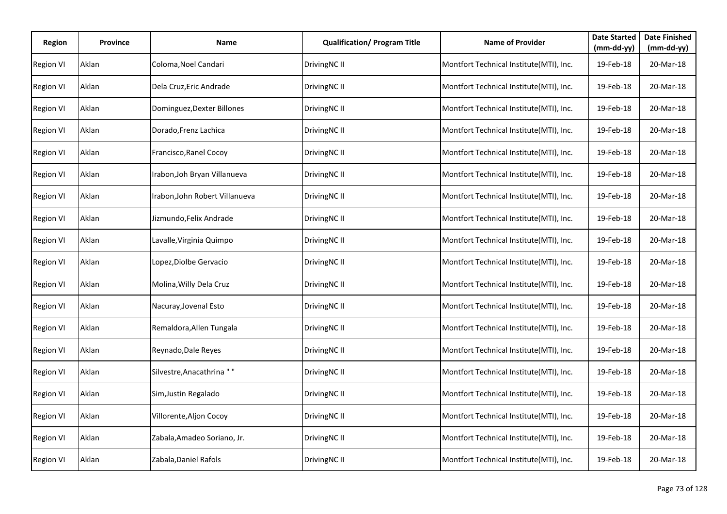| Region | Province | Name | Qualification/ Program Title | Name of Provider | Date Started (mm-dd-yy) | Date Finished (mm-dd-yy) |
|---|---|---|---|---|---|---|
| Region VI | Aklan | Coloma,Noel Candari | DrivingNC II | Montfort Technical Institute(MTI), Inc. | 19-Feb-18 | 20-Mar-18 |
| Region VI | Aklan | Dela Cruz,Eric Andrade | DrivingNC II | Montfort Technical Institute(MTI), Inc. | 19-Feb-18 | 20-Mar-18 |
| Region VI | Aklan | Dominguez,Dexter Billones | DrivingNC II | Montfort Technical Institute(MTI), Inc. | 19-Feb-18 | 20-Mar-18 |
| Region VI | Aklan | Dorado,Frenz Lachica | DrivingNC II | Montfort Technical Institute(MTI), Inc. | 19-Feb-18 | 20-Mar-18 |
| Region VI | Aklan | Francisco,Ranel Cocoy | DrivingNC II | Montfort Technical Institute(MTI), Inc. | 19-Feb-18 | 20-Mar-18 |
| Region VI | Aklan | Irabon,Joh Bryan Villanueva | DrivingNC II | Montfort Technical Institute(MTI), Inc. | 19-Feb-18 | 20-Mar-18 |
| Region VI | Aklan | Irabon,John Robert Villanueva | DrivingNC II | Montfort Technical Institute(MTI), Inc. | 19-Feb-18 | 20-Mar-18 |
| Region VI | Aklan | Jizmundo,Felix Andrade | DrivingNC II | Montfort Technical Institute(MTI), Inc. | 19-Feb-18 | 20-Mar-18 |
| Region VI | Aklan | Lavalle,Virginia Quimpo | DrivingNC II | Montfort Technical Institute(MTI), Inc. | 19-Feb-18 | 20-Mar-18 |
| Region VI | Aklan | Lopez,Diolbe Gervacio | DrivingNC II | Montfort Technical Institute(MTI), Inc. | 19-Feb-18 | 20-Mar-18 |
| Region VI | Aklan | Molina,Willy Dela Cruz | DrivingNC II | Montfort Technical Institute(MTI), Inc. | 19-Feb-18 | 20-Mar-18 |
| Region VI | Aklan | Nacuray,Jovenal Esto | DrivingNC II | Montfort Technical Institute(MTI), Inc. | 19-Feb-18 | 20-Mar-18 |
| Region VI | Aklan | Remaldora,Allen Tungala | DrivingNC II | Montfort Technical Institute(MTI), Inc. | 19-Feb-18 | 20-Mar-18 |
| Region VI | Aklan | Reynado,Dale Reyes | DrivingNC II | Montfort Technical Institute(MTI), Inc. | 19-Feb-18 | 20-Mar-18 |
| Region VI | Aklan | Silvestre,Anacathrina " " | DrivingNC II | Montfort Technical Institute(MTI), Inc. | 19-Feb-18 | 20-Mar-18 |
| Region VI | Aklan | Sim,Justin Regalado | DrivingNC II | Montfort Technical Institute(MTI), Inc. | 19-Feb-18 | 20-Mar-18 |
| Region VI | Aklan | Villorente,Aljon Cocoy | DrivingNC II | Montfort Technical Institute(MTI), Inc. | 19-Feb-18 | 20-Mar-18 |
| Region VI | Aklan | Zabala,Amadeo Soriano, Jr. | DrivingNC II | Montfort Technical Institute(MTI), Inc. | 19-Feb-18 | 20-Mar-18 |
| Region VI | Aklan | Zabala,Daniel Rafols | DrivingNC II | Montfort Technical Institute(MTI), Inc. | 19-Feb-18 | 20-Mar-18 |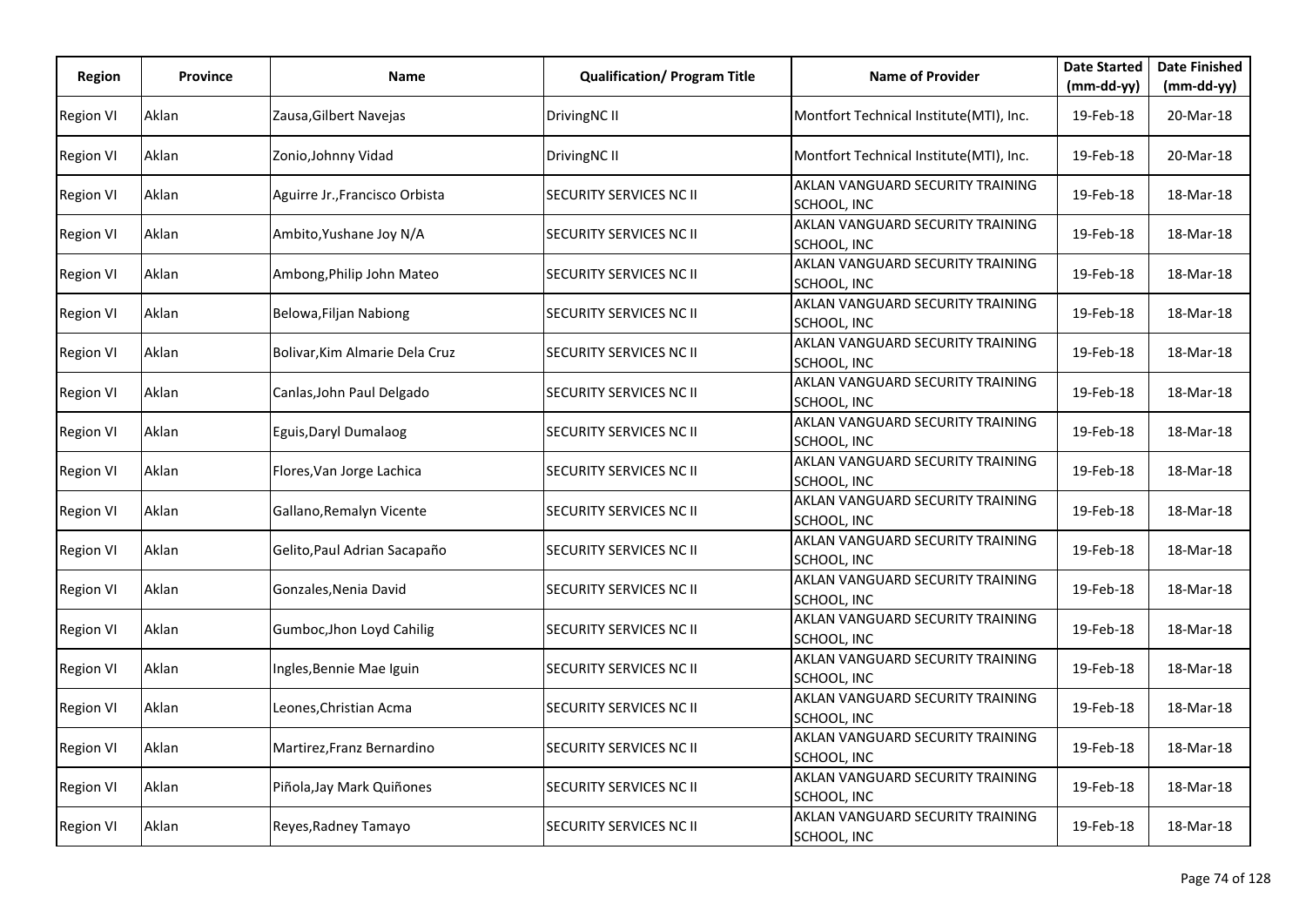| Region | Province | Name | Qualification/ Program Title | Name of Provider | Date Started (mm-dd-yy) | Date Finished (mm-dd-yy) |
|---|---|---|---|---|---|---|
| Region VI | Aklan | Zausa,Gilbert Navejas | DrivingNC II | Montfort Technical Institute(MTI), Inc. | 19-Feb-18 | 20-Mar-18 |
| Region VI | Aklan | Zonio,Johnny Vidad | DrivingNC II | Montfort Technical Institute(MTI), Inc. | 19-Feb-18 | 20-Mar-18 |
| Region VI | Aklan | Aguirre Jr.,Francisco Orbista | SECURITY SERVICES NC II | AKLAN VANGUARD SECURITY TRAINING SCHOOL, INC | 19-Feb-18 | 18-Mar-18 |
| Region VI | Aklan | Ambito,Yushane Joy N/A | SECURITY SERVICES NC II | AKLAN VANGUARD SECURITY TRAINING SCHOOL, INC | 19-Feb-18 | 18-Mar-18 |
| Region VI | Aklan | Ambong,Philip John Mateo | SECURITY SERVICES NC II | AKLAN VANGUARD SECURITY TRAINING SCHOOL, INC | 19-Feb-18 | 18-Mar-18 |
| Region VI | Aklan | Belowa,Filjan Nabiong | SECURITY SERVICES NC II | AKLAN VANGUARD SECURITY TRAINING SCHOOL, INC | 19-Feb-18 | 18-Mar-18 |
| Region VI | Aklan | Bolivar,Kim Almarie Dela Cruz | SECURITY SERVICES NC II | AKLAN VANGUARD SECURITY TRAINING SCHOOL, INC | 19-Feb-18 | 18-Mar-18 |
| Region VI | Aklan | Canlas,John Paul Delgado | SECURITY SERVICES NC II | AKLAN VANGUARD SECURITY TRAINING SCHOOL, INC | 19-Feb-18 | 18-Mar-18 |
| Region VI | Aklan | Eguis,Daryl Dumalaog | SECURITY SERVICES NC II | AKLAN VANGUARD SECURITY TRAINING SCHOOL, INC | 19-Feb-18 | 18-Mar-18 |
| Region VI | Aklan | Flores,Van Jorge Lachica | SECURITY SERVICES NC II | AKLAN VANGUARD SECURITY TRAINING SCHOOL, INC | 19-Feb-18 | 18-Mar-18 |
| Region VI | Aklan | Gallano,Remalyn Vicente | SECURITY SERVICES NC II | AKLAN VANGUARD SECURITY TRAINING SCHOOL, INC | 19-Feb-18 | 18-Mar-18 |
| Region VI | Aklan | Gelito,Paul Adrian Sacapaño | SECURITY SERVICES NC II | AKLAN VANGUARD SECURITY TRAINING SCHOOL, INC | 19-Feb-18 | 18-Mar-18 |
| Region VI | Aklan | Gonzales,Nenia David | SECURITY SERVICES NC II | AKLAN VANGUARD SECURITY TRAINING SCHOOL, INC | 19-Feb-18 | 18-Mar-18 |
| Region VI | Aklan | Gumboc,Jhon Loyd Cahilig | SECURITY SERVICES NC II | AKLAN VANGUARD SECURITY TRAINING SCHOOL, INC | 19-Feb-18 | 18-Mar-18 |
| Region VI | Aklan | Ingles,Bennie Mae Iguin | SECURITY SERVICES NC II | AKLAN VANGUARD SECURITY TRAINING SCHOOL, INC | 19-Feb-18 | 18-Mar-18 |
| Region VI | Aklan | Leones,Christian Acma | SECURITY SERVICES NC II | AKLAN VANGUARD SECURITY TRAINING SCHOOL, INC | 19-Feb-18 | 18-Mar-18 |
| Region VI | Aklan | Martirez,Franz Bernardino | SECURITY SERVICES NC II | AKLAN VANGUARD SECURITY TRAINING SCHOOL, INC | 19-Feb-18 | 18-Mar-18 |
| Region VI | Aklan | Piñola,Jay Mark Quiñones | SECURITY SERVICES NC II | AKLAN VANGUARD SECURITY TRAINING SCHOOL, INC | 19-Feb-18 | 18-Mar-18 |
| Region VI | Aklan | Reyes,Radney Tamayo | SECURITY SERVICES NC II | AKLAN VANGUARD SECURITY TRAINING SCHOOL, INC | 19-Feb-18 | 18-Mar-18 |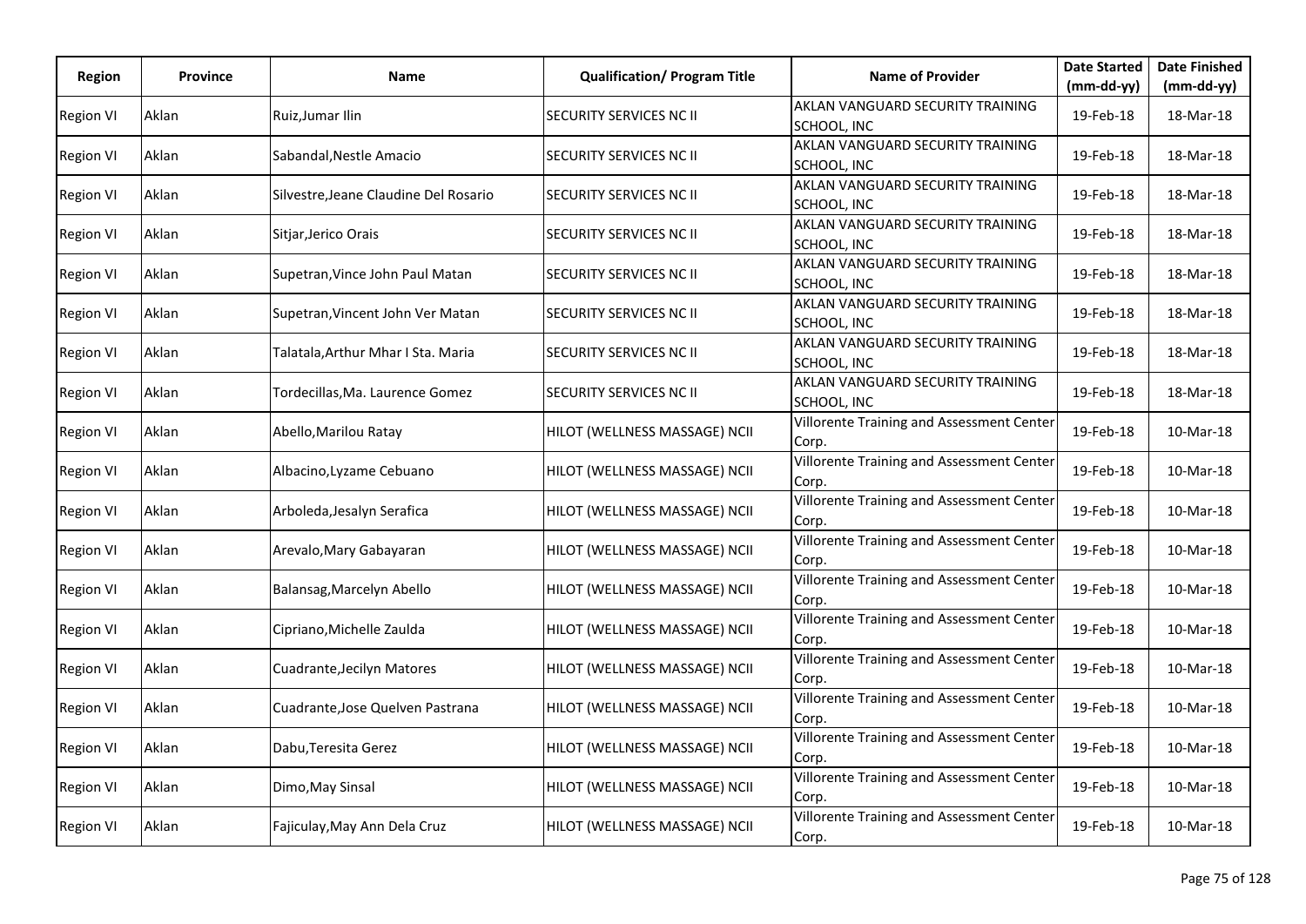| Region | Province | Name | Qualification/ Program Title | Name of Provider | Date Started (mm-dd-yy) | Date Finished (mm-dd-yy) |
|---|---|---|---|---|---|---|
| Region VI | Aklan | Ruiz,Jumar Ilin | SECURITY SERVICES NC II | AKLAN VANGUARD SECURITY TRAINING SCHOOL, INC | 19-Feb-18 | 18-Mar-18 |
| Region VI | Aklan | Sabandal,Nestle Amacio | SECURITY SERVICES NC II | AKLAN VANGUARD SECURITY TRAINING SCHOOL, INC | 19-Feb-18 | 18-Mar-18 |
| Region VI | Aklan | Silvestre,Jeane Claudine Del Rosario | SECURITY SERVICES NC II | AKLAN VANGUARD SECURITY TRAINING SCHOOL, INC | 19-Feb-18 | 18-Mar-18 |
| Region VI | Aklan | Sitjar,Jerico Orais | SECURITY SERVICES NC II | AKLAN VANGUARD SECURITY TRAINING SCHOOL, INC | 19-Feb-18 | 18-Mar-18 |
| Region VI | Aklan | Supetran,Vince John Paul Matan | SECURITY SERVICES NC II | AKLAN VANGUARD SECURITY TRAINING SCHOOL, INC | 19-Feb-18 | 18-Mar-18 |
| Region VI | Aklan | Supetran,Vincent John Ver Matan | SECURITY SERVICES NC II | AKLAN VANGUARD SECURITY TRAINING SCHOOL, INC | 19-Feb-18 | 18-Mar-18 |
| Region VI | Aklan | Talatala,Arthur Mhar I Sta. Maria | SECURITY SERVICES NC II | AKLAN VANGUARD SECURITY TRAINING SCHOOL, INC | 19-Feb-18 | 18-Mar-18 |
| Region VI | Aklan | Tordecillas,Ma. Laurence Gomez | SECURITY SERVICES NC II | AKLAN VANGUARD SECURITY TRAINING SCHOOL, INC | 19-Feb-18 | 18-Mar-18 |
| Region VI | Aklan | Abello,Marilou Ratay | HILOT (WELLNESS MASSAGE) NCII | Villorente Training and Assessment Center Corp. | 19-Feb-18 | 10-Mar-18 |
| Region VI | Aklan | Albacino,Lyzame Cebuano | HILOT (WELLNESS MASSAGE) NCII | Villorente Training and Assessment Center Corp. | 19-Feb-18 | 10-Mar-18 |
| Region VI | Aklan | Arboleda,Jesalyn Serafica | HILOT (WELLNESS MASSAGE) NCII | Villorente Training and Assessment Center Corp. | 19-Feb-18 | 10-Mar-18 |
| Region VI | Aklan | Arevalo,Mary Gabayaran | HILOT (WELLNESS MASSAGE) NCII | Villorente Training and Assessment Center Corp. | 19-Feb-18 | 10-Mar-18 |
| Region VI | Aklan | Balansag,Marcelyn Abello | HILOT (WELLNESS MASSAGE) NCII | Villorente Training and Assessment Center Corp. | 19-Feb-18 | 10-Mar-18 |
| Region VI | Aklan | Cipriano,Michelle Zaulda | HILOT (WELLNESS MASSAGE) NCII | Villorente Training and Assessment Center Corp. | 19-Feb-18 | 10-Mar-18 |
| Region VI | Aklan | Cuadrante,Jecilyn Matores | HILOT (WELLNESS MASSAGE) NCII | Villorente Training and Assessment Center Corp. | 19-Feb-18 | 10-Mar-18 |
| Region VI | Aklan | Cuadrante,Jose Quelven Pastrana | HILOT (WELLNESS MASSAGE) NCII | Villorente Training and Assessment Center Corp. | 19-Feb-18 | 10-Mar-18 |
| Region VI | Aklan | Dabu,Teresita Gerez | HILOT (WELLNESS MASSAGE) NCII | Villorente Training and Assessment Center Corp. | 19-Feb-18 | 10-Mar-18 |
| Region VI | Aklan | Dimo,May Sinsal | HILOT (WELLNESS MASSAGE) NCII | Villorente Training and Assessment Center Corp. | 19-Feb-18 | 10-Mar-18 |
| Region VI | Aklan | Fajiculay,May Ann Dela Cruz | HILOT (WELLNESS MASSAGE) NCII | Villorente Training and Assessment Center Corp. | 19-Feb-18 | 10-Mar-18 |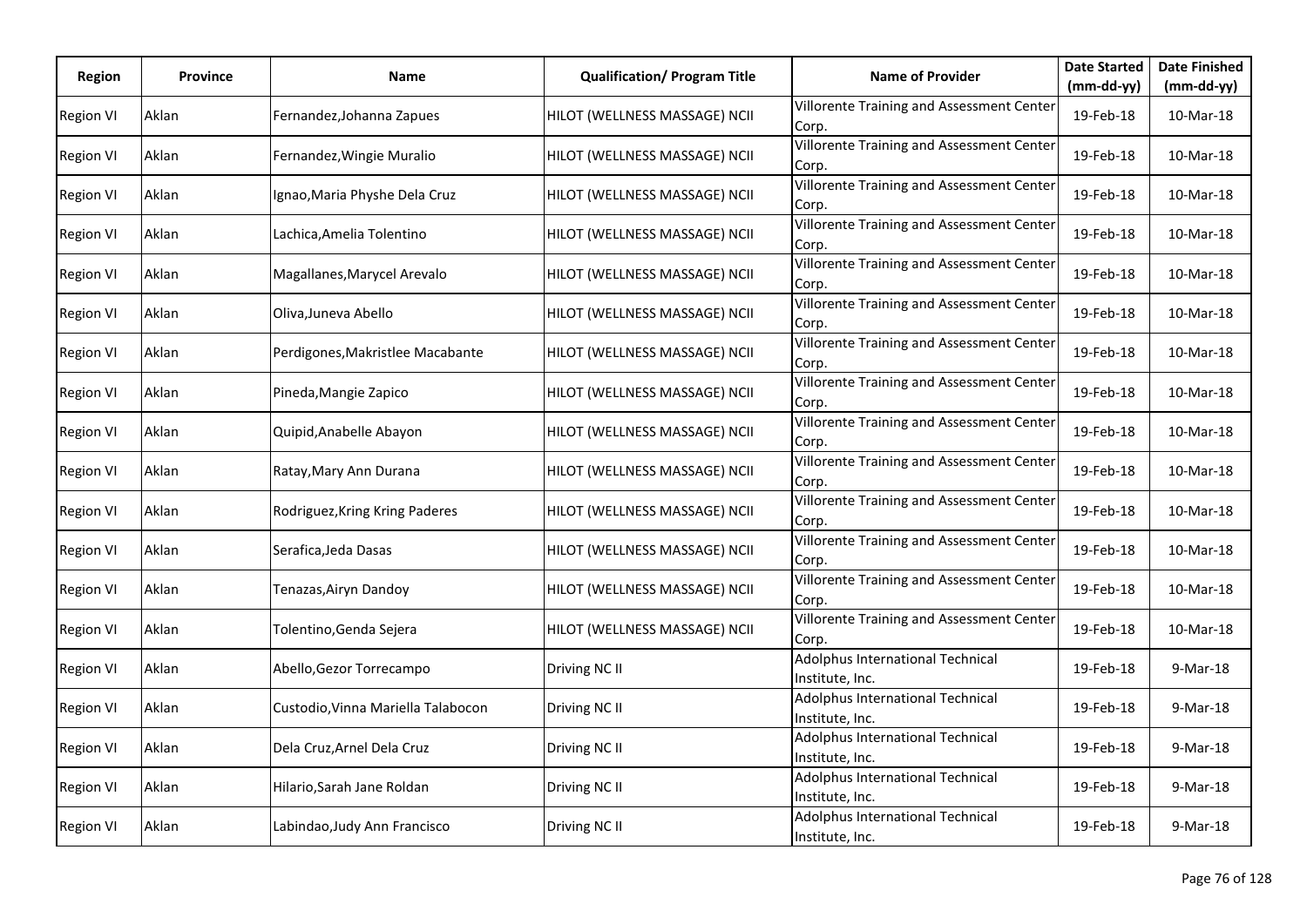| Region | Province | Name | Qualification/ Program Title | Name of Provider | Date Started (mm-dd-yy) | Date Finished (mm-dd-yy) |
|---|---|---|---|---|---|---|
| Region VI | Aklan | Fernandez,Johanna Zapues | HILOT (WELLNESS MASSAGE) NCII | Villorente Training and Assessment Center Corp. | 19-Feb-18 | 10-Mar-18 |
| Region VI | Aklan | Fernandez,Wingie Muralio | HILOT (WELLNESS MASSAGE) NCII | Villorente Training and Assessment Center Corp. | 19-Feb-18 | 10-Mar-18 |
| Region VI | Aklan | Ignao,Maria Physhe Dela Cruz | HILOT (WELLNESS MASSAGE) NCII | Villorente Training and Assessment Center Corp. | 19-Feb-18 | 10-Mar-18 |
| Region VI | Aklan | Lachica,Amelia Tolentino | HILOT (WELLNESS MASSAGE) NCII | Villorente Training and Assessment Center Corp. | 19-Feb-18 | 10-Mar-18 |
| Region VI | Aklan | Magallanes,Marycel Arevalo | HILOT (WELLNESS MASSAGE) NCII | Villorente Training and Assessment Center Corp. | 19-Feb-18 | 10-Mar-18 |
| Region VI | Aklan | Oliva,Juneva Abello | HILOT (WELLNESS MASSAGE) NCII | Villorente Training and Assessment Center Corp. | 19-Feb-18 | 10-Mar-18 |
| Region VI | Aklan | Perdigones,Makristlee Macabante | HILOT (WELLNESS MASSAGE) NCII | Villorente Training and Assessment Center Corp. | 19-Feb-18 | 10-Mar-18 |
| Region VI | Aklan | Pineda,Mangie Zapico | HILOT (WELLNESS MASSAGE) NCII | Villorente Training and Assessment Center Corp. | 19-Feb-18 | 10-Mar-18 |
| Region VI | Aklan | Quipid,Anabelle Abayon | HILOT (WELLNESS MASSAGE) NCII | Villorente Training and Assessment Center Corp. | 19-Feb-18 | 10-Mar-18 |
| Region VI | Aklan | Ratay,Mary Ann Durana | HILOT (WELLNESS MASSAGE) NCII | Villorente Training and Assessment Center Corp. | 19-Feb-18 | 10-Mar-18 |
| Region VI | Aklan | Rodriguez,Kring Kring Paderes | HILOT (WELLNESS MASSAGE) NCII | Villorente Training and Assessment Center Corp. | 19-Feb-18 | 10-Mar-18 |
| Region VI | Aklan | Serafica,Jeda Dasas | HILOT (WELLNESS MASSAGE) NCII | Villorente Training and Assessment Center Corp. | 19-Feb-18 | 10-Mar-18 |
| Region VI | Aklan | Tenazas,Airyn Dandoy | HILOT (WELLNESS MASSAGE) NCII | Villorente Training and Assessment Center Corp. | 19-Feb-18 | 10-Mar-18 |
| Region VI | Aklan | Tolentino,Genda Sejera | HILOT (WELLNESS MASSAGE) NCII | Villorente Training and Assessment Center Corp. | 19-Feb-18 | 10-Mar-18 |
| Region VI | Aklan | Abello,Gezor Torrecampo | Driving NC II | Adolphus International Technical Institute, Inc. | 19-Feb-18 | 9-Mar-18 |
| Region VI | Aklan | Custodio,Vinna Mariella Talabocon | Driving NC II | Adolphus International Technical Institute, Inc. | 19-Feb-18 | 9-Mar-18 |
| Region VI | Aklan | Dela Cruz,Arnel Dela Cruz | Driving NC II | Adolphus International Technical Institute, Inc. | 19-Feb-18 | 9-Mar-18 |
| Region VI | Aklan | Hilario,Sarah Jane Roldan | Driving NC II | Adolphus International Technical Institute, Inc. | 19-Feb-18 | 9-Mar-18 |
| Region VI | Aklan | Labindao,Judy Ann Francisco | Driving NC II | Adolphus International Technical Institute, Inc. | 19-Feb-18 | 9-Mar-18 |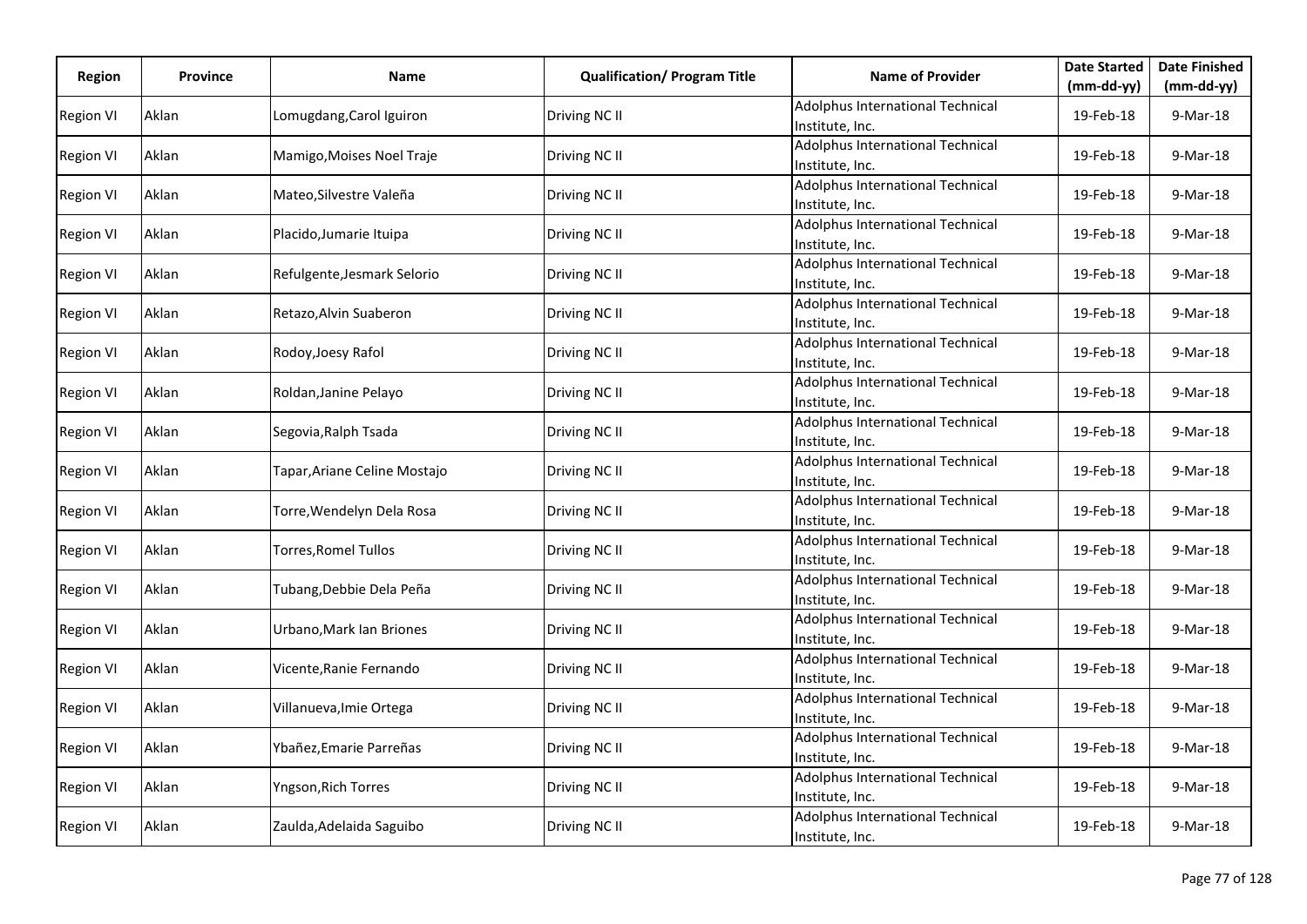| Region | Province | Name | Qualification/ Program Title | Name of Provider | Date Started (mm-dd-yy) | Date Finished (mm-dd-yy) |
|---|---|---|---|---|---|---|
| Region VI | Aklan | Lomugdang,Carol Iguiron | Driving NC II | Adolphus International Technical Institute, Inc. | 19-Feb-18 | 9-Mar-18 |
| Region VI | Aklan | Mamigo,Moises Noel Traje | Driving NC II | Adolphus International Technical Institute, Inc. | 19-Feb-18 | 9-Mar-18 |
| Region VI | Aklan | Mateo,Silvestre Valeña | Driving NC II | Adolphus International Technical Institute, Inc. | 19-Feb-18 | 9-Mar-18 |
| Region VI | Aklan | Placido,Jumarie Ituipa | Driving NC II | Adolphus International Technical Institute, Inc. | 19-Feb-18 | 9-Mar-18 |
| Region VI | Aklan | Refulgente,Jesmark Selorio | Driving NC II | Adolphus International Technical Institute, Inc. | 19-Feb-18 | 9-Mar-18 |
| Region VI | Aklan | Retazo,Alvin Suaberon | Driving NC II | Adolphus International Technical Institute, Inc. | 19-Feb-18 | 9-Mar-18 |
| Region VI | Aklan | Rodoy,Joesy Rafol | Driving NC II | Adolphus International Technical Institute, Inc. | 19-Feb-18 | 9-Mar-18 |
| Region VI | Aklan | Roldan,Janine Pelayo | Driving NC II | Adolphus International Technical Institute, Inc. | 19-Feb-18 | 9-Mar-18 |
| Region VI | Aklan | Segovia,Ralph Tsada | Driving NC II | Adolphus International Technical Institute, Inc. | 19-Feb-18 | 9-Mar-18 |
| Region VI | Aklan | Tapar,Ariane Celine Mostajo | Driving NC II | Adolphus International Technical Institute, Inc. | 19-Feb-18 | 9-Mar-18 |
| Region VI | Aklan | Torre,Wendelyn Dela Rosa | Driving NC II | Adolphus International Technical Institute, Inc. | 19-Feb-18 | 9-Mar-18 |
| Region VI | Aklan | Torres,Romel Tullos | Driving NC II | Adolphus International Technical Institute, Inc. | 19-Feb-18 | 9-Mar-18 |
| Region VI | Aklan | Tubang,Debbie Dela Peña | Driving NC II | Adolphus International Technical Institute, Inc. | 19-Feb-18 | 9-Mar-18 |
| Region VI | Aklan | Urbano,Mark Ian Briones | Driving NC II | Adolphus International Technical Institute, Inc. | 19-Feb-18 | 9-Mar-18 |
| Region VI | Aklan | Vicente,Ranie Fernando | Driving NC II | Adolphus International Technical Institute, Inc. | 19-Feb-18 | 9-Mar-18 |
| Region VI | Aklan | Villanueva,Imie Ortega | Driving NC II | Adolphus International Technical Institute, Inc. | 19-Feb-18 | 9-Mar-18 |
| Region VI | Aklan | Ybañez,Emarie Parreñas | Driving NC II | Adolphus International Technical Institute, Inc. | 19-Feb-18 | 9-Mar-18 |
| Region VI | Aklan | Yngson,Rich Torres | Driving NC II | Adolphus International Technical Institute, Inc. | 19-Feb-18 | 9-Mar-18 |
| Region VI | Aklan | Zaulda,Adelaida Saguibo | Driving NC II | Adolphus International Technical Institute, Inc. | 19-Feb-18 | 9-Mar-18 |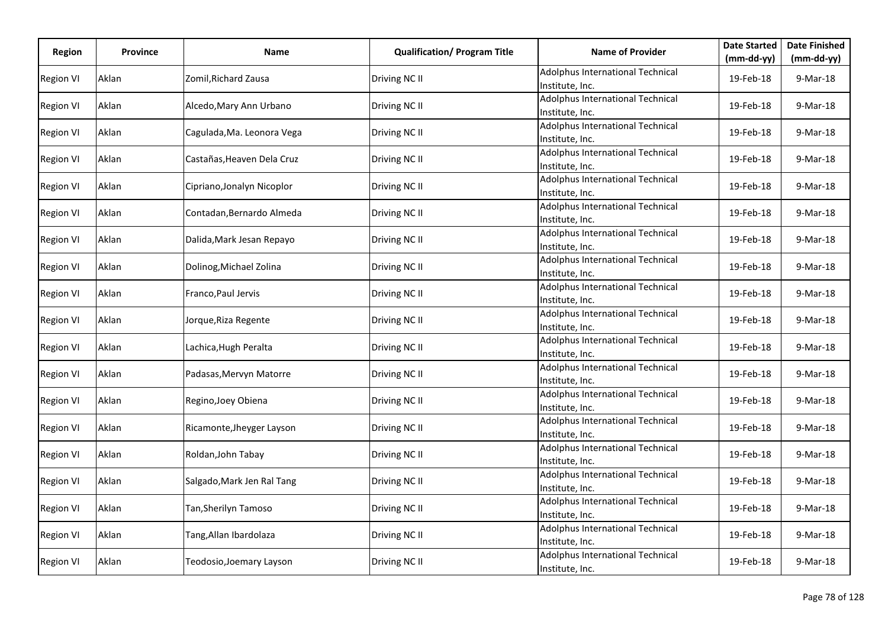| Region | Province | Name | Qualification/ Program Title | Name of Provider | Date Started (mm-dd-yy) | Date Finished (mm-dd-yy) |
|---|---|---|---|---|---|---|
| Region VI | Aklan | Zomil,Richard Zausa | Driving NC II | Adolphus International Technical Institute, Inc. | 19-Feb-18 | 9-Mar-18 |
| Region VI | Aklan | Alcedo,Mary Ann Urbano | Driving NC II | Adolphus International Technical Institute, Inc. | 19-Feb-18 | 9-Mar-18 |
| Region VI | Aklan | Cagulada,Ma. Leonora Vega | Driving NC II | Adolphus International Technical Institute, Inc. | 19-Feb-18 | 9-Mar-18 |
| Region VI | Aklan | Castañas,Heaven Dela Cruz | Driving NC II | Adolphus International Technical Institute, Inc. | 19-Feb-18 | 9-Mar-18 |
| Region VI | Aklan | Cipriano,Jonalyn Nicoplor | Driving NC II | Adolphus International Technical Institute, Inc. | 19-Feb-18 | 9-Mar-18 |
| Region VI | Aklan | Contadan,Bernardo Almeda | Driving NC II | Adolphus International Technical Institute, Inc. | 19-Feb-18 | 9-Mar-18 |
| Region VI | Aklan | Dalida,Mark Jesan Repayo | Driving NC II | Adolphus International Technical Institute, Inc. | 19-Feb-18 | 9-Mar-18 |
| Region VI | Aklan | Dolinog,Michael Zolina | Driving NC II | Adolphus International Technical Institute, Inc. | 19-Feb-18 | 9-Mar-18 |
| Region VI | Aklan | Franco,Paul Jervis | Driving NC II | Adolphus International Technical Institute, Inc. | 19-Feb-18 | 9-Mar-18 |
| Region VI | Aklan | Jorque,Riza Regente | Driving NC II | Adolphus International Technical Institute, Inc. | 19-Feb-18 | 9-Mar-18 |
| Region VI | Aklan | Lachica,Hugh Peralta | Driving NC II | Adolphus International Technical Institute, Inc. | 19-Feb-18 | 9-Mar-18 |
| Region VI | Aklan | Padasas,Mervyn Matorre | Driving NC II | Adolphus International Technical Institute, Inc. | 19-Feb-18 | 9-Mar-18 |
| Region VI | Aklan | Regino,Joey Obiena | Driving NC II | Adolphus International Technical Institute, Inc. | 19-Feb-18 | 9-Mar-18 |
| Region VI | Aklan | Ricamonte,Jheyger Layson | Driving NC II | Adolphus International Technical Institute, Inc. | 19-Feb-18 | 9-Mar-18 |
| Region VI | Aklan | Roldan,John Tabay | Driving NC II | Adolphus International Technical Institute, Inc. | 19-Feb-18 | 9-Mar-18 |
| Region VI | Aklan | Salgado,Mark Jen Ral Tang | Driving NC II | Adolphus International Technical Institute, Inc. | 19-Feb-18 | 9-Mar-18 |
| Region VI | Aklan | Tan,Sherilyn Tamoso | Driving NC II | Adolphus International Technical Institute, Inc. | 19-Feb-18 | 9-Mar-18 |
| Region VI | Aklan | Tang,Allan Ibardolaza | Driving NC II | Adolphus International Technical Institute, Inc. | 19-Feb-18 | 9-Mar-18 |
| Region VI | Aklan | Teodosio,Joemary Layson | Driving NC II | Adolphus International Technical Institute, Inc. | 19-Feb-18 | 9-Mar-18 |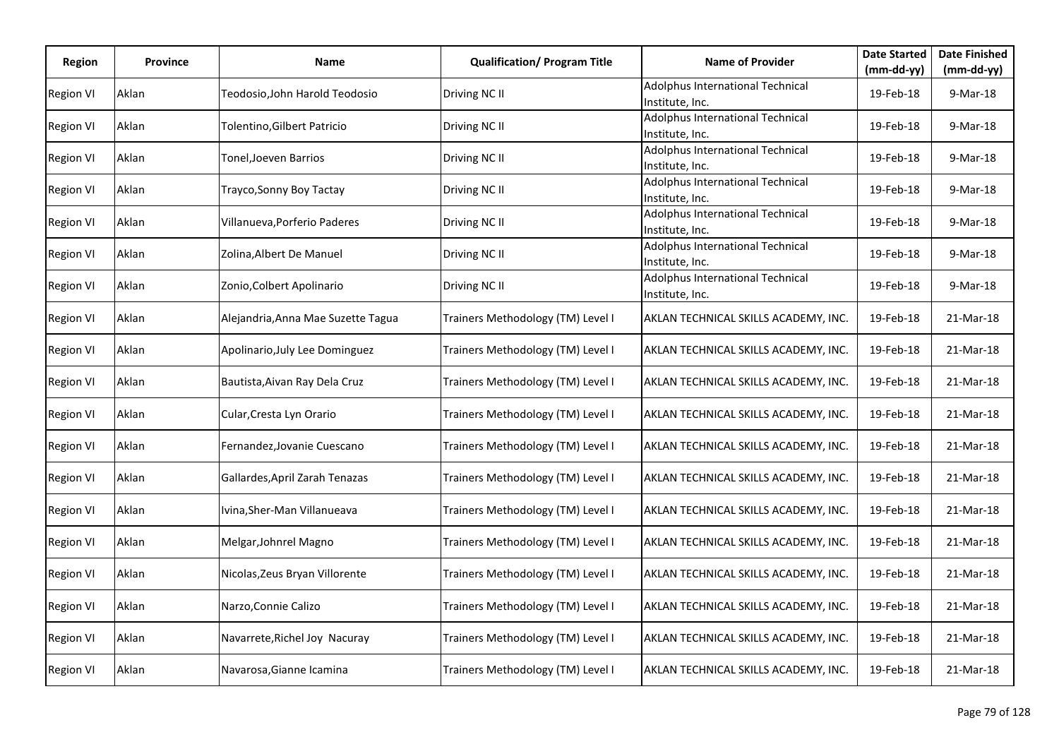| Region | Province | Name | Qualification/ Program Title | Name of Provider | Date Started (mm-dd-yy) | Date Finished (mm-dd-yy) |
|---|---|---|---|---|---|---|
| Region VI | Aklan | Teodosio,John Harold Teodosio | Driving NC II | Adolphus International Technical Institute, Inc. | 19-Feb-18 | 9-Mar-18 |
| Region VI | Aklan | Tolentino,Gilbert Patricio | Driving NC II | Adolphus International Technical Institute, Inc. | 19-Feb-18 | 9-Mar-18 |
| Region VI | Aklan | Tonel,Joeven Barrios | Driving NC II | Adolphus International Technical Institute, Inc. | 19-Feb-18 | 9-Mar-18 |
| Region VI | Aklan | Trayco,Sonny Boy Tactay | Driving NC II | Adolphus International Technical Institute, Inc. | 19-Feb-18 | 9-Mar-18 |
| Region VI | Aklan | Villanueva,Porferio Paderes | Driving NC II | Adolphus International Technical Institute, Inc. | 19-Feb-18 | 9-Mar-18 |
| Region VI | Aklan | Zolina,Albert De Manuel | Driving NC II | Adolphus International Technical Institute, Inc. | 19-Feb-18 | 9-Mar-18 |
| Region VI | Aklan | Zonio,Colbert Apolinario | Driving NC II | Adolphus International Technical Institute, Inc. | 19-Feb-18 | 9-Mar-18 |
| Region VI | Aklan | Alejandria,Anna Mae Suzette Tagua | Trainers Methodology (TM) Level I | AKLAN TECHNICAL SKILLS ACADEMY, INC. | 19-Feb-18 | 21-Mar-18 |
| Region VI | Aklan | Apolinario,July Lee Dominguez | Trainers Methodology (TM) Level I | AKLAN TECHNICAL SKILLS ACADEMY, INC. | 19-Feb-18 | 21-Mar-18 |
| Region VI | Aklan | Bautista,Aivan Ray Dela Cruz | Trainers Methodology (TM) Level I | AKLAN TECHNICAL SKILLS ACADEMY, INC. | 19-Feb-18 | 21-Mar-18 |
| Region VI | Aklan | Cular,Cresta Lyn Orario | Trainers Methodology (TM) Level I | AKLAN TECHNICAL SKILLS ACADEMY, INC. | 19-Feb-18 | 21-Mar-18 |
| Region VI | Aklan | Fernandez,Jovanie Cuescano | Trainers Methodology (TM) Level I | AKLAN TECHNICAL SKILLS ACADEMY, INC. | 19-Feb-18 | 21-Mar-18 |
| Region VI | Aklan | Gallardes,April Zarah Tenazas | Trainers Methodology (TM) Level I | AKLAN TECHNICAL SKILLS ACADEMY, INC. | 19-Feb-18 | 21-Mar-18 |
| Region VI | Aklan | Ivina,Sher-Man Villanueava | Trainers Methodology (TM) Level I | AKLAN TECHNICAL SKILLS ACADEMY, INC. | 19-Feb-18 | 21-Mar-18 |
| Region VI | Aklan | Melgar,Johnrel Magno | Trainers Methodology (TM) Level I | AKLAN TECHNICAL SKILLS ACADEMY, INC. | 19-Feb-18 | 21-Mar-18 |
| Region VI | Aklan | Nicolas,Zeus Bryan Villorente | Trainers Methodology (TM) Level I | AKLAN TECHNICAL SKILLS ACADEMY, INC. | 19-Feb-18 | 21-Mar-18 |
| Region VI | Aklan | Narzo,Connie Calizo | Trainers Methodology (TM) Level I | AKLAN TECHNICAL SKILLS ACADEMY, INC. | 19-Feb-18 | 21-Mar-18 |
| Region VI | Aklan | Navarrete,Richel Joy Nacuray | Trainers Methodology (TM) Level I | AKLAN TECHNICAL SKILLS ACADEMY, INC. | 19-Feb-18 | 21-Mar-18 |
| Region VI | Aklan | Navarosa,Gianne Icamina | Trainers Methodology (TM) Level I | AKLAN TECHNICAL SKILLS ACADEMY, INC. | 19-Feb-18 | 21-Mar-18 |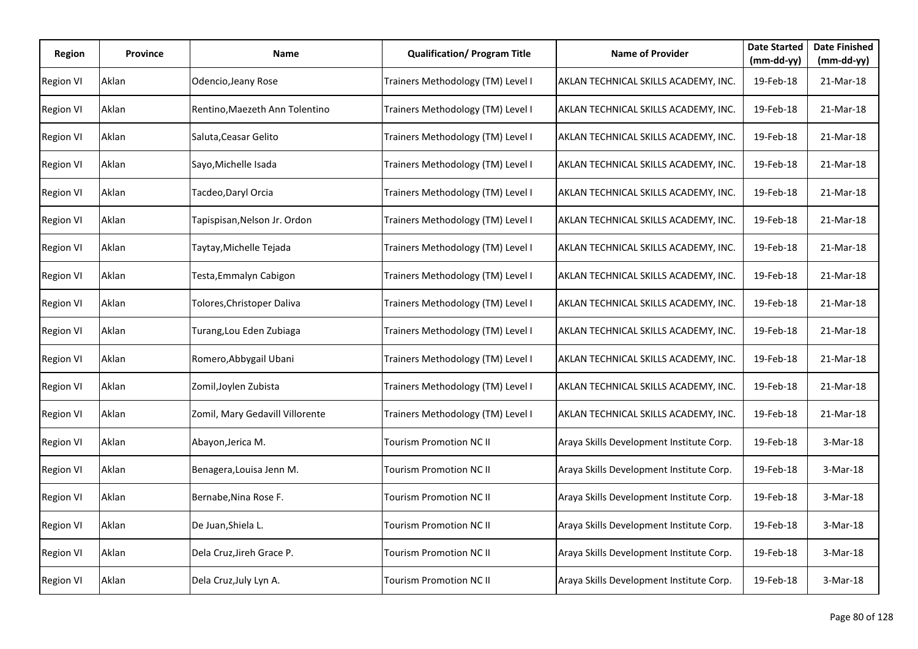| Region | Province | Name | Qualification/ Program Title | Name of Provider | Date Started (mm-dd-yy) | Date Finished (mm-dd-yy) |
|---|---|---|---|---|---|---|
| Region VI | Aklan | Odencio,Jeany Rose | Trainers Methodology (TM) Level I | AKLAN TECHNICAL SKILLS ACADEMY, INC. | 19-Feb-18 | 21-Mar-18 |
| Region VI | Aklan | Rentino,Maezeth Ann Tolentino | Trainers Methodology (TM) Level I | AKLAN TECHNICAL SKILLS ACADEMY, INC. | 19-Feb-18 | 21-Mar-18 |
| Region VI | Aklan | Saluta,Ceasar Gelito | Trainers Methodology (TM) Level I | AKLAN TECHNICAL SKILLS ACADEMY, INC. | 19-Feb-18 | 21-Mar-18 |
| Region VI | Aklan | Sayo,Michelle Isada | Trainers Methodology (TM) Level I | AKLAN TECHNICAL SKILLS ACADEMY, INC. | 19-Feb-18 | 21-Mar-18 |
| Region VI | Aklan | Tacdeo,Daryl Orcia | Trainers Methodology (TM) Level I | AKLAN TECHNICAL SKILLS ACADEMY, INC. | 19-Feb-18 | 21-Mar-18 |
| Region VI | Aklan | Tapispisan,Nelson Jr. Ordon | Trainers Methodology (TM) Level I | AKLAN TECHNICAL SKILLS ACADEMY, INC. | 19-Feb-18 | 21-Mar-18 |
| Region VI | Aklan | Taytay,Michelle Tejada | Trainers Methodology (TM) Level I | AKLAN TECHNICAL SKILLS ACADEMY, INC. | 19-Feb-18 | 21-Mar-18 |
| Region VI | Aklan | Testa,Emmalyn Cabigon | Trainers Methodology (TM) Level I | AKLAN TECHNICAL SKILLS ACADEMY, INC. | 19-Feb-18 | 21-Mar-18 |
| Region VI | Aklan | Tolores,Christoper Daliva | Trainers Methodology (TM) Level I | AKLAN TECHNICAL SKILLS ACADEMY, INC. | 19-Feb-18 | 21-Mar-18 |
| Region VI | Aklan | Turang,Lou Eden Zubiaga | Trainers Methodology (TM) Level I | AKLAN TECHNICAL SKILLS ACADEMY, INC. | 19-Feb-18 | 21-Mar-18 |
| Region VI | Aklan | Romero,Abbygail Ubani | Trainers Methodology (TM) Level I | AKLAN TECHNICAL SKILLS ACADEMY, INC. | 19-Feb-18 | 21-Mar-18 |
| Region VI | Aklan | Zomil,Joylen Zubista | Trainers Methodology (TM) Level I | AKLAN TECHNICAL SKILLS ACADEMY, INC. | 19-Feb-18 | 21-Mar-18 |
| Region VI | Aklan | Zomil, Mary Gedavill Villorente | Trainers Methodology (TM) Level I | AKLAN TECHNICAL SKILLS ACADEMY, INC. | 19-Feb-18 | 21-Mar-18 |
| Region VI | Aklan | Abayon,Jerica M. | Tourism Promotion NC II | Araya Skills Development Institute Corp. | 19-Feb-18 | 3-Mar-18 |
| Region VI | Aklan | Benagera,Louisa Jenn M. | Tourism Promotion NC II | Araya Skills Development Institute Corp. | 19-Feb-18 | 3-Mar-18 |
| Region VI | Aklan | Bernabe,Nina Rose F. | Tourism Promotion NC II | Araya Skills Development Institute Corp. | 19-Feb-18 | 3-Mar-18 |
| Region VI | Aklan | De Juan,Shiela L. | Tourism Promotion NC II | Araya Skills Development Institute Corp. | 19-Feb-18 | 3-Mar-18 |
| Region VI | Aklan | Dela Cruz,Jireh Grace P. | Tourism Promotion NC II | Araya Skills Development Institute Corp. | 19-Feb-18 | 3-Mar-18 |
| Region VI | Aklan | Dela Cruz,July Lyn A. | Tourism Promotion NC II | Araya Skills Development Institute Corp. | 19-Feb-18 | 3-Mar-18 |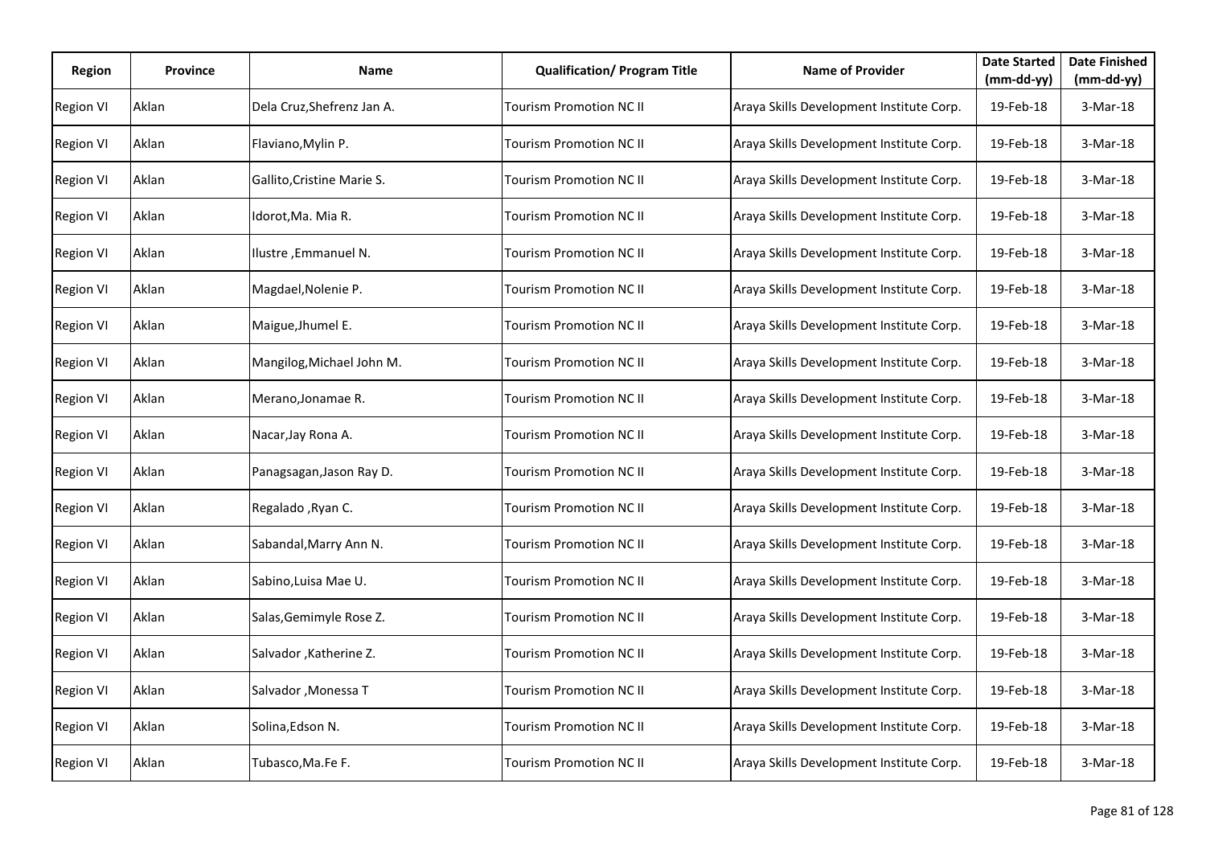| Region | Province | Name | Qualification/ Program Title | Name of Provider | Date Started (mm-dd-yy) | Date Finished (mm-dd-yy) |
|---|---|---|---|---|---|---|
| Region VI | Aklan | Dela Cruz,Shefrenz Jan A. | Tourism Promotion NC II | Araya Skills Development Institute Corp. | 19-Feb-18 | 3-Mar-18 |
| Region VI | Aklan | Flaviano,Mylin P. | Tourism Promotion NC II | Araya Skills Development Institute Corp. | 19-Feb-18 | 3-Mar-18 |
| Region VI | Aklan | Gallito,Cristine Marie S. | Tourism Promotion NC II | Araya Skills Development Institute Corp. | 19-Feb-18 | 3-Mar-18 |
| Region VI | Aklan | Idorot,Ma. Mia R. | Tourism Promotion NC II | Araya Skills Development Institute Corp. | 19-Feb-18 | 3-Mar-18 |
| Region VI | Aklan | Ilustre ,Emmanuel N. | Tourism Promotion NC II | Araya Skills Development Institute Corp. | 19-Feb-18 | 3-Mar-18 |
| Region VI | Aklan | Magdael,Nolenie P. | Tourism Promotion NC II | Araya Skills Development Institute Corp. | 19-Feb-18 | 3-Mar-18 |
| Region VI | Aklan | Maigue,Jhumel E. | Tourism Promotion NC II | Araya Skills Development Institute Corp. | 19-Feb-18 | 3-Mar-18 |
| Region VI | Aklan | Mangilog,Michael John M. | Tourism Promotion NC II | Araya Skills Development Institute Corp. | 19-Feb-18 | 3-Mar-18 |
| Region VI | Aklan | Merano,Jonamae R. | Tourism Promotion NC II | Araya Skills Development Institute Corp. | 19-Feb-18 | 3-Mar-18 |
| Region VI | Aklan | Nacar,Jay Rona A. | Tourism Promotion NC II | Araya Skills Development Institute Corp. | 19-Feb-18 | 3-Mar-18 |
| Region VI | Aklan | Panagsagan,Jason Ray D. | Tourism Promotion NC II | Araya Skills Development Institute Corp. | 19-Feb-18 | 3-Mar-18 |
| Region VI | Aklan | Regalado ,Ryan C. | Tourism Promotion NC II | Araya Skills Development Institute Corp. | 19-Feb-18 | 3-Mar-18 |
| Region VI | Aklan | Sabandal,Marry Ann N. | Tourism Promotion NC II | Araya Skills Development Institute Corp. | 19-Feb-18 | 3-Mar-18 |
| Region VI | Aklan | Sabino,Luisa Mae U. | Tourism Promotion NC II | Araya Skills Development Institute Corp. | 19-Feb-18 | 3-Mar-18 |
| Region VI | Aklan | Salas,Gemimyle Rose Z. | Tourism Promotion NC II | Araya Skills Development Institute Corp. | 19-Feb-18 | 3-Mar-18 |
| Region VI | Aklan | Salvador ,Katherine Z. | Tourism Promotion NC II | Araya Skills Development Institute Corp. | 19-Feb-18 | 3-Mar-18 |
| Region VI | Aklan | Salvador ,Monessa T | Tourism Promotion NC II | Araya Skills Development Institute Corp. | 19-Feb-18 | 3-Mar-18 |
| Region VI | Aklan | Solina,Edson N. | Tourism Promotion NC II | Araya Skills Development Institute Corp. | 19-Feb-18 | 3-Mar-18 |
| Region VI | Aklan | Tubasco,Ma.Fe F. | Tourism Promotion NC II | Araya Skills Development Institute Corp. | 19-Feb-18 | 3-Mar-18 |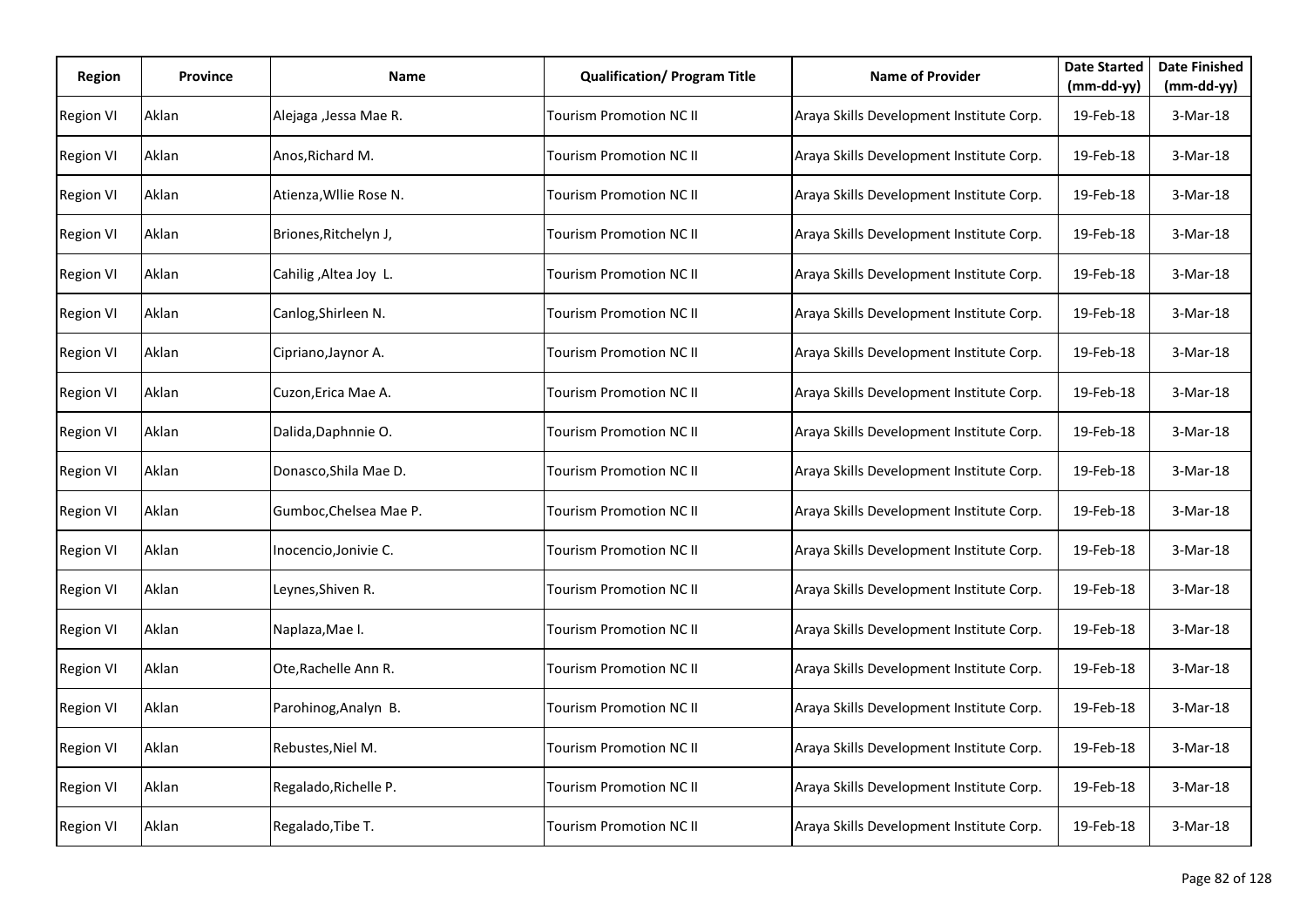| Region | Province | Name | Qualification/ Program Title | Name of Provider | Date Started (mm-dd-yy) | Date Finished (mm-dd-yy) |
|---|---|---|---|---|---|---|
| Region VI | Aklan | Alejaga ,Jessa Mae R. | Tourism Promotion NC II | Araya Skills Development Institute Corp. | 19-Feb-18 | 3-Mar-18 |
| Region VI | Aklan | Anos,Richard M. | Tourism Promotion NC II | Araya Skills Development Institute Corp. | 19-Feb-18 | 3-Mar-18 |
| Region VI | Aklan | Atienza,Wllie Rose N. | Tourism Promotion NC II | Araya Skills Development Institute Corp. | 19-Feb-18 | 3-Mar-18 |
| Region VI | Aklan | Briones,Ritchelyn J, | Tourism Promotion NC II | Araya Skills Development Institute Corp. | 19-Feb-18 | 3-Mar-18 |
| Region VI | Aklan | Cahilig ,Altea Joy L. | Tourism Promotion NC II | Araya Skills Development Institute Corp. | 19-Feb-18 | 3-Mar-18 |
| Region VI | Aklan | Canlog,Shirleen N. | Tourism Promotion NC II | Araya Skills Development Institute Corp. | 19-Feb-18 | 3-Mar-18 |
| Region VI | Aklan | Cipriano,Jaynor A. | Tourism Promotion NC II | Araya Skills Development Institute Corp. | 19-Feb-18 | 3-Mar-18 |
| Region VI | Aklan | Cuzon,Erica Mae A. | Tourism Promotion NC II | Araya Skills Development Institute Corp. | 19-Feb-18 | 3-Mar-18 |
| Region VI | Aklan | Dalida,Daphnnie O. | Tourism Promotion NC II | Araya Skills Development Institute Corp. | 19-Feb-18 | 3-Mar-18 |
| Region VI | Aklan | Donasco,Shila Mae D. | Tourism Promotion NC II | Araya Skills Development Institute Corp. | 19-Feb-18 | 3-Mar-18 |
| Region VI | Aklan | Gumboc,Chelsea Mae P. | Tourism Promotion NC II | Araya Skills Development Institute Corp. | 19-Feb-18 | 3-Mar-18 |
| Region VI | Aklan | Inocencio,Jonivie C. | Tourism Promotion NC II | Araya Skills Development Institute Corp. | 19-Feb-18 | 3-Mar-18 |
| Region VI | Aklan | Leynes,Shiven R. | Tourism Promotion NC II | Araya Skills Development Institute Corp. | 19-Feb-18 | 3-Mar-18 |
| Region VI | Aklan | Naplaza,Mae I. | Tourism Promotion NC II | Araya Skills Development Institute Corp. | 19-Feb-18 | 3-Mar-18 |
| Region VI | Aklan | Ote,Rachelle Ann R. | Tourism Promotion NC II | Araya Skills Development Institute Corp. | 19-Feb-18 | 3-Mar-18 |
| Region VI | Aklan | Parohinog,Analyn B. | Tourism Promotion NC II | Araya Skills Development Institute Corp. | 19-Feb-18 | 3-Mar-18 |
| Region VI | Aklan | Rebustes,Niel M. | Tourism Promotion NC II | Araya Skills Development Institute Corp. | 19-Feb-18 | 3-Mar-18 |
| Region VI | Aklan | Regalado,Richelle P. | Tourism Promotion NC II | Araya Skills Development Institute Corp. | 19-Feb-18 | 3-Mar-18 |
| Region VI | Aklan | Regalado,Tibe T. | Tourism Promotion NC II | Araya Skills Development Institute Corp. | 19-Feb-18 | 3-Mar-18 |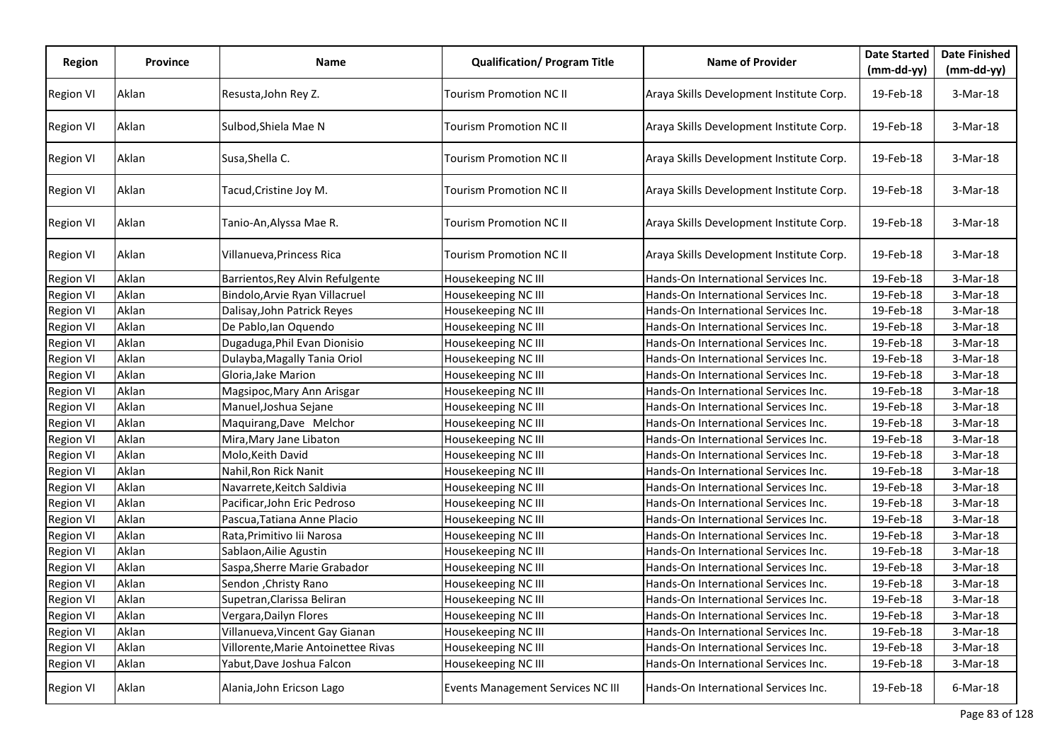| Region | Province | Name | Qualification/ Program Title | Name of Provider | Date Started (mm-dd-yy) | Date Finished (mm-dd-yy) |
|---|---|---|---|---|---|---|
| Region VI | Aklan | Resusta,John Rey Z. | Tourism Promotion NC II | Araya Skills Development Institute Corp. | 19-Feb-18 | 3-Mar-18 |
| Region VI | Aklan | Sulbod,Shiela Mae N | Tourism Promotion NC II | Araya Skills Development Institute Corp. | 19-Feb-18 | 3-Mar-18 |
| Region VI | Aklan | Susa,Shella C. | Tourism Promotion NC II | Araya Skills Development Institute Corp. | 19-Feb-18 | 3-Mar-18 |
| Region VI | Aklan | Tacud,Cristine Joy M. | Tourism Promotion NC II | Araya Skills Development Institute Corp. | 19-Feb-18 | 3-Mar-18 |
| Region VI | Aklan | Tanio-An,Alyssa Mae R. | Tourism Promotion NC II | Araya Skills Development Institute Corp. | 19-Feb-18 | 3-Mar-18 |
| Region VI | Aklan | Villanueva,Princess Rica | Tourism Promotion NC II | Araya Skills Development Institute Corp. | 19-Feb-18 | 3-Mar-18 |
| Region VI | Aklan | Barrientos,Rey Alvin Refulgente | Housekeeping NC III | Hands-On International Services Inc. | 19-Feb-18 | 3-Mar-18 |
| Region VI | Aklan | Bindolo,Arvie Ryan Villacruel | Housekeeping NC III | Hands-On International Services Inc. | 19-Feb-18 | 3-Mar-18 |
| Region VI | Aklan | Dalisay,John Patrick Reyes | Housekeeping NC III | Hands-On International Services Inc. | 19-Feb-18 | 3-Mar-18 |
| Region VI | Aklan | De Pablo,Ian Oquendo | Housekeeping NC III | Hands-On International Services Inc. | 19-Feb-18 | 3-Mar-18 |
| Region VI | Aklan | Dugaduga,Phil Evan Dionisio | Housekeeping NC III | Hands-On International Services Inc. | 19-Feb-18 | 3-Mar-18 |
| Region VI | Aklan | Dulayba,Magally Tania Oriol | Housekeeping NC III | Hands-On International Services Inc. | 19-Feb-18 | 3-Mar-18 |
| Region VI | Aklan | Gloria,Jake Marion | Housekeeping NC III | Hands-On International Services Inc. | 19-Feb-18 | 3-Mar-18 |
| Region VI | Aklan | Magsipoc,Mary Ann Arisgar | Housekeeping NC III | Hands-On International Services Inc. | 19-Feb-18 | 3-Mar-18 |
| Region VI | Aklan | Manuel,Joshua Sejane | Housekeeping NC III | Hands-On International Services Inc. | 19-Feb-18 | 3-Mar-18 |
| Region VI | Aklan | Maquirang,Dave  Melchor | Housekeeping NC III | Hands-On International Services Inc. | 19-Feb-18 | 3-Mar-18 |
| Region VI | Aklan | Mira,Mary Jane Libaton | Housekeeping NC III | Hands-On International Services Inc. | 19-Feb-18 | 3-Mar-18 |
| Region VI | Aklan | Molo,Keith David | Housekeeping NC III | Hands-On International Services Inc. | 19-Feb-18 | 3-Mar-18 |
| Region VI | Aklan | Nahil,Ron Rick Nanit | Housekeeping NC III | Hands-On International Services Inc. | 19-Feb-18 | 3-Mar-18 |
| Region VI | Aklan | Navarrete,Keitch Saldivia | Housekeeping NC III | Hands-On International Services Inc. | 19-Feb-18 | 3-Mar-18 |
| Region VI | Aklan | Pacificar,John Eric Pedroso | Housekeeping NC III | Hands-On International Services Inc. | 19-Feb-18 | 3-Mar-18 |
| Region VI | Aklan | Pascua,Tatiana Anne Placio | Housekeeping NC III | Hands-On International Services Inc. | 19-Feb-18 | 3-Mar-18 |
| Region VI | Aklan | Rata,Primitivo Iii Narosa | Housekeeping NC III | Hands-On International Services Inc. | 19-Feb-18 | 3-Mar-18 |
| Region VI | Aklan | Sablaon,Ailie Agustin | Housekeeping NC III | Hands-On International Services Inc. | 19-Feb-18 | 3-Mar-18 |
| Region VI | Aklan | Saspa,Sherre Marie Grabador | Housekeeping NC III | Hands-On International Services Inc. | 19-Feb-18 | 3-Mar-18 |
| Region VI | Aklan | Sendon ,Christy Rano | Housekeeping NC III | Hands-On International Services Inc. | 19-Feb-18 | 3-Mar-18 |
| Region VI | Aklan | Supetran,Clarissa Beliran | Housekeeping NC III | Hands-On International Services Inc. | 19-Feb-18 | 3-Mar-18 |
| Region VI | Aklan | Vergara,Dailyn Flores | Housekeeping NC III | Hands-On International Services Inc. | 19-Feb-18 | 3-Mar-18 |
| Region VI | Aklan | Villanueva,Vincent Gay Gianan | Housekeeping NC III | Hands-On International Services Inc. | 19-Feb-18 | 3-Mar-18 |
| Region VI | Aklan | Villorente,Marie Antoinettee Rivas | Housekeeping NC III | Hands-On International Services Inc. | 19-Feb-18 | 3-Mar-18 |
| Region VI | Aklan | Yabut,Dave Joshua Falcon | Housekeeping NC III | Hands-On International Services Inc. | 19-Feb-18 | 3-Mar-18 |
| Region VI | Aklan | Alania,John Ericson Lago | Events Management Services NC III | Hands-On International Services Inc. | 19-Feb-18 | 6-Mar-18 |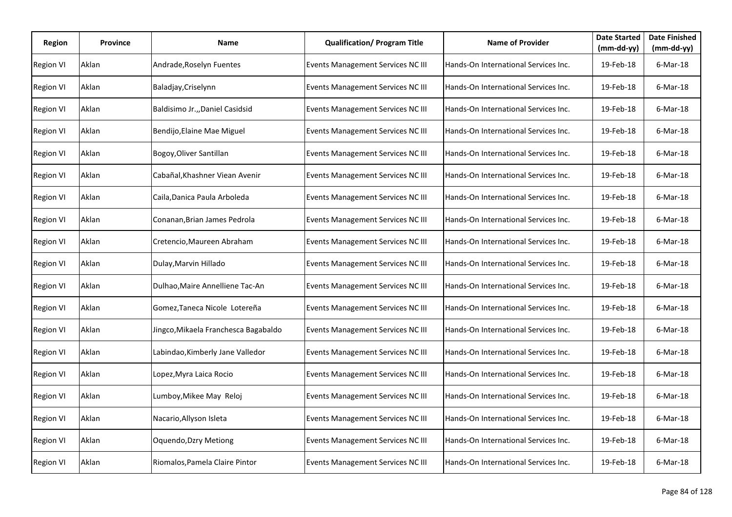| Region | Province | Name | Qualification/ Program Title | Name of Provider | Date Started (mm-dd-yy) | Date Finished (mm-dd-yy) |
|---|---|---|---|---|---|---|
| Region VI | Aklan | Andrade,Roselyn Fuentes | Events Management Services NC III | Hands-On International Services Inc. | 19-Feb-18 | 6-Mar-18 |
| Region VI | Aklan | Baladjay,Criselynn | Events Management Services NC III | Hands-On International Services Inc. | 19-Feb-18 | 6-Mar-18 |
| Region VI | Aklan | Baldisimo Jr.,,Daniel Casidsid | Events Management Services NC III | Hands-On International Services Inc. | 19-Feb-18 | 6-Mar-18 |
| Region VI | Aklan | Bendijo,Elaine Mae Miguel | Events Management Services NC III | Hands-On International Services Inc. | 19-Feb-18 | 6-Mar-18 |
| Region VI | Aklan | Bogoy,Oliver Santillan | Events Management Services NC III | Hands-On International Services Inc. | 19-Feb-18 | 6-Mar-18 |
| Region VI | Aklan | Cabañal,Khashner Viean Avenir | Events Management Services NC III | Hands-On International Services Inc. | 19-Feb-18 | 6-Mar-18 |
| Region VI | Aklan | Caila,Danica Paula Arboleda | Events Management Services NC III | Hands-On International Services Inc. | 19-Feb-18 | 6-Mar-18 |
| Region VI | Aklan | Conanan,Brian James Pedrola | Events Management Services NC III | Hands-On International Services Inc. | 19-Feb-18 | 6-Mar-18 |
| Region VI | Aklan | Cretencio,Maureen Abraham | Events Management Services NC III | Hands-On International Services Inc. | 19-Feb-18 | 6-Mar-18 |
| Region VI | Aklan | Dulay,Marvin Hillado | Events Management Services NC III | Hands-On International Services Inc. | 19-Feb-18 | 6-Mar-18 |
| Region VI | Aklan | Dulhao,Maire Annelliene Tac-An | Events Management Services NC III | Hands-On International Services Inc. | 19-Feb-18 | 6-Mar-18 |
| Region VI | Aklan | Gomez,Taneca Nicole Lotereña | Events Management Services NC III | Hands-On International Services Inc. | 19-Feb-18 | 6-Mar-18 |
| Region VI | Aklan | Jingco,Mikaela Franchesca Bagabaldo | Events Management Services NC III | Hands-On International Services Inc. | 19-Feb-18 | 6-Mar-18 |
| Region VI | Aklan | Labindao,Kimberly Jane Valledor | Events Management Services NC III | Hands-On International Services Inc. | 19-Feb-18 | 6-Mar-18 |
| Region VI | Aklan | Lopez,Myra Laica Rocio | Events Management Services NC III | Hands-On International Services Inc. | 19-Feb-18 | 6-Mar-18 |
| Region VI | Aklan | Lumboy,Mikee May Reloj | Events Management Services NC III | Hands-On International Services Inc. | 19-Feb-18 | 6-Mar-18 |
| Region VI | Aklan | Nacario,Allyson Isleta | Events Management Services NC III | Hands-On International Services Inc. | 19-Feb-18 | 6-Mar-18 |
| Region VI | Aklan | Oquendo,Dzry Metiong | Events Management Services NC III | Hands-On International Services Inc. | 19-Feb-18 | 6-Mar-18 |
| Region VI | Aklan | Riomalos,Pamela Claire Pintor | Events Management Services NC III | Hands-On International Services Inc. | 19-Feb-18 | 6-Mar-18 |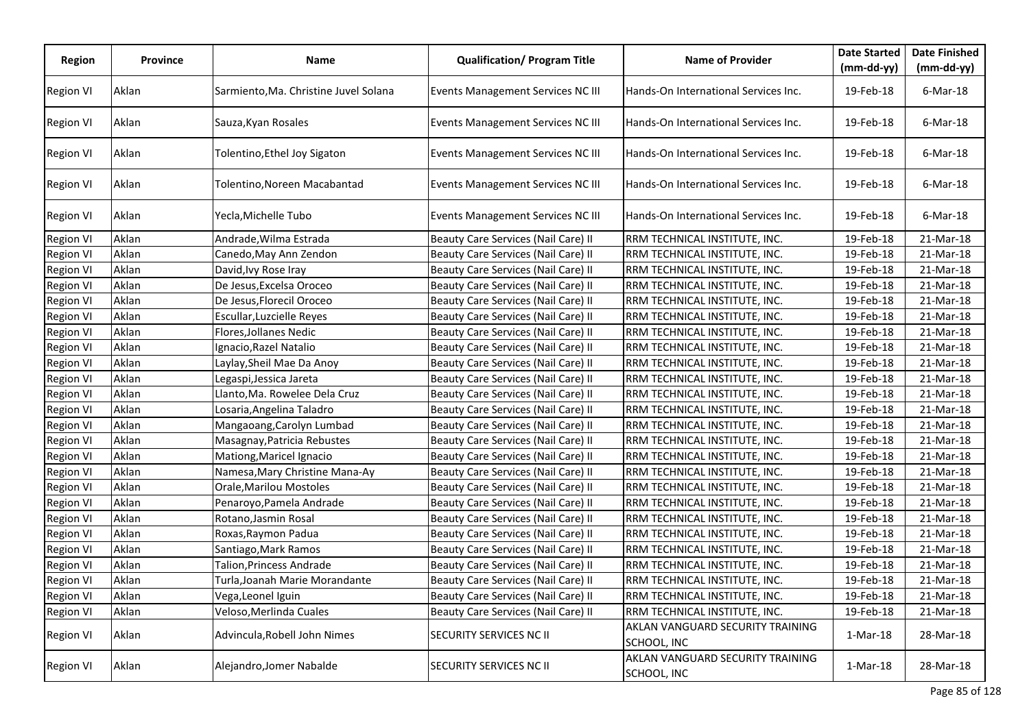| Region | Province | Name | Qualification/ Program Title | Name of Provider | Date Started (mm-dd-yy) | Date Finished (mm-dd-yy) |
|---|---|---|---|---|---|---|
| Region VI | Aklan | Sarmiento,Ma. Christine Juvel Solana | Events Management Services NC III | Hands-On International Services Inc. | 19-Feb-18 | 6-Mar-18 |
| Region VI | Aklan | Sauza,Kyan Rosales | Events Management Services NC III | Hands-On International Services Inc. | 19-Feb-18 | 6-Mar-18 |
| Region VI | Aklan | Tolentino,Ethel Joy Sigaton | Events Management Services NC III | Hands-On International Services Inc. | 19-Feb-18 | 6-Mar-18 |
| Region VI | Aklan | Tolentino,Noreen Macabantad | Events Management Services NC III | Hands-On International Services Inc. | 19-Feb-18 | 6-Mar-18 |
| Region VI | Aklan | Yecla,Michelle Tubo | Events Management Services NC III | Hands-On International Services Inc. | 19-Feb-18 | 6-Mar-18 |
| Region VI | Aklan | Andrade,Wilma Estrada | Beauty Care Services (Nail Care) II | RRM TECHNICAL INSTITUTE, INC. | 19-Feb-18 | 21-Mar-18 |
| Region VI | Aklan | Canedo,May Ann Zendon | Beauty Care Services (Nail Care) II | RRM TECHNICAL INSTITUTE, INC. | 19-Feb-18 | 21-Mar-18 |
| Region VI | Aklan | David,Ivy Rose Iray | Beauty Care Services (Nail Care) II | RRM TECHNICAL INSTITUTE, INC. | 19-Feb-18 | 21-Mar-18 |
| Region VI | Aklan | De Jesus,Excelsa Oroceo | Beauty Care Services (Nail Care) II | RRM TECHNICAL INSTITUTE, INC. | 19-Feb-18 | 21-Mar-18 |
| Region VI | Aklan | De Jesus,Florecil Oroceo | Beauty Care Services (Nail Care) II | RRM TECHNICAL INSTITUTE, INC. | 19-Feb-18 | 21-Mar-18 |
| Region VI | Aklan | Escullar,Luzcielle Reyes | Beauty Care Services (Nail Care) II | RRM TECHNICAL INSTITUTE, INC. | 19-Feb-18 | 21-Mar-18 |
| Region VI | Aklan | Flores,Jollanes Nedic | Beauty Care Services (Nail Care) II | RRM TECHNICAL INSTITUTE, INC. | 19-Feb-18 | 21-Mar-18 |
| Region VI | Aklan | Ignacio,Razel Natalio | Beauty Care Services (Nail Care) II | RRM TECHNICAL INSTITUTE, INC. | 19-Feb-18 | 21-Mar-18 |
| Region VI | Aklan | Laylay,Sheil Mae Da Anoy | Beauty Care Services (Nail Care) II | RRM TECHNICAL INSTITUTE, INC. | 19-Feb-18 | 21-Mar-18 |
| Region VI | Aklan | Legaspi,Jessica Jareta | Beauty Care Services (Nail Care) II | RRM TECHNICAL INSTITUTE, INC. | 19-Feb-18 | 21-Mar-18 |
| Region VI | Aklan | Llanto,Ma. Rowelee Dela Cruz | Beauty Care Services (Nail Care) II | RRM TECHNICAL INSTITUTE, INC. | 19-Feb-18 | 21-Mar-18 |
| Region VI | Aklan | Losaria,Angelina Taladro | Beauty Care Services (Nail Care) II | RRM TECHNICAL INSTITUTE, INC. | 19-Feb-18 | 21-Mar-18 |
| Region VI | Aklan | Mangaoang,Carolyn Lumbad | Beauty Care Services (Nail Care) II | RRM TECHNICAL INSTITUTE, INC. | 19-Feb-18 | 21-Mar-18 |
| Region VI | Aklan | Masagnay,Patricia Rebustes | Beauty Care Services (Nail Care) II | RRM TECHNICAL INSTITUTE, INC. | 19-Feb-18 | 21-Mar-18 |
| Region VI | Aklan | Mationg,Maricel Ignacio | Beauty Care Services (Nail Care) II | RRM TECHNICAL INSTITUTE, INC. | 19-Feb-18 | 21-Mar-18 |
| Region VI | Aklan | Namesa,Mary Christine Mana-Ay | Beauty Care Services (Nail Care) II | RRM TECHNICAL INSTITUTE, INC. | 19-Feb-18 | 21-Mar-18 |
| Region VI | Aklan | Orale,Marilou Mostoles | Beauty Care Services (Nail Care) II | RRM TECHNICAL INSTITUTE, INC. | 19-Feb-18 | 21-Mar-18 |
| Region VI | Aklan | Penaroyo,Pamela Andrade | Beauty Care Services (Nail Care) II | RRM TECHNICAL INSTITUTE, INC. | 19-Feb-18 | 21-Mar-18 |
| Region VI | Aklan | Rotano,Jasmin Rosal | Beauty Care Services (Nail Care) II | RRM TECHNICAL INSTITUTE, INC. | 19-Feb-18 | 21-Mar-18 |
| Region VI | Aklan | Roxas,Raymon Padua | Beauty Care Services (Nail Care) II | RRM TECHNICAL INSTITUTE, INC. | 19-Feb-18 | 21-Mar-18 |
| Region VI | Aklan | Santiago,Mark Ramos | Beauty Care Services (Nail Care) II | RRM TECHNICAL INSTITUTE, INC. | 19-Feb-18 | 21-Mar-18 |
| Region VI | Aklan | Talion,Princess Andrade | Beauty Care Services (Nail Care) II | RRM TECHNICAL INSTITUTE, INC. | 19-Feb-18 | 21-Mar-18 |
| Region VI | Aklan | Turla,Joanah Marie Morandante | Beauty Care Services (Nail Care) II | RRM TECHNICAL INSTITUTE, INC. | 19-Feb-18 | 21-Mar-18 |
| Region VI | Aklan | Vega,Leonel Iguin | Beauty Care Services (Nail Care) II | RRM TECHNICAL INSTITUTE, INC. | 19-Feb-18 | 21-Mar-18 |
| Region VI | Aklan | Veloso,Merlinda Cuales | Beauty Care Services (Nail Care) II | RRM TECHNICAL INSTITUTE, INC. | 19-Feb-18 | 21-Mar-18 |
| Region VI | Aklan | Advincula,Robell John Nimes | SECURITY SERVICES NC II | AKLAN VANGUARD SECURITY TRAINING SCHOOL, INC | 1-Mar-18 | 28-Mar-18 |
| Region VI | Aklan | Alejandro,Jomer Nabalde | SECURITY SERVICES NC II | AKLAN VANGUARD SECURITY TRAINING SCHOOL, INC | 1-Mar-18 | 28-Mar-18 |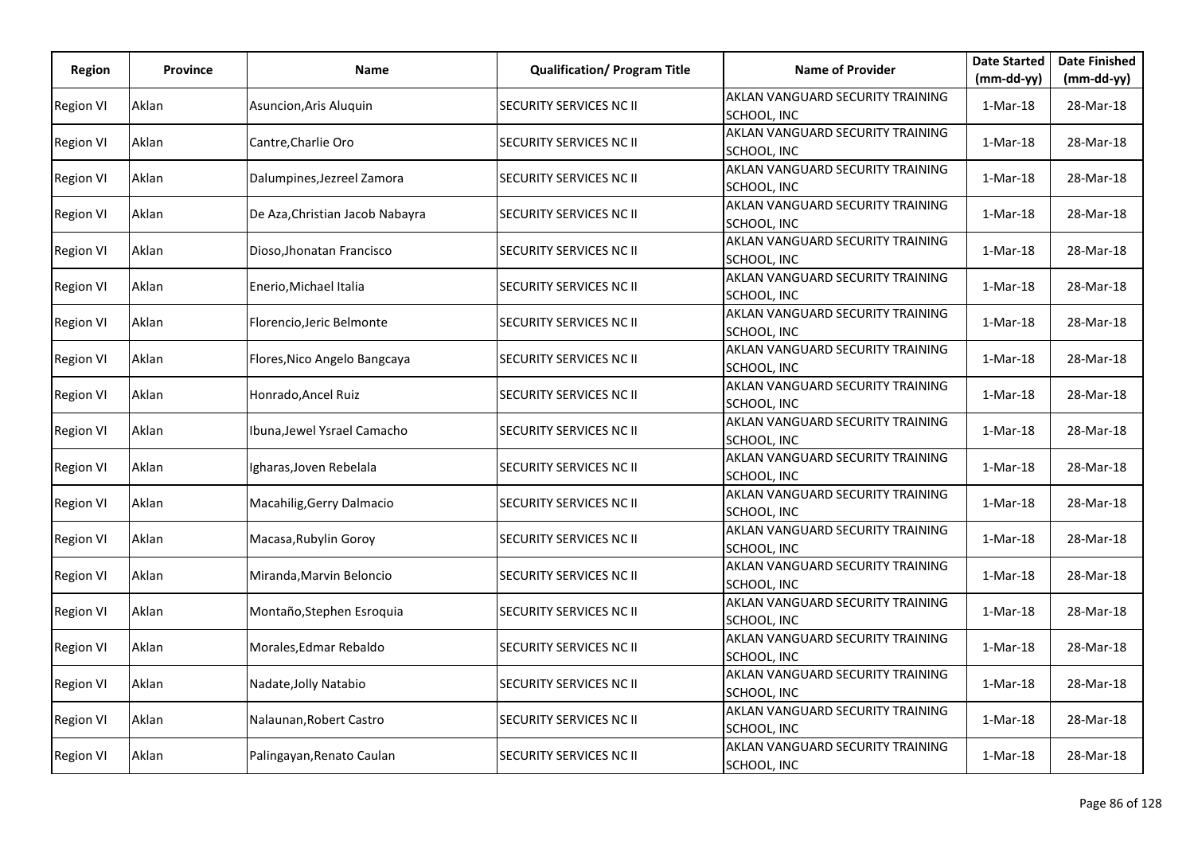| Region | Province | Name | Qualification/ Program Title | Name of Provider | Date Started (mm-dd-yy) | Date Finished (mm-dd-yy) |
|---|---|---|---|---|---|---|
| Region VI | Aklan | Asuncion,Aris Aluquin | SECURITY SERVICES NC II | AKLAN VANGUARD SECURITY TRAINING SCHOOL, INC | 1-Mar-18 | 28-Mar-18 |
| Region VI | Aklan | Cantre,Charlie Oro | SECURITY SERVICES NC II | AKLAN VANGUARD SECURITY TRAINING SCHOOL, INC | 1-Mar-18 | 28-Mar-18 |
| Region VI | Aklan | Dalumpines,Jezreel Zamora | SECURITY SERVICES NC II | AKLAN VANGUARD SECURITY TRAINING SCHOOL, INC | 1-Mar-18 | 28-Mar-18 |
| Region VI | Aklan | De Aza,Christian Jacob Nabayra | SECURITY SERVICES NC II | AKLAN VANGUARD SECURITY TRAINING SCHOOL, INC | 1-Mar-18 | 28-Mar-18 |
| Region VI | Aklan | Dioso,Jhonatan Francisco | SECURITY SERVICES NC II | AKLAN VANGUARD SECURITY TRAINING SCHOOL, INC | 1-Mar-18 | 28-Mar-18 |
| Region VI | Aklan | Enerio,Michael Italia | SECURITY SERVICES NC II | AKLAN VANGUARD SECURITY TRAINING SCHOOL, INC | 1-Mar-18 | 28-Mar-18 |
| Region VI | Aklan | Florencio,Jeric Belmonte | SECURITY SERVICES NC II | AKLAN VANGUARD SECURITY TRAINING SCHOOL, INC | 1-Mar-18 | 28-Mar-18 |
| Region VI | Aklan | Flores,Nico Angelo Bangcaya | SECURITY SERVICES NC II | AKLAN VANGUARD SECURITY TRAINING SCHOOL, INC | 1-Mar-18 | 28-Mar-18 |
| Region VI | Aklan | Honrado,Ancel Ruiz | SECURITY SERVICES NC II | AKLAN VANGUARD SECURITY TRAINING SCHOOL, INC | 1-Mar-18 | 28-Mar-18 |
| Region VI | Aklan | Ibuna,Jewel Ysrael Camacho | SECURITY SERVICES NC II | AKLAN VANGUARD SECURITY TRAINING SCHOOL, INC | 1-Mar-18 | 28-Mar-18 |
| Region VI | Aklan | Igharas,Joven Rebelala | SECURITY SERVICES NC II | AKLAN VANGUARD SECURITY TRAINING SCHOOL, INC | 1-Mar-18 | 28-Mar-18 |
| Region VI | Aklan | Macahilig,Gerry Dalmacio | SECURITY SERVICES NC II | AKLAN VANGUARD SECURITY TRAINING SCHOOL, INC | 1-Mar-18 | 28-Mar-18 |
| Region VI | Aklan | Macasa,Rubylin Goroy | SECURITY SERVICES NC II | AKLAN VANGUARD SECURITY TRAINING SCHOOL, INC | 1-Mar-18 | 28-Mar-18 |
| Region VI | Aklan | Miranda,Marvin Beloncio | SECURITY SERVICES NC II | AKLAN VANGUARD SECURITY TRAINING SCHOOL, INC | 1-Mar-18 | 28-Mar-18 |
| Region VI | Aklan | Montaño,Stephen Esroquia | SECURITY SERVICES NC II | AKLAN VANGUARD SECURITY TRAINING SCHOOL, INC | 1-Mar-18 | 28-Mar-18 |
| Region VI | Aklan | Morales,Edmar Rebaldo | SECURITY SERVICES NC II | AKLAN VANGUARD SECURITY TRAINING SCHOOL, INC | 1-Mar-18 | 28-Mar-18 |
| Region VI | Aklan | Nadate,Jolly Natabio | SECURITY SERVICES NC II | AKLAN VANGUARD SECURITY TRAINING SCHOOL, INC | 1-Mar-18 | 28-Mar-18 |
| Region VI | Aklan | Nalaunan,Robert Castro | SECURITY SERVICES NC II | AKLAN VANGUARD SECURITY TRAINING SCHOOL, INC | 1-Mar-18 | 28-Mar-18 |
| Region VI | Aklan | Palingayan,Renato Caulan | SECURITY SERVICES NC II | AKLAN VANGUARD SECURITY TRAINING SCHOOL, INC | 1-Mar-18 | 28-Mar-18 |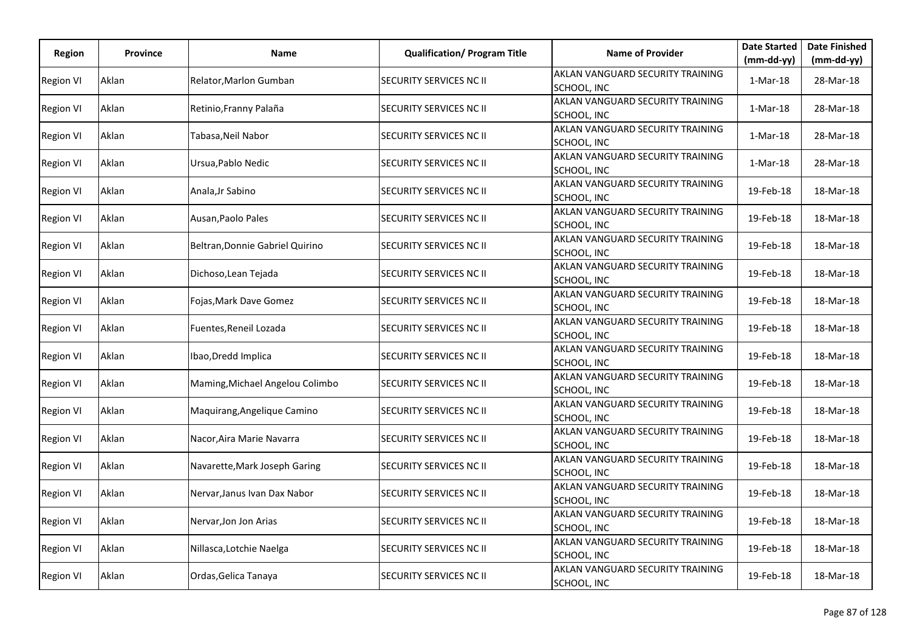| Region | Province | Name | Qualification/ Program Title | Name of Provider | Date Started (mm-dd-yy) | Date Finished (mm-dd-yy) |
|---|---|---|---|---|---|---|
| Region VI | Aklan | Relator,Marlon Gumban | SECURITY SERVICES NC II | AKLAN VANGUARD SECURITY TRAINING SCHOOL, INC | 1-Mar-18 | 28-Mar-18 |
| Region VI | Aklan | Retinio,Franny Palaña | SECURITY SERVICES NC II | AKLAN VANGUARD SECURITY TRAINING SCHOOL, INC | 1-Mar-18 | 28-Mar-18 |
| Region VI | Aklan | Tabasa,Neil Nabor | SECURITY SERVICES NC II | AKLAN VANGUARD SECURITY TRAINING SCHOOL, INC | 1-Mar-18 | 28-Mar-18 |
| Region VI | Aklan | Ursua,Pablo Nedic | SECURITY SERVICES NC II | AKLAN VANGUARD SECURITY TRAINING SCHOOL, INC | 1-Mar-18 | 28-Mar-18 |
| Region VI | Aklan | Anala,Jr Sabino | SECURITY SERVICES NC II | AKLAN VANGUARD SECURITY TRAINING SCHOOL, INC | 19-Feb-18 | 18-Mar-18 |
| Region VI | Aklan | Ausan,Paolo Pales | SECURITY SERVICES NC II | AKLAN VANGUARD SECURITY TRAINING SCHOOL, INC | 19-Feb-18 | 18-Mar-18 |
| Region VI | Aklan | Beltran,Donnie Gabriel Quirino | SECURITY SERVICES NC II | AKLAN VANGUARD SECURITY TRAINING SCHOOL, INC | 19-Feb-18 | 18-Mar-18 |
| Region VI | Aklan | Dichoso,Lean Tejada | SECURITY SERVICES NC II | AKLAN VANGUARD SECURITY TRAINING SCHOOL, INC | 19-Feb-18 | 18-Mar-18 |
| Region VI | Aklan | Fojas,Mark Dave Gomez | SECURITY SERVICES NC II | AKLAN VANGUARD SECURITY TRAINING SCHOOL, INC | 19-Feb-18 | 18-Mar-18 |
| Region VI | Aklan | Fuentes,Reneil Lozada | SECURITY SERVICES NC II | AKLAN VANGUARD SECURITY TRAINING SCHOOL, INC | 19-Feb-18 | 18-Mar-18 |
| Region VI | Aklan | Ibao,Dredd Implica | SECURITY SERVICES NC II | AKLAN VANGUARD SECURITY TRAINING SCHOOL, INC | 19-Feb-18 | 18-Mar-18 |
| Region VI | Aklan | Maming,Michael Angelou Colimbo | SECURITY SERVICES NC II | AKLAN VANGUARD SECURITY TRAINING SCHOOL, INC | 19-Feb-18 | 18-Mar-18 |
| Region VI | Aklan | Maquirang,Angelique Camino | SECURITY SERVICES NC II | AKLAN VANGUARD SECURITY TRAINING SCHOOL, INC | 19-Feb-18 | 18-Mar-18 |
| Region VI | Aklan | Nacor,Aira Marie Navarra | SECURITY SERVICES NC II | AKLAN VANGUARD SECURITY TRAINING SCHOOL, INC | 19-Feb-18 | 18-Mar-18 |
| Region VI | Aklan | Navarette,Mark Joseph Garing | SECURITY SERVICES NC II | AKLAN VANGUARD SECURITY TRAINING SCHOOL, INC | 19-Feb-18 | 18-Mar-18 |
| Region VI | Aklan | Nervar,Janus Ivan Dax Nabor | SECURITY SERVICES NC II | AKLAN VANGUARD SECURITY TRAINING SCHOOL, INC | 19-Feb-18 | 18-Mar-18 |
| Region VI | Aklan | Nervar,Jon Jon Arias | SECURITY SERVICES NC II | AKLAN VANGUARD SECURITY TRAINING SCHOOL, INC | 19-Feb-18 | 18-Mar-18 |
| Region VI | Aklan | Nillasca,Lotchie Naelga | SECURITY SERVICES NC II | AKLAN VANGUARD SECURITY TRAINING SCHOOL, INC | 19-Feb-18 | 18-Mar-18 |
| Region VI | Aklan | Ordas,Gelica Tanaya | SECURITY SERVICES NC II | AKLAN VANGUARD SECURITY TRAINING SCHOOL, INC | 19-Feb-18 | 18-Mar-18 |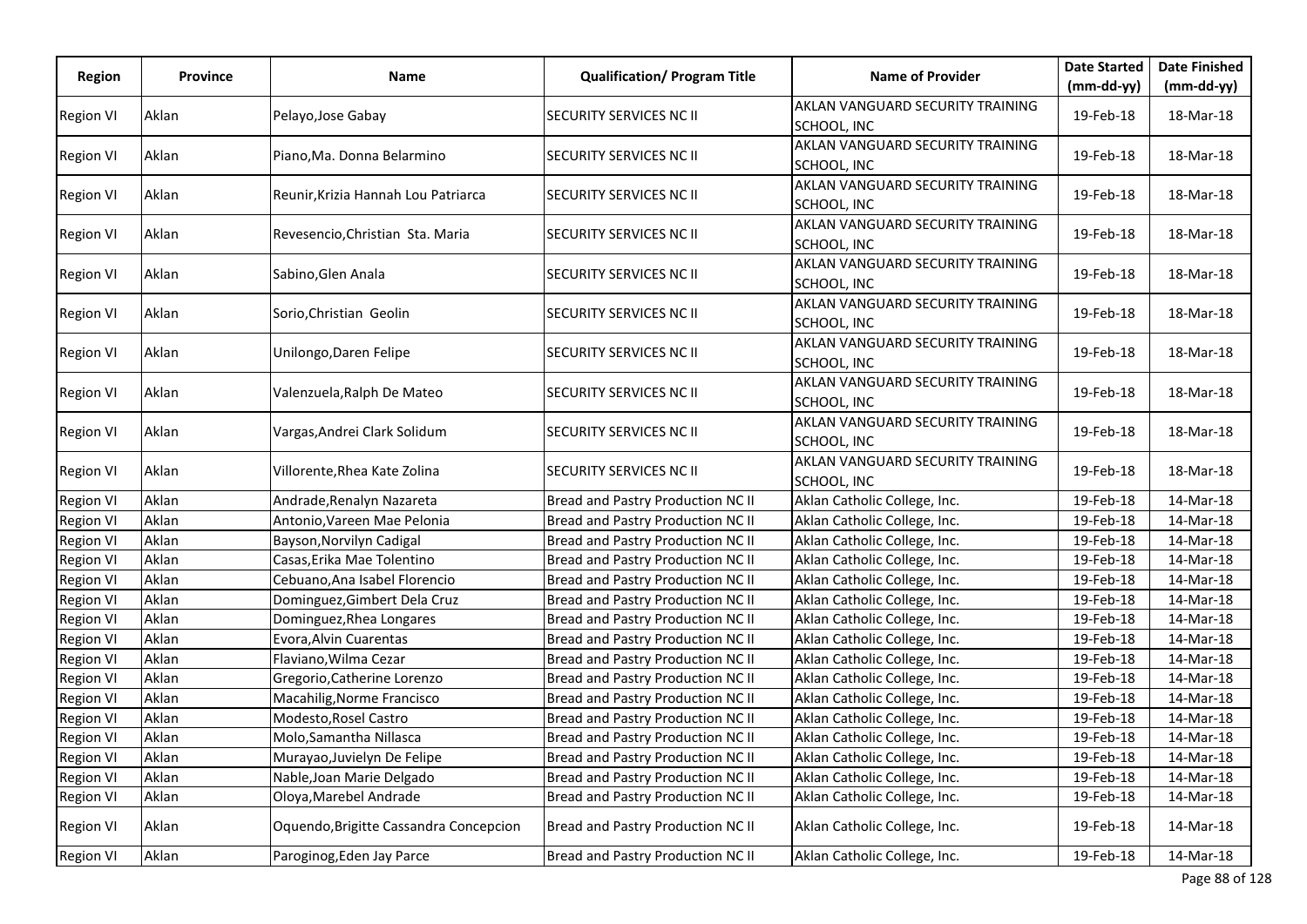| Region | Province | Name | Qualification/ Program Title | Name of Provider | Date Started (mm-dd-yy) | Date Finished (mm-dd-yy) |
|---|---|---|---|---|---|---|
| Region VI | Aklan | Pelayo,Jose Gabay | SECURITY SERVICES NC II | AKLAN VANGUARD SECURITY TRAINING SCHOOL, INC | 19-Feb-18 | 18-Mar-18 |
| Region VI | Aklan | Piano,Ma. Donna Belarmino | SECURITY SERVICES NC II | AKLAN VANGUARD SECURITY TRAINING SCHOOL, INC | 19-Feb-18 | 18-Mar-18 |
| Region VI | Aklan | Reunir,Krizia Hannah Lou Patriarca | SECURITY SERVICES NC II | AKLAN VANGUARD SECURITY TRAINING SCHOOL, INC | 19-Feb-18 | 18-Mar-18 |
| Region VI | Aklan | Revesencio,Christian Sta. Maria | SECURITY SERVICES NC II | AKLAN VANGUARD SECURITY TRAINING SCHOOL, INC | 19-Feb-18 | 18-Mar-18 |
| Region VI | Aklan | Sabino,Glen Anala | SECURITY SERVICES NC II | AKLAN VANGUARD SECURITY TRAINING SCHOOL, INC | 19-Feb-18 | 18-Mar-18 |
| Region VI | Aklan | Sorio,Christian Geolin | SECURITY SERVICES NC II | AKLAN VANGUARD SECURITY TRAINING SCHOOL, INC | 19-Feb-18 | 18-Mar-18 |
| Region VI | Aklan | Unilongo,Daren Felipe | SECURITY SERVICES NC II | AKLAN VANGUARD SECURITY TRAINING SCHOOL, INC | 19-Feb-18 | 18-Mar-18 |
| Region VI | Aklan | Valenzuela,Ralph De Mateo | SECURITY SERVICES NC II | AKLAN VANGUARD SECURITY TRAINING SCHOOL, INC | 19-Feb-18 | 18-Mar-18 |
| Region VI | Aklan | Vargas,Andrei Clark Solidum | SECURITY SERVICES NC II | AKLAN VANGUARD SECURITY TRAINING SCHOOL, INC | 19-Feb-18 | 18-Mar-18 |
| Region VI | Aklan | Villorente,Rhea Kate Zolina | SECURITY SERVICES NC II | AKLAN VANGUARD SECURITY TRAINING SCHOOL, INC | 19-Feb-18 | 18-Mar-18 |
| Region VI | Aklan | Andrade,Renalyn Nazareta | Bread and Pastry Production NC II | Aklan Catholic College, Inc. | 19-Feb-18 | 14-Mar-18 |
| Region VI | Aklan | Antonio,Vareen Mae Pelonia | Bread and Pastry Production NC II | Aklan Catholic College, Inc. | 19-Feb-18 | 14-Mar-18 |
| Region VI | Aklan | Bayson,Norvilyn Cadigal | Bread and Pastry Production NC II | Aklan Catholic College, Inc. | 19-Feb-18 | 14-Mar-18 |
| Region VI | Aklan | Casas,Erika Mae Tolentino | Bread and Pastry Production NC II | Aklan Catholic College, Inc. | 19-Feb-18 | 14-Mar-18 |
| Region VI | Aklan | Cebuano,Ana Isabel Florencio | Bread and Pastry Production NC II | Aklan Catholic College, Inc. | 19-Feb-18 | 14-Mar-18 |
| Region VI | Aklan | Dominguez,Gimbert Dela Cruz | Bread and Pastry Production NC II | Aklan Catholic College, Inc. | 19-Feb-18 | 14-Mar-18 |
| Region VI | Aklan | Dominguez,Rhea Longares | Bread and Pastry Production NC II | Aklan Catholic College, Inc. | 19-Feb-18 | 14-Mar-18 |
| Region VI | Aklan | Evora,Alvin Cuarentas | Bread and Pastry Production NC II | Aklan Catholic College, Inc. | 19-Feb-18 | 14-Mar-18 |
| Region VI | Aklan | Flaviano,Wilma Cezar | Bread and Pastry Production NC II | Aklan Catholic College, Inc. | 19-Feb-18 | 14-Mar-18 |
| Region VI | Aklan | Gregorio,Catherine Lorenzo | Bread and Pastry Production NC II | Aklan Catholic College, Inc. | 19-Feb-18 | 14-Mar-18 |
| Region VI | Aklan | Macahilig,Norme Francisco | Bread and Pastry Production NC II | Aklan Catholic College, Inc. | 19-Feb-18 | 14-Mar-18 |
| Region VI | Aklan | Modesto,Rosel Castro | Bread and Pastry Production NC II | Aklan Catholic College, Inc. | 19-Feb-18 | 14-Mar-18 |
| Region VI | Aklan | Molo,Samantha Nillasca | Bread and Pastry Production NC II | Aklan Catholic College, Inc. | 19-Feb-18 | 14-Mar-18 |
| Region VI | Aklan | Murayao,Juvielyn De Felipe | Bread and Pastry Production NC II | Aklan Catholic College, Inc. | 19-Feb-18 | 14-Mar-18 |
| Region VI | Aklan | Nable,Joan Marie Delgado | Bread and Pastry Production NC II | Aklan Catholic College, Inc. | 19-Feb-18 | 14-Mar-18 |
| Region VI | Aklan | Oloya,Marebel Andrade | Bread and Pastry Production NC II | Aklan Catholic College, Inc. | 19-Feb-18 | 14-Mar-18 |
| Region VI | Aklan | Oquendo,Brigitte Cassandra Concepcion | Bread and Pastry Production NC II | Aklan Catholic College, Inc. | 19-Feb-18 | 14-Mar-18 |
| Region VI | Aklan | Paroginog,Eden Jay Parce | Bread and Pastry Production NC II | Aklan Catholic College, Inc. | 19-Feb-18 | 14-Mar-18 |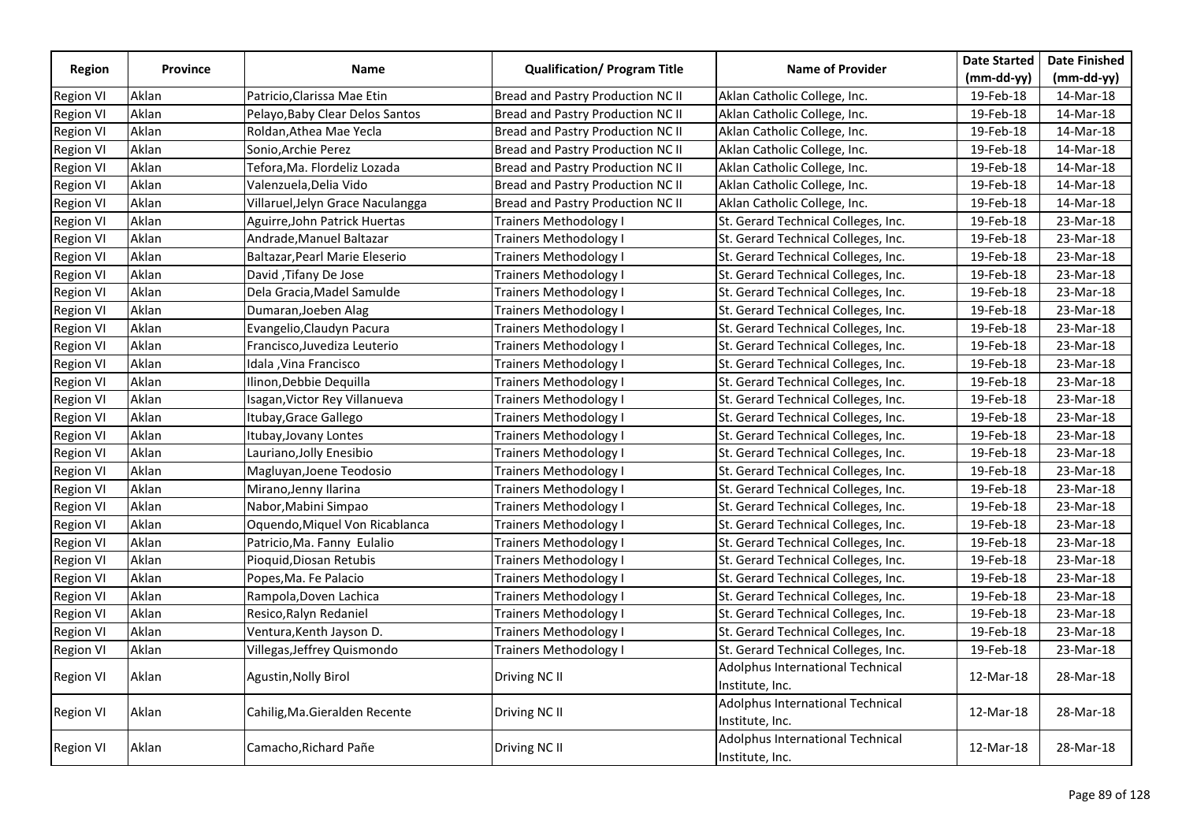| Region | Province | Name | Qualification/ Program Title | Name of Provider | Date Started (mm-dd-yy) | Date Finished (mm-dd-yy) |
|---|---|---|---|---|---|---|
| Region VI | Aklan | Patricio,Clarissa Mae Etin | Bread and Pastry Production NC II | Aklan Catholic College, Inc. | 19-Feb-18 | 14-Mar-18 |
| Region VI | Aklan | Pelayo,Baby Clear Delos Santos | Bread and Pastry Production NC II | Aklan Catholic College, Inc. | 19-Feb-18 | 14-Mar-18 |
| Region VI | Aklan | Roldan,Athea Mae Yecla | Bread and Pastry Production NC II | Aklan Catholic College, Inc. | 19-Feb-18 | 14-Mar-18 |
| Region VI | Aklan | Sonio,Archie Perez | Bread and Pastry Production NC II | Aklan Catholic College, Inc. | 19-Feb-18 | 14-Mar-18 |
| Region VI | Aklan | Tefora,Ma. Flordeliz Lozada | Bread and Pastry Production NC II | Aklan Catholic College, Inc. | 19-Feb-18 | 14-Mar-18 |
| Region VI | Aklan | Valenzuela,Delia Vido | Bread and Pastry Production NC II | Aklan Catholic College, Inc. | 19-Feb-18 | 14-Mar-18 |
| Region VI | Aklan | Villaruel,Jelyn Grace Naculangga | Bread and Pastry Production NC II | Aklan Catholic College, Inc. | 19-Feb-18 | 14-Mar-18 |
| Region VI | Aklan | Aguirre,John Patrick Huertas | Trainers Methodology I | St. Gerard Technical Colleges, Inc. | 19-Feb-18 | 23-Mar-18 |
| Region VI | Aklan | Andrade,Manuel Baltazar | Trainers Methodology I | St. Gerard Technical Colleges, Inc. | 19-Feb-18 | 23-Mar-18 |
| Region VI | Aklan | Baltazar,Pearl Marie Eleserio | Trainers Methodology I | St. Gerard Technical Colleges, Inc. | 19-Feb-18 | 23-Mar-18 |
| Region VI | Aklan | David ,Tifany De Jose | Trainers Methodology I | St. Gerard Technical Colleges, Inc. | 19-Feb-18 | 23-Mar-18 |
| Region VI | Aklan | Dela Gracia,Madel Samulde | Trainers Methodology I | St. Gerard Technical Colleges, Inc. | 19-Feb-18 | 23-Mar-18 |
| Region VI | Aklan | Dumaran,Joeben Alag | Trainers Methodology I | St. Gerard Technical Colleges, Inc. | 19-Feb-18 | 23-Mar-18 |
| Region VI | Aklan | Evangelio,Claudyn Pacura | Trainers Methodology I | St. Gerard Technical Colleges, Inc. | 19-Feb-18 | 23-Mar-18 |
| Region VI | Aklan | Francisco,Juvediza Leuterio | Trainers Methodology I | St. Gerard Technical Colleges, Inc. | 19-Feb-18 | 23-Mar-18 |
| Region VI | Aklan | Idala ,Vina Francisco | Trainers Methodology I | St. Gerard Technical Colleges, Inc. | 19-Feb-18 | 23-Mar-18 |
| Region VI | Aklan | Ilinon,Debbie Dequilla | Trainers Methodology I | St. Gerard Technical Colleges, Inc. | 19-Feb-18 | 23-Mar-18 |
| Region VI | Aklan | Isagan,Victor Rey Villanueva | Trainers Methodology I | St. Gerard Technical Colleges, Inc. | 19-Feb-18 | 23-Mar-18 |
| Region VI | Aklan | Itubay,Grace Gallego | Trainers Methodology I | St. Gerard Technical Colleges, Inc. | 19-Feb-18 | 23-Mar-18 |
| Region VI | Aklan | Itubay,Jovany Lontes | Trainers Methodology I | St. Gerard Technical Colleges, Inc. | 19-Feb-18 | 23-Mar-18 |
| Region VI | Aklan | Lauriano,Jolly Enesibio | Trainers Methodology I | St. Gerard Technical Colleges, Inc. | 19-Feb-18 | 23-Mar-18 |
| Region VI | Aklan | Magluyan,Joene Teodosio | Trainers Methodology I | St. Gerard Technical Colleges, Inc. | 19-Feb-18 | 23-Mar-18 |
| Region VI | Aklan | Mirano,Jenny Ilarina | Trainers Methodology I | St. Gerard Technical Colleges, Inc. | 19-Feb-18 | 23-Mar-18 |
| Region VI | Aklan | Nabor,Mabini Simpao | Trainers Methodology I | St. Gerard Technical Colleges, Inc. | 19-Feb-18 | 23-Mar-18 |
| Region VI | Aklan | Oquendo,Miquel Von Ricablanca | Trainers Methodology I | St. Gerard Technical Colleges, Inc. | 19-Feb-18 | 23-Mar-18 |
| Region VI | Aklan | Patricio,Ma. Fanny Eulalio | Trainers Methodology I | St. Gerard Technical Colleges, Inc. | 19-Feb-18 | 23-Mar-18 |
| Region VI | Aklan | Pioquid,Diosan Retubis | Trainers Methodology I | St. Gerard Technical Colleges, Inc. | 19-Feb-18 | 23-Mar-18 |
| Region VI | Aklan | Popes,Ma. Fe Palacio | Trainers Methodology I | St. Gerard Technical Colleges, Inc. | 19-Feb-18 | 23-Mar-18 |
| Region VI | Aklan | Rampola,Doven Lachica | Trainers Methodology I | St. Gerard Technical Colleges, Inc. | 19-Feb-18 | 23-Mar-18 |
| Region VI | Aklan | Resico,Ralyn Redaniel | Trainers Methodology I | St. Gerard Technical Colleges, Inc. | 19-Feb-18 | 23-Mar-18 |
| Region VI | Aklan | Ventura,Kenth Jayson D. | Trainers Methodology I | St. Gerard Technical Colleges, Inc. | 19-Feb-18 | 23-Mar-18 |
| Region VI | Aklan | Villegas,Jeffrey Quismondo | Trainers Methodology I | St. Gerard Technical Colleges, Inc. | 19-Feb-18 | 23-Mar-18 |
| Region VI | Aklan | Agustin,Nolly Birol | Driving NC II | Adolphus International Technical Institute, Inc. | 12-Mar-18 | 28-Mar-18 |
| Region VI | Aklan | Cahilig,Ma.Gieralden Recente | Driving NC II | Adolphus International Technical Institute, Inc. | 12-Mar-18 | 28-Mar-18 |
| Region VI | Aklan | Camacho,Richard Pañe | Driving NC II | Adolphus International Technical Institute, Inc. | 12-Mar-18 | 28-Mar-18 |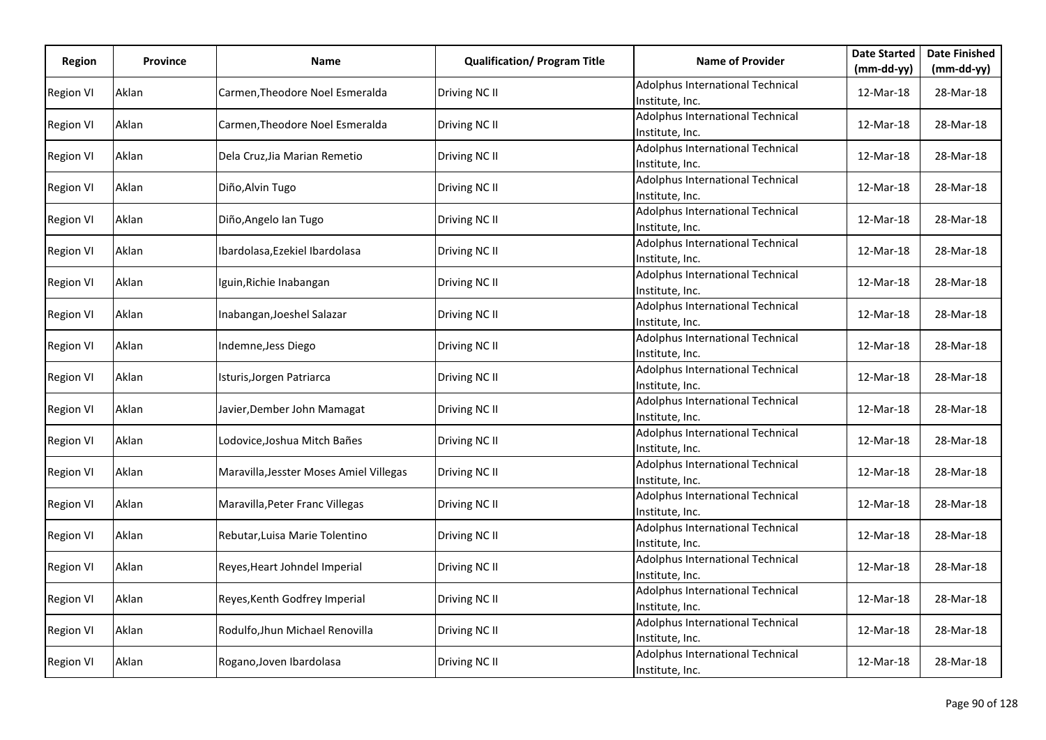| Region | Province | Name | Qualification/ Program Title | Name of Provider | Date Started (mm-dd-yy) | Date Finished (mm-dd-yy) |
|---|---|---|---|---|---|---|
| Region VI | Aklan | Carmen,Theodore Noel Esmeralda | Driving NC II | Adolphus International Technical Institute, Inc. | 12-Mar-18 | 28-Mar-18 |
| Region VI | Aklan | Carmen,Theodore Noel Esmeralda | Driving NC II | Adolphus International Technical Institute, Inc. | 12-Mar-18 | 28-Mar-18 |
| Region VI | Aklan | Dela Cruz,Jia Marian Remetio | Driving NC II | Adolphus International Technical Institute, Inc. | 12-Mar-18 | 28-Mar-18 |
| Region VI | Aklan | Diño,Alvin Tugo | Driving NC II | Adolphus International Technical Institute, Inc. | 12-Mar-18 | 28-Mar-18 |
| Region VI | Aklan | Diño,Angelo Ian Tugo | Driving NC II | Adolphus International Technical Institute, Inc. | 12-Mar-18 | 28-Mar-18 |
| Region VI | Aklan | Ibardolasa,Ezekiel Ibardolasa | Driving NC II | Adolphus International Technical Institute, Inc. | 12-Mar-18 | 28-Mar-18 |
| Region VI | Aklan | Iguin,Richie Inabangan | Driving NC II | Adolphus International Technical Institute, Inc. | 12-Mar-18 | 28-Mar-18 |
| Region VI | Aklan | Inabangan,Joeshel Salazar | Driving NC II | Adolphus International Technical Institute, Inc. | 12-Mar-18 | 28-Mar-18 |
| Region VI | Aklan | Indemne,Jess Diego | Driving NC II | Adolphus International Technical Institute, Inc. | 12-Mar-18 | 28-Mar-18 |
| Region VI | Aklan | Isturis,Jorgen Patriarca | Driving NC II | Adolphus International Technical Institute, Inc. | 12-Mar-18 | 28-Mar-18 |
| Region VI | Aklan | Javier,Dember John Mamagat | Driving NC II | Adolphus International Technical Institute, Inc. | 12-Mar-18 | 28-Mar-18 |
| Region VI | Aklan | Lodovice,Joshua Mitch Bañes | Driving NC II | Adolphus International Technical Institute, Inc. | 12-Mar-18 | 28-Mar-18 |
| Region VI | Aklan | Maravilla,Jesster Moses Amiel Villegas | Driving NC II | Adolphus International Technical Institute, Inc. | 12-Mar-18 | 28-Mar-18 |
| Region VI | Aklan | Maravilla,Peter Franc Villegas | Driving NC II | Adolphus International Technical Institute, Inc. | 12-Mar-18 | 28-Mar-18 |
| Region VI | Aklan | Rebutar,Luisa Marie Tolentino | Driving NC II | Adolphus International Technical Institute, Inc. | 12-Mar-18 | 28-Mar-18 |
| Region VI | Aklan | Reyes,Heart Johndel Imperial | Driving NC II | Adolphus International Technical Institute, Inc. | 12-Mar-18 | 28-Mar-18 |
| Region VI | Aklan | Reyes,Kenth Godfrey Imperial | Driving NC II | Adolphus International Technical Institute, Inc. | 12-Mar-18 | 28-Mar-18 |
| Region VI | Aklan | Rodulfo,Jhun Michael Renovilla | Driving NC II | Adolphus International Technical Institute, Inc. | 12-Mar-18 | 28-Mar-18 |
| Region VI | Aklan | Rogano,Joven Ibardolasa | Driving NC II | Adolphus International Technical Institute, Inc. | 12-Mar-18 | 28-Mar-18 |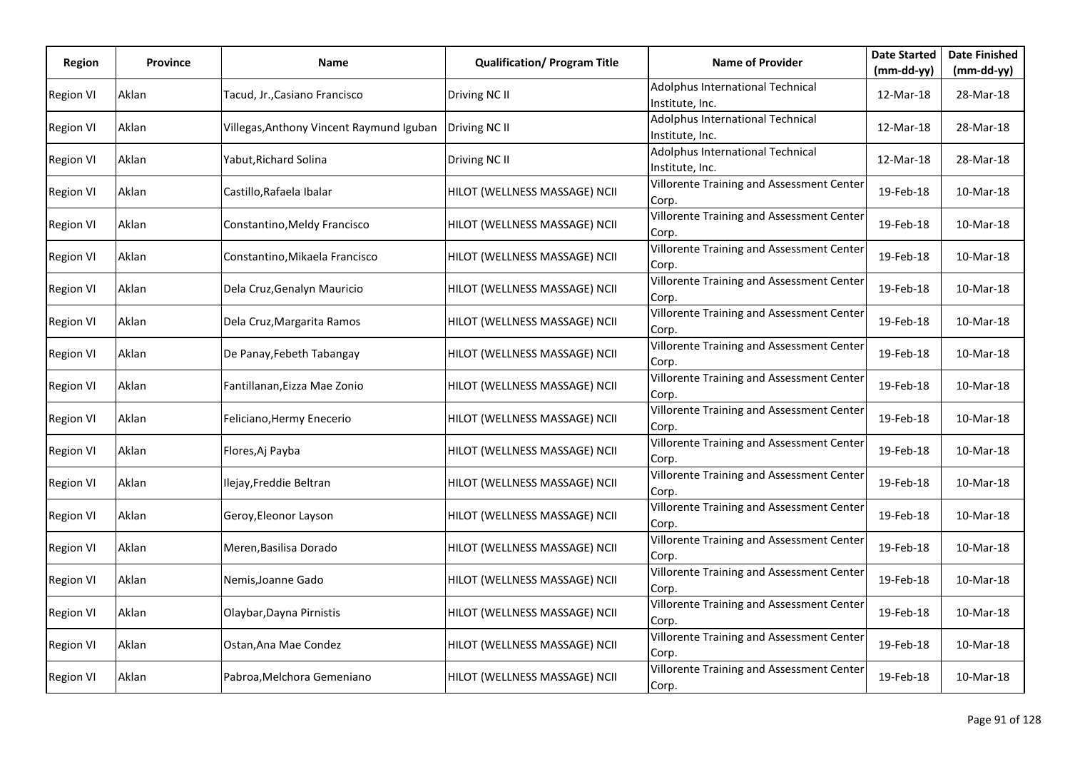| Region | Province | Name | Qualification/ Program Title | Name of Provider | Date Started (mm-dd-yy) | Date Finished (mm-dd-yy) |
|---|---|---|---|---|---|---|
| Region VI | Aklan | Tacud, Jr.,Casiano Francisco | Driving NC II | Adolphus International Technical Institute, Inc. | 12-Mar-18 | 28-Mar-18 |
| Region VI | Aklan | Villegas,Anthony Vincent Raymund Iguban | Driving NC II | Adolphus International Technical Institute, Inc. | 12-Mar-18 | 28-Mar-18 |
| Region VI | Aklan | Yabut,Richard Solina | Driving NC II | Adolphus International Technical Institute, Inc. | 12-Mar-18 | 28-Mar-18 |
| Region VI | Aklan | Castillo,Rafaela Ibalar | HILOT (WELLNESS MASSAGE) NCII | Villorente Training and Assessment Center Corp. | 19-Feb-18 | 10-Mar-18 |
| Region VI | Aklan | Constantino,Meldy Francisco | HILOT (WELLNESS MASSAGE) NCII | Villorente Training and Assessment Center Corp. | 19-Feb-18 | 10-Mar-18 |
| Region VI | Aklan | Constantino,Mikaela Francisco | HILOT (WELLNESS MASSAGE) NCII | Villorente Training and Assessment Center Corp. | 19-Feb-18 | 10-Mar-18 |
| Region VI | Aklan | Dela Cruz,Genalyn Mauricio | HILOT (WELLNESS MASSAGE) NCII | Villorente Training and Assessment Center Corp. | 19-Feb-18 | 10-Mar-18 |
| Region VI | Aklan | Dela Cruz,Margarita Ramos | HILOT (WELLNESS MASSAGE) NCII | Villorente Training and Assessment Center Corp. | 19-Feb-18 | 10-Mar-18 |
| Region VI | Aklan | De Panay,Febeth Tabangay | HILOT (WELLNESS MASSAGE) NCII | Villorente Training and Assessment Center Corp. | 19-Feb-18 | 10-Mar-18 |
| Region VI | Aklan | Fantillanan,Eizza Mae Zonio | HILOT (WELLNESS MASSAGE) NCII | Villorente Training and Assessment Center Corp. | 19-Feb-18 | 10-Mar-18 |
| Region VI | Aklan | Feliciano,Hermy Enecerio | HILOT (WELLNESS MASSAGE) NCII | Villorente Training and Assessment Center Corp. | 19-Feb-18 | 10-Mar-18 |
| Region VI | Aklan | Flores,Aj Payba | HILOT (WELLNESS MASSAGE) NCII | Villorente Training and Assessment Center Corp. | 19-Feb-18 | 10-Mar-18 |
| Region VI | Aklan | Ilejay,Freddie Beltran | HILOT (WELLNESS MASSAGE) NCII | Villorente Training and Assessment Center Corp. | 19-Feb-18 | 10-Mar-18 |
| Region VI | Aklan | Geroy,Eleonor Layson | HILOT (WELLNESS MASSAGE) NCII | Villorente Training and Assessment Center Corp. | 19-Feb-18 | 10-Mar-18 |
| Region VI | Aklan | Meren,Basilisa Dorado | HILOT (WELLNESS MASSAGE) NCII | Villorente Training and Assessment Center Corp. | 19-Feb-18 | 10-Mar-18 |
| Region VI | Aklan | Nemis,Joanne Gado | HILOT (WELLNESS MASSAGE) NCII | Villorente Training and Assessment Center Corp. | 19-Feb-18 | 10-Mar-18 |
| Region VI | Aklan | Olaybar,Dayna Pirnistis | HILOT (WELLNESS MASSAGE) NCII | Villorente Training and Assessment Center Corp. | 19-Feb-18 | 10-Mar-18 |
| Region VI | Aklan | Ostan,Ana Mae Condez | HILOT (WELLNESS MASSAGE) NCII | Villorente Training and Assessment Center Corp. | 19-Feb-18 | 10-Mar-18 |
| Region VI | Aklan | Pabroa,Melchora Gemeniano | HILOT (WELLNESS MASSAGE) NCII | Villorente Training and Assessment Center Corp. | 19-Feb-18 | 10-Mar-18 |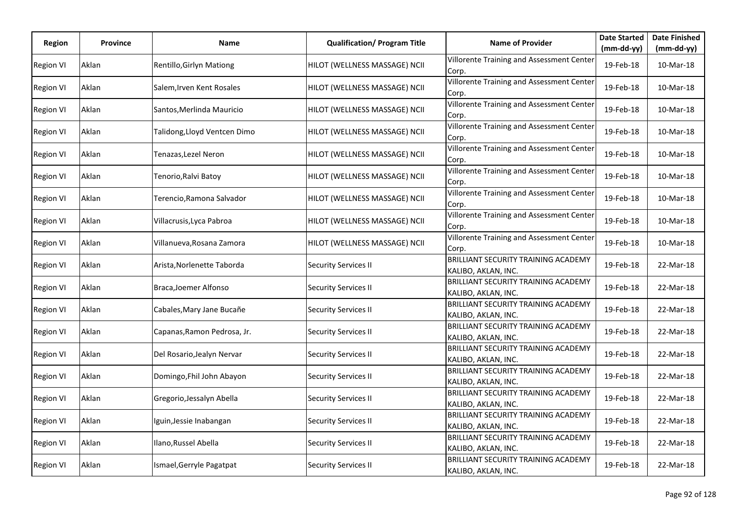| Region | Province | Name | Qualification/ Program Title | Name of Provider | Date Started (mm-dd-yy) | Date Finished (mm-dd-yy) |
|---|---|---|---|---|---|---|
| Region VI | Aklan | Rentillo,Girlyn Mationg | HILOT (WELLNESS MASSAGE) NCII | Villorente Training and Assessment Center Corp. | 19-Feb-18 | 10-Mar-18 |
| Region VI | Aklan | Salem,Irven Kent Rosales | HILOT (WELLNESS MASSAGE) NCII | Villorente Training and Assessment Center Corp. | 19-Feb-18 | 10-Mar-18 |
| Region VI | Aklan | Santos,Merlinda Mauricio | HILOT (WELLNESS MASSAGE) NCII | Villorente Training and Assessment Center Corp. | 19-Feb-18 | 10-Mar-18 |
| Region VI | Aklan | Talidong,Lloyd Ventcen Dimo | HILOT (WELLNESS MASSAGE) NCII | Villorente Training and Assessment Center Corp. | 19-Feb-18 | 10-Mar-18 |
| Region VI | Aklan | Tenazas,Lezel Neron | HILOT (WELLNESS MASSAGE) NCII | Villorente Training and Assessment Center Corp. | 19-Feb-18 | 10-Mar-18 |
| Region VI | Aklan | Tenorio,Ralvi Batoy | HILOT (WELLNESS MASSAGE) NCII | Villorente Training and Assessment Center Corp. | 19-Feb-18 | 10-Mar-18 |
| Region VI | Aklan | Terencio,Ramona Salvador | HILOT (WELLNESS MASSAGE) NCII | Villorente Training and Assessment Center Corp. | 19-Feb-18 | 10-Mar-18 |
| Region VI | Aklan | Villacrusis,Lyca Pabroa | HILOT (WELLNESS MASSAGE) NCII | Villorente Training and Assessment Center Corp. | 19-Feb-18 | 10-Mar-18 |
| Region VI | Aklan | Villanueva,Rosana Zamora | HILOT (WELLNESS MASSAGE) NCII | Villorente Training and Assessment Center Corp. | 19-Feb-18 | 10-Mar-18 |
| Region VI | Aklan | Arista,Norlenette Taborda | Security Services II | BRILLIANT SECURITY TRAINING ACADEMY KALIBO, AKLAN, INC. | 19-Feb-18 | 22-Mar-18 |
| Region VI | Aklan | Braca,Joemer Alfonso | Security Services II | BRILLIANT SECURITY TRAINING ACADEMY KALIBO, AKLAN, INC. | 19-Feb-18 | 22-Mar-18 |
| Region VI | Aklan | Cabales,Mary Jane Bucañe | Security Services II | BRILLIANT SECURITY TRAINING ACADEMY KALIBO, AKLAN, INC. | 19-Feb-18 | 22-Mar-18 |
| Region VI | Aklan | Capanas,Ramon Pedrosa, Jr. | Security Services II | BRILLIANT SECURITY TRAINING ACADEMY KALIBO, AKLAN, INC. | 19-Feb-18 | 22-Mar-18 |
| Region VI | Aklan | Del Rosario,Jealyn Nervar | Security Services II | BRILLIANT SECURITY TRAINING ACADEMY KALIBO, AKLAN, INC. | 19-Feb-18 | 22-Mar-18 |
| Region VI | Aklan | Domingo,Fhil John Abayon | Security Services II | BRILLIANT SECURITY TRAINING ACADEMY KALIBO, AKLAN, INC. | 19-Feb-18 | 22-Mar-18 |
| Region VI | Aklan | Gregorio,Jessalyn Abella | Security Services II | BRILLIANT SECURITY TRAINING ACADEMY KALIBO, AKLAN, INC. | 19-Feb-18 | 22-Mar-18 |
| Region VI | Aklan | Iguin,Jessie Inabangan | Security Services II | BRILLIANT SECURITY TRAINING ACADEMY KALIBO, AKLAN, INC. | 19-Feb-18 | 22-Mar-18 |
| Region VI | Aklan | Ilano,Russel Abella | Security Services II | BRILLIANT SECURITY TRAINING ACADEMY KALIBO, AKLAN, INC. | 19-Feb-18 | 22-Mar-18 |
| Region VI | Aklan | Ismael,Gerryle Pagatpat | Security Services II | BRILLIANT SECURITY TRAINING ACADEMY KALIBO, AKLAN, INC. | 19-Feb-18 | 22-Mar-18 |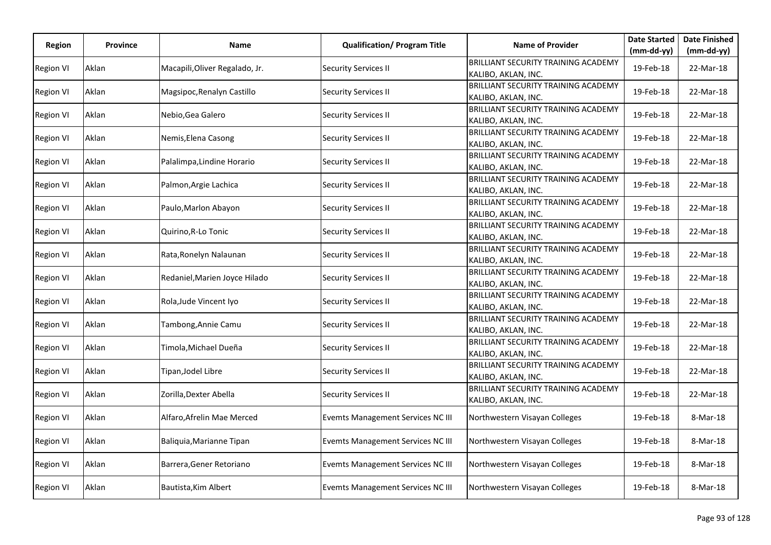| Region | Province | Name | Qualification/ Program Title | Name of Provider | Date Started (mm-dd-yy) | Date Finished (mm-dd-yy) |
|---|---|---|---|---|---|---|
| Region VI | Aklan | Macapili,Oliver Regalado, Jr. | Security Services II | BRILLIANT SECURITY TRAINING ACADEMY KALIBO, AKLAN, INC. | 19-Feb-18 | 22-Mar-18 |
| Region VI | Aklan | Magsipoc,Renalyn Castillo | Security Services II | BRILLIANT SECURITY TRAINING ACADEMY KALIBO, AKLAN, INC. | 19-Feb-18 | 22-Mar-18 |
| Region VI | Aklan | Nebio,Gea Galero | Security Services II | BRILLIANT SECURITY TRAINING ACADEMY KALIBO, AKLAN, INC. | 19-Feb-18 | 22-Mar-18 |
| Region VI | Aklan | Nemis,Elena Casong | Security Services II | BRILLIANT SECURITY TRAINING ACADEMY KALIBO, AKLAN, INC. | 19-Feb-18 | 22-Mar-18 |
| Region VI | Aklan | Palalimpa,Lindine Horario | Security Services II | BRILLIANT SECURITY TRAINING ACADEMY KALIBO, AKLAN, INC. | 19-Feb-18 | 22-Mar-18 |
| Region VI | Aklan | Palmon,Argie Lachica | Security Services II | BRILLIANT SECURITY TRAINING ACADEMY KALIBO, AKLAN, INC. | 19-Feb-18 | 22-Mar-18 |
| Region VI | Aklan | Paulo,Marlon Abayon | Security Services II | BRILLIANT SECURITY TRAINING ACADEMY KALIBO, AKLAN, INC. | 19-Feb-18 | 22-Mar-18 |
| Region VI | Aklan | Quirino,R-Lo Tonic | Security Services II | BRILLIANT SECURITY TRAINING ACADEMY KALIBO, AKLAN, INC. | 19-Feb-18 | 22-Mar-18 |
| Region VI | Aklan | Rata,Ronelyn Nalaunan | Security Services II | BRILLIANT SECURITY TRAINING ACADEMY KALIBO, AKLAN, INC. | 19-Feb-18 | 22-Mar-18 |
| Region VI | Aklan | Redaniel,Marien Joyce Hilado | Security Services II | BRILLIANT SECURITY TRAINING ACADEMY KALIBO, AKLAN, INC. | 19-Feb-18 | 22-Mar-18 |
| Region VI | Aklan | Rola,Jude Vincent Iyo | Security Services II | BRILLIANT SECURITY TRAINING ACADEMY KALIBO, AKLAN, INC. | 19-Feb-18 | 22-Mar-18 |
| Region VI | Aklan | Tambong,Annie Camu | Security Services II | BRILLIANT SECURITY TRAINING ACADEMY KALIBO, AKLAN, INC. | 19-Feb-18 | 22-Mar-18 |
| Region VI | Aklan | Timola,Michael Dueña | Security Services II | BRILLIANT SECURITY TRAINING ACADEMY KALIBO, AKLAN, INC. | 19-Feb-18 | 22-Mar-18 |
| Region VI | Aklan | Tipan,Jodel Libre | Security Services II | BRILLIANT SECURITY TRAINING ACADEMY KALIBO, AKLAN, INC. | 19-Feb-18 | 22-Mar-18 |
| Region VI | Aklan | Zorilla,Dexter Abella | Security Services II | BRILLIANT SECURITY TRAINING ACADEMY KALIBO, AKLAN, INC. | 19-Feb-18 | 22-Mar-18 |
| Region VI | Aklan | Alfaro,Afrelin Mae Merced | Evemts Management Services NC III | Northwestern Visayan Colleges | 19-Feb-18 | 8-Mar-18 |
| Region VI | Aklan | Baliquia,Marianne Tipan | Evemts Management Services NC III | Northwestern Visayan Colleges | 19-Feb-18 | 8-Mar-18 |
| Region VI | Aklan | Barrera,Gener Retoriano | Evemts Management Services NC III | Northwestern Visayan Colleges | 19-Feb-18 | 8-Mar-18 |
| Region VI | Aklan | Bautista,Kim Albert | Evemts Management Services NC III | Northwestern Visayan Colleges | 19-Feb-18 | 8-Mar-18 |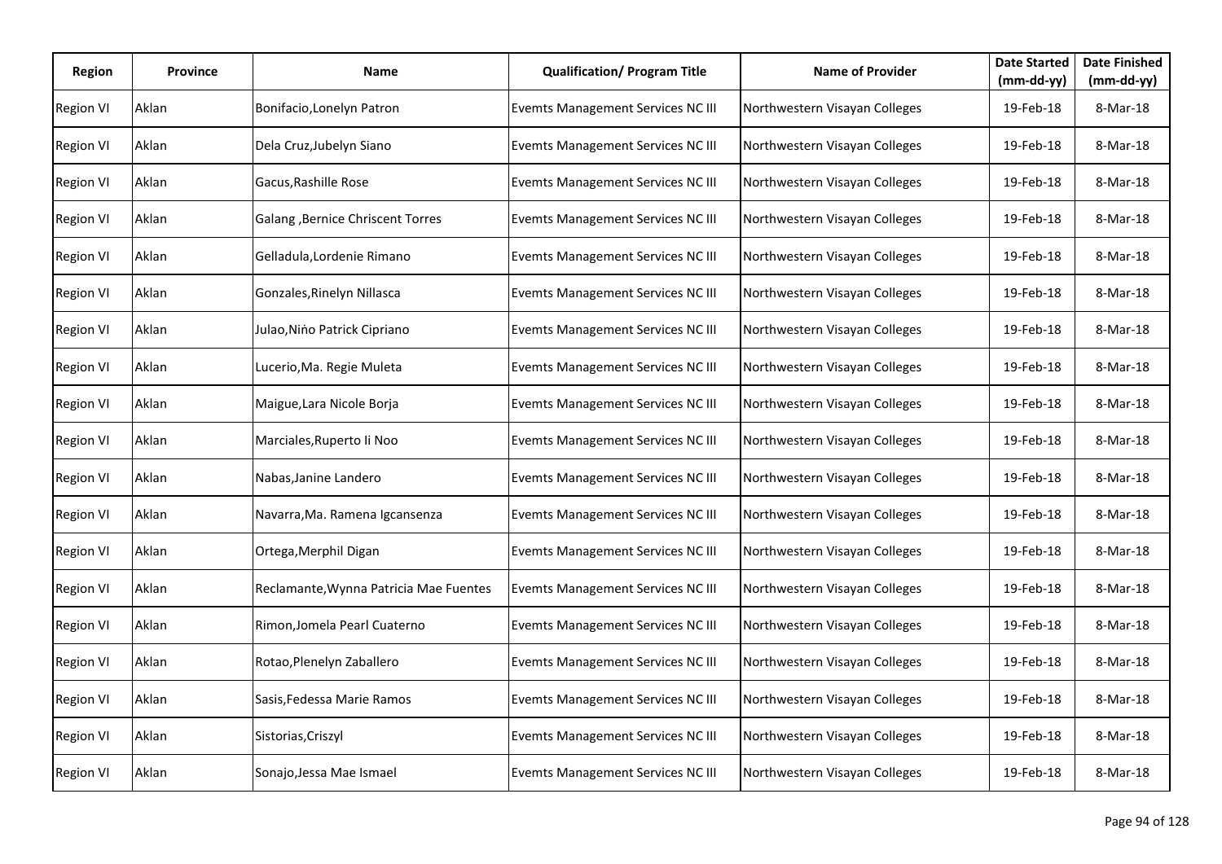| Region | Province | Name | Qualification/ Program Title | Name of Provider | Date Started (mm-dd-yy) | Date Finished (mm-dd-yy) |
|---|---|---|---|---|---|---|
| Region VI | Aklan | Bonifacio,Lonelyn Patron | Evemts Management Services NC III | Northwestern Visayan Colleges | 19-Feb-18 | 8-Mar-18 |
| Region VI | Aklan | Dela Cruz,Jubelyn Siano | Evemts Management Services NC III | Northwestern Visayan Colleges | 19-Feb-18 | 8-Mar-18 |
| Region VI | Aklan | Gacus,Rashille Rose | Evemts Management Services NC III | Northwestern Visayan Colleges | 19-Feb-18 | 8-Mar-18 |
| Region VI | Aklan | Galang ,Bernice Chriscent Torres | Evemts Management Services NC III | Northwestern Visayan Colleges | 19-Feb-18 | 8-Mar-18 |
| Region VI | Aklan | Gelladula,Lordenie Rimano | Evemts Management Services NC III | Northwestern Visayan Colleges | 19-Feb-18 | 8-Mar-18 |
| Region VI | Aklan | Gonzales,Rinelyn Nillasca | Evemts Management Services NC III | Northwestern Visayan Colleges | 19-Feb-18 | 8-Mar-18 |
| Region VI | Aklan | Julao,Niṅo Patrick Cipriano | Evemts Management Services NC III | Northwestern Visayan Colleges | 19-Feb-18 | 8-Mar-18 |
| Region VI | Aklan | Lucerio,Ma. Regie Muleta | Evemts Management Services NC III | Northwestern Visayan Colleges | 19-Feb-18 | 8-Mar-18 |
| Region VI | Aklan | Maigue,Lara Nicole Borja | Evemts Management Services NC III | Northwestern Visayan Colleges | 19-Feb-18 | 8-Mar-18 |
| Region VI | Aklan | Marciales,Ruperto Ii Noo | Evemts Management Services NC III | Northwestern Visayan Colleges | 19-Feb-18 | 8-Mar-18 |
| Region VI | Aklan | Nabas,Janine Landero | Evemts Management Services NC III | Northwestern Visayan Colleges | 19-Feb-18 | 8-Mar-18 |
| Region VI | Aklan | Navarra,Ma. Ramena Igcansenza | Evemts Management Services NC III | Northwestern Visayan Colleges | 19-Feb-18 | 8-Mar-18 |
| Region VI | Aklan | Ortega,Merphil Digan | Evemts Management Services NC III | Northwestern Visayan Colleges | 19-Feb-18 | 8-Mar-18 |
| Region VI | Aklan | Reclamante,Wynna Patricia Mae Fuentes | Evemts Management Services NC III | Northwestern Visayan Colleges | 19-Feb-18 | 8-Mar-18 |
| Region VI | Aklan | Rimon,Jomela Pearl Cuaterno | Evemts Management Services NC III | Northwestern Visayan Colleges | 19-Feb-18 | 8-Mar-18 |
| Region VI | Aklan | Rotao,Plenelyn Zaballero | Evemts Management Services NC III | Northwestern Visayan Colleges | 19-Feb-18 | 8-Mar-18 |
| Region VI | Aklan | Sasis,Fedessa Marie Ramos | Evemts Management Services NC III | Northwestern Visayan Colleges | 19-Feb-18 | 8-Mar-18 |
| Region VI | Aklan | Sistorias,Criszyl | Evemts Management Services NC III | Northwestern Visayan Colleges | 19-Feb-18 | 8-Mar-18 |
| Region VI | Aklan | Sonajo,Jessa Mae Ismael | Evemts Management Services NC III | Northwestern Visayan Colleges | 19-Feb-18 | 8-Mar-18 |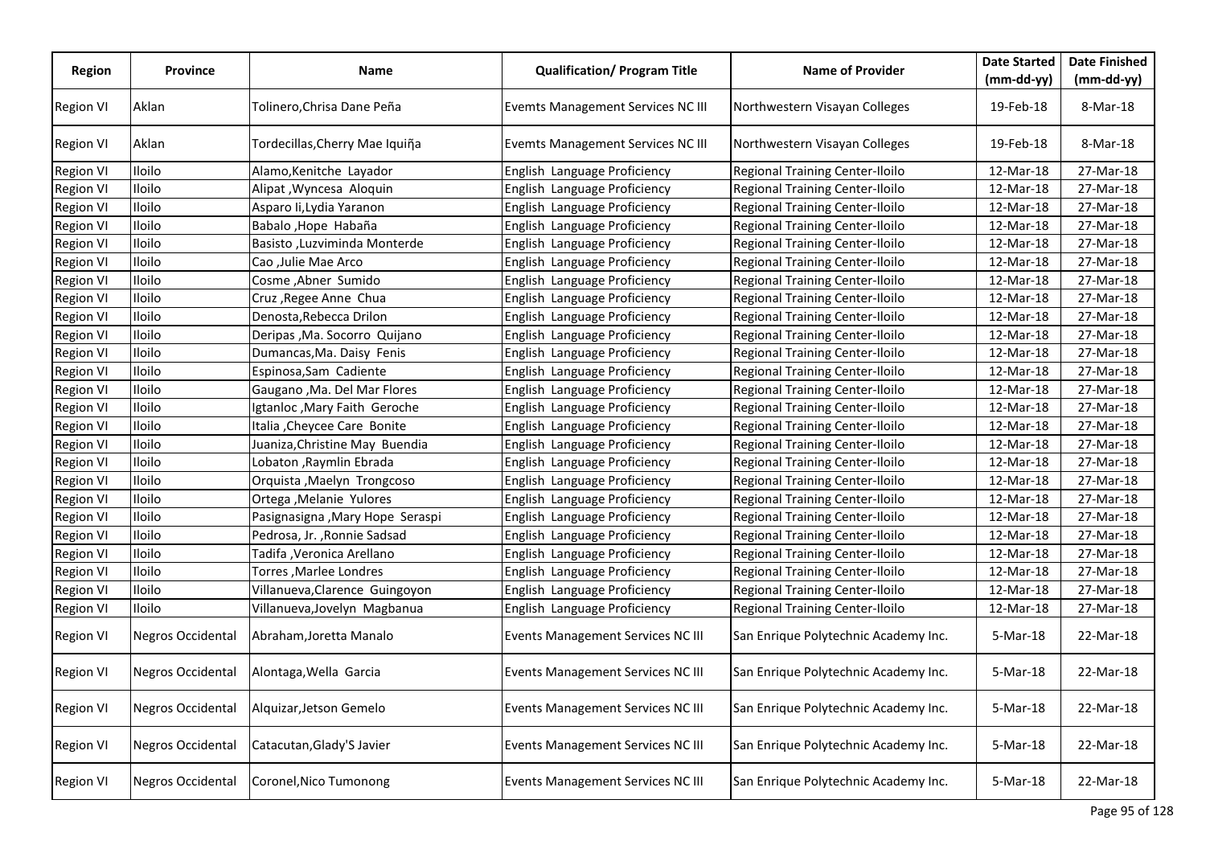| Region | Province | Name | Qualification/ Program Title | Name of Provider | Date Started (mm-dd-yy) | Date Finished (mm-dd-yy) |
|---|---|---|---|---|---|---|
| Region VI | Aklan | Tolinero,Chrisa Dane Peña | Evemts Management Services NC III | Northwestern Visayan Colleges | 19-Feb-18 | 8-Mar-18 |
| Region VI | Aklan | Tordecillas,Cherry Mae Iquiña | Evemts Management Services NC III | Northwestern Visayan Colleges | 19-Feb-18 | 8-Mar-18 |
| Region VI | Iloilo | Alamo,Kenitche Layador | English Language Proficiency | Regional Training Center-Iloilo | 12-Mar-18 | 27-Mar-18 |
| Region VI | Iloilo | Alipat ,Wyncesa Aloquin | English Language Proficiency | Regional Training Center-Iloilo | 12-Mar-18 | 27-Mar-18 |
| Region VI | Iloilo | Asparo Ii,Lydia Yaranon | English Language Proficiency | Regional Training Center-Iloilo | 12-Mar-18 | 27-Mar-18 |
| Region VI | Iloilo | Babalo ,Hope Habaña | English Language Proficiency | Regional Training Center-Iloilo | 12-Mar-18 | 27-Mar-18 |
| Region VI | Iloilo | Basisto ,Luzviminda Monterde | English Language Proficiency | Regional Training Center-Iloilo | 12-Mar-18 | 27-Mar-18 |
| Region VI | Iloilo | Cao ,Julie Mae Arco | English Language Proficiency | Regional Training Center-Iloilo | 12-Mar-18 | 27-Mar-18 |
| Region VI | Iloilo | Cosme ,Abner Sumido | English Language Proficiency | Regional Training Center-Iloilo | 12-Mar-18 | 27-Mar-18 |
| Region VI | Iloilo | Cruz ,Regee Anne Chua | English Language Proficiency | Regional Training Center-Iloilo | 12-Mar-18 | 27-Mar-18 |
| Region VI | Iloilo | Denosta,Rebecca Drilon | English Language Proficiency | Regional Training Center-Iloilo | 12-Mar-18 | 27-Mar-18 |
| Region VI | Iloilo | Deripas ,Ma. Socorro Quijano | English Language Proficiency | Regional Training Center-Iloilo | 12-Mar-18 | 27-Mar-18 |
| Region VI | Iloilo | Dumancas,Ma. Daisy Fenis | English Language Proficiency | Regional Training Center-Iloilo | 12-Mar-18 | 27-Mar-18 |
| Region VI | Iloilo | Espinosa,Sam Cadiente | English Language Proficiency | Regional Training Center-Iloilo | 12-Mar-18 | 27-Mar-18 |
| Region VI | Iloilo | Gaugano ,Ma. Del Mar Flores | English Language Proficiency | Regional Training Center-Iloilo | 12-Mar-18 | 27-Mar-18 |
| Region VI | Iloilo | Igtanloc ,Mary Faith Geroche | English Language Proficiency | Regional Training Center-Iloilo | 12-Mar-18 | 27-Mar-18 |
| Region VI | Iloilo | Italia ,Cheycee Care Bonite | English Language Proficiency | Regional Training Center-Iloilo | 12-Mar-18 | 27-Mar-18 |
| Region VI | Iloilo | Juaniza,Christine May Buendia | English Language Proficiency | Regional Training Center-Iloilo | 12-Mar-18 | 27-Mar-18 |
| Region VI | Iloilo | Lobaton ,Raymlin Ebrada | English Language Proficiency | Regional Training Center-Iloilo | 12-Mar-18 | 27-Mar-18 |
| Region VI | Iloilo | Orquista ,Maelyn Trongcoso | English Language Proficiency | Regional Training Center-Iloilo | 12-Mar-18 | 27-Mar-18 |
| Region VI | Iloilo | Ortega ,Melanie Yulores | English Language Proficiency | Regional Training Center-Iloilo | 12-Mar-18 | 27-Mar-18 |
| Region VI | Iloilo | Pasignasigna ,Mary Hope Seraspi | English Language Proficiency | Regional Training Center-Iloilo | 12-Mar-18 | 27-Mar-18 |
| Region VI | Iloilo | Pedrosa, Jr. ,Ronnie Sadsad | English Language Proficiency | Regional Training Center-Iloilo | 12-Mar-18 | 27-Mar-18 |
| Region VI | Iloilo | Tadifa ,Veronica Arellano | English Language Proficiency | Regional Training Center-Iloilo | 12-Mar-18 | 27-Mar-18 |
| Region VI | Iloilo | Torres ,Marlee Londres | English Language Proficiency | Regional Training Center-Iloilo | 12-Mar-18 | 27-Mar-18 |
| Region VI | Iloilo | Villanueva,Clarence Guingoyon | English Language Proficiency | Regional Training Center-Iloilo | 12-Mar-18 | 27-Mar-18 |
| Region VI | Iloilo | Villanueva,Jovelyn Magbanua | English Language Proficiency | Regional Training Center-Iloilo | 12-Mar-18 | 27-Mar-18 |
| Region VI | Negros Occidental | Abraham,Joretta Manalo | Events Management Services NC III | San Enrique Polytechnic Academy Inc. | 5-Mar-18 | 22-Mar-18 |
| Region VI | Negros Occidental | Alontaga,Wella Garcia | Events Management Services NC III | San Enrique Polytechnic Academy Inc. | 5-Mar-18 | 22-Mar-18 |
| Region VI | Negros Occidental | Alquizar,Jetson Gemelo | Events Management Services NC III | San Enrique Polytechnic Academy Inc. | 5-Mar-18 | 22-Mar-18 |
| Region VI | Negros Occidental | Catacutan,Glady'S Javier | Events Management Services NC III | San Enrique Polytechnic Academy Inc. | 5-Mar-18 | 22-Mar-18 |
| Region VI | Negros Occidental | Coronel,Nico Tumonong | Events Management Services NC III | San Enrique Polytechnic Academy Inc. | 5-Mar-18 | 22-Mar-18 |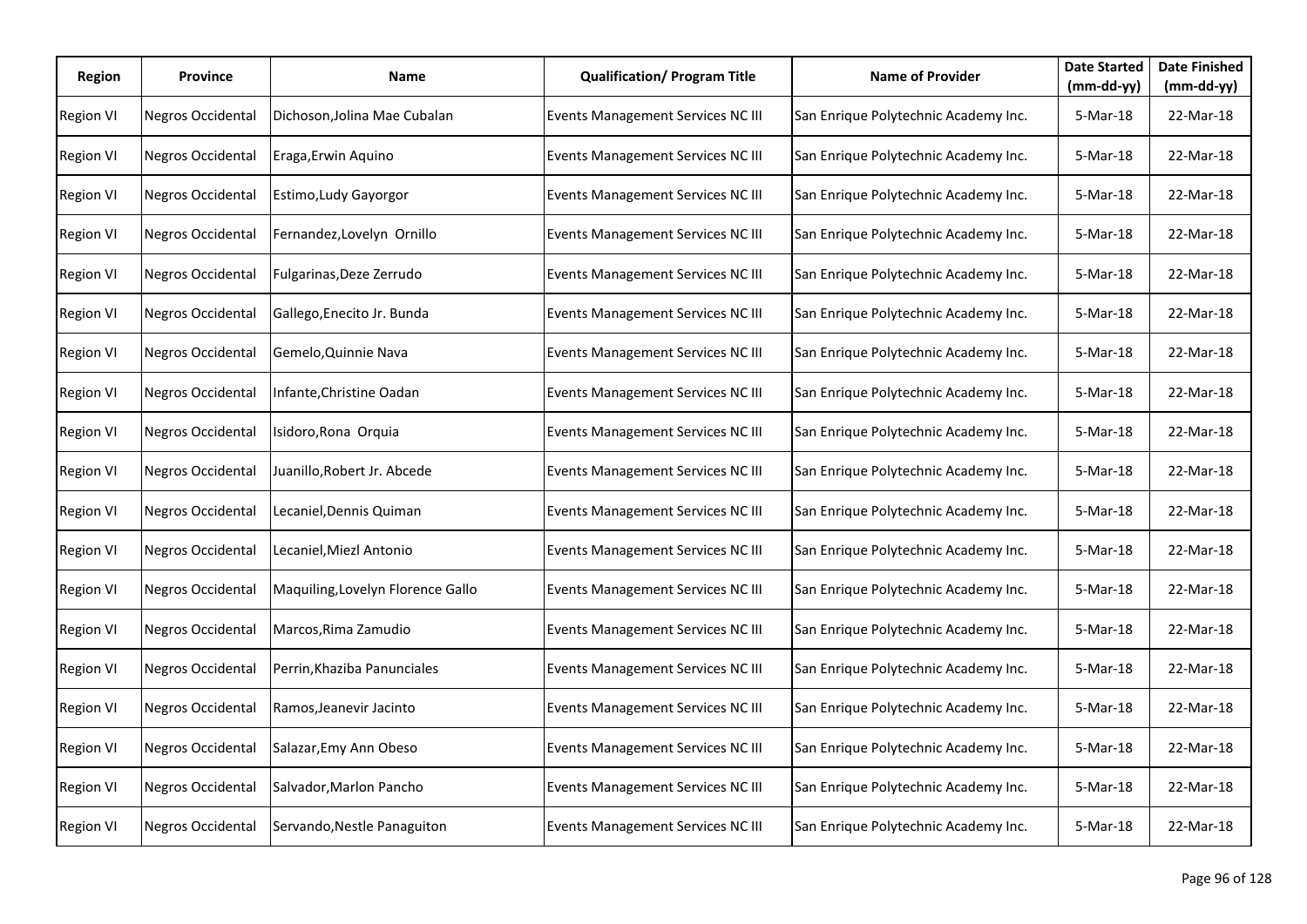| Region | Province | Name | Qualification/ Program Title | Name of Provider | Date Started (mm-dd-yy) | Date Finished (mm-dd-yy) |
|---|---|---|---|---|---|---|
| Region VI | Negros Occidental | Dichoson,Jolina Mae Cubalan | Events Management Services NC III | San Enrique Polytechnic Academy Inc. | 5-Mar-18 | 22-Mar-18 |
| Region VI | Negros Occidental | Eraga,Erwin Aquino | Events Management Services NC III | San Enrique Polytechnic Academy Inc. | 5-Mar-18 | 22-Mar-18 |
| Region VI | Negros Occidental | Estimo,Ludy Gayorgor | Events Management Services NC III | San Enrique Polytechnic Academy Inc. | 5-Mar-18 | 22-Mar-18 |
| Region VI | Negros Occidental | Fernandez,Lovelyn Ornillo | Events Management Services NC III | San Enrique Polytechnic Academy Inc. | 5-Mar-18 | 22-Mar-18 |
| Region VI | Negros Occidental | Fulgarinas,Deze Zerrudo | Events Management Services NC III | San Enrique Polytechnic Academy Inc. | 5-Mar-18 | 22-Mar-18 |
| Region VI | Negros Occidental | Gallego,Enecito Jr. Bunda | Events Management Services NC III | San Enrique Polytechnic Academy Inc. | 5-Mar-18 | 22-Mar-18 |
| Region VI | Negros Occidental | Gemelo,Quinnie Nava | Events Management Services NC III | San Enrique Polytechnic Academy Inc. | 5-Mar-18 | 22-Mar-18 |
| Region VI | Negros Occidental | Infante,Christine Oadan | Events Management Services NC III | San Enrique Polytechnic Academy Inc. | 5-Mar-18 | 22-Mar-18 |
| Region VI | Negros Occidental | Isidoro,Rona Orquia | Events Management Services NC III | San Enrique Polytechnic Academy Inc. | 5-Mar-18 | 22-Mar-18 |
| Region VI | Negros Occidental | Juanillo,Robert Jr. Abcede | Events Management Services NC III | San Enrique Polytechnic Academy Inc. | 5-Mar-18 | 22-Mar-18 |
| Region VI | Negros Occidental | Lecaniel,Dennis Quiman | Events Management Services NC III | San Enrique Polytechnic Academy Inc. | 5-Mar-18 | 22-Mar-18 |
| Region VI | Negros Occidental | Lecaniel,Miezl Antonio | Events Management Services NC III | San Enrique Polytechnic Academy Inc. | 5-Mar-18 | 22-Mar-18 |
| Region VI | Negros Occidental | Maquiling,Lovelyn Florence Gallo | Events Management Services NC III | San Enrique Polytechnic Academy Inc. | 5-Mar-18 | 22-Mar-18 |
| Region VI | Negros Occidental | Marcos,Rima Zamudio | Events Management Services NC III | San Enrique Polytechnic Academy Inc. | 5-Mar-18 | 22-Mar-18 |
| Region VI | Negros Occidental | Perrin,Khaziba Panunciales | Events Management Services NC III | San Enrique Polytechnic Academy Inc. | 5-Mar-18 | 22-Mar-18 |
| Region VI | Negros Occidental | Ramos,Jeanevir Jacinto | Events Management Services NC III | San Enrique Polytechnic Academy Inc. | 5-Mar-18 | 22-Mar-18 |
| Region VI | Negros Occidental | Salazar,Emy Ann Obeso | Events Management Services NC III | San Enrique Polytechnic Academy Inc. | 5-Mar-18 | 22-Mar-18 |
| Region VI | Negros Occidental | Salvador,Marlon Pancho | Events Management Services NC III | San Enrique Polytechnic Academy Inc. | 5-Mar-18 | 22-Mar-18 |
| Region VI | Negros Occidental | Servando,Nestle Panaguiton | Events Management Services NC III | San Enrique Polytechnic Academy Inc. | 5-Mar-18 | 22-Mar-18 |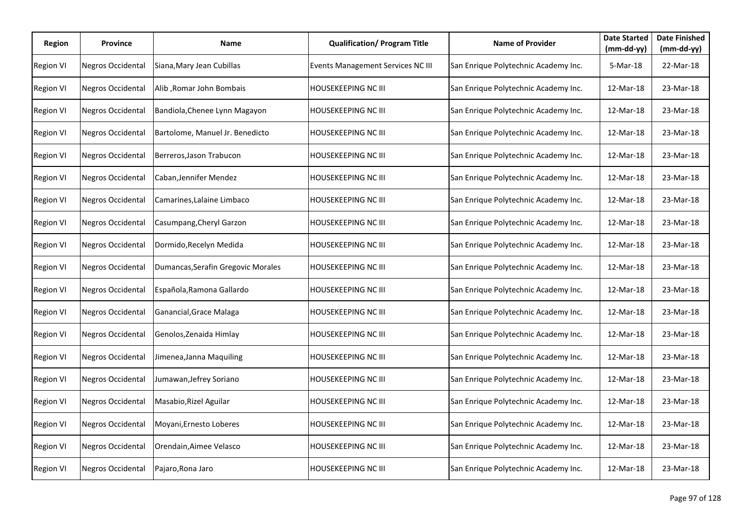| Region | Province | Name | Qualification/ Program Title | Name of Provider | Date Started (mm-dd-yy) | Date Finished (mm-dd-yy) |
|---|---|---|---|---|---|---|
| Region VI | Negros Occidental | Siana,Mary Jean Cubillas | Events Management Services NC III | San Enrique Polytechnic Academy Inc. | 5-Mar-18 | 22-Mar-18 |
| Region VI | Negros Occidental | Alib ,Romar John Bombais | HOUSEKEEPING NC III | San Enrique Polytechnic Academy Inc. | 12-Mar-18 | 23-Mar-18 |
| Region VI | Negros Occidental | Bandiola,Chenee Lynn Magayon | HOUSEKEEPING NC III | San Enrique Polytechnic Academy Inc. | 12-Mar-18 | 23-Mar-18 |
| Region VI | Negros Occidental | Bartolome, Manuel Jr. Benedicto | HOUSEKEEPING NC III | San Enrique Polytechnic Academy Inc. | 12-Mar-18 | 23-Mar-18 |
| Region VI | Negros Occidental | Berreros,Jason Trabucon | HOUSEKEEPING NC III | San Enrique Polytechnic Academy Inc. | 12-Mar-18 | 23-Mar-18 |
| Region VI | Negros Occidental | Caban,Jennifer Mendez | HOUSEKEEPING NC III | San Enrique Polytechnic Academy Inc. | 12-Mar-18 | 23-Mar-18 |
| Region VI | Negros Occidental | Camarines,Lalaine Limbaco | HOUSEKEEPING NC III | San Enrique Polytechnic Academy Inc. | 12-Mar-18 | 23-Mar-18 |
| Region VI | Negros Occidental | Casumpang,Cheryl Garzon | HOUSEKEEPING NC III | San Enrique Polytechnic Academy Inc. | 12-Mar-18 | 23-Mar-18 |
| Region VI | Negros Occidental | Dormido,Recelyn Medida | HOUSEKEEPING NC III | San Enrique Polytechnic Academy Inc. | 12-Mar-18 | 23-Mar-18 |
| Region VI | Negros Occidental | Dumancas,Serafin Gregovic Morales | HOUSEKEEPING NC III | San Enrique Polytechnic Academy Inc. | 12-Mar-18 | 23-Mar-18 |
| Region VI | Negros Occidental | Española,Ramona Gallardo | HOUSEKEEPING NC III | San Enrique Polytechnic Academy Inc. | 12-Mar-18 | 23-Mar-18 |
| Region VI | Negros Occidental | Ganancial,Grace Malaga | HOUSEKEEPING NC III | San Enrique Polytechnic Academy Inc. | 12-Mar-18 | 23-Mar-18 |
| Region VI | Negros Occidental | Genolos,Zenaida Himlay | HOUSEKEEPING NC III | San Enrique Polytechnic Academy Inc. | 12-Mar-18 | 23-Mar-18 |
| Region VI | Negros Occidental | Jimenea,Janna Maquiling | HOUSEKEEPING NC III | San Enrique Polytechnic Academy Inc. | 12-Mar-18 | 23-Mar-18 |
| Region VI | Negros Occidental | Jumawan,Jefrey Soriano | HOUSEKEEPING NC III | San Enrique Polytechnic Academy Inc. | 12-Mar-18 | 23-Mar-18 |
| Region VI | Negros Occidental | Masabio,Rizel Aguilar | HOUSEKEEPING NC III | San Enrique Polytechnic Academy Inc. | 12-Mar-18 | 23-Mar-18 |
| Region VI | Negros Occidental | Moyani,Ernesto Loberes | HOUSEKEEPING NC III | San Enrique Polytechnic Academy Inc. | 12-Mar-18 | 23-Mar-18 |
| Region VI | Negros Occidental | Orendain,Aimee Velasco | HOUSEKEEPING NC III | San Enrique Polytechnic Academy Inc. | 12-Mar-18 | 23-Mar-18 |
| Region VI | Negros Occidental | Pajaro,Rona Jaro | HOUSEKEEPING NC III | San Enrique Polytechnic Academy Inc. | 12-Mar-18 | 23-Mar-18 |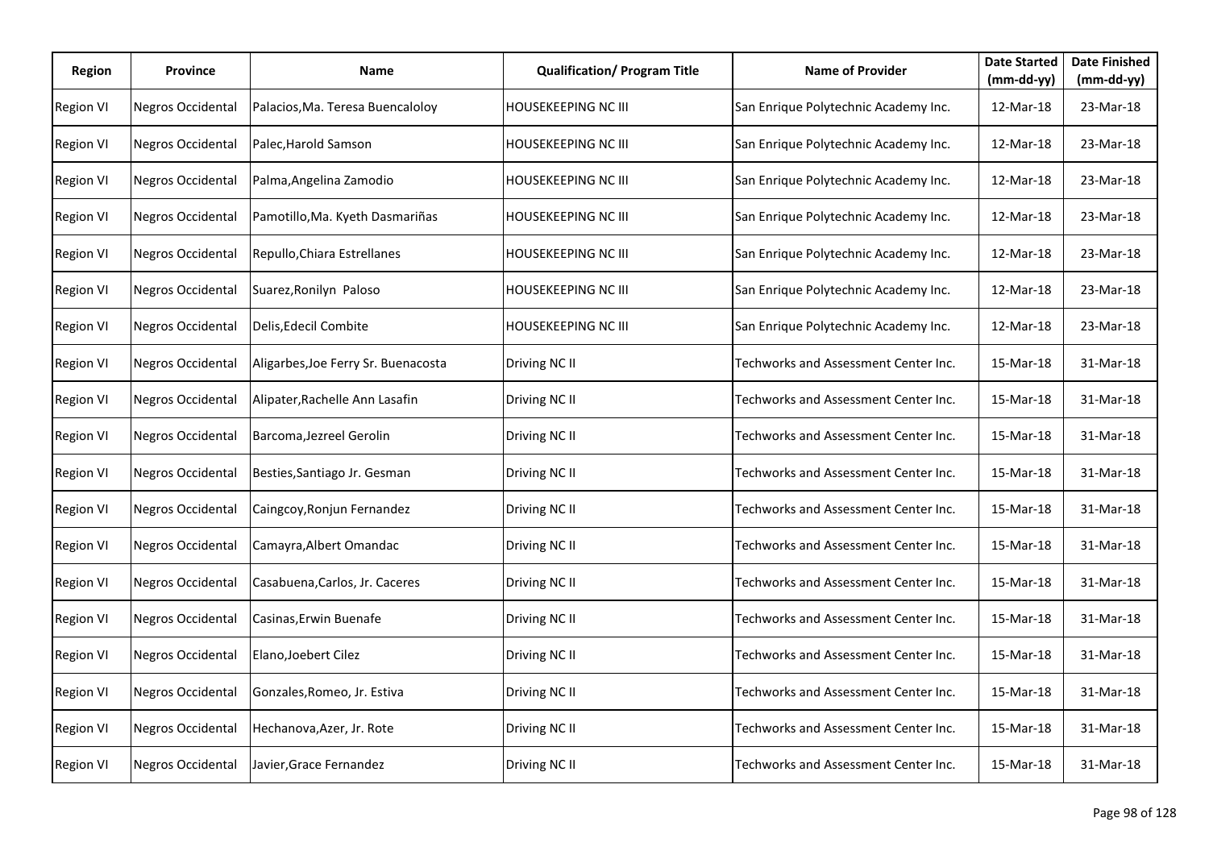| Region | Province | Name | Qualification/ Program Title | Name of Provider | Date Started (mm-dd-yy) | Date Finished (mm-dd-yy) |
|---|---|---|---|---|---|---|
| Region VI | Negros Occidental | Palacios,Ma. Teresa Buencaloloy | HOUSEKEEPING NC III | San Enrique Polytechnic Academy Inc. | 12-Mar-18 | 23-Mar-18 |
| Region VI | Negros Occidental | Palec,Harold Samson | HOUSEKEEPING NC III | San Enrique Polytechnic Academy Inc. | 12-Mar-18 | 23-Mar-18 |
| Region VI | Negros Occidental | Palma,Angelina Zamodio | HOUSEKEEPING NC III | San Enrique Polytechnic Academy Inc. | 12-Mar-18 | 23-Mar-18 |
| Region VI | Negros Occidental | Pamotillo,Ma. Kyeth Dasmariñas | HOUSEKEEPING NC III | San Enrique Polytechnic Academy Inc. | 12-Mar-18 | 23-Mar-18 |
| Region VI | Negros Occidental | Repullo,Chiara Estrellanes | HOUSEKEEPING NC III | San Enrique Polytechnic Academy Inc. | 12-Mar-18 | 23-Mar-18 |
| Region VI | Negros Occidental | Suarez,Ronilyn Paloso | HOUSEKEEPING NC III | San Enrique Polytechnic Academy Inc. | 12-Mar-18 | 23-Mar-18 |
| Region VI | Negros Occidental | Delis,Edecil Combite | HOUSEKEEPING NC III | San Enrique Polytechnic Academy Inc. | 12-Mar-18 | 23-Mar-18 |
| Region VI | Negros Occidental | Aligarbes,Joe Ferry Sr. Buenacosta | Driving NC II | Techworks and Assessment Center Inc. | 15-Mar-18 | 31-Mar-18 |
| Region VI | Negros Occidental | Alipater,Rachelle Ann Lasafin | Driving NC II | Techworks and Assessment Center Inc. | 15-Mar-18 | 31-Mar-18 |
| Region VI | Negros Occidental | Barcoma,Jezreel Gerolin | Driving NC II | Techworks and Assessment Center Inc. | 15-Mar-18 | 31-Mar-18 |
| Region VI | Negros Occidental | Besties,Santiago Jr. Gesman | Driving NC II | Techworks and Assessment Center Inc. | 15-Mar-18 | 31-Mar-18 |
| Region VI | Negros Occidental | Caingcoy,Ronjun Fernandez | Driving NC II | Techworks and Assessment Center Inc. | 15-Mar-18 | 31-Mar-18 |
| Region VI | Negros Occidental | Camayra,Albert Omandac | Driving NC II | Techworks and Assessment Center Inc. | 15-Mar-18 | 31-Mar-18 |
| Region VI | Negros Occidental | Casabuena,Carlos, Jr. Caceres | Driving NC II | Techworks and Assessment Center Inc. | 15-Mar-18 | 31-Mar-18 |
| Region VI | Negros Occidental | Casinas,Erwin Buenafe | Driving NC II | Techworks and Assessment Center Inc. | 15-Mar-18 | 31-Mar-18 |
| Region VI | Negros Occidental | Elano,Joebert Cilez | Driving NC II | Techworks and Assessment Center Inc. | 15-Mar-18 | 31-Mar-18 |
| Region VI | Negros Occidental | Gonzales,Romeo, Jr. Estiva | Driving NC II | Techworks and Assessment Center Inc. | 15-Mar-18 | 31-Mar-18 |
| Region VI | Negros Occidental | Hechanova,Azer, Jr. Rote | Driving NC II | Techworks and Assessment Center Inc. | 15-Mar-18 | 31-Mar-18 |
| Region VI | Negros Occidental | Javier,Grace Fernandez | Driving NC II | Techworks and Assessment Center Inc. | 15-Mar-18 | 31-Mar-18 |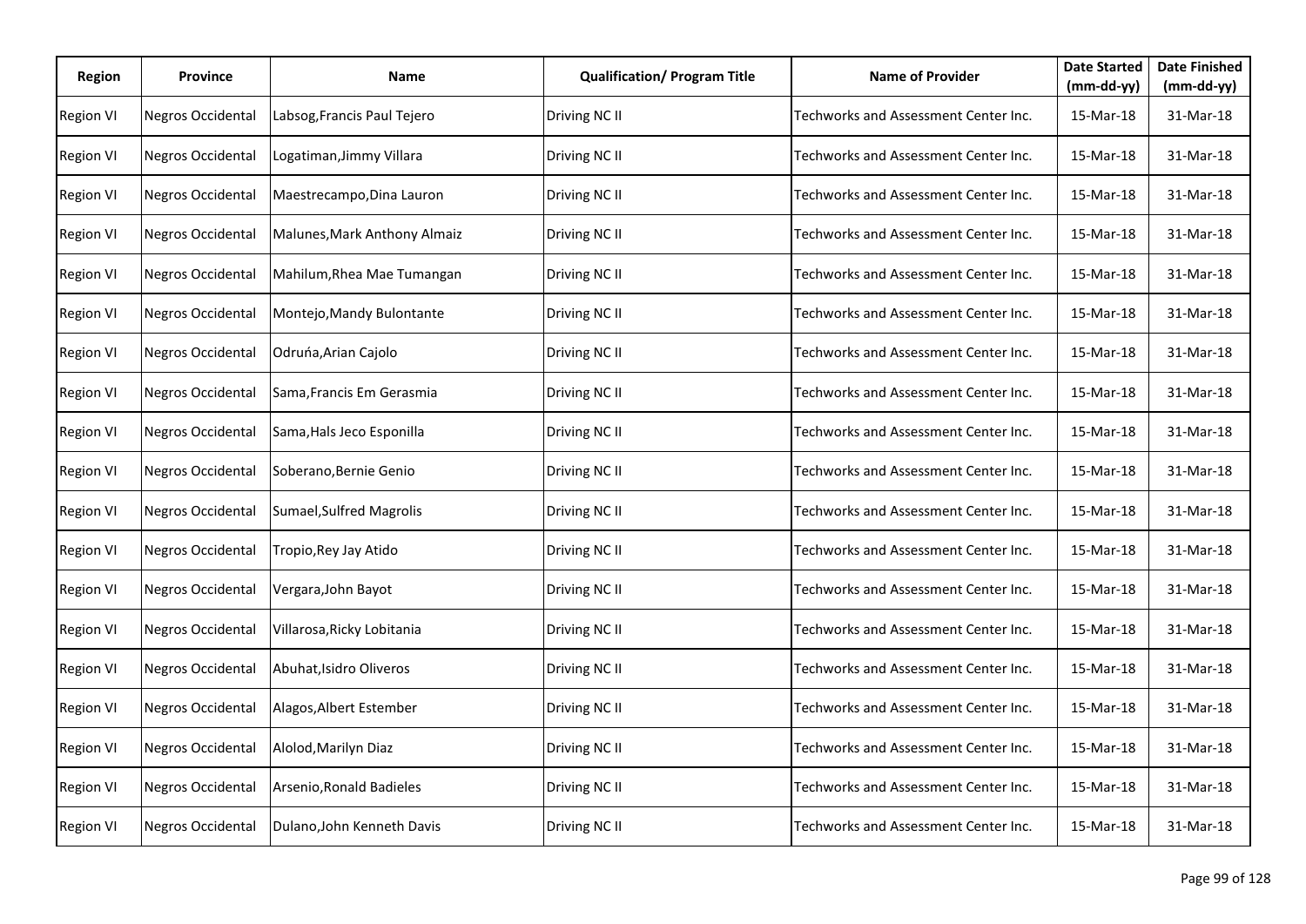| Region | Province | Name | Qualification/ Program Title | Name of Provider | Date Started (mm-dd-yy) | Date Finished (mm-dd-yy) |
|---|---|---|---|---|---|---|
| Region VI | Negros Occidental | Labsog,Francis Paul Tejero | Driving NC II | Techworks and Assessment Center Inc. | 15-Mar-18 | 31-Mar-18 |
| Region VI | Negros Occidental | Logatiman,Jimmy Villara | Driving NC II | Techworks and Assessment Center Inc. | 15-Mar-18 | 31-Mar-18 |
| Region VI | Negros Occidental | Maestrecampo,Dina Lauron | Driving NC II | Techworks and Assessment Center Inc. | 15-Mar-18 | 31-Mar-18 |
| Region VI | Negros Occidental | Malunes,Mark Anthony Almaiz | Driving NC II | Techworks and Assessment Center Inc. | 15-Mar-18 | 31-Mar-18 |
| Region VI | Negros Occidental | Mahilum,Rhea Mae Tumangan | Driving NC II | Techworks and Assessment Center Inc. | 15-Mar-18 | 31-Mar-18 |
| Region VI | Negros Occidental | Montejo,Mandy Bulontante | Driving NC II | Techworks and Assessment Center Inc. | 15-Mar-18 | 31-Mar-18 |
| Region VI | Negros Occidental | Odruńa,Arian Cajolo | Driving NC II | Techworks and Assessment Center Inc. | 15-Mar-18 | 31-Mar-18 |
| Region VI | Negros Occidental | Sama,Francis Em Gerasmia | Driving NC II | Techworks and Assessment Center Inc. | 15-Mar-18 | 31-Mar-18 |
| Region VI | Negros Occidental | Sama,Hals Jeco Esponilla | Driving NC II | Techworks and Assessment Center Inc. | 15-Mar-18 | 31-Mar-18 |
| Region VI | Negros Occidental | Soberano,Bernie Genio | Driving NC II | Techworks and Assessment Center Inc. | 15-Mar-18 | 31-Mar-18 |
| Region VI | Negros Occidental | Sumael,Sulfred Magrolis | Driving NC II | Techworks and Assessment Center Inc. | 15-Mar-18 | 31-Mar-18 |
| Region VI | Negros Occidental | Tropio,Rey Jay Atido | Driving NC II | Techworks and Assessment Center Inc. | 15-Mar-18 | 31-Mar-18 |
| Region VI | Negros Occidental | Vergara,John Bayot | Driving NC II | Techworks and Assessment Center Inc. | 15-Mar-18 | 31-Mar-18 |
| Region VI | Negros Occidental | Villarosa,Ricky Lobitania | Driving NC II | Techworks and Assessment Center Inc. | 15-Mar-18 | 31-Mar-18 |
| Region VI | Negros Occidental | Abuhat,Isidro Oliveros | Driving NC II | Techworks and Assessment Center Inc. | 15-Mar-18 | 31-Mar-18 |
| Region VI | Negros Occidental | Alagos,Albert Estember | Driving NC II | Techworks and Assessment Center Inc. | 15-Mar-18 | 31-Mar-18 |
| Region VI | Negros Occidental | Alolod,Marilyn Diaz | Driving NC II | Techworks and Assessment Center Inc. | 15-Mar-18 | 31-Mar-18 |
| Region VI | Negros Occidental | Arsenio,Ronald Badieles | Driving NC II | Techworks and Assessment Center Inc. | 15-Mar-18 | 31-Mar-18 |
| Region VI | Negros Occidental | Dulano,John Kenneth Davis | Driving NC II | Techworks and Assessment Center Inc. | 15-Mar-18 | 31-Mar-18 |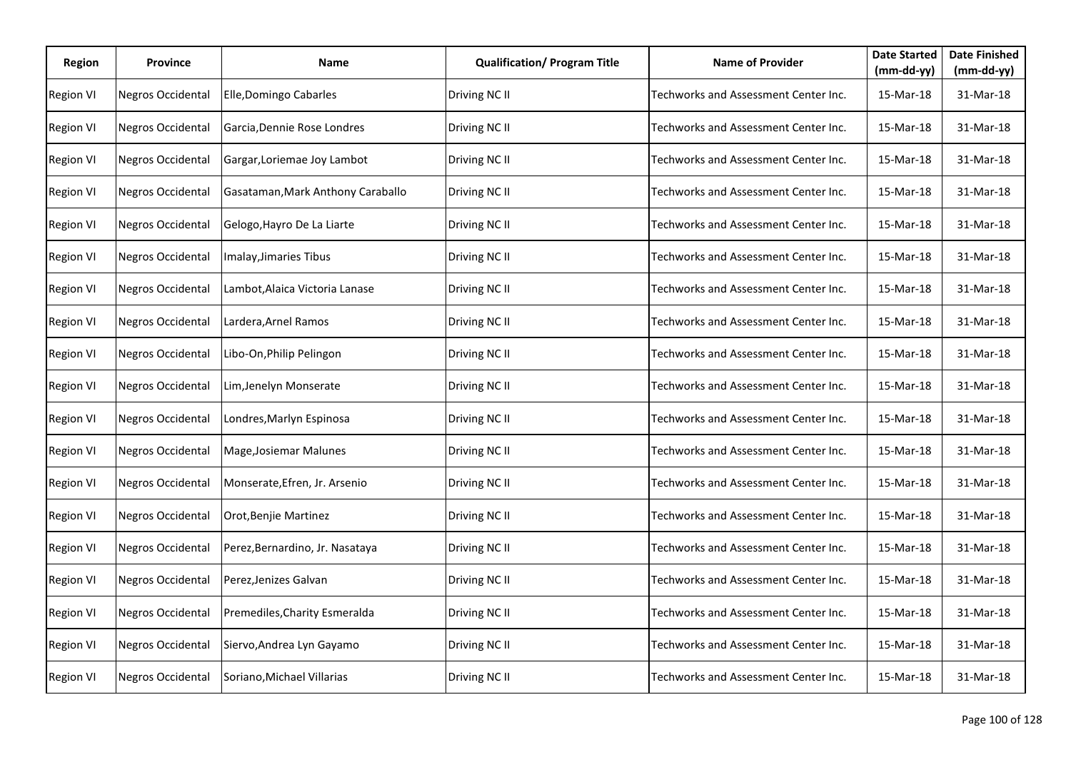| Region | Province | Name | Qualification/ Program Title | Name of Provider | Date Started (mm-dd-yy) | Date Finished (mm-dd-yy) |
|---|---|---|---|---|---|---|
| Region VI | Negros Occidental | Elle,Domingo Cabarles | Driving NC II | Techworks and Assessment Center Inc. | 15-Mar-18 | 31-Mar-18 |
| Region VI | Negros Occidental | Garcia,Dennie Rose Londres | Driving NC II | Techworks and Assessment Center Inc. | 15-Mar-18 | 31-Mar-18 |
| Region VI | Negros Occidental | Gargar,Loriemae Joy Lambot | Driving NC II | Techworks and Assessment Center Inc. | 15-Mar-18 | 31-Mar-18 |
| Region VI | Negros Occidental | Gasataman,Mark Anthony Caraballo | Driving NC II | Techworks and Assessment Center Inc. | 15-Mar-18 | 31-Mar-18 |
| Region VI | Negros Occidental | Gelogo,Hayro De La Liarte | Driving NC II | Techworks and Assessment Center Inc. | 15-Mar-18 | 31-Mar-18 |
| Region VI | Negros Occidental | Imalay,Jimaries Tibus | Driving NC II | Techworks and Assessment Center Inc. | 15-Mar-18 | 31-Mar-18 |
| Region VI | Negros Occidental | Lambot,Alaica Victoria Lanase | Driving NC II | Techworks and Assessment Center Inc. | 15-Mar-18 | 31-Mar-18 |
| Region VI | Negros Occidental | Lardera,Arnel Ramos | Driving NC II | Techworks and Assessment Center Inc. | 15-Mar-18 | 31-Mar-18 |
| Region VI | Negros Occidental | Libo-On,Philip Pelingon | Driving NC II | Techworks and Assessment Center Inc. | 15-Mar-18 | 31-Mar-18 |
| Region VI | Negros Occidental | Lim,Jenelyn Monserate | Driving NC II | Techworks and Assessment Center Inc. | 15-Mar-18 | 31-Mar-18 |
| Region VI | Negros Occidental | Londres,Marlyn Espinosa | Driving NC II | Techworks and Assessment Center Inc. | 15-Mar-18 | 31-Mar-18 |
| Region VI | Negros Occidental | Mage,Josiemar Malunes | Driving NC II | Techworks and Assessment Center Inc. | 15-Mar-18 | 31-Mar-18 |
| Region VI | Negros Occidental | Monserate,Efren, Jr. Arsenio | Driving NC II | Techworks and Assessment Center Inc. | 15-Mar-18 | 31-Mar-18 |
| Region VI | Negros Occidental | Orot,Benjie Martinez | Driving NC II | Techworks and Assessment Center Inc. | 15-Mar-18 | 31-Mar-18 |
| Region VI | Negros Occidental | Perez,Bernardino, Jr. Nasataya | Driving NC II | Techworks and Assessment Center Inc. | 15-Mar-18 | 31-Mar-18 |
| Region VI | Negros Occidental | Perez,Jenizes Galvan | Driving NC II | Techworks and Assessment Center Inc. | 15-Mar-18 | 31-Mar-18 |
| Region VI | Negros Occidental | Premediles,Charity Esmeralda | Driving NC II | Techworks and Assessment Center Inc. | 15-Mar-18 | 31-Mar-18 |
| Region VI | Negros Occidental | Siervo,Andrea Lyn Gayamo | Driving NC II | Techworks and Assessment Center Inc. | 15-Mar-18 | 31-Mar-18 |
| Region VI | Negros Occidental | Soriano,Michael Villarias | Driving NC II | Techworks and Assessment Center Inc. | 15-Mar-18 | 31-Mar-18 |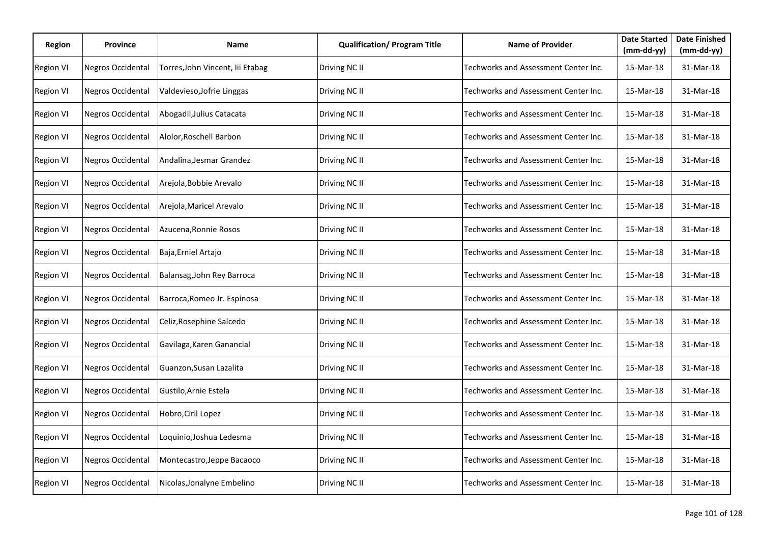| Region | Province | Name | Qualification/ Program Title | Name of Provider | Date Started (mm-dd-yy) | Date Finished (mm-dd-yy) |
|---|---|---|---|---|---|---|
| Region VI | Negros Occidental | Torres,John Vincent, Iii Etabag | Driving NC II | Techworks and Assessment Center Inc. | 15-Mar-18 | 31-Mar-18 |
| Region VI | Negros Occidental | Valdevieso,Jofrie Linggas | Driving NC II | Techworks and Assessment Center Inc. | 15-Mar-18 | 31-Mar-18 |
| Region VI | Negros Occidental | Abogadil,Julius Catacata | Driving NC II | Techworks and Assessment Center Inc. | 15-Mar-18 | 31-Mar-18 |
| Region VI | Negros Occidental | Alolor,Roschell Barbon | Driving NC II | Techworks and Assessment Center Inc. | 15-Mar-18 | 31-Mar-18 |
| Region VI | Negros Occidental | Andalina,Jesmar Grandez | Driving NC II | Techworks and Assessment Center Inc. | 15-Mar-18 | 31-Mar-18 |
| Region VI | Negros Occidental | Arejola,Bobbie Arevalo | Driving NC II | Techworks and Assessment Center Inc. | 15-Mar-18 | 31-Mar-18 |
| Region VI | Negros Occidental | Arejola,Maricel Arevalo | Driving NC II | Techworks and Assessment Center Inc. | 15-Mar-18 | 31-Mar-18 |
| Region VI | Negros Occidental | Azucena,Ronnie Rosos | Driving NC II | Techworks and Assessment Center Inc. | 15-Mar-18 | 31-Mar-18 |
| Region VI | Negros Occidental | Baja,Erniel Artajo | Driving NC II | Techworks and Assessment Center Inc. | 15-Mar-18 | 31-Mar-18 |
| Region VI | Negros Occidental | Balansag,John Rey Barroca | Driving NC II | Techworks and Assessment Center Inc. | 15-Mar-18 | 31-Mar-18 |
| Region VI | Negros Occidental | Barroca,Romeo Jr. Espinosa | Driving NC II | Techworks and Assessment Center Inc. | 15-Mar-18 | 31-Mar-18 |
| Region VI | Negros Occidental | Celiz,Rosephine Salcedo | Driving NC II | Techworks and Assessment Center Inc. | 15-Mar-18 | 31-Mar-18 |
| Region VI | Negros Occidental | Gavilaga,Karen Ganancial | Driving NC II | Techworks and Assessment Center Inc. | 15-Mar-18 | 31-Mar-18 |
| Region VI | Negros Occidental | Guanzon,Susan Lazalita | Driving NC II | Techworks and Assessment Center Inc. | 15-Mar-18 | 31-Mar-18 |
| Region VI | Negros Occidental | Gustilo,Arnie Estela | Driving NC II | Techworks and Assessment Center Inc. | 15-Mar-18 | 31-Mar-18 |
| Region VI | Negros Occidental | Hobro,Ciril Lopez | Driving NC II | Techworks and Assessment Center Inc. | 15-Mar-18 | 31-Mar-18 |
| Region VI | Negros Occidental | Loquinio,Joshua Ledesma | Driving NC II | Techworks and Assessment Center Inc. | 15-Mar-18 | 31-Mar-18 |
| Region VI | Negros Occidental | Montecastro,Jeppe Bacaoco | Driving NC II | Techworks and Assessment Center Inc. | 15-Mar-18 | 31-Mar-18 |
| Region VI | Negros Occidental | Nicolas,Jonalyne Embelino | Driving NC II | Techworks and Assessment Center Inc. | 15-Mar-18 | 31-Mar-18 |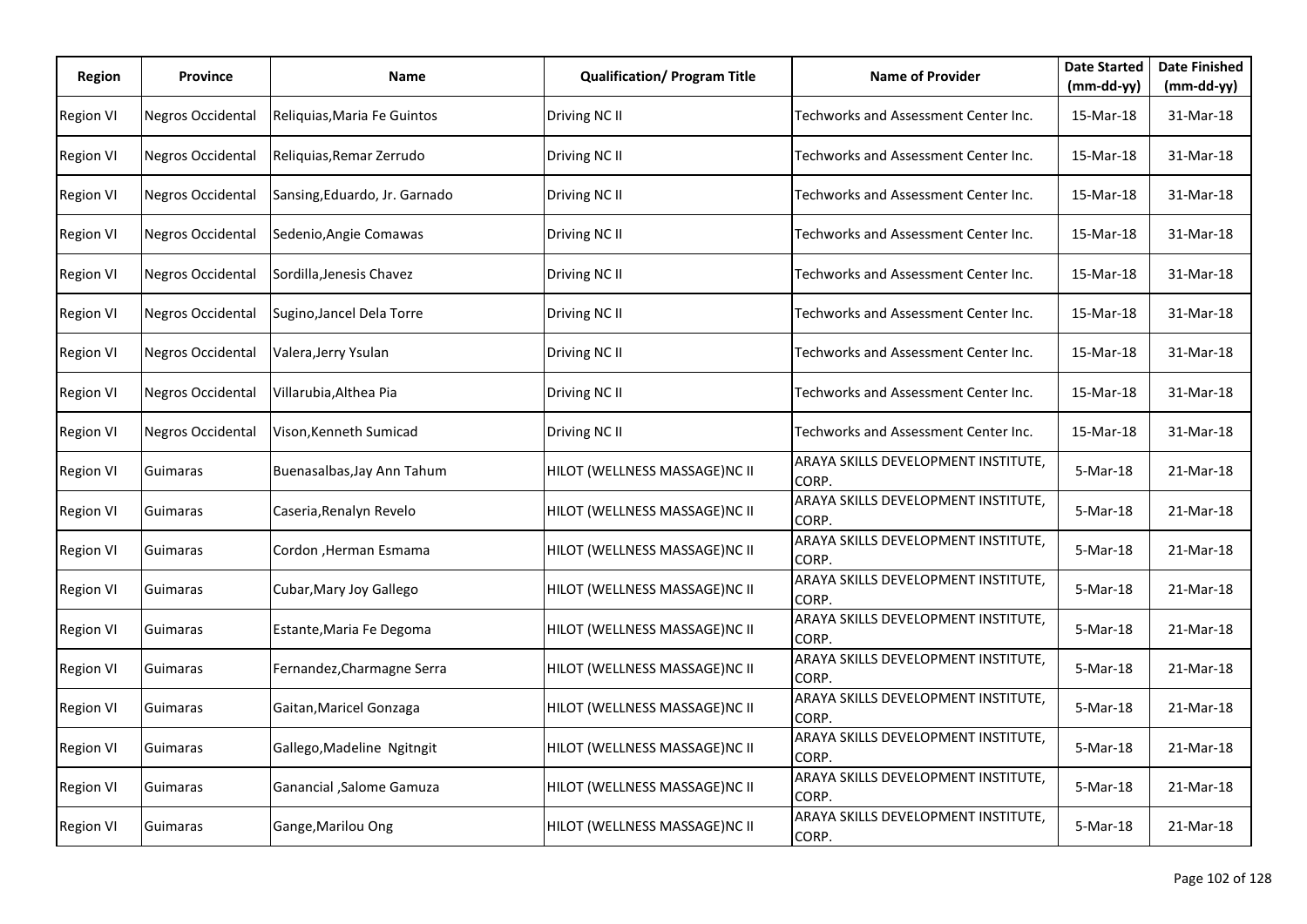| Region | Province | Name | Qualification/ Program Title | Name of Provider | Date Started (mm-dd-yy) | Date Finished (mm-dd-yy) |
|---|---|---|---|---|---|---|
| Region VI | Negros Occidental | Reliquias,Maria Fe Guintos | Driving NC II | Techworks and Assessment Center Inc. | 15-Mar-18 | 31-Mar-18 |
| Region VI | Negros Occidental | Reliquias,Remar Zerrudo | Driving NC II | Techworks and Assessment Center Inc. | 15-Mar-18 | 31-Mar-18 |
| Region VI | Negros Occidental | Sansing,Eduardo, Jr. Garnado | Driving NC II | Techworks and Assessment Center Inc. | 15-Mar-18 | 31-Mar-18 |
| Region VI | Negros Occidental | Sedenio,Angie Comawas | Driving NC II | Techworks and Assessment Center Inc. | 15-Mar-18 | 31-Mar-18 |
| Region VI | Negros Occidental | Sordilla,Jenesis Chavez | Driving NC II | Techworks and Assessment Center Inc. | 15-Mar-18 | 31-Mar-18 |
| Region VI | Negros Occidental | Sugino,Jancel Dela Torre | Driving NC II | Techworks and Assessment Center Inc. | 15-Mar-18 | 31-Mar-18 |
| Region VI | Negros Occidental | Valera,Jerry Ysulan | Driving NC II | Techworks and Assessment Center Inc. | 15-Mar-18 | 31-Mar-18 |
| Region VI | Negros Occidental | Villarubia,Althea Pia | Driving NC II | Techworks and Assessment Center Inc. | 15-Mar-18 | 31-Mar-18 |
| Region VI | Negros Occidental | Vison,Kenneth Sumicad | Driving NC II | Techworks and Assessment Center Inc. | 15-Mar-18 | 31-Mar-18 |
| Region VI | Guimaras | Buenasalbas,Jay Ann Tahum | HILOT (WELLNESS MASSAGE)NC II | ARAYA SKILLS DEVELOPMENT INSTITUTE, CORP. | 5-Mar-18 | 21-Mar-18 |
| Region VI | Guimaras | Caseria,Renalyn Revelo | HILOT (WELLNESS MASSAGE)NC II | ARAYA SKILLS DEVELOPMENT INSTITUTE, CORP. | 5-Mar-18 | 21-Mar-18 |
| Region VI | Guimaras | Cordon ,Herman Esmama | HILOT (WELLNESS MASSAGE)NC II | ARAYA SKILLS DEVELOPMENT INSTITUTE, CORP. | 5-Mar-18 | 21-Mar-18 |
| Region VI | Guimaras | Cubar,Mary Joy Gallego | HILOT (WELLNESS MASSAGE)NC II | ARAYA SKILLS DEVELOPMENT INSTITUTE, CORP. | 5-Mar-18 | 21-Mar-18 |
| Region VI | Guimaras | Estante,Maria Fe Degoma | HILOT (WELLNESS MASSAGE)NC II | ARAYA SKILLS DEVELOPMENT INSTITUTE, CORP. | 5-Mar-18 | 21-Mar-18 |
| Region VI | Guimaras | Fernandez,Charmagne Serra | HILOT (WELLNESS MASSAGE)NC II | ARAYA SKILLS DEVELOPMENT INSTITUTE, CORP. | 5-Mar-18 | 21-Mar-18 |
| Region VI | Guimaras | Gaitan,Maricel Gonzaga | HILOT (WELLNESS MASSAGE)NC II | ARAYA SKILLS DEVELOPMENT INSTITUTE, CORP. | 5-Mar-18 | 21-Mar-18 |
| Region VI | Guimaras | Gallego,Madeline Ngitngit | HILOT (WELLNESS MASSAGE)NC II | ARAYA SKILLS DEVELOPMENT INSTITUTE, CORP. | 5-Mar-18 | 21-Mar-18 |
| Region VI | Guimaras | Ganancial ,Salome Gamuza | HILOT (WELLNESS MASSAGE)NC II | ARAYA SKILLS DEVELOPMENT INSTITUTE, CORP. | 5-Mar-18 | 21-Mar-18 |
| Region VI | Guimaras | Gange,Marilou Ong | HILOT (WELLNESS MASSAGE)NC II | ARAYA SKILLS DEVELOPMENT INSTITUTE, CORP. | 5-Mar-18 | 21-Mar-18 |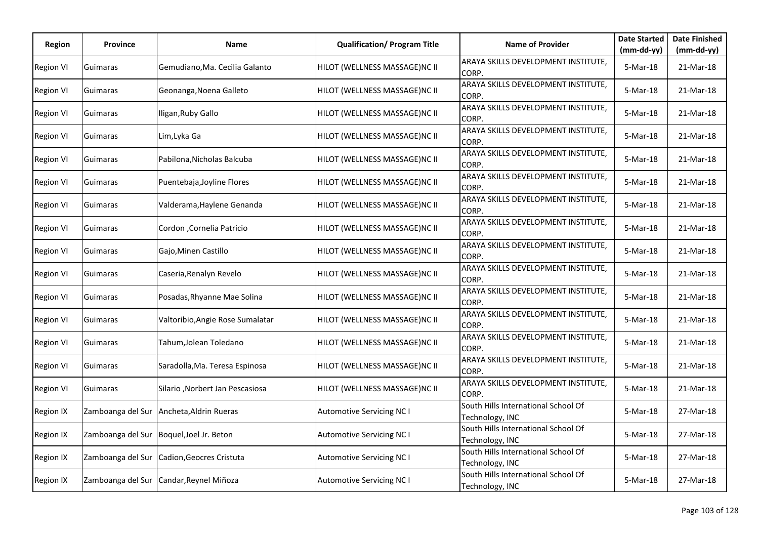| Region | Province | Name | Qualification/ Program Title | Name of Provider | Date Started (mm-dd-yy) | Date Finished (mm-dd-yy) |
|---|---|---|---|---|---|---|
| Region VI | Guimaras | Gemudiano,Ma. Cecilia Galanto | HILOT (WELLNESS MASSAGE)NC II | ARAYA SKILLS DEVELOPMENT INSTITUTE, CORP. | 5-Mar-18 | 21-Mar-18 |
| Region VI | Guimaras | Geonanga,Noena Galleto | HILOT (WELLNESS MASSAGE)NC II | ARAYA SKILLS DEVELOPMENT INSTITUTE, CORP. | 5-Mar-18 | 21-Mar-18 |
| Region VI | Guimaras | Iligan,Ruby Gallo | HILOT (WELLNESS MASSAGE)NC II | ARAYA SKILLS DEVELOPMENT INSTITUTE, CORP. | 5-Mar-18 | 21-Mar-18 |
| Region VI | Guimaras | Lim,Lyka Ga | HILOT (WELLNESS MASSAGE)NC II | ARAYA SKILLS DEVELOPMENT INSTITUTE, CORP. | 5-Mar-18 | 21-Mar-18 |
| Region VI | Guimaras | Pabilona,Nicholas Balcuba | HILOT (WELLNESS MASSAGE)NC II | ARAYA SKILLS DEVELOPMENT INSTITUTE, CORP. | 5-Mar-18 | 21-Mar-18 |
| Region VI | Guimaras | Puentebaja,Joyline Flores | HILOT (WELLNESS MASSAGE)NC II | ARAYA SKILLS DEVELOPMENT INSTITUTE, CORP. | 5-Mar-18 | 21-Mar-18 |
| Region VI | Guimaras | Valderama,Haylene Genanda | HILOT (WELLNESS MASSAGE)NC II | ARAYA SKILLS DEVELOPMENT INSTITUTE, CORP. | 5-Mar-18 | 21-Mar-18 |
| Region VI | Guimaras | Cordon ,Cornelia Patricio | HILOT (WELLNESS MASSAGE)NC II | ARAYA SKILLS DEVELOPMENT INSTITUTE, CORP. | 5-Mar-18 | 21-Mar-18 |
| Region VI | Guimaras | Gajo,Minen Castillo | HILOT (WELLNESS MASSAGE)NC II | ARAYA SKILLS DEVELOPMENT INSTITUTE, CORP. | 5-Mar-18 | 21-Mar-18 |
| Region VI | Guimaras | Caseria,Renalyn Revelo | HILOT (WELLNESS MASSAGE)NC II | ARAYA SKILLS DEVELOPMENT INSTITUTE, CORP. | 5-Mar-18 | 21-Mar-18 |
| Region VI | Guimaras | Posadas,Rhyanne Mae Solina | HILOT (WELLNESS MASSAGE)NC II | ARAYA SKILLS DEVELOPMENT INSTITUTE, CORP. | 5-Mar-18 | 21-Mar-18 |
| Region VI | Guimaras | Valtoribio,Angie Rose Sumalatar | HILOT (WELLNESS MASSAGE)NC II | ARAYA SKILLS DEVELOPMENT INSTITUTE, CORP. | 5-Mar-18 | 21-Mar-18 |
| Region VI | Guimaras | Tahum,Jolean Toledano | HILOT (WELLNESS MASSAGE)NC II | ARAYA SKILLS DEVELOPMENT INSTITUTE, CORP. | 5-Mar-18 | 21-Mar-18 |
| Region VI | Guimaras | Saradolla,Ma. Teresa Espinosa | HILOT (WELLNESS MASSAGE)NC II | ARAYA SKILLS DEVELOPMENT INSTITUTE, CORP. | 5-Mar-18 | 21-Mar-18 |
| Region VI | Guimaras | Silario ,Norbert Jan Pescasiosa | HILOT (WELLNESS MASSAGE)NC II | ARAYA SKILLS DEVELOPMENT INSTITUTE, CORP. | 5-Mar-18 | 21-Mar-18 |
| Region IX | Zamboanga del Sur | Ancheta,Aldrin Rueras | Automotive Servicing NC I | South Hills International School Of Technology, INC | 5-Mar-18 | 27-Mar-18 |
| Region IX | Zamboanga del Sur | Boquel,Joel Jr. Beton | Automotive Servicing NC I | South Hills International School Of Technology, INC | 5-Mar-18 | 27-Mar-18 |
| Region IX | Zamboanga del Sur | Cadion,Geocres Cristuta | Automotive Servicing NC I | South Hills International School Of Technology, INC | 5-Mar-18 | 27-Mar-18 |
| Region IX | Zamboanga del Sur | Candar,Reynel Miñoza | Automotive Servicing NC I | South Hills International School Of Technology, INC | 5-Mar-18 | 27-Mar-18 |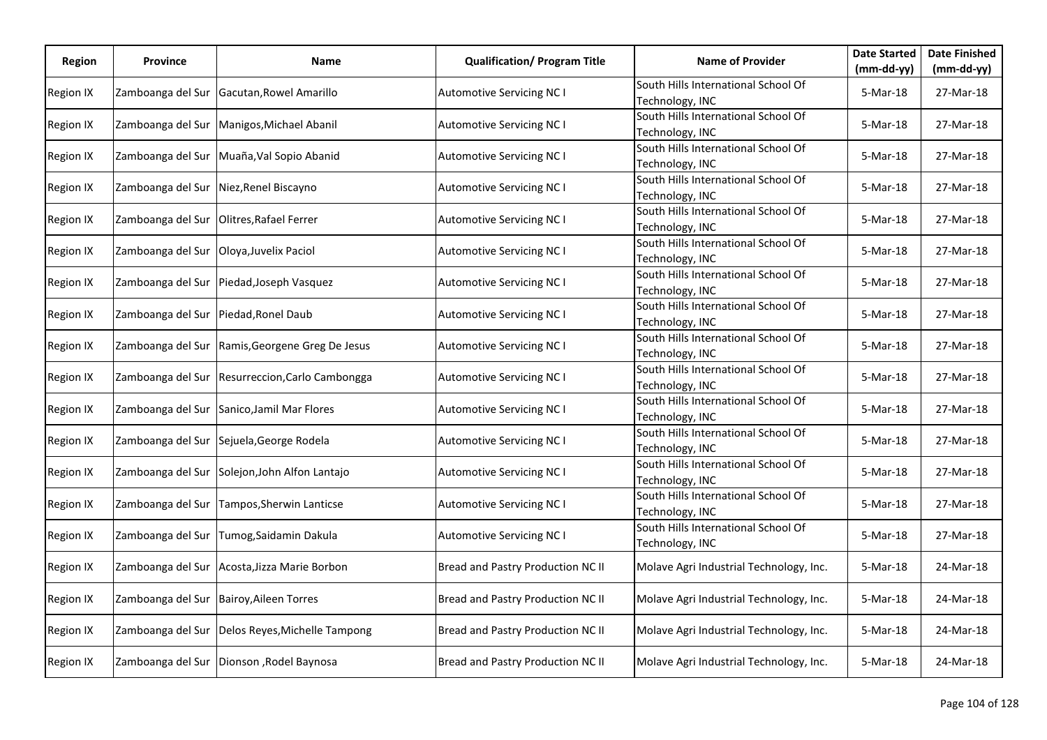| Region | Province | Name | Qualification/ Program Title | Name of Provider | Date Started (mm-dd-yy) | Date Finished (mm-dd-yy) |
|---|---|---|---|---|---|---|
| Region IX | Zamboanga del Sur | Gacutan,Rowel Amarillo | Automotive Servicing NC I | South Hills International School Of Technology, INC | 5-Mar-18 | 27-Mar-18 |
| Region IX | Zamboanga del Sur | Manigos,Michael Abanil | Automotive Servicing NC I | South Hills International School Of Technology, INC | 5-Mar-18 | 27-Mar-18 |
| Region IX | Zamboanga del Sur | Muaña,Val Sopio Abanid | Automotive Servicing NC I | South Hills International School Of Technology, INC | 5-Mar-18 | 27-Mar-18 |
| Region IX | Zamboanga del Sur | Niez,Renel Biscayno | Automotive Servicing NC I | South Hills International School Of Technology, INC | 5-Mar-18 | 27-Mar-18 |
| Region IX | Zamboanga del Sur | Olitres,Rafael Ferrer | Automotive Servicing NC I | South Hills International School Of Technology, INC | 5-Mar-18 | 27-Mar-18 |
| Region IX | Zamboanga del Sur | Oloya,Juvelix Paciol | Automotive Servicing NC I | South Hills International School Of Technology, INC | 5-Mar-18 | 27-Mar-18 |
| Region IX | Zamboanga del Sur | Piedad,Joseph Vasquez | Automotive Servicing NC I | South Hills International School Of Technology, INC | 5-Mar-18 | 27-Mar-18 |
| Region IX | Zamboanga del Sur | Piedad,Ronel Daub | Automotive Servicing NC I | South Hills International School Of Technology, INC | 5-Mar-18 | 27-Mar-18 |
| Region IX | Zamboanga del Sur | Ramis,Georgene Greg De Jesus | Automotive Servicing NC I | South Hills International School Of Technology, INC | 5-Mar-18 | 27-Mar-18 |
| Region IX | Zamboanga del Sur | Resurreccion,Carlo Cambongga | Automotive Servicing NC I | South Hills International School Of Technology, INC | 5-Mar-18 | 27-Mar-18 |
| Region IX | Zamboanga del Sur | Sanico,Jamil Mar Flores | Automotive Servicing NC I | South Hills International School Of Technology, INC | 5-Mar-18 | 27-Mar-18 |
| Region IX | Zamboanga del Sur | Sejuela,George Rodela | Automotive Servicing NC I | South Hills International School Of Technology, INC | 5-Mar-18 | 27-Mar-18 |
| Region IX | Zamboanga del Sur | Solejon,John Alfon Lantajo | Automotive Servicing NC I | South Hills International School Of Technology, INC | 5-Mar-18 | 27-Mar-18 |
| Region IX | Zamboanga del Sur | Tampos,Sherwin Lanticse | Automotive Servicing NC I | South Hills International School Of Technology, INC | 5-Mar-18 | 27-Mar-18 |
| Region IX | Zamboanga del Sur | Tumog,Saidamin Dakula | Automotive Servicing NC I | South Hills International School Of Technology, INC | 5-Mar-18 | 27-Mar-18 |
| Region IX | Zamboanga del Sur | Acosta,Jizza Marie Borbon | Bread and Pastry Production NC II | Molave Agri Industrial Technology, Inc. | 5-Mar-18 | 24-Mar-18 |
| Region IX | Zamboanga del Sur | Bairoy,Aileen Torres | Bread and Pastry Production NC II | Molave Agri Industrial Technology, Inc. | 5-Mar-18 | 24-Mar-18 |
| Region IX | Zamboanga del Sur | Delos Reyes,Michelle Tampong | Bread and Pastry Production NC II | Molave Agri Industrial Technology, Inc. | 5-Mar-18 | 24-Mar-18 |
| Region IX | Zamboanga del Sur | Dionson ,Rodel Baynosa | Bread and Pastry Production NC II | Molave Agri Industrial Technology, Inc. | 5-Mar-18 | 24-Mar-18 |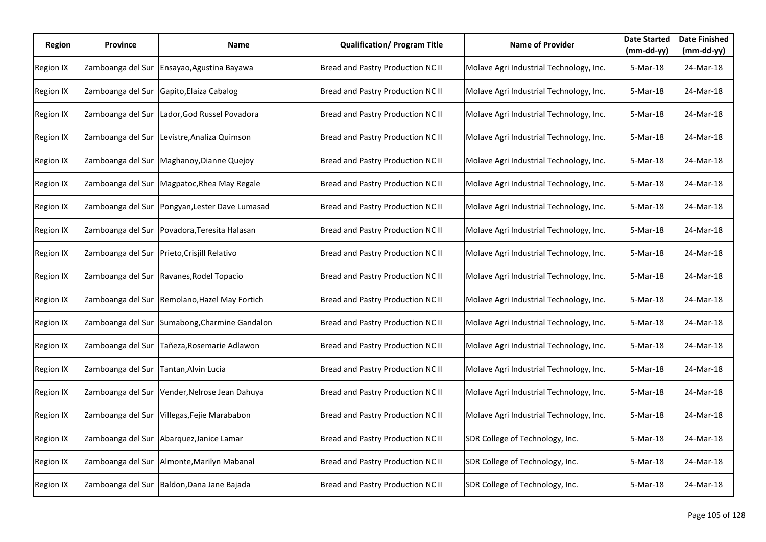| Region | Province | Name | Qualification/ Program Title | Name of Provider | Date Started (mm-dd-yy) | Date Finished (mm-dd-yy) |
|---|---|---|---|---|---|---|
| Region IX | Zamboanga del Sur | Ensayao,Agustina Bayawa | Bread and Pastry Production NC II | Molave Agri Industrial Technology, Inc. | 5-Mar-18 | 24-Mar-18 |
| Region IX | Zamboanga del Sur | Gapito,Elaiza Cabalog | Bread and Pastry Production NC II | Molave Agri Industrial Technology, Inc. | 5-Mar-18 | 24-Mar-18 |
| Region IX | Zamboanga del Sur | Lador,God Russel Povadora | Bread and Pastry Production NC II | Molave Agri Industrial Technology, Inc. | 5-Mar-18 | 24-Mar-18 |
| Region IX | Zamboanga del Sur | Levistre,Analiza Quimson | Bread and Pastry Production NC II | Molave Agri Industrial Technology, Inc. | 5-Mar-18 | 24-Mar-18 |
| Region IX | Zamboanga del Sur | Maghanoy,Dianne Quejoy | Bread and Pastry Production NC II | Molave Agri Industrial Technology, Inc. | 5-Mar-18 | 24-Mar-18 |
| Region IX | Zamboanga del Sur | Magpatoc,Rhea May Regale | Bread and Pastry Production NC II | Molave Agri Industrial Technology, Inc. | 5-Mar-18 | 24-Mar-18 |
| Region IX | Zamboanga del Sur | Pongyan,Lester Dave Lumasad | Bread and Pastry Production NC II | Molave Agri Industrial Technology, Inc. | 5-Mar-18 | 24-Mar-18 |
| Region IX | Zamboanga del Sur | Povadora,Teresita Halasan | Bread and Pastry Production NC II | Molave Agri Industrial Technology, Inc. | 5-Mar-18 | 24-Mar-18 |
| Region IX | Zamboanga del Sur | Prieto,Crisjill Relativo | Bread and Pastry Production NC II | Molave Agri Industrial Technology, Inc. | 5-Mar-18 | 24-Mar-18 |
| Region IX | Zamboanga del Sur | Ravanes,Rodel Topacio | Bread and Pastry Production NC II | Molave Agri Industrial Technology, Inc. | 5-Mar-18 | 24-Mar-18 |
| Region IX | Zamboanga del Sur | Remolano,Hazel May Fortich | Bread and Pastry Production NC II | Molave Agri Industrial Technology, Inc. | 5-Mar-18 | 24-Mar-18 |
| Region IX | Zamboanga del Sur | Sumabong,Charmine Gandalon | Bread and Pastry Production NC II | Molave Agri Industrial Technology, Inc. | 5-Mar-18 | 24-Mar-18 |
| Region IX | Zamboanga del Sur | Tañeza,Rosemarie Adlawon | Bread and Pastry Production NC II | Molave Agri Industrial Technology, Inc. | 5-Mar-18 | 24-Mar-18 |
| Region IX | Zamboanga del Sur | Tantan,Alvin Lucia | Bread and Pastry Production NC II | Molave Agri Industrial Technology, Inc. | 5-Mar-18 | 24-Mar-18 |
| Region IX | Zamboanga del Sur | Vender,Nelrose Jean Dahuya | Bread and Pastry Production NC II | Molave Agri Industrial Technology, Inc. | 5-Mar-18 | 24-Mar-18 |
| Region IX | Zamboanga del Sur | Villegas,Fejie Marababon | Bread and Pastry Production NC II | Molave Agri Industrial Technology, Inc. | 5-Mar-18 | 24-Mar-18 |
| Region IX | Zamboanga del Sur | Abarquez,Janice Lamar | Bread and Pastry Production NC II | SDR College of Technology, Inc. | 5-Mar-18 | 24-Mar-18 |
| Region IX | Zamboanga del Sur | Almonte,Marilyn Mabanal | Bread and Pastry Production NC II | SDR College of Technology, Inc. | 5-Mar-18 | 24-Mar-18 |
| Region IX | Zamboanga del Sur | Baldon,Dana Jane Bajada | Bread and Pastry Production NC II | SDR College of Technology, Inc. | 5-Mar-18 | 24-Mar-18 |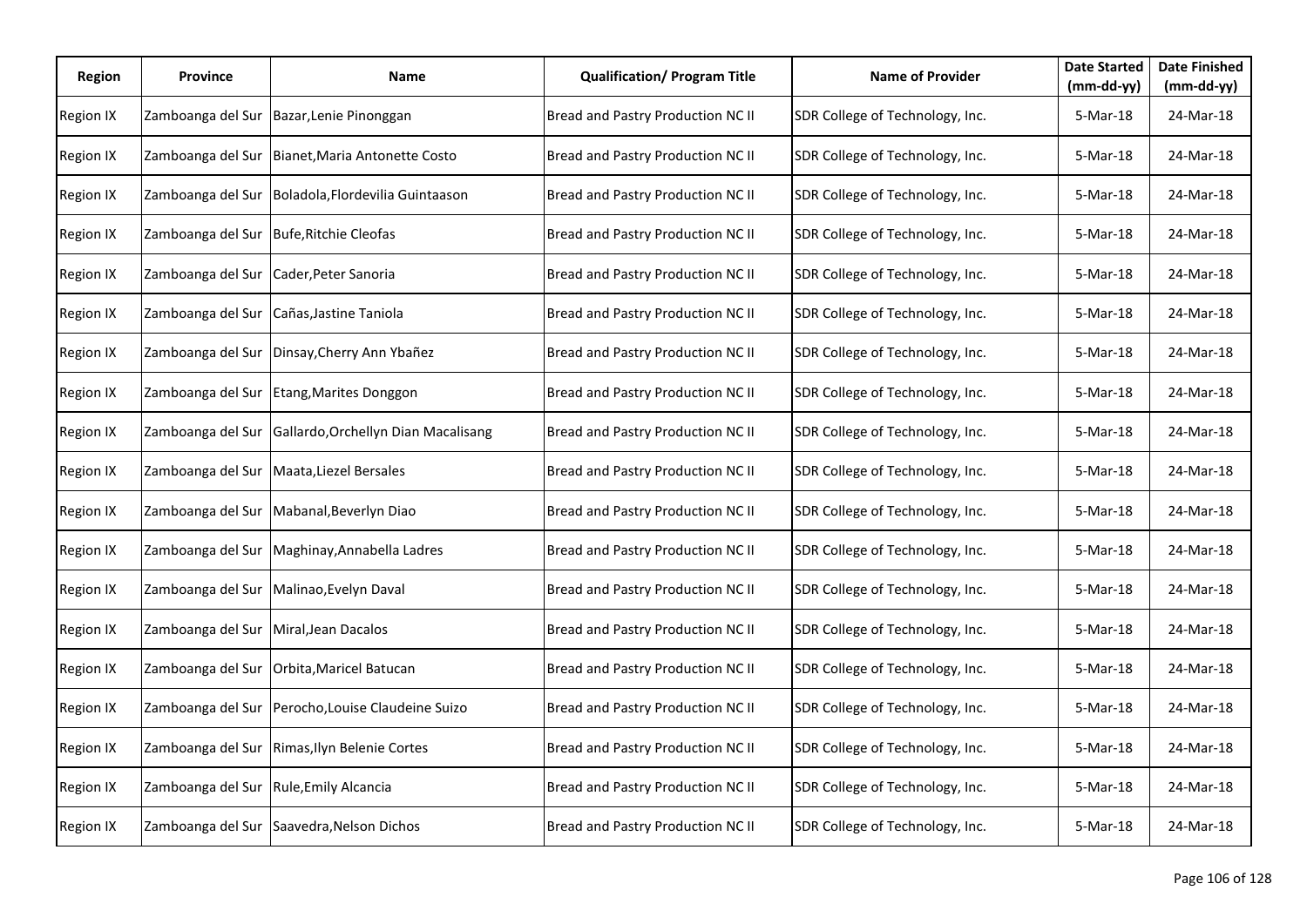| Region | Province | Name | Qualification/ Program Title | Name of Provider | Date Started (mm-dd-yy) | Date Finished (mm-dd-yy) |
|---|---|---|---|---|---|---|
| Region IX | Zamboanga del Sur | Bazar,Lenie Pinonggan | Bread and Pastry Production NC II | SDR College of Technology, Inc. | 5-Mar-18 | 24-Mar-18 |
| Region IX | Zamboanga del Sur | Bianet,Maria Antonette Costo | Bread and Pastry Production NC II | SDR College of Technology, Inc. | 5-Mar-18 | 24-Mar-18 |
| Region IX | Zamboanga del Sur | Boladola,Flordevilia Guintaason | Bread and Pastry Production NC II | SDR College of Technology, Inc. | 5-Mar-18 | 24-Mar-18 |
| Region IX | Zamboanga del Sur | Bufe,Ritchie Cleofas | Bread and Pastry Production NC II | SDR College of Technology, Inc. | 5-Mar-18 | 24-Mar-18 |
| Region IX | Zamboanga del Sur | Cader,Peter Sanoria | Bread and Pastry Production NC II | SDR College of Technology, Inc. | 5-Mar-18 | 24-Mar-18 |
| Region IX | Zamboanga del Sur | Cañas,Jastine Taniola | Bread and Pastry Production NC II | SDR College of Technology, Inc. | 5-Mar-18 | 24-Mar-18 |
| Region IX | Zamboanga del Sur | Dinsay,Cherry Ann Ybañez | Bread and Pastry Production NC II | SDR College of Technology, Inc. | 5-Mar-18 | 24-Mar-18 |
| Region IX | Zamboanga del Sur | Etang,Marites Donggon | Bread and Pastry Production NC II | SDR College of Technology, Inc. | 5-Mar-18 | 24-Mar-18 |
| Region IX | Zamboanga del Sur | Gallardo,Orchellyn Dian Macalisang | Bread and Pastry Production NC II | SDR College of Technology, Inc. | 5-Mar-18 | 24-Mar-18 |
| Region IX | Zamboanga del Sur | Maata,Liezel Bersales | Bread and Pastry Production NC II | SDR College of Technology, Inc. | 5-Mar-18 | 24-Mar-18 |
| Region IX | Zamboanga del Sur | Mabanal,Beverlyn Diao | Bread and Pastry Production NC II | SDR College of Technology, Inc. | 5-Mar-18 | 24-Mar-18 |
| Region IX | Zamboanga del Sur | Maghinay,Annabella Ladres | Bread and Pastry Production NC II | SDR College of Technology, Inc. | 5-Mar-18 | 24-Mar-18 |
| Region IX | Zamboanga del Sur | Malinao,Evelyn Daval | Bread and Pastry Production NC II | SDR College of Technology, Inc. | 5-Mar-18 | 24-Mar-18 |
| Region IX | Zamboanga del Sur | Miral,Jean Dacalos | Bread and Pastry Production NC II | SDR College of Technology, Inc. | 5-Mar-18 | 24-Mar-18 |
| Region IX | Zamboanga del Sur | Orbita,Maricel Batucan | Bread and Pastry Production NC II | SDR College of Technology, Inc. | 5-Mar-18 | 24-Mar-18 |
| Region IX | Zamboanga del Sur | Perocho,Louise Claudeine Suizo | Bread and Pastry Production NC II | SDR College of Technology, Inc. | 5-Mar-18 | 24-Mar-18 |
| Region IX | Zamboanga del Sur | Rimas,Ilyn Belenie Cortes | Bread and Pastry Production NC II | SDR College of Technology, Inc. | 5-Mar-18 | 24-Mar-18 |
| Region IX | Zamboanga del Sur | Rule,Emily Alcancia | Bread and Pastry Production NC II | SDR College of Technology, Inc. | 5-Mar-18 | 24-Mar-18 |
| Region IX | Zamboanga del Sur | Saavedra,Nelson Dichos | Bread and Pastry Production NC II | SDR College of Technology, Inc. | 5-Mar-18 | 24-Mar-18 |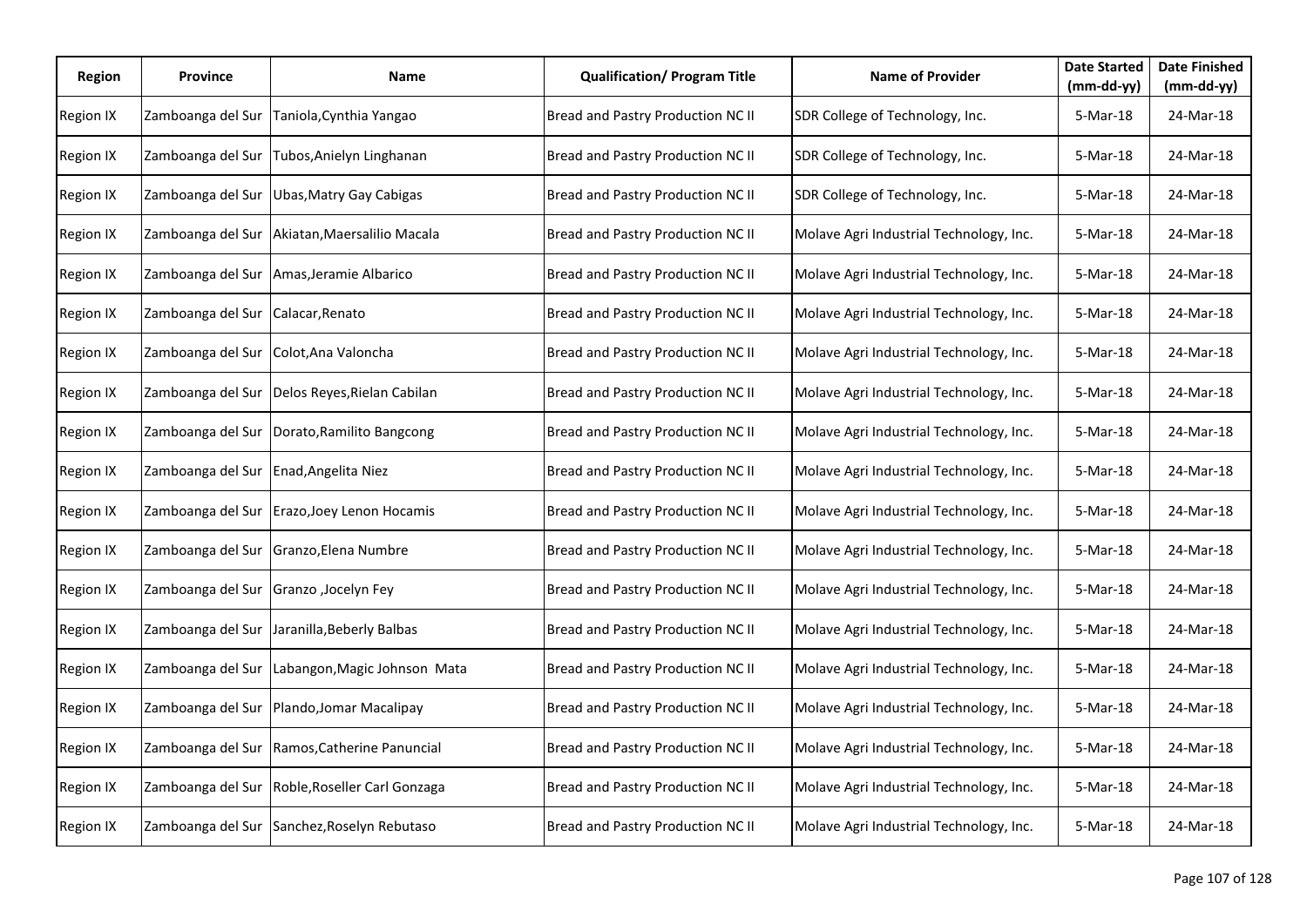| Region | Province | Name | Qualification/ Program Title | Name of Provider | Date Started (mm-dd-yy) | Date Finished (mm-dd-yy) |
|---|---|---|---|---|---|---|
| Region IX | Zamboanga del Sur | Taniola,Cynthia Yangao | Bread and Pastry Production NC II | SDR College of Technology, Inc. | 5-Mar-18 | 24-Mar-18 |
| Region IX | Zamboanga del Sur | Tubos,Anielyn Linghanan | Bread and Pastry Production NC II | SDR College of Technology, Inc. | 5-Mar-18 | 24-Mar-18 |
| Region IX | Zamboanga del Sur | Ubas,Matry Gay Cabigas | Bread and Pastry Production NC II | SDR College of Technology, Inc. | 5-Mar-18 | 24-Mar-18 |
| Region IX | Zamboanga del Sur | Akiatan,Maersalilio Macala | Bread and Pastry Production NC II | Molave Agri Industrial Technology, Inc. | 5-Mar-18 | 24-Mar-18 |
| Region IX | Zamboanga del Sur | Amas,Jeramie Albarico | Bread and Pastry Production NC II | Molave Agri Industrial Technology, Inc. | 5-Mar-18 | 24-Mar-18 |
| Region IX | Zamboanga del Sur | Calacar,Renato | Bread and Pastry Production NC II | Molave Agri Industrial Technology, Inc. | 5-Mar-18 | 24-Mar-18 |
| Region IX | Zamboanga del Sur | Colot,Ana Valoncha | Bread and Pastry Production NC II | Molave Agri Industrial Technology, Inc. | 5-Mar-18 | 24-Mar-18 |
| Region IX | Zamboanga del Sur | Delos Reyes,Rielan Cabilan | Bread and Pastry Production NC II | Molave Agri Industrial Technology, Inc. | 5-Mar-18 | 24-Mar-18 |
| Region IX | Zamboanga del Sur | Dorato,Ramilito Bangcong | Bread and Pastry Production NC II | Molave Agri Industrial Technology, Inc. | 5-Mar-18 | 24-Mar-18 |
| Region IX | Zamboanga del Sur | Enad,Angelita Niez | Bread and Pastry Production NC II | Molave Agri Industrial Technology, Inc. | 5-Mar-18 | 24-Mar-18 |
| Region IX | Zamboanga del Sur | Erazo,Joey Lenon Hocamis | Bread and Pastry Production NC II | Molave Agri Industrial Technology, Inc. | 5-Mar-18 | 24-Mar-18 |
| Region IX | Zamboanga del Sur | Granzo,Elena Numbre | Bread and Pastry Production NC II | Molave Agri Industrial Technology, Inc. | 5-Mar-18 | 24-Mar-18 |
| Region IX | Zamboanga del Sur | Granzo ,Jocelyn Fey | Bread and Pastry Production NC II | Molave Agri Industrial Technology, Inc. | 5-Mar-18 | 24-Mar-18 |
| Region IX | Zamboanga del Sur | Jaranilla,Beberly Balbas | Bread and Pastry Production NC II | Molave Agri Industrial Technology, Inc. | 5-Mar-18 | 24-Mar-18 |
| Region IX | Zamboanga del Sur | Labangon,Magic Johnson Mata | Bread and Pastry Production NC II | Molave Agri Industrial Technology, Inc. | 5-Mar-18 | 24-Mar-18 |
| Region IX | Zamboanga del Sur | Plando,Jomar Macalipay | Bread and Pastry Production NC II | Molave Agri Industrial Technology, Inc. | 5-Mar-18 | 24-Mar-18 |
| Region IX | Zamboanga del Sur | Ramos,Catherine Panuncial | Bread and Pastry Production NC II | Molave Agri Industrial Technology, Inc. | 5-Mar-18 | 24-Mar-18 |
| Region IX | Zamboanga del Sur | Roble,Roseller Carl Gonzaga | Bread and Pastry Production NC II | Molave Agri Industrial Technology, Inc. | 5-Mar-18 | 24-Mar-18 |
| Region IX | Zamboanga del Sur | Sanchez,Roselyn Rebutaso | Bread and Pastry Production NC II | Molave Agri Industrial Technology, Inc. | 5-Mar-18 | 24-Mar-18 |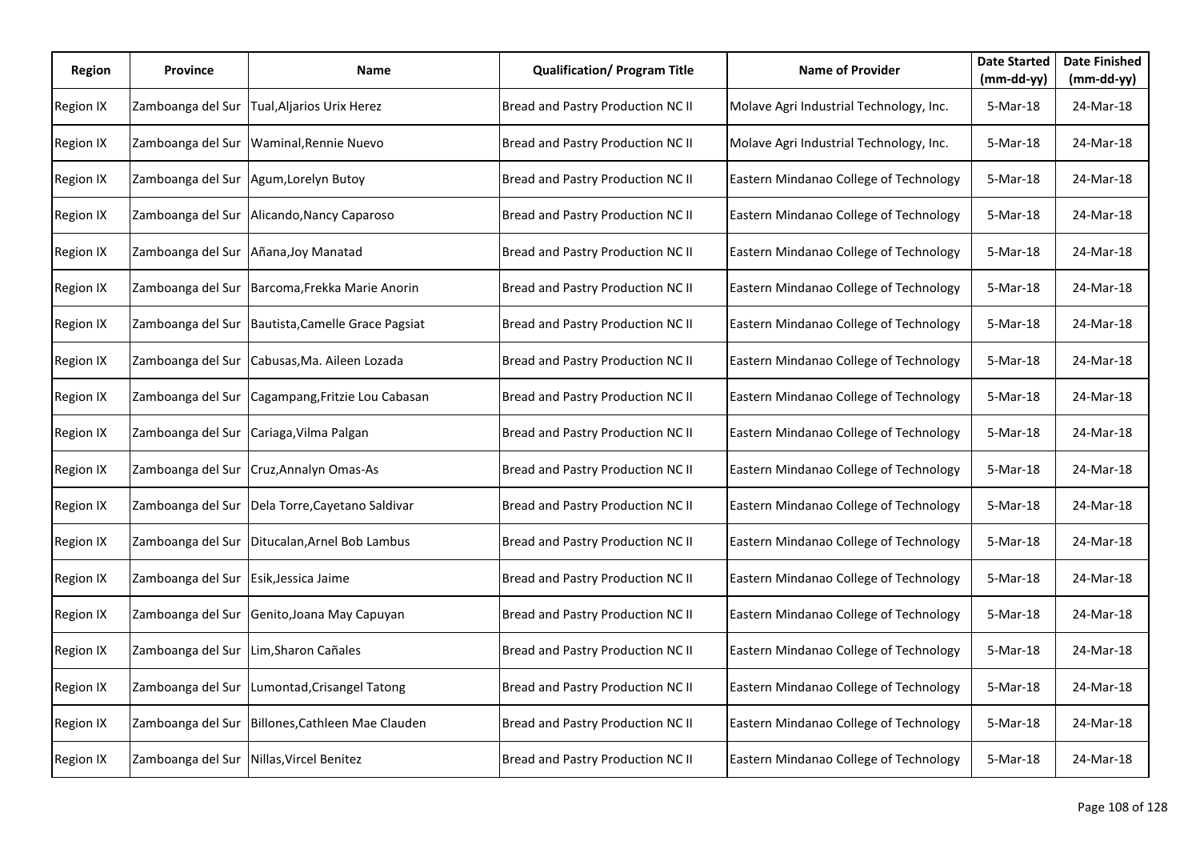| Region | Province | Name | Qualification/ Program Title | Name of Provider | Date Started (mm-dd-yy) | Date Finished (mm-dd-yy) |
|---|---|---|---|---|---|---|
| Region IX | Zamboanga del Sur | Tual,Aljarios Urix Herez | Bread and Pastry Production NC II | Molave Agri Industrial Technology, Inc. | 5-Mar-18 | 24-Mar-18 |
| Region IX | Zamboanga del Sur | Waminal,Rennie Nuevo | Bread and Pastry Production NC II | Molave Agri Industrial Technology, Inc. | 5-Mar-18 | 24-Mar-18 |
| Region IX | Zamboanga del Sur | Agum,Lorelyn Butoy | Bread and Pastry Production NC II | Eastern Mindanao College of Technology | 5-Mar-18 | 24-Mar-18 |
| Region IX | Zamboanga del Sur | Alicando,Nancy Caparoso | Bread and Pastry Production NC II | Eastern Mindanao College of Technology | 5-Mar-18 | 24-Mar-18 |
| Region IX | Zamboanga del Sur | Añana,Joy Manatad | Bread and Pastry Production NC II | Eastern Mindanao College of Technology | 5-Mar-18 | 24-Mar-18 |
| Region IX | Zamboanga del Sur | Barcoma,Frekka Marie Anorin | Bread and Pastry Production NC II | Eastern Mindanao College of Technology | 5-Mar-18 | 24-Mar-18 |
| Region IX | Zamboanga del Sur | Bautista,Camelle Grace Pagsiat | Bread and Pastry Production NC II | Eastern Mindanao College of Technology | 5-Mar-18 | 24-Mar-18 |
| Region IX | Zamboanga del Sur | Cabusas,Ma. Aileen Lozada | Bread and Pastry Production NC II | Eastern Mindanao College of Technology | 5-Mar-18 | 24-Mar-18 |
| Region IX | Zamboanga del Sur | Cagampang,Fritzie Lou Cabasan | Bread and Pastry Production NC II | Eastern Mindanao College of Technology | 5-Mar-18 | 24-Mar-18 |
| Region IX | Zamboanga del Sur | Cariaga,Vilma Palgan | Bread and Pastry Production NC II | Eastern Mindanao College of Technology | 5-Mar-18 | 24-Mar-18 |
| Region IX | Zamboanga del Sur | Cruz,Annalyn Omas-As | Bread and Pastry Production NC II | Eastern Mindanao College of Technology | 5-Mar-18 | 24-Mar-18 |
| Region IX | Zamboanga del Sur | Dela Torre,Cayetano Saldivar | Bread and Pastry Production NC II | Eastern Mindanao College of Technology | 5-Mar-18 | 24-Mar-18 |
| Region IX | Zamboanga del Sur | Ditucalan,Arnel Bob Lambus | Bread and Pastry Production NC II | Eastern Mindanao College of Technology | 5-Mar-18 | 24-Mar-18 |
| Region IX | Zamboanga del Sur | Esik,Jessica Jaime | Bread and Pastry Production NC II | Eastern Mindanao College of Technology | 5-Mar-18 | 24-Mar-18 |
| Region IX | Zamboanga del Sur | Genito,Joana May Capuyan | Bread and Pastry Production NC II | Eastern Mindanao College of Technology | 5-Mar-18 | 24-Mar-18 |
| Region IX | Zamboanga del Sur | Lim,Sharon Cañales | Bread and Pastry Production NC II | Eastern Mindanao College of Technology | 5-Mar-18 | 24-Mar-18 |
| Region IX | Zamboanga del Sur | Lumontad,Crisangel Tatong | Bread and Pastry Production NC II | Eastern Mindanao College of Technology | 5-Mar-18 | 24-Mar-18 |
| Region IX | Zamboanga del Sur | Billones,Cathleen Mae Clauden | Bread and Pastry Production NC II | Eastern Mindanao College of Technology | 5-Mar-18 | 24-Mar-18 |
| Region IX | Zamboanga del Sur | Nillas,Vircel Benitez | Bread and Pastry Production NC II | Eastern Mindanao College of Technology | 5-Mar-18 | 24-Mar-18 |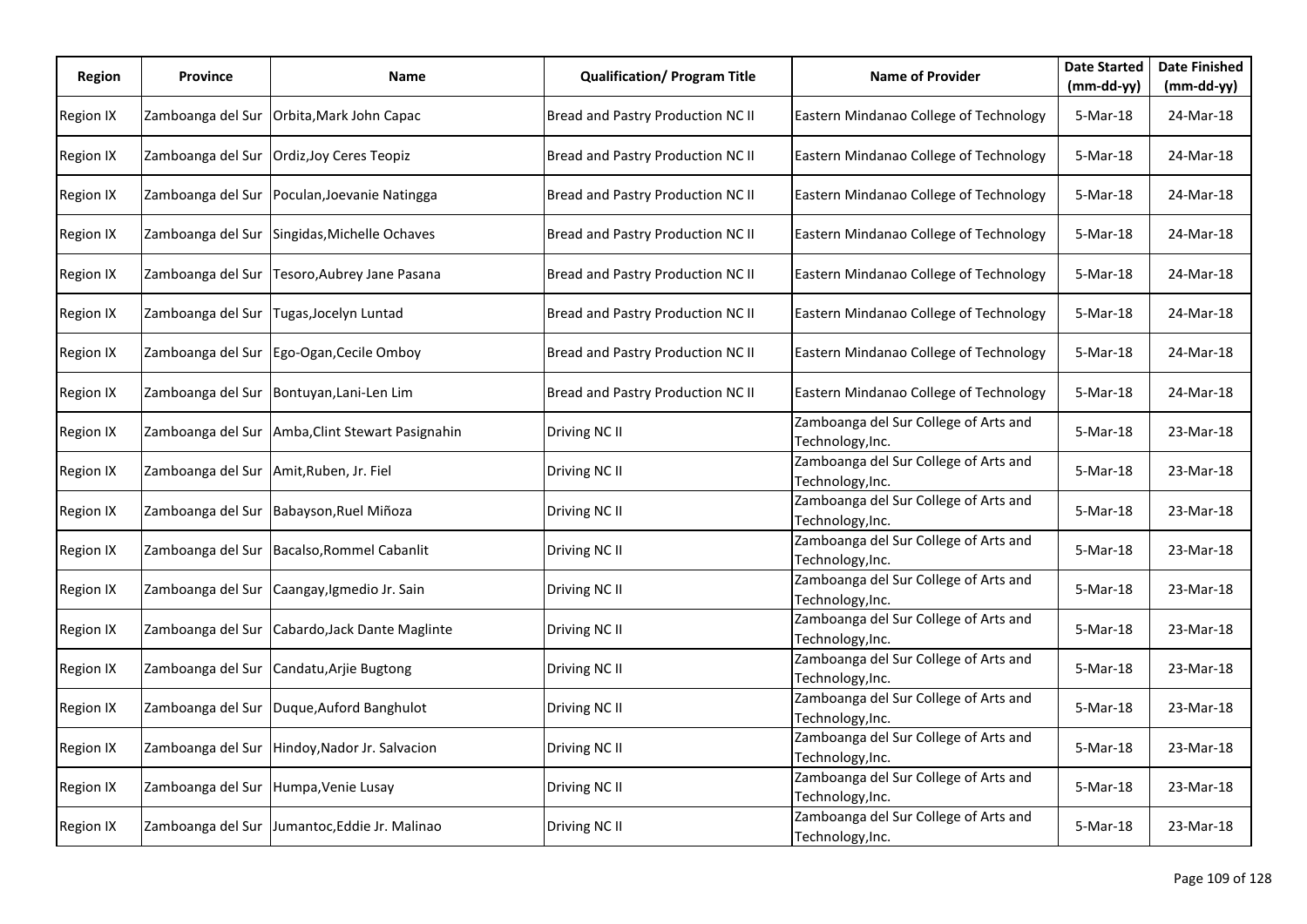| Region | Province | Name | Qualification/ Program Title | Name of Provider | Date Started (mm-dd-yy) | Date Finished (mm-dd-yy) |
|---|---|---|---|---|---|---|
| Region IX | Zamboanga del Sur | Orbita,Mark John Capac | Bread and Pastry Production NC II | Eastern Mindanao College of Technology | 5-Mar-18 | 24-Mar-18 |
| Region IX | Zamboanga del Sur | Ordiz,Joy Ceres Teopiz | Bread and Pastry Production NC II | Eastern Mindanao College of Technology | 5-Mar-18 | 24-Mar-18 |
| Region IX | Zamboanga del Sur | Poculan,Joevanie Natingga | Bread and Pastry Production NC II | Eastern Mindanao College of Technology | 5-Mar-18 | 24-Mar-18 |
| Region IX | Zamboanga del Sur | Singidas,Michelle Ochaves | Bread and Pastry Production NC II | Eastern Mindanao College of Technology | 5-Mar-18 | 24-Mar-18 |
| Region IX | Zamboanga del Sur | Tesoro,Aubrey Jane Pasana | Bread and Pastry Production NC II | Eastern Mindanao College of Technology | 5-Mar-18 | 24-Mar-18 |
| Region IX | Zamboanga del Sur | Tugas,Jocelyn Luntad | Bread and Pastry Production NC II | Eastern Mindanao College of Technology | 5-Mar-18 | 24-Mar-18 |
| Region IX | Zamboanga del Sur | Ego-Ogan,Cecile Omboy | Bread and Pastry Production NC II | Eastern Mindanao College of Technology | 5-Mar-18 | 24-Mar-18 |
| Region IX | Zamboanga del Sur | Bontuyan,Lani-Len Lim | Bread and Pastry Production NC II | Eastern Mindanao College of Technology | 5-Mar-18 | 24-Mar-18 |
| Region IX | Zamboanga del Sur | Amba,Clint Stewart Pasignahin | Driving NC II | Zamboanga del Sur College of Arts and Technology,Inc. | 5-Mar-18 | 23-Mar-18 |
| Region IX | Zamboanga del Sur | Amit,Ruben, Jr. Fiel | Driving NC II | Zamboanga del Sur College of Arts and Technology,Inc. | 5-Mar-18 | 23-Mar-18 |
| Region IX | Zamboanga del Sur | Babayson,Ruel Miñoza | Driving NC II | Zamboanga del Sur College of Arts and Technology,Inc. | 5-Mar-18 | 23-Mar-18 |
| Region IX | Zamboanga del Sur | Bacalso,Rommel Cabanlit | Driving NC II | Zamboanga del Sur College of Arts and Technology,Inc. | 5-Mar-18 | 23-Mar-18 |
| Region IX | Zamboanga del Sur | Caangay,Igmedio Jr. Sain | Driving NC II | Zamboanga del Sur College of Arts and Technology,Inc. | 5-Mar-18 | 23-Mar-18 |
| Region IX | Zamboanga del Sur | Cabardo,Jack Dante Maglinte | Driving NC II | Zamboanga del Sur College of Arts and Technology,Inc. | 5-Mar-18 | 23-Mar-18 |
| Region IX | Zamboanga del Sur | Candatu,Arjie Bugtong | Driving NC II | Zamboanga del Sur College of Arts and Technology,Inc. | 5-Mar-18 | 23-Mar-18 |
| Region IX | Zamboanga del Sur | Duque,Auford Banghulot | Driving NC II | Zamboanga del Sur College of Arts and Technology,Inc. | 5-Mar-18 | 23-Mar-18 |
| Region IX | Zamboanga del Sur | Hindoy,Nador Jr. Salvacion | Driving NC II | Zamboanga del Sur College of Arts and Technology,Inc. | 5-Mar-18 | 23-Mar-18 |
| Region IX | Zamboanga del Sur | Humpa,Venie Lusay | Driving NC II | Zamboanga del Sur College of Arts and Technology,Inc. | 5-Mar-18 | 23-Mar-18 |
| Region IX | Zamboanga del Sur | Jumantoc,Eddie Jr. Malinao | Driving NC II | Zamboanga del Sur College of Arts and Technology,Inc. | 5-Mar-18 | 23-Mar-18 |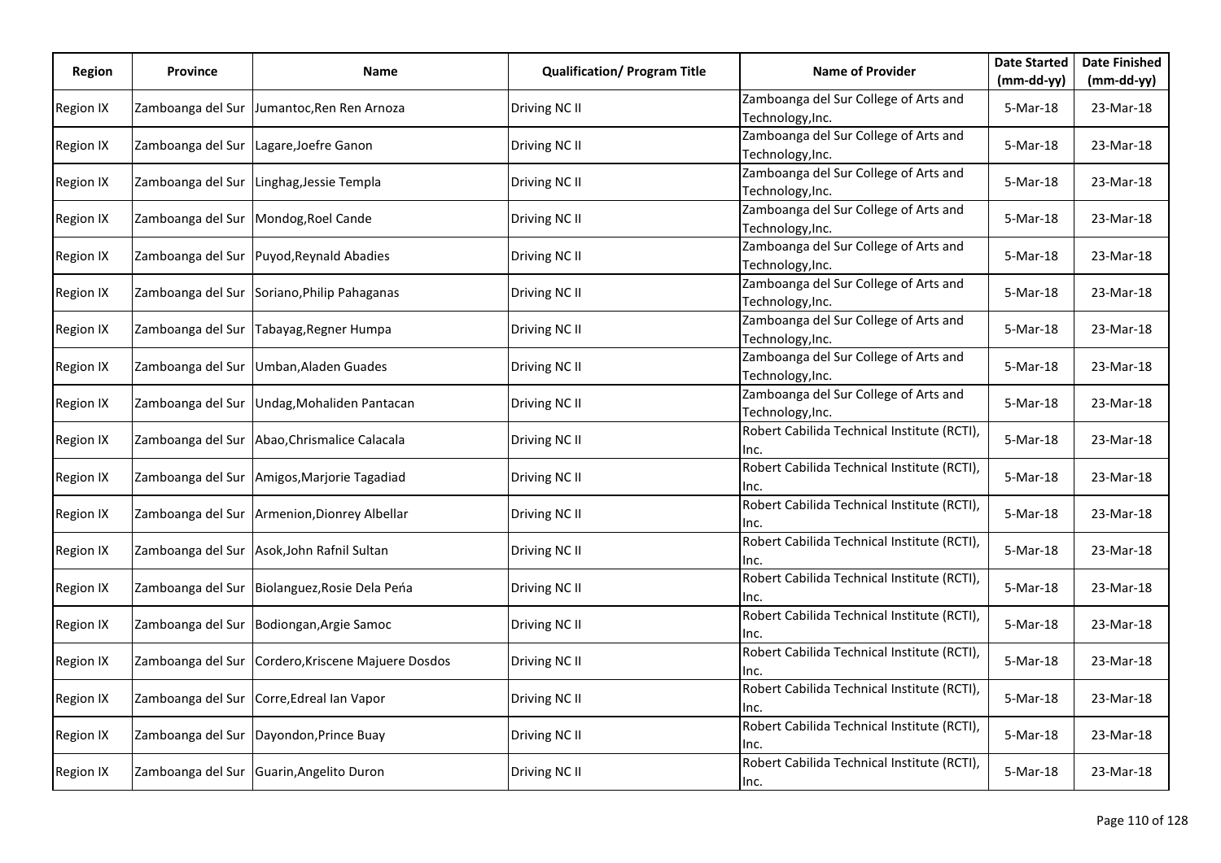| Region | Province | Name | Qualification/ Program Title | Name of Provider | Date Started (mm-dd-yy) | Date Finished (mm-dd-yy) |
|---|---|---|---|---|---|---|
| Region IX | Zamboanga del Sur | Jumantoc,Ren Ren Arnoza | Driving NC II | Zamboanga del Sur College of Arts and Technology,Inc. | 5-Mar-18 | 23-Mar-18 |
| Region IX | Zamboanga del Sur | Lagare,Joefre Ganon | Driving NC II | Zamboanga del Sur College of Arts and Technology,Inc. | 5-Mar-18 | 23-Mar-18 |
| Region IX | Zamboanga del Sur | Linghag,Jessie Templa | Driving NC II | Zamboanga del Sur College of Arts and Technology,Inc. | 5-Mar-18 | 23-Mar-18 |
| Region IX | Zamboanga del Sur | Mondog,Roel Cande | Driving NC II | Zamboanga del Sur College of Arts and Technology,Inc. | 5-Mar-18 | 23-Mar-18 |
| Region IX | Zamboanga del Sur | Puyod,Reynald Abadies | Driving NC II | Zamboanga del Sur College of Arts and Technology,Inc. | 5-Mar-18 | 23-Mar-18 |
| Region IX | Zamboanga del Sur | Soriano,Philip Pahaganas | Driving NC II | Zamboanga del Sur College of Arts and Technology,Inc. | 5-Mar-18 | 23-Mar-18 |
| Region IX | Zamboanga del Sur | Tabayag,Regner Humpa | Driving NC II | Zamboanga del Sur College of Arts and Technology,Inc. | 5-Mar-18 | 23-Mar-18 |
| Region IX | Zamboanga del Sur | Umban,Aladen Guades | Driving NC II | Zamboanga del Sur College of Arts and Technology,Inc. | 5-Mar-18 | 23-Mar-18 |
| Region IX | Zamboanga del Sur | Undag,Mohaliden Pantacan | Driving NC II | Zamboanga del Sur College of Arts and Technology,Inc. | 5-Mar-18 | 23-Mar-18 |
| Region IX | Zamboanga del Sur | Abao,Chrismalice Calacala | Driving NC II | Robert Cabilida Technical Institute (RCTI), Inc. | 5-Mar-18 | 23-Mar-18 |
| Region IX | Zamboanga del Sur | Amigos,Marjorie Tagadiad | Driving NC II | Robert Cabilida Technical Institute (RCTI), Inc. | 5-Mar-18 | 23-Mar-18 |
| Region IX | Zamboanga del Sur | Armenion,Dionrey Albellar | Driving NC II | Robert Cabilida Technical Institute (RCTI), Inc. | 5-Mar-18 | 23-Mar-18 |
| Region IX | Zamboanga del Sur | Asok,John Rafnil Sultan | Driving NC II | Robert Cabilida Technical Institute (RCTI), Inc. | 5-Mar-18 | 23-Mar-18 |
| Region IX | Zamboanga del Sur | Biolanguez,Rosie Dela Peńa | Driving NC II | Robert Cabilida Technical Institute (RCTI), Inc. | 5-Mar-18 | 23-Mar-18 |
| Region IX | Zamboanga del Sur | Bodiongan,Argie Samoc | Driving NC II | Robert Cabilida Technical Institute (RCTI), Inc. | 5-Mar-18 | 23-Mar-18 |
| Region IX | Zamboanga del Sur | Cordero,Kriscene Majuere Dosdos | Driving NC II | Robert Cabilida Technical Institute (RCTI), Inc. | 5-Mar-18 | 23-Mar-18 |
| Region IX | Zamboanga del Sur | Corre,Edreal Ian Vapor | Driving NC II | Robert Cabilida Technical Institute (RCTI), Inc. | 5-Mar-18 | 23-Mar-18 |
| Region IX | Zamboanga del Sur | Dayondon,Prince Buay | Driving NC II | Robert Cabilida Technical Institute (RCTI), Inc. | 5-Mar-18 | 23-Mar-18 |
| Region IX | Zamboanga del Sur | Guarin,Angelito Duron | Driving NC II | Robert Cabilida Technical Institute (RCTI), Inc. | 5-Mar-18 | 23-Mar-18 |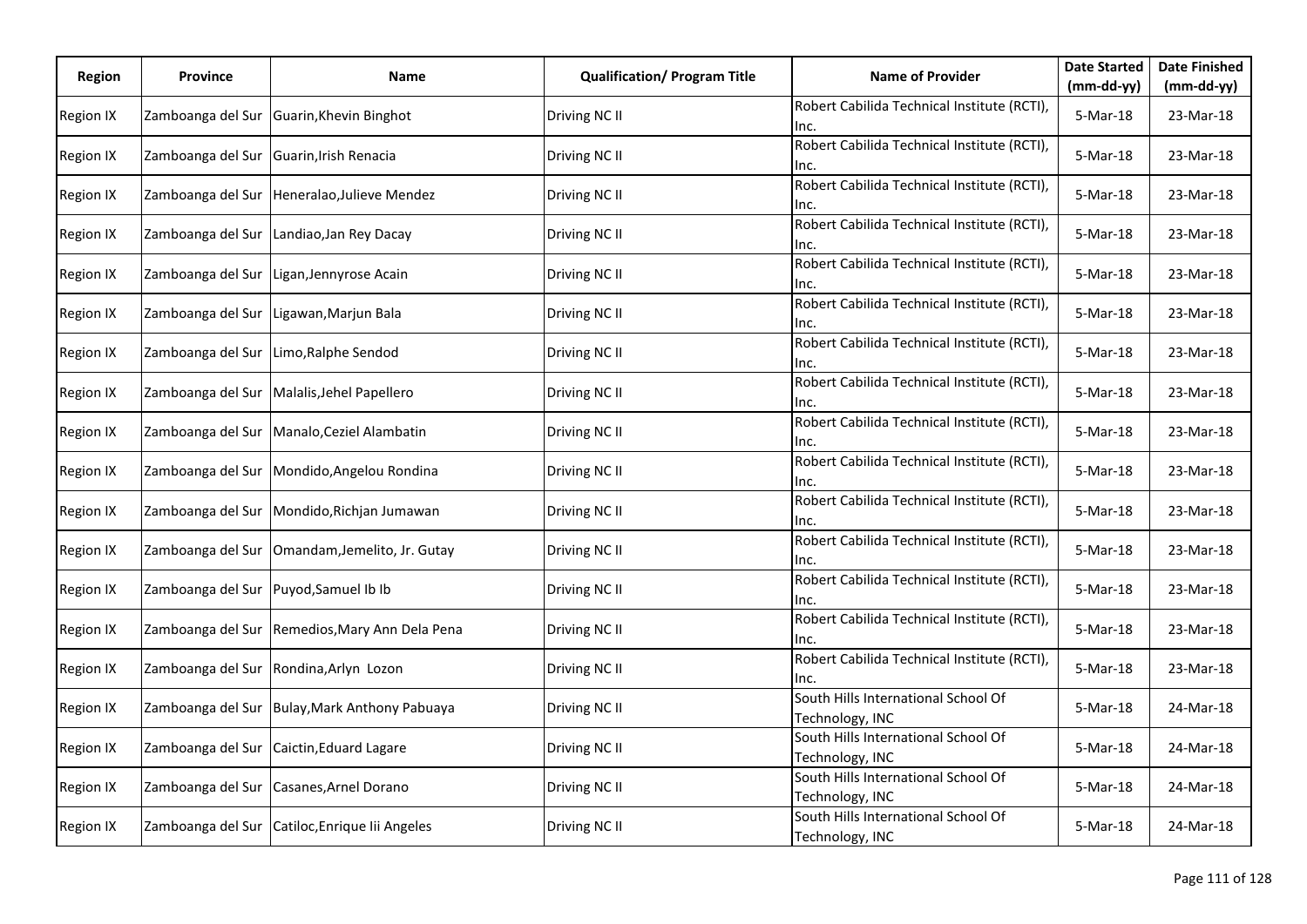| Region | Province | Name | Qualification/ Program Title | Name of Provider | Date Started (mm-dd-yy) | Date Finished (mm-dd-yy) |
|---|---|---|---|---|---|---|
| Region IX | Zamboanga del Sur | Guarin,Khevin Binghot | Driving NC II | Robert Cabilida Technical Institute (RCTI), Inc. | 5-Mar-18 | 23-Mar-18 |
| Region IX | Zamboanga del Sur | Guarin,Irish Renacia | Driving NC II | Robert Cabilida Technical Institute (RCTI), Inc. | 5-Mar-18 | 23-Mar-18 |
| Region IX | Zamboanga del Sur | Heneralao,Julieve Mendez | Driving NC II | Robert Cabilida Technical Institute (RCTI), Inc. | 5-Mar-18 | 23-Mar-18 |
| Region IX | Zamboanga del Sur | Landiao,Jan Rey Dacay | Driving NC II | Robert Cabilida Technical Institute (RCTI), Inc. | 5-Mar-18 | 23-Mar-18 |
| Region IX | Zamboanga del Sur | Ligan,Jennyrose Acain | Driving NC II | Robert Cabilida Technical Institute (RCTI), Inc. | 5-Mar-18 | 23-Mar-18 |
| Region IX | Zamboanga del Sur | Ligawan,Marjun Bala | Driving NC II | Robert Cabilida Technical Institute (RCTI), Inc. | 5-Mar-18 | 23-Mar-18 |
| Region IX | Zamboanga del Sur | Limo,Ralphe Sendod | Driving NC II | Robert Cabilida Technical Institute (RCTI), Inc. | 5-Mar-18 | 23-Mar-18 |
| Region IX | Zamboanga del Sur | Malalis,Jehel Papellero | Driving NC II | Robert Cabilida Technical Institute (RCTI), Inc. | 5-Mar-18 | 23-Mar-18 |
| Region IX | Zamboanga del Sur | Manalo,Ceziel Alambatin | Driving NC II | Robert Cabilida Technical Institute (RCTI), Inc. | 5-Mar-18 | 23-Mar-18 |
| Region IX | Zamboanga del Sur | Mondido,Angelou Rondina | Driving NC II | Robert Cabilida Technical Institute (RCTI), Inc. | 5-Mar-18 | 23-Mar-18 |
| Region IX | Zamboanga del Sur | Mondido,Richjan Jumawan | Driving NC II | Robert Cabilida Technical Institute (RCTI), Inc. | 5-Mar-18 | 23-Mar-18 |
| Region IX | Zamboanga del Sur | Omandam,Jemelito, Jr. Gutay | Driving NC II | Robert Cabilida Technical Institute (RCTI), Inc. | 5-Mar-18 | 23-Mar-18 |
| Region IX | Zamboanga del Sur | Puyod,Samuel Ib Ib | Driving NC II | Robert Cabilida Technical Institute (RCTI), Inc. | 5-Mar-18 | 23-Mar-18 |
| Region IX | Zamboanga del Sur | Remedios,Mary Ann Dela Pena | Driving NC II | Robert Cabilida Technical Institute (RCTI), Inc. | 5-Mar-18 | 23-Mar-18 |
| Region IX | Zamboanga del Sur | Rondina,Arlyn Lozon | Driving NC II | Robert Cabilida Technical Institute (RCTI), Inc. | 5-Mar-18 | 23-Mar-18 |
| Region IX | Zamboanga del Sur | Bulay,Mark Anthony Pabuaya | Driving NC II | South Hills International School Of Technology, INC | 5-Mar-18 | 24-Mar-18 |
| Region IX | Zamboanga del Sur | Caictin,Eduard Lagare | Driving NC II | South Hills International School Of Technology, INC | 5-Mar-18 | 24-Mar-18 |
| Region IX | Zamboanga del Sur | Casanes,Arnel Dorano | Driving NC II | South Hills International School Of Technology, INC | 5-Mar-18 | 24-Mar-18 |
| Region IX | Zamboanga del Sur | Catiloc,Enrique Iii Angeles | Driving NC II | South Hills International School Of Technology, INC | 5-Mar-18 | 24-Mar-18 |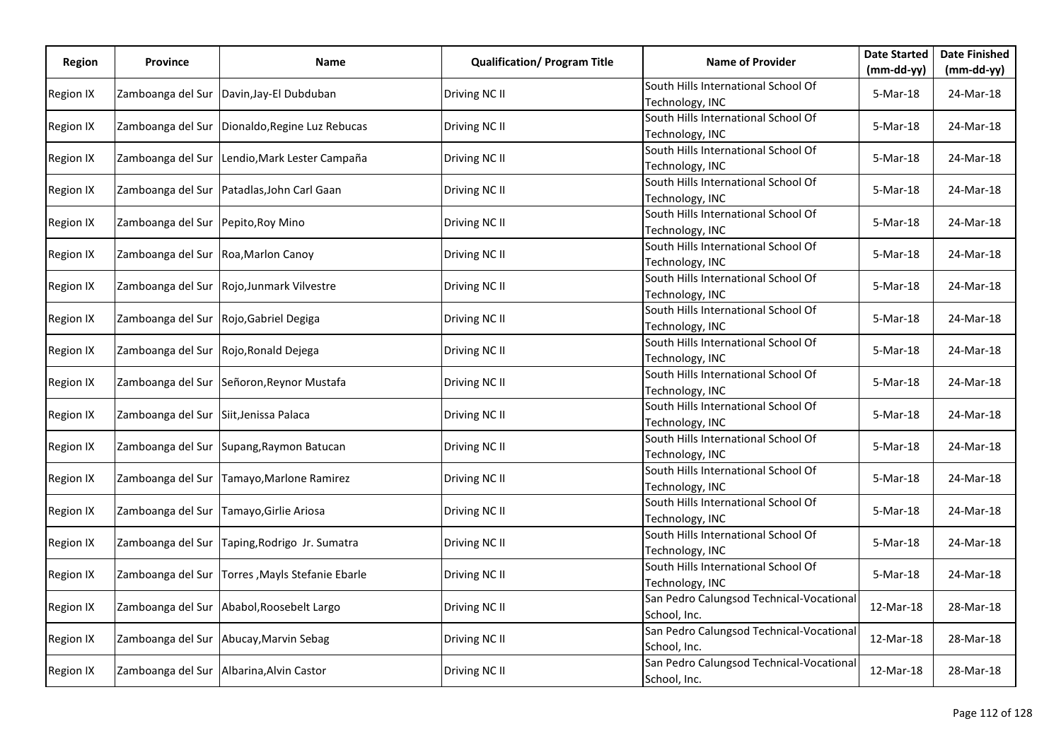| Region | Province | Name | Qualification/ Program Title | Name of Provider | Date Started (mm-dd-yy) | Date Finished (mm-dd-yy) |
|---|---|---|---|---|---|---|
| Region IX | Zamboanga del Sur | Davin,Jay-El Dubduban | Driving NC II | South Hills International School Of Technology, INC | 5-Mar-18 | 24-Mar-18 |
| Region IX | Zamboanga del Sur | Dionaldo,Regine Luz Rebucas | Driving NC II | South Hills International School Of Technology, INC | 5-Mar-18 | 24-Mar-18 |
| Region IX | Zamboanga del Sur | Lendio,Mark Lester Campaña | Driving NC II | South Hills International School Of Technology, INC | 5-Mar-18 | 24-Mar-18 |
| Region IX | Zamboanga del Sur | Patadlas,John Carl Gaan | Driving NC II | South Hills International School Of Technology, INC | 5-Mar-18 | 24-Mar-18 |
| Region IX | Zamboanga del Sur | Pepito,Roy Mino | Driving NC II | South Hills International School Of Technology, INC | 5-Mar-18 | 24-Mar-18 |
| Region IX | Zamboanga del Sur | Roa,Marlon Canoy | Driving NC II | South Hills International School Of Technology, INC | 5-Mar-18 | 24-Mar-18 |
| Region IX | Zamboanga del Sur | Rojo,Junmark Vilvestre | Driving NC II | South Hills International School Of Technology, INC | 5-Mar-18 | 24-Mar-18 |
| Region IX | Zamboanga del Sur | Rojo,Gabriel Degiga | Driving NC II | South Hills International School Of Technology, INC | 5-Mar-18 | 24-Mar-18 |
| Region IX | Zamboanga del Sur | Rojo,Ronald Dejega | Driving NC II | South Hills International School Of Technology, INC | 5-Mar-18 | 24-Mar-18 |
| Region IX | Zamboanga del Sur | Señoron,Reynor Mustafa | Driving NC II | South Hills International School Of Technology, INC | 5-Mar-18 | 24-Mar-18 |
| Region IX | Zamboanga del Sur | Siit,Jenissa Palaca | Driving NC II | South Hills International School Of Technology, INC | 5-Mar-18 | 24-Mar-18 |
| Region IX | Zamboanga del Sur | Supang,Raymon Batucan | Driving NC II | South Hills International School Of Technology, INC | 5-Mar-18 | 24-Mar-18 |
| Region IX | Zamboanga del Sur | Tamayo,Marlone Ramirez | Driving NC II | South Hills International School Of Technology, INC | 5-Mar-18 | 24-Mar-18 |
| Region IX | Zamboanga del Sur | Tamayo,Girlie Ariosa | Driving NC II | South Hills International School Of Technology, INC | 5-Mar-18 | 24-Mar-18 |
| Region IX | Zamboanga del Sur | Taping,Rodrigo Jr. Sumatra | Driving NC II | South Hills International School Of Technology, INC | 5-Mar-18 | 24-Mar-18 |
| Region IX | Zamboanga del Sur | Torres ,Mayls Stefanie Ebarle | Driving NC II | South Hills International School Of Technology, INC | 5-Mar-18 | 24-Mar-18 |
| Region IX | Zamboanga del Sur | Ababol,Roosebelt Largo | Driving NC II | San Pedro Calungsod Technical-Vocational School, Inc. | 12-Mar-18 | 28-Mar-18 |
| Region IX | Zamboanga del Sur | Abucay,Marvin Sebag | Driving NC II | San Pedro Calungsod Technical-Vocational School, Inc. | 12-Mar-18 | 28-Mar-18 |
| Region IX | Zamboanga del Sur | Albarina,Alvin Castor | Driving NC II | San Pedro Calungsod Technical-Vocational School, Inc. | 12-Mar-18 | 28-Mar-18 |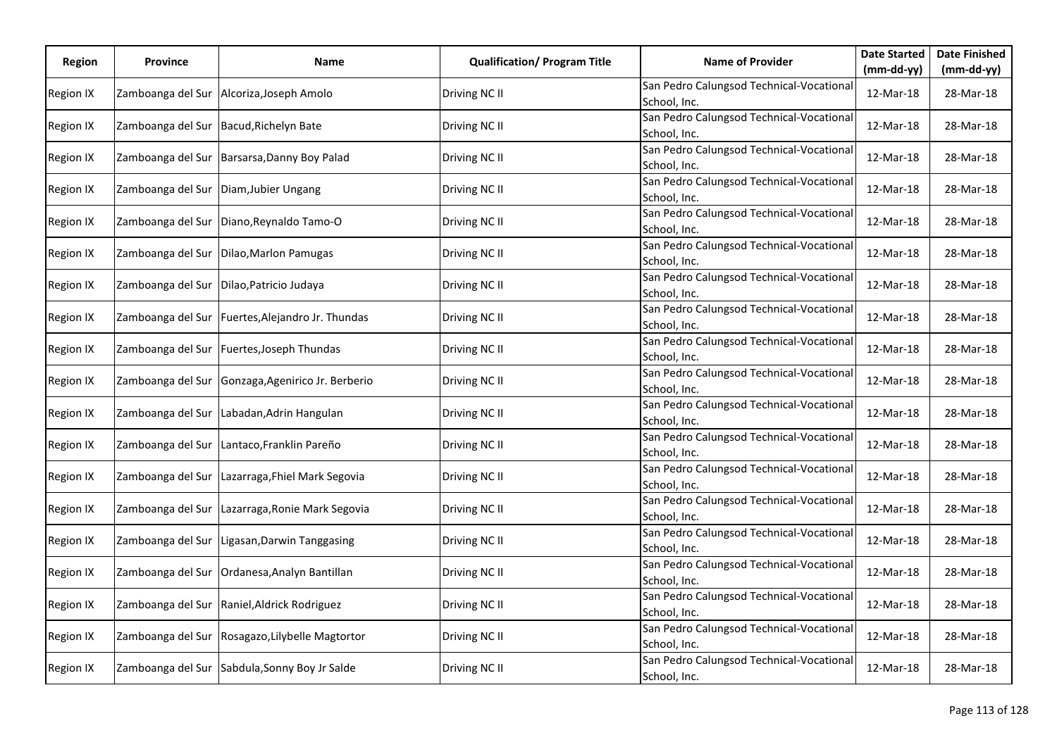| Region | Province | Name | Qualification/ Program Title | Name of Provider | Date Started (mm-dd-yy) | Date Finished (mm-dd-yy) |
|---|---|---|---|---|---|---|
| Region IX | Zamboanga del Sur | Alcoriza,Joseph Amolo | Driving NC II | San Pedro Calungsod Technical-Vocational School, Inc. | 12-Mar-18 | 28-Mar-18 |
| Region IX | Zamboanga del Sur | Bacud,Richelyn Bate | Driving NC II | San Pedro Calungsod Technical-Vocational School, Inc. | 12-Mar-18 | 28-Mar-18 |
| Region IX | Zamboanga del Sur | Barsarsa,Danny Boy Palad | Driving NC II | San Pedro Calungsod Technical-Vocational School, Inc. | 12-Mar-18 | 28-Mar-18 |
| Region IX | Zamboanga del Sur | Diam,Jubier Ungang | Driving NC II | San Pedro Calungsod Technical-Vocational School, Inc. | 12-Mar-18 | 28-Mar-18 |
| Region IX | Zamboanga del Sur | Diano,Reynaldo Tamo-O | Driving NC II | San Pedro Calungsod Technical-Vocational School, Inc. | 12-Mar-18 | 28-Mar-18 |
| Region IX | Zamboanga del Sur | Dilao,Marlon Pamugas | Driving NC II | San Pedro Calungsod Technical-Vocational School, Inc. | 12-Mar-18 | 28-Mar-18 |
| Region IX | Zamboanga del Sur | Dilao,Patricio Judaya | Driving NC II | San Pedro Calungsod Technical-Vocational School, Inc. | 12-Mar-18 | 28-Mar-18 |
| Region IX | Zamboanga del Sur | Fuertes,Alejandro Jr. Thundas | Driving NC II | San Pedro Calungsod Technical-Vocational School, Inc. | 12-Mar-18 | 28-Mar-18 |
| Region IX | Zamboanga del Sur | Fuertes,Joseph Thundas | Driving NC II | San Pedro Calungsod Technical-Vocational School, Inc. | 12-Mar-18 | 28-Mar-18 |
| Region IX | Zamboanga del Sur | Gonzaga,Agenirico Jr. Berberio | Driving NC II | San Pedro Calungsod Technical-Vocational School, Inc. | 12-Mar-18 | 28-Mar-18 |
| Region IX | Zamboanga del Sur | Labadan,Adrin Hangulan | Driving NC II | San Pedro Calungsod Technical-Vocational School, Inc. | 12-Mar-18 | 28-Mar-18 |
| Region IX | Zamboanga del Sur | Lantaco,Franklin Pareño | Driving NC II | San Pedro Calungsod Technical-Vocational School, Inc. | 12-Mar-18 | 28-Mar-18 |
| Region IX | Zamboanga del Sur | Lazarraga,Fhiel Mark Segovia | Driving NC II | San Pedro Calungsod Technical-Vocational School, Inc. | 12-Mar-18 | 28-Mar-18 |
| Region IX | Zamboanga del Sur | Lazarraga,Ronie Mark Segovia | Driving NC II | San Pedro Calungsod Technical-Vocational School, Inc. | 12-Mar-18 | 28-Mar-18 |
| Region IX | Zamboanga del Sur | Ligasan,Darwin Tanggasing | Driving NC II | San Pedro Calungsod Technical-Vocational School, Inc. | 12-Mar-18 | 28-Mar-18 |
| Region IX | Zamboanga del Sur | Ordanesa,Analyn Bantillan | Driving NC II | San Pedro Calungsod Technical-Vocational School, Inc. | 12-Mar-18 | 28-Mar-18 |
| Region IX | Zamboanga del Sur | Raniel,Aldrick Rodriguez | Driving NC II | San Pedro Calungsod Technical-Vocational School, Inc. | 12-Mar-18 | 28-Mar-18 |
| Region IX | Zamboanga del Sur | Rosagazo,Lilybelle Magtortor | Driving NC II | San Pedro Calungsod Technical-Vocational School, Inc. | 12-Mar-18 | 28-Mar-18 |
| Region IX | Zamboanga del Sur | Sabdula,Sonny Boy Jr Salde | Driving NC II | San Pedro Calungsod Technical-Vocational School, Inc. | 12-Mar-18 | 28-Mar-18 |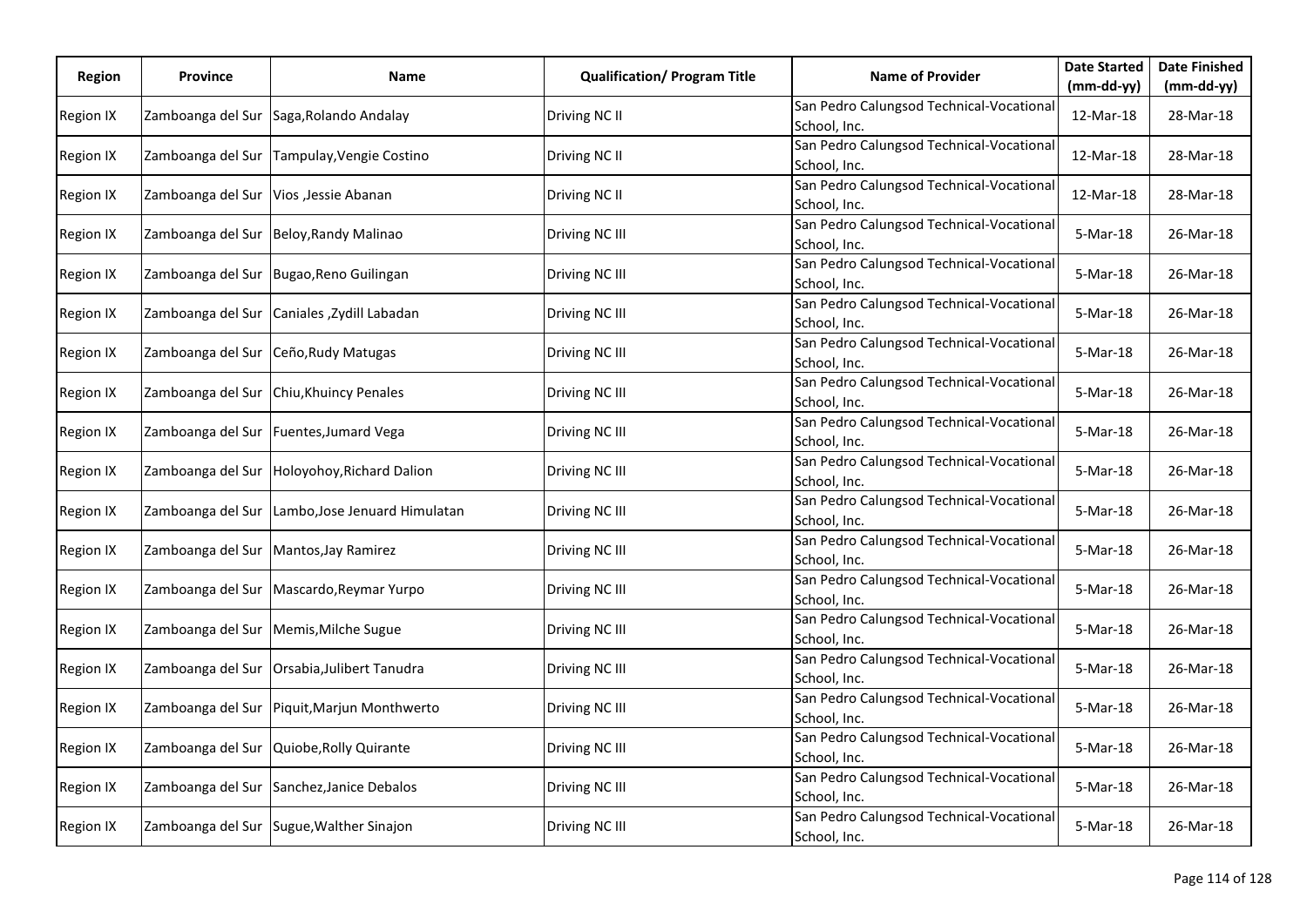| Region | Province | Name | Qualification/ Program Title | Name of Provider | Date Started (mm-dd-yy) | Date Finished (mm-dd-yy) |
|---|---|---|---|---|---|---|
| Region IX | Zamboanga del Sur | Saga,Rolando Andalay | Driving NC II | San Pedro Calungsod Technical-Vocational School, Inc. | 12-Mar-18 | 28-Mar-18 |
| Region IX | Zamboanga del Sur | Tampulay,Vengie Costino | Driving NC II | San Pedro Calungsod Technical-Vocational School, Inc. | 12-Mar-18 | 28-Mar-18 |
| Region IX | Zamboanga del Sur | Vios ,Jessie Abanan | Driving NC II | San Pedro Calungsod Technical-Vocational School, Inc. | 12-Mar-18 | 28-Mar-18 |
| Region IX | Zamboanga del Sur | Beloy,Randy Malinao | Driving NC III | San Pedro Calungsod Technical-Vocational School, Inc. | 5-Mar-18 | 26-Mar-18 |
| Region IX | Zamboanga del Sur | Bugao,Reno Guilingan | Driving NC III | San Pedro Calungsod Technical-Vocational School, Inc. | 5-Mar-18 | 26-Mar-18 |
| Region IX | Zamboanga del Sur | Caniales ,Zydill Labadan | Driving NC III | San Pedro Calungsod Technical-Vocational School, Inc. | 5-Mar-18 | 26-Mar-18 |
| Region IX | Zamboanga del Sur | Ceño,Rudy Matugas | Driving NC III | San Pedro Calungsod Technical-Vocational School, Inc. | 5-Mar-18 | 26-Mar-18 |
| Region IX | Zamboanga del Sur | Chiu,Khuincy Penales | Driving NC III | San Pedro Calungsod Technical-Vocational School, Inc. | 5-Mar-18 | 26-Mar-18 |
| Region IX | Zamboanga del Sur | Fuentes,Jumard Vega | Driving NC III | San Pedro Calungsod Technical-Vocational School, Inc. | 5-Mar-18 | 26-Mar-18 |
| Region IX | Zamboanga del Sur | Holoyohoy,Richard Dalion | Driving NC III | San Pedro Calungsod Technical-Vocational School, Inc. | 5-Mar-18 | 26-Mar-18 |
| Region IX | Zamboanga del Sur | Lambo,Jose Jenuard Himulatan | Driving NC III | San Pedro Calungsod Technical-Vocational School, Inc. | 5-Mar-18 | 26-Mar-18 |
| Region IX | Zamboanga del Sur | Mantos,Jay Ramirez | Driving NC III | San Pedro Calungsod Technical-Vocational School, Inc. | 5-Mar-18 | 26-Mar-18 |
| Region IX | Zamboanga del Sur | Mascardo,Reymar Yurpo | Driving NC III | San Pedro Calungsod Technical-Vocational School, Inc. | 5-Mar-18 | 26-Mar-18 |
| Region IX | Zamboanga del Sur | Memis,Milche Sugue | Driving NC III | San Pedro Calungsod Technical-Vocational School, Inc. | 5-Mar-18 | 26-Mar-18 |
| Region IX | Zamboanga del Sur | Orsabia,Julibert Tanudra | Driving NC III | San Pedro Calungsod Technical-Vocational School, Inc. | 5-Mar-18 | 26-Mar-18 |
| Region IX | Zamboanga del Sur | Piquit,Marjun Monthwerto | Driving NC III | San Pedro Calungsod Technical-Vocational School, Inc. | 5-Mar-18 | 26-Mar-18 |
| Region IX | Zamboanga del Sur | Quiobe,Rolly Quirante | Driving NC III | San Pedro Calungsod Technical-Vocational School, Inc. | 5-Mar-18 | 26-Mar-18 |
| Region IX | Zamboanga del Sur | Sanchez,Janice Debalos | Driving NC III | San Pedro Calungsod Technical-Vocational School, Inc. | 5-Mar-18 | 26-Mar-18 |
| Region IX | Zamboanga del Sur | Sugue,Walther Sinajon | Driving NC III | San Pedro Calungsod Technical-Vocational School, Inc. | 5-Mar-18 | 26-Mar-18 |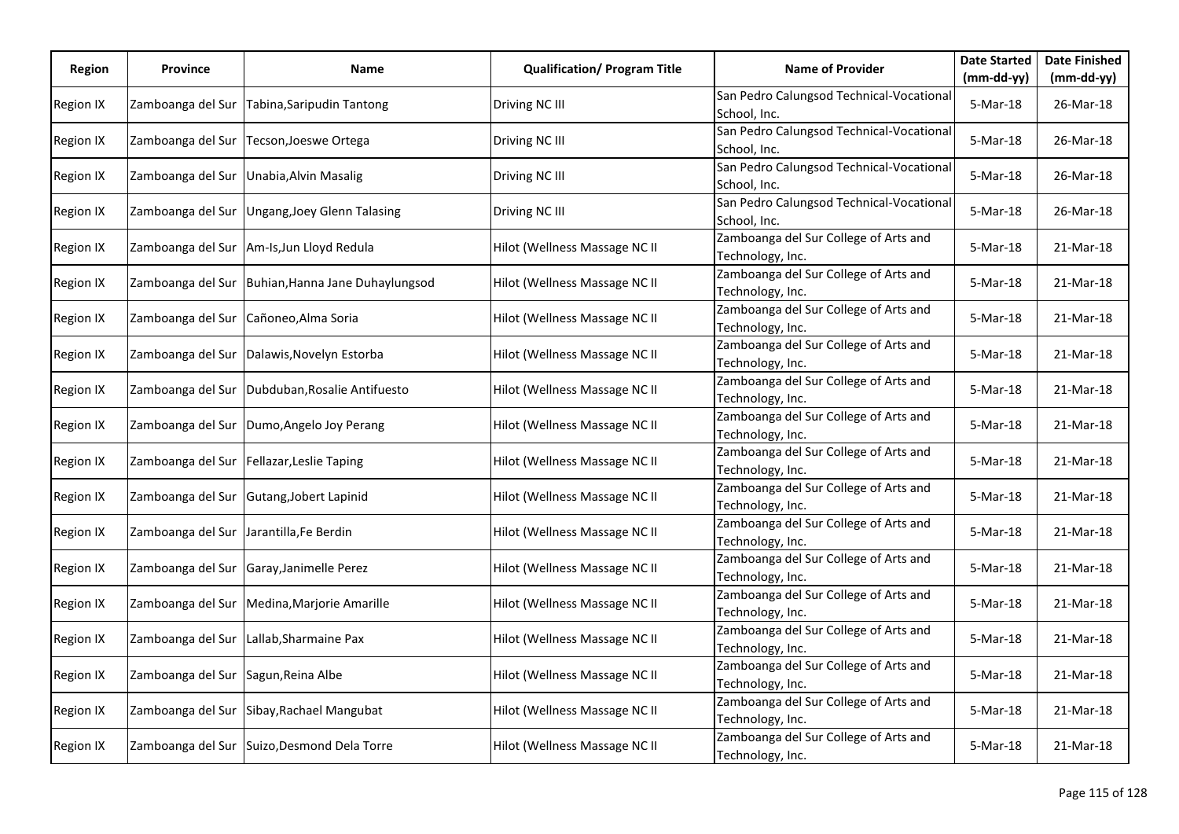| Region | Province | Name | Qualification/ Program Title | Name of Provider | Date Started (mm-dd-yy) | Date Finished (mm-dd-yy) |
|---|---|---|---|---|---|---|
| Region IX | Zamboanga del Sur | Tabina,Saripudin Tantong | Driving NC III | San Pedro Calungsod Technical-Vocational School, Inc. | 5-Mar-18 | 26-Mar-18 |
| Region IX | Zamboanga del Sur | Tecson,Joeswe Ortega | Driving NC III | San Pedro Calungsod Technical-Vocational School, Inc. | 5-Mar-18 | 26-Mar-18 |
| Region IX | Zamboanga del Sur | Unabia,Alvin Masalig | Driving NC III | San Pedro Calungsod Technical-Vocational School, Inc. | 5-Mar-18 | 26-Mar-18 |
| Region IX | Zamboanga del Sur | Ungang,Joey Glenn Talasing | Driving NC III | San Pedro Calungsod Technical-Vocational School, Inc. | 5-Mar-18 | 26-Mar-18 |
| Region IX | Zamboanga del Sur | Am-Is,Jun Lloyd Redula | Hilot (Wellness Massage NC II | Zamboanga del Sur College of Arts and Technology, Inc. | 5-Mar-18 | 21-Mar-18 |
| Region IX | Zamboanga del Sur | Buhian,Hanna Jane Duhaylungsod | Hilot (Wellness Massage NC II | Zamboanga del Sur College of Arts and Technology, Inc. | 5-Mar-18 | 21-Mar-18 |
| Region IX | Zamboanga del Sur | Cañoneo,Alma Soria | Hilot (Wellness Massage NC II | Zamboanga del Sur College of Arts and Technology, Inc. | 5-Mar-18 | 21-Mar-18 |
| Region IX | Zamboanga del Sur | Dalawis,Novelyn Estorba | Hilot (Wellness Massage NC II | Zamboanga del Sur College of Arts and Technology, Inc. | 5-Mar-18 | 21-Mar-18 |
| Region IX | Zamboanga del Sur | Dubduban,Rosalie Antifuesto | Hilot (Wellness Massage NC II | Zamboanga del Sur College of Arts and Technology, Inc. | 5-Mar-18 | 21-Mar-18 |
| Region IX | Zamboanga del Sur | Dumo,Angelo Joy Perang | Hilot (Wellness Massage NC II | Zamboanga del Sur College of Arts and Technology, Inc. | 5-Mar-18 | 21-Mar-18 |
| Region IX | Zamboanga del Sur | Fellazar,Leslie Taping | Hilot (Wellness Massage NC II | Zamboanga del Sur College of Arts and Technology, Inc. | 5-Mar-18 | 21-Mar-18 |
| Region IX | Zamboanga del Sur | Gutang,Jobert Lapinid | Hilot (Wellness Massage NC II | Zamboanga del Sur College of Arts and Technology, Inc. | 5-Mar-18 | 21-Mar-18 |
| Region IX | Zamboanga del Sur | Jarantilla,Fe Berdin | Hilot (Wellness Massage NC II | Zamboanga del Sur College of Arts and Technology, Inc. | 5-Mar-18 | 21-Mar-18 |
| Region IX | Zamboanga del Sur | Garay,Janimelle Perez | Hilot (Wellness Massage NC II | Zamboanga del Sur College of Arts and Technology, Inc. | 5-Mar-18 | 21-Mar-18 |
| Region IX | Zamboanga del Sur | Medina,Marjorie Amarille | Hilot (Wellness Massage NC II | Zamboanga del Sur College of Arts and Technology, Inc. | 5-Mar-18 | 21-Mar-18 |
| Region IX | Zamboanga del Sur | Lallab,Sharmaine Pax | Hilot (Wellness Massage NC II | Zamboanga del Sur College of Arts and Technology, Inc. | 5-Mar-18 | 21-Mar-18 |
| Region IX | Zamboanga del Sur | Sagun,Reina Albe | Hilot (Wellness Massage NC II | Zamboanga del Sur College of Arts and Technology, Inc. | 5-Mar-18 | 21-Mar-18 |
| Region IX | Zamboanga del Sur | Sibay,Rachael Mangubat | Hilot (Wellness Massage NC II | Zamboanga del Sur College of Arts and Technology, Inc. | 5-Mar-18 | 21-Mar-18 |
| Region IX | Zamboanga del Sur | Suizo,Desmond Dela Torre | Hilot (Wellness Massage NC II | Zamboanga del Sur College of Arts and Technology, Inc. | 5-Mar-18 | 21-Mar-18 |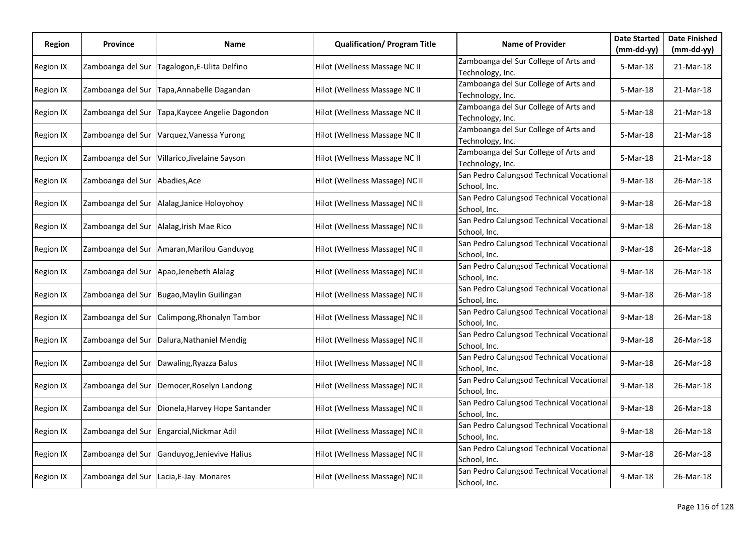| Region | Province | Name | Qualification/ Program Title | Name of Provider | Date Started (mm-dd-yy) | Date Finished (mm-dd-yy) |
|---|---|---|---|---|---|---|
| Region IX | Zamboanga del Sur | Tagalogon,E-Ulita Delfino | Hilot (Wellness Massage NC II | Zamboanga del Sur College of Arts and Technology, Inc. | 5-Mar-18 | 21-Mar-18 |
| Region IX | Zamboanga del Sur | Tapa,Annabelle Dagandan | Hilot (Wellness Massage NC II | Zamboanga del Sur College of Arts and Technology, Inc. | 5-Mar-18 | 21-Mar-18 |
| Region IX | Zamboanga del Sur | Tapa,Kaycee Angelie Dagondon | Hilot (Wellness Massage NC II | Zamboanga del Sur College of Arts and Technology, Inc. | 5-Mar-18 | 21-Mar-18 |
| Region IX | Zamboanga del Sur | Varquez,Vanessa Yurong | Hilot (Wellness Massage NC II | Zamboanga del Sur College of Arts and Technology, Inc. | 5-Mar-18 | 21-Mar-18 |
| Region IX | Zamboanga del Sur | Villarico,Jivelaine Sayson | Hilot (Wellness Massage NC II | Zamboanga del Sur College of Arts and Technology, Inc. | 5-Mar-18 | 21-Mar-18 |
| Region IX | Zamboanga del Sur | Abadies,Ace | Hilot (Wellness Massage) NC II | San Pedro Calungsod Technical Vocational School, Inc. | 9-Mar-18 | 26-Mar-18 |
| Region IX | Zamboanga del Sur | Alalag,Janice Holoyohoy | Hilot (Wellness Massage) NC II | San Pedro Calungsod Technical Vocational School, Inc. | 9-Mar-18 | 26-Mar-18 |
| Region IX | Zamboanga del Sur | Alalag,Irish Mae Rico | Hilot (Wellness Massage) NC II | San Pedro Calungsod Technical Vocational School, Inc. | 9-Mar-18 | 26-Mar-18 |
| Region IX | Zamboanga del Sur | Amaran,Marilou Ganduyog | Hilot (Wellness Massage) NC II | San Pedro Calungsod Technical Vocational School, Inc. | 9-Mar-18 | 26-Mar-18 |
| Region IX | Zamboanga del Sur | Apao,Jenebeth Alalag | Hilot (Wellness Massage) NC II | San Pedro Calungsod Technical Vocational School, Inc. | 9-Mar-18 | 26-Mar-18 |
| Region IX | Zamboanga del Sur | Bugao,Maylin Guilingan | Hilot (Wellness Massage) NC II | San Pedro Calungsod Technical Vocational School, Inc. | 9-Mar-18 | 26-Mar-18 |
| Region IX | Zamboanga del Sur | Calimpong,Rhonalyn Tambor | Hilot (Wellness Massage) NC II | San Pedro Calungsod Technical Vocational School, Inc. | 9-Mar-18 | 26-Mar-18 |
| Region IX | Zamboanga del Sur | Dalura,Nathaniel Mendig | Hilot (Wellness Massage) NC II | San Pedro Calungsod Technical Vocational School, Inc. | 9-Mar-18 | 26-Mar-18 |
| Region IX | Zamboanga del Sur | Dawaling,Ryazza Balus | Hilot (Wellness Massage) NC II | San Pedro Calungsod Technical Vocational School, Inc. | 9-Mar-18 | 26-Mar-18 |
| Region IX | Zamboanga del Sur | Democer,Roselyn Landong | Hilot (Wellness Massage) NC II | San Pedro Calungsod Technical Vocational School, Inc. | 9-Mar-18 | 26-Mar-18 |
| Region IX | Zamboanga del Sur | Dionela,Harvey Hope Santander | Hilot (Wellness Massage) NC II | San Pedro Calungsod Technical Vocational School, Inc. | 9-Mar-18 | 26-Mar-18 |
| Region IX | Zamboanga del Sur | Engarcial,Nickmar Adil | Hilot (Wellness Massage) NC II | San Pedro Calungsod Technical Vocational School, Inc. | 9-Mar-18 | 26-Mar-18 |
| Region IX | Zamboanga del Sur | Ganduyog,Jenievive Halius | Hilot (Wellness Massage) NC II | San Pedro Calungsod Technical Vocational School, Inc. | 9-Mar-18 | 26-Mar-18 |
| Region IX | Zamboanga del Sur | Lacia,E-Jay Monares | Hilot (Wellness Massage) NC II | San Pedro Calungsod Technical Vocational School, Inc. | 9-Mar-18 | 26-Mar-18 |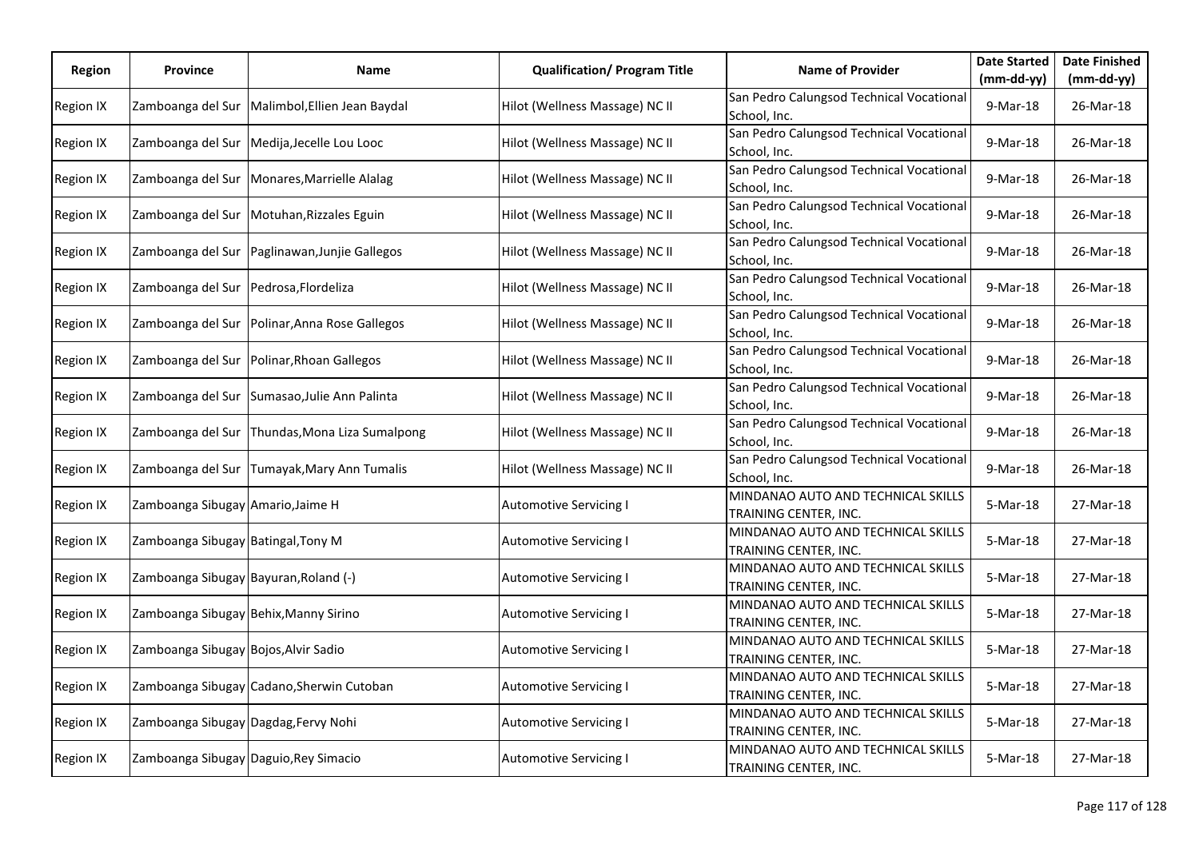| Region | Province | Name | Qualification/ Program Title | Name of Provider | Date Started (mm-dd-yy) | Date Finished (mm-dd-yy) |
|---|---|---|---|---|---|---|
| Region IX | Zamboanga del Sur | Malimbol,Ellien Jean Baydal | Hilot (Wellness Massage) NC II | San Pedro Calungsod Technical Vocational School, Inc. | 9-Mar-18 | 26-Mar-18 |
| Region IX | Zamboanga del Sur | Medija,Jecelle Lou Looc | Hilot (Wellness Massage) NC II | San Pedro Calungsod Technical Vocational School, Inc. | 9-Mar-18 | 26-Mar-18 |
| Region IX | Zamboanga del Sur | Monares,Marrielle Alalag | Hilot (Wellness Massage) NC II | San Pedro Calungsod Technical Vocational School, Inc. | 9-Mar-18 | 26-Mar-18 |
| Region IX | Zamboanga del Sur | Motuhan,Rizzales Eguin | Hilot (Wellness Massage) NC II | San Pedro Calungsod Technical Vocational School, Inc. | 9-Mar-18 | 26-Mar-18 |
| Region IX | Zamboanga del Sur | Paglinawan,Junjie Gallegos | Hilot (Wellness Massage) NC II | San Pedro Calungsod Technical Vocational School, Inc. | 9-Mar-18 | 26-Mar-18 |
| Region IX | Zamboanga del Sur | Pedrosa,Flordeliza | Hilot (Wellness Massage) NC II | San Pedro Calungsod Technical Vocational School, Inc. | 9-Mar-18 | 26-Mar-18 |
| Region IX | Zamboanga del Sur | Polinar,Anna Rose Gallegos | Hilot (Wellness Massage) NC II | San Pedro Calungsod Technical Vocational School, Inc. | 9-Mar-18 | 26-Mar-18 |
| Region IX | Zamboanga del Sur | Polinar,Rhoan Gallegos | Hilot (Wellness Massage) NC II | San Pedro Calungsod Technical Vocational School, Inc. | 9-Mar-18 | 26-Mar-18 |
| Region IX | Zamboanga del Sur | Sumasao,Julie Ann Palinta | Hilot (Wellness Massage) NC II | San Pedro Calungsod Technical Vocational School, Inc. | 9-Mar-18 | 26-Mar-18 |
| Region IX | Zamboanga del Sur | Thundas,Mona Liza Sumalpong | Hilot (Wellness Massage) NC II | San Pedro Calungsod Technical Vocational School, Inc. | 9-Mar-18 | 26-Mar-18 |
| Region IX | Zamboanga del Sur | Tumayak,Mary Ann Tumalis | Hilot (Wellness Massage) NC II | San Pedro Calungsod Technical Vocational School, Inc. | 9-Mar-18 | 26-Mar-18 |
| Region IX | Zamboanga Sibugay | Amario,Jaime H | Automotive Servicing I | MINDANAO AUTO AND TECHNICAL SKILLS TRAINING CENTER, INC. | 5-Mar-18 | 27-Mar-18 |
| Region IX | Zamboanga Sibugay | Batingal,Tony M | Automotive Servicing I | MINDANAO AUTO AND TECHNICAL SKILLS TRAINING CENTER, INC. | 5-Mar-18 | 27-Mar-18 |
| Region IX | Zamboanga Sibugay | Bayuran,Roland (-) | Automotive Servicing I | MINDANAO AUTO AND TECHNICAL SKILLS TRAINING CENTER, INC. | 5-Mar-18 | 27-Mar-18 |
| Region IX | Zamboanga Sibugay | Behix,Manny Sirino | Automotive Servicing I | MINDANAO AUTO AND TECHNICAL SKILLS TRAINING CENTER, INC. | 5-Mar-18 | 27-Mar-18 |
| Region IX | Zamboanga Sibugay | Bojos,Alvir Sadio | Automotive Servicing I | MINDANAO AUTO AND TECHNICAL SKILLS TRAINING CENTER, INC. | 5-Mar-18 | 27-Mar-18 |
| Region IX | Zamboanga Sibugay | Cadano,Sherwin Cutoban | Automotive Servicing I | MINDANAO AUTO AND TECHNICAL SKILLS TRAINING CENTER, INC. | 5-Mar-18 | 27-Mar-18 |
| Region IX | Zamboanga Sibugay | Dagdag,Fervy Nohi | Automotive Servicing I | MINDANAO AUTO AND TECHNICAL SKILLS TRAINING CENTER, INC. | 5-Mar-18 | 27-Mar-18 |
| Region IX | Zamboanga Sibugay | Daguio,Rey Simacio | Automotive Servicing I | MINDANAO AUTO AND TECHNICAL SKILLS TRAINING CENTER, INC. | 5-Mar-18 | 27-Mar-18 |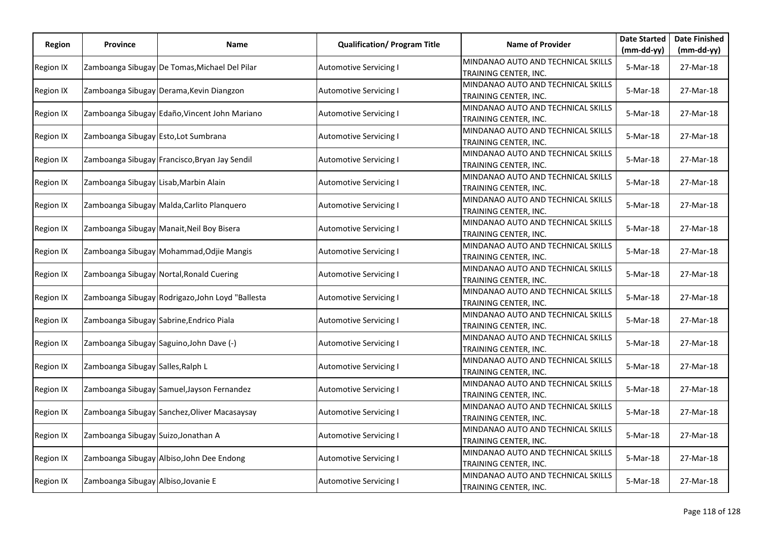| Region | Province | Name | Qualification/ Program Title | Name of Provider | Date Started (mm-dd-yy) | Date Finished (mm-dd-yy) |
|---|---|---|---|---|---|---|
| Region IX | Zamboanga Sibugay | De Tomas,Michael Del Pilar | Automotive Servicing I | MINDANAO AUTO AND TECHNICAL SKILLS TRAINING CENTER, INC. | 5-Mar-18 | 27-Mar-18 |
| Region IX | Zamboanga Sibugay | Derama,Kevin Diangzon | Automotive Servicing I | MINDANAO AUTO AND TECHNICAL SKILLS TRAINING CENTER, INC. | 5-Mar-18 | 27-Mar-18 |
| Region IX | Zamboanga Sibugay | Edaño,Vincent John Mariano | Automotive Servicing I | MINDANAO AUTO AND TECHNICAL SKILLS TRAINING CENTER, INC. | 5-Mar-18 | 27-Mar-18 |
| Region IX | Zamboanga Sibugay | Esto,Lot Sumbrana | Automotive Servicing I | MINDANAO AUTO AND TECHNICAL SKILLS TRAINING CENTER, INC. | 5-Mar-18 | 27-Mar-18 |
| Region IX | Zamboanga Sibugay | Francisco,Bryan Jay Sendil | Automotive Servicing I | MINDANAO AUTO AND TECHNICAL SKILLS TRAINING CENTER, INC. | 5-Mar-18 | 27-Mar-18 |
| Region IX | Zamboanga Sibugay | Lisab,Marbin Alain | Automotive Servicing I | MINDANAO AUTO AND TECHNICAL SKILLS TRAINING CENTER, INC. | 5-Mar-18 | 27-Mar-18 |
| Region IX | Zamboanga Sibugay | Malda,Carlito Planquero | Automotive Servicing I | MINDANAO AUTO AND TECHNICAL SKILLS TRAINING CENTER, INC. | 5-Mar-18 | 27-Mar-18 |
| Region IX | Zamboanga Sibugay | Manait,Neil Boy Bisera | Automotive Servicing I | MINDANAO AUTO AND TECHNICAL SKILLS TRAINING CENTER, INC. | 5-Mar-18 | 27-Mar-18 |
| Region IX | Zamboanga Sibugay | Mohammad,Odjie Mangis | Automotive Servicing I | MINDANAO AUTO AND TECHNICAL SKILLS TRAINING CENTER, INC. | 5-Mar-18 | 27-Mar-18 |
| Region IX | Zamboanga Sibugay | Nortal,Ronald Cuering | Automotive Servicing I | MINDANAO AUTO AND TECHNICAL SKILLS TRAINING CENTER, INC. | 5-Mar-18 | 27-Mar-18 |
| Region IX | Zamboanga Sibugay | Rodrigazo,John Loyd "Ballesta | Automotive Servicing I | MINDANAO AUTO AND TECHNICAL SKILLS TRAINING CENTER, INC. | 5-Mar-18 | 27-Mar-18 |
| Region IX | Zamboanga Sibugay | Sabrine,Endrico Piala | Automotive Servicing I | MINDANAO AUTO AND TECHNICAL SKILLS TRAINING CENTER, INC. | 5-Mar-18 | 27-Mar-18 |
| Region IX | Zamboanga Sibugay | Saguino,John Dave (-) | Automotive Servicing I | MINDANAO AUTO AND TECHNICAL SKILLS TRAINING CENTER, INC. | 5-Mar-18 | 27-Mar-18 |
| Region IX | Zamboanga Sibugay | Salles,Ralph L | Automotive Servicing I | MINDANAO AUTO AND TECHNICAL SKILLS TRAINING CENTER, INC. | 5-Mar-18 | 27-Mar-18 |
| Region IX | Zamboanga Sibugay | Samuel,Jayson Fernandez | Automotive Servicing I | MINDANAO AUTO AND TECHNICAL SKILLS TRAINING CENTER, INC. | 5-Mar-18 | 27-Mar-18 |
| Region IX | Zamboanga Sibugay | Sanchez,Oliver Macasaysay | Automotive Servicing I | MINDANAO AUTO AND TECHNICAL SKILLS TRAINING CENTER, INC. | 5-Mar-18 | 27-Mar-18 |
| Region IX | Zamboanga Sibugay | Suizo,Jonathan A | Automotive Servicing I | MINDANAO AUTO AND TECHNICAL SKILLS TRAINING CENTER, INC. | 5-Mar-18 | 27-Mar-18 |
| Region IX | Zamboanga Sibugay | Albiso,John Dee Endong | Automotive Servicing I | MINDANAO AUTO AND TECHNICAL SKILLS TRAINING CENTER, INC. | 5-Mar-18 | 27-Mar-18 |
| Region IX | Zamboanga Sibugay | Albiso,Jovanie E | Automotive Servicing I | MINDANAO AUTO AND TECHNICAL SKILLS TRAINING CENTER, INC. | 5-Mar-18 | 27-Mar-18 |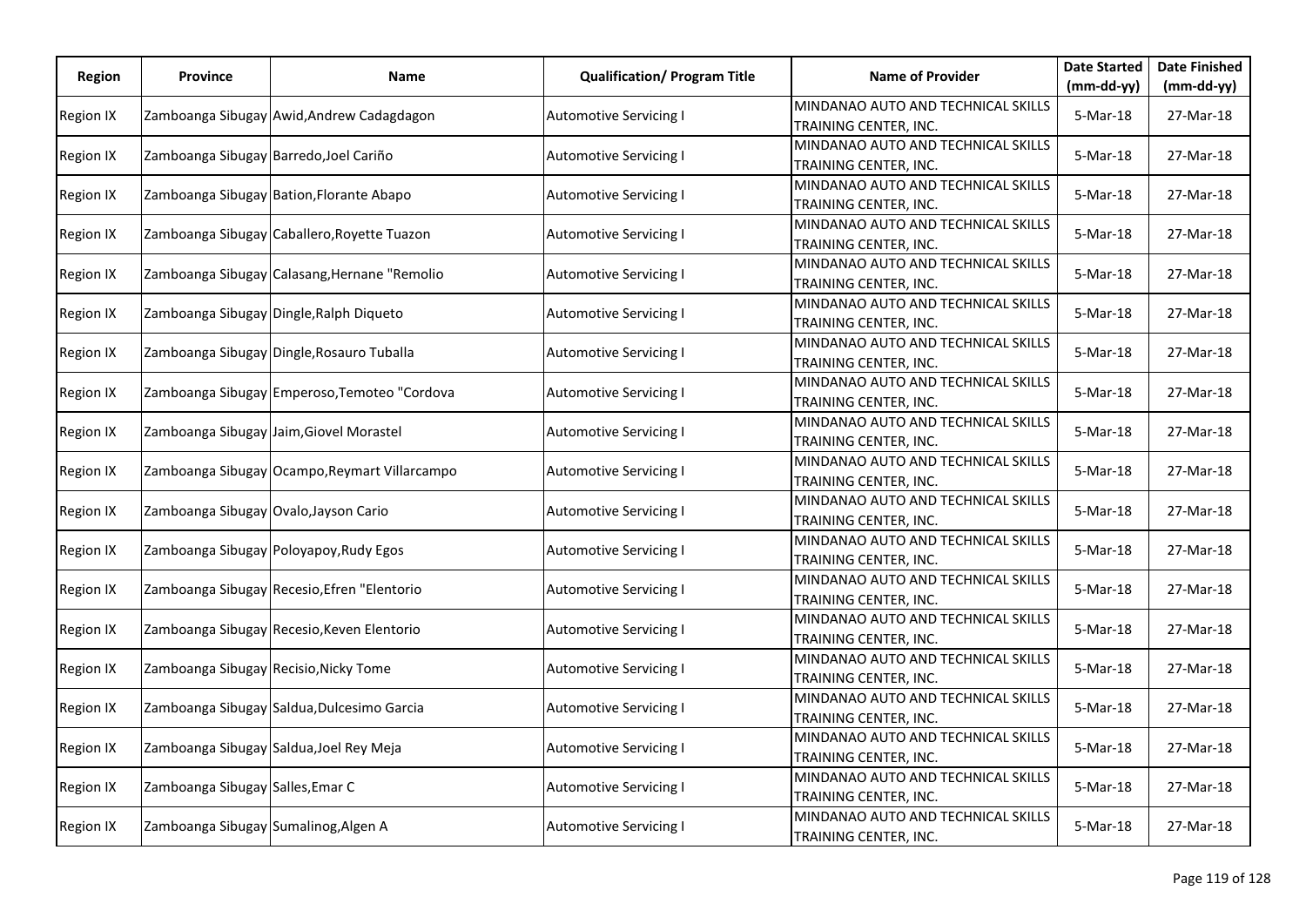| Region | Province | Name | Qualification/ Program Title | Name of Provider | Date Started (mm-dd-yy) | Date Finished (mm-dd-yy) |
|---|---|---|---|---|---|---|
| Region IX | Zamboanga Sibugay | Awid,Andrew Cadagdagon | Automotive Servicing I | MINDANAO AUTO AND TECHNICAL SKILLS TRAINING CENTER, INC. | 5-Mar-18 | 27-Mar-18 |
| Region IX | Zamboanga Sibugay | Barredo,Joel Cariño | Automotive Servicing I | MINDANAO AUTO AND TECHNICAL SKILLS TRAINING CENTER, INC. | 5-Mar-18 | 27-Mar-18 |
| Region IX | Zamboanga Sibugay | Bation,Florante Abapo | Automotive Servicing I | MINDANAO AUTO AND TECHNICAL SKILLS TRAINING CENTER, INC. | 5-Mar-18 | 27-Mar-18 |
| Region IX | Zamboanga Sibugay | Caballero,Royette Tuazon | Automotive Servicing I | MINDANAO AUTO AND TECHNICAL SKILLS TRAINING CENTER, INC. | 5-Mar-18 | 27-Mar-18 |
| Region IX | Zamboanga Sibugay | Calasang,Hernane "Remolio | Automotive Servicing I | MINDANAO AUTO AND TECHNICAL SKILLS TRAINING CENTER, INC. | 5-Mar-18 | 27-Mar-18 |
| Region IX | Zamboanga Sibugay | Dingle,Ralph Diqueto | Automotive Servicing I | MINDANAO AUTO AND TECHNICAL SKILLS TRAINING CENTER, INC. | 5-Mar-18 | 27-Mar-18 |
| Region IX | Zamboanga Sibugay | Dingle,Rosauro Tuballa | Automotive Servicing I | MINDANAO AUTO AND TECHNICAL SKILLS TRAINING CENTER, INC. | 5-Mar-18 | 27-Mar-18 |
| Region IX | Zamboanga Sibugay | Emperoso,Temoteo "Cordova | Automotive Servicing I | MINDANAO AUTO AND TECHNICAL SKILLS TRAINING CENTER, INC. | 5-Mar-18 | 27-Mar-18 |
| Region IX | Zamboanga Sibugay | Jaim,Giovel Morastel | Automotive Servicing I | MINDANAO AUTO AND TECHNICAL SKILLS TRAINING CENTER, INC. | 5-Mar-18 | 27-Mar-18 |
| Region IX | Zamboanga Sibugay | Ocampo,Reymart Villarcampo | Automotive Servicing I | MINDANAO AUTO AND TECHNICAL SKILLS TRAINING CENTER, INC. | 5-Mar-18 | 27-Mar-18 |
| Region IX | Zamboanga Sibugay | Ovalo,Jayson Cario | Automotive Servicing I | MINDANAO AUTO AND TECHNICAL SKILLS TRAINING CENTER, INC. | 5-Mar-18 | 27-Mar-18 |
| Region IX | Zamboanga Sibugay | Poloyapoy,Rudy Egos | Automotive Servicing I | MINDANAO AUTO AND TECHNICAL SKILLS TRAINING CENTER, INC. | 5-Mar-18 | 27-Mar-18 |
| Region IX | Zamboanga Sibugay | Recesio,Efren "Elentorio | Automotive Servicing I | MINDANAO AUTO AND TECHNICAL SKILLS TRAINING CENTER, INC. | 5-Mar-18 | 27-Mar-18 |
| Region IX | Zamboanga Sibugay | Recesio,Keven Elentorio | Automotive Servicing I | MINDANAO AUTO AND TECHNICAL SKILLS TRAINING CENTER, INC. | 5-Mar-18 | 27-Mar-18 |
| Region IX | Zamboanga Sibugay | Recisio,Nicky Tome | Automotive Servicing I | MINDANAO AUTO AND TECHNICAL SKILLS TRAINING CENTER, INC. | 5-Mar-18 | 27-Mar-18 |
| Region IX | Zamboanga Sibugay | Saldua,Dulcesimo Garcia | Automotive Servicing I | MINDANAO AUTO AND TECHNICAL SKILLS TRAINING CENTER, INC. | 5-Mar-18 | 27-Mar-18 |
| Region IX | Zamboanga Sibugay | Saldua,Joel Rey Meja | Automotive Servicing I | MINDANAO AUTO AND TECHNICAL SKILLS TRAINING CENTER, INC. | 5-Mar-18 | 27-Mar-18 |
| Region IX | Zamboanga Sibugay | Salles,Emar C | Automotive Servicing I | MINDANAO AUTO AND TECHNICAL SKILLS TRAINING CENTER, INC. | 5-Mar-18 | 27-Mar-18 |
| Region IX | Zamboanga Sibugay | Sumalinog,Algen A | Automotive Servicing I | MINDANAO AUTO AND TECHNICAL SKILLS TRAINING CENTER, INC. | 5-Mar-18 | 27-Mar-18 |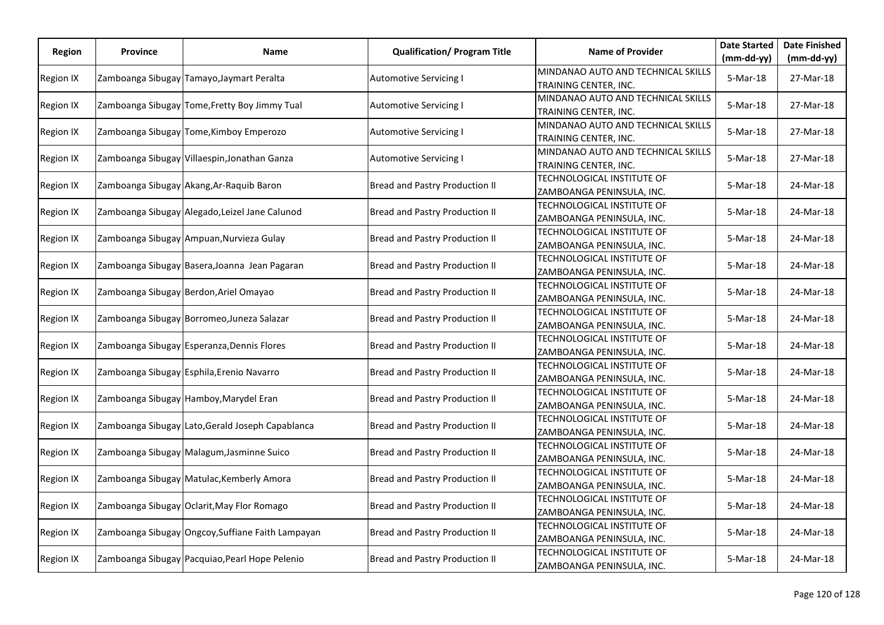| Region | Province | Name | Qualification/ Program Title | Name of Provider | Date Started (mm-dd-yy) | Date Finished (mm-dd-yy) |
|---|---|---|---|---|---|---|
| Region IX | Zamboanga Sibugay | Tamayo,Jaymart Peralta | Automotive Servicing I | MINDANAO AUTO AND TECHNICAL SKILLS TRAINING CENTER, INC. | 5-Mar-18 | 27-Mar-18 |
| Region IX | Zamboanga Sibugay | Tome,Fretty Boy Jimmy Tual | Automotive Servicing I | MINDANAO AUTO AND TECHNICAL SKILLS TRAINING CENTER, INC. | 5-Mar-18 | 27-Mar-18 |
| Region IX | Zamboanga Sibugay | Tome,Kimboy Emperozo | Automotive Servicing I | MINDANAO AUTO AND TECHNICAL SKILLS TRAINING CENTER, INC. | 5-Mar-18 | 27-Mar-18 |
| Region IX | Zamboanga Sibugay | Villaespin,Jonathan Ganza | Automotive Servicing I | MINDANAO AUTO AND TECHNICAL SKILLS TRAINING CENTER, INC. | 5-Mar-18 | 27-Mar-18 |
| Region IX | Zamboanga Sibugay | Akang,Ar-Raquib Baron | Bread and Pastry Production II | TECHNOLOGICAL INSTITUTE OF ZAMBOANGA PENINSULA, INC. | 5-Mar-18 | 24-Mar-18 |
| Region IX | Zamboanga Sibugay | Alegado,Leizel Jane Calunod | Bread and Pastry Production II | TECHNOLOGICAL INSTITUTE OF ZAMBOANGA PENINSULA, INC. | 5-Mar-18 | 24-Mar-18 |
| Region IX | Zamboanga Sibugay | Ampuan,Nurvieza Gulay | Bread and Pastry Production II | TECHNOLOGICAL INSTITUTE OF ZAMBOANGA PENINSULA, INC. | 5-Mar-18 | 24-Mar-18 |
| Region IX | Zamboanga Sibugay | Basera,Joanna  Jean Pagaran | Bread and Pastry Production II | TECHNOLOGICAL INSTITUTE OF ZAMBOANGA PENINSULA, INC. | 5-Mar-18 | 24-Mar-18 |
| Region IX | Zamboanga Sibugay | Berdon,Ariel Omayao | Bread and Pastry Production II | TECHNOLOGICAL INSTITUTE OF ZAMBOANGA PENINSULA, INC. | 5-Mar-18 | 24-Mar-18 |
| Region IX | Zamboanga Sibugay | Borromeo,Juneza Salazar | Bread and Pastry Production II | TECHNOLOGICAL INSTITUTE OF ZAMBOANGA PENINSULA, INC. | 5-Mar-18 | 24-Mar-18 |
| Region IX | Zamboanga Sibugay | Esperanza,Dennis Flores | Bread and Pastry Production II | TECHNOLOGICAL INSTITUTE OF ZAMBOANGA PENINSULA, INC. | 5-Mar-18 | 24-Mar-18 |
| Region IX | Zamboanga Sibugay | Esphila,Erenio Navarro | Bread and Pastry Production II | TECHNOLOGICAL INSTITUTE OF ZAMBOANGA PENINSULA, INC. | 5-Mar-18 | 24-Mar-18 |
| Region IX | Zamboanga Sibugay | Hamboy,Marydel Eran | Bread and Pastry Production II | TECHNOLOGICAL INSTITUTE OF ZAMBOANGA PENINSULA, INC. | 5-Mar-18 | 24-Mar-18 |
| Region IX | Zamboanga Sibugay | Lato,Gerald Joseph Capablanca | Bread and Pastry Production II | TECHNOLOGICAL INSTITUTE OF ZAMBOANGA PENINSULA, INC. | 5-Mar-18 | 24-Mar-18 |
| Region IX | Zamboanga Sibugay | Malagum,Jasminne Suico | Bread and Pastry Production II | TECHNOLOGICAL INSTITUTE OF ZAMBOANGA PENINSULA, INC. | 5-Mar-18 | 24-Mar-18 |
| Region IX | Zamboanga Sibugay | Matulac,Kemberly Amora | Bread and Pastry Production II | TECHNOLOGICAL INSTITUTE OF ZAMBOANGA PENINSULA, INC. | 5-Mar-18 | 24-Mar-18 |
| Region IX | Zamboanga Sibugay | Oclarit,May Flor Romago | Bread and Pastry Production II | TECHNOLOGICAL INSTITUTE OF ZAMBOANGA PENINSULA, INC. | 5-Mar-18 | 24-Mar-18 |
| Region IX | Zamboanga Sibugay | Ongcoy,Suffiane Faith Lampayan | Bread and Pastry Production II | TECHNOLOGICAL INSTITUTE OF ZAMBOANGA PENINSULA, INC. | 5-Mar-18 | 24-Mar-18 |
| Region IX | Zamboanga Sibugay | Pacquiao,Pearl Hope Pelenio | Bread and Pastry Production II | TECHNOLOGICAL INSTITUTE OF ZAMBOANGA PENINSULA, INC. | 5-Mar-18 | 24-Mar-18 |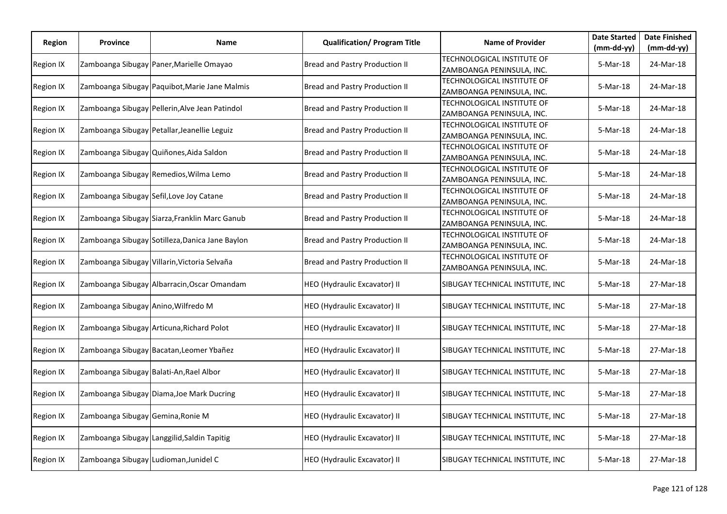| Region | Province | Name | Qualification/ Program Title | Name of Provider | Date Started (mm-dd-yy) | Date Finished (mm-dd-yy) |
|---|---|---|---|---|---|---|
| Region IX | Zamboanga Sibugay | Paner,Marielle Omayao | Bread and Pastry Production II | TECHNOLOGICAL INSTITUTE OF ZAMBOANGA PENINSULA, INC. | 5-Mar-18 | 24-Mar-18 |
| Region IX | Zamboanga Sibugay | Paquibot,Marie Jane Malmis | Bread and Pastry Production II | TECHNOLOGICAL INSTITUTE OF ZAMBOANGA PENINSULA, INC. | 5-Mar-18 | 24-Mar-18 |
| Region IX | Zamboanga Sibugay | Pellerin,Alve Jean Patindol | Bread and Pastry Production II | TECHNOLOGICAL INSTITUTE OF ZAMBOANGA PENINSULA, INC. | 5-Mar-18 | 24-Mar-18 |
| Region IX | Zamboanga Sibugay | Petallar,Jeanellie Leguiz | Bread and Pastry Production II | TECHNOLOGICAL INSTITUTE OF ZAMBOANGA PENINSULA, INC. | 5-Mar-18 | 24-Mar-18 |
| Region IX | Zamboanga Sibugay | Quiñones,Aida Saldon | Bread and Pastry Production II | TECHNOLOGICAL INSTITUTE OF ZAMBOANGA PENINSULA, INC. | 5-Mar-18 | 24-Mar-18 |
| Region IX | Zamboanga Sibugay | Remedios,Wilma Lemo | Bread and Pastry Production II | TECHNOLOGICAL INSTITUTE OF ZAMBOANGA PENINSULA, INC. | 5-Mar-18 | 24-Mar-18 |
| Region IX | Zamboanga Sibugay | Sefil,Love Joy Catane | Bread and Pastry Production II | TECHNOLOGICAL INSTITUTE OF ZAMBOANGA PENINSULA, INC. | 5-Mar-18 | 24-Mar-18 |
| Region IX | Zamboanga Sibugay | Siarza,Franklin Marc Ganub | Bread and Pastry Production II | TECHNOLOGICAL INSTITUTE OF ZAMBOANGA PENINSULA, INC. | 5-Mar-18 | 24-Mar-18 |
| Region IX | Zamboanga Sibugay | Sotilleza,Danica Jane Baylon | Bread and Pastry Production II | TECHNOLOGICAL INSTITUTE OF ZAMBOANGA PENINSULA, INC. | 5-Mar-18 | 24-Mar-18 |
| Region IX | Zamboanga Sibugay | Villarin,Victoria Selvaña | Bread and Pastry Production II | TECHNOLOGICAL INSTITUTE OF ZAMBOANGA PENINSULA, INC. | 5-Mar-18 | 24-Mar-18 |
| Region IX | Zamboanga Sibugay | Albarracin,Oscar Omandam | HEO (Hydraulic Excavator) II | SIBUGAY TECHNICAL INSTITUTE, INC | 5-Mar-18 | 27-Mar-18 |
| Region IX | Zamboanga Sibugay | Anino,Wilfredo M | HEO (Hydraulic Excavator) II | SIBUGAY TECHNICAL INSTITUTE, INC | 5-Mar-18 | 27-Mar-18 |
| Region IX | Zamboanga Sibugay | Articuna,Richard Polot | HEO (Hydraulic Excavator) II | SIBUGAY TECHNICAL INSTITUTE, INC | 5-Mar-18 | 27-Mar-18 |
| Region IX | Zamboanga Sibugay | Bacatan,Leomer Ybañez | HEO (Hydraulic Excavator) II | SIBUGAY TECHNICAL INSTITUTE, INC | 5-Mar-18 | 27-Mar-18 |
| Region IX | Zamboanga Sibugay | Balati-An,Rael Albor | HEO (Hydraulic Excavator) II | SIBUGAY TECHNICAL INSTITUTE, INC | 5-Mar-18 | 27-Mar-18 |
| Region IX | Zamboanga Sibugay | Diama,Joe Mark Ducring | HEO (Hydraulic Excavator) II | SIBUGAY TECHNICAL INSTITUTE, INC | 5-Mar-18 | 27-Mar-18 |
| Region IX | Zamboanga Sibugay | Gemina,Ronie M | HEO (Hydraulic Excavator) II | SIBUGAY TECHNICAL INSTITUTE, INC | 5-Mar-18 | 27-Mar-18 |
| Region IX | Zamboanga Sibugay | Langgilid,Saldin Tapitig | HEO (Hydraulic Excavator) II | SIBUGAY TECHNICAL INSTITUTE, INC | 5-Mar-18 | 27-Mar-18 |
| Region IX | Zamboanga Sibugay | Ludioman,Junidel C | HEO (Hydraulic Excavator) II | SIBUGAY TECHNICAL INSTITUTE, INC | 5-Mar-18 | 27-Mar-18 |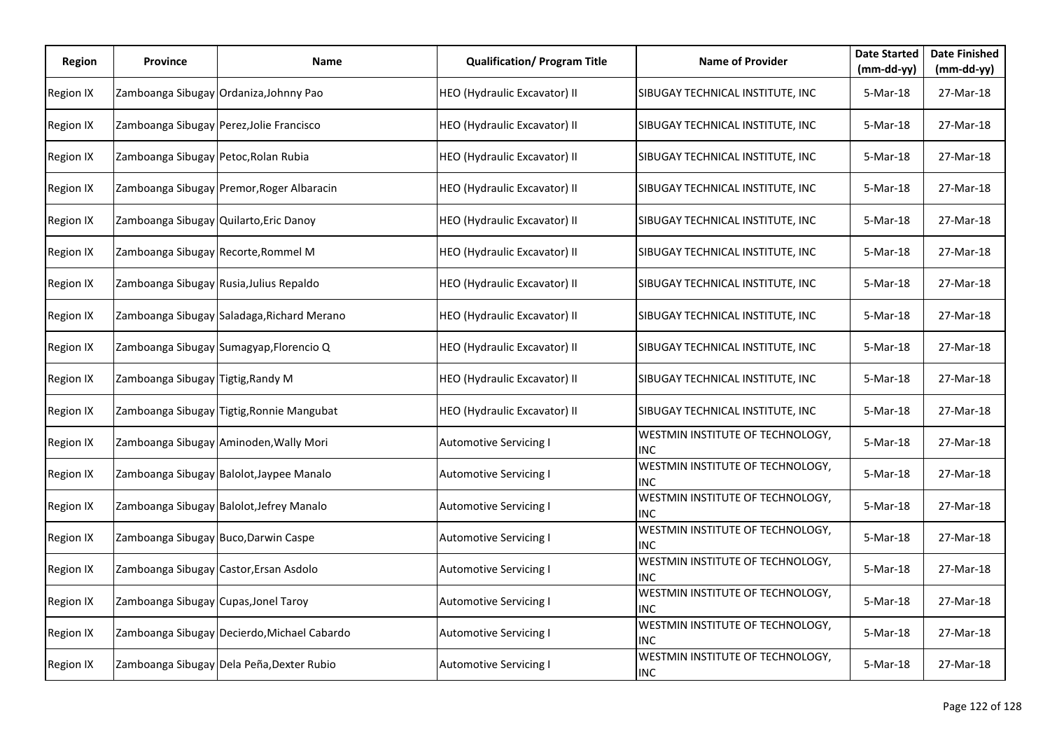| Region | Province | Name | Qualification/ Program Title | Name of Provider | Date Started (mm-dd-yy) | Date Finished (mm-dd-yy) |
|---|---|---|---|---|---|---|
| Region IX | Zamboanga Sibugay | Ordaniza,Johnny Pao | HEO (Hydraulic Excavator) II | SIBUGAY TECHNICAL INSTITUTE, INC | 5-Mar-18 | 27-Mar-18 |
| Region IX | Zamboanga Sibugay | Perez,Jolie Francisco | HEO (Hydraulic Excavator) II | SIBUGAY TECHNICAL INSTITUTE, INC | 5-Mar-18 | 27-Mar-18 |
| Region IX | Zamboanga Sibugay | Petoc,Rolan Rubia | HEO (Hydraulic Excavator) II | SIBUGAY TECHNICAL INSTITUTE, INC | 5-Mar-18 | 27-Mar-18 |
| Region IX | Zamboanga Sibugay | Premor,Roger Albaracin | HEO (Hydraulic Excavator) II | SIBUGAY TECHNICAL INSTITUTE, INC | 5-Mar-18 | 27-Mar-18 |
| Region IX | Zamboanga Sibugay | Quilarto,Eric Danoy | HEO (Hydraulic Excavator) II | SIBUGAY TECHNICAL INSTITUTE, INC | 5-Mar-18 | 27-Mar-18 |
| Region IX | Zamboanga Sibugay | Recorte,Rommel M | HEO (Hydraulic Excavator) II | SIBUGAY TECHNICAL INSTITUTE, INC | 5-Mar-18 | 27-Mar-18 |
| Region IX | Zamboanga Sibugay | Rusia,Julius Repaldo | HEO (Hydraulic Excavator) II | SIBUGAY TECHNICAL INSTITUTE, INC | 5-Mar-18 | 27-Mar-18 |
| Region IX | Zamboanga Sibugay | Saladaga,Richard Merano | HEO (Hydraulic Excavator) II | SIBUGAY TECHNICAL INSTITUTE, INC | 5-Mar-18 | 27-Mar-18 |
| Region IX | Zamboanga Sibugay | Sumagyap,Florencio Q | HEO (Hydraulic Excavator) II | SIBUGAY TECHNICAL INSTITUTE, INC | 5-Mar-18 | 27-Mar-18 |
| Region IX | Zamboanga Sibugay | Tigtig,Randy M | HEO (Hydraulic Excavator) II | SIBUGAY TECHNICAL INSTITUTE, INC | 5-Mar-18 | 27-Mar-18 |
| Region IX | Zamboanga Sibugay | Tigtig,Ronnie Mangubat | HEO (Hydraulic Excavator) II | SIBUGAY TECHNICAL INSTITUTE, INC | 5-Mar-18 | 27-Mar-18 |
| Region IX | Zamboanga Sibugay | Aminoden,Wally Mori | Automotive Servicing I | WESTMIN INSTITUTE OF TECHNOLOGY, INC | 5-Mar-18 | 27-Mar-18 |
| Region IX | Zamboanga Sibugay | Balolot,Jaypee Manalo | Automotive Servicing I | WESTMIN INSTITUTE OF TECHNOLOGY, INC | 5-Mar-18 | 27-Mar-18 |
| Region IX | Zamboanga Sibugay | Balolot,Jefrey Manalo | Automotive Servicing I | WESTMIN INSTITUTE OF TECHNOLOGY, INC | 5-Mar-18 | 27-Mar-18 |
| Region IX | Zamboanga Sibugay | Buco,Darwin Caspe | Automotive Servicing I | WESTMIN INSTITUTE OF TECHNOLOGY, INC | 5-Mar-18 | 27-Mar-18 |
| Region IX | Zamboanga Sibugay | Castor,Ersan Asdolo | Automotive Servicing I | WESTMIN INSTITUTE OF TECHNOLOGY, INC | 5-Mar-18 | 27-Mar-18 |
| Region IX | Zamboanga Sibugay | Cupas,Jonel Taroy | Automotive Servicing I | WESTMIN INSTITUTE OF TECHNOLOGY, INC | 5-Mar-18 | 27-Mar-18 |
| Region IX | Zamboanga Sibugay | Decierdo,Michael Cabardo | Automotive Servicing I | WESTMIN INSTITUTE OF TECHNOLOGY, INC | 5-Mar-18 | 27-Mar-18 |
| Region IX | Zamboanga Sibugay | Dela Peña,Dexter Rubio | Automotive Servicing I | WESTMIN INSTITUTE OF TECHNOLOGY, INC | 5-Mar-18 | 27-Mar-18 |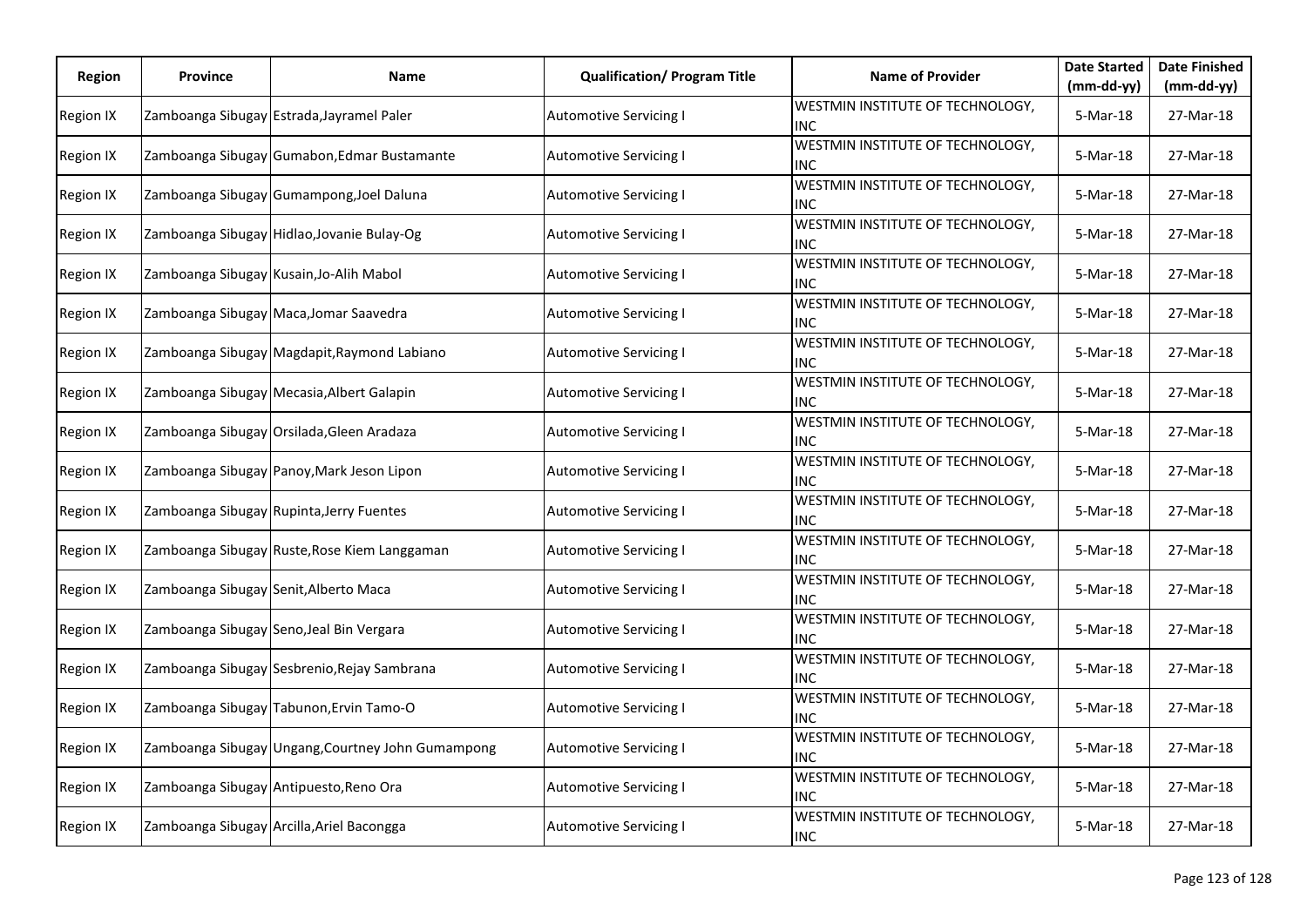| Region | Province | Name | Qualification/ Program Title | Name of Provider | Date Started (mm-dd-yy) | Date Finished (mm-dd-yy) |
|---|---|---|---|---|---|---|
| Region IX | Zamboanga Sibugay | Estrada,Jayramel Paler | Automotive Servicing I | WESTMIN INSTITUTE OF TECHNOLOGY, INC | 5-Mar-18 | 27-Mar-18 |
| Region IX | Zamboanga Sibugay | Gumabon,Edmar Bustamante | Automotive Servicing I | WESTMIN INSTITUTE OF TECHNOLOGY, INC | 5-Mar-18 | 27-Mar-18 |
| Region IX | Zamboanga Sibugay | Gumampong,Joel Daluna | Automotive Servicing I | WESTMIN INSTITUTE OF TECHNOLOGY, INC | 5-Mar-18 | 27-Mar-18 |
| Region IX | Zamboanga Sibugay | Hidlao,Jovanie Bulay-Og | Automotive Servicing I | WESTMIN INSTITUTE OF TECHNOLOGY, INC | 5-Mar-18 | 27-Mar-18 |
| Region IX | Zamboanga Sibugay | Kusain,Jo-Alih Mabol | Automotive Servicing I | WESTMIN INSTITUTE OF TECHNOLOGY, INC | 5-Mar-18 | 27-Mar-18 |
| Region IX | Zamboanga Sibugay | Maca,Jomar Saavedra | Automotive Servicing I | WESTMIN INSTITUTE OF TECHNOLOGY, INC | 5-Mar-18 | 27-Mar-18 |
| Region IX | Zamboanga Sibugay | Magdapit,Raymond Labiano | Automotive Servicing I | WESTMIN INSTITUTE OF TECHNOLOGY, INC | 5-Mar-18 | 27-Mar-18 |
| Region IX | Zamboanga Sibugay | Mecasia,Albert Galapin | Automotive Servicing I | WESTMIN INSTITUTE OF TECHNOLOGY, INC | 5-Mar-18 | 27-Mar-18 |
| Region IX | Zamboanga Sibugay | Orsilada,Gleen Aradaza | Automotive Servicing I | WESTMIN INSTITUTE OF TECHNOLOGY, INC | 5-Mar-18 | 27-Mar-18 |
| Region IX | Zamboanga Sibugay | Panoy,Mark Jeson Lipon | Automotive Servicing I | WESTMIN INSTITUTE OF TECHNOLOGY, INC | 5-Mar-18 | 27-Mar-18 |
| Region IX | Zamboanga Sibugay | Rupinta,Jerry Fuentes | Automotive Servicing I | WESTMIN INSTITUTE OF TECHNOLOGY, INC | 5-Mar-18 | 27-Mar-18 |
| Region IX | Zamboanga Sibugay | Ruste,Rose Kiem Langgaman | Automotive Servicing I | WESTMIN INSTITUTE OF TECHNOLOGY, INC | 5-Mar-18 | 27-Mar-18 |
| Region IX | Zamboanga Sibugay | Senit,Alberto Maca | Automotive Servicing I | WESTMIN INSTITUTE OF TECHNOLOGY, INC | 5-Mar-18 | 27-Mar-18 |
| Region IX | Zamboanga Sibugay | Seno,Jeal Bin Vergara | Automotive Servicing I | WESTMIN INSTITUTE OF TECHNOLOGY, INC | 5-Mar-18 | 27-Mar-18 |
| Region IX | Zamboanga Sibugay | Sesbrenio,Rejay Sambrana | Automotive Servicing I | WESTMIN INSTITUTE OF TECHNOLOGY, INC | 5-Mar-18 | 27-Mar-18 |
| Region IX | Zamboanga Sibugay | Tabunon,Ervin Tamo-O | Automotive Servicing I | WESTMIN INSTITUTE OF TECHNOLOGY, INC | 5-Mar-18 | 27-Mar-18 |
| Region IX | Zamboanga Sibugay | Ungang,Courtney John Gumampong | Automotive Servicing I | WESTMIN INSTITUTE OF TECHNOLOGY, INC | 5-Mar-18 | 27-Mar-18 |
| Region IX | Zamboanga Sibugay | Antipuesto,Reno Ora | Automotive Servicing I | WESTMIN INSTITUTE OF TECHNOLOGY, INC | 5-Mar-18 | 27-Mar-18 |
| Region IX | Zamboanga Sibugay | Arcilla,Ariel Bacongga | Automotive Servicing I | WESTMIN INSTITUTE OF TECHNOLOGY, INC | 5-Mar-18 | 27-Mar-18 |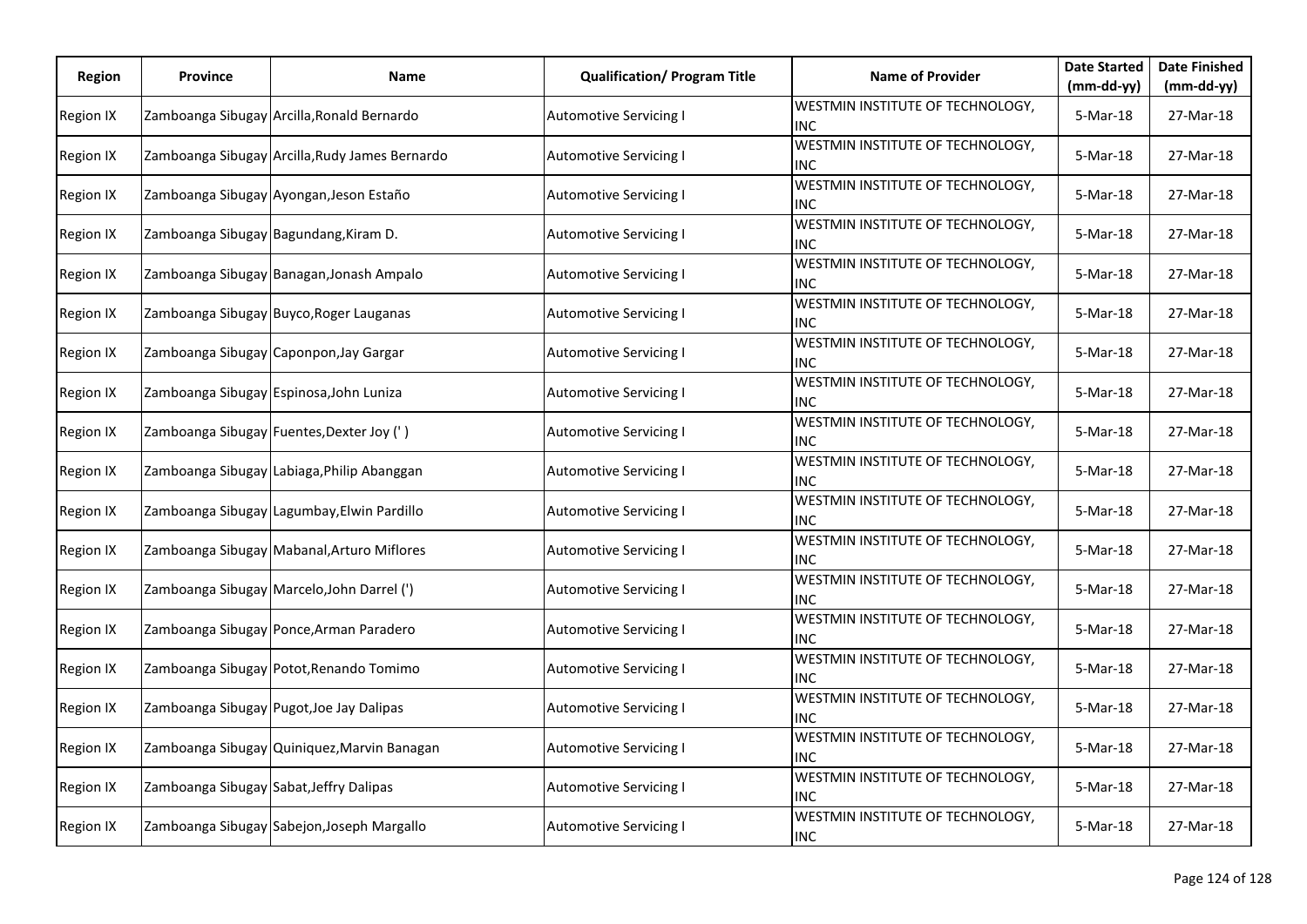| Region | Province | Name | Qualification/ Program Title | Name of Provider | Date Started (mm-dd-yy) | Date Finished (mm-dd-yy) |
|---|---|---|---|---|---|---|
| Region IX | Zamboanga Sibugay | Arcilla,Ronald Bernardo | Automotive Servicing I | WESTMIN INSTITUTE OF TECHNOLOGY, INC | 5-Mar-18 | 27-Mar-18 |
| Region IX | Zamboanga Sibugay | Arcilla,Rudy James Bernardo | Automotive Servicing I | WESTMIN INSTITUTE OF TECHNOLOGY, INC | 5-Mar-18 | 27-Mar-18 |
| Region IX | Zamboanga Sibugay | Ayongan,Jeson Estaño | Automotive Servicing I | WESTMIN INSTITUTE OF TECHNOLOGY, INC | 5-Mar-18 | 27-Mar-18 |
| Region IX | Zamboanga Sibugay | Bagundang,Kiram D. | Automotive Servicing I | WESTMIN INSTITUTE OF TECHNOLOGY, INC | 5-Mar-18 | 27-Mar-18 |
| Region IX | Zamboanga Sibugay | Banagan,Jonash Ampalo | Automotive Servicing I | WESTMIN INSTITUTE OF TECHNOLOGY, INC | 5-Mar-18 | 27-Mar-18 |
| Region IX | Zamboanga Sibugay | Buyco,Roger Lauganas | Automotive Servicing I | WESTMIN INSTITUTE OF TECHNOLOGY, INC | 5-Mar-18 | 27-Mar-18 |
| Region IX | Zamboanga Sibugay | Caponpon,Jay Gargar | Automotive Servicing I | WESTMIN INSTITUTE OF TECHNOLOGY, INC | 5-Mar-18 | 27-Mar-18 |
| Region IX | Zamboanga Sibugay | Espinosa,John Luniza | Automotive Servicing I | WESTMIN INSTITUTE OF TECHNOLOGY, INC | 5-Mar-18 | 27-Mar-18 |
| Region IX | Zamboanga Sibugay | Fuentes,Dexter Joy (' ) | Automotive Servicing I | WESTMIN INSTITUTE OF TECHNOLOGY, INC | 5-Mar-18 | 27-Mar-18 |
| Region IX | Zamboanga Sibugay | Labiaga,Philip Abanggan | Automotive Servicing I | WESTMIN INSTITUTE OF TECHNOLOGY, INC | 5-Mar-18 | 27-Mar-18 |
| Region IX | Zamboanga Sibugay | Lagumbay,Elwin Pardillo | Automotive Servicing I | WESTMIN INSTITUTE OF TECHNOLOGY, INC | 5-Mar-18 | 27-Mar-18 |
| Region IX | Zamboanga Sibugay | Mabanal,Arturo Miflores | Automotive Servicing I | WESTMIN INSTITUTE OF TECHNOLOGY, INC | 5-Mar-18 | 27-Mar-18 |
| Region IX | Zamboanga Sibugay | Marcelo,John Darrel (') | Automotive Servicing I | WESTMIN INSTITUTE OF TECHNOLOGY, INC | 5-Mar-18 | 27-Mar-18 |
| Region IX | Zamboanga Sibugay | Ponce,Arman Paradero | Automotive Servicing I | WESTMIN INSTITUTE OF TECHNOLOGY, INC | 5-Mar-18 | 27-Mar-18 |
| Region IX | Zamboanga Sibugay | Potot,Renando Tomimo | Automotive Servicing I | WESTMIN INSTITUTE OF TECHNOLOGY, INC | 5-Mar-18 | 27-Mar-18 |
| Region IX | Zamboanga Sibugay | Pugot,Joe Jay Dalipas | Automotive Servicing I | WESTMIN INSTITUTE OF TECHNOLOGY, INC | 5-Mar-18 | 27-Mar-18 |
| Region IX | Zamboanga Sibugay | Quiniquez,Marvin Banagan | Automotive Servicing I | WESTMIN INSTITUTE OF TECHNOLOGY, INC | 5-Mar-18 | 27-Mar-18 |
| Region IX | Zamboanga Sibugay | Sabat,Jeffry Dalipas | Automotive Servicing I | WESTMIN INSTITUTE OF TECHNOLOGY, INC | 5-Mar-18 | 27-Mar-18 |
| Region IX | Zamboanga Sibugay | Sabejon,Joseph Margallo | Automotive Servicing I | WESTMIN INSTITUTE OF TECHNOLOGY, INC | 5-Mar-18 | 27-Mar-18 |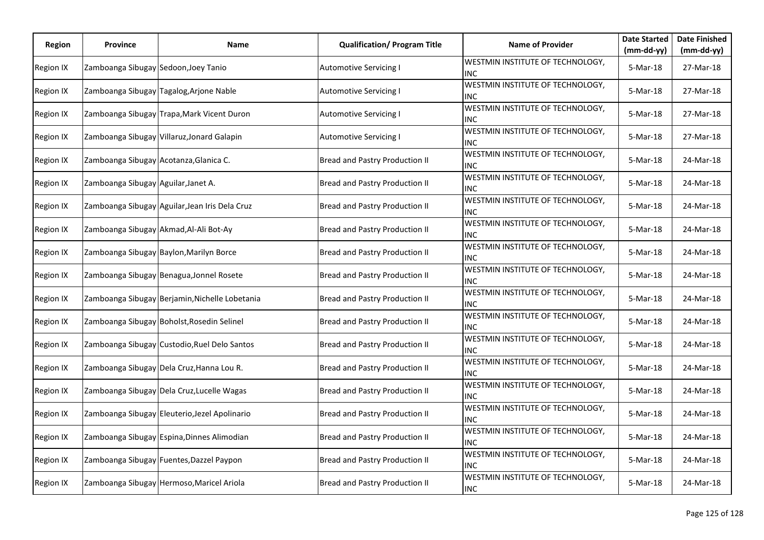| Region | Province | Name | Qualification/ Program Title | Name of Provider | Date Started (mm-dd-yy) | Date Finished (mm-dd-yy) |
|---|---|---|---|---|---|---|
| Region IX | Zamboanga Sibugay | Sedoon,Joey Tanio | Automotive Servicing I | WESTMIN INSTITUTE OF TECHNOLOGY, INC | 5-Mar-18 | 27-Mar-18 |
| Region IX | Zamboanga Sibugay | Tagalog,Arjone Nable | Automotive Servicing I | WESTMIN INSTITUTE OF TECHNOLOGY, INC | 5-Mar-18 | 27-Mar-18 |
| Region IX | Zamboanga Sibugay | Trapa,Mark Vicent Duron | Automotive Servicing I | WESTMIN INSTITUTE OF TECHNOLOGY, INC | 5-Mar-18 | 27-Mar-18 |
| Region IX | Zamboanga Sibugay | Villaruz,Jonard Galapin | Automotive Servicing I | WESTMIN INSTITUTE OF TECHNOLOGY, INC | 5-Mar-18 | 27-Mar-18 |
| Region IX | Zamboanga Sibugay | Acotanza,Glanica C. | Bread and Pastry Production II | WESTMIN INSTITUTE OF TECHNOLOGY, INC | 5-Mar-18 | 24-Mar-18 |
| Region IX | Zamboanga Sibugay | Aguilar,Janet A. | Bread and Pastry Production II | WESTMIN INSTITUTE OF TECHNOLOGY, INC | 5-Mar-18 | 24-Mar-18 |
| Region IX | Zamboanga Sibugay | Aguilar,Jean Iris Dela Cruz | Bread and Pastry Production II | WESTMIN INSTITUTE OF TECHNOLOGY, INC | 5-Mar-18 | 24-Mar-18 |
| Region IX | Zamboanga Sibugay | Akmad,Al-Ali Bot-Ay | Bread and Pastry Production II | WESTMIN INSTITUTE OF TECHNOLOGY, INC | 5-Mar-18 | 24-Mar-18 |
| Region IX | Zamboanga Sibugay | Baylon,Marilyn Borce | Bread and Pastry Production II | WESTMIN INSTITUTE OF TECHNOLOGY, INC | 5-Mar-18 | 24-Mar-18 |
| Region IX | Zamboanga Sibugay | Benagua,Jonnel Rosete | Bread and Pastry Production II | WESTMIN INSTITUTE OF TECHNOLOGY, INC | 5-Mar-18 | 24-Mar-18 |
| Region IX | Zamboanga Sibugay | Berjamin,Nichelle Lobetania | Bread and Pastry Production II | WESTMIN INSTITUTE OF TECHNOLOGY, INC | 5-Mar-18 | 24-Mar-18 |
| Region IX | Zamboanga Sibugay | Boholst,Rosedin Selinel | Bread and Pastry Production II | WESTMIN INSTITUTE OF TECHNOLOGY, INC | 5-Mar-18 | 24-Mar-18 |
| Region IX | Zamboanga Sibugay | Custodio,Ruel Delo Santos | Bread and Pastry Production II | WESTMIN INSTITUTE OF TECHNOLOGY, INC | 5-Mar-18 | 24-Mar-18 |
| Region IX | Zamboanga Sibugay | Dela Cruz,Hanna Lou R. | Bread and Pastry Production II | WESTMIN INSTITUTE OF TECHNOLOGY, INC | 5-Mar-18 | 24-Mar-18 |
| Region IX | Zamboanga Sibugay | Dela Cruz,Lucelle Wagas | Bread and Pastry Production II | WESTMIN INSTITUTE OF TECHNOLOGY, INC | 5-Mar-18 | 24-Mar-18 |
| Region IX | Zamboanga Sibugay | Eleuterio,Jezel Apolinario | Bread and Pastry Production II | WESTMIN INSTITUTE OF TECHNOLOGY, INC | 5-Mar-18 | 24-Mar-18 |
| Region IX | Zamboanga Sibugay | Espina,Dinnes Alimodian | Bread and Pastry Production II | WESTMIN INSTITUTE OF TECHNOLOGY, INC | 5-Mar-18 | 24-Mar-18 |
| Region IX | Zamboanga Sibugay | Fuentes,Dazzel Paypon | Bread and Pastry Production II | WESTMIN INSTITUTE OF TECHNOLOGY, INC | 5-Mar-18 | 24-Mar-18 |
| Region IX | Zamboanga Sibugay | Hermoso,Maricel Ariola | Bread and Pastry Production II | WESTMIN INSTITUTE OF TECHNOLOGY, INC | 5-Mar-18 | 24-Mar-18 |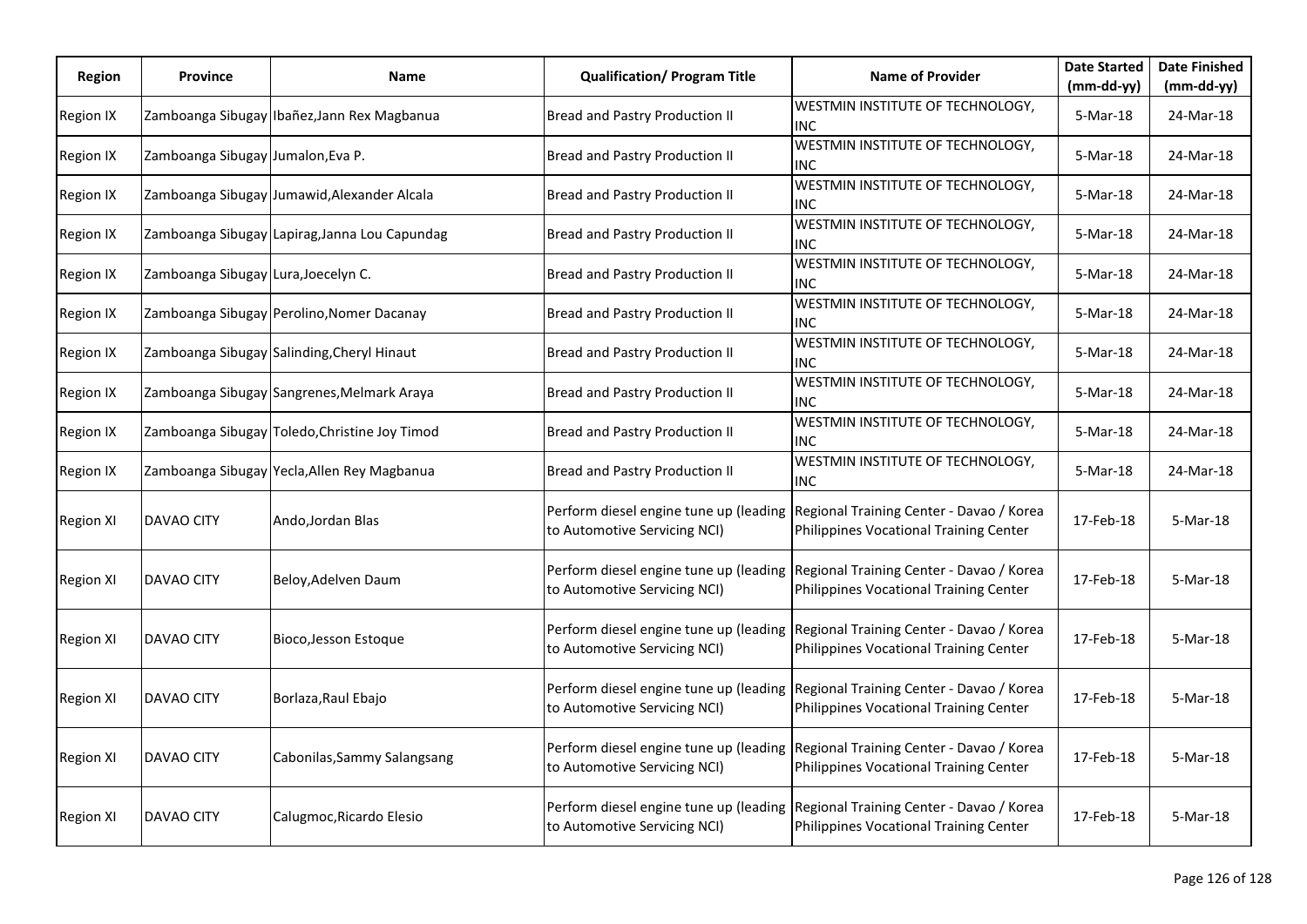| Region | Province | Name | Qualification/ Program Title | Name of Provider | Date Started (mm-dd-yy) | Date Finished (mm-dd-yy) |
|---|---|---|---|---|---|---|
| Region IX | Zamboanga Sibugay | Ibañez,Jann Rex Magbanua | Bread and Pastry Production II | WESTMIN INSTITUTE OF TECHNOLOGY, INC | 5-Mar-18 | 24-Mar-18 |
| Region IX | Zamboanga Sibugay | Jumalon,Eva P. | Bread and Pastry Production II | WESTMIN INSTITUTE OF TECHNOLOGY, INC | 5-Mar-18 | 24-Mar-18 |
| Region IX | Zamboanga Sibugay | Jumawid,Alexander Alcala | Bread and Pastry Production II | WESTMIN INSTITUTE OF TECHNOLOGY, INC | 5-Mar-18 | 24-Mar-18 |
| Region IX | Zamboanga Sibugay | Lapirag,Janna Lou Capundag | Bread and Pastry Production II | WESTMIN INSTITUTE OF TECHNOLOGY, INC | 5-Mar-18 | 24-Mar-18 |
| Region IX | Zamboanga Sibugay | Lura,Joecelyn C. | Bread and Pastry Production II | WESTMIN INSTITUTE OF TECHNOLOGY, INC | 5-Mar-18 | 24-Mar-18 |
| Region IX | Zamboanga Sibugay | Perolino,Nomer Dacanay | Bread and Pastry Production II | WESTMIN INSTITUTE OF TECHNOLOGY, INC | 5-Mar-18 | 24-Mar-18 |
| Region IX | Zamboanga Sibugay | Salinding,Cheryl Hinaut | Bread and Pastry Production II | WESTMIN INSTITUTE OF TECHNOLOGY, INC | 5-Mar-18 | 24-Mar-18 |
| Region IX | Zamboanga Sibugay | Sangrenes,Melmark Araya | Bread and Pastry Production II | WESTMIN INSTITUTE OF TECHNOLOGY, INC | 5-Mar-18 | 24-Mar-18 |
| Region IX | Zamboanga Sibugay | Toledo,Christine Joy Timod | Bread and Pastry Production II | WESTMIN INSTITUTE OF TECHNOLOGY, INC | 5-Mar-18 | 24-Mar-18 |
| Region IX | Zamboanga Sibugay | Yecla,Allen Rey Magbanua | Bread and Pastry Production II | WESTMIN INSTITUTE OF TECHNOLOGY, INC | 5-Mar-18 | 24-Mar-18 |
| Region XI | DAVAO CITY | Ando,Jordan Blas | Perform diesel engine tune up (leading to Automotive Servicing NCI) | Regional Training Center - Davao / Korea Philippines Vocational Training Center | 17-Feb-18 | 5-Mar-18 |
| Region XI | DAVAO CITY | Beloy,Adelven Daum | Perform diesel engine tune up (leading to Automotive Servicing NCI) | Regional Training Center - Davao / Korea Philippines Vocational Training Center | 17-Feb-18 | 5-Mar-18 |
| Region XI | DAVAO CITY | Bioco,Jesson Estoque | Perform diesel engine tune up (leading to Automotive Servicing NCI) | Regional Training Center - Davao / Korea Philippines Vocational Training Center | 17-Feb-18 | 5-Mar-18 |
| Region XI | DAVAO CITY | Borlaza,Raul Ebajo | Perform diesel engine tune up (leading to Automotive Servicing NCI) | Regional Training Center - Davao / Korea Philippines Vocational Training Center | 17-Feb-18 | 5-Mar-18 |
| Region XI | DAVAO CITY | Cabonilas,Sammy Salangsang | Perform diesel engine tune up (leading to Automotive Servicing NCI) | Regional Training Center - Davao / Korea Philippines Vocational Training Center | 17-Feb-18 | 5-Mar-18 |
| Region XI | DAVAO CITY | Calugmoc,Ricardo Elesio | Perform diesel engine tune up (leading to Automotive Servicing NCI) | Regional Training Center - Davao / Korea Philippines Vocational Training Center | 17-Feb-18 | 5-Mar-18 |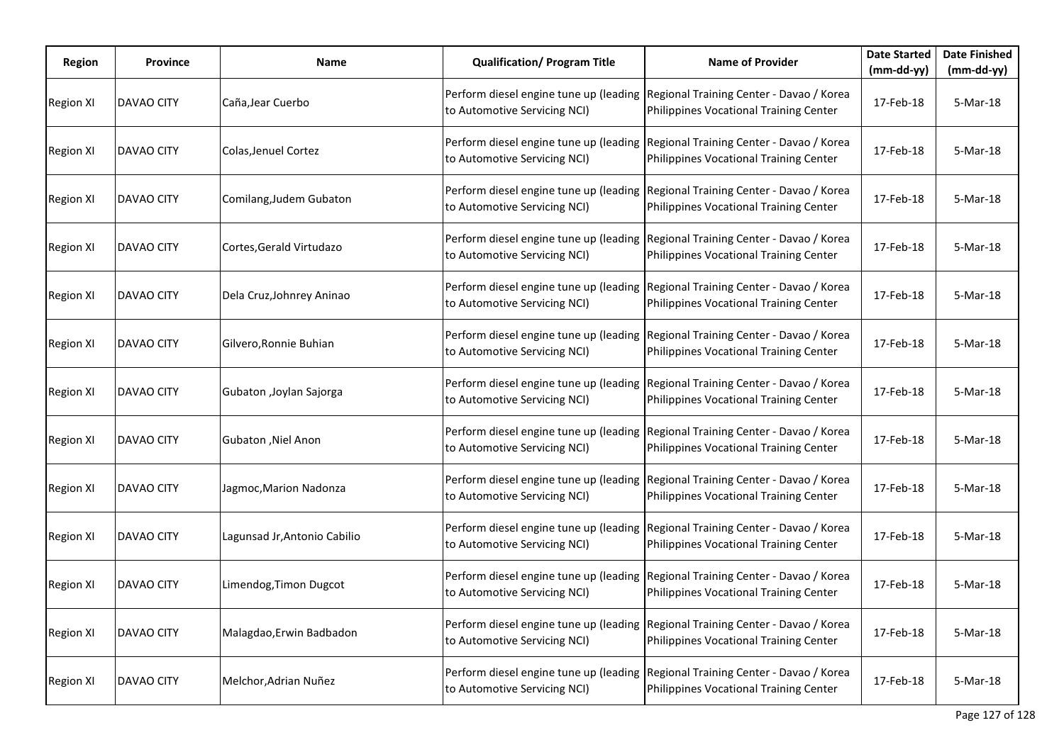| Region | Province | Name | Qualification/ Program Title | Name of Provider | Date Started (mm-dd-yy) | Date Finished (mm-dd-yy) |
|---|---|---|---|---|---|---|
| Region XI | DAVAO CITY | Caña,Jear Cuerbo | Perform diesel engine tune up (leading to Automotive Servicing NCI) | Regional Training Center - Davao / Korea Philippines Vocational Training Center | 17-Feb-18 | 5-Mar-18 |
| Region XI | DAVAO CITY | Colas,Jenuel Cortez | Perform diesel engine tune up (leading to Automotive Servicing NCI) | Regional Training Center - Davao / Korea Philippines Vocational Training Center | 17-Feb-18 | 5-Mar-18 |
| Region XI | DAVAO CITY | Comilang,Judem Gubaton | Perform diesel engine tune up (leading to Automotive Servicing NCI) | Regional Training Center - Davao / Korea Philippines Vocational Training Center | 17-Feb-18 | 5-Mar-18 |
| Region XI | DAVAO CITY | Cortes,Gerald Virtudazo | Perform diesel engine tune up (leading to Automotive Servicing NCI) | Regional Training Center - Davao / Korea Philippines Vocational Training Center | 17-Feb-18 | 5-Mar-18 |
| Region XI | DAVAO CITY | Dela Cruz,Johnrey Aninao | Perform diesel engine tune up (leading to Automotive Servicing NCI) | Regional Training Center - Davao / Korea Philippines Vocational Training Center | 17-Feb-18 | 5-Mar-18 |
| Region XI | DAVAO CITY | Gilvero,Ronnie Buhian | Perform diesel engine tune up (leading to Automotive Servicing NCI) | Regional Training Center - Davao / Korea Philippines Vocational Training Center | 17-Feb-18 | 5-Mar-18 |
| Region XI | DAVAO CITY | Gubaton ,Joylan Sajorga | Perform diesel engine tune up (leading to Automotive Servicing NCI) | Regional Training Center - Davao / Korea Philippines Vocational Training Center | 17-Feb-18 | 5-Mar-18 |
| Region XI | DAVAO CITY | Gubaton ,Niel Anon | Perform diesel engine tune up (leading to Automotive Servicing NCI) | Regional Training Center - Davao / Korea Philippines Vocational Training Center | 17-Feb-18 | 5-Mar-18 |
| Region XI | DAVAO CITY | Jagmoc,Marion Nadonza | Perform diesel engine tune up (leading to Automotive Servicing NCI) | Regional Training Center - Davao / Korea Philippines Vocational Training Center | 17-Feb-18 | 5-Mar-18 |
| Region XI | DAVAO CITY | Lagunsad Jr,Antonio Cabilio | Perform diesel engine tune up (leading to Automotive Servicing NCI) | Regional Training Center - Davao / Korea Philippines Vocational Training Center | 17-Feb-18 | 5-Mar-18 |
| Region XI | DAVAO CITY | Limendog,Timon Dugcot | Perform diesel engine tune up (leading to Automotive Servicing NCI) | Regional Training Center - Davao / Korea Philippines Vocational Training Center | 17-Feb-18 | 5-Mar-18 |
| Region XI | DAVAO CITY | Malagdao,Erwin Badbadon | Perform diesel engine tune up (leading to Automotive Servicing NCI) | Regional Training Center - Davao / Korea Philippines Vocational Training Center | 17-Feb-18 | 5-Mar-18 |
| Region XI | DAVAO CITY | Melchor,Adrian Nuñez | Perform diesel engine tune up (leading to Automotive Servicing NCI) | Regional Training Center - Davao / Korea Philippines Vocational Training Center | 17-Feb-18 | 5-Mar-18 |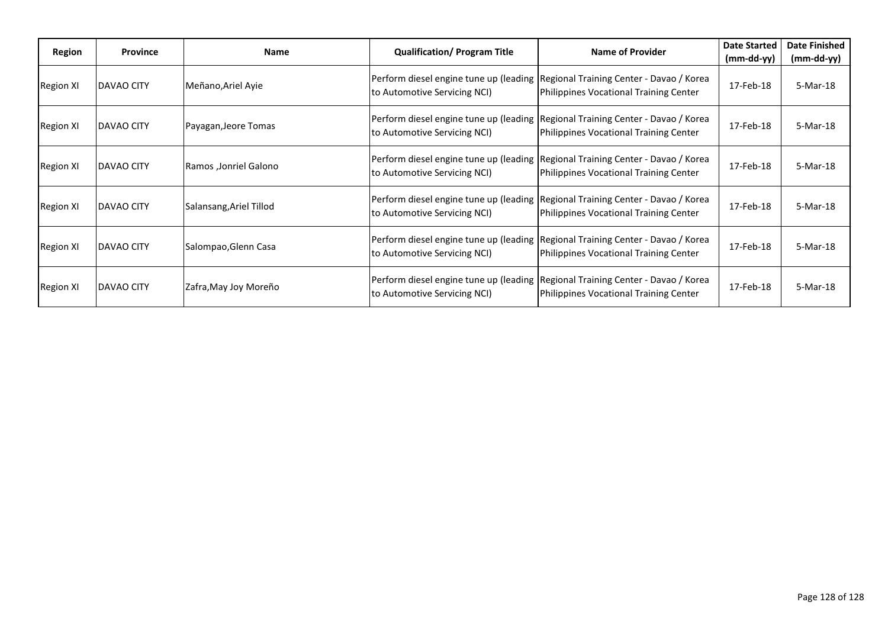| Region | Province | Name | Qualification/ Program Title | Name of Provider | Date Started (mm-dd-yy) | Date Finished (mm-dd-yy) |
|---|---|---|---|---|---|---|
| Region XI | DAVAO CITY | Meñano,Ariel Ayie | Perform diesel engine tune up (leading to Automotive Servicing NCI) | Regional Training Center - Davao / Korea Philippines Vocational Training Center | 17-Feb-18 | 5-Mar-18 |
| Region XI | DAVAO CITY | Payagan,Jeore Tomas | Perform diesel engine tune up (leading to Automotive Servicing NCI) | Regional Training Center - Davao / Korea Philippines Vocational Training Center | 17-Feb-18 | 5-Mar-18 |
| Region XI | DAVAO CITY | Ramos ,Jonriel Galono | Perform diesel engine tune up (leading to Automotive Servicing NCI) | Regional Training Center - Davao / Korea Philippines Vocational Training Center | 17-Feb-18 | 5-Mar-18 |
| Region XI | DAVAO CITY | Salansang,Ariel Tillod | Perform diesel engine tune up (leading to Automotive Servicing NCI) | Regional Training Center - Davao / Korea Philippines Vocational Training Center | 17-Feb-18 | 5-Mar-18 |
| Region XI | DAVAO CITY | Salompao,Glenn Casa | Perform diesel engine tune up (leading to Automotive Servicing NCI) | Regional Training Center - Davao / Korea Philippines Vocational Training Center | 17-Feb-18 | 5-Mar-18 |
| Region XI | DAVAO CITY | Zafra,May Joy Moreño | Perform diesel engine tune up (leading to Automotive Servicing NCI) | Regional Training Center - Davao / Korea Philippines Vocational Training Center | 17-Feb-18 | 5-Mar-18 |